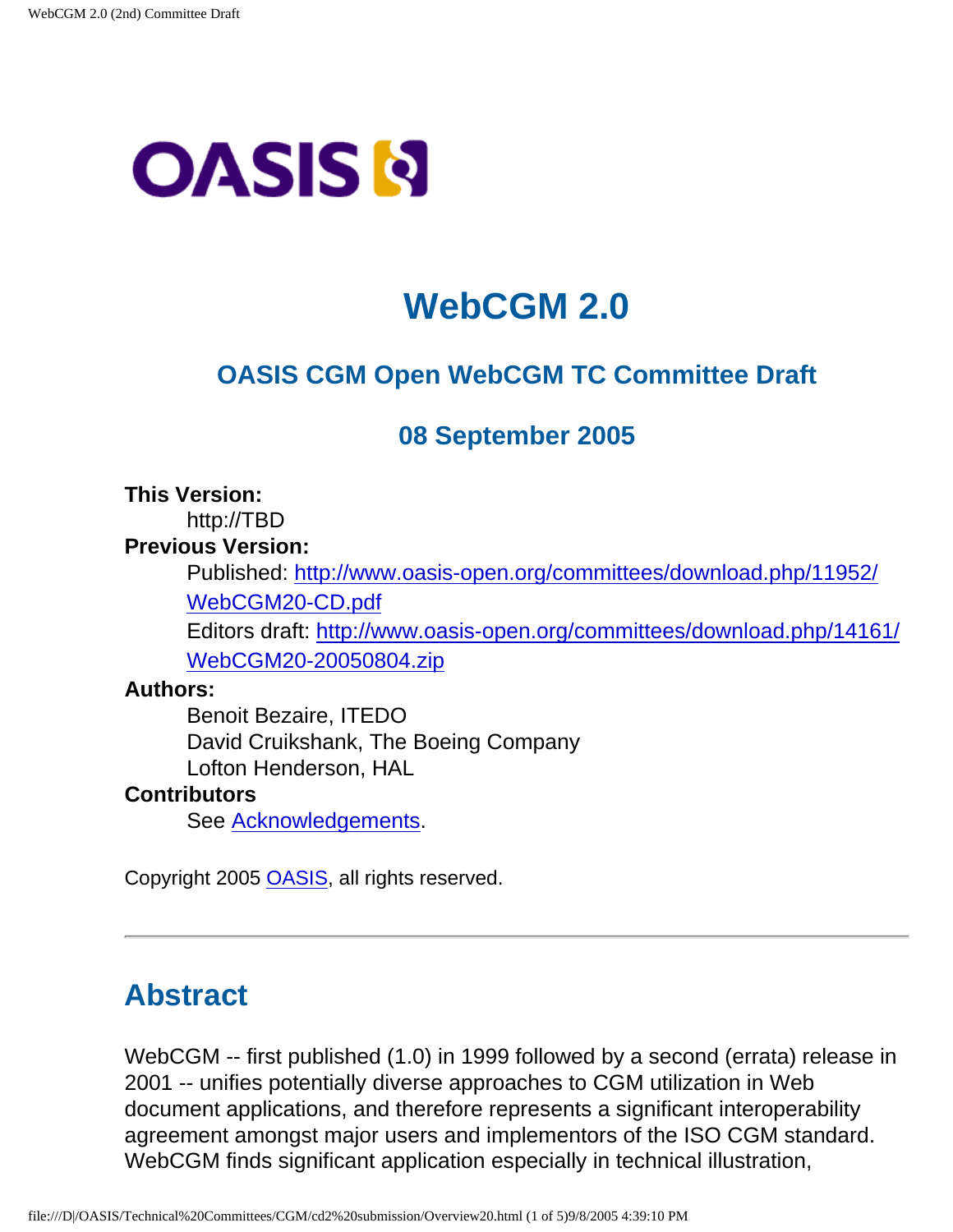# WebCGM 2.0

## OASIS CGM Open WebCGM TC Committee Draft

## 08 September 2005

**This Version:**
http://TBD

**Previous Version:**
Published: http://www.oasis-open.org/committees/download.php/11952/WebCGM20-CD.pdf
Editors draft: http://www.oasis-open.org/committees/download.php/14161/WebCGM20-20050804.zip

**Authors:**
Benoit Bezaire, ITEDO
David Cruikshank, The Boeing Company
Lofton Henderson, HAL

**Contributors**
See Acknowledgements.

Copyright 2005 OASIS, all rights reserved.

---

## Abstract

WebCGM -- first published (1.0) in 1999 followed by a second (errata) release in 2001 -- unifies potentially diverse approaches to CGM utilization in Web document applications, and therefore represents a significant interoperability agreement amongst major users and implementors of the ISO CGM standard. WebCGM finds significant application especially in technical illustration,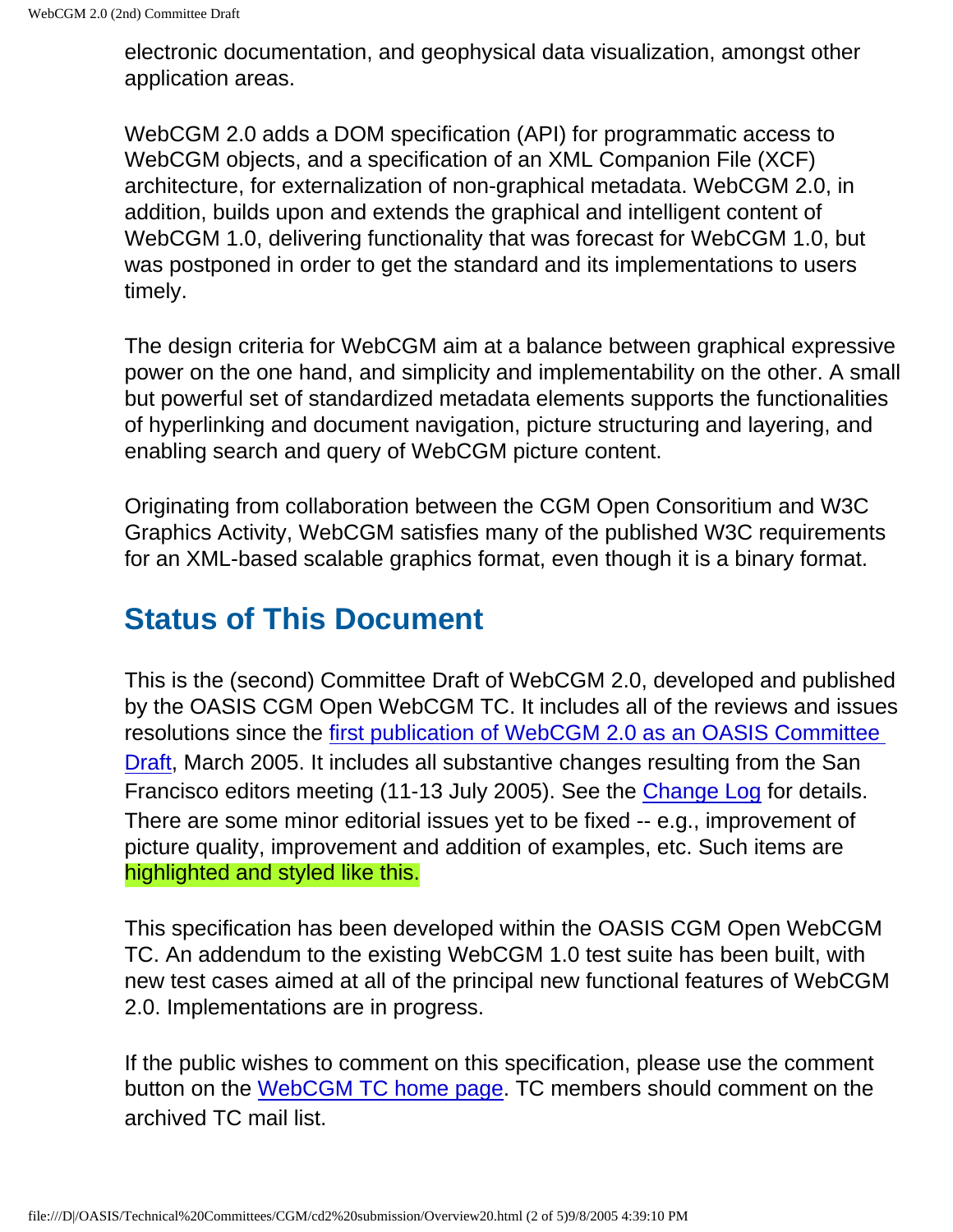electronic documentation, and geophysical data visualization, amongst other application areas.

WebCGM 2.0 adds a DOM specification (API) for programmatic access to WebCGM objects, and a specification of an XML Companion File (XCF) architecture, for externalization of non-graphical metadata. WebCGM 2.0, in addition, builds upon and extends the graphical and intelligent content of WebCGM 1.0, delivering functionality that was forecast for WebCGM 1.0, but was postponed in order to get the standard and its implementations to users timely.

The design criteria for WebCGM aim at a balance between graphical expressive power on the one hand, and simplicity and implementability on the other. A small but powerful set of standardized metadata elements supports the functionalities of hyperlinking and document navigation, picture structuring and layering, and enabling search and query of WebCGM picture content.

Originating from collaboration between the CGM Open Consoritium and W3C Graphics Activity, WebCGM satisfies many of the published W3C requirements for an XML-based scalable graphics format, even though it is a binary format.

## Status of This Document

This is the (second) Committee Draft of WebCGM 2.0, developed and published by the OASIS CGM Open WebCGM TC. It includes all of the reviews and issues resolutions since the first publication of WebCGM 2.0 as an OASIS Committee Draft, March 2005. It includes all substantive changes resulting from the San Francisco editors meeting (11-13 July 2005). See the Change Log for details. There are some minor editorial issues yet to be fixed -- e.g., improvement of picture quality, improvement and addition of examples, etc. Such items are highlighted and styled like this.

This specification has been developed within the OASIS CGM Open WebCGM TC. An addendum to the existing WebCGM 1.0 test suite has been built, with new test cases aimed at all of the principal new functional features of WebCGM 2.0. Implementations are in progress.

If the public wishes to comment on this specification, please use the comment button on the WebCGM TC home page. TC members should comment on the archived TC mail list.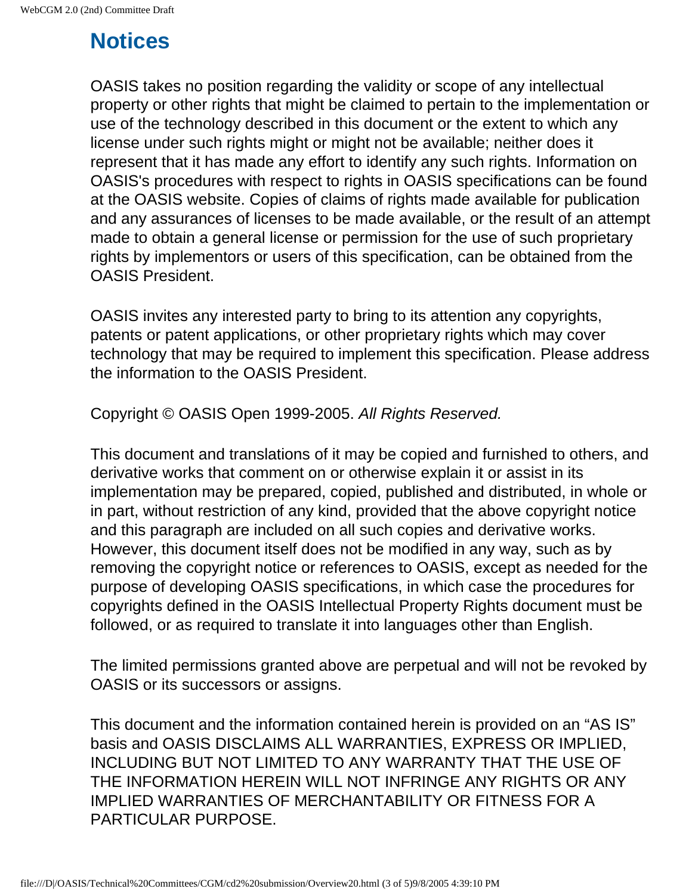# Notices

OASIS takes no position regarding the validity or scope of any intellectual property or other rights that might be claimed to pertain to the implementation or use of the technology described in this document or the extent to which any license under such rights might or might not be available; neither does it represent that it has made any effort to identify any such rights. Information on OASIS's procedures with respect to rights in OASIS specifications can be found at the OASIS website. Copies of claims of rights made available for publication and any assurances of licenses to be made available, or the result of an attempt made to obtain a general license or permission for the use of such proprietary rights by implementors or users of this specification, can be obtained from the OASIS President.

OASIS invites any interested party to bring to its attention any copyrights, patents or patent applications, or other proprietary rights which may cover technology that may be required to implement this specification. Please address the information to the OASIS President.

Copyright © OASIS Open 1999-2005. *All Rights Reserved.*

This document and translations of it may be copied and furnished to others, and derivative works that comment on or otherwise explain it or assist in its implementation may be prepared, copied, published and distributed, in whole or in part, without restriction of any kind, provided that the above copyright notice and this paragraph are included on all such copies and derivative works. However, this document itself does not be modified in any way, such as by removing the copyright notice or references to OASIS, except as needed for the purpose of developing OASIS specifications, in which case the procedures for copyrights defined in the OASIS Intellectual Property Rights document must be followed, or as required to translate it into languages other than English.

The limited permissions granted above are perpetual and will not be revoked by OASIS or its successors or assigns.

This document and the information contained herein is provided on an “AS IS” basis and OASIS DISCLAIMS ALL WARRANTIES, EXPRESS OR IMPLIED, INCLUDING BUT NOT LIMITED TO ANY WARRANTY THAT THE USE OF THE INFORMATION HEREIN WILL NOT INFRINGE ANY RIGHTS OR ANY IMPLIED WARRANTIES OF MERCHANTABILITY OR FITNESS FOR A PARTICULAR PURPOSE.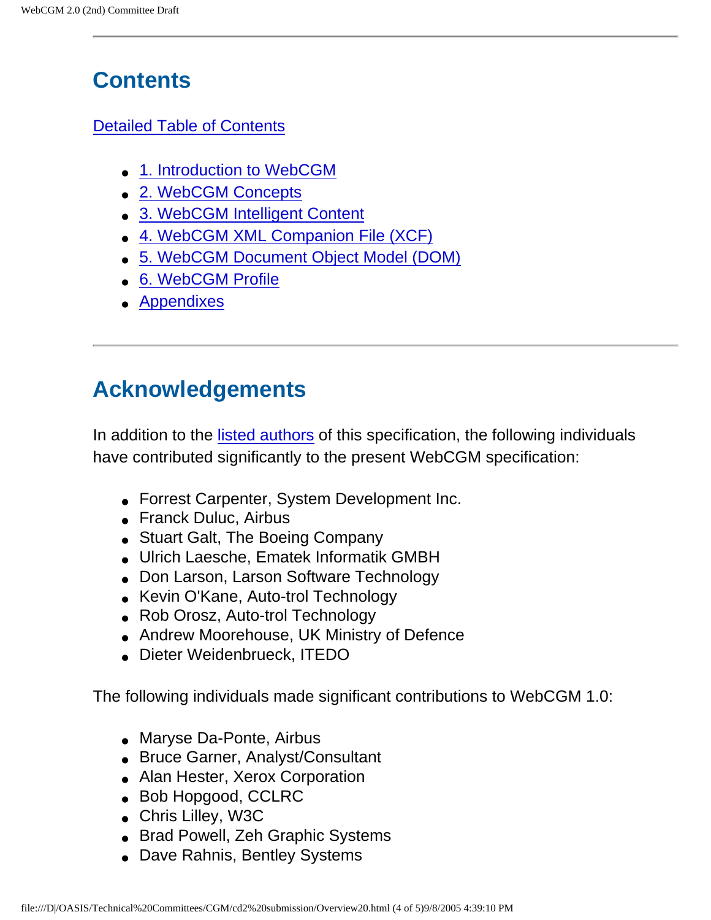## Contents

Detailed Table of Contents

- 1. Introduction to WebCGM
- 2. WebCGM Concepts
- 3. WebCGM Intelligent Content
- 4. WebCGM XML Companion File (XCF)
- 5. WebCGM Document Object Model (DOM)
- 6. WebCGM Profile
- Appendixes

---

## Acknowledgements

In addition to the listed authors of this specification, the following individuals have contributed significantly to the present WebCGM specification:

- Forrest Carpenter, System Development Inc.
- Franck Duluc, Airbus
- Stuart Galt, The Boeing Company
- Ulrich Laesche, Ematek Informatik GMBH
- Don Larson, Larson Software Technology
- Kevin O'Kane, Auto-trol Technology
- Rob Orosz, Auto-trol Technology
- Andrew Moorehouse, UK Ministry of Defence
- Dieter Weidenbrueck, ITEDO

The following individuals made significant contributions to WebCGM 1.0:

- Maryse Da-Ponte, Airbus
- Bruce Garner, Analyst/Consultant
- Alan Hester, Xerox Corporation
- Bob Hopgood, CCLRC
- Chris Lilley, W3C
- Brad Powell, Zeh Graphic Systems
- Dave Rahnis, Bentley Systems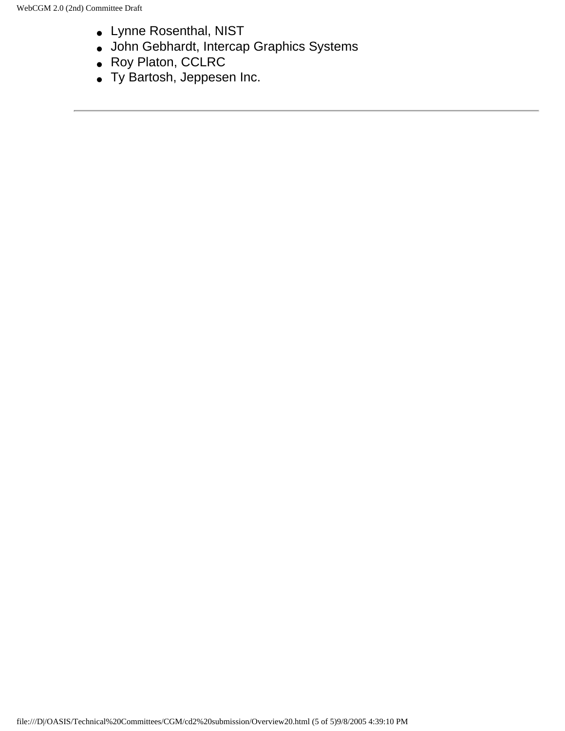- Lynne Rosenthal, NIST
- John Gebhardt, Intercap Graphics Systems
- Roy Platon, CCLRC
- Ty Bartosh, Jeppesen Inc.

---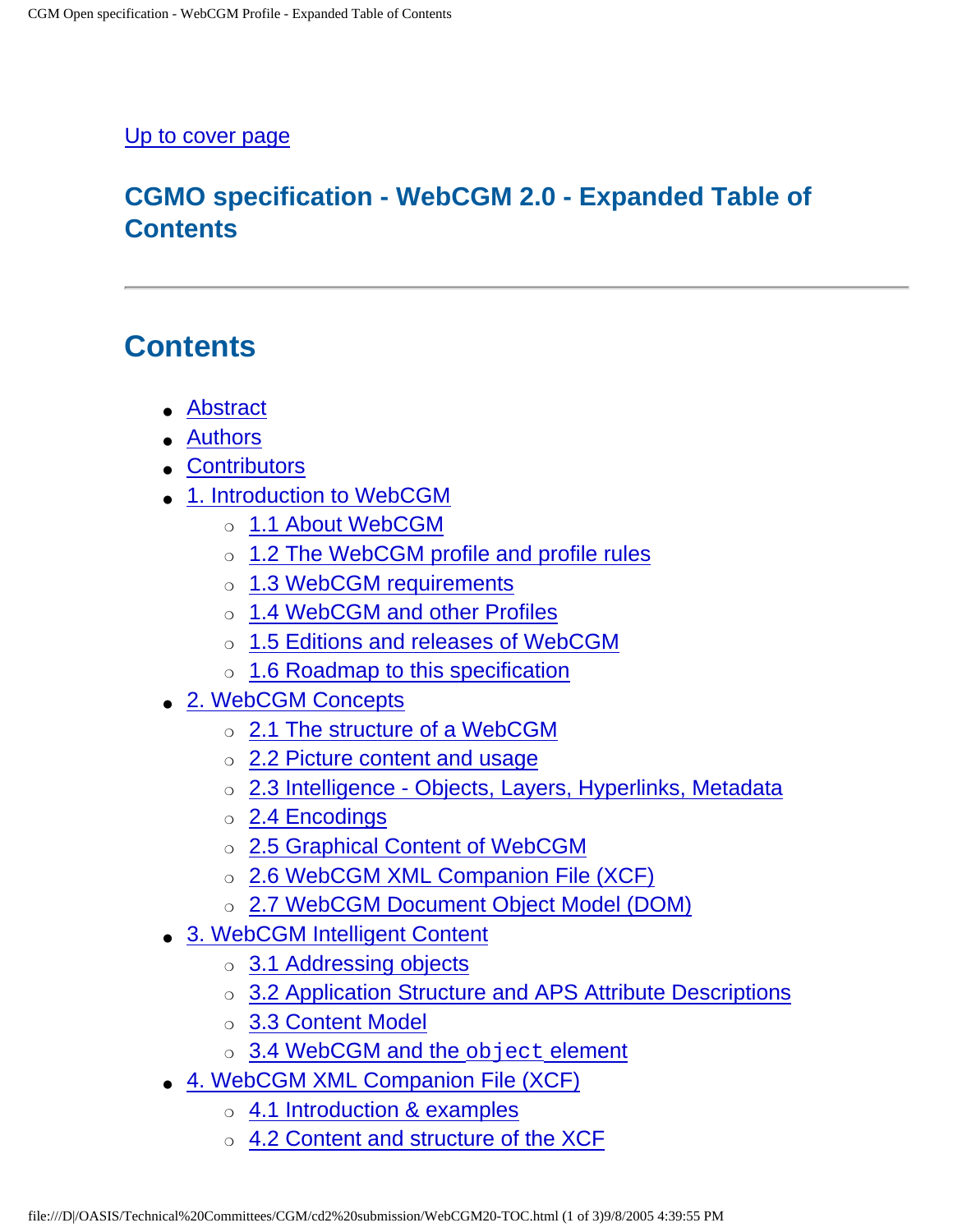Up to cover page

## CGMO specification - WebCGM 2.0 - Expanded Table of Contents

---

# Contents

- Abstract
- Authors
- Contributors
- 1. Introduction to WebCGM
  - 1.1 About WebCGM
  - 1.2 The WebCGM profile and profile rules
  - 1.3 WebCGM requirements
  - 1.4 WebCGM and other Profiles
  - 1.5 Editions and releases of WebCGM
  - 1.6 Roadmap to this specification
- 2. WebCGM Concepts
  - 2.1 The structure of a WebCGM
  - 2.2 Picture content and usage
  - 2.3 Intelligence - Objects, Layers, Hyperlinks, Metadata
  - 2.4 Encodings
  - 2.5 Graphical Content of WebCGM
  - 2.6 WebCGM XML Companion File (XCF)
  - 2.7 WebCGM Document Object Model (DOM)
- 3. WebCGM Intelligent Content
  - 3.1 Addressing objects
  - 3.2 Application Structure and APS Attribute Descriptions
  - 3.3 Content Model
  - 3.4 WebCGM and the `object` element
- 4. WebCGM XML Companion File (XCF)
  - 4.1 Introduction & examples
  - 4.2 Content and structure of the XCF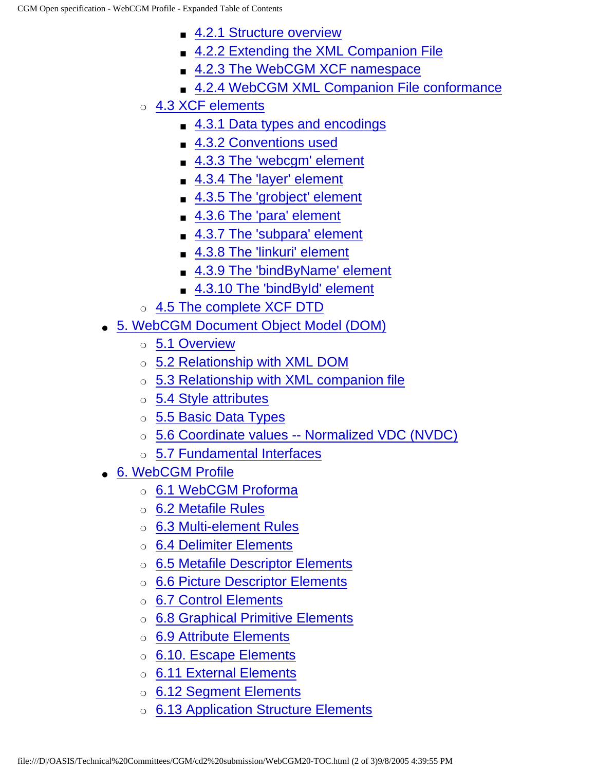- 4.2.1 Structure overview
        - 4.2.2 Extending the XML Companion File
        - 4.2.3 The WebCGM XCF namespace
        - 4.2.4 WebCGM XML Companion File conformance
    - 4.3 XCF elements
        - 4.3.1 Data types and encodings
        - 4.3.2 Conventions used
        - 4.3.3 The 'webcgm' element
        - 4.3.4 The 'layer' element
        - 4.3.5 The 'grobject' element
        - 4.3.6 The 'para' element
        - 4.3.7 The 'subpara' element
        - 4.3.8 The 'linkuri' element
        - 4.3.9 The 'bindByName' element
        - 4.3.10 The 'bindById' element
    - 4.5 The complete XCF DTD
- 5. WebCGM Document Object Model (DOM)
    - 5.1 Overview
    - 5.2 Relationship with XML DOM
    - 5.3 Relationship with XML companion file
    - 5.4 Style attributes
    - 5.5 Basic Data Types
    - 5.6 Coordinate values -- Normalized VDC (NVDC)
    - 5.7 Fundamental Interfaces
- 6. WebCGM Profile
    - 6.1 WebCGM Proforma
    - 6.2 Metafile Rules
    - 6.3 Multi-element Rules
    - 6.4 Delimiter Elements
    - 6.5 Metafile Descriptor Elements
    - 6.6 Picture Descriptor Elements
    - 6.7 Control Elements
    - 6.8 Graphical Primitive Elements
    - 6.9 Attribute Elements
    - 6.10. Escape Elements
    - 6.11 External Elements
    - 6.12 Segment Elements
    - 6.13 Application Structure Elements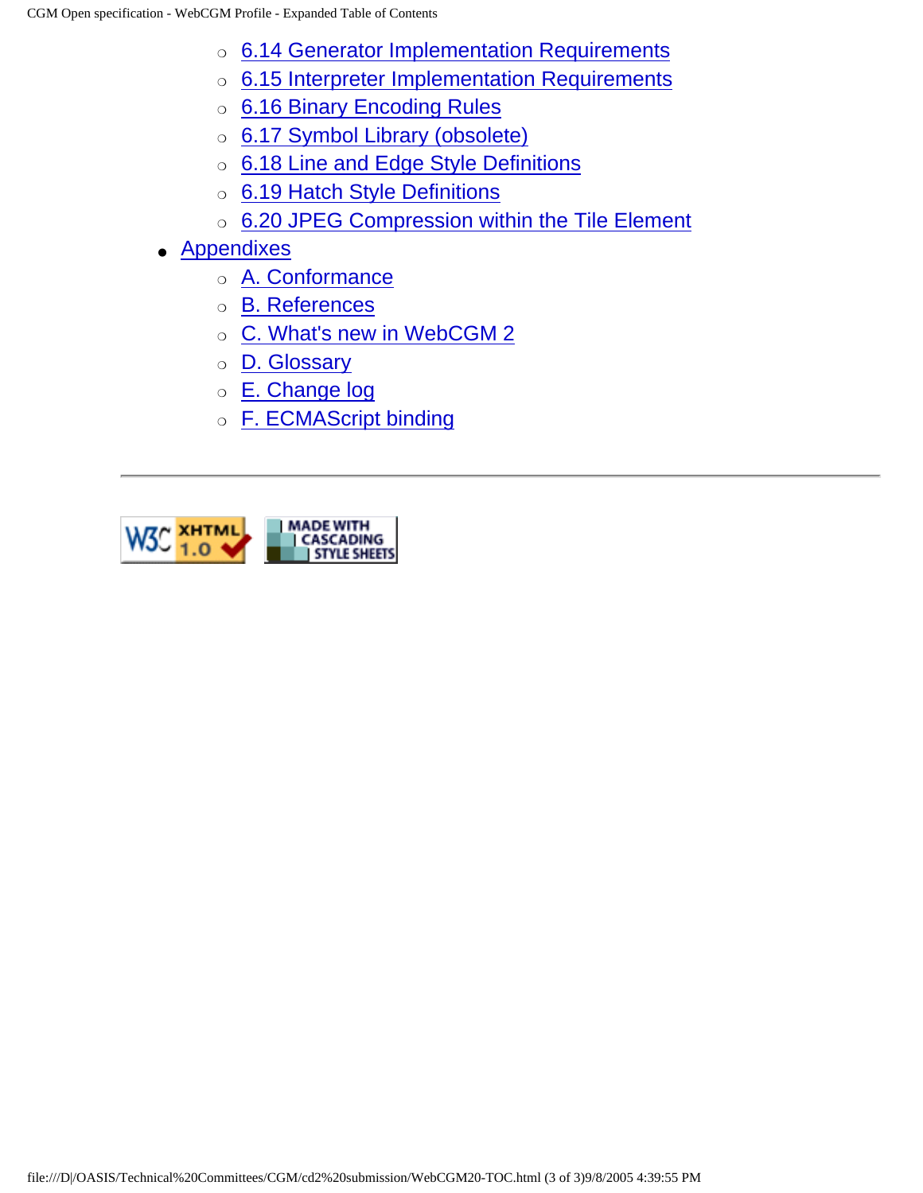- 6.14 Generator Implementation Requirements
  - 6.15 Interpreter Implementation Requirements
  - 6.16 Binary Encoding Rules
  - 6.17 Symbol Library (obsolete)
  - 6.18 Line and Edge Style Definitions
  - 6.19 Hatch Style Definitions
  - 6.20 JPEG Compression within the Tile Element
- Appendixes
  - A. Conformance
  - B. References
  - C. What's new in WebCGM 2
  - D. Glossary
  - E. Change log
  - F. ECMAScript binding

---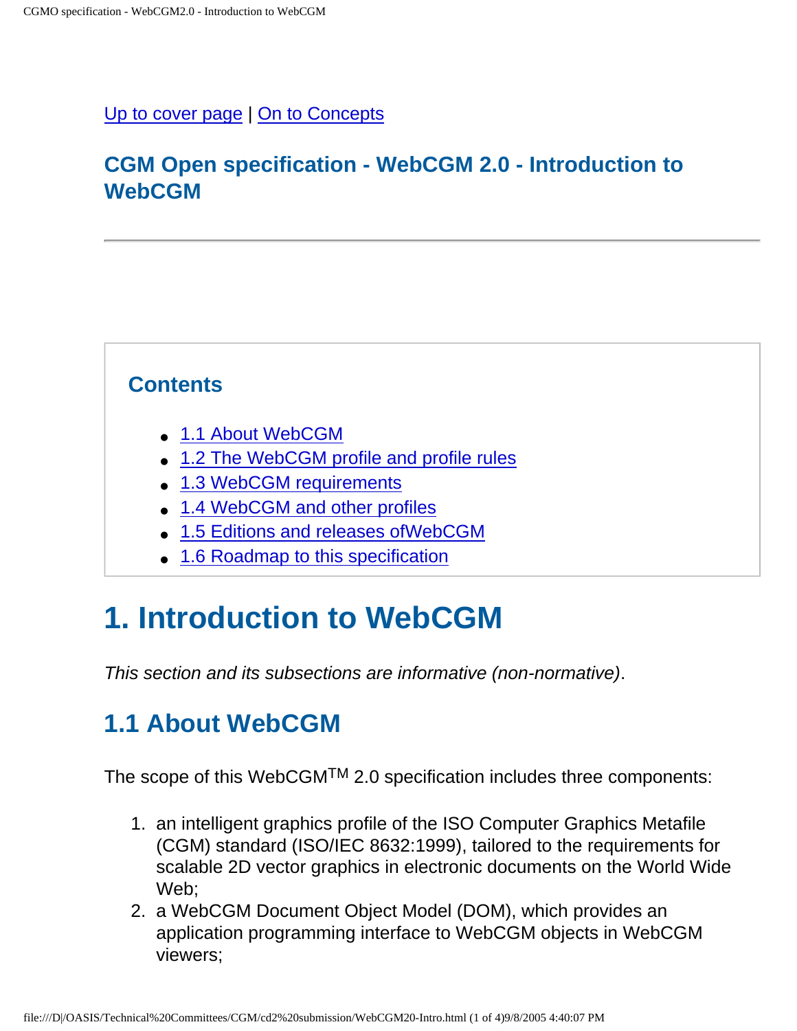Up to cover page | On to Concepts

## CGM Open specification - WebCGM 2.0 - Introduction to WebCGM

---

### Contents

- 1.1 About WebCGM
- 1.2 The WebCGM profile and profile rules
- 1.3 WebCGM requirements
- 1.4 WebCGM and other profiles
- 1.5 Editions and releases ofWebCGM
- 1.6 Roadmap to this specification

# 1. Introduction to WebCGM

*This section and its subsections are informative (non-normative)*.

## 1.1 About WebCGM

The scope of this WebCGM™ 2.0 specification includes three components:

1. an intelligent graphics profile of the ISO Computer Graphics Metafile (CGM) standard (ISO/IEC 8632:1999), tailored to the requirements for scalable 2D vector graphics in electronic documents on the World Wide Web;
2. a WebCGM Document Object Model (DOM), which provides an application programming interface to WebCGM objects in WebCGM viewers;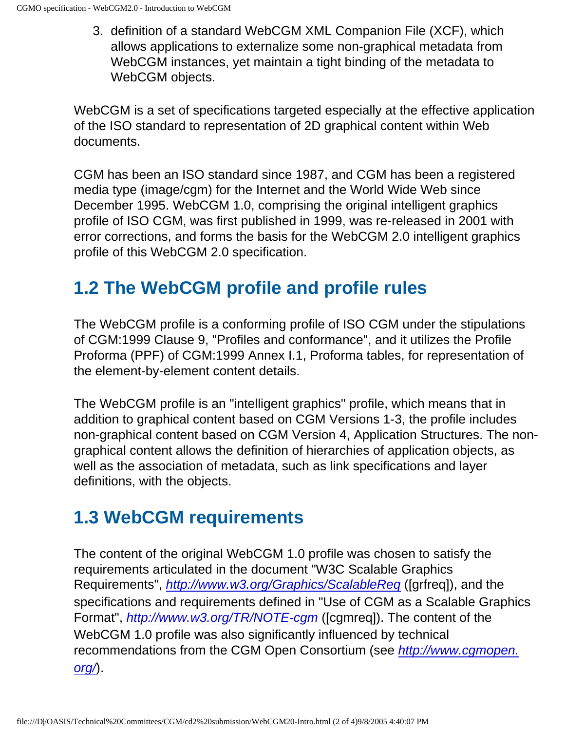3. definition of a standard WebCGM XML Companion File (XCF), which allows applications to externalize some non-graphical metadata from WebCGM instances, yet maintain a tight binding of the metadata to WebCGM objects.

WebCGM is a set of specifications targeted especially at the effective application of the ISO standard to representation of 2D graphical content within Web documents.

CGM has been an ISO standard since 1987, and CGM has been a registered media type (image/cgm) for the Internet and the World Wide Web since December 1995. WebCGM 1.0, comprising the original intelligent graphics profile of ISO CGM, was first published in 1999, was re-released in 2001 with error corrections, and forms the basis for the WebCGM 2.0 intelligent graphics profile of this WebCGM 2.0 specification.

## 1.2 The WebCGM profile and profile rules

The WebCGM profile is a conforming profile of ISO CGM under the stipulations of CGM:1999 Clause 9, "Profiles and conformance", and it utilizes the Profile Proforma (PPF) of CGM:1999 Annex I.1, Proforma tables, for representation of the element-by-element content details.

The WebCGM profile is an "intelligent graphics" profile, which means that in addition to graphical content based on CGM Versions 1-3, the profile includes non-graphical content based on CGM Version 4, Application Structures. The non-graphical content allows the definition of hierarchies of application objects, as well as the association of metadata, such as link specifications and layer definitions, with the objects.

## 1.3 WebCGM requirements

The content of the original WebCGM 1.0 profile was chosen to satisfy the requirements articulated in the document "W3C Scalable Graphics Requirements", *http://www.w3.org/Graphics/ScalableReq* ([grfreq]), and the specifications and requirements defined in "Use of CGM as a Scalable Graphics Format", *http://www.w3.org/TR/NOTE-cgm* ([cgmreq]). The content of the WebCGM 1.0 profile was also significantly influenced by technical recommendations from the CGM Open Consortium (see *http://www.cgmopen.org/*).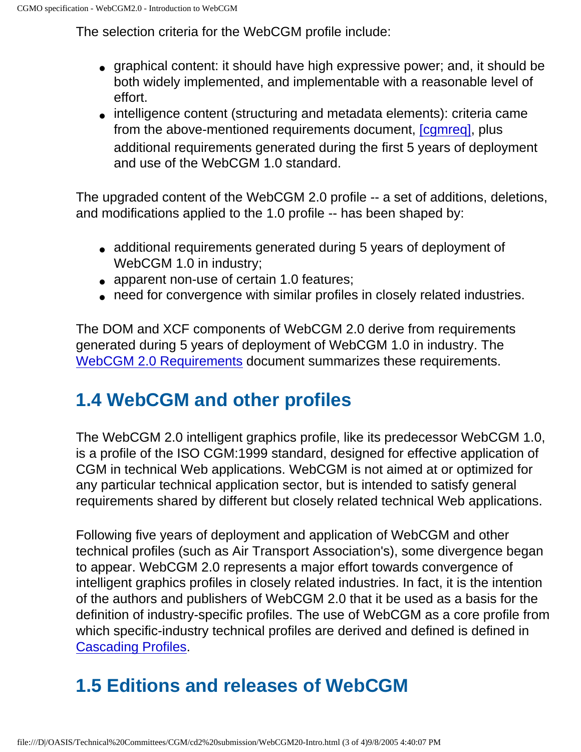The selection criteria for the WebCGM profile include:

- graphical content: it should have high expressive power; and, it should be both widely implemented, and implementable with a reasonable level of effort.
- intelligence content (structuring and metadata elements): criteria came from the above-mentioned requirements document, [cgmreq], plus additional requirements generated during the first 5 years of deployment and use of the WebCGM 1.0 standard.

The upgraded content of the WebCGM 2.0 profile -- a set of additions, deletions, and modifications applied to the 1.0 profile -- has been shaped by:

- additional requirements generated during 5 years of deployment of WebCGM 1.0 in industry;
- apparent non-use of certain 1.0 features;
- need for convergence with similar profiles in closely related industries.

The DOM and XCF components of WebCGM 2.0 derive from requirements generated during 5 years of deployment of WebCGM 1.0 in industry. The WebCGM 2.0 Requirements document summarizes these requirements.

## 1.4 WebCGM and other profiles

The WebCGM 2.0 intelligent graphics profile, like its predecessor WebCGM 1.0, is a profile of the ISO CGM:1999 standard, designed for effective application of CGM in technical Web applications. WebCGM is not aimed at or optimized for any particular technical application sector, but is intended to satisfy general requirements shared by different but closely related technical Web applications.

Following five years of deployment and application of WebCGM and other technical profiles (such as Air Transport Association's), some divergence began to appear. WebCGM 2.0 represents a major effort towards convergence of intelligent graphics profiles in closely related industries. In fact, it is the intention of the authors and publishers of WebCGM 2.0 that it be used as a basis for the definition of industry-specific profiles. The use of WebCGM as a core profile from which specific-industry technical profiles are derived and defined is defined in Cascading Profiles.

## 1.5 Editions and releases of WebCGM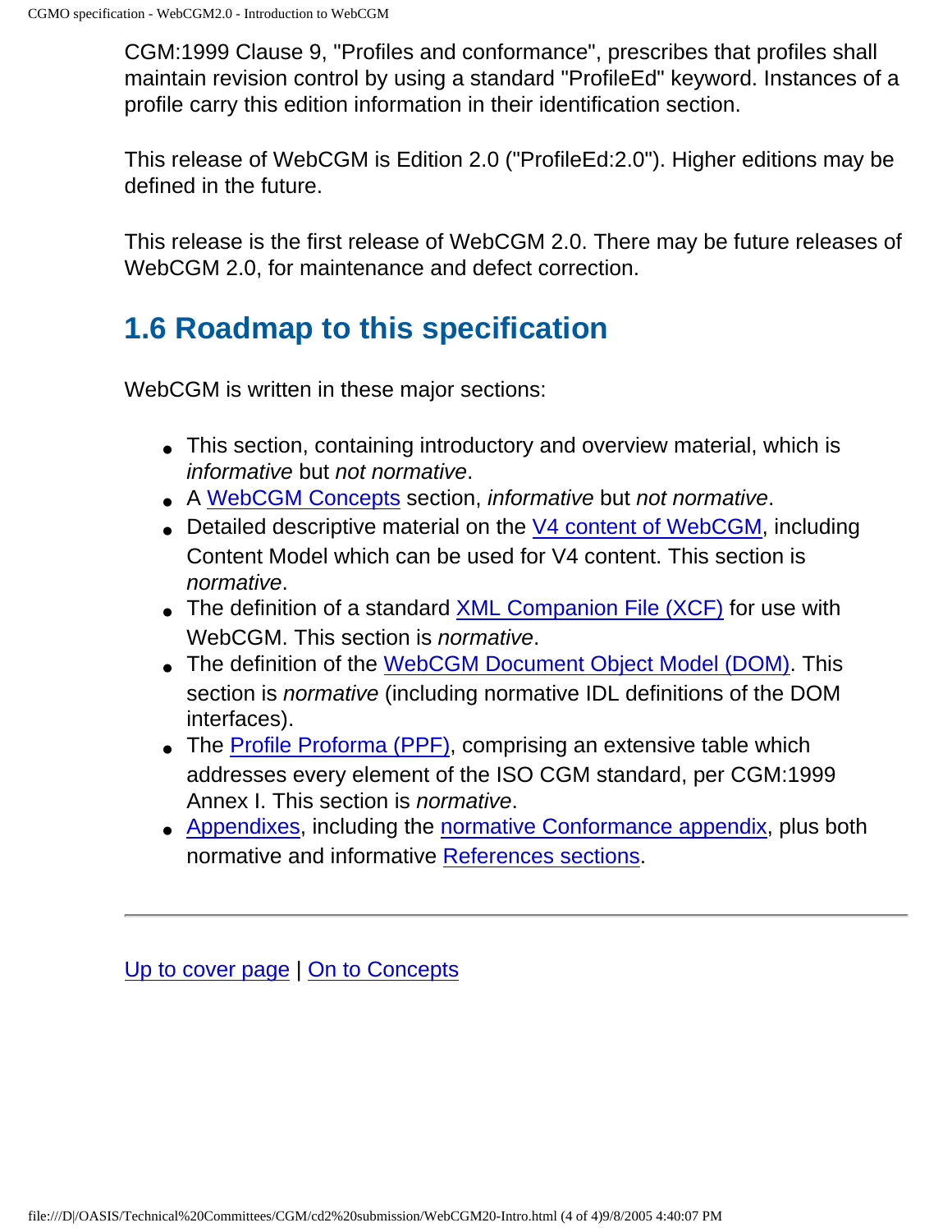CGM:1999 Clause 9, "Profiles and conformance", prescribes that profiles shall maintain revision control by using a standard "ProfileEd" keyword. Instances of a profile carry this edition information in their identification section.

This release of WebCGM is Edition 2.0 ("ProfileEd:2.0"). Higher editions may be defined in the future.

This release is the first release of WebCGM 2.0. There may be future releases of WebCGM 2.0, for maintenance and defect correction.

## 1.6 Roadmap to this specification

WebCGM is written in these major sections:

- This section, containing introductory and overview material, which is *informative* but *not normative*.
- A WebCGM Concepts section, *informative* but *not normative*.
- Detailed descriptive material on the V4 content of WebCGM, including Content Model which can be used for V4 content. This section is *normative*.
- The definition of a standard XML Companion File (XCF) for use with WebCGM. This section is *normative*.
- The definition of the WebCGM Document Object Model (DOM). This section is *normative* (including normative IDL definitions of the DOM interfaces).
- The Profile Proforma (PPF), comprising an extensive table which addresses every element of the ISO CGM standard, per CGM:1999 Annex I. This section is *normative*.
- Appendixes, including the normative Conformance appendix, plus both normative and informative References sections.

---

Up to cover page | On to Concepts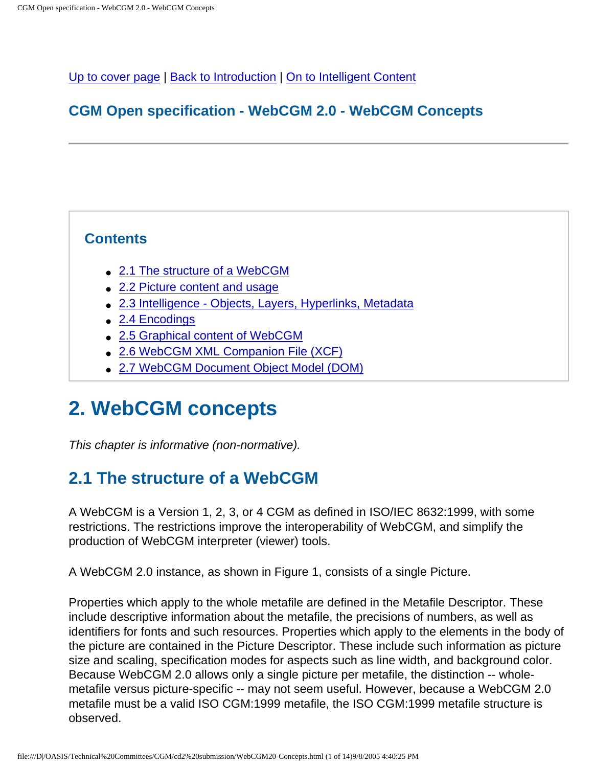Up to cover page | Back to Introduction | On to Intelligent Content

**CGM Open specification - WebCGM 2.0 - WebCGM Concepts**

---

## Contents

- 2.1 The structure of a WebCGM
- 2.2 Picture content and usage
- 2.3 Intelligence - Objects, Layers, Hyperlinks, Metadata
- 2.4 Encodings
- 2.5 Graphical content of WebCGM
- 2.6 WebCGM XML Companion File (XCF)
- 2.7 WebCGM Document Object Model (DOM)

# 2. WebCGM concepts

*This chapter is informative (non-normative).*

## 2.1 The structure of a WebCGM

A WebCGM is a Version 1, 2, 3, or 4 CGM as defined in ISO/IEC 8632:1999, with some restrictions. The restrictions improve the interoperability of WebCGM, and simplify the production of WebCGM interpreter (viewer) tools.

A WebCGM 2.0 instance, as shown in Figure 1, consists of a single Picture.

Properties which apply to the whole metafile are defined in the Metafile Descriptor. These include descriptive information about the metafile, the precisions of numbers, as well as identifiers for fonts and such resources. Properties which apply to the elements in the body of the picture are contained in the Picture Descriptor. These include such information as picture size and scaling, specification modes for aspects such as line width, and background color. Because WebCGM 2.0 allows only a single picture per metafile, the distinction -- whole-metafile versus picture-specific -- may not seem useful. However, because a WebCGM 2.0 metafile must be a valid ISO CGM:1999 metafile, the ISO CGM:1999 metafile structure is observed.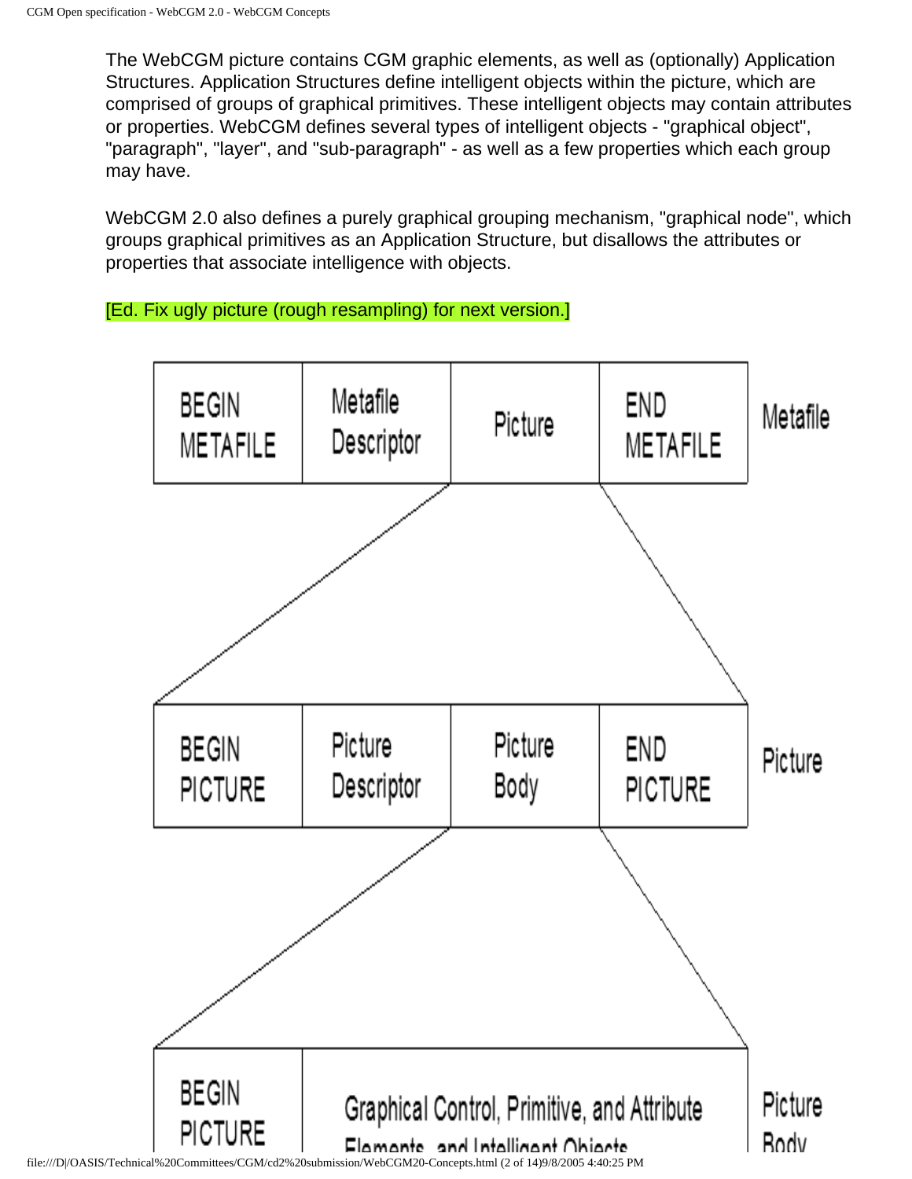The WebCGM picture contains CGM graphic elements, as well as (optionally) Application Structures. Application Structures define intelligent objects within the picture, which are comprised of groups of graphical primitives. These intelligent objects may contain attributes or properties. WebCGM defines several types of intelligent objects - "graphical object", "paragraph", "layer", and "sub-paragraph" - as well as a few properties which each group may have.

WebCGM 2.0 also defines a purely graphical grouping mechanism, "graphical node", which groups graphical primitives as an Application Structure, but disallows the attributes or properties that associate intelligence with objects.

[Ed. Fix ugly picture (rough resampling) for next version.]

| BEGIN METAFILE | Metafile Descriptor | Picture | END METAFILE | Metafile |
|---|---|---|---|---|

| BEGIN PICTURE | Picture Descriptor | Picture Body | END PICTURE | Picture |
|---|---|---|---|---|

| BEGIN PICTURE | Graphical Control, Primitive, and Attribute Elements, and Intelligent Objects | Picture Body |
|---|---|---|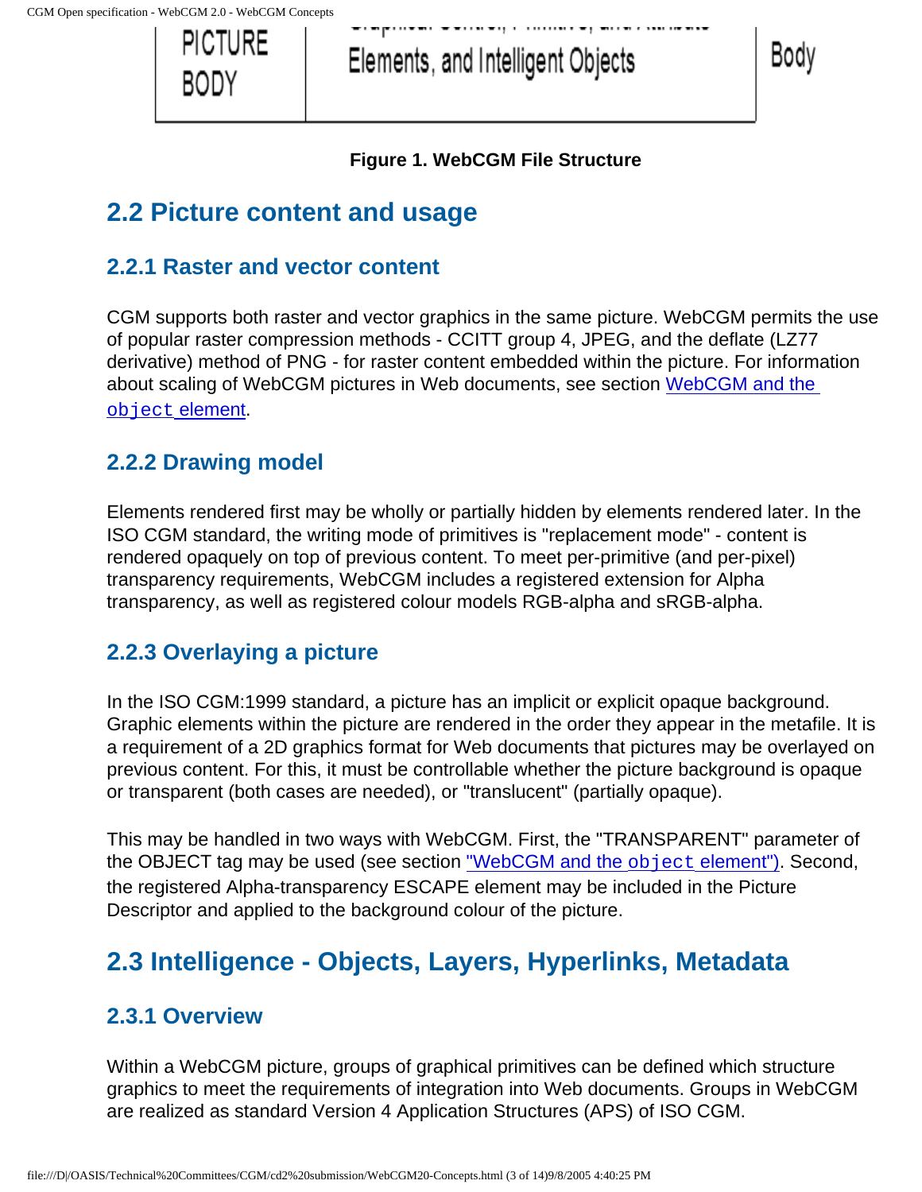| PICTURE BODY | Graphical Control, Primitive, and Attribute Elements, and Intelligent Objects | Body |
|---|---|---|

**Figure 1. WebCGM File Structure**

## 2.2 Picture content and usage

### 2.2.1 Raster and vector content

CGM supports both raster and vector graphics in the same picture. WebCGM permits the use of popular raster compression methods - CCITT group 4, JPEG, and the deflate (LZ77 derivative) method of PNG - for raster content embedded within the picture. For information about scaling of WebCGM pictures in Web documents, see section WebCGM and the `object` element.

### 2.2.2 Drawing model

Elements rendered first may be wholly or partially hidden by elements rendered later. In the ISO CGM standard, the writing mode of primitives is "replacement mode" - content is rendered opaquely on top of previous content. To meet per-primitive (and per-pixel) transparency requirements, WebCGM includes a registered extension for Alpha transparency, as well as registered colour models RGB-alpha and sRGB-alpha.

### 2.2.3 Overlaying a picture

In the ISO CGM:1999 standard, a picture has an implicit or explicit opaque background. Graphic elements within the picture are rendered in the order they appear in the metafile. It is a requirement of a 2D graphics format for Web documents that pictures may be overlayed on previous content. For this, it must be controllable whether the picture background is opaque or transparent (both cases are needed), or "translucent" (partially opaque).

This may be handled in two ways with WebCGM. First, the "TRANSPARENT" parameter of the OBJECT tag may be used (see section "WebCGM and the `object` element"). Second, the registered Alpha-transparency ESCAPE element may be included in the Picture Descriptor and applied to the background colour of the picture.

## 2.3 Intelligence - Objects, Layers, Hyperlinks, Metadata

### 2.3.1 Overview

Within a WebCGM picture, groups of graphical primitives can be defined which structure graphics to meet the requirements of integration into Web documents. Groups in WebCGM are realized as standard Version 4 Application Structures (APS) of ISO CGM.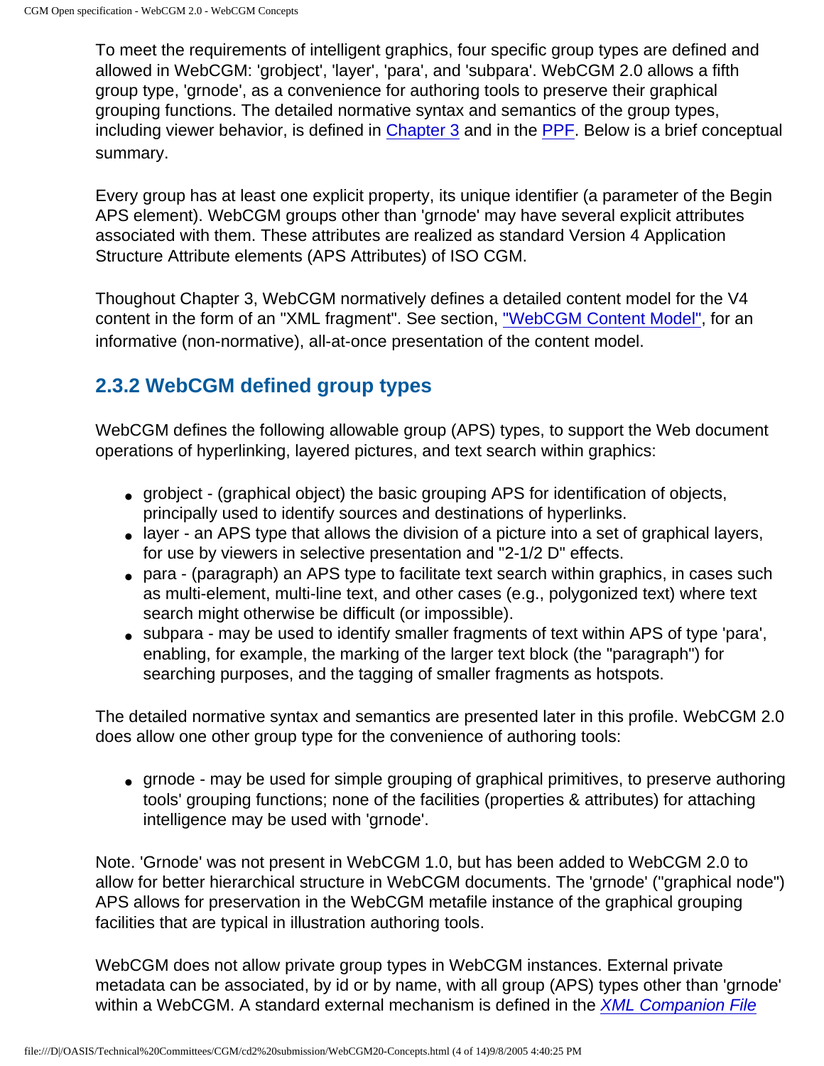To meet the requirements of intelligent graphics, four specific group types are defined and allowed in WebCGM: 'grobject', 'layer', 'para', and 'subpara'. WebCGM 2.0 allows a fifth group type, 'grnode', as a convenience for authoring tools to preserve their graphical grouping functions. The detailed normative syntax and semantics of the group types, including viewer behavior, is defined in Chapter 3 and in the PPF. Below is a brief conceptual summary.

Every group has at least one explicit property, its unique identifier (a parameter of the Begin APS element). WebCGM groups other than 'grnode' may have several explicit attributes associated with them. These attributes are realized as standard Version 4 Application Structure Attribute elements (APS Attributes) of ISO CGM.

Thoughout Chapter 3, WebCGM normatively defines a detailed content model for the V4 content in the form of an "XML fragment". See section, "WebCGM Content Model", for an informative (non-normative), all-at-once presentation of the content model.

### 2.3.2 WebCGM defined group types

WebCGM defines the following allowable group (APS) types, to support the Web document operations of hyperlinking, layered pictures, and text search within graphics:

- grobject - (graphical object) the basic grouping APS for identification of objects, principally used to identify sources and destinations of hyperlinks.
- layer - an APS type that allows the division of a picture into a set of graphical layers, for use by viewers in selective presentation and "2-1/2 D" effects.
- para - (paragraph) an APS type to facilitate text search within graphics, in cases such as multi-element, multi-line text, and other cases (e.g., polygonized text) where text search might otherwise be difficult (or impossible).
- subpara - may be used to identify smaller fragments of text within APS of type 'para', enabling, for example, the marking of the larger text block (the "paragraph") for searching purposes, and the tagging of smaller fragments as hotspots.

The detailed normative syntax and semantics are presented later in this profile. WebCGM 2.0 does allow one other group type for the convenience of authoring tools:

- grnode - may be used for simple grouping of graphical primitives, to preserve authoring tools' grouping functions; none of the facilities (properties & attributes) for attaching intelligence may be used with 'grnode'.

Note. 'Grnode' was not present in WebCGM 1.0, but has been added to WebCGM 2.0 to allow for better hierarchical structure in WebCGM documents. The 'grnode' ("graphical node") APS allows for preservation in the WebCGM metafile instance of the graphical grouping facilities that are typical in illustration authoring tools.

WebCGM does not allow private group types in WebCGM instances. External private metadata can be associated, by id or by name, with all group (APS) types other than 'grnode' within a WebCGM. A standard external mechanism is defined in the *XML Companion File*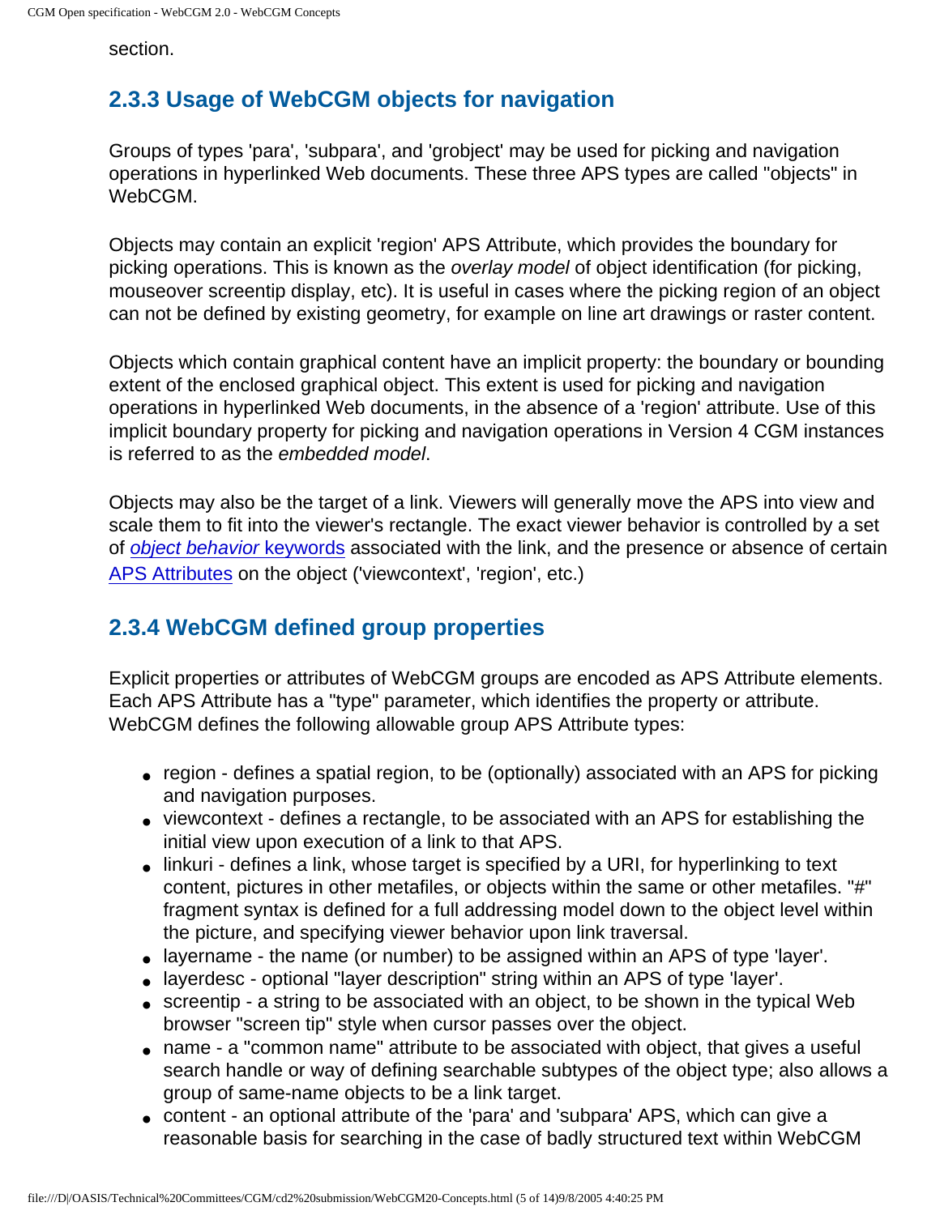section.

### 2.3.3 Usage of WebCGM objects for navigation

Groups of types 'para', 'subpara', and 'grobject' may be used for picking and navigation operations in hyperlinked Web documents. These three APS types are called "objects" in WebCGM.

Objects may contain an explicit 'region' APS Attribute, which provides the boundary for picking operations. This is known as the *overlay model* of object identification (for picking, mouseover screentip display, etc). It is useful in cases where the picking region of an object can not be defined by existing geometry, for example on line art drawings or raster content.

Objects which contain graphical content have an implicit property: the boundary or bounding extent of the enclosed graphical object. This extent is used for picking and navigation operations in hyperlinked Web documents, in the absence of a 'region' attribute. Use of this implicit boundary property for picking and navigation operations in Version 4 CGM instances is referred to as the *embedded model*.

Objects may also be the target of a link. Viewers will generally move the APS into view and scale them to fit into the viewer's rectangle. The exact viewer behavior is controlled by a set of *object behavior* keywords associated with the link, and the presence or absence of certain APS Attributes on the object ('viewcontext', 'region', etc.)

### 2.3.4 WebCGM defined group properties

Explicit properties or attributes of WebCGM groups are encoded as APS Attribute elements. Each APS Attribute has a "type" parameter, which identifies the property or attribute. WebCGM defines the following allowable group APS Attribute types:

- region - defines a spatial region, to be (optionally) associated with an APS for picking and navigation purposes.
- viewcontext - defines a rectangle, to be associated with an APS for establishing the initial view upon execution of a link to that APS.
- linkuri - defines a link, whose target is specified by a URI, for hyperlinking to text content, pictures in other metafiles, or objects within the same or other metafiles. "#" fragment syntax is defined for a full addressing model down to the object level within the picture, and specifying viewer behavior upon link traversal.
- layername - the name (or number) to be assigned within an APS of type 'layer'.
- layerdesc - optional "layer description" string within an APS of type 'layer'.
- screentip - a string to be associated with an object, to be shown in the typical Web browser "screen tip" style when cursor passes over the object.
- name - a "common name" attribute to be associated with object, that gives a useful search handle or way of defining searchable subtypes of the object type; also allows a group of same-name objects to be a link target.
- content - an optional attribute of the 'para' and 'subpara' APS, which can give a reasonable basis for searching in the case of badly structured text within WebCGM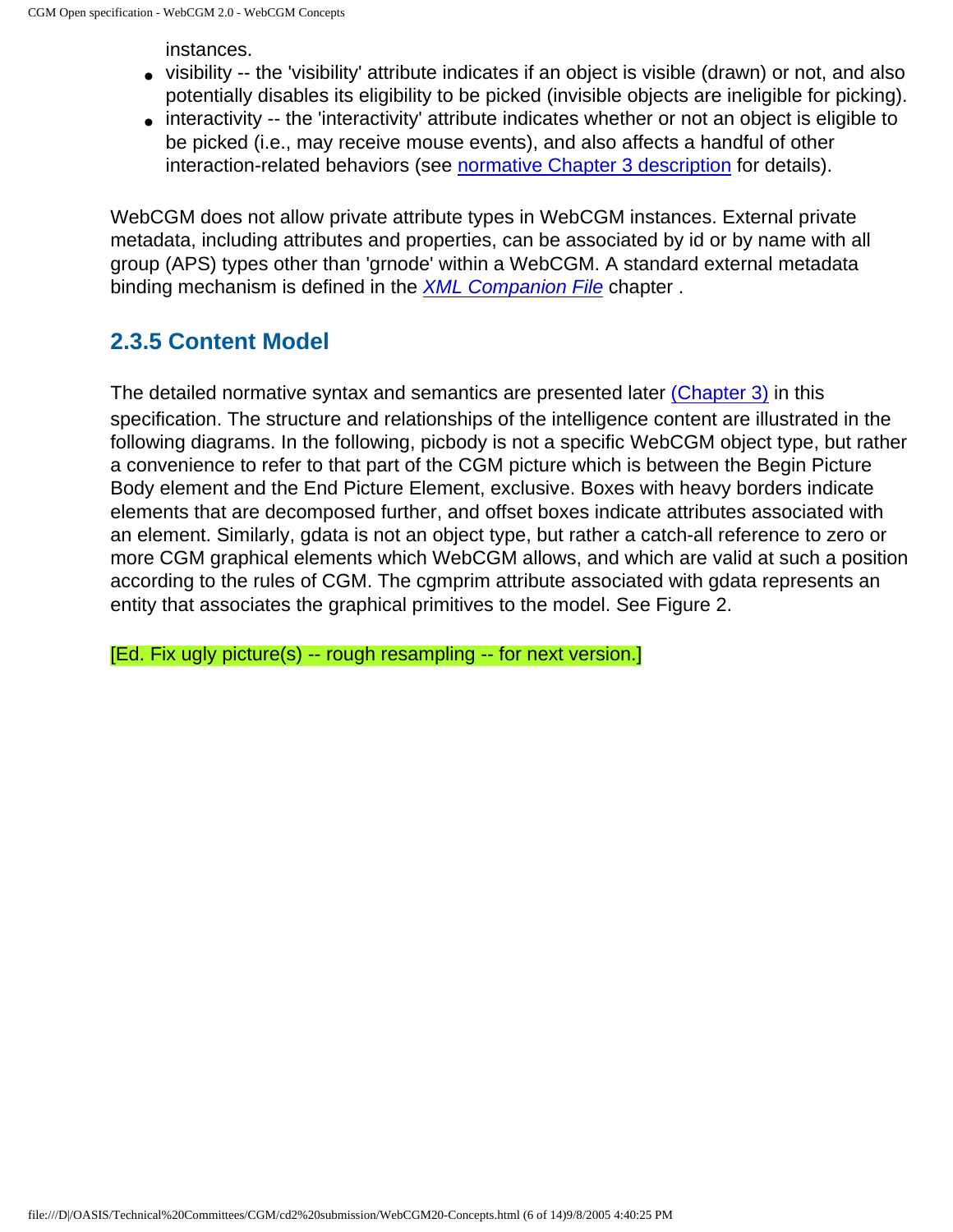instances.

- visibility -- the 'visibility' attribute indicates if an object is visible (drawn) or not, and also potentially disables its eligibility to be picked (invisible objects are ineligible for picking).
- interactivity -- the 'interactivity' attribute indicates whether or not an object is eligible to be picked (i.e., may receive mouse events), and also affects a handful of other interaction-related behaviors (see normative Chapter 3 description for details).

WebCGM does not allow private attribute types in WebCGM instances. External private metadata, including attributes and properties, can be associated by id or by name with all group (APS) types other than 'grnode' within a WebCGM. A standard external metadata binding mechanism is defined in the *XML Companion File* chapter .

### 2.3.5 Content Model

The detailed normative syntax and semantics are presented later (Chapter 3) in this specification. The structure and relationships of the intelligence content are illustrated in the following diagrams. In the following, picbody is not a specific WebCGM object type, but rather a convenience to refer to that part of the CGM picture which is between the Begin Picture Body element and the End Picture Element, exclusive. Boxes with heavy borders indicate elements that are decomposed further, and offset boxes indicate attributes associated with an element. Similarly, gdata is not an object type, but rather a catch-all reference to zero or more CGM graphical elements which WebCGM allows, and which are valid at such a position according to the rules of CGM. The cgmprim attribute associated with gdata represents an entity that associates the graphical primitives to the model. See Figure 2.

[Ed. Fix ugly picture(s) -- rough resampling -- for next version.]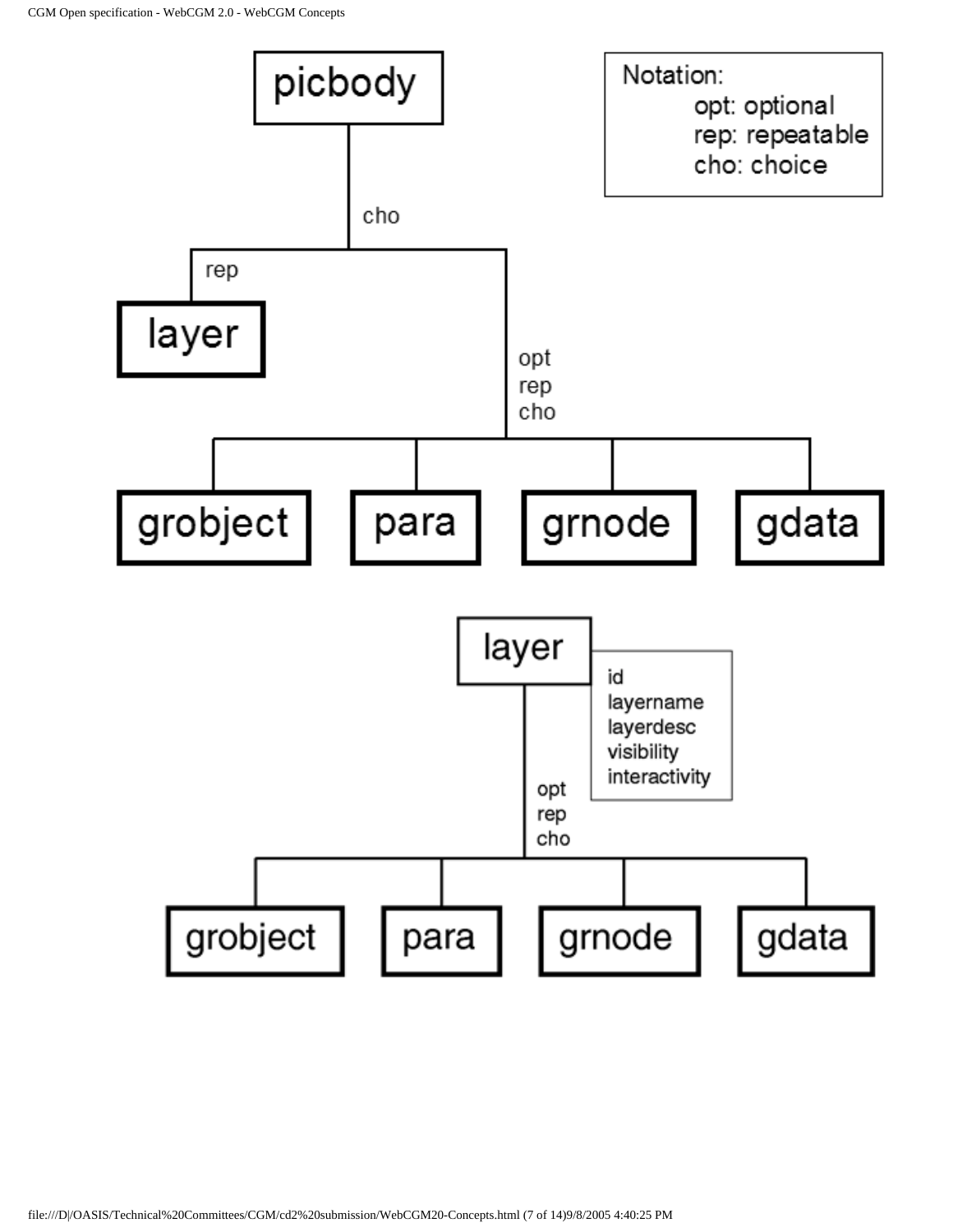picbody

cho

rep

layer

opt
rep
cho

grobject | para | grnode | gdata

Notation:
- opt: optional
- rep: repeatable
- cho: choice

layer

- id
- layername
- layerdesc
- visibility
- interactivity

opt
rep
cho

grobject | para | grnode | gdata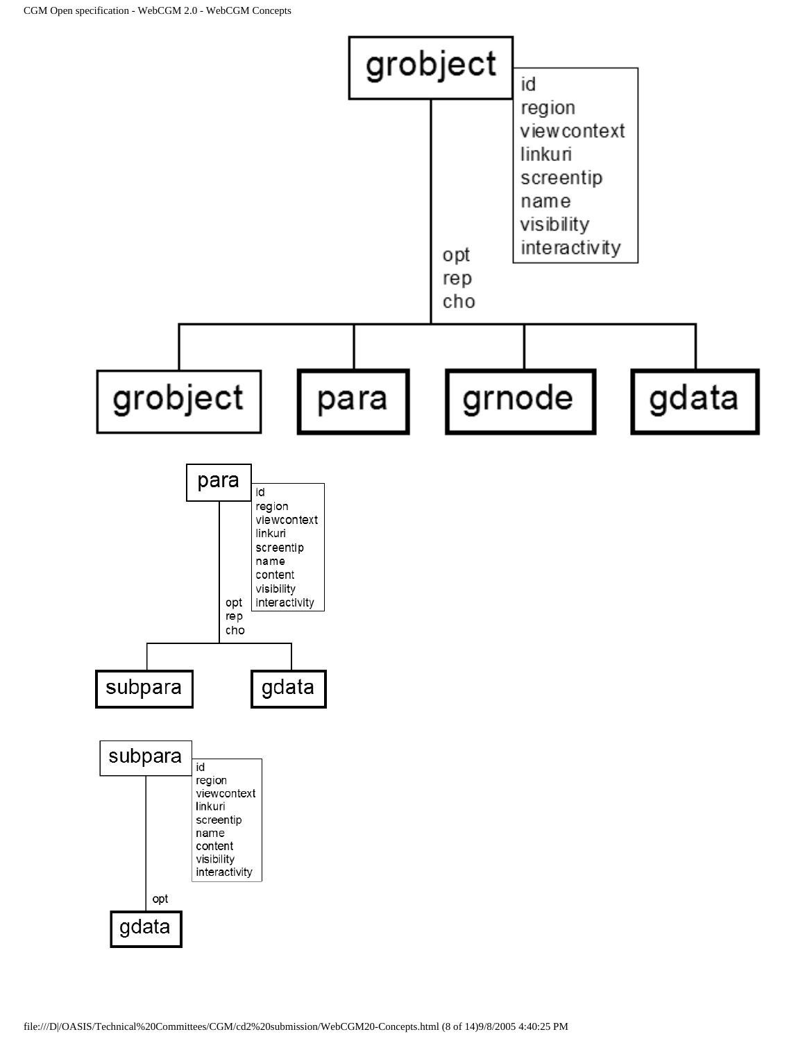grobject

- id
- region
- viewcontext
- linkuri
- screentip
- name
- visibility
- interactivity

opt
rep
cho

grobject | para | grnode | gdata

para

- id
- region
- viewcontext
- linkuri
- screentip
- name
- content
- visibility
- interactivity

opt
rep
cho

subpara | gdata

subpara

- id
- region
- viewcontext
- linkuri
- screentip
- name
- content
- visibility
- interactivity

opt

gdata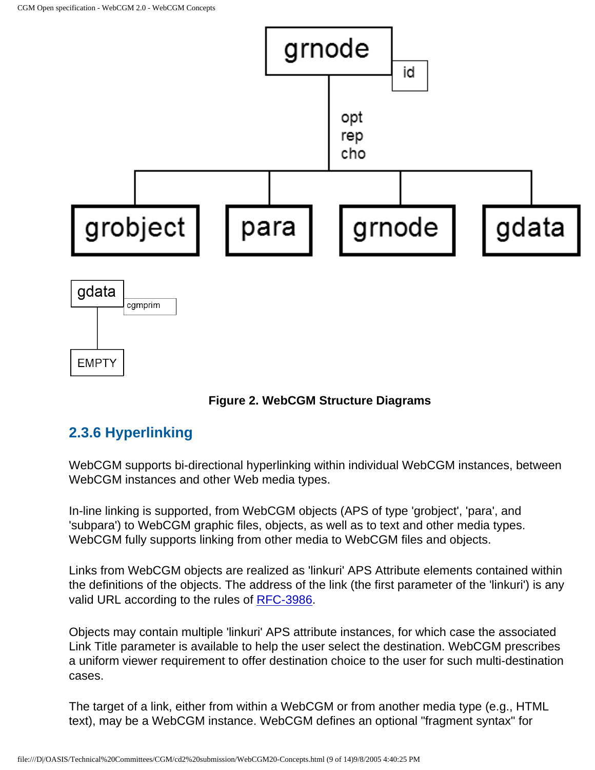grnode id opt rep cho grobject para grnode gdata

gdata cgmprim EMPTY

**Figure 2. WebCGM Structure Diagrams**

### 2.3.6 Hyperlinking

WebCGM supports bi-directional hyperlinking within individual WebCGM instances, between WebCGM instances and other Web media types.

In-line linking is supported, from WebCGM objects (APS of type 'grobject', 'para', and 'subpara') to WebCGM graphic files, objects, as well as to text and other media types. WebCGM fully supports linking from other media to WebCGM files and objects.

Links from WebCGM objects are realized as 'linkuri' APS Attribute elements contained within the definitions of the objects. The address of the link (the first parameter of the 'linkuri') is any valid URL according to the rules of RFC-3986.

Objects may contain multiple 'linkuri' APS attribute instances, for which case the associated Link Title parameter is available to help the user select the destination. WebCGM prescribes a uniform viewer requirement to offer destination choice to the user for such multi-destination cases.

The target of a link, either from within a WebCGM or from another media type (e.g., HTML text), may be a WebCGM instance. WebCGM defines an optional "fragment syntax" for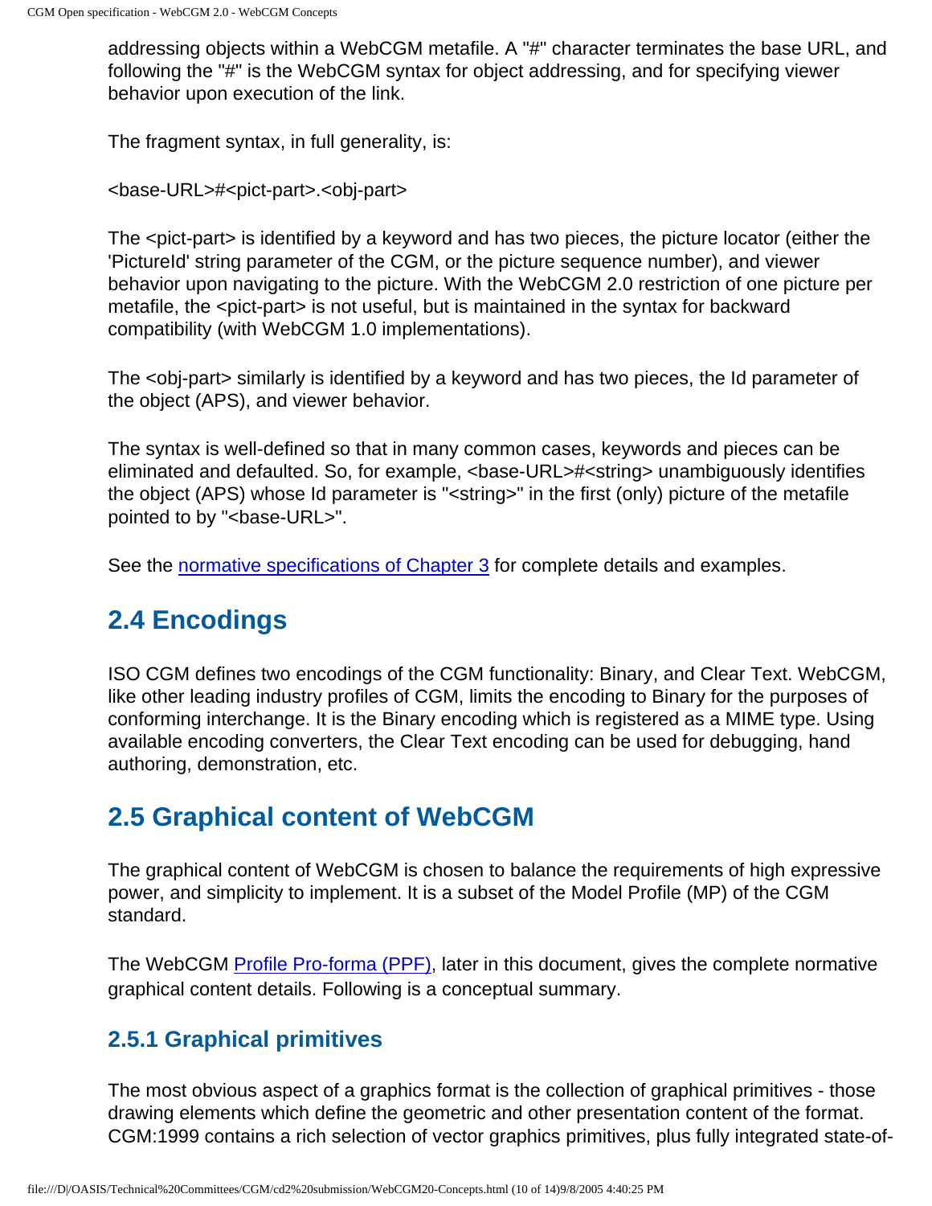addressing objects within a WebCGM metafile. A "#" character terminates the base URL, and following the "#" is the WebCGM syntax for object addressing, and for specifying viewer behavior upon execution of the link.

The fragment syntax, in full generality, is:

<base-URL>#<pict-part>.<obj-part>

The <pict-part> is identified by a keyword and has two pieces, the picture locator (either the 'PictureId' string parameter of the CGM, or the picture sequence number), and viewer behavior upon navigating to the picture. With the WebCGM 2.0 restriction of one picture per metafile, the <pict-part> is not useful, but is maintained in the syntax for backward compatibility (with WebCGM 1.0 implementations).

The <obj-part> similarly is identified by a keyword and has two pieces, the Id parameter of the object (APS), and viewer behavior.

The syntax is well-defined so that in many common cases, keywords and pieces can be eliminated and defaulted. So, for example, <base-URL>#<string> unambiguously identifies the object (APS) whose Id parameter is "<string>" in the first (only) picture of the metafile pointed to by "<base-URL>".

See the normative specifications of Chapter 3 for complete details and examples.

## 2.4 Encodings

ISO CGM defines two encodings of the CGM functionality: Binary, and Clear Text. WebCGM, like other leading industry profiles of CGM, limits the encoding to Binary for the purposes of conforming interchange. It is the Binary encoding which is registered as a MIME type. Using available encoding converters, the Clear Text encoding can be used for debugging, hand authoring, demonstration, etc.

## 2.5 Graphical content of WebCGM

The graphical content of WebCGM is chosen to balance the requirements of high expressive power, and simplicity to implement. It is a subset of the Model Profile (MP) of the CGM standard.

The WebCGM Profile Pro-forma (PPF), later in this document, gives the complete normative graphical content details. Following is a conceptual summary.

### 2.5.1 Graphical primitives

The most obvious aspect of a graphics format is the collection of graphical primitives - those drawing elements which define the geometric and other presentation content of the format. CGM:1999 contains a rich selection of vector graphics primitives, plus fully integrated state-of-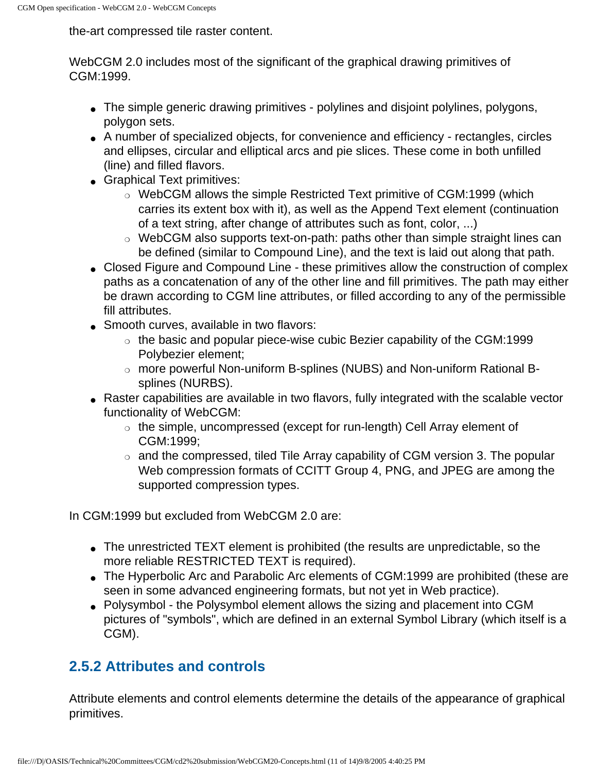the-art compressed tile raster content.

WebCGM 2.0 includes most of the significant of the graphical drawing primitives of CGM:1999.

- The simple generic drawing primitives - polylines and disjoint polylines, polygons, polygon sets.
- A number of specialized objects, for convenience and efficiency - rectangles, circles and ellipses, circular and elliptical arcs and pie slices. These come in both unfilled (line) and filled flavors.
- Graphical Text primitives:
  - WebCGM allows the simple Restricted Text primitive of CGM:1999 (which carries its extent box with it), as well as the Append Text element (continuation of a text string, after change of attributes such as font, color, ...)
  - WebCGM also supports text-on-path: paths other than simple straight lines can be defined (similar to Compound Line), and the text is laid out along that path.
- Closed Figure and Compound Line - these primitives allow the construction of complex paths as a concatenation of any of the other line and fill primitives. The path may either be drawn according to CGM line attributes, or filled according to any of the permissible fill attributes.
- Smooth curves, available in two flavors:
  - the basic and popular piece-wise cubic Bezier capability of the CGM:1999 Polybezier element;
  - more powerful Non-uniform B-splines (NUBS) and Non-uniform Rational B-splines (NURBS).
- Raster capabilities are available in two flavors, fully integrated with the scalable vector functionality of WebCGM:
  - the simple, uncompressed (except for run-length) Cell Array element of CGM:1999;
  - and the compressed, tiled Tile Array capability of CGM version 3. The popular Web compression formats of CCITT Group 4, PNG, and JPEG are among the supported compression types.

In CGM:1999 but excluded from WebCGM 2.0 are:

- The unrestricted TEXT element is prohibited (the results are unpredictable, so the more reliable RESTRICTED TEXT is required).
- The Hyperbolic Arc and Parabolic Arc elements of CGM:1999 are prohibited (these are seen in some advanced engineering formats, but not yet in Web practice).
- Polysymbol - the Polysymbol element allows the sizing and placement into CGM pictures of "symbols", which are defined in an external Symbol Library (which itself is a CGM).

### 2.5.2 Attributes and controls

Attribute elements and control elements determine the details of the appearance of graphical primitives.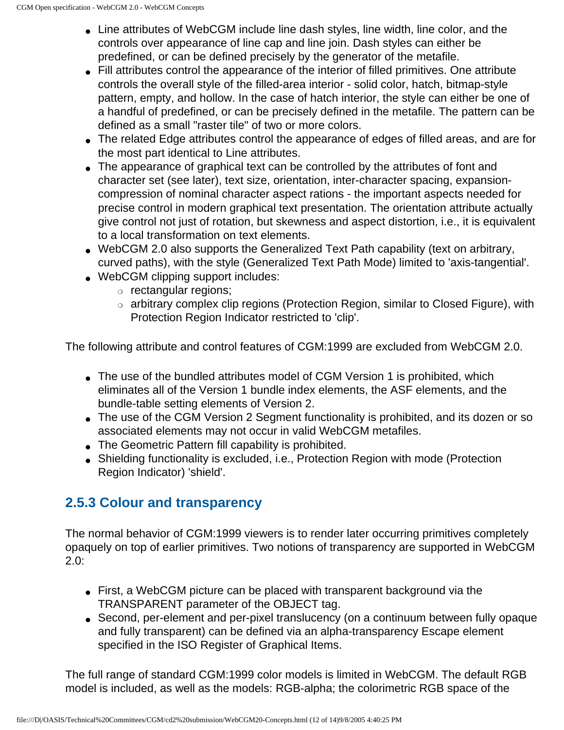- Line attributes of WebCGM include line dash styles, line width, line color, and the controls over appearance of line cap and line join. Dash styles can either be predefined, or can be defined precisely by the generator of the metafile.
- Fill attributes control the appearance of the interior of filled primitives. One attribute controls the overall style of the filled-area interior - solid color, hatch, bitmap-style pattern, empty, and hollow. In the case of hatch interior, the style can either be one of a handful of predefined, or can be precisely defined in the metafile. The pattern can be defined as a small "raster tile" of two or more colors.
- The related Edge attributes control the appearance of edges of filled areas, and are for the most part identical to Line attributes.
- The appearance of graphical text can be controlled by the attributes of font and character set (see later), text size, orientation, inter-character spacing, expansion-compression of nominal character aspect rations - the important aspects needed for precise control in modern graphical text presentation. The orientation attribute actually give control not just of rotation, but skewness and aspect distortion, i.e., it is equivalent to a local transformation on text elements.
- WebCGM 2.0 also supports the Generalized Text Path capability (text on arbitrary, curved paths), with the style (Generalized Text Path Mode) limited to 'axis-tangential'.
- WebCGM clipping support includes:
  - rectangular regions;
  - arbitrary complex clip regions (Protection Region, similar to Closed Figure), with Protection Region Indicator restricted to 'clip'.

The following attribute and control features of CGM:1999 are excluded from WebCGM 2.0.

- The use of the bundled attributes model of CGM Version 1 is prohibited, which eliminates all of the Version 1 bundle index elements, the ASF elements, and the bundle-table setting elements of Version 2.
- The use of the CGM Version 2 Segment functionality is prohibited, and its dozen or so associated elements may not occur in valid WebCGM metafiles.
- The Geometric Pattern fill capability is prohibited.
- Shielding functionality is excluded, i.e., Protection Region with mode (Protection Region Indicator) 'shield'.

### 2.5.3 Colour and transparency

The normal behavior of CGM:1999 viewers is to render later occurring primitives completely opaquely on top of earlier primitives. Two notions of transparency are supported in WebCGM 2.0:

- First, a WebCGM picture can be placed with transparent background via the TRANSPARENT parameter of the OBJECT tag.
- Second, per-element and per-pixel translucency (on a continuum between fully opaque and fully transparent) can be defined via an alpha-transparency Escape element specified in the ISO Register of Graphical Items.

The full range of standard CGM:1999 color models is limited in WebCGM. The default RGB model is included, as well as the models: RGB-alpha; the colorimetric RGB space of the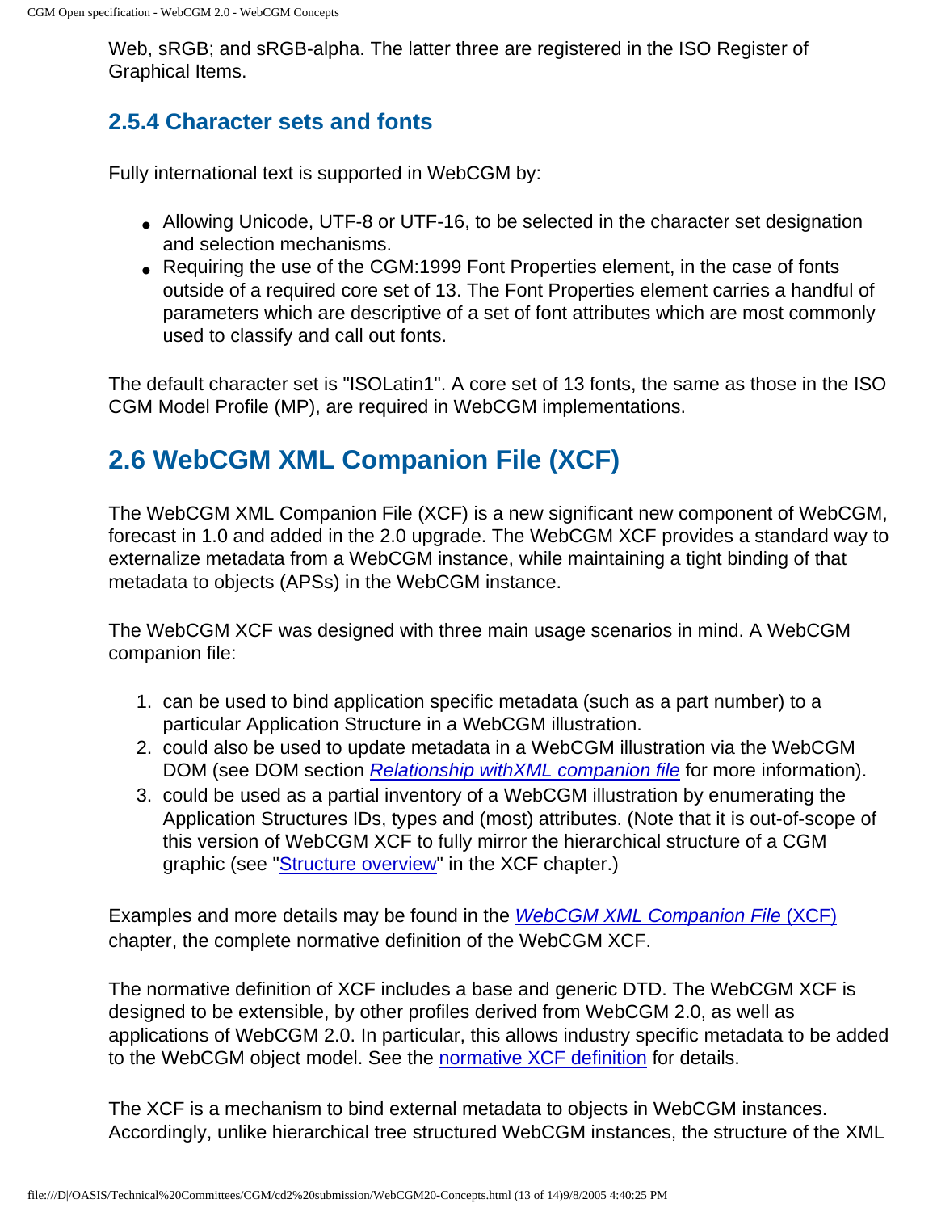Web, sRGB; and sRGB-alpha. The latter three are registered in the ISO Register of Graphical Items.

### 2.5.4 Character sets and fonts

Fully international text is supported in WebCGM by:

- Allowing Unicode, UTF-8 or UTF-16, to be selected in the character set designation and selection mechanisms.
- Requiring the use of the CGM:1999 Font Properties element, in the case of fonts outside of a required core set of 13. The Font Properties element carries a handful of parameters which are descriptive of a set of font attributes which are most commonly used to classify and call out fonts.

The default character set is "ISOLatin1". A core set of 13 fonts, the same as those in the ISO CGM Model Profile (MP), are required in WebCGM implementations.

## 2.6 WebCGM XML Companion File (XCF)

The WebCGM XML Companion File (XCF) is a new significant new component of WebCGM, forecast in 1.0 and added in the 2.0 upgrade. The WebCGM XCF provides a standard way to externalize metadata from a WebCGM instance, while maintaining a tight binding of that metadata to objects (APSs) in the WebCGM instance.

The WebCGM XCF was designed with three main usage scenarios in mind. A WebCGM companion file:

1. can be used to bind application specific metadata (such as a part number) to a particular Application Structure in a WebCGM illustration.
2. could also be used to update metadata in a WebCGM illustration via the WebCGM DOM (see DOM section *Relationship withXML companion file* for more information).
3. could be used as a partial inventory of a WebCGM illustration by enumerating the Application Structures IDs, types and (most) attributes. (Note that it is out-of-scope of this version of WebCGM XCF to fully mirror the hierarchical structure of a CGM graphic (see "Structure overview" in the XCF chapter.)

Examples and more details may be found in the *WebCGM XML Companion File* (XCF) chapter, the complete normative definition of the WebCGM XCF.

The normative definition of XCF includes a base and generic DTD. The WebCGM XCF is designed to be extensible, by other profiles derived from WebCGM 2.0, as well as applications of WebCGM 2.0. In particular, this allows industry specific metadata to be added to the WebCGM object model. See the normative XCF definition for details.

The XCF is a mechanism to bind external metadata to objects in WebCGM instances. Accordingly, unlike hierarchical tree structured WebCGM instances, the structure of the XML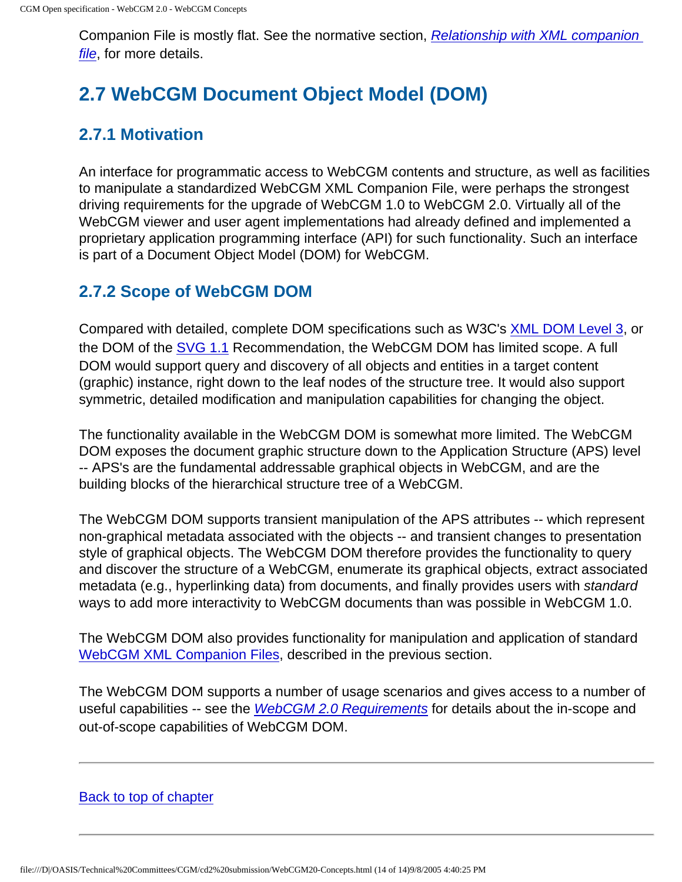Companion File is mostly flat. See the normative section, *Relationship with XML companion file*, for more details.

## 2.7 WebCGM Document Object Model (DOM)

### 2.7.1 Motivation

An interface for programmatic access to WebCGM contents and structure, as well as facilities to manipulate a standardized WebCGM XML Companion File, were perhaps the strongest driving requirements for the upgrade of WebCGM 1.0 to WebCGM 2.0. Virtually all of the WebCGM viewer and user agent implementations had already defined and implemented a proprietary application programming interface (API) for such functionality. Such an interface is part of a Document Object Model (DOM) for WebCGM.

### 2.7.2 Scope of WebCGM DOM

Compared with detailed, complete DOM specifications such as W3C's XML DOM Level 3, or the DOM of the SVG 1.1 Recommendation, the WebCGM DOM has limited scope. A full DOM would support query and discovery of all objects and entities in a target content (graphic) instance, right down to the leaf nodes of the structure tree. It would also support symmetric, detailed modification and manipulation capabilities for changing the object.

The functionality available in the WebCGM DOM is somewhat more limited. The WebCGM DOM exposes the document graphic structure down to the Application Structure (APS) level -- APS's are the fundamental addressable graphical objects in WebCGM, and are the building blocks of the hierarchical structure tree of a WebCGM.

The WebCGM DOM supports transient manipulation of the APS attributes -- which represent non-graphical metadata associated with the objects -- and transient changes to presentation style of graphical objects. The WebCGM DOM therefore provides the functionality to query and discover the structure of a WebCGM, enumerate its graphical objects, extract associated metadata (e.g., hyperlinking data) from documents, and finally provides users with *standard* ways to add more interactivity to WebCGM documents than was possible in WebCGM 1.0.

The WebCGM DOM also provides functionality for manipulation and application of standard WebCGM XML Companion Files, described in the previous section.

The WebCGM DOM supports a number of usage scenarios and gives access to a number of useful capabilities -- see the *WebCGM 2.0 Requirements* for details about the in-scope and out-of-scope capabilities of WebCGM DOM.

---

Back to top of chapter

---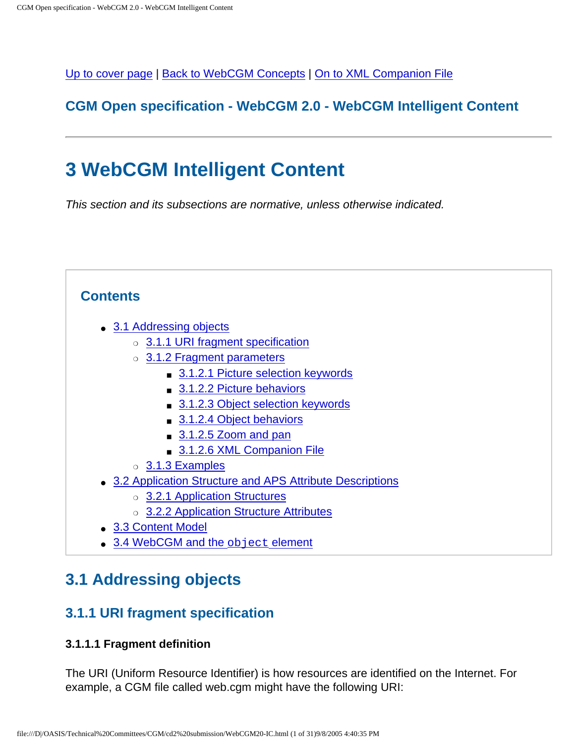Up to cover page | Back to WebCGM Concepts | On to XML Companion File

**CGM Open specification - WebCGM 2.0 - WebCGM Intelligent Content**

---

# 3 WebCGM Intelligent Content

*This section and its subsections are normative, unless otherwise indicated.*

## Contents

- 3.1 Addressing objects
  - 3.1.1 URI fragment specification
  - 3.1.2 Fragment parameters
    - 3.1.2.1 Picture selection keywords
    - 3.1.2.2 Picture behaviors
    - 3.1.2.3 Object selection keywords
    - 3.1.2.4 Object behaviors
    - 3.1.2.5 Zoom and pan
    - 3.1.2.6 XML Companion File
  - 3.1.3 Examples
- 3.2 Application Structure and APS Attribute Descriptions
  - 3.2.1 Application Structures
  - 3.2.2 Application Structure Attributes
- 3.3 Content Model
- 3.4 WebCGM and the `object` element

## 3.1 Addressing objects

### 3.1.1 URI fragment specification

#### 3.1.1.1 Fragment definition

The URI (Uniform Resource Identifier) is how resources are identified on the Internet. For example, a CGM file called web.cgm might have the following URI: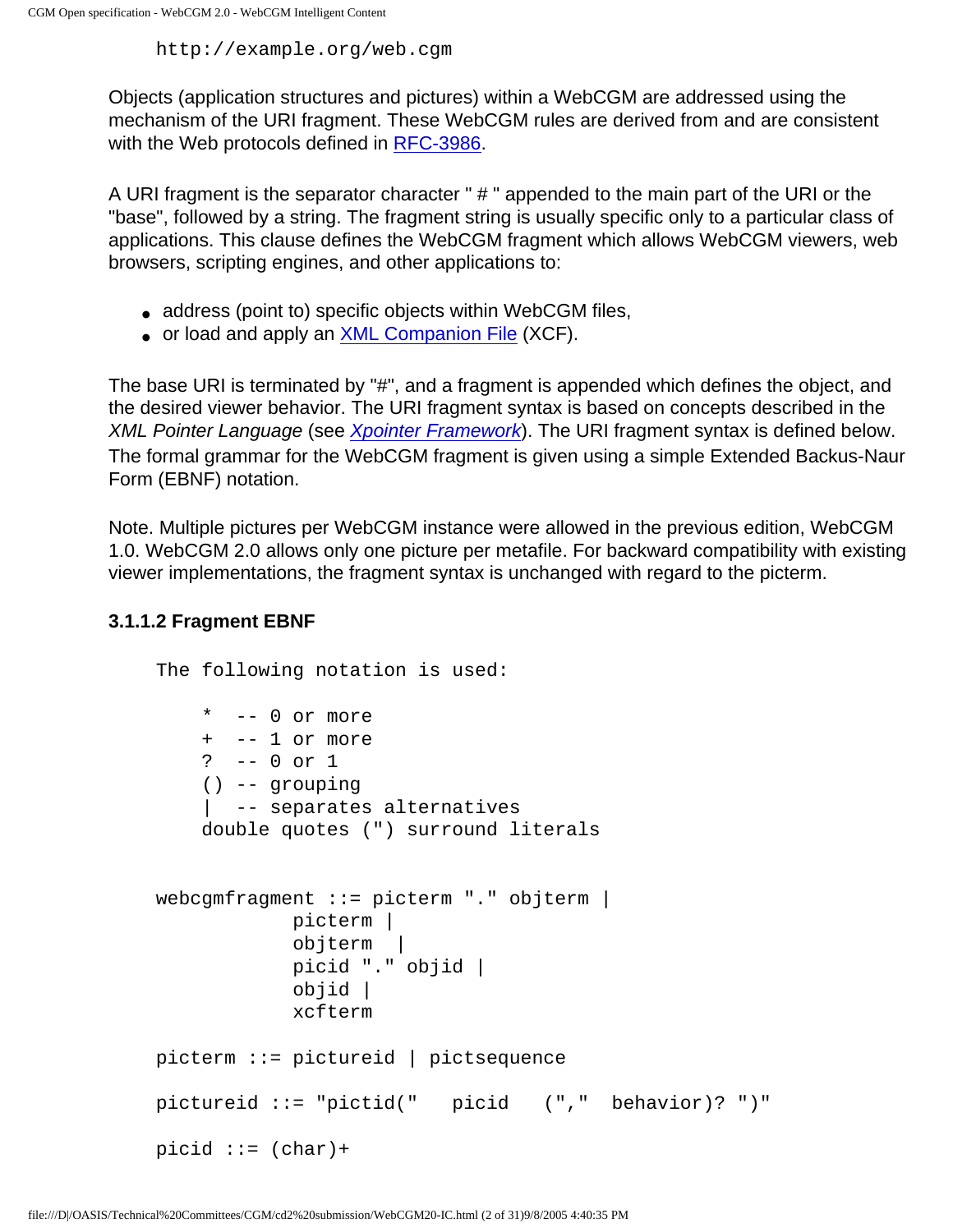```
http://example.org/web.cgm
```

Objects (application structures and pictures) within a WebCGM are addressed using the mechanism of the URI fragment. These WebCGM rules are derived from and are consistent with the Web protocols defined in RFC-3986.

A URI fragment is the separator character " # " appended to the main part of the URI or the "base", followed by a string. The fragment string is usually specific only to a particular class of applications. This clause defines the WebCGM fragment which allows WebCGM viewers, web browsers, scripting engines, and other applications to:

- address (point to) specific objects within WebCGM files,
- or load and apply an XML Companion File (XCF).

The base URI is terminated by "#", and a fragment is appended which defines the object, and the desired viewer behavior. The URI fragment syntax is based on concepts described in the *XML Pointer Language* (see *Xpointer Framework*). The URI fragment syntax is defined below. The formal grammar for the WebCGM fragment is given using a simple Extended Backus-Naur Form (EBNF) notation.

Note. Multiple pictures per WebCGM instance were allowed in the previous edition, WebCGM 1.0. WebCGM 2.0 allows only one picture per metafile. For backward compatibility with existing viewer implementations, the fragment syntax is unchanged with regard to the picterm.

#### 3.1.1.2 Fragment EBNF

```
The following notation is used:

    *  -- 0 or more
    +  -- 1 or more
    ?  -- 0 or 1
    () -- grouping
    |  -- separates alternatives
    double quotes (") surround literals


webcgmfragment ::= picterm "." objterm |
            picterm |
            objterm  |
            picid "." objid |
            objid |
            xcfterm

picterm ::= pictureid | pictsequence

pictureid ::= "pictid("   picid   (","  behavior)? ")"

picid ::= (char)+
```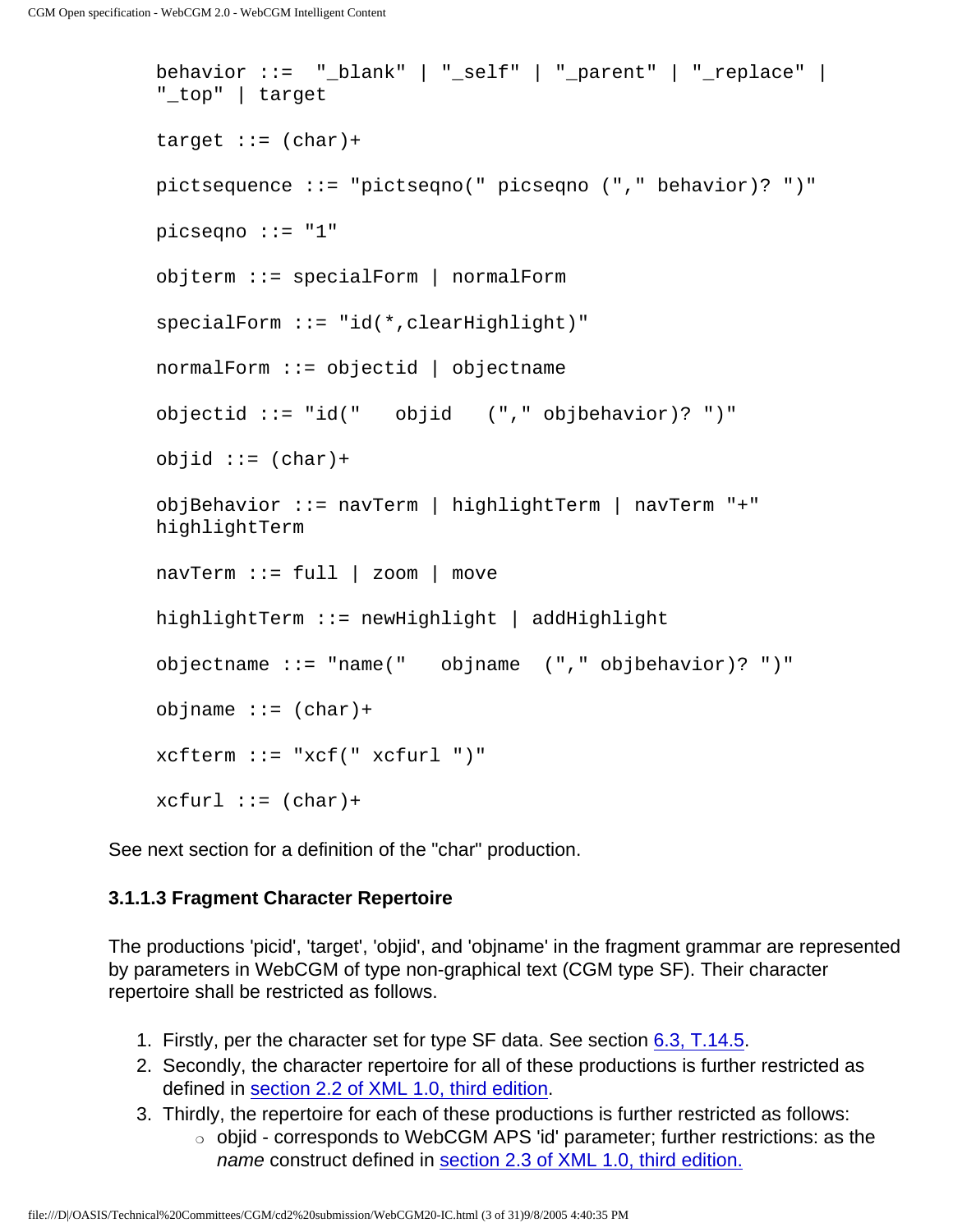```
behavior ::=  "_blank" | "_self" | "_parent" | "_replace" |
"_top" | target

target ::= (char)+

pictsequence ::= "pictseqno(" picseqno ("," behavior)? ")"

picseqno ::= "1"

objterm ::= specialForm | normalForm

specialForm ::= "id(*,clearHighlight)"

normalForm ::= objectid | objectname

objectid ::= "id("   objid   ("," objbehavior)? ")"

objid ::= (char)+

objBehavior ::= navTerm | highlightTerm | navTerm "+"
highlightTerm

navTerm ::= full | zoom | move

highlightTerm ::= newHighlight | addHighlight

objectname ::= "name("   objname  ("," objbehavior)? ")"

objname ::= (char)+

xcfterm ::= "xcf(" xcfurl ")"

xcfurl ::= (char)+
```

See next section for a definition of the "char" production.

#### 3.1.1.3 Fragment Character Repertoire

The productions 'picid', 'target', 'objid', and 'objname' in the fragment grammar are represented by parameters in WebCGM of type non-graphical text (CGM type SF). Their character repertoire shall be restricted as follows.

1. Firstly, per the character set for type SF data. See section 6.3, T.14.5.
2. Secondly, the character repertoire for all of these productions is further restricted as defined in section 2.2 of XML 1.0, third edition.
3. Thirdly, the repertoire for each of these productions is further restricted as follows:
   - objid - corresponds to WebCGM APS 'id' parameter; further restrictions: as the *name* construct defined in section 2.3 of XML 1.0, third edition.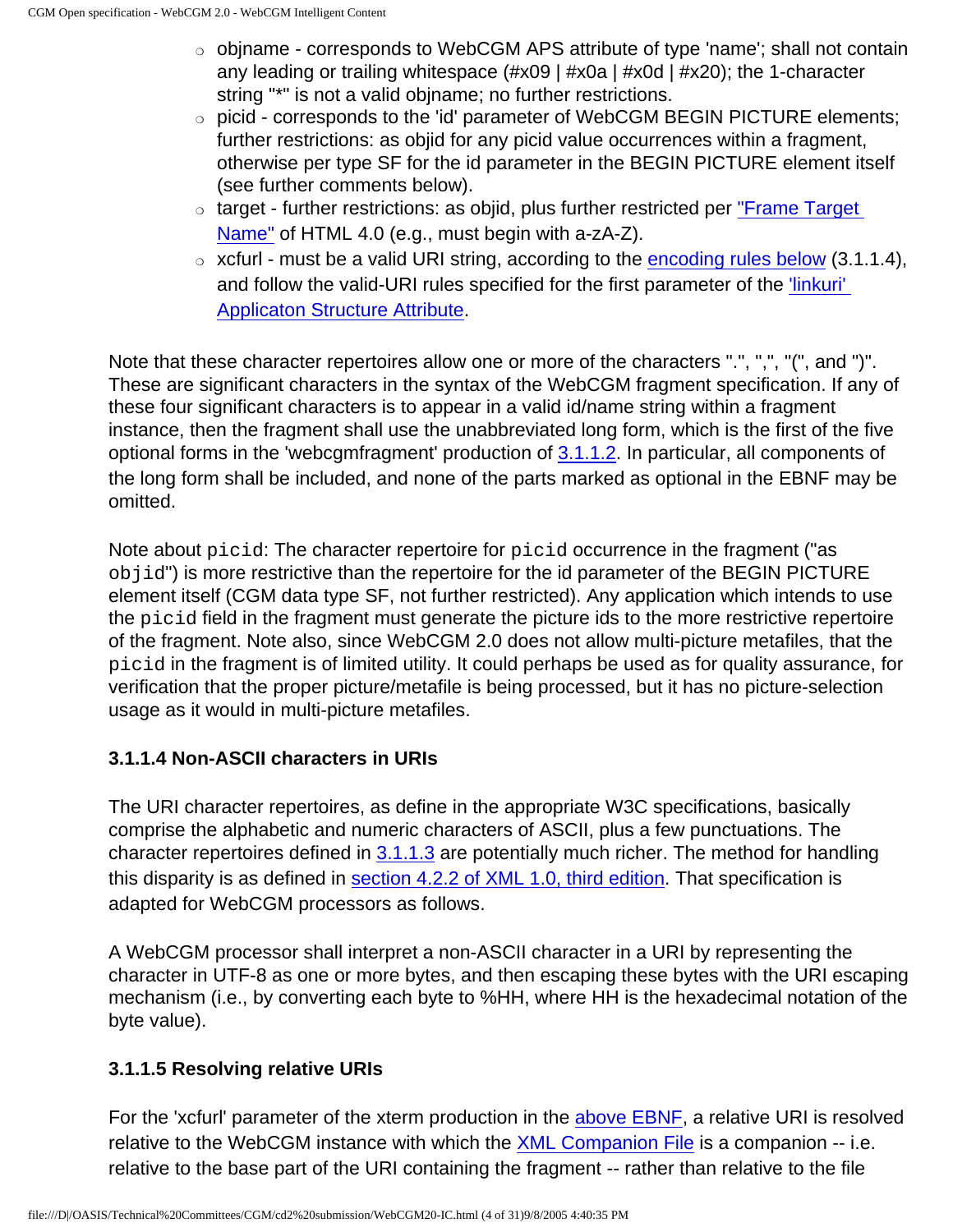- objname - corresponds to WebCGM APS attribute of type 'name'; shall not contain any leading or trailing whitespace (#x09 | #x0a | #x0d | #x20); the 1-character string "*" is not a valid objname; no further restrictions.
- picid - corresponds to the 'id' parameter of WebCGM BEGIN PICTURE elements; further restrictions: as objid for any picid value occurrences within a fragment, otherwise per type SF for the id parameter in the BEGIN PICTURE element itself (see further comments below).
- target - further restrictions: as objid, plus further restricted per "Frame Target Name" of HTML 4.0 (e.g., must begin with a-zA-Z).
- xcfurl - must be a valid URI string, according to the encoding rules below (3.1.1.4), and follow the valid-URI rules specified for the first parameter of the 'linkuri' Applicaton Structure Attribute.

Note that these character repertoires allow one or more of the characters ".", ",", "(", and ")". These are significant characters in the syntax of the WebCGM fragment specification. If any of these four significant characters is to appear in a valid id/name string within a fragment instance, then the fragment shall use the unabbreviated long form, which is the first of the five optional forms in the 'webcgmfragment' production of 3.1.1.2. In particular, all components of the long form shall be included, and none of the parts marked as optional in the EBNF may be omitted.

Note about `picid`: The character repertoire for `picid` occurrence in the fragment ("as `objid`") is more restrictive than the repertoire for the id parameter of the BEGIN PICTURE element itself (CGM data type SF, not further restricted). Any application which intends to use the `picid` field in the fragment must generate the picture ids to the more restrictive repertoire of the fragment. Note also, since WebCGM 2.0 does not allow multi-picture metafiles, that the `picid` in the fragment is of limited utility. It could perhaps be used as for quality assurance, for verification that the proper picture/metafile is being processed, but it has no picture-selection usage as it would in multi-picture metafiles.

### 3.1.1.4 Non-ASCII characters in URIs

The URI character repertoires, as define in the appropriate W3C specifications, basically comprise the alphabetic and numeric characters of ASCII, plus a few punctuations. The character repertoires defined in 3.1.1.3 are potentially much richer. The method for handling this disparity is as defined in section 4.2.2 of XML 1.0, third edition. That specification is adapted for WebCGM processors as follows.

A WebCGM processor shall interpret a non-ASCII character in a URI by representing the character in UTF-8 as one or more bytes, and then escaping these bytes with the URI escaping mechanism (i.e., by converting each byte to %HH, where HH is the hexadecimal notation of the byte value).

### 3.1.1.5 Resolving relative URIs

For the 'xcfurl' parameter of the xterm production in the above EBNF, a relative URI is resolved relative to the WebCGM instance with which the XML Companion File is a companion -- i.e. relative to the base part of the URI containing the fragment -- rather than relative to the file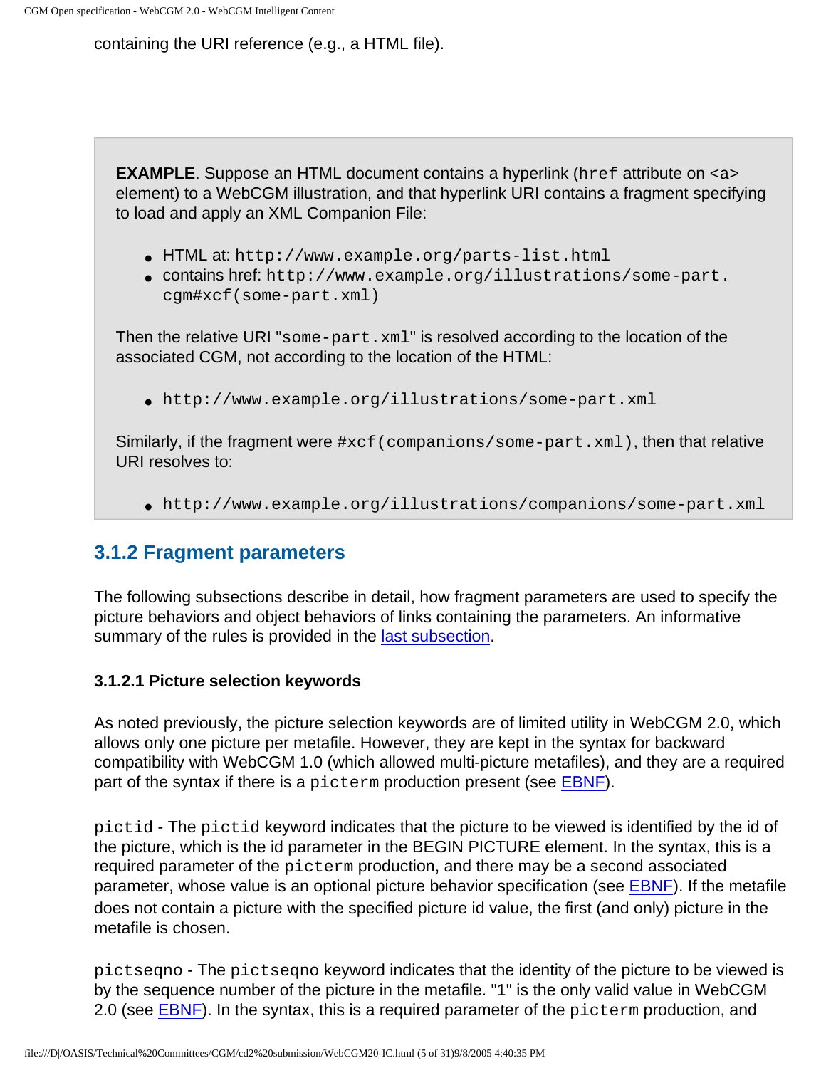containing the URI reference (e.g., a HTML file).

> **EXAMPLE**. Suppose an HTML document contains a hyperlink (`href` attribute on <a> element) to a WebCGM illustration, and that hyperlink URI contains a fragment specifying to load and apply an XML Companion File:
>
> - HTML at: `http://www.example.org/parts-list.html`
> - contains href: `http://www.example.org/illustrations/some-part.cgm#xcf(some-part.xml)`
>
> Then the relative URI "`some-part.xml`" is resolved according to the location of the associated CGM, not according to the location of the HTML:
>
> - `http://www.example.org/illustrations/some-part.xml`
>
> Similarly, if the fragment were `#xcf(companions/some-part.xml)`, then that relative URI resolves to:
>
> - `http://www.example.org/illustrations/companions/some-part.xml`

## 3.1.2 Fragment parameters

The following subsections describe in detail, how fragment parameters are used to specify the picture behaviors and object behaviors of links containing the parameters. An informative summary of the rules is provided in the last subsection.

### 3.1.2.1 Picture selection keywords

As noted previously, the picture selection keywords are of limited utility in WebCGM 2.0, which allows only one picture per metafile. However, they are kept in the syntax for backward compatibility with WebCGM 1.0 (which allowed multi-picture metafiles), and they are a required part of the syntax if there is a `picterm` production present (see EBNF).

`pictid` - The `pictid` keyword indicates that the picture to be viewed is identified by the id of the picture, which is the id parameter in the BEGIN PICTURE element. In the syntax, this is a required parameter of the `picterm` production, and there may be a second associated parameter, whose value is an optional picture behavior specification (see EBNF). If the metafile does not contain a picture with the specified picture id value, the first (and only) picture in the metafile is chosen.

`pictseqno` - The `pictseqno` keyword indicates that the identity of the picture to be viewed is by the sequence number of the picture in the metafile. "1" is the only valid value in WebCGM 2.0 (see EBNF). In the syntax, this is a required parameter of the `picterm` production, and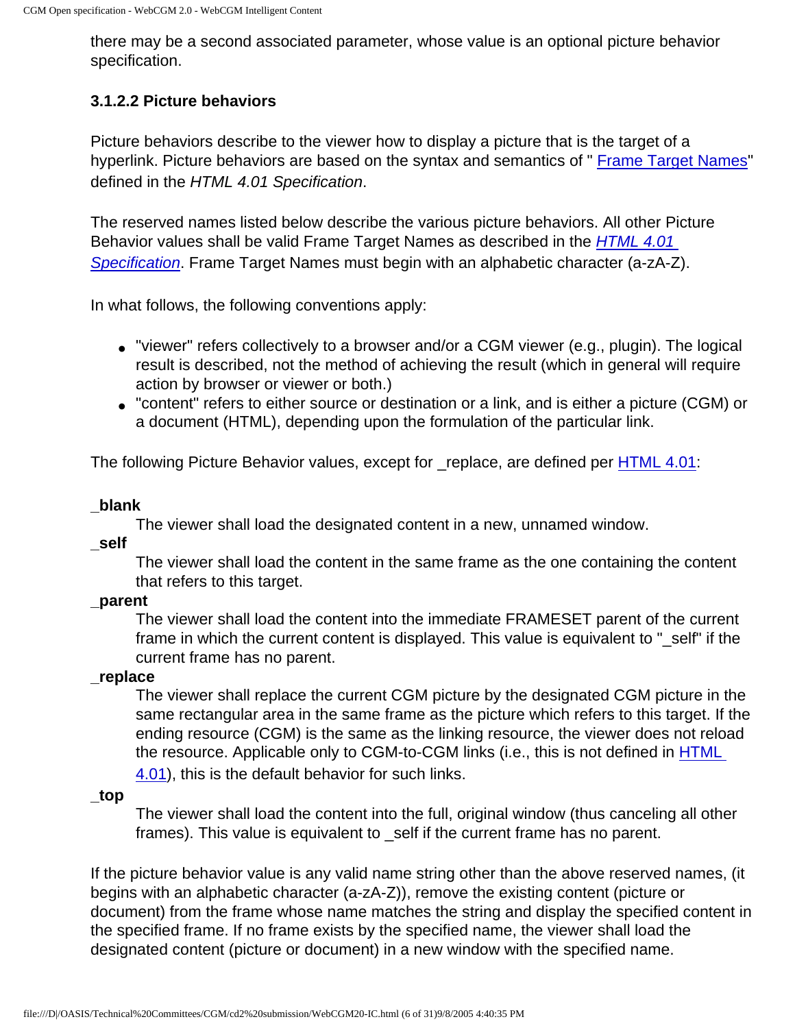there may be a second associated parameter, whose value is an optional picture behavior specification.

#### 3.1.2.2 Picture behaviors

Picture behaviors describe to the viewer how to display a picture that is the target of a hyperlink. Picture behaviors are based on the syntax and semantics of " Frame Target Names" defined in the *HTML 4.01 Specification*.

The reserved names listed below describe the various picture behaviors. All other Picture Behavior values shall be valid Frame Target Names as described in the *HTML 4.01 Specification*. Frame Target Names must begin with an alphabetic character (a-zA-Z).

In what follows, the following conventions apply:

- "viewer" refers collectively to a browser and/or a CGM viewer (e.g., plugin). The logical result is described, not the method of achieving the result (which in general will require action by browser or viewer or both.)
- "content" refers to either source or destination or a link, and is either a picture (CGM) or a document (HTML), depending upon the formulation of the particular link.

The following Picture Behavior values, except for _replace, are defined per HTML 4.01:

**_blank**
: The viewer shall load the designated content in a new, unnamed window.

**_self**
: The viewer shall load the content in the same frame as the one containing the content that refers to this target.

**_parent**
: The viewer shall load the content into the immediate FRAMESET parent of the current frame in which the current content is displayed. This value is equivalent to "_self" if the current frame has no parent.

**_replace**
: The viewer shall replace the current CGM picture by the designated CGM picture in the same rectangular area in the same frame as the picture which refers to this target. If the ending resource (CGM) is the same as the linking resource, the viewer does not reload the resource. Applicable only to CGM-to-CGM links (i.e., this is not defined in HTML 4.01), this is the default behavior for such links.

**_top**
: The viewer shall load the content into the full, original window (thus canceling all other frames). This value is equivalent to _self if the current frame has no parent.

If the picture behavior value is any valid name string other than the above reserved names, (it begins with an alphabetic character (a-zA-Z)), remove the existing content (picture or document) from the frame whose name matches the string and display the specified content in the specified frame. If no frame exists by the specified name, the viewer shall load the designated content (picture or document) in a new window with the specified name.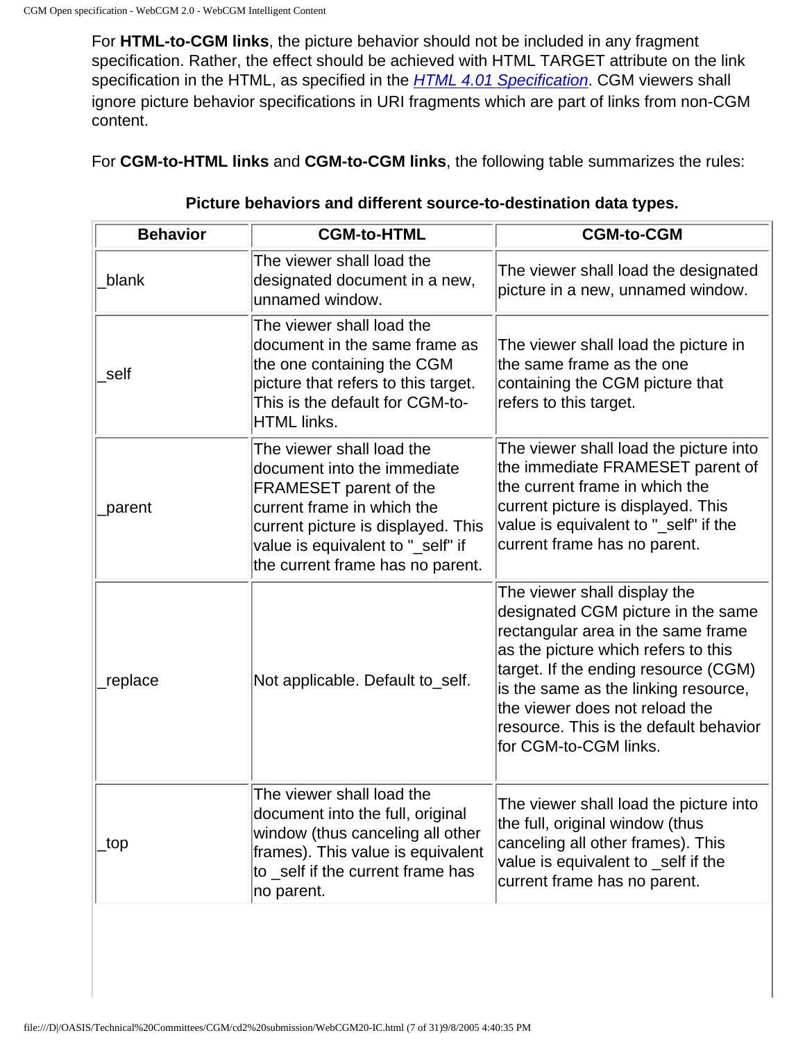For **HTML-to-CGM links**, the picture behavior should not be included in any fragment specification. Rather, the effect should be achieved with HTML TARGET attribute on the link specification in the HTML, as specified in the *HTML 4.01 Specification*. CGM viewers shall ignore picture behavior specifications in URI fragments which are part of links from non-CGM content.

For **CGM-to-HTML links** and **CGM-to-CGM links**, the following table summarizes the rules:

**Picture behaviors and different source-to-destination data types.**

| Behavior | CGM-to-HTML | CGM-to-CGM |
| --- | --- | --- |
| _blank | The viewer shall load the designated document in a new, unnamed window. | The viewer shall load the designated picture in a new, unnamed window. |
| _self | The viewer shall load the document in the same frame as the one containing the CGM picture that refers to this target. This is the default for CGM-to-HTML links. | The viewer shall load the picture in the same frame as the one containing the CGM picture that refers to this target. |
| _parent | The viewer shall load the document into the immediate FRAMESET parent of the current frame in which the current picture is displayed. This value is equivalent to "_self" if the current frame has no parent. | The viewer shall load the picture into the immediate FRAMESET parent of the current frame in which the current picture is displayed. This value is equivalent to "_self" if the current frame has no parent. |
| _replace | Not applicable. Default to_self. | The viewer shall display the designated CGM picture in the same rectangular area in the same frame as the picture which refers to this target. If the ending resource (CGM) is the same as the linking resource, the viewer does not reload the resource. This is the default behavior for CGM-to-CGM links. |
| _top | The viewer shall load the document into the full, original window (thus canceling all other frames). This value is equivalent to _self if the current frame has no parent. | The viewer shall load the picture into the full, original window (thus canceling all other frames). This value is equivalent to _self if the current frame has no parent. |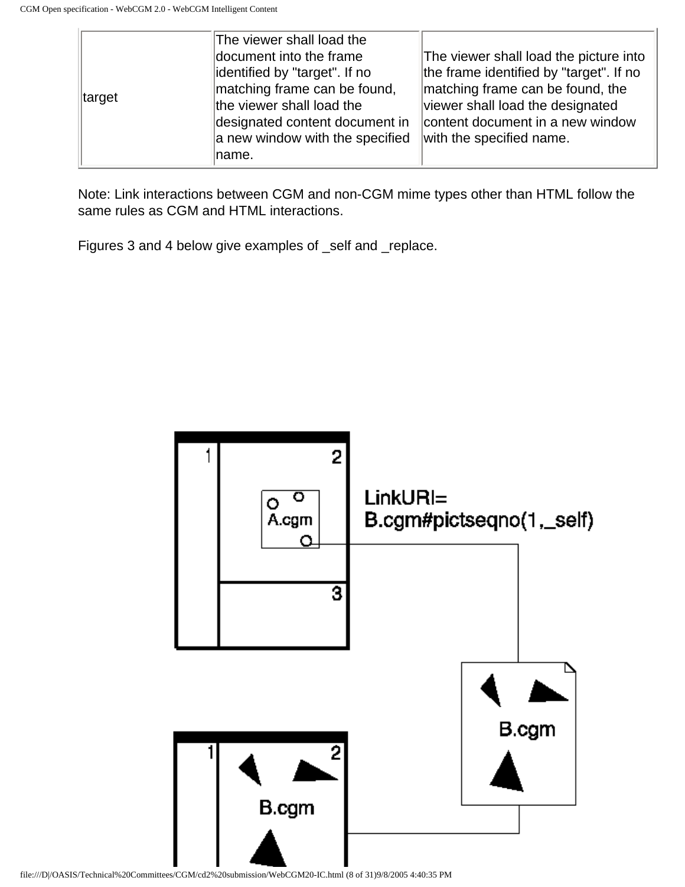| target | The viewer shall load the document into the frame identified by "target". If no matching frame can be found, the viewer shall load the designated content document in a new window with the specified name. | The viewer shall load the picture into the frame identified by "target". If no matching frame can be found, the viewer shall load the designated content document in a new window with the specified name. |
| --- | --- | --- |

Note: Link interactions between CGM and non-CGM mime types other than HTML follow the same rules as CGM and HTML interactions.

Figures 3 and 4 below give examples of _self and _replace.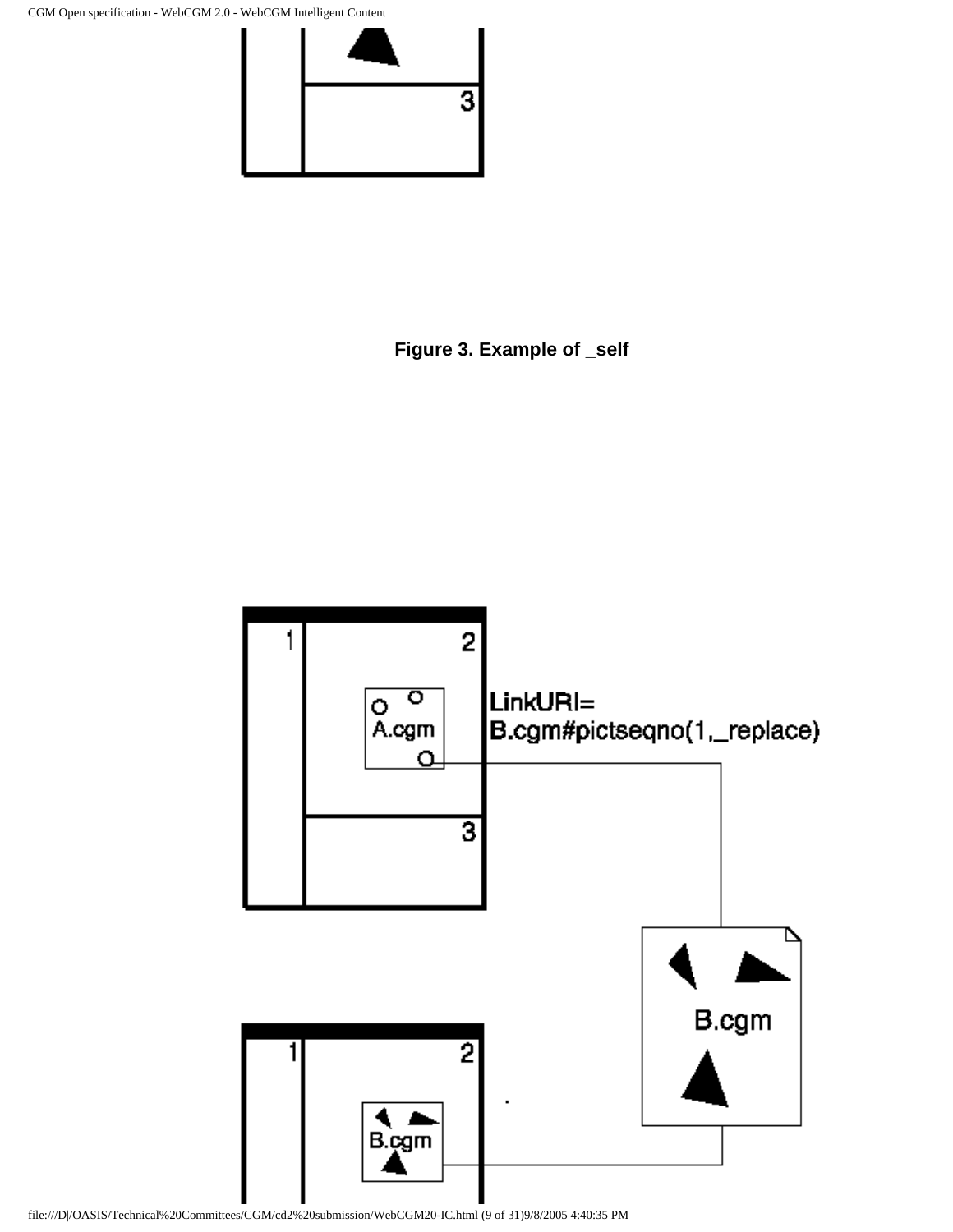**Figure 3. Example of _self**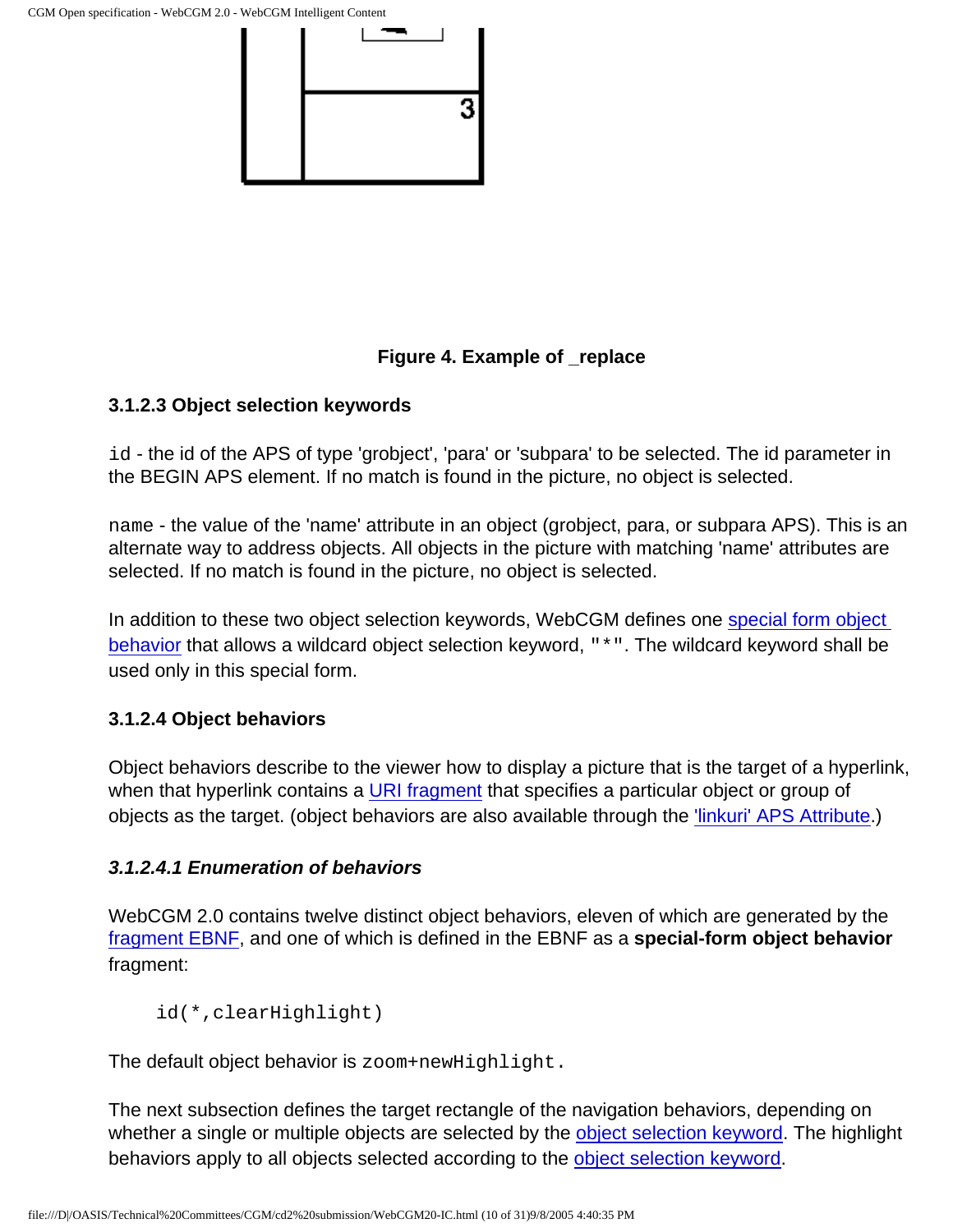**Figure 4. Example of _replace**

#### 3.1.2.3 Object selection keywords

`id` - the id of the APS of type 'grobject', 'para' or 'subpara' to be selected. The id parameter in the BEGIN APS element. If no match is found in the picture, no object is selected.

`name` - the value of the 'name' attribute in an object (grobject, para, or subpara APS). This is an alternate way to address objects. All objects in the picture with matching 'name' attributes are selected. If no match is found in the picture, no object is selected.

In addition to these two object selection keywords, WebCGM defines one special form object behavior that allows a wildcard object selection keyword, `"*"`. The wildcard keyword shall be used only in this special form.

#### 3.1.2.4 Object behaviors

Object behaviors describe to the viewer how to display a picture that is the target of a hyperlink, when that hyperlink contains a URI fragment that specifies a particular object or group of objects as the target. (object behaviors are also available through the 'linkuri' APS Attribute.)

##### *3.1.2.4.1 Enumeration of behaviors*

WebCGM 2.0 contains twelve distinct object behaviors, eleven of which are generated by the fragment EBNF, and one of which is defined in the EBNF as a **special-form object behavior** fragment:

```
id(*,clearHighlight)
```

The default object behavior is `zoom+newHighlight.`

The next subsection defines the target rectangle of the navigation behaviors, depending on whether a single or multiple objects are selected by the object selection keyword. The highlight behaviors apply to all objects selected according to the object selection keyword.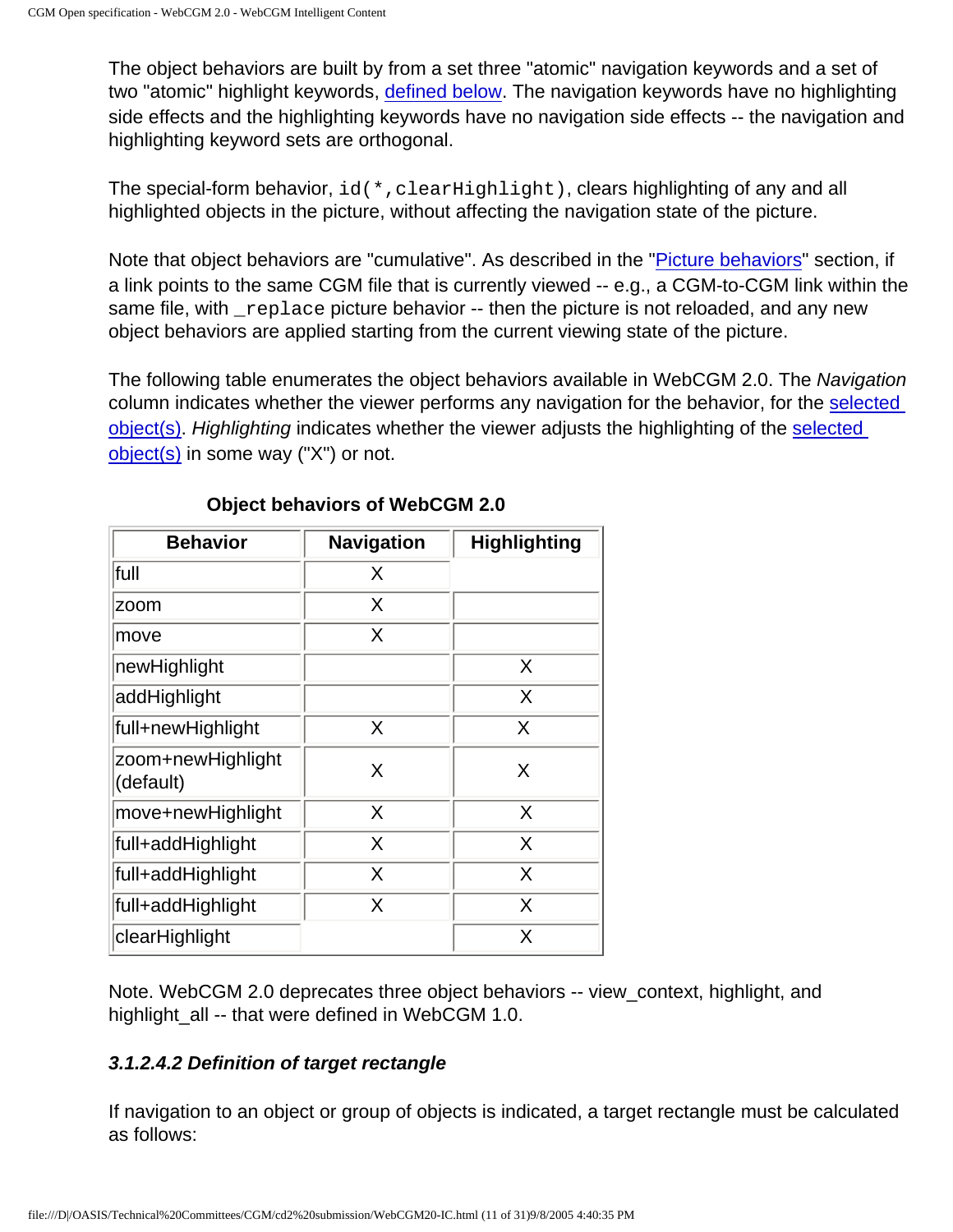The object behaviors are built by from a set three "atomic" navigation keywords and a set of two "atomic" highlight keywords, defined below. The navigation keywords have no highlighting side effects and the highlighting keywords have no navigation side effects -- the navigation and highlighting keyword sets are orthogonal.

The special-form behavior, `id(*,clearHighlight)`, clears highlighting of any and all highlighted objects in the picture, without affecting the navigation state of the picture.

Note that object behaviors are "cumulative". As described in the "Picture behaviors" section, if a link points to the same CGM file that is currently viewed -- e.g., a CGM-to-CGM link within the same file, with `_replace` picture behavior -- then the picture is not reloaded, and any new object behaviors are applied starting from the current viewing state of the picture.

The following table enumerates the object behaviors available in WebCGM 2.0. The *Navigation* column indicates whether the viewer performs any navigation for the behavior, for the selected object(s). *Highlighting* indicates whether the viewer adjusts the highlighting of the selected object(s) in some way ("X") or not.

**Object behaviors of WebCGM 2.0**

| Behavior | Navigation | Highlighting |
|---|---|---|
| full | X | |
| zoom | X | |
| move | X | |
| newHighlight | | X |
| addHighlight | | X |
| full+newHighlight | X | X |
| zoom+newHighlight (default) | X | X |
| move+newHighlight | X | X |
| full+addHighlight | X | X |
| full+addHighlight | X | X |
| full+addHighlight | X | X |
| clearHighlight | | X |

Note. WebCGM 2.0 deprecates three object behaviors -- view_context, highlight, and highlight_all -- that were defined in WebCGM 1.0.

#### *3.1.2.4.2 Definition of target rectangle*

If navigation to an object or group of objects is indicated, a target rectangle must be calculated as follows: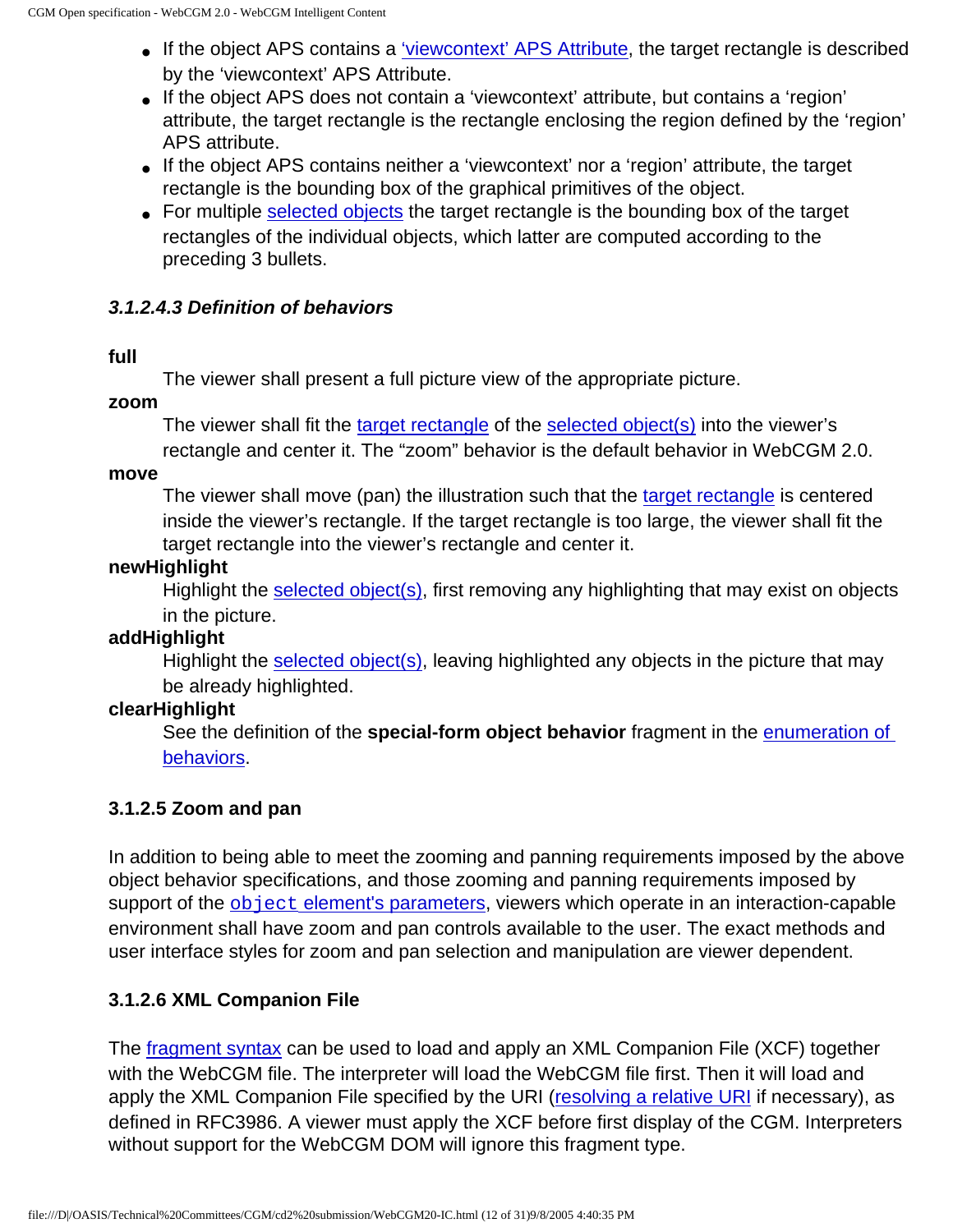- If the object APS contains a 'viewcontext' APS Attribute, the target rectangle is described by the 'viewcontext' APS Attribute.
- If the object APS does not contain a 'viewcontext' attribute, but contains a 'region' attribute, the target rectangle is the rectangle enclosing the region defined by the 'region' APS attribute.
- If the object APS contains neither a 'viewcontext' nor a 'region' attribute, the target rectangle is the bounding box of the graphical primitives of the object.
- For multiple selected objects the target rectangle is the bounding box of the target rectangles of the individual objects, which latter are computed according to the preceding 3 bullets.

#### *3.1.2.4.3 Definition of behaviors*

**full**
: The viewer shall present a full picture view of the appropriate picture.

**zoom**
: The viewer shall fit the target rectangle of the selected object(s) into the viewer's rectangle and center it. The "zoom" behavior is the default behavior in WebCGM 2.0.

**move**
: The viewer shall move (pan) the illustration such that the target rectangle is centered inside the viewer's rectangle. If the target rectangle is too large, the viewer shall fit the target rectangle into the viewer's rectangle and center it.

**newHighlight**
: Highlight the selected object(s), first removing any highlighting that may exist on objects in the picture.

**addHighlight**
: Highlight the selected object(s), leaving highlighted any objects in the picture that may be already highlighted.

**clearHighlight**
: See the definition of the **special-form object behavior** fragment in the enumeration of behaviors.

### 3.1.2.5 Zoom and pan

In addition to being able to meet the zooming and panning requirements imposed by the above object behavior specifications, and those zooming and panning requirements imposed by support of the `object` element's parameters, viewers which operate in an interaction-capable environment shall have zoom and pan controls available to the user. The exact methods and user interface styles for zoom and pan selection and manipulation are viewer dependent.

### 3.1.2.6 XML Companion File

The fragment syntax can be used to load and apply an XML Companion File (XCF) together with the WebCGM file. The interpreter will load the WebCGM file first. Then it will load and apply the XML Companion File specified by the URI (resolving a relative URI if necessary), as defined in RFC3986. A viewer must apply the XCF before first display of the CGM. Interpreters without support for the WebCGM DOM will ignore this fragment type.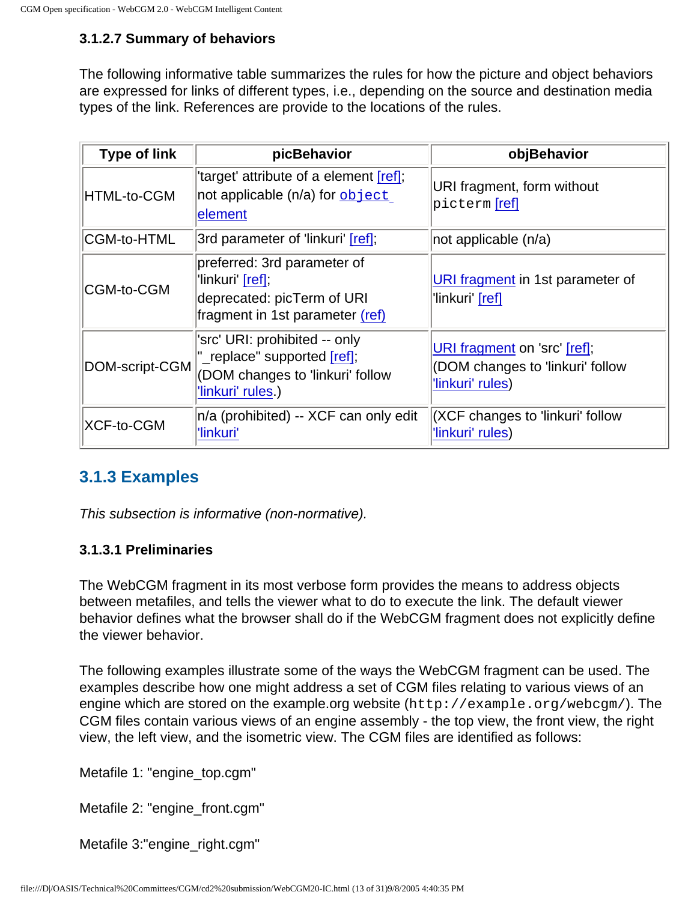#### 3.1.2.7 Summary of behaviors

The following informative table summarizes the rules for how the picture and object behaviors are expressed for links of different types, i.e., depending on the source and destination media types of the link. References are provide to the locations of the rules.

| Type of link | picBehavior | objBehavior |
|---|---|---|
| HTML-to-CGM | 'target' attribute of a element [ref]; not applicable (n/a) for `object` element | URI fragment, form without `picterm` [ref] |
| CGM-to-HTML | 3rd parameter of 'linkuri' [ref]; | not applicable (n/a) |
| CGM-to-CGM | preferred: 3rd parameter of 'linkuri' [ref]; deprecated: picTerm of URI fragment in 1st parameter (ref) | URI fragment in 1st parameter of 'linkuri' [ref] |
| DOM-script-CGM | 'src' URI: prohibited -- only "_replace" supported [ref]; (DOM changes to 'linkuri' follow 'linkuri' rules.) | URI fragment on 'src' [ref]; (DOM changes to 'linkuri' follow 'linkuri' rules) |
| XCF-to-CGM | n/a (prohibited) -- XCF can only edit 'linkuri' | (XCF changes to 'linkuri' follow 'linkuri' rules) |

### 3.1.3 Examples

*This subsection is informative (non-normative).*

#### 3.1.3.1 Preliminaries

The WebCGM fragment in its most verbose form provides the means to address objects between metafiles, and tells the viewer what to do to execute the link. The default viewer behavior defines what the browser shall do if the WebCGM fragment does not explicitly define the viewer behavior.

The following examples illustrate some of the ways the WebCGM fragment can be used. The examples describe how one might address a set of CGM files relating to various views of an engine which are stored on the example.org website (`http://example.org/webcgm/`). The CGM files contain various views of an engine assembly - the top view, the front view, the right view, the left view, and the isometric view. The CGM files are identified as follows:

Metafile 1: "engine_top.cgm"

Metafile 2: "engine_front.cgm"

Metafile 3:"engine_right.cgm"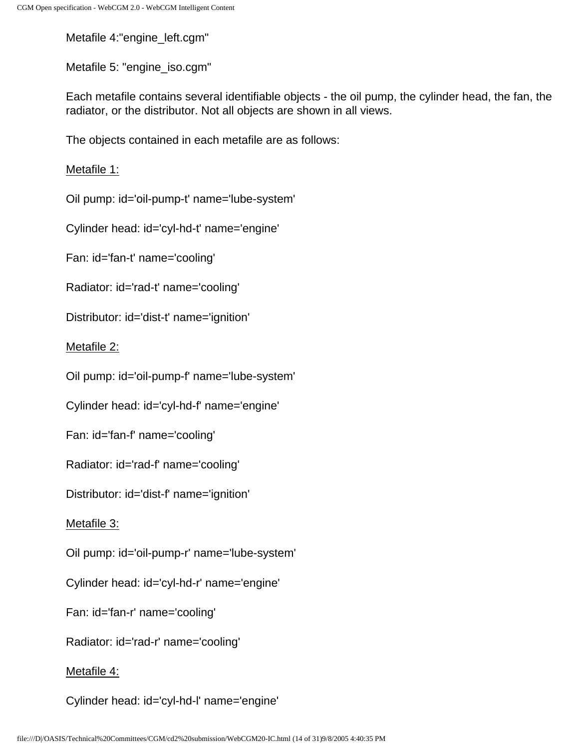Metafile 4:"engine_left.cgm"

Metafile 5: "engine_iso.cgm"

Each metafile contains several identifiable objects - the oil pump, the cylinder head, the fan, the radiator, or the distributor. Not all objects are shown in all views.

The objects contained in each metafile are as follows:

<u>Metafile 1:</u>

Oil pump: id='oil-pump-t' name='lube-system'

Cylinder head: id='cyl-hd-t' name='engine'

Fan: id='fan-t' name='cooling'

Radiator: id='rad-t' name='cooling'

Distributor: id='dist-t' name='ignition'

<u>Metafile 2:</u>

Oil pump: id='oil-pump-f' name='lube-system'

Cylinder head: id='cyl-hd-f' name='engine'

Fan: id='fan-f' name='cooling'

Radiator: id='rad-f' name='cooling'

Distributor: id='dist-f' name='ignition'

<u>Metafile 3:</u>

Oil pump: id='oil-pump-r' name='lube-system'

Cylinder head: id='cyl-hd-r' name='engine'

Fan: id='fan-r' name='cooling'

Radiator: id='rad-r' name='cooling'

<u>Metafile 4:</u>

Cylinder head: id='cyl-hd-l' name='engine'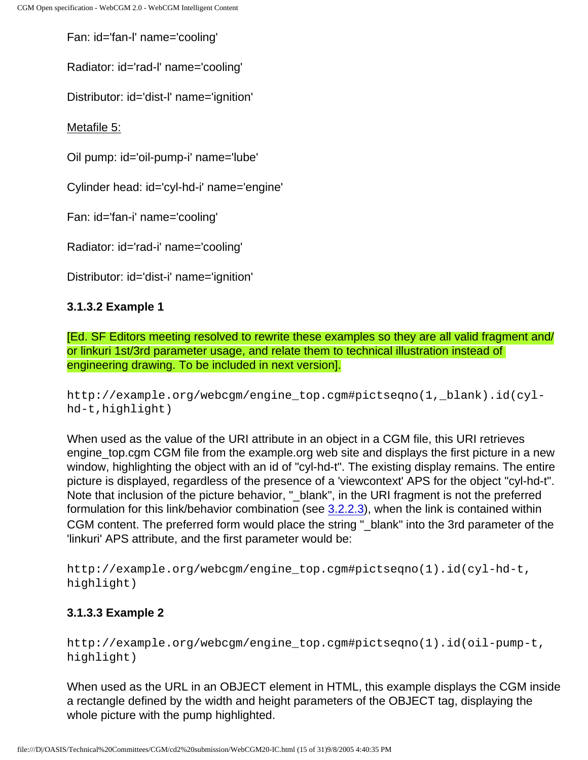Fan: id='fan-l' name='cooling'

Radiator: id='rad-l' name='cooling'

Distributor: id='dist-l' name='ignition'

Metafile 5:

Oil pump: id='oil-pump-i' name='lube'

Cylinder head: id='cyl-hd-i' name='engine'

Fan: id='fan-i' name='cooling'

Radiator: id='rad-i' name='cooling'

Distributor: id='dist-i' name='ignition'

#### 3.1.3.2 Example 1

[Ed. SF Editors meeting resolved to rewrite these examples so they are all valid fragment and/or linkuri 1st/3rd parameter usage, and relate them to technical illustration instead of engineering drawing. To be included in next version].

```
http://example.org/webcgm/engine_top.cgm#pictseqno(1,_blank).id(cyl-hd-t,highlight)
```

When used as the value of the URI attribute in an object in a CGM file, this URI retrieves engine_top.cgm CGM file from the example.org web site and displays the first picture in a new window, highlighting the object with an id of "cyl-hd-t". The existing display remains. The entire picture is displayed, regardless of the presence of a 'viewcontext' APS for the object "cyl-hd-t". Note that inclusion of the picture behavior, "_blank", in the URI fragment is not the preferred formulation for this link/behavior combination (see 3.2.2.3), when the link is contained within CGM content. The preferred form would place the string "_blank" into the 3rd parameter of the 'linkuri' APS attribute, and the first parameter would be:

```
http://example.org/webcgm/engine_top.cgm#pictseqno(1).id(cyl-hd-t, highlight)
```

#### 3.1.3.3 Example 2

```
http://example.org/webcgm/engine_top.cgm#pictseqno(1).id(oil-pump-t, highlight)
```

When used as the URL in an OBJECT element in HTML, this example displays the CGM inside a rectangle defined by the width and height parameters of the OBJECT tag, displaying the whole picture with the pump highlighted.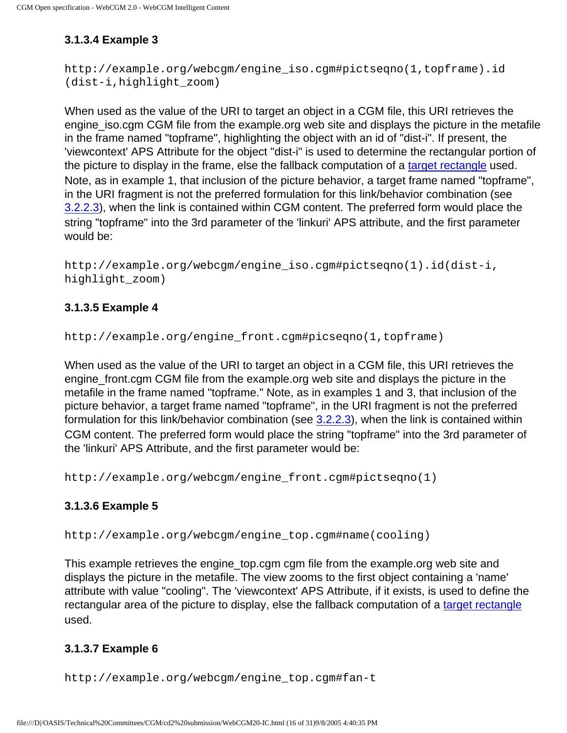#### 3.1.3.4 Example 3

```
http://example.org/webcgm/engine_iso.cgm#pictseqno(1,topframe).id
(dist-i,highlight_zoom)
```

When used as the value of the URI to target an object in a CGM file, this URI retrieves the engine_iso.cgm CGM file from the example.org web site and displays the picture in the metafile in the frame named "topframe", highlighting the object with an id of "dist-i". If present, the 'viewcontext' APS Attribute for the object "dist-i" is used to determine the rectangular portion of the picture to display in the frame, else the fallback computation of a target rectangle used. Note, as in example 1, that inclusion of the picture behavior, a target frame named "topframe", in the URI fragment is not the preferred formulation for this link/behavior combination (see 3.2.2.3), when the link is contained within CGM content. The preferred form would place the string "topframe" into the 3rd parameter of the 'linkuri' APS attribute, and the first parameter would be:

```
http://example.org/webcgm/engine_iso.cgm#pictseqno(1).id(dist-i,
highlight_zoom)
```

#### 3.1.3.5 Example 4

```
http://example.org/engine_front.cgm#picseqno(1,topframe)
```

When used as the value of the URI to target an object in a CGM file, this URI retrieves the engine_front.cgm CGM file from the example.org web site and displays the picture in the metafile in the frame named "topframe." Note, as in examples 1 and 3, that inclusion of the picture behavior, a target frame named "topframe", in the URI fragment is not the preferred formulation for this link/behavior combination (see 3.2.2.3), when the link is contained within CGM content. The preferred form would place the string "topframe" into the 3rd parameter of the 'linkuri' APS Attribute, and the first parameter would be:

```
http://example.org/webcgm/engine_front.cgm#pictseqno(1)
```

#### 3.1.3.6 Example 5

```
http://example.org/webcgm/engine_top.cgm#name(cooling)
```

This example retrieves the engine_top.cgm cgm file from the example.org web site and displays the picture in the metafile. The view zooms to the first object containing a 'name' attribute with value "cooling". The 'viewcontext' APS Attribute, if it exists, is used to define the rectangular area of the picture to display, else the fallback computation of a target rectangle used.

#### 3.1.3.7 Example 6

```
http://example.org/webcgm/engine_top.cgm#fan-t
```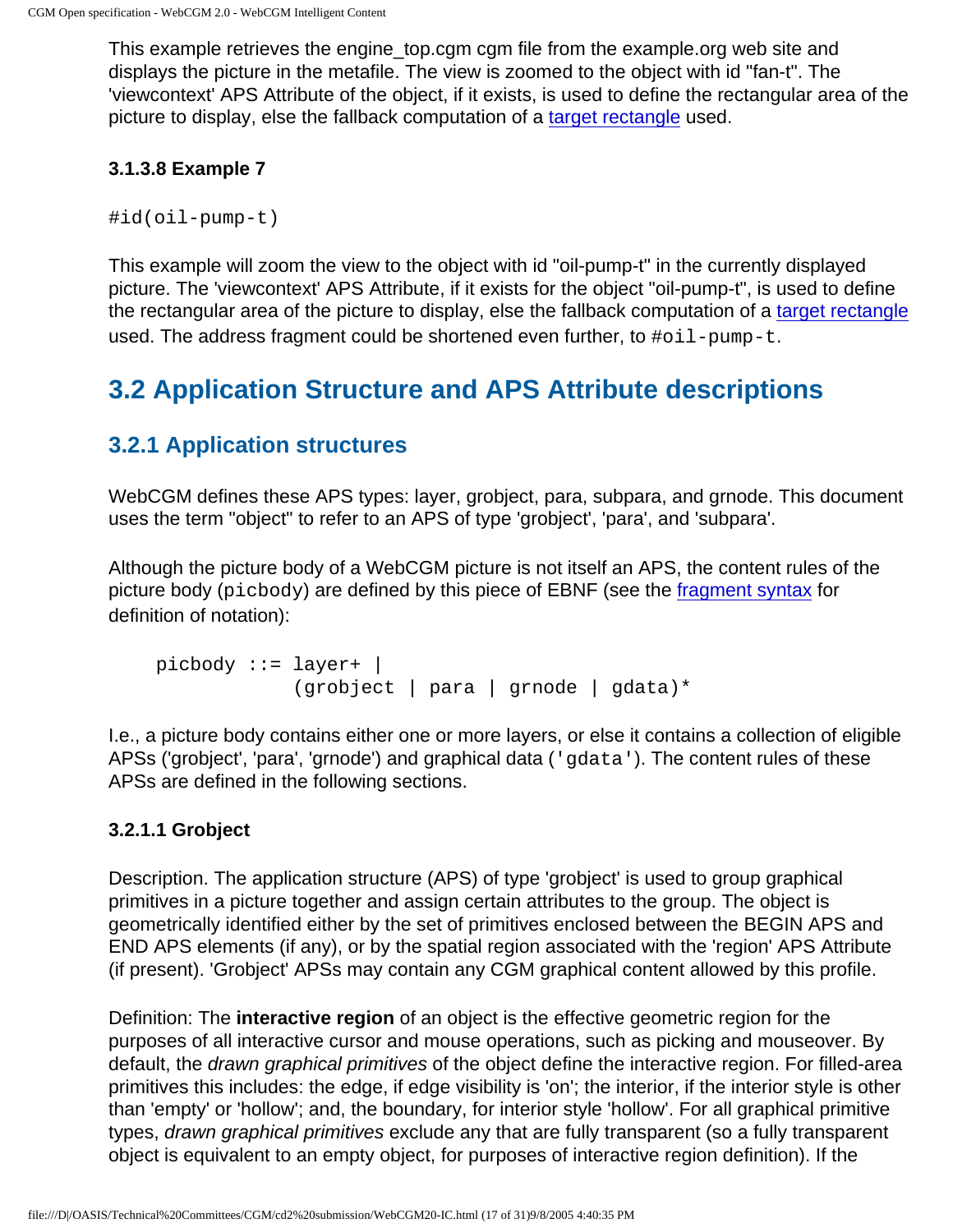This example retrieves the engine_top.cgm cgm file from the example.org web site and displays the picture in the metafile. The view is zoomed to the object with id "fan-t". The 'viewcontext' APS Attribute of the object, if it exists, is used to define the rectangular area of the picture to display, else the fallback computation of a target rectangle used.

#### 3.1.3.8 Example 7

```
#id(oil-pump-t)
```

This example will zoom the view to the object with id "oil-pump-t" in the currently displayed picture. The 'viewcontext' APS Attribute, if it exists for the object "oil-pump-t", is used to define the rectangular area of the picture to display, else the fallback computation of a target rectangle used. The address fragment could be shortened even further, to `#oil-pump-t`.

## 3.2 Application Structure and APS Attribute descriptions

### 3.2.1 Application structures

WebCGM defines these APS types: layer, grobject, para, subpara, and grnode. This document uses the term "object" to refer to an APS of type 'grobject', 'para', and 'subpara'.

Although the picture body of a WebCGM picture is not itself an APS, the content rules of the picture body (`picbody`) are defined by this piece of EBNF (see the fragment syntax for definition of notation):

```
picbody ::= layer+ |
            (grobject | para | grnode | gdata)*
```

I.e., a picture body contains either one or more layers, or else it contains a collection of eligible APSs ('grobject', 'para', 'grnode') and graphical data (`'gdata'`). The content rules of these APSs are defined in the following sections.

#### 3.2.1.1 Grobject

Description. The application structure (APS) of type 'grobject' is used to group graphical primitives in a picture together and assign certain attributes to the group. The object is geometrically identified either by the set of primitives enclosed between the BEGIN APS and END APS elements (if any), or by the spatial region associated with the 'region' APS Attribute (if present). 'Grobject' APSs may contain any CGM graphical content allowed by this profile.

Definition: The **interactive region** of an object is the effective geometric region for the purposes of all interactive cursor and mouse operations, such as picking and mouseover. By default, the *drawn graphical primitives* of the object define the interactive region. For filled-area primitives this includes: the edge, if edge visibility is 'on'; the interior, if the interior style is other than 'empty' or 'hollow'; and, the boundary, for interior style 'hollow'. For all graphical primitive types, *drawn graphical primitives* exclude any that are fully transparent (so a fully transparent object is equivalent to an empty object, for purposes of interactive region definition). If the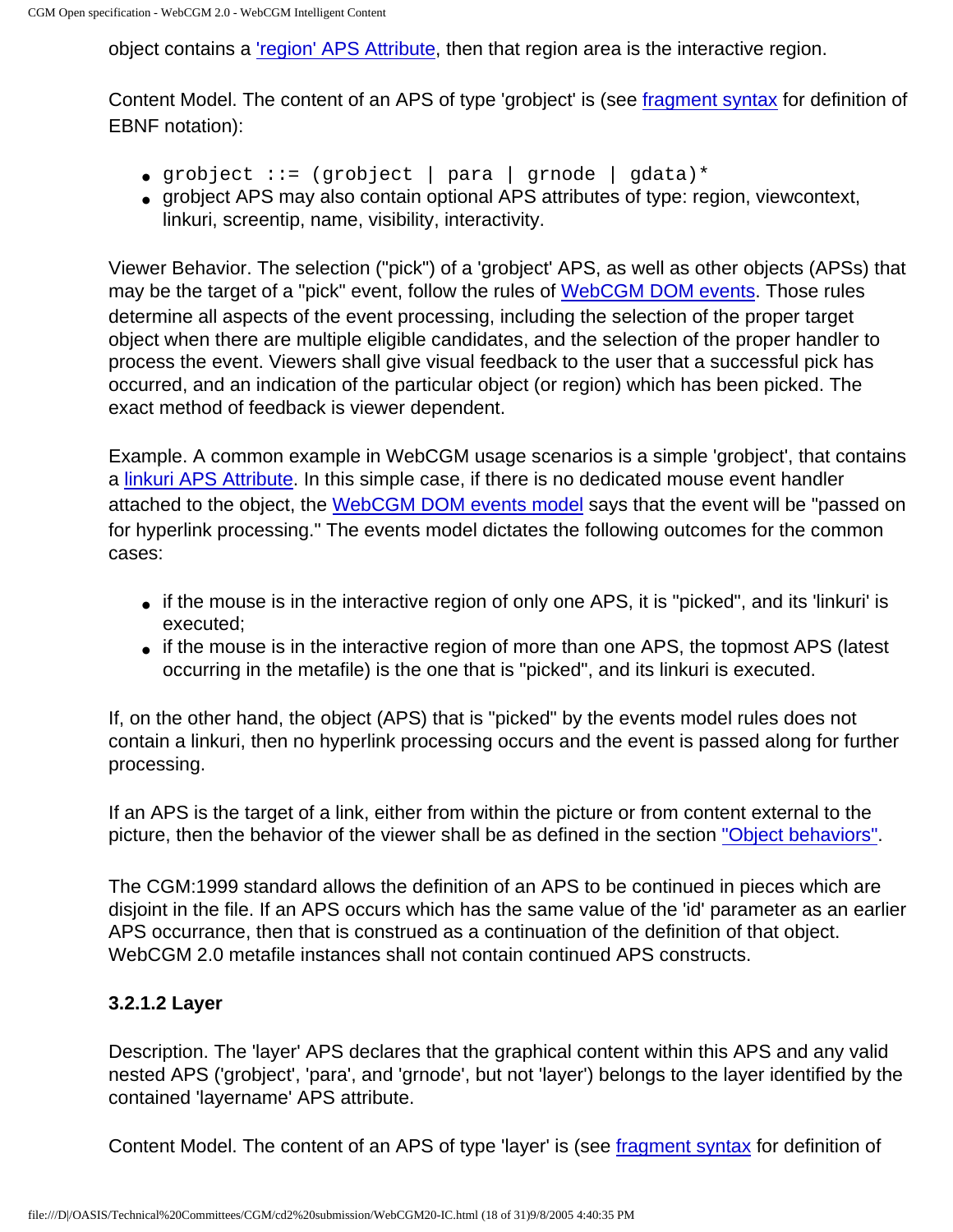object contains a 'region' APS Attribute, then that region area is the interactive region.

Content Model. The content of an APS of type 'grobject' is (see fragment syntax for definition of EBNF notation):

- `grobject ::= (grobject | para | grnode | gdata)*`
- grobject APS may also contain optional APS attributes of type: region, viewcontext, linkuri, screentip, name, visibility, interactivity.

Viewer Behavior. The selection ("pick") of a 'grobject' APS, as well as other objects (APSs) that may be the target of a "pick" event, follow the rules of WebCGM DOM events. Those rules determine all aspects of the event processing, including the selection of the proper target object when there are multiple eligible candidates, and the selection of the proper handler to process the event. Viewers shall give visual feedback to the user that a successful pick has occurred, and an indication of the particular object (or region) which has been picked. The exact method of feedback is viewer dependent.

Example. A common example in WebCGM usage scenarios is a simple 'grobject', that contains a linkuri APS Attribute. In this simple case, if there is no dedicated mouse event handler attached to the object, the WebCGM DOM events model says that the event will be "passed on for hyperlink processing." The events model dictates the following outcomes for the common cases:

- if the mouse is in the interactive region of only one APS, it is "picked", and its 'linkuri' is executed;
- if the mouse is in the interactive region of more than one APS, the topmost APS (latest occurring in the metafile) is the one that is "picked", and its linkuri is executed.

If, on the other hand, the object (APS) that is "picked" by the events model rules does not contain a linkuri, then no hyperlink processing occurs and the event is passed along for further processing.

If an APS is the target of a link, either from within the picture or from content external to the picture, then the behavior of the viewer shall be as defined in the section "Object behaviors".

The CGM:1999 standard allows the definition of an APS to be continued in pieces which are disjoint in the file. If an APS occurs which has the same value of the 'id' parameter as an earlier APS occurrance, then that is construed as a continuation of the definition of that object. WebCGM 2.0 metafile instances shall not contain continued APS constructs.

#### 3.2.1.2 Layer

Description. The 'layer' APS declares that the graphical content within this APS and any valid nested APS ('grobject', 'para', and 'grnode', but not 'layer') belongs to the layer identified by the contained 'layername' APS attribute.

Content Model. The content of an APS of type 'layer' is (see fragment syntax for definition of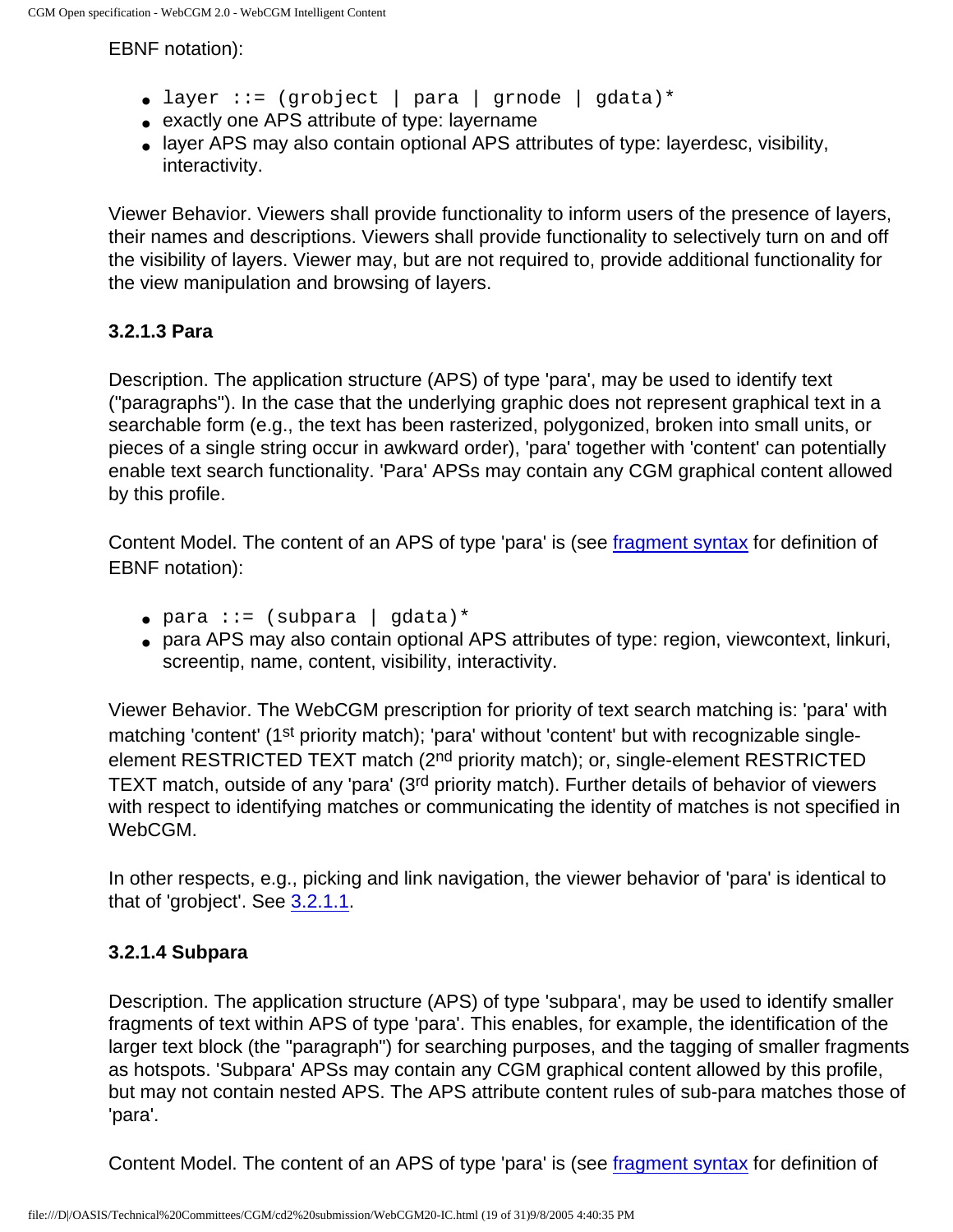EBNF notation):

- `layer ::= (grobject | para | grnode | gdata)*`
- exactly one APS attribute of type: layername
- layer APS may also contain optional APS attributes of type: layerdesc, visibility, interactivity.

Viewer Behavior. Viewers shall provide functionality to inform users of the presence of layers, their names and descriptions. Viewers shall provide functionality to selectively turn on and off the visibility of layers. Viewer may, but are not required to, provide additional functionality for the view manipulation and browsing of layers.

#### 3.2.1.3 Para

Description. The application structure (APS) of type 'para', may be used to identify text ("paragraphs"). In the case that the underlying graphic does not represent graphical text in a searchable form (e.g., the text has been rasterized, polygonized, broken into small units, or pieces of a single string occur in awkward order), 'para' together with 'content' can potentially enable text search functionality. 'Para' APSs may contain any CGM graphical content allowed by this profile.

Content Model. The content of an APS of type 'para' is (see [fragment syntax] for definition of EBNF notation):

- `para ::= (subpara | gdata)*`
- para APS may also contain optional APS attributes of type: region, viewcontext, linkuri, screentip, name, content, visibility, interactivity.

Viewer Behavior. The WebCGM prescription for priority of text search matching is: 'para' with matching 'content' (1st priority match); 'para' without 'content' but with recognizable single-element RESTRICTED TEXT match (2nd priority match); or, single-element RESTRICTED TEXT match, outside of any 'para' (3rd priority match). Further details of behavior of viewers with respect to identifying matches or communicating the identity of matches is not specified in WebCGM.

In other respects, e.g., picking and link navigation, the viewer behavior of 'para' is identical to that of 'grobject'. See [3.2.1.1].

#### 3.2.1.4 Subpara

Description. The application structure (APS) of type 'subpara', may be used to identify smaller fragments of text within APS of type 'para'. This enables, for example, the identification of the larger text block (the "paragraph") for searching purposes, and the tagging of smaller fragments as hotspots. 'Subpara' APSs may contain any CGM graphical content allowed by this profile, but may not contain nested APS. The APS attribute content rules of sub-para matches those of 'para'.

Content Model. The content of an APS of type 'para' is (see [fragment syntax] for definition of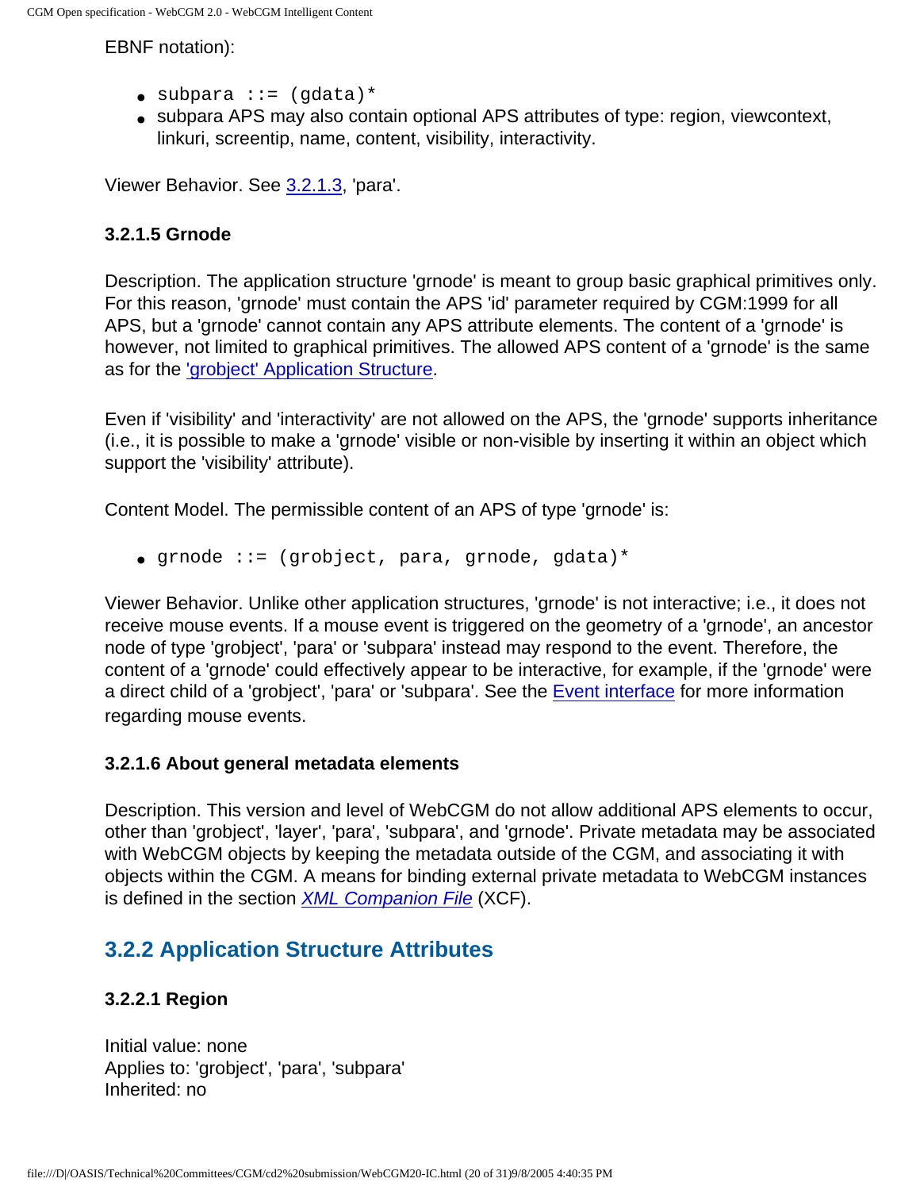EBNF notation):

- `subpara ::= (gdata)*`
- subpara APS may also contain optional APS attributes of type: region, viewcontext, linkuri, screentip, name, content, visibility, interactivity.

Viewer Behavior. See [3.2.1.3](), 'para'.

#### 3.2.1.5 Grnode

Description. The application structure 'grnode' is meant to group basic graphical primitives only. For this reason, 'grnode' must contain the APS 'id' parameter required by CGM:1999 for all APS, but a 'grnode' cannot contain any APS attribute elements. The content of a 'grnode' is however, not limited to graphical primitives. The allowed APS content of a 'grnode' is the same as for the ['grobject' Application Structure]().

Even if 'visibility' and 'interactivity' are not allowed on the APS, the 'grnode' supports inheritance (i.e., it is possible to make a 'grnode' visible or non-visible by inserting it within an object which support the 'visibility' attribute).

Content Model. The permissible content of an APS of type 'grnode' is:

- `grnode ::= (grobject, para, grnode, gdata)*`

Viewer Behavior. Unlike other application structures, 'grnode' is not interactive; i.e., it does not receive mouse events. If a mouse event is triggered on the geometry of a 'grnode', an ancestor node of type 'grobject', 'para' or 'subpara' instead may respond to the event. Therefore, the content of a 'grnode' could effectively appear to be interactive, for example, if the 'grnode' were a direct child of a 'grobject', 'para' or 'subpara'. See the [Event interface]() for more information regarding mouse events.

#### 3.2.1.6 About general metadata elements

Description. This version and level of WebCGM do not allow additional APS elements to occur, other than 'grobject', 'layer', 'para', 'subpara', and 'grnode'. Private metadata may be associated with WebCGM objects by keeping the metadata outside of the CGM, and associating it with objects within the CGM. A means for binding external private metadata to WebCGM instances is defined in the section *[XML Companion File]()* (XCF).

## 3.2.2 Application Structure Attributes

#### 3.2.2.1 Region

Initial value: none
Applies to: 'grobject', 'para', 'subpara'
Inherited: no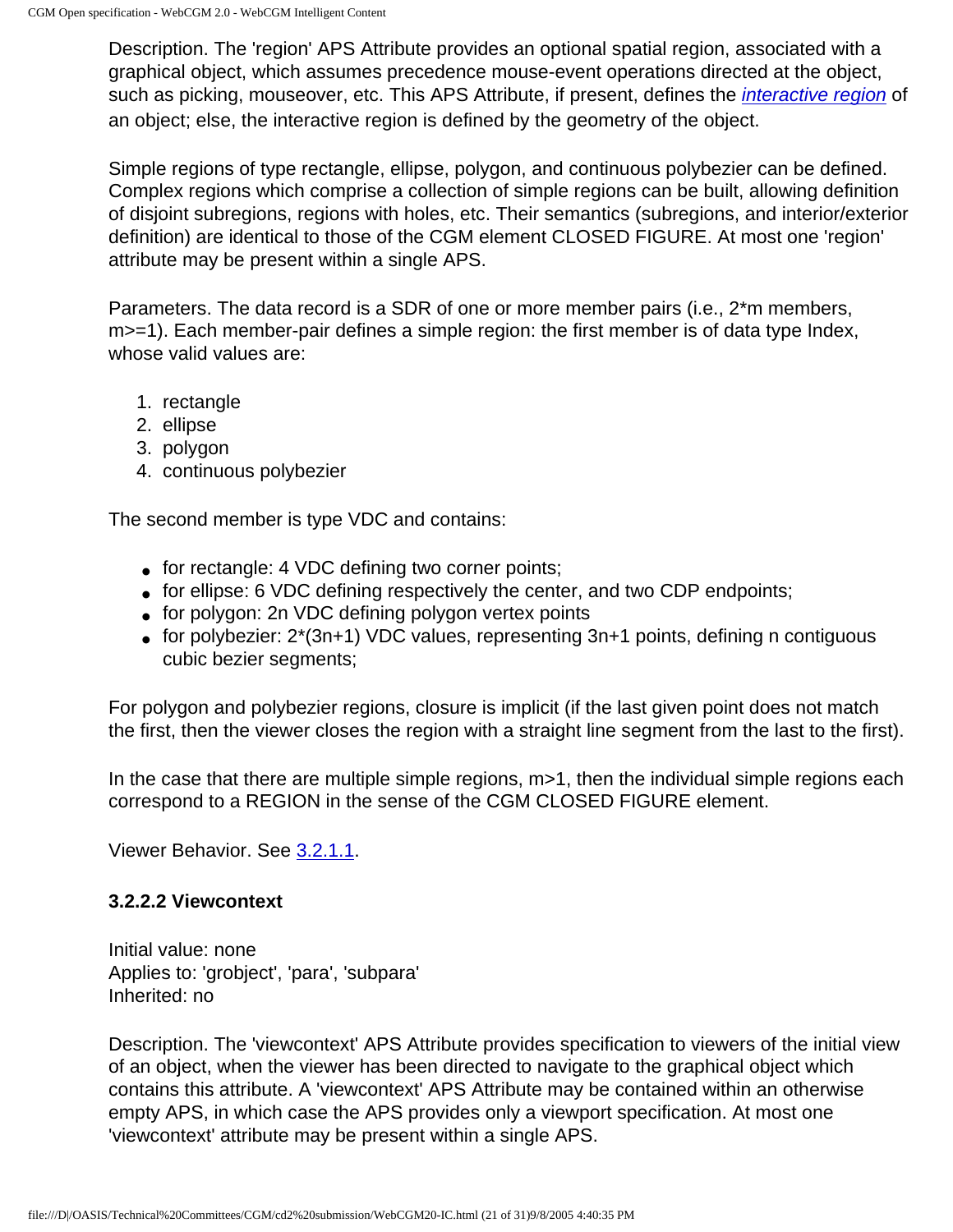Description. The 'region' APS Attribute provides an optional spatial region, associated with a graphical object, which assumes precedence mouse-event operations directed at the object, such as picking, mouseover, etc. This APS Attribute, if present, defines the *interactive region* of an object; else, the interactive region is defined by the geometry of the object.

Simple regions of type rectangle, ellipse, polygon, and continuous polybezier can be defined. Complex regions which comprise a collection of simple regions can be built, allowing definition of disjoint subregions, regions with holes, etc. Their semantics (subregions, and interior/exterior definition) are identical to those of the CGM element CLOSED FIGURE. At most one 'region' attribute may be present within a single APS.

Parameters. The data record is a SDR of one or more member pairs (i.e., 2*m members, m>=1). Each member-pair defines a simple region: the first member is of data type Index, whose valid values are:

1. rectangle
2. ellipse
3. polygon
4. continuous polybezier

The second member is type VDC and contains:

- for rectangle: 4 VDC defining two corner points;
- for ellipse: 6 VDC defining respectively the center, and two CDP endpoints;
- for polygon: 2n VDC defining polygon vertex points
- for polybezier: 2*(3n+1) VDC values, representing 3n+1 points, defining n contiguous cubic bezier segments;

For polygon and polybezier regions, closure is implicit (if the last given point does not match the first, then the viewer closes the region with a straight line segment from the last to the first).

In the case that there are multiple simple regions, m>1, then the individual simple regions each correspond to a REGION in the sense of the CGM CLOSED FIGURE element.

Viewer Behavior. See 3.2.1.1.

### 3.2.2.2 Viewcontext

Initial value: none
Applies to: 'grobject', 'para', 'subpara'
Inherited: no

Description. The 'viewcontext' APS Attribute provides specification to viewers of the initial view of an object, when the viewer has been directed to navigate to the graphical object which contains this attribute. A 'viewcontext' APS Attribute may be contained within an otherwise empty APS, in which case the APS provides only a viewport specification. At most one 'viewcontext' attribute may be present within a single APS.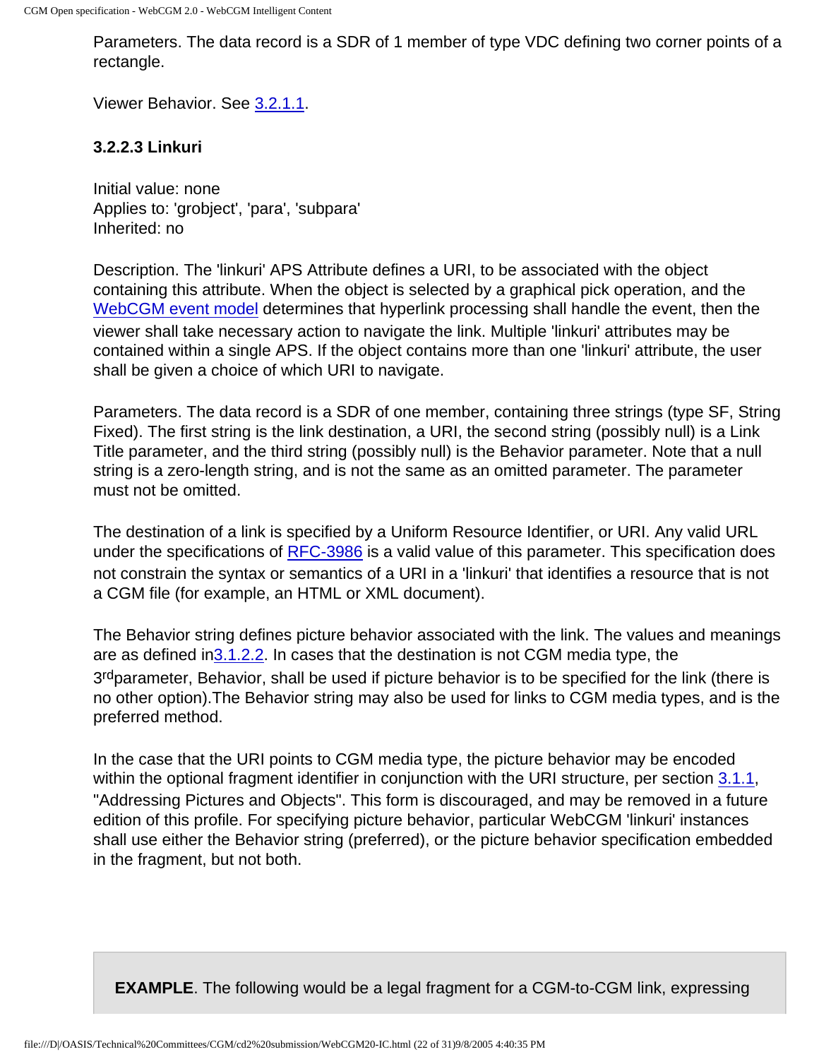Parameters. The data record is a SDR of 1 member of type VDC defining two corner points of a rectangle.

Viewer Behavior. See 3.2.1.1.

#### 3.2.2.3 Linkuri

Initial value: none
Applies to: 'grobject', 'para', 'subpara'
Inherited: no

Description. The 'linkuri' APS Attribute defines a URI, to be associated with the object containing this attribute. When the object is selected by a graphical pick operation, and the WebCGM event model determines that hyperlink processing shall handle the event, then the viewer shall take necessary action to navigate the link. Multiple 'linkuri' attributes may be contained within a single APS. If the object contains more than one 'linkuri' attribute, the user shall be given a choice of which URI to navigate.

Parameters. The data record is a SDR of one member, containing three strings (type SF, String Fixed). The first string is the link destination, a URI, the second string (possibly null) is a Link Title parameter, and the third string (possibly null) is the Behavior parameter. Note that a null string is a zero-length string, and is not the same as an omitted parameter. The parameter must not be omitted.

The destination of a link is specified by a Uniform Resource Identifier, or URI. Any valid URL under the specifications of RFC-3986 is a valid value of this parameter. This specification does not constrain the syntax or semantics of a URI in a 'linkuri' that identifies a resource that is not a CGM file (for example, an HTML or XML document).

The Behavior string defines picture behavior associated with the link. The values and meanings are as defined in3.1.2.2. In cases that the destination is not CGM media type, the 3rdparameter, Behavior, shall be used if picture behavior is to be specified for the link (there is no other option).The Behavior string may also be used for links to CGM media types, and is the preferred method.

In the case that the URI points to CGM media type, the picture behavior may be encoded within the optional fragment identifier in conjunction with the URI structure, per section 3.1.1, "Addressing Pictures and Objects". This form is discouraged, and may be removed in a future edition of this profile. For specifying picture behavior, particular WebCGM 'linkuri' instances shall use either the Behavior string (preferred), or the picture behavior specification embedded in the fragment, but not both.

**EXAMPLE**. The following would be a legal fragment for a CGM-to-CGM link, expressing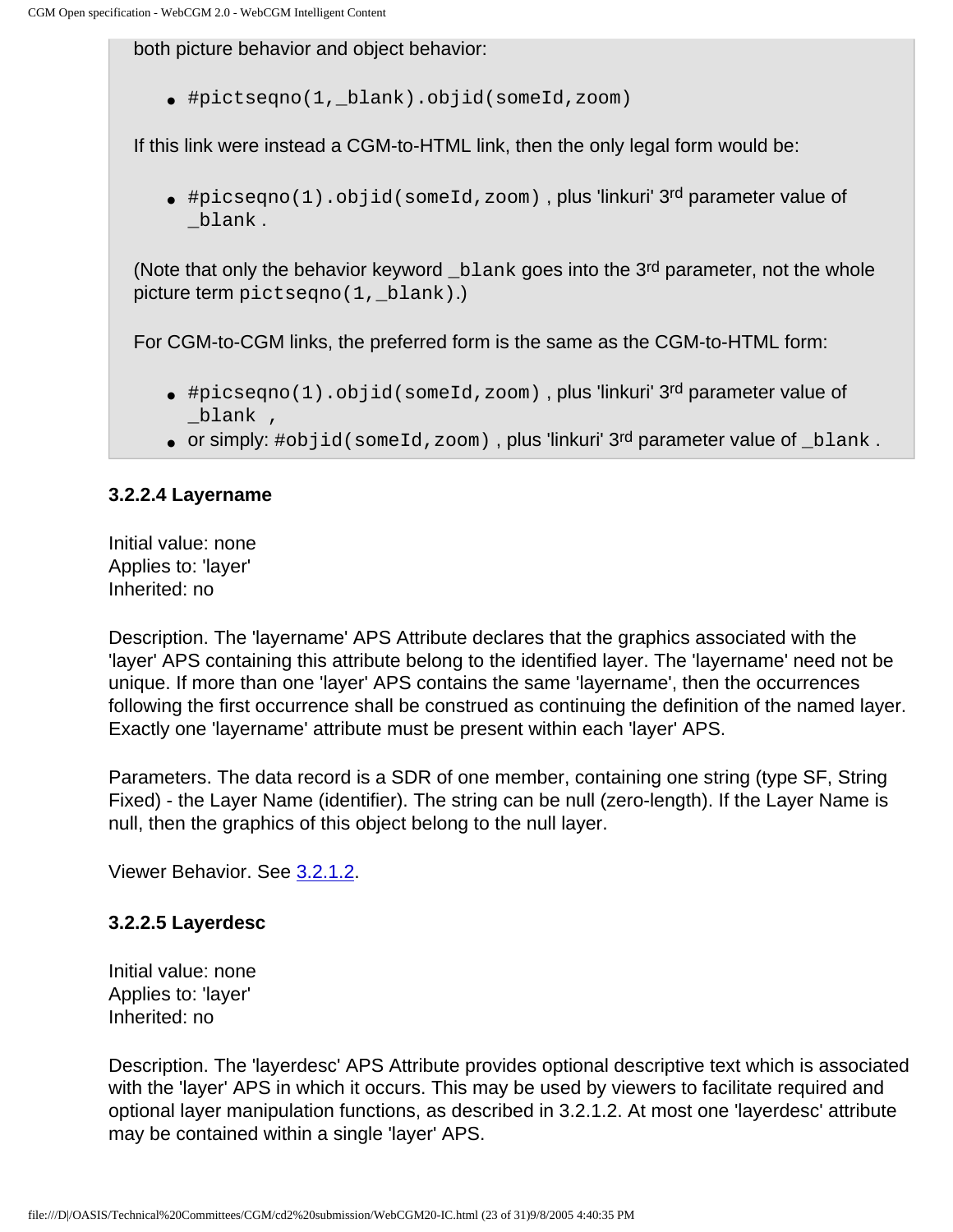both picture behavior and object behavior:

- `#pictseqno(1,_blank).objid(someId,zoom)`

If this link were instead a CGM-to-HTML link, then the only legal form would be:

- `#picseqno(1).objid(someId,zoom)` , plus 'linkuri' 3rd parameter value of `_blank` .

(Note that only the behavior keyword `_blank` goes into the 3rd parameter, not the whole picture term `pictseqno(1,_blank)`.)

For CGM-to-CGM links, the preferred form is the same as the CGM-to-HTML form:

- `#picseqno(1).objid(someId,zoom)` , plus 'linkuri' 3rd parameter value of `_blank` ,
- or simply: `#objid(someId,zoom)` , plus 'linkuri' 3rd parameter value of `_blank` .

### 3.2.2.4 Layername

Initial value: none
Applies to: 'layer'
Inherited: no

Description. The 'layername' APS Attribute declares that the graphics associated with the 'layer' APS containing this attribute belong to the identified layer. The 'layername' need not be unique. If more than one 'layer' APS contains the same 'layername', then the occurrences following the first occurrence shall be construed as continuing the definition of the named layer. Exactly one 'layername' attribute must be present within each 'layer' APS.

Parameters. The data record is a SDR of one member, containing one string (type SF, String Fixed) - the Layer Name (identifier). The string can be null (zero-length). If the Layer Name is null, then the graphics of this object belong to the null layer.

Viewer Behavior. See 3.2.1.2.

### 3.2.2.5 Layerdesc

Initial value: none
Applies to: 'layer'
Inherited: no

Description. The 'layerdesc' APS Attribute provides optional descriptive text which is associated with the 'layer' APS in which it occurs. This may be used by viewers to facilitate required and optional layer manipulation functions, as described in 3.2.1.2. At most one 'layerdesc' attribute may be contained within a single 'layer' APS.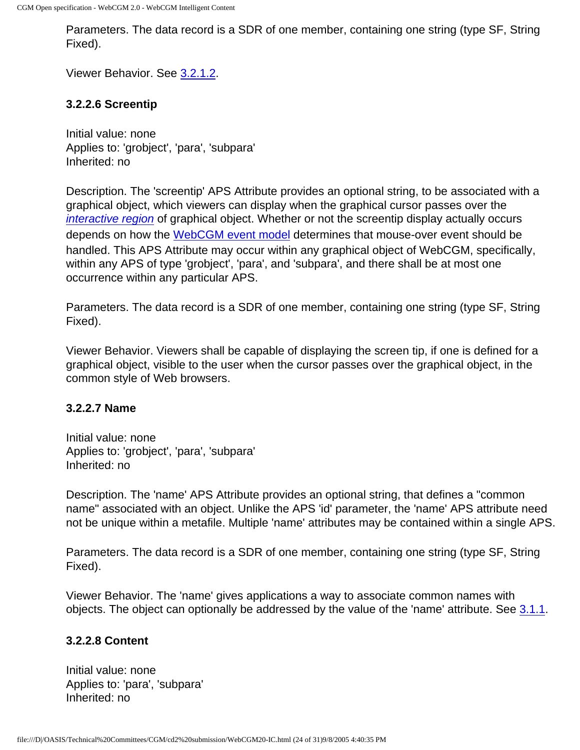Parameters. The data record is a SDR of one member, containing one string (type SF, String Fixed).

Viewer Behavior. See 3.2.1.2.

### 3.2.2.6 Screentip

Initial value: none
Applies to: 'grobject', 'para', 'subpara'
Inherited: no

Description. The 'screentip' APS Attribute provides an optional string, to be associated with a graphical object, which viewers can display when the graphical cursor passes over the *interactive region* of graphical object. Whether or not the screentip display actually occurs depends on how the WebCGM event model determines that mouse-over event should be handled. This APS Attribute may occur within any graphical object of WebCGM, specifically, within any APS of type 'grobject', 'para', and 'subpara', and there shall be at most one occurrence within any particular APS.

Parameters. The data record is a SDR of one member, containing one string (type SF, String Fixed).

Viewer Behavior. Viewers shall be capable of displaying the screen tip, if one is defined for a graphical object, visible to the user when the cursor passes over the graphical object, in the common style of Web browsers.

### 3.2.2.7 Name

Initial value: none
Applies to: 'grobject', 'para', 'subpara'
Inherited: no

Description. The 'name' APS Attribute provides an optional string, that defines a "common name" associated with an object. Unlike the APS 'id' parameter, the 'name' APS attribute need not be unique within a metafile. Multiple 'name' attributes may be contained within a single APS.

Parameters. The data record is a SDR of one member, containing one string (type SF, String Fixed).

Viewer Behavior. The 'name' gives applications a way to associate common names with objects. The object can optionally be addressed by the value of the 'name' attribute. See 3.1.1.

### 3.2.2.8 Content

Initial value: none
Applies to: 'para', 'subpara'
Inherited: no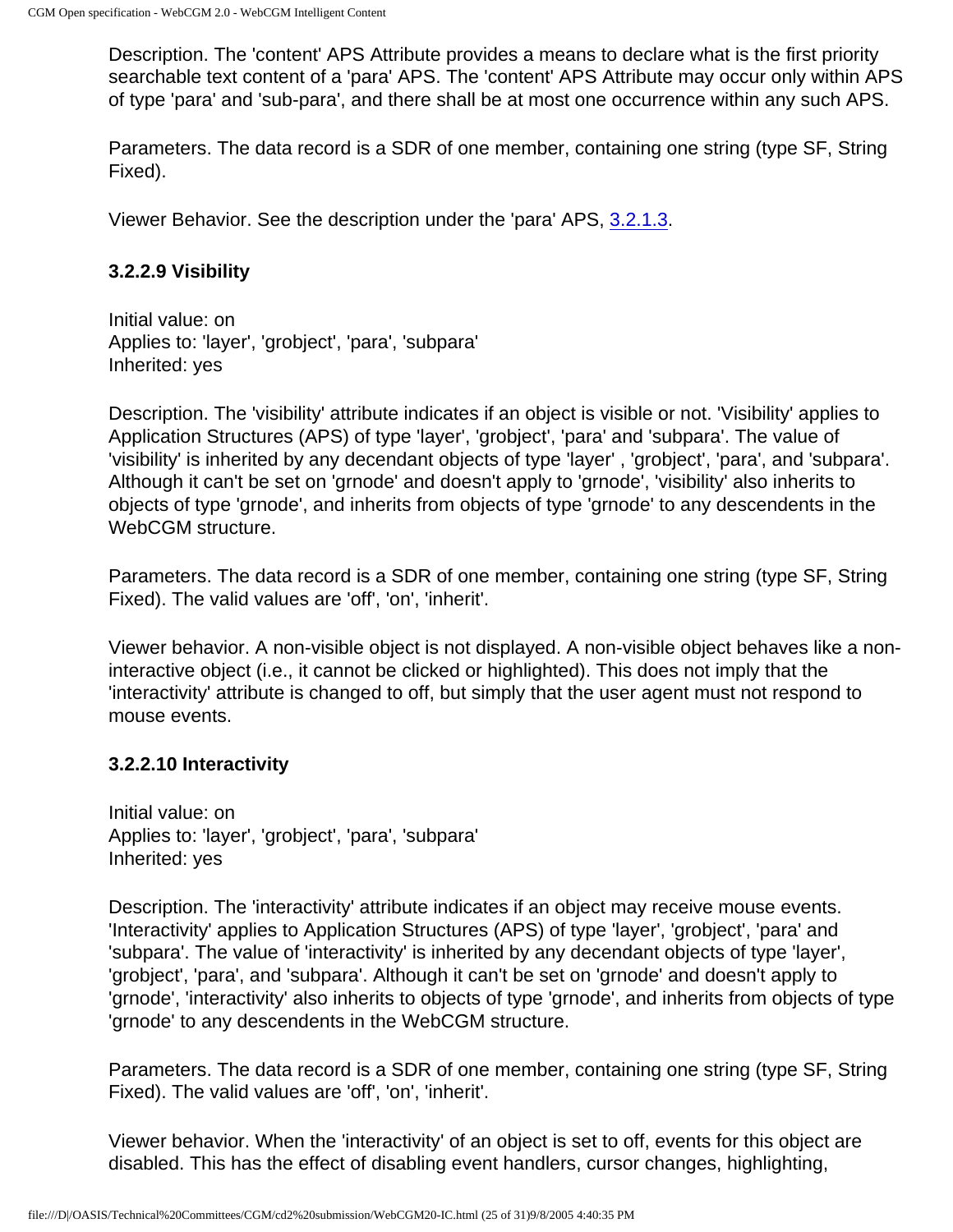Description. The 'content' APS Attribute provides a means to declare what is the first priority searchable text content of a 'para' APS. The 'content' APS Attribute may occur only within APS of type 'para' and 'sub-para', and there shall be at most one occurrence within any such APS.

Parameters. The data record is a SDR of one member, containing one string (type SF, String Fixed).

Viewer Behavior. See the description under the 'para' APS, 3.2.1.3.

### 3.2.2.9 Visibility

Initial value: on
Applies to: 'layer', 'grobject', 'para', 'subpara'
Inherited: yes

Description. The 'visibility' attribute indicates if an object is visible or not. 'Visibility' applies to Application Structures (APS) of type 'layer', 'grobject', 'para' and 'subpara'. The value of 'visibility' is inherited by any decendant objects of type 'layer' , 'grobject', 'para', and 'subpara'. Although it can't be set on 'grnode' and doesn't apply to 'grnode', 'visibility' also inherits to objects of type 'grnode', and inherits from objects of type 'grnode' to any descendents in the WebCGM structure.

Parameters. The data record is a SDR of one member, containing one string (type SF, String Fixed). The valid values are 'off', 'on', 'inherit'.

Viewer behavior. A non-visible object is not displayed. A non-visible object behaves like a non-interactive object (i.e., it cannot be clicked or highlighted). This does not imply that the 'interactivity' attribute is changed to off, but simply that the user agent must not respond to mouse events.

### 3.2.2.10 Interactivity

Initial value: on
Applies to: 'layer', 'grobject', 'para', 'subpara'
Inherited: yes

Description. The 'interactivity' attribute indicates if an object may receive mouse events. 'Interactivity' applies to Application Structures (APS) of type 'layer', 'grobject', 'para' and 'subpara'. The value of 'interactivity' is inherited by any decendant objects of type 'layer', 'grobject', 'para', and 'subpara'. Although it can't be set on 'grnode' and doesn't apply to 'grnode', 'interactivity' also inherits to objects of type 'grnode', and inherits from objects of type 'grnode' to any descendents in the WebCGM structure.

Parameters. The data record is a SDR of one member, containing one string (type SF, String Fixed). The valid values are 'off', 'on', 'inherit'.

Viewer behavior. When the 'interactivity' of an object is set to off, events for this object are disabled. This has the effect of disabling event handlers, cursor changes, highlighting,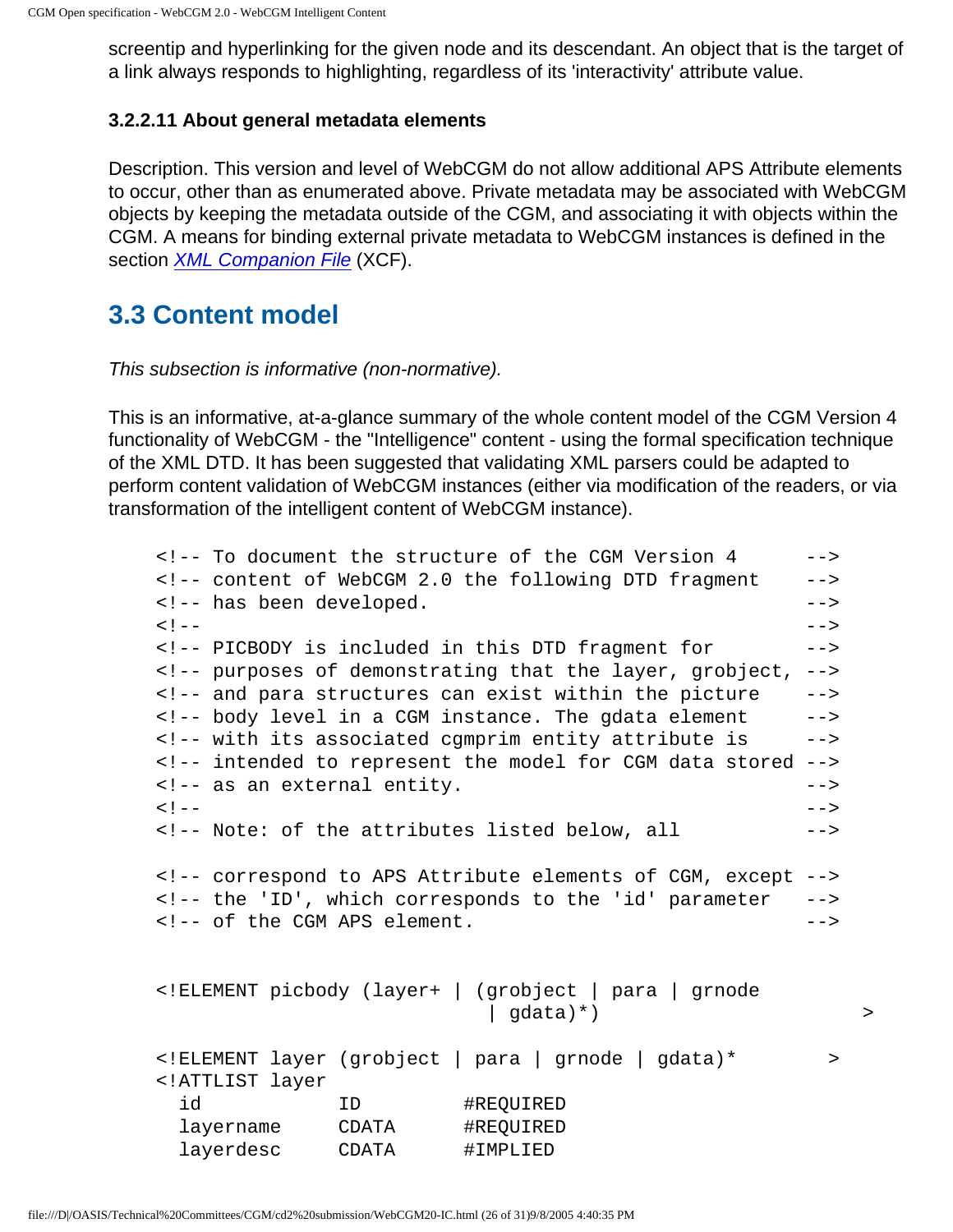screentip and hyperlinking for the given node and its descendant. An object that is the target of a link always responds to highlighting, regardless of its 'interactivity' attribute value.

#### 3.2.2.11 About general metadata elements

Description. This version and level of WebCGM do not allow additional APS Attribute elements to occur, other than as enumerated above. Private metadata may be associated with WebCGM objects by keeping the metadata outside of the CGM, and associating it with objects within the CGM. A means for binding external private metadata to WebCGM instances is defined in the section [XML Companion File](#) (XCF).

## 3.3 Content model

*This subsection is informative (non-normative).*

This is an informative, at-a-glance summary of the whole content model of the CGM Version 4 functionality of WebCGM - the "Intelligence" content - using the formal specification technique of the XML DTD. It has been suggested that validating XML parsers could be adapted to perform content validation of WebCGM instances (either via modification of the readers, or via transformation of the intelligent content of WebCGM instance).

```
<!-- To document the structure of the CGM Version 4      -->
<!-- content of WebCGM 2.0 the following DTD fragment    -->
<!-- has been developed.                                  -->
<!--                                                      -->
<!-- PICBODY is included in this DTD fragment for        -->
<!-- purposes of demonstrating that the layer, grobject, -->
<!-- and para structures can exist within the picture    -->
<!-- body level in a CGM instance. The gdata element     -->
<!-- with its associated cgmprim entity attribute is     -->
<!-- intended to represent the model for CGM data stored -->
<!-- as an external entity.                               -->
<!--                                                      -->
<!-- Note: of the attributes listed below, all           -->

<!-- correspond to APS Attribute elements of CGM, except -->
<!-- the 'ID', which corresponds to the 'id' parameter   -->
<!-- of the CGM APS element.                              -->


<!ELEMENT picbody (layer+ | (grobject | para | grnode
                            | gdata)*)                      >

<!ELEMENT layer (grobject | para | grnode | gdata)*       >
<!ATTLIST layer
  id            ID         #REQUIRED
  layername     CDATA      #REQUIRED
  layerdesc     CDATA      #IMPLIED
```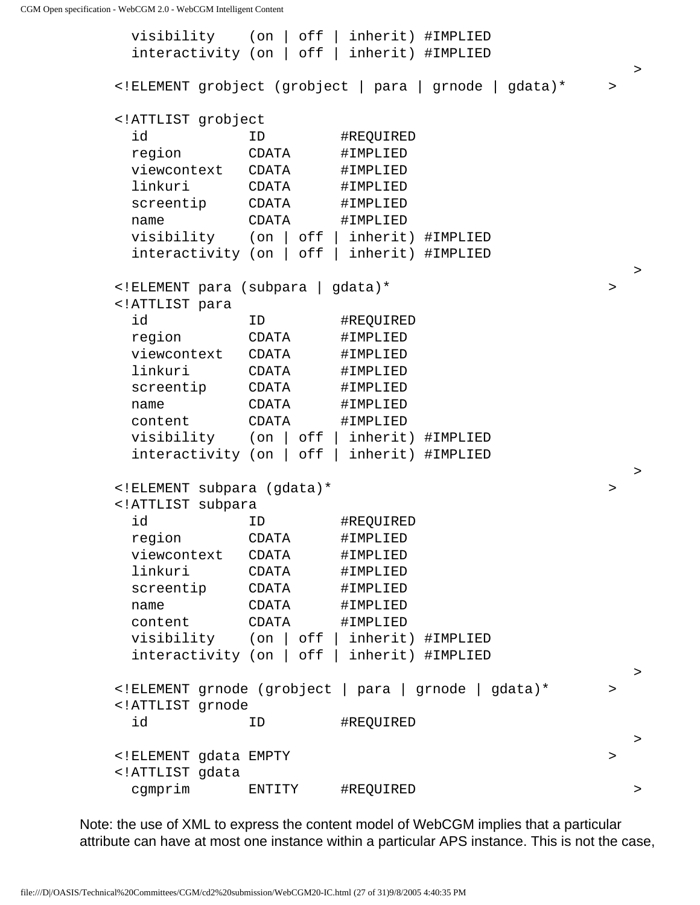```
  visibility    (on | off | inherit) #IMPLIED
  interactivity (on | off | inherit) #IMPLIED
                                                              >
<!ELEMENT grobject (grobject | para | grnode | gdata)*     >

<!ATTLIST grobject
  id            ID          #REQUIRED
  region        CDATA       #IMPLIED
  viewcontext   CDATA       #IMPLIED
  linkuri       CDATA       #IMPLIED
  screentip     CDATA       #IMPLIED
  name          CDATA       #IMPLIED
  visibility    (on | off | inherit) #IMPLIED
  interactivity (on | off | inherit) #IMPLIED
                                                              >
<!ELEMENT para (subpara | gdata)*                          >
<!ATTLIST para
  id            ID          #REQUIRED
  region        CDATA       #IMPLIED
  viewcontext   CDATA       #IMPLIED
  linkuri       CDATA       #IMPLIED
  screentip     CDATA       #IMPLIED
  name          CDATA       #IMPLIED
  content       CDATA       #IMPLIED
  visibility    (on | off | inherit) #IMPLIED
  interactivity (on | off | inherit) #IMPLIED
                                                              >
<!ELEMENT subpara (gdata)*                                 >
<!ATTLIST subpara
  id            ID          #REQUIRED
  region        CDATA       #IMPLIED
  viewcontext   CDATA       #IMPLIED
  linkuri       CDATA       #IMPLIED
  screentip     CDATA       #IMPLIED
  name          CDATA       #IMPLIED
  content       CDATA       #IMPLIED
  visibility    (on | off | inherit) #IMPLIED
  interactivity (on | off | inherit) #IMPLIED
                                                              >
<!ELEMENT grnode (grobject | para | grnode | gdata)*       >
<!ATTLIST grnode
  id            ID          #REQUIRED
                                                              >
<!ELEMENT gdata EMPTY                                      >
<!ATTLIST gdata
  cgmprim       ENTITY      #REQUIRED                         >
```

Note: the use of XML to express the content model of WebCGM implies that a particular attribute can have at most one instance within a particular APS instance. This is not the case,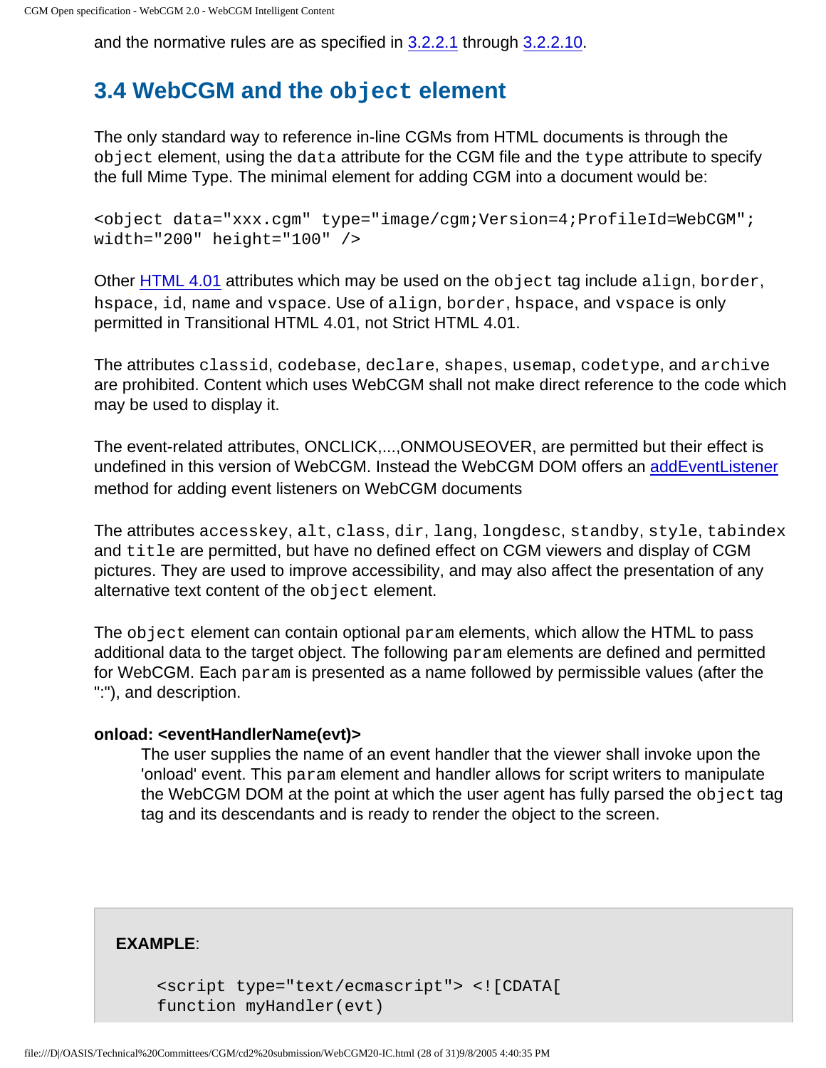and the normative rules are as specified in 3.2.2.1 through 3.2.2.10.

## 3.4 WebCGM and the `object` element

The only standard way to reference in-line CGMs from HTML documents is through the `object` element, using the `data` attribute for the CGM file and the `type` attribute to specify the full Mime Type. The minimal element for adding CGM into a document would be:

```
<object data="xxx.cgm" type="image/cgm;Version=4;ProfileId=WebCGM";
width="200" height="100" />
```

Other HTML 4.01 attributes which may be used on the `object` tag include `align`, `border`, `hspace`, `id`, `name` and `vspace`. Use of `align`, `border`, `hspace`, and `vspace` is only permitted in Transitional HTML 4.01, not Strict HTML 4.01.

The attributes `classid`, `codebase`, `declare`, `shapes`, `usemap`, `codetype`, and `archive` are prohibited. Content which uses WebCGM shall not make direct reference to the code which may be used to display it.

The event-related attributes, ONCLICK,...,ONMOUSEOVER, are permitted but their effect is undefined in this version of WebCGM. Instead the WebCGM DOM offers an addEventListener method for adding event listeners on WebCGM documents

The attributes `accesskey`, `alt`, `class`, `dir`, `lang`, `longdesc`, `standby`, `style`, `tabindex` and `title` are permitted, but have no defined effect on CGM viewers and display of CGM pictures. They are used to improve accessibility, and may also affect the presentation of any alternative text content of the `object` element.

The `object` element can contain optional `param` elements, which allow the HTML to pass additional data to the target object. The following `param` elements are defined and permitted for WebCGM. Each `param` is presented as a name followed by permissible values (after the ":"), and description.

**onload: <eventHandlerName(evt)>**

The user supplies the name of an event handler that the viewer shall invoke upon the 'onload' event. This `param` element and handler allows for script writers to manipulate the WebCGM DOM at the point at which the user agent has fully parsed the `object` tag tag and its descendants and is ready to render the object to the screen.

**EXAMPLE**:

```
<script type="text/ecmascript"> <![CDATA[
function myHandler(evt)
```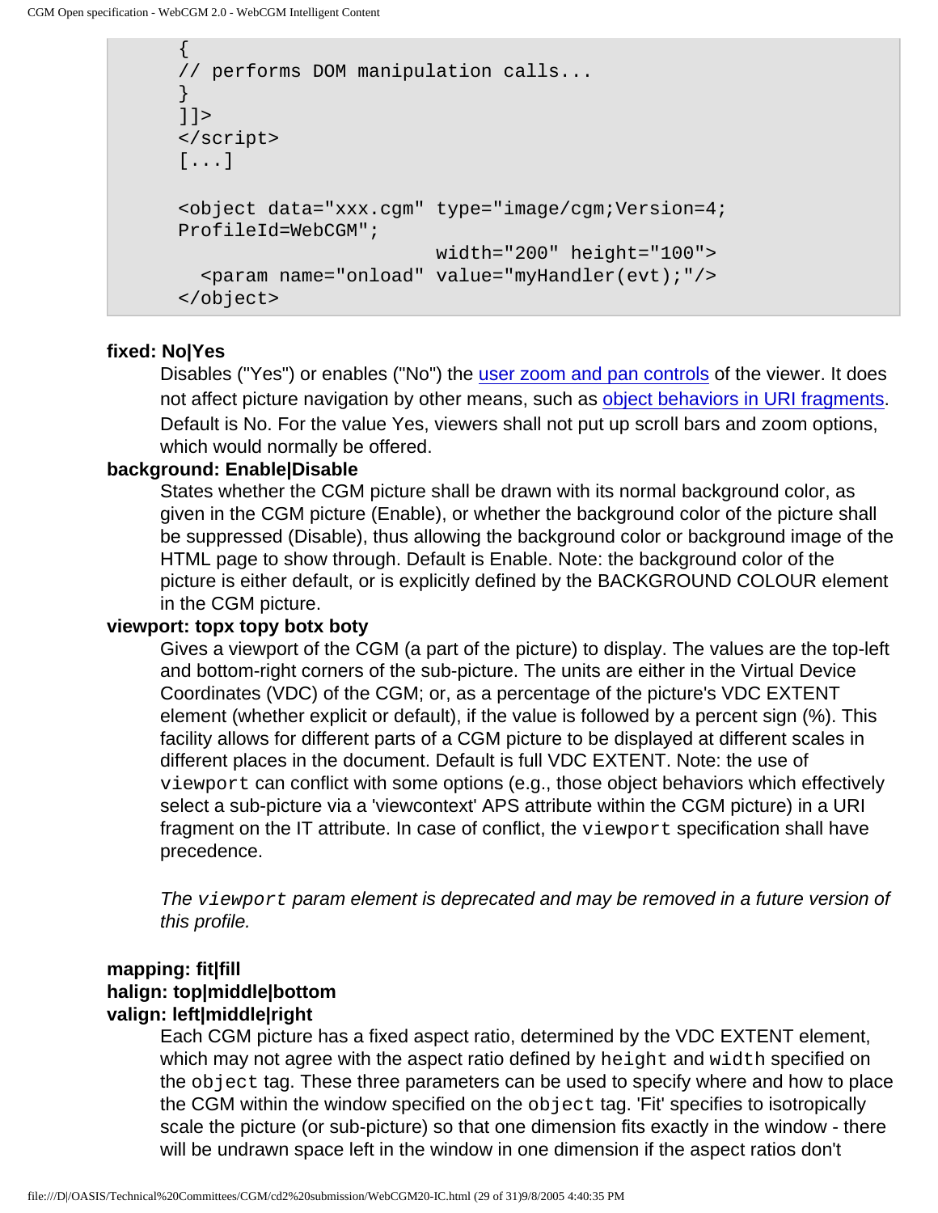```
{
// performs DOM manipulation calls...
}
]]>
</script>
[...]

<object data="xxx.cgm" type="image/cgm;Version=4;
ProfileId=WebCGM";
                       width="200" height="100">
  <param name="onload" value="myHandler(evt);"/>
</object>
```

**fixed: No|Yes**

Disables ("Yes") or enables ("No") the user zoom and pan controls of the viewer. It does not affect picture navigation by other means, such as object behaviors in URI fragments. Default is No. For the value Yes, viewers shall not put up scroll bars and zoom options, which would normally be offered.

**background: Enable|Disable**

States whether the CGM picture shall be drawn with its normal background color, as given in the CGM picture (Enable), or whether the background color of the picture shall be suppressed (Disable), thus allowing the background color or background image of the HTML page to show through. Default is Enable. Note: the background color of the picture is either default, or is explicitly defined by the BACKGROUND COLOUR element in the CGM picture.

**viewport: topx topy botx boty**

Gives a viewport of the CGM (a part of the picture) to display. The values are the top-left and bottom-right corners of the sub-picture. The units are either in the Virtual Device Coordinates (VDC) of the CGM; or, as a percentage of the picture's VDC EXTENT element (whether explicit or default), if the value is followed by a percent sign (%). This facility allows for different parts of a CGM picture to be displayed at different scales in different places in the document. Default is full VDC EXTENT. Note: the use of `viewport` can conflict with some options (e.g., those object behaviors which effectively select a sub-picture via a 'viewcontext' APS attribute within the CGM picture) in a URI fragment on the IT attribute. In case of conflict, the `viewport` specification shall have precedence.

*The `viewport` param element is deprecated and may be removed in a future version of this profile.*

**mapping: fit|fill**
**halign: top|middle|bottom**
**valign: left|middle|right**

Each CGM picture has a fixed aspect ratio, determined by the VDC EXTENT element, which may not agree with the aspect ratio defined by `height` and `width` specified on the `object` tag. These three parameters can be used to specify where and how to place the CGM within the window specified on the `object` tag. 'Fit' specifies to isotropically scale the picture (or sub-picture) so that one dimension fits exactly in the window - there will be undrawn space left in the window in one dimension if the aspect ratios don't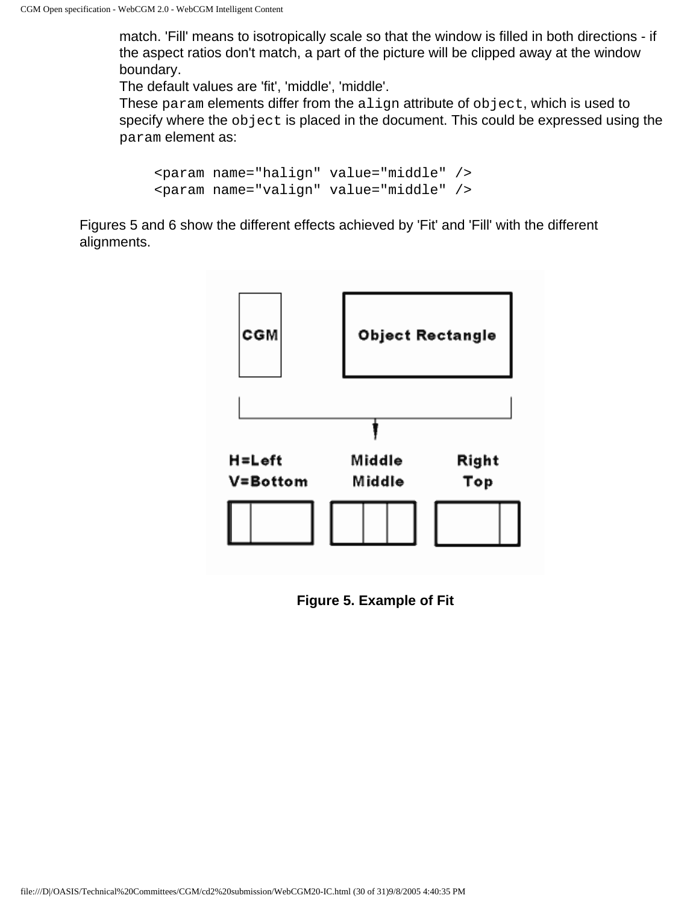match. 'Fill' means to isotropically scale so that the window is filled in both directions - if the aspect ratios don't match, a part of the picture will be clipped away at the window boundary.
The default values are 'fit', 'middle', 'middle'.
These `param` elements differ from the `align` attribute of `object`, which is used to specify where the `object` is placed in the document. This could be expressed using the `param` element as:

```
<param name="halign" value="middle" />
<param name="valign" value="middle" />
```

Figures 5 and 6 show the different effects achieved by 'Fit' and 'Fill' with the different alignments.

**Figure 5. Example of Fit**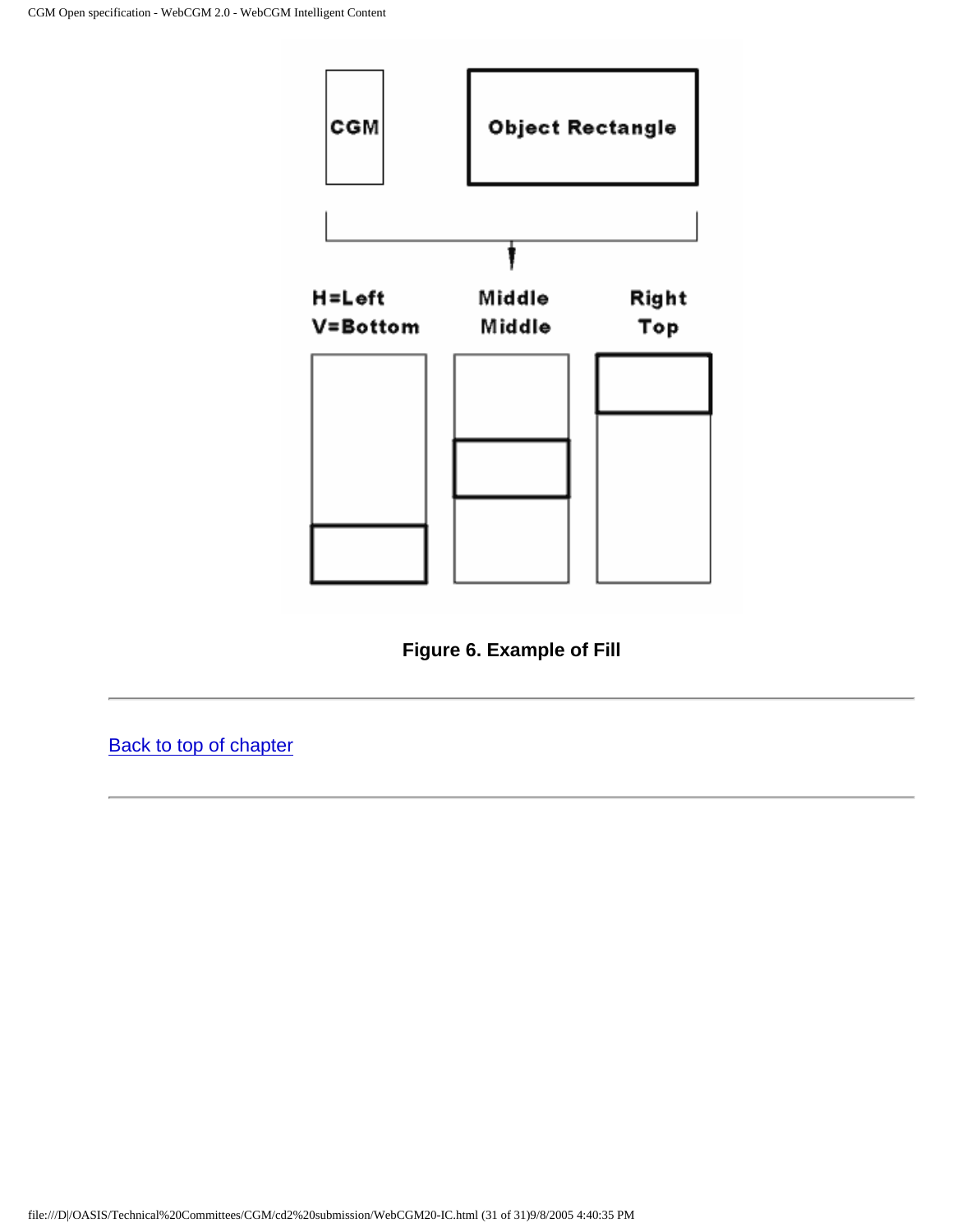**Figure 6. Example of Fill**

---

Back to top of chapter

---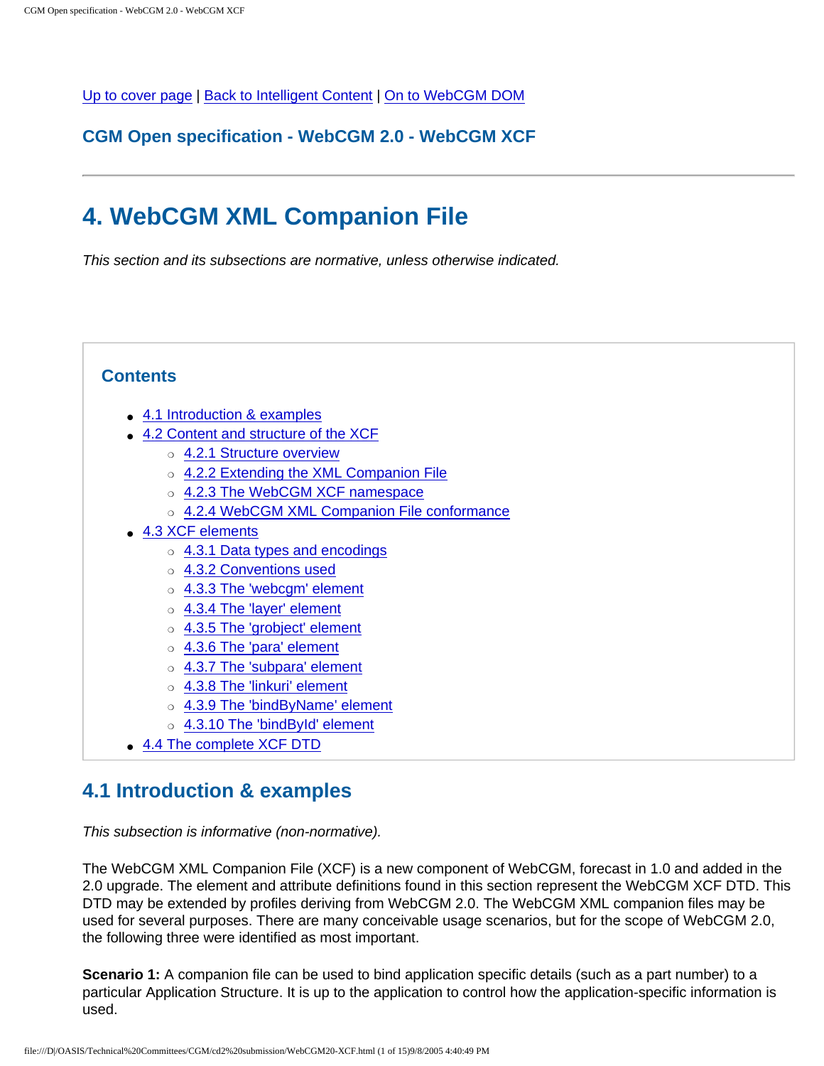Up to cover page | Back to Intelligent Content | On to WebCGM DOM

**CGM Open specification - WebCGM 2.0 - WebCGM XCF**

---

# 4. WebCGM XML Companion File

*This section and its subsections are normative, unless otherwise indicated.*

## Contents

- 4.1 Introduction & examples
- 4.2 Content and structure of the XCF
  - 4.2.1 Structure overview
  - 4.2.2 Extending the XML Companion File
  - 4.2.3 The WebCGM XCF namespace
  - 4.2.4 WebCGM XML Companion File conformance
- 4.3 XCF elements
  - 4.3.1 Data types and encodings
  - 4.3.2 Conventions used
  - 4.3.3 The 'webcgm' element
  - 4.3.4 The 'layer' element
  - 4.3.5 The 'grobject' element
  - 4.3.6 The 'para' element
  - 4.3.7 The 'subpara' element
  - 4.3.8 The 'linkuri' element
  - 4.3.9 The 'bindByName' element
  - 4.3.10 The 'bindById' element
- 4.4 The complete XCF DTD

## 4.1 Introduction & examples

*This subsection is informative (non-normative).*

The WebCGM XML Companion File (XCF) is a new component of WebCGM, forecast in 1.0 and added in the 2.0 upgrade. The element and attribute definitions found in this section represent the WebCGM XCF DTD. This DTD may be extended by profiles deriving from WebCGM 2.0. The WebCGM XML companion files may be used for several purposes. There are many conceivable usage scenarios, but for the scope of WebCGM 2.0, the following three were identified as most important.

**Scenario 1:** A companion file can be used to bind application specific details (such as a part number) to a particular Application Structure. It is up to the application to control how the application-specific information is used.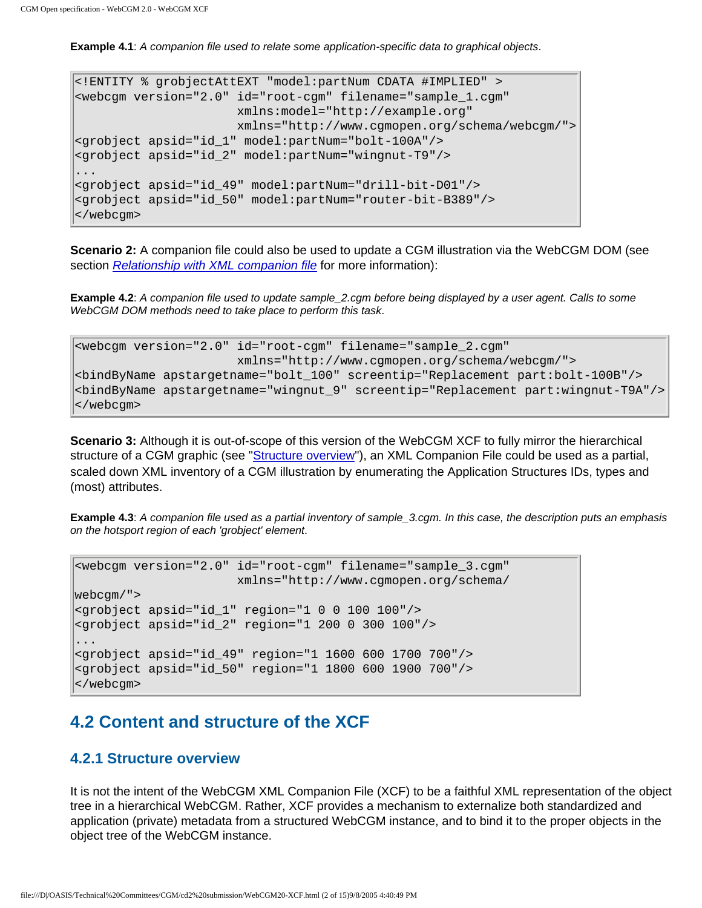**Example 4.1**: *A companion file used to relate some application-specific data to graphical objects*.

```
<!ENTITY % grobjectAttEXT "model:partNum CDATA #IMPLIED" >
<webcgm version="2.0" id="root-cgm" filename="sample_1.cgm"
                      xmlns:model="http://example.org"
                      xmlns="http://www.cgmopen.org/schema/webcgm/">
<grobject apsid="id_1" model:partNum="bolt-100A"/>
<grobject apsid="id_2" model:partNum="wingnut-T9"/>
...
<grobject apsid="id_49" model:partNum="drill-bit-D01"/>
<grobject apsid="id_50" model:partNum="router-bit-B389"/>
</webcgm>
```

**Scenario 2:** A companion file could also be used to update a CGM illustration via the WebCGM DOM (see section *Relationship with XML companion file* for more information):

**Example 4.2**: *A companion file used to update sample_2.cgm before being displayed by a user agent. Calls to some WebCGM DOM methods need to take place to perform this task*.

```
<webcgm version="2.0" id="root-cgm" filename="sample_2.cgm"
                      xmlns="http://www.cgmopen.org/schema/webcgm/">
<bindByName apstargetname="bolt_100" screentip="Replacement part:bolt-100B"/>
<bindByName apstargetname="wingnut_9" screentip="Replacement part:wingnut-T9A"/>
</webcgm>
```

**Scenario 3:** Although it is out-of-scope of this version of the WebCGM XCF to fully mirror the hierarchical structure of a CGM graphic (see "Structure overview"), an XML Companion File could be used as a partial, scaled down XML inventory of a CGM illustration by enumerating the Application Structures IDs, types and (most) attributes.

**Example 4.3**: *A companion file used as a partial inventory of sample_3.cgm. In this case, the description puts an emphasis on the hotsport region of each 'grobject' element*.

```
<webcgm version="2.0" id="root-cgm" filename="sample_3.cgm"
                      xmlns="http://www.cgmopen.org/schema/
webcgm/">
<grobject apsid="id_1" region="1 0 0 100 100"/>
<grobject apsid="id_2" region="1 200 0 300 100"/>
...
<grobject apsid="id_49" region="1 1600 600 1700 700"/>
<grobject apsid="id_50" region="1 1800 600 1900 700"/>
</webcgm>
```

## 4.2 Content and structure of the XCF

### 4.2.1 Structure overview

It is not the intent of the WebCGM XML Companion File (XCF) to be a faithful XML representation of the object tree in a hierarchical WebCGM. Rather, XCF provides a mechanism to externalize both standardized and application (private) metadata from a structured WebCGM instance, and to bind it to the proper objects in the object tree of the WebCGM instance.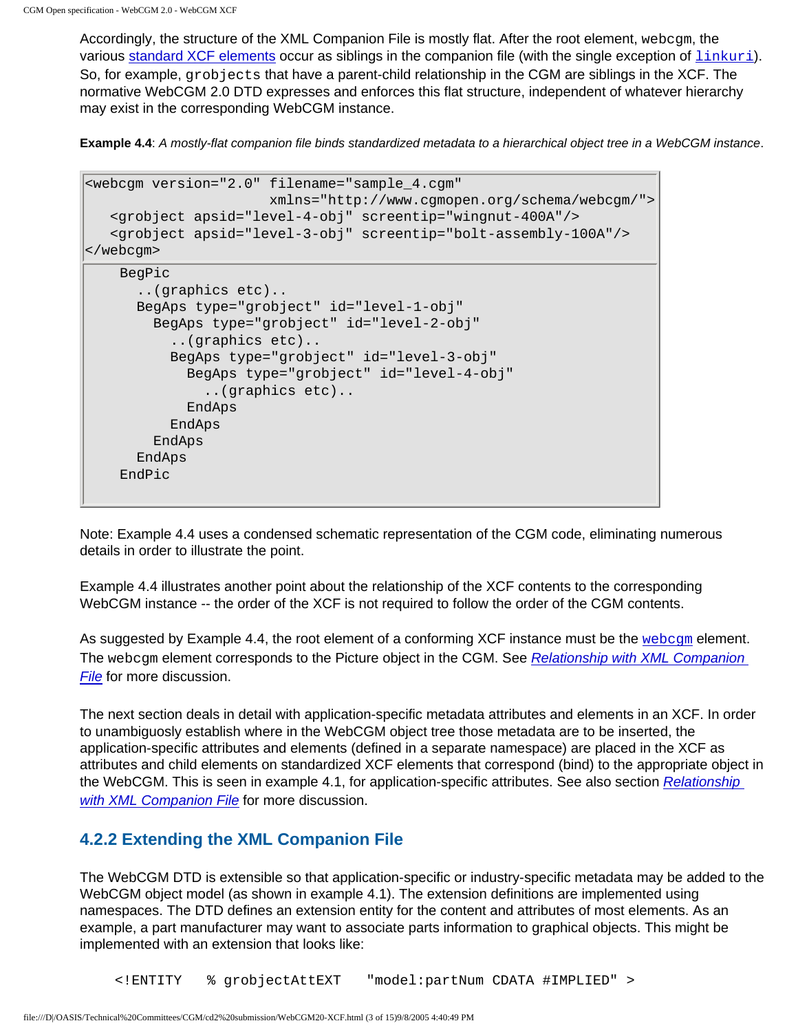Accordingly, the structure of the XML Companion File is mostly flat. After the root element, `webcgm`, the various standard XCF elements occur as siblings in the companion file (with the single exception of `linkuri`). So, for example, `grobjects` that have a parent-child relationship in the CGM are siblings in the XCF. The normative WebCGM 2.0 DTD expresses and enforces this flat structure, independent of whatever hierarchy may exist in the corresponding WebCGM instance.

**Example 4.4**: *A mostly-flat companion file binds standardized metadata to a hierarchical object tree in a WebCGM instance*.

```
<webcgm version="2.0" filename="sample_4.cgm"
                      xmlns="http://www.cgmopen.org/schema/webcgm/">
   <grobject apsid="level-4-obj" screentip="wingnut-400A"/>
   <grobject apsid="level-3-obj" screentip="bolt-assembly-100A"/>
</webcgm>
```

```
    BegPic
      ..(graphics etc)..
      BegAps type="grobject" id="level-1-obj"
        BegAps type="grobject" id="level-2-obj"
          ..(graphics etc)..
          BegAps type="grobject" id="level-3-obj"
            BegAps type="grobject" id="level-4-obj"
              ..(graphics etc)..
            EndAps
          EndAps
        EndAps
      EndAps
    EndPic
```

Note: Example 4.4 uses a condensed schematic representation of the CGM code, eliminating numerous details in order to illustrate the point.

Example 4.4 illustrates another point about the relationship of the XCF contents to the corresponding WebCGM instance -- the order of the XCF is not required to follow the order of the CGM contents.

As suggested by Example 4.4, the root element of a conforming XCF instance must be the `webcgm` element. The `webcgm` element corresponds to the Picture object in the CGM. See *Relationship with XML Companion File* for more discussion.

The next section deals in detail with application-specific metadata attributes and elements in an XCF. In order to unambiguosly establish where in the WebCGM object tree those metadata are to be inserted, the application-specific attributes and elements (defined in a separate namespace) are placed in the XCF as attributes and child elements on standardized XCF elements that correspond (bind) to the appropriate object in the WebCGM. This is seen in example 4.1, for application-specific attributes. See also section *Relationship with XML Companion File* for more discussion.

### 4.2.2 Extending the XML Companion File

The WebCGM DTD is extensible so that application-specific or industry-specific metadata may be added to the WebCGM object model (as shown in example 4.1). The extension definitions are implemented using namespaces. The DTD defines an extension entity for the content and attributes of most elements. As an example, a part manufacturer may want to associate parts information to graphical objects. This might be implemented with an extension that looks like:

```
<!ENTITY   % grobjectAttEXT   "model:partNum CDATA #IMPLIED" >
```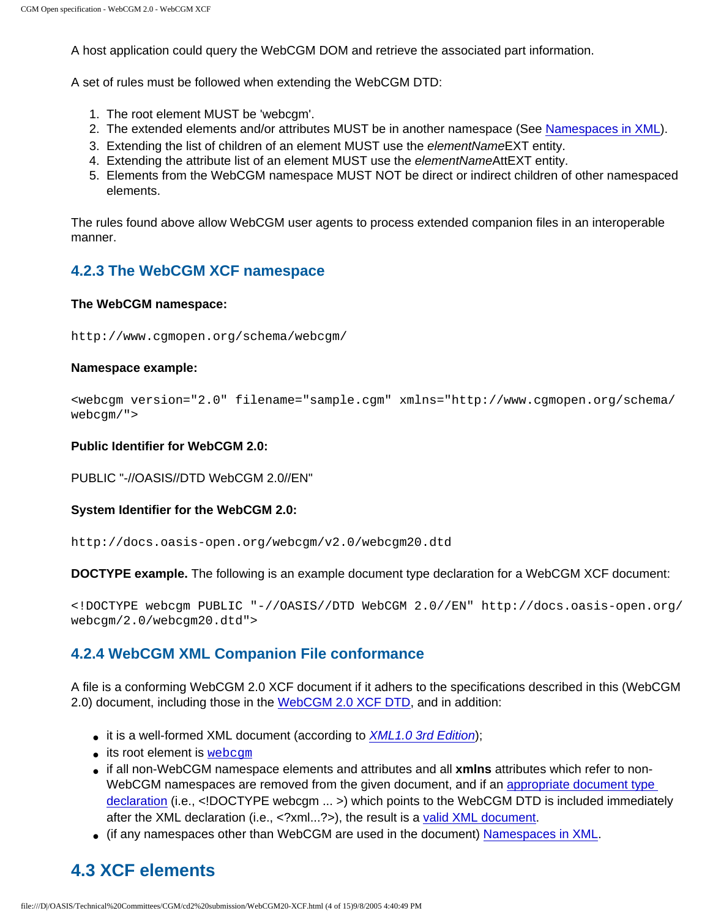A host application could query the WebCGM DOM and retrieve the associated part information.

A set of rules must be followed when extending the WebCGM DTD:

1. The root element MUST be 'webcgm'.
2. The extended elements and/or attributes MUST be in another namespace (See Namespaces in XML).
3. Extending the list of children of an element MUST use the *elementName*EXT entity.
4. Extending the attribute list of an element MUST use the *elementName*AttEXT entity.
5. Elements from the WebCGM namespace MUST NOT be direct or indirect children of other namespaced elements.

The rules found above allow WebCGM user agents to process extended companion files in an interoperable manner.

### 4.2.3 The WebCGM XCF namespace

**The WebCGM namespace:**

```
http://www.cgmopen.org/schema/webcgm/
```

**Namespace example:**

```
<webcgm version="2.0" filename="sample.cgm" xmlns="http://www.cgmopen.org/schema/webcgm/">
```

**Public Identifier for WebCGM 2.0:**

PUBLIC "-//OASIS//DTD WebCGM 2.0//EN"

**System Identifier for the WebCGM 2.0:**

```
http://docs.oasis-open.org/webcgm/v2.0/webcgm20.dtd
```

**DOCTYPE example.** The following is an example document type declaration for a WebCGM XCF document:

```
<!DOCTYPE webcgm PUBLIC "-//OASIS//DTD WebCGM 2.0//EN" http://docs.oasis-open.org/webcgm/2.0/webcgm20.dtd">
```

### 4.2.4 WebCGM XML Companion File conformance

A file is a conforming WebCGM 2.0 XCF document if it adhers to the specifications described in this (WebCGM 2.0) document, including those in the WebCGM 2.0 XCF DTD, and in addition:

- it is a well-formed XML document (according to *XML1.0 3rd Edition*);
- its root element is `webcgm`
- if all non-WebCGM namespace elements and attributes and all **xmlns** attributes which refer to non-WebCGM namespaces are removed from the given document, and if an appropriate document type declaration (i.e., <!DOCTYPE webcgm ... >) which points to the WebCGM DTD is included immediately after the XML declaration (i.e., <?xml...?>), the result is a valid XML document.
- (if any namespaces other than WebCGM are used in the document) Namespaces in XML.

## 4.3 XCF elements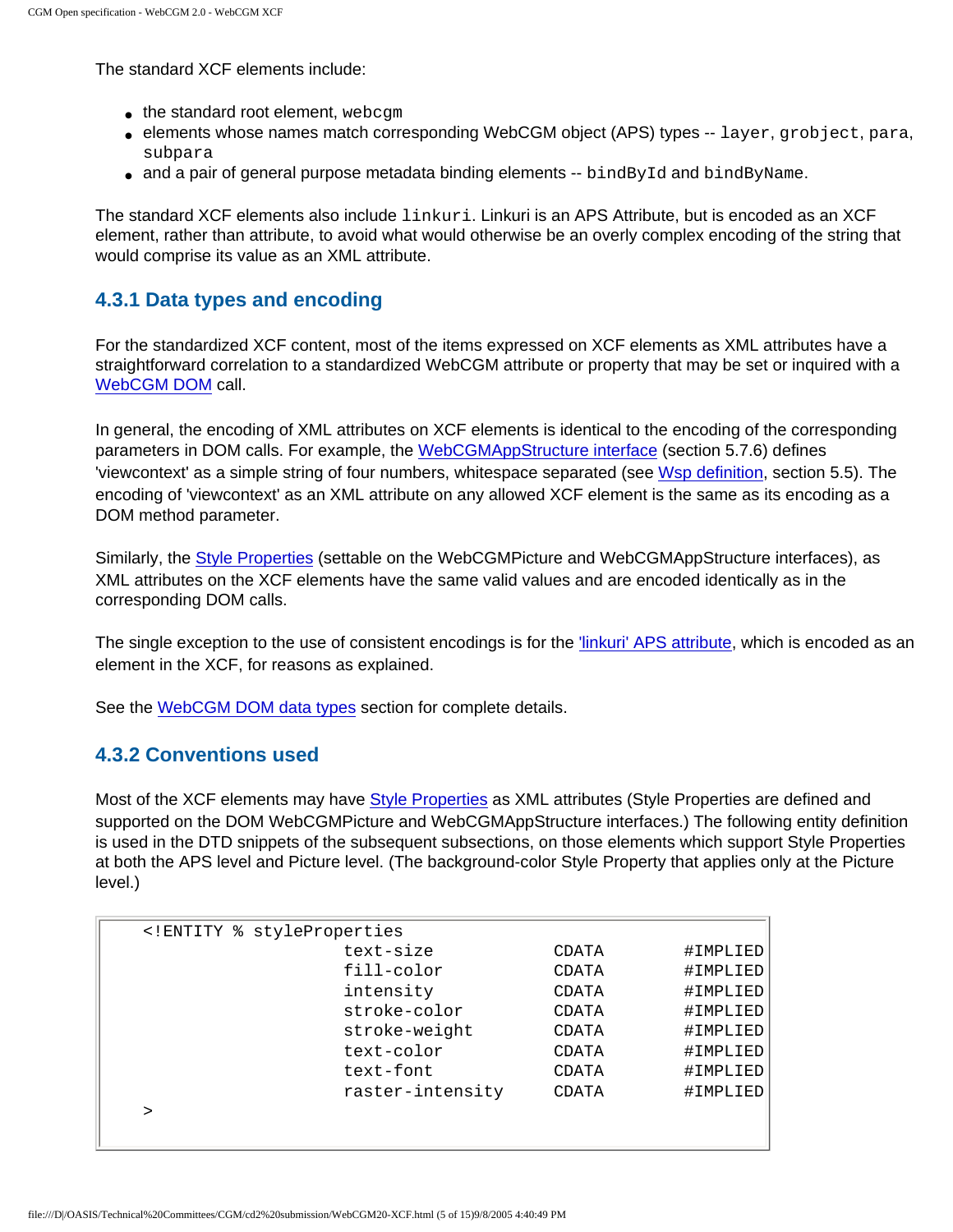The standard XCF elements include:

- the standard root element, `webcgm`
- elements whose names match corresponding WebCGM object (APS) types -- `layer`, `grobject`, `para`, `subpara`
- and a pair of general purpose metadata binding elements -- `bindById` and `bindByName`.

The standard XCF elements also include `linkuri`. Linkuri is an APS Attribute, but is encoded as an XCF element, rather than attribute, to avoid what would otherwise be an overly complex encoding of the string that would comprise its value as an XML attribute.

### 4.3.1 Data types and encoding

For the standardized XCF content, most of the items expressed on XCF elements as XML attributes have a straightforward correlation to a standardized WebCGM attribute or property that may be set or inquired with a WebCGM DOM call.

In general, the encoding of XML attributes on XCF elements is identical to the encoding of the corresponding parameters in DOM calls. For example, the WebCGMAppStructure interface (section 5.7.6) defines 'viewcontext' as a simple string of four numbers, whitespace separated (see Wsp definition, section 5.5). The encoding of 'viewcontext' as an XML attribute on any allowed XCF element is the same as its encoding as a DOM method parameter.

Similarly, the Style Properties (settable on the WebCGMPicture and WebCGMAppStructure interfaces), as XML attributes on the XCF elements have the same valid values and are encoded identically as in the corresponding DOM calls.

The single exception to the use of consistent encodings is for the 'linkuri' APS attribute, which is encoded as an element in the XCF, for reasons as explained.

See the WebCGM DOM data types section for complete details.

### 4.3.2 Conventions used

Most of the XCF elements may have Style Properties as XML attributes (Style Properties are defined and supported on the DOM WebCGMPicture and WebCGMAppStructure interfaces.) The following entity definition is used in the DTD snippets of the subsequent subsections, on those elements which support Style Properties at both the APS level and Picture level. (The background-color Style Property that applies only at the Picture level.)

```
<!ENTITY % styleProperties
                    text-size          CDATA       #IMPLIED
                    fill-color         CDATA       #IMPLIED
                    intensity          CDATA       #IMPLIED
                    stroke-color       CDATA       #IMPLIED
                    stroke-weight      CDATA       #IMPLIED
                    text-color         CDATA       #IMPLIED
                    text-font          CDATA       #IMPLIED
                    raster-intensity   CDATA       #IMPLIED
>
```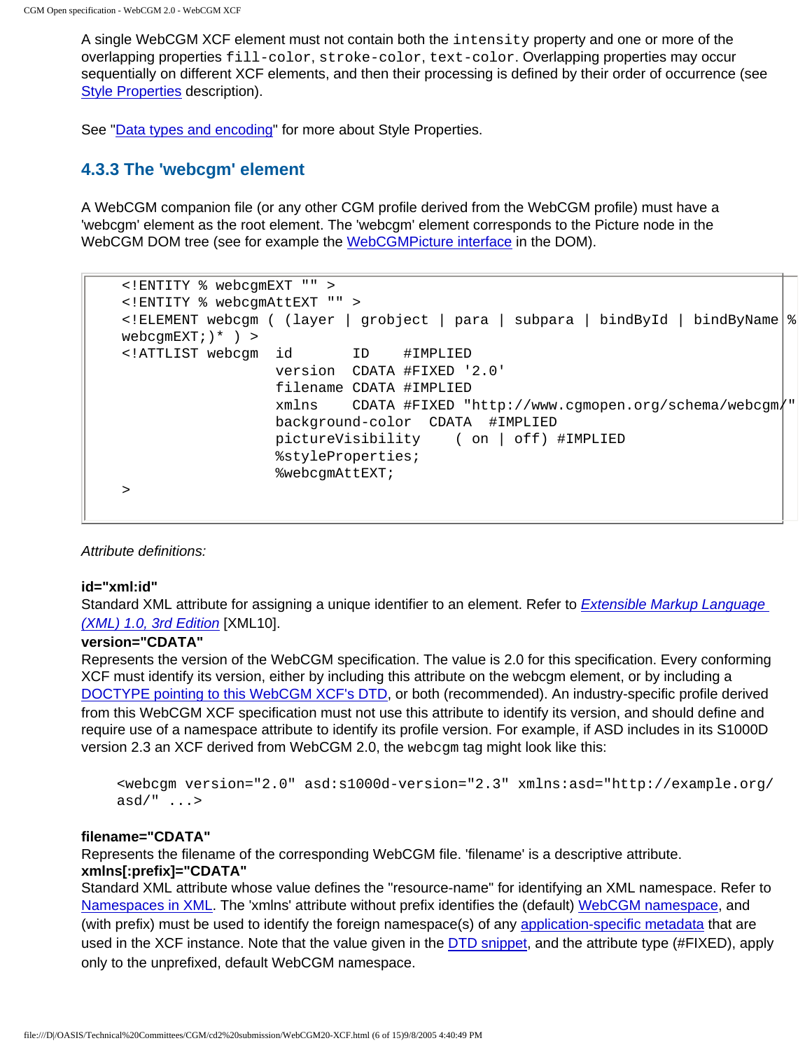A single WebCGM XCF element must not contain both the `intensity` property and one or more of the overlapping properties `fill-color`, `stroke-color`, `text-color`. Overlapping properties may occur sequentially on different XCF elements, and then their processing is defined by their order of occurrence (see Style Properties description).

See "Data types and encoding" for more about Style Properties.

### 4.3.3 The 'webcgm' element

A WebCGM companion file (or any other CGM profile derived from the WebCGM profile) must have a 'webcgm' element as the root element. The 'webcgm' element corresponds to the Picture node in the WebCGM DOM tree (see for example the WebCGMPicture interface in the DOM).

```
<!ENTITY % webcgmEXT "" >
<!ENTITY % webcgmAttEXT "" >
<!ELEMENT webcgm ( (layer | grobject | para | subpara | bindById | bindByName | %webcgmEXT;)* ) >
<!ATTLIST webcgm  id       ID    #IMPLIED
                  version  CDATA #FIXED '2.0'
                  filename CDATA #IMPLIED
                  xmlns    CDATA #FIXED "http://www.cgmopen.org/schema/webcgm/"
                  background-color  CDATA  #IMPLIED
                  pictureVisibility    ( on | off) #IMPLIED
                  %styleProperties;
                  %webcgmAttEXT;
>
```

*Attribute definitions:*

**id="xml:id"**
Standard XML attribute for assigning a unique identifier to an element. Refer to *Extensible Markup Language (XML) 1.0, 3rd Edition* [XML10].

**version="CDATA"**
Represents the version of the WebCGM specification. The value is 2.0 for this specification. Every conforming XCF must identify its version, either by including this attribute on the webcgm element, or by including a DOCTYPE pointing to this WebCGM XCF's DTD, or both (recommended). An industry-specific profile derived from this WebCGM XCF specification must not use this attribute to identify its version, and should define and require use of a namespace attribute to identify its profile version. For example, if ASD includes in its S1000D version 2.3 an XCF derived from WebCGM 2.0, the `webcgm` tag might look like this:

```
<webcgm version="2.0" asd:s1000d-version="2.3" xmlns:asd="http://example.org/asd/" ...>
```

**filename="CDATA"**
Represents the filename of the corresponding WebCGM file. 'filename' is a descriptive attribute.

**xmlns[:prefix]="CDATA"**
Standard XML attribute whose value defines the "resource-name" for identifying an XML namespace. Refer to Namespaces in XML. The 'xmlns' attribute without prefix identifies the (default) WebCGM namespace, and (with prefix) must be used to identify the foreign namespace(s) of any application-specific metadata that are used in the XCF instance. Note that the value given in the DTD snippet, and the attribute type (#FIXED), apply only to the unprefixed, default WebCGM namespace.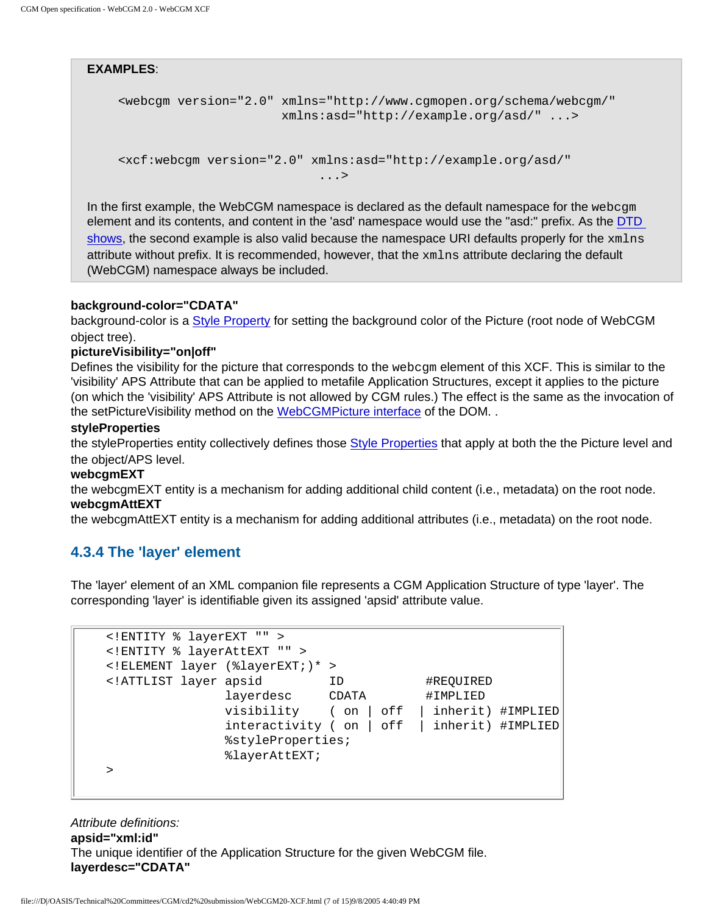**EXAMPLES**:

```
<webcgm version="2.0" xmlns="http://www.cgmopen.org/schema/webcgm/"
                      xmlns:asd="http://example.org/asd/" ...>


<xcf:webcgm version="2.0" xmlns:asd="http://example.org/asd/"
                           ...>
```

In the first example, the WebCGM namespace is declared as the default namespace for the `webcgm` element and its contents, and content in the 'asd' namespace would use the "asd:" prefix. As the DTD shows, the second example is also valid because the namespace URI defaults properly for the `xmlns` attribute without prefix. It is recommended, however, that the `xmlns` attribute declaring the default (WebCGM) namespace always be included.

**background-color="CDATA"**
background-color is a Style Property for setting the background color of the Picture (root node of WebCGM object tree).

**pictureVisibility="on|off"**
Defines the visibility for the picture that corresponds to the `webcgm` element of this XCF. This is similar to the 'visibility' APS Attribute that can be applied to metafile Application Structures, except it applies to the picture (on which the 'visibility' APS Attribute is not allowed by CGM rules.) The effect is the same as the invocation of the setPictureVisibility method on the WebCGMPicture interface of the DOM. .

**styleProperties**
the styleProperties entity collectively defines those Style Properties that apply at both the the Picture level and the object/APS level.

**webcgmEXT**
the webcgmEXT entity is a mechanism for adding additional child content (i.e., metadata) on the root node.

**webcgmAttEXT**
the webcgmAttEXT entity is a mechanism for adding additional attributes (i.e., metadata) on the root node.

### 4.3.4 The 'layer' element

The 'layer' element of an XML companion file represents a CGM Application Structure of type 'layer'. The corresponding 'layer' is identifiable given its assigned 'apsid' attribute value.

```
<!ENTITY % layerEXT "" >
<!ENTITY % layerAttEXT "" >
<!ELEMENT layer (%layerEXT;)* >
<!ATTLIST layer apsid         ID           #REQUIRED
                layerdesc     CDATA        #IMPLIED
                visibility    ( on | off  | inherit) #IMPLIED
                interactivity ( on | off  | inherit) #IMPLIED
                %styleProperties;
                %layerAttEXT;
>
```

*Attribute definitions:*

**apsid="xml:id"**
The unique identifier of the Application Structure for the given WebCGM file.

**layerdesc="CDATA"**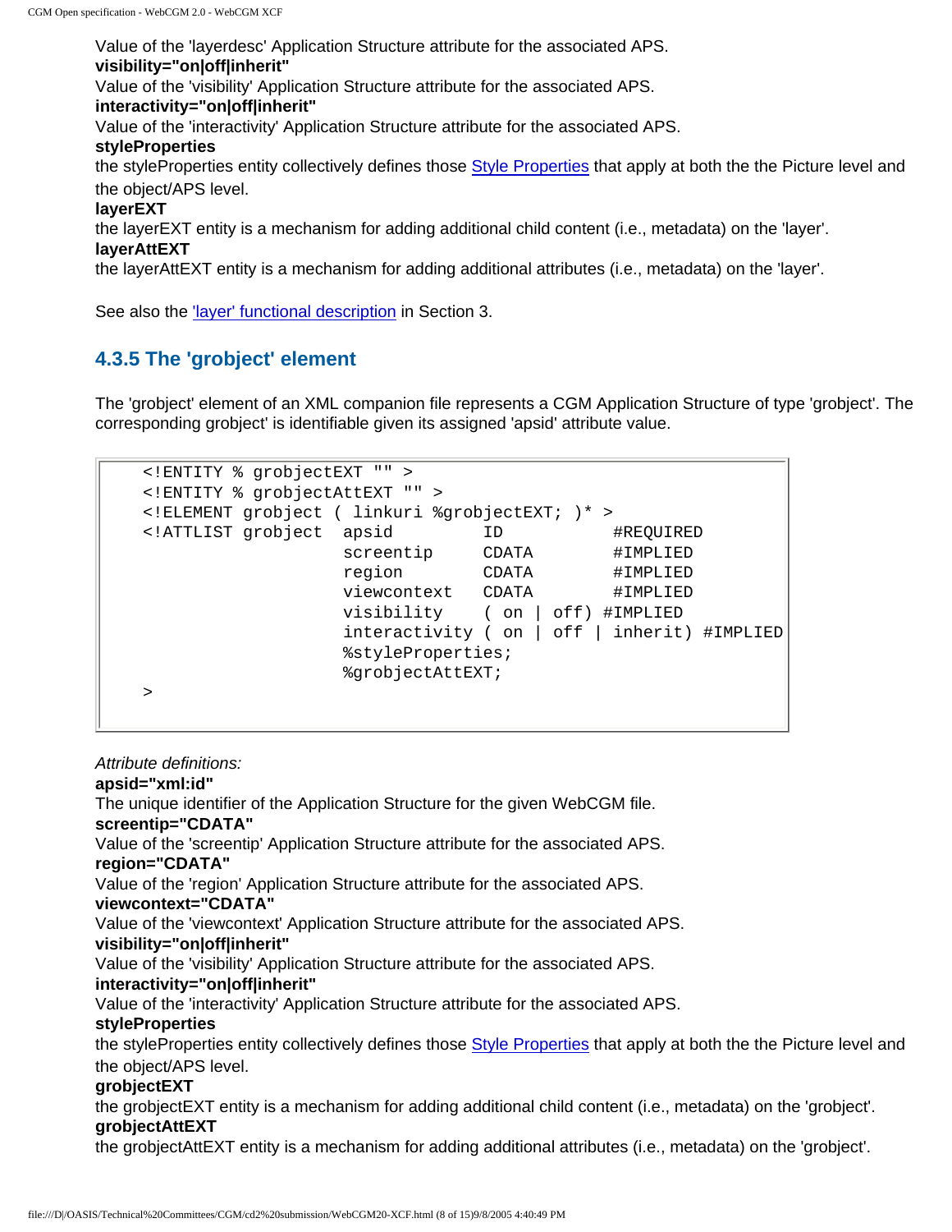Value of the 'layerdesc' Application Structure attribute for the associated APS.
**visibility="on|off|inherit"**
Value of the 'visibility' Application Structure attribute for the associated APS.
**interactivity="on|off|inherit"**
Value of the 'interactivity' Application Structure attribute for the associated APS.
**styleProperties**
the styleProperties entity collectively defines those Style Properties that apply at both the the Picture level and the object/APS level.
**layerEXT**
the layerEXT entity is a mechanism for adding additional child content (i.e., metadata) on the 'layer'.
**layerAttEXT**
the layerAttEXT entity is a mechanism for adding additional attributes (i.e., metadata) on the 'layer'.

See also the 'layer' functional description in Section 3.

### 4.3.5 The 'grobject' element

The 'grobject' element of an XML companion file represents a CGM Application Structure of type 'grobject'. The corresponding grobject' is identifiable given its assigned 'apsid' attribute value.

```
<!ENTITY % grobjectEXT "" >
<!ENTITY % grobjectAttEXT "" >
<!ELEMENT grobject ( linkuri %grobjectEXT; )* >
<!ATTLIST grobject  apsid          ID           #REQUIRED
                    screentip      CDATA        #IMPLIED
                    region         CDATA        #IMPLIED
                    viewcontext    CDATA        #IMPLIED
                    visibility     ( on | off) #IMPLIED
                    interactivity ( on | off | inherit) #IMPLIED
                    %styleProperties;
                    %grobjectAttEXT;
>
```

*Attribute definitions:*
**apsid="xml:id"**
The unique identifier of the Application Structure for the given WebCGM file.
**screentip="CDATA"**
Value of the 'screentip' Application Structure attribute for the associated APS.
**region="CDATA"**
Value of the 'region' Application Structure attribute for the associated APS.
**viewcontext="CDATA"**
Value of the 'viewcontext' Application Structure attribute for the associated APS.
**visibility="on|off|inherit"**
Value of the 'visibility' Application Structure attribute for the associated APS.
**interactivity="on|off|inherit"**
Value of the 'interactivity' Application Structure attribute for the associated APS.
**styleProperties**
the styleProperties entity collectively defines those Style Properties that apply at both the the Picture level and the object/APS level.
**grobjectEXT**
the grobjectEXT entity is a mechanism for adding additional child content (i.e., metadata) on the 'grobject'.
**grobjectAttEXT**
the grobjectAttEXT entity is a mechanism for adding additional attributes (i.e., metadata) on the 'grobject'.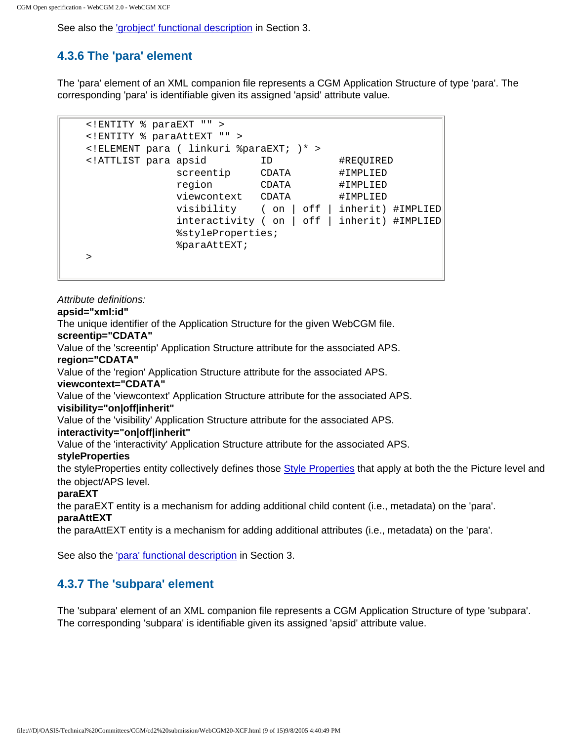See also the 'grobject' functional description in Section 3.

### 4.3.6 The 'para' element

The 'para' element of an XML companion file represents a CGM Application Structure of type 'para'. The corresponding 'para' is identifiable given its assigned 'apsid' attribute value.

```
<!ENTITY % paraEXT "" >
<!ENTITY % paraAttEXT "" >
<!ELEMENT para ( linkuri %paraEXT; )* >
<!ATTLIST para apsid         ID           #REQUIRED
               screentip     CDATA        #IMPLIED
               region        CDATA        #IMPLIED
               viewcontext   CDATA        #IMPLIED
               visibility    ( on | off | inherit) #IMPLIED
               interactivity ( on | off | inherit) #IMPLIED
               %styleProperties;
               %paraAttEXT;
>
```

*Attribute definitions:*

**apsid="xml:id"**
The unique identifier of the Application Structure for the given WebCGM file.

**screentip="CDATA"**
Value of the 'screentip' Application Structure attribute for the associated APS.

**region="CDATA"**
Value of the 'region' Application Structure attribute for the associated APS.

**viewcontext="CDATA"**
Value of the 'viewcontext' Application Structure attribute for the associated APS.

**visibility="on|off|inherit"**
Value of the 'visibility' Application Structure attribute for the associated APS.

**interactivity="on|off|inherit"**
Value of the 'interactivity' Application Structure attribute for the associated APS.

**styleProperties**
the styleProperties entity collectively defines those Style Properties that apply at both the the Picture level and the object/APS level.

**paraEXT**
the paraEXT entity is a mechanism for adding additional child content (i.e., metadata) on the 'para'.

**paraAttEXT**
the paraAttEXT entity is a mechanism for adding additional attributes (i.e., metadata) on the 'para'.

See also the 'para' functional description in Section 3.

### 4.3.7 The 'subpara' element

The 'subpara' element of an XML companion file represents a CGM Application Structure of type 'subpara'. The corresponding 'subpara' is identifiable given its assigned 'apsid' attribute value.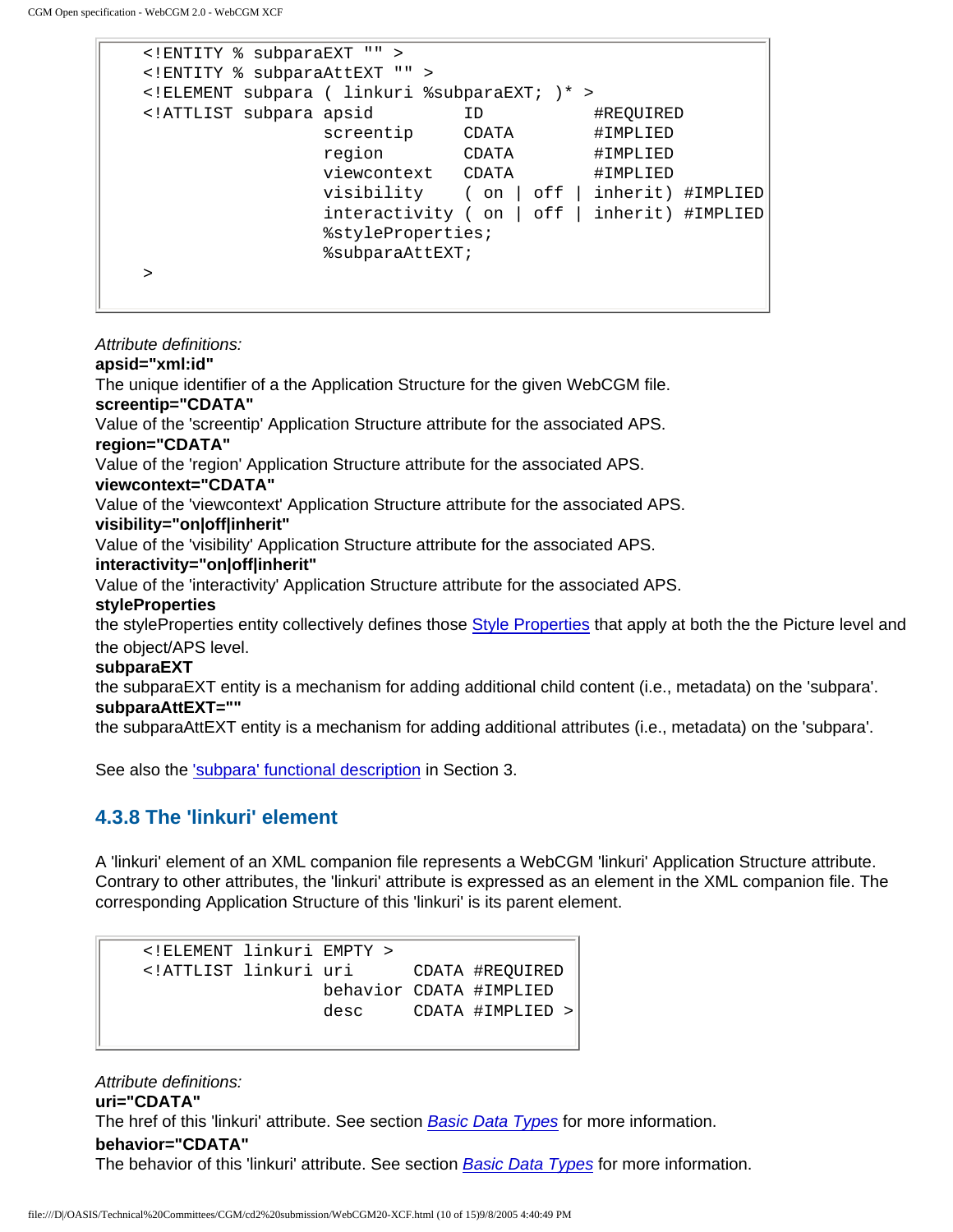```
<!ENTITY % subparaEXT "" >
<!ENTITY % subparaAttEXT "" >
<!ELEMENT subpara ( linkuri %subparaEXT; )* >
<!ATTLIST subpara apsid         ID          #REQUIRED
                  screentip     CDATA       #IMPLIED
                  region        CDATA       #IMPLIED
                  viewcontext   CDATA       #IMPLIED
                  visibility    ( on | off | inherit) #IMPLIED
                  interactivity ( on | off | inherit) #IMPLIED
                  %styleProperties;
                  %subparaAttEXT;
>
```

*Attribute definitions:*

**apsid="xml:id"**
The unique identifier of a the Application Structure for the given WebCGM file.

**screentip="CDATA"**
Value of the 'screentip' Application Structure attribute for the associated APS.

**region="CDATA"**
Value of the 'region' Application Structure attribute for the associated APS.

**viewcontext="CDATA"**
Value of the 'viewcontext' Application Structure attribute for the associated APS.

**visibility="on|off|inherit"**
Value of the 'visibility' Application Structure attribute for the associated APS.

**interactivity="on|off|inherit"**
Value of the 'interactivity' Application Structure attribute for the associated APS.

**styleProperties**
the styleProperties entity collectively defines those Style Properties that apply at both the the Picture level and the object/APS level.

**subparaEXT**
the subparaEXT entity is a mechanism for adding additional child content (i.e., metadata) on the 'subpara'.

**subparaAttEXT=""**
the subparaAttEXT entity is a mechanism for adding additional attributes (i.e., metadata) on the 'subpara'.

See also the 'subpara' functional description in Section 3.

### 4.3.8 The 'linkuri' element

A 'linkuri' element of an XML companion file represents a WebCGM 'linkuri' Application Structure attribute. Contrary to other attributes, the 'linkuri' attribute is expressed as an element in the XML companion file. The corresponding Application Structure of this 'linkuri' is its parent element.

```
<!ELEMENT linkuri EMPTY >
<!ATTLIST linkuri uri      CDATA #REQUIRED
                  behavior CDATA #IMPLIED
                  desc     CDATA #IMPLIED >
```

*Attribute definitions:*

**uri="CDATA"**
The href of this 'linkuri' attribute. See section *Basic Data Types* for more information.

**behavior="CDATA"**
The behavior of this 'linkuri' attribute. See section *Basic Data Types* for more information.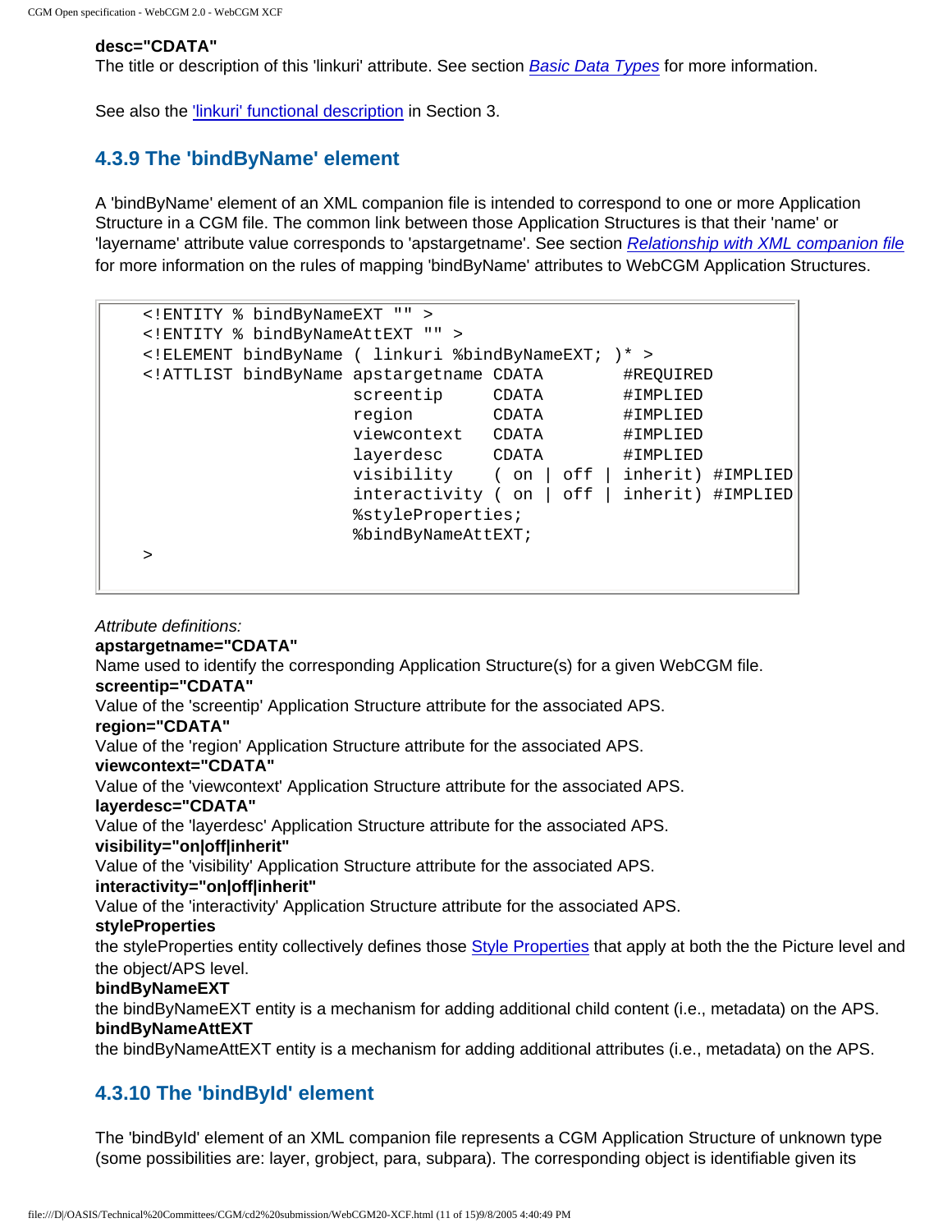**desc="CDATA"**
The title or description of this 'linkuri' attribute. See section *Basic Data Types* for more information.

See also the 'linkuri' functional description in Section 3.

### 4.3.9 The 'bindByName' element

A 'bindByName' element of an XML companion file is intended to correspond to one or more Application Structure in a CGM file. The common link between those Application Structures is that their 'name' or 'layername' attribute value corresponds to 'apstargetname'. See section *Relationship with XML companion file* for more information on the rules of mapping 'bindByName' attributes to WebCGM Application Structures.

```
<!ENTITY % bindByNameEXT "" >
<!ENTITY % bindByNameAttEXT "" >
<!ELEMENT bindByName ( linkuri %bindByNameEXT; )* >
<!ATTLIST bindByName apstargetname CDATA        #REQUIRED
                     screentip     CDATA        #IMPLIED
                     region        CDATA        #IMPLIED
                     viewcontext   CDATA        #IMPLIED
                     layerdesc     CDATA        #IMPLIED
                     visibility    ( on | off | inherit) #IMPLIED
                     interactivity ( on | off | inherit) #IMPLIED
                     %styleProperties;
                     %bindByNameAttEXT;
>
```

*Attribute definitions:*

**apstargetname="CDATA"**
Name used to identify the corresponding Application Structure(s) for a given WebCGM file.

**screentip="CDATA"**
Value of the 'screentip' Application Structure attribute for the associated APS.

**region="CDATA"**
Value of the 'region' Application Structure attribute for the associated APS.

**viewcontext="CDATA"**
Value of the 'viewcontext' Application Structure attribute for the associated APS.

**layerdesc="CDATA"**
Value of the 'layerdesc' Application Structure attribute for the associated APS.

**visibility="on|off|inherit"**
Value of the 'visibility' Application Structure attribute for the associated APS.

**interactivity="on|off|inherit"**
Value of the 'interactivity' Application Structure attribute for the associated APS.

**styleProperties**
the styleProperties entity collectively defines those Style Properties that apply at both the the Picture level and the object/APS level.

**bindByNameEXT**
the bindByNameEXT entity is a mechanism for adding additional child content (i.e., metadata) on the APS.

**bindByNameAttEXT**
the bindByNameAttEXT entity is a mechanism for adding additional attributes (i.e., metadata) on the APS.

### 4.3.10 The 'bindById' element

The 'bindById' element of an XML companion file represents a CGM Application Structure of unknown type (some possibilities are: layer, grobject, para, subpara). The corresponding object is identifiable given its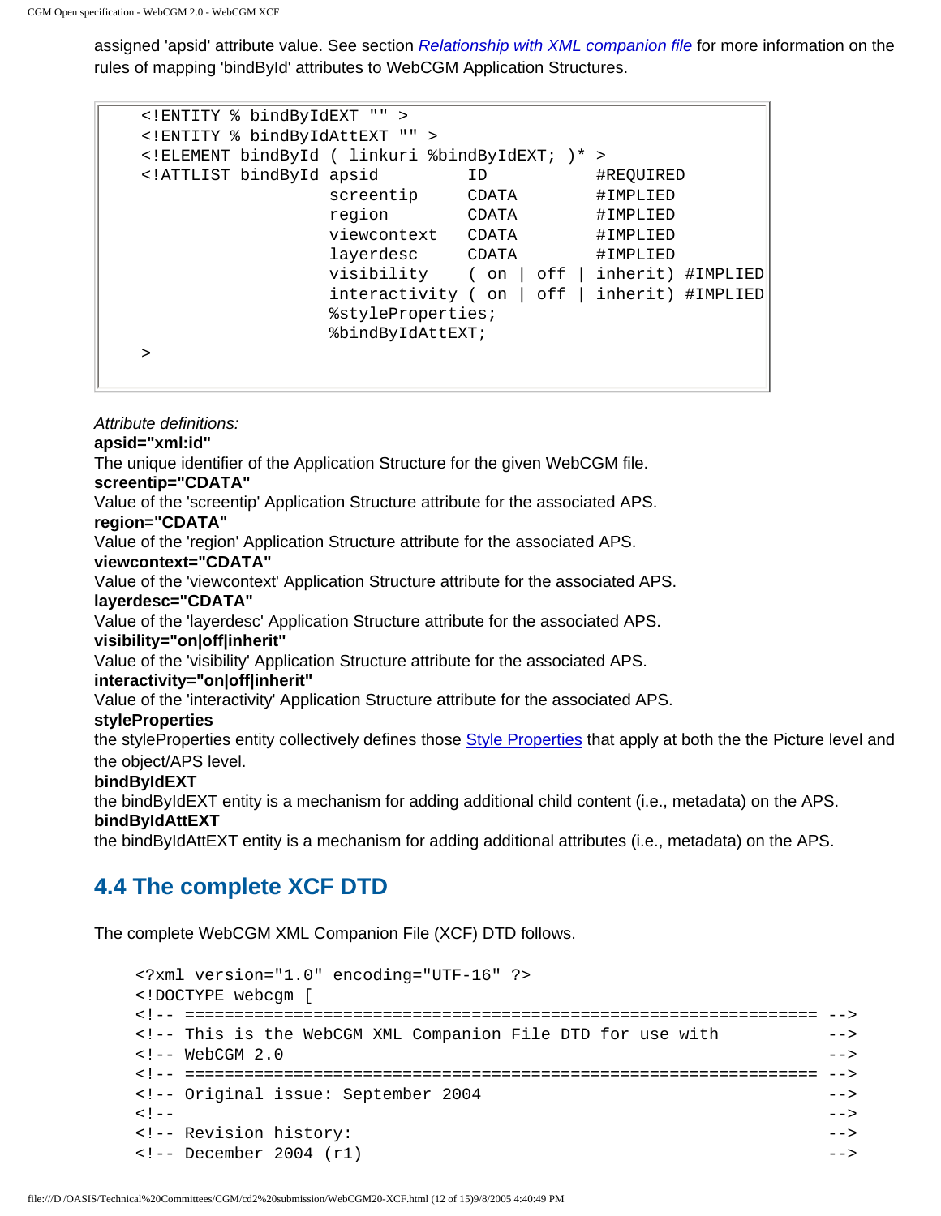assigned 'apsid' attribute value. See section *Relationship with XML companion file* for more information on the rules of mapping 'bindById' attributes to WebCGM Application Structures.

```
<!ENTITY % bindByIdEXT "" >
<!ENTITY % bindByIdAttEXT "" >
<!ELEMENT bindById ( linkuri %bindByIdEXT; )* >
<!ATTLIST bindById apsid         ID          #REQUIRED
                   screentip     CDATA       #IMPLIED
                   region        CDATA       #IMPLIED
                   viewcontext   CDATA       #IMPLIED
                   layerdesc     CDATA       #IMPLIED
                   visibility    ( on | off | inherit) #IMPLIED
                   interactivity ( on | off | inherit) #IMPLIED
                   %styleProperties;
                   %bindByIdAttEXT;
>
```

*Attribute definitions:*

**apsid="xml:id"**
The unique identifier of the Application Structure for the given WebCGM file.

**screentip="CDATA"**
Value of the 'screentip' Application Structure attribute for the associated APS.

**region="CDATA"**
Value of the 'region' Application Structure attribute for the associated APS.

**viewcontext="CDATA"**
Value of the 'viewcontext' Application Structure attribute for the associated APS.

**layerdesc="CDATA"**
Value of the 'layerdesc' Application Structure attribute for the associated APS.

**visibility="on|off|inherit"**
Value of the 'visibility' Application Structure attribute for the associated APS.

**interactivity="on|off|inherit"**
Value of the 'interactivity' Application Structure attribute for the associated APS.

**styleProperties**
the styleProperties entity collectively defines those Style Properties that apply at both the the Picture level and the object/APS level.

**bindByIdEXT**
the bindByIdEXT entity is a mechanism for adding additional child content (i.e., metadata) on the APS.

**bindByIdAttEXT**
the bindByIdAttEXT entity is a mechanism for adding additional attributes (i.e., metadata) on the APS.

## 4.4 The complete XCF DTD

The complete WebCGM XML Companion File (XCF) DTD follows.

```
<?xml version="1.0" encoding="UTF-16" ?>
<!DOCTYPE webcgm [
<!-- ================================================================ -->
<!-- This is the WebCGM XML Companion File DTD for use with          -->
<!-- WebCGM 2.0                                                       -->
<!-- ================================================================ -->
<!-- Original issue: September 2004                                   -->
<!--                                                                  -->
<!-- Revision history:                                                -->
<!-- December 2004 (r1)                                               -->
```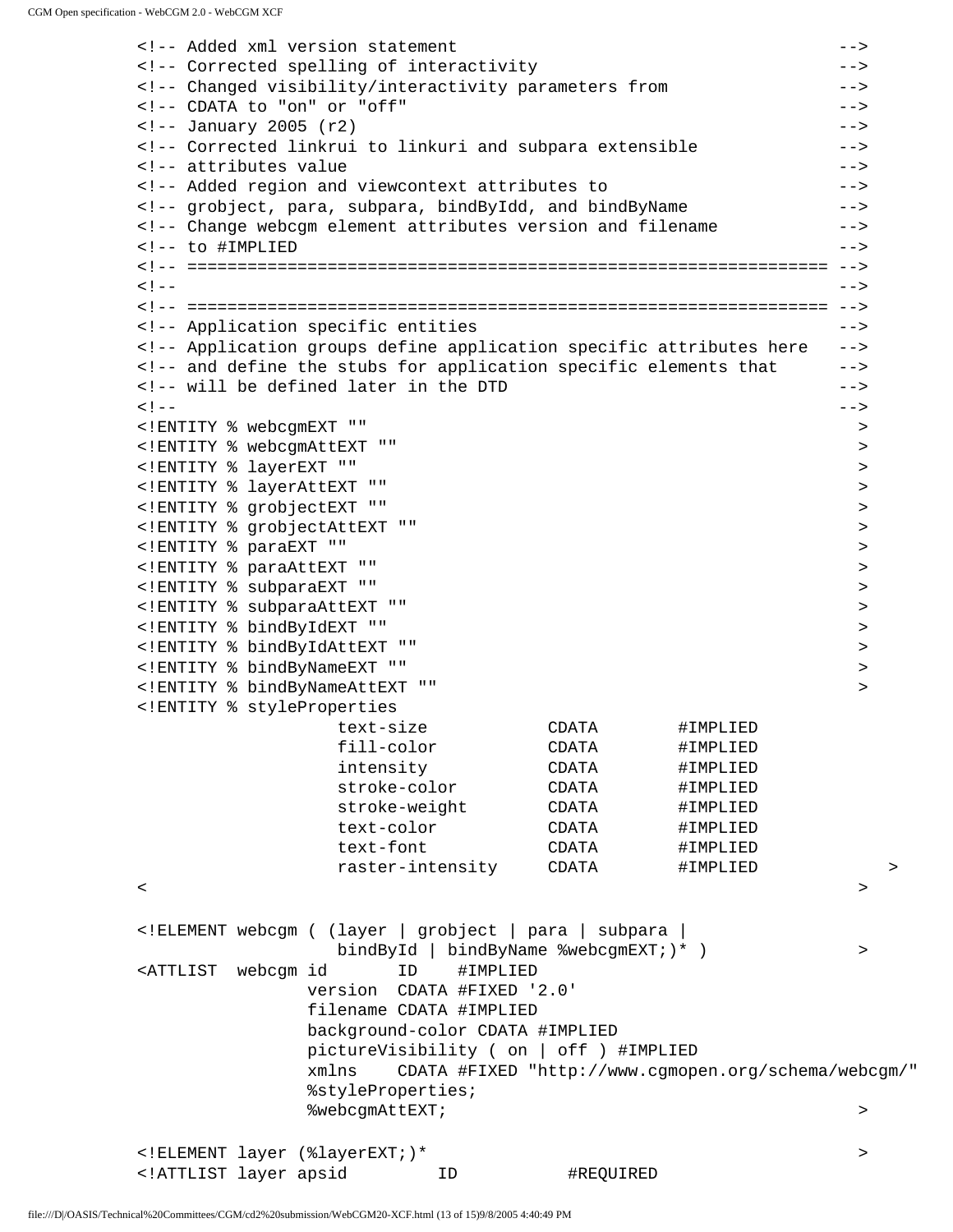```
<!-- Added xml version statement                                    -->
<!-- Corrected spelling of interactivity                            -->
<!-- Changed visibility/interactivity parameters from              -->
<!-- CDATA to "on" or "off"                                        -->
<!-- January 2005 (r2)                                             -->
<!-- Corrected linkrui to linkuri and subpara extensible           -->
<!-- attributes value                                              -->
<!-- Added region and viewcontext attributes to                    -->
<!-- grobject, para, subpara, bindByIdd, and bindByName            -->
<!-- Change webcgm element attributes version and filename         -->
<!-- to #IMPLIED                                                   -->
<!-- ============================================================= -->
<!--                                                               -->
<!-- ============================================================= -->
<!-- Application specific entities                                 -->
<!-- Application groups define application specific attributes here -->
<!-- and define the stubs for application specific elements that   -->
<!-- will be defined later in the DTD                              -->
<!--                                                               -->
<!ENTITY % webcgmEXT ""                                              >
<!ENTITY % webcgmAttEXT ""                                           >
<!ENTITY % layerEXT ""                                               >
<!ENTITY % layerAttEXT ""                                            >
<!ENTITY % grobjectEXT ""                                            >
<!ENTITY % grobjectAttEXT ""                                         >
<!ENTITY % paraEXT ""                                                >
<!ENTITY % paraAttEXT ""                                             >
<!ENTITY % subparaEXT ""                                             >
<!ENTITY % subparaAttEXT ""                                          >
<!ENTITY % bindByIdEXT ""                                            >
<!ENTITY % bindByIdAttEXT ""                                         >
<!ENTITY % bindByNameEXT ""                                          >
<!ENTITY % bindByNameAttEXT ""                                       >
<!ENTITY % styleProperties
                    text-size            CDATA        #IMPLIED
                    fill-color           CDATA        #IMPLIED
                    intensity            CDATA        #IMPLIED
                    stroke-color         CDATA        #IMPLIED
                    stroke-weight        CDATA        #IMPLIED
                    text-color           CDATA        #IMPLIED
                    text-font            CDATA        #IMPLIED
                    raster-intensity     CDATA        #IMPLIED          >
<                                                                    >

<!ELEMENT webcgm ( (layer | grobject | para | subpara |
                    bindById | bindByName %webcgmEXT;)* )            >
<ATTLIST  webcgm id        ID    #IMPLIED
                 version  CDATA #FIXED '2.0'
                 filename CDATA #IMPLIED
                 background-color CDATA #IMPLIED
                 pictureVisibility ( on | off ) #IMPLIED
                 xmlns    CDATA #FIXED "http://www.cgmopen.org/schema/webcgm/"
                 %styleProperties;
                 %webcgmAttEXT;                                      >

<!ELEMENT layer (%layerEXT;)*                                        >
<!ATTLIST layer apsid          ID           #REQUIRED
```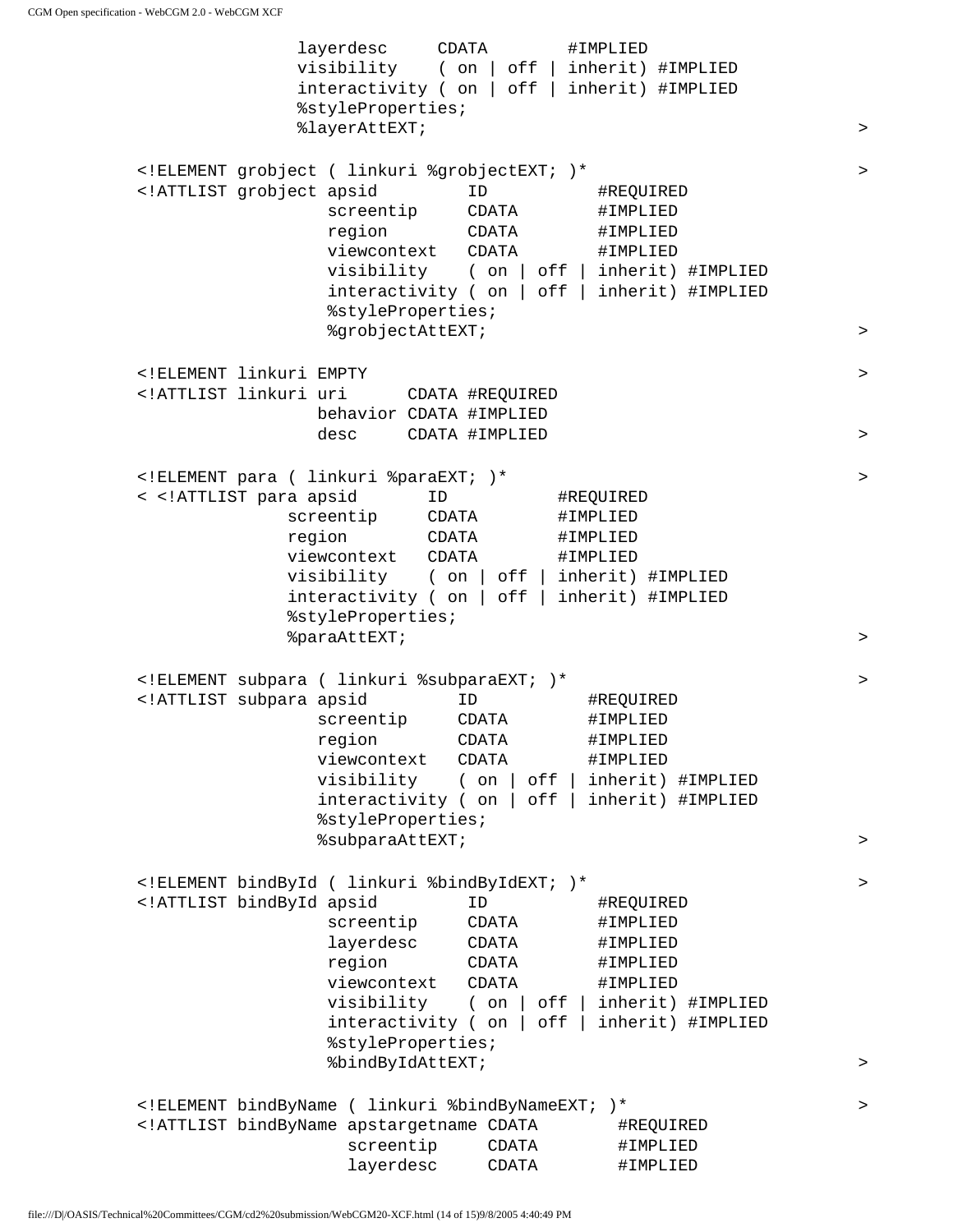```
                layerdesc     CDATA        #IMPLIED
                visibility    ( on | off | inherit) #IMPLIED
                interactivity ( on | off | inherit) #IMPLIED
                %styleProperties;
                %layerAttEXT;                                        >

<!ELEMENT grobject ( linkuri %grobjectEXT; )*                        >
<!ATTLIST grobject apsid         ID           #REQUIRED
                   screentip     CDATA        #IMPLIED
                   region        CDATA        #IMPLIED
                   viewcontext   CDATA        #IMPLIED
                   visibility    ( on | off | inherit) #IMPLIED
                   interactivity ( on | off | inherit) #IMPLIED
                   %styleProperties;
                   %grobjectAttEXT;                                  >

<!ELEMENT linkuri EMPTY                                              >
<!ATTLIST linkuri uri      CDATA #REQUIRED
                  behavior CDATA #IMPLIED
                  desc     CDATA #IMPLIED                            >

<!ELEMENT para ( linkuri %paraEXT; )*                                >
< <!ATTLIST para apsid       ID           #REQUIRED
               screentip     CDATA        #IMPLIED
               region        CDATA        #IMPLIED
               viewcontext   CDATA        #IMPLIED
               visibility    ( on | off | inherit) #IMPLIED
               interactivity ( on | off | inherit) #IMPLIED
               %styleProperties;
               %paraAttEXT;                                          >

<!ELEMENT subpara ( linkuri %subparaEXT; )*                          >
<!ATTLIST subpara apsid         ID           #REQUIRED
                  screentip     CDATA        #IMPLIED
                  region        CDATA        #IMPLIED
                  viewcontext   CDATA        #IMPLIED
                  visibility    ( on | off | inherit) #IMPLIED
                  interactivity ( on | off | inherit) #IMPLIED
                  %styleProperties;
                  %subparaAttEXT;                                    >

<!ELEMENT bindById ( linkuri %bindByIdEXT; )*                        >
<!ATTLIST bindById apsid         ID           #REQUIRED
                   screentip     CDATA        #IMPLIED
                   layerdesc     CDATA        #IMPLIED
                   region        CDATA        #IMPLIED
                   viewcontext   CDATA        #IMPLIED
                   visibility    ( on | off | inherit) #IMPLIED
                   interactivity ( on | off | inherit) #IMPLIED
                   %styleProperties;
                   %bindByIdAttEXT;                                  >

<!ELEMENT bindByName ( linkuri %bindByNameEXT; )*                    >
<!ATTLIST bindByName apstargetname CDATA        #REQUIRED
                     screentip     CDATA        #IMPLIED
                     layerdesc     CDATA        #IMPLIED
```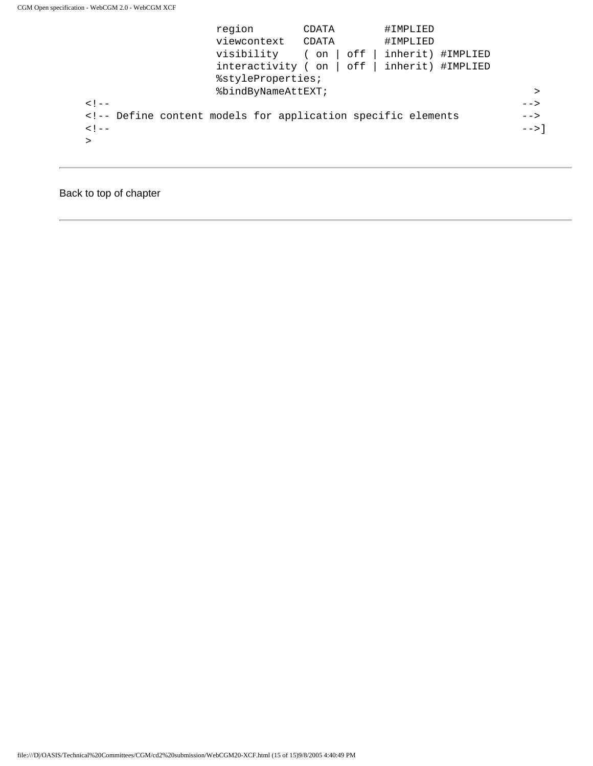```
                    region        CDATA        #IMPLIED
                    viewcontext   CDATA        #IMPLIED
                    visibility    ( on | off | inherit) #IMPLIED
                    interactivity ( on | off | inherit) #IMPLIED
                    %styleProperties;
                    %bindByNameAttEXT;                               >
<!--                                                               -->
<!-- Define content models for application specific elements      -->
<!--                                                               -->]
>
```

---

Back to top of chapter

---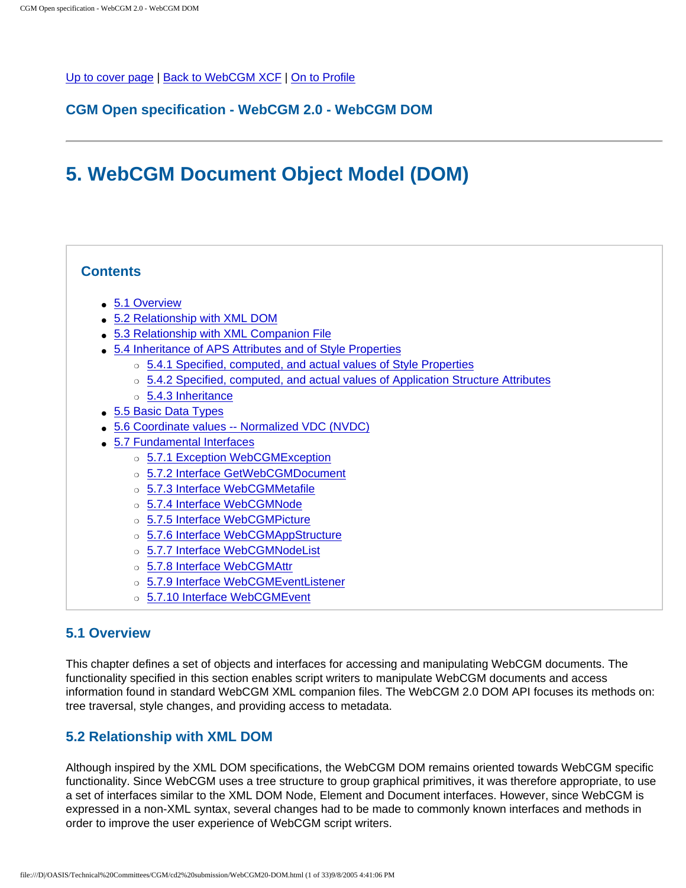Up to cover page | Back to WebCGM XCF | On to Profile

**CGM Open specification - WebCGM 2.0 - WebCGM DOM**

---

# 5. WebCGM Document Object Model (DOM)

## Contents

- 5.1 Overview
- 5.2 Relationship with XML DOM
- 5.3 Relationship with XML Companion File
- 5.4 Inheritance of APS Attributes and of Style Properties
  - 5.4.1 Specified, computed, and actual values of Style Properties
  - 5.4.2 Specified, computed, and actual values of Application Structure Attributes
  - 5.4.3 Inheritance
- 5.5 Basic Data Types
- 5.6 Coordinate values -- Normalized VDC (NVDC)
- 5.7 Fundamental Interfaces
  - 5.7.1 Exception WebCGMException
  - 5.7.2 Interface GetWebCGMDocument
  - 5.7.3 Interface WebCGMMetafile
  - 5.7.4 Interface WebCGMNode
  - 5.7.5 Interface WebCGMPicture
  - 5.7.6 Interface WebCGMAppStructure
  - 5.7.7 Interface WebCGMNodeList
  - 5.7.8 Interface WebCGMAttr
  - 5.7.9 Interface WebCGMEventListener
  - 5.7.10 Interface WebCGMEvent

## 5.1 Overview

This chapter defines a set of objects and interfaces for accessing and manipulating WebCGM documents. The functionality specified in this section enables script writers to manipulate WebCGM documents and access information found in standard WebCGM XML companion files. The WebCGM 2.0 DOM API focuses its methods on: tree traversal, style changes, and providing access to metadata.

## 5.2 Relationship with XML DOM

Although inspired by the XML DOM specifications, the WebCGM DOM remains oriented towards WebCGM specific functionality. Since WebCGM uses a tree structure to group graphical primitives, it was therefore appropriate, to use a set of interfaces similar to the XML DOM Node, Element and Document interfaces. However, since WebCGM is expressed in a non-XML syntax, several changes had to be made to commonly known interfaces and methods in order to improve the user experience of WebCGM script writers.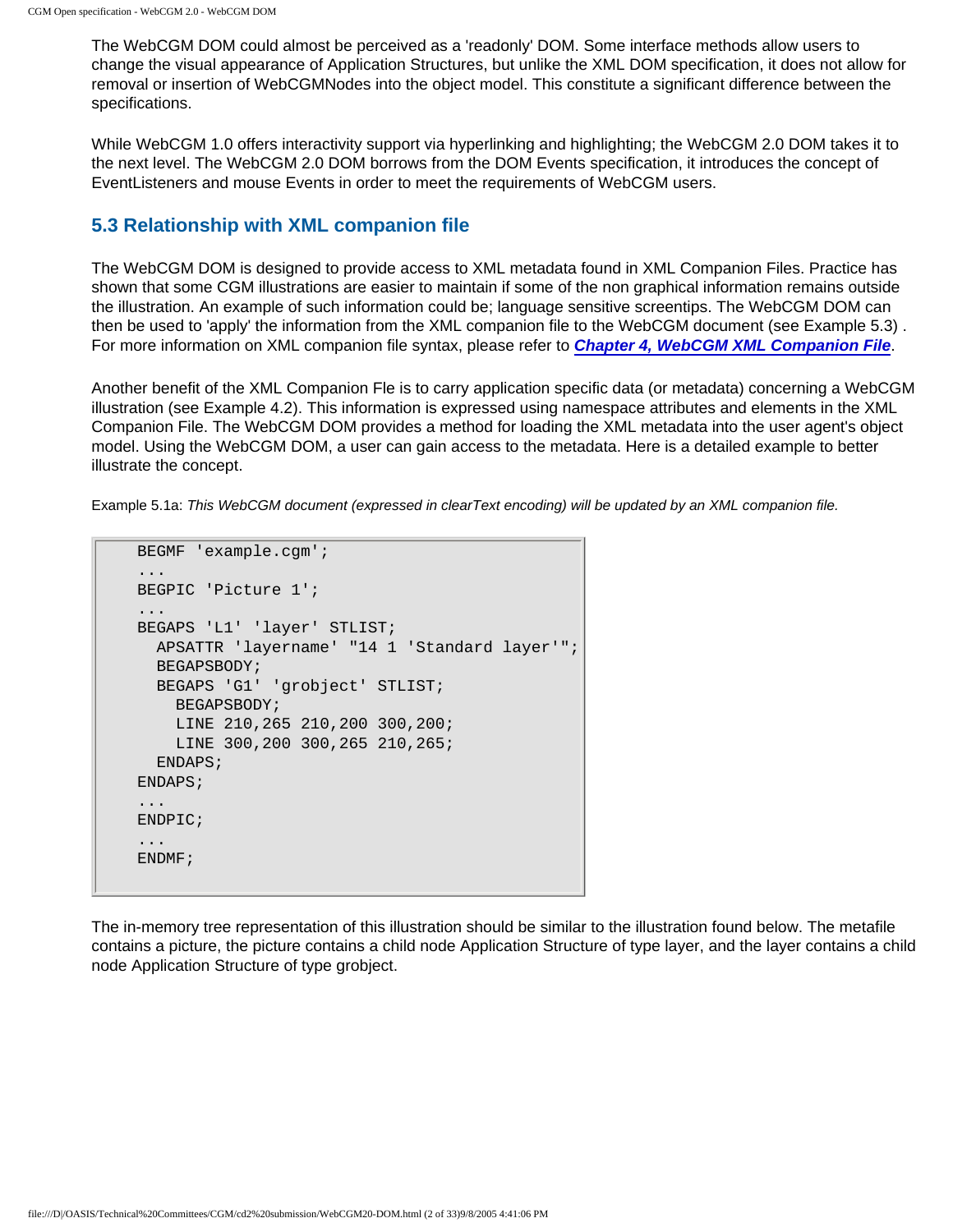The WebCGM DOM could almost be perceived as a 'readonly' DOM. Some interface methods allow users to change the visual appearance of Application Structures, but unlike the XML DOM specification, it does not allow for removal or insertion of WebCGMNodes into the object model. This constitute a significant difference between the specifications.

While WebCGM 1.0 offers interactivity support via hyperlinking and highlighting; the WebCGM 2.0 DOM takes it to the next level. The WebCGM 2.0 DOM borrows from the DOM Events specification, it introduces the concept of EventListeners and mouse Events in order to meet the requirements of WebCGM users.

### 5.3 Relationship with XML companion file

The WebCGM DOM is designed to provide access to XML metadata found in XML Companion Files. Practice has shown that some CGM illustrations are easier to maintain if some of the non graphical information remains outside the illustration. An example of such information could be; language sensitive screentips. The WebCGM DOM can then be used to 'apply' the information from the XML companion file to the WebCGM document (see Example 5.3) . For more information on XML companion file syntax, please refer to ***Chapter 4, WebCGM XML Companion File***.

Another benefit of the XML Companion Fle is to carry application specific data (or metadata) concerning a WebCGM illustration (see Example 4.2). This information is expressed using namespace attributes and elements in the XML Companion File. The WebCGM DOM provides a method for loading the XML metadata into the user agent's object model. Using the WebCGM DOM, a user can gain access to the metadata. Here is a detailed example to better illustrate the concept.

Example 5.1a: *This WebCGM document (expressed in clearText encoding) will be updated by an XML companion file.*

```
BEGMF 'example.cgm';
...
BEGPIC 'Picture 1';
...
BEGAPS 'L1' 'layer' STLIST;
  APSATTR 'layername' "14 1 'Standard layer'";
  BEGAPSBODY;
  BEGAPS 'G1' 'grobject' STLIST;
    BEGAPSBODY;
    LINE 210,265 210,200 300,200;
    LINE 300,200 300,265 210,265;
  ENDAPS;
ENDAPS;
...
ENDPIC;
...
ENDMF;
```

The in-memory tree representation of this illustration should be similar to the illustration found below. The metafile contains a picture, the picture contains a child node Application Structure of type layer, and the layer contains a child node Application Structure of type grobject.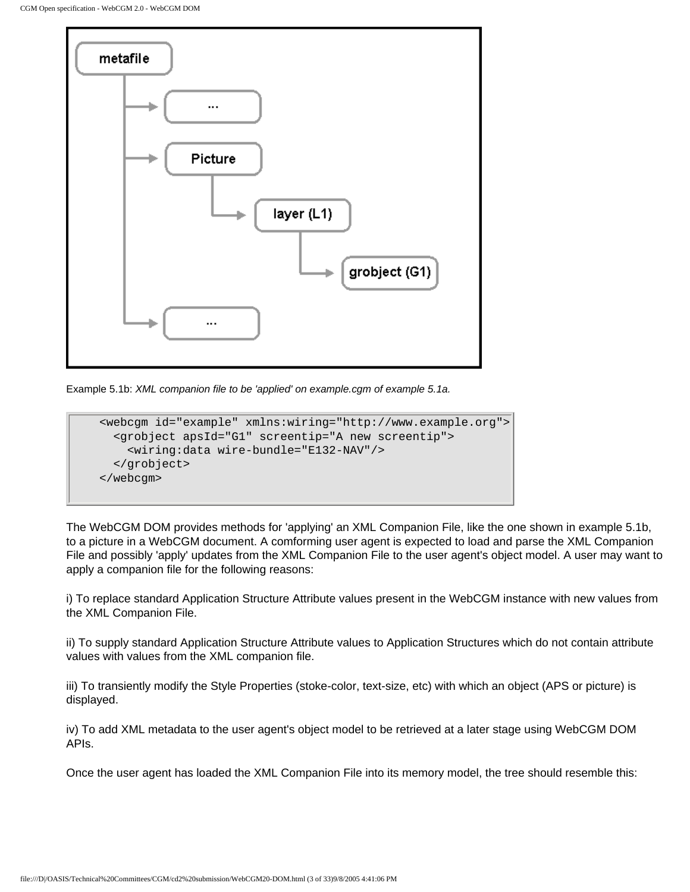Example 5.1b: *XML companion file to be 'applied' on example.cgm of example 5.1a.*

```
<webcgm id="example" xmlns:wiring="http://www.example.org">
  <grobject apsId="G1" screentip="A new screentip">
    <wiring:data wire-bundle="E132-NAV"/>
  </grobject>
</webcgm>
```

The WebCGM DOM provides methods for 'applying' an XML Companion File, like the one shown in example 5.1b, to a picture in a WebCGM document. A comforming user agent is expected to load and parse the XML Companion File and possibly 'apply' updates from the XML Companion File to the user agent's object model. A user may want to apply a companion file for the following reasons:

i) To replace standard Application Structure Attribute values present in the WebCGM instance with new values from the XML Companion File.

ii) To supply standard Application Structure Attribute values to Application Structures which do not contain attribute values with values from the XML companion file.

iii) To transiently modify the Style Properties (stoke-color, text-size, etc) with which an object (APS or picture) is displayed.

iv) To add XML metadata to the user agent's object model to be retrieved at a later stage using WebCGM DOM APIs.

Once the user agent has loaded the XML Companion File into its memory model, the tree should resemble this: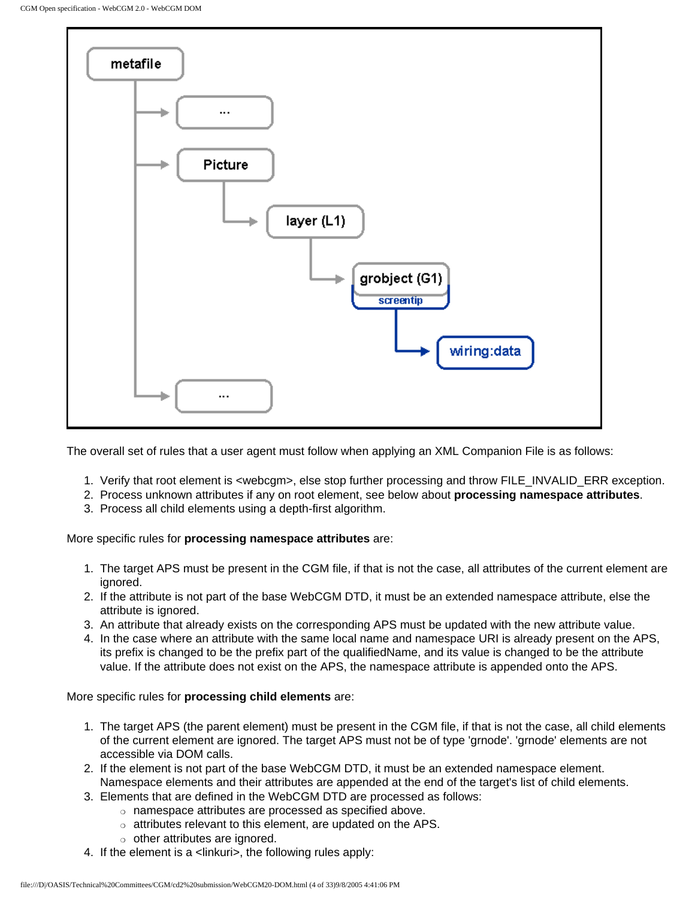The overall set of rules that a user agent must follow when applying an XML Companion File is as follows:

1. Verify that root element is <webcgm>, else stop further processing and throw FILE_INVALID_ERR exception.
2. Process unknown attributes if any on root element, see below about **processing namespace attributes**.
3. Process all child elements using a depth-first algorithm.

More specific rules for **processing namespace attributes** are:

1. The target APS must be present in the CGM file, if that is not the case, all attributes of the current element are ignored.
2. If the attribute is not part of the base WebCGM DTD, it must be an extended namespace attribute, else the attribute is ignored.
3. An attribute that already exists on the corresponding APS must be updated with the new attribute value.
4. In the case where an attribute with the same local name and namespace URI is already present on the APS, its prefix is changed to be the prefix part of the qualifiedName, and its value is changed to be the attribute value. If the attribute does not exist on the APS, the namespace attribute is appended onto the APS.

More specific rules for **processing child elements** are:

1. The target APS (the parent element) must be present in the CGM file, if that is not the case, all child elements of the current element are ignored. The target APS must not be of type 'grnode'. 'grnode' elements are not accessible via DOM calls.
2. If the element is not part of the base WebCGM DTD, it must be an extended namespace element. Namespace elements and their attributes are appended at the end of the target's list of child elements.
3. Elements that are defined in the WebCGM DTD are processed as follows:
   - namespace attributes are processed as specified above.
   - attributes relevant to this element, are updated on the APS.
   - other attributes are ignored.
4. If the element is a <linkuri>, the following rules apply: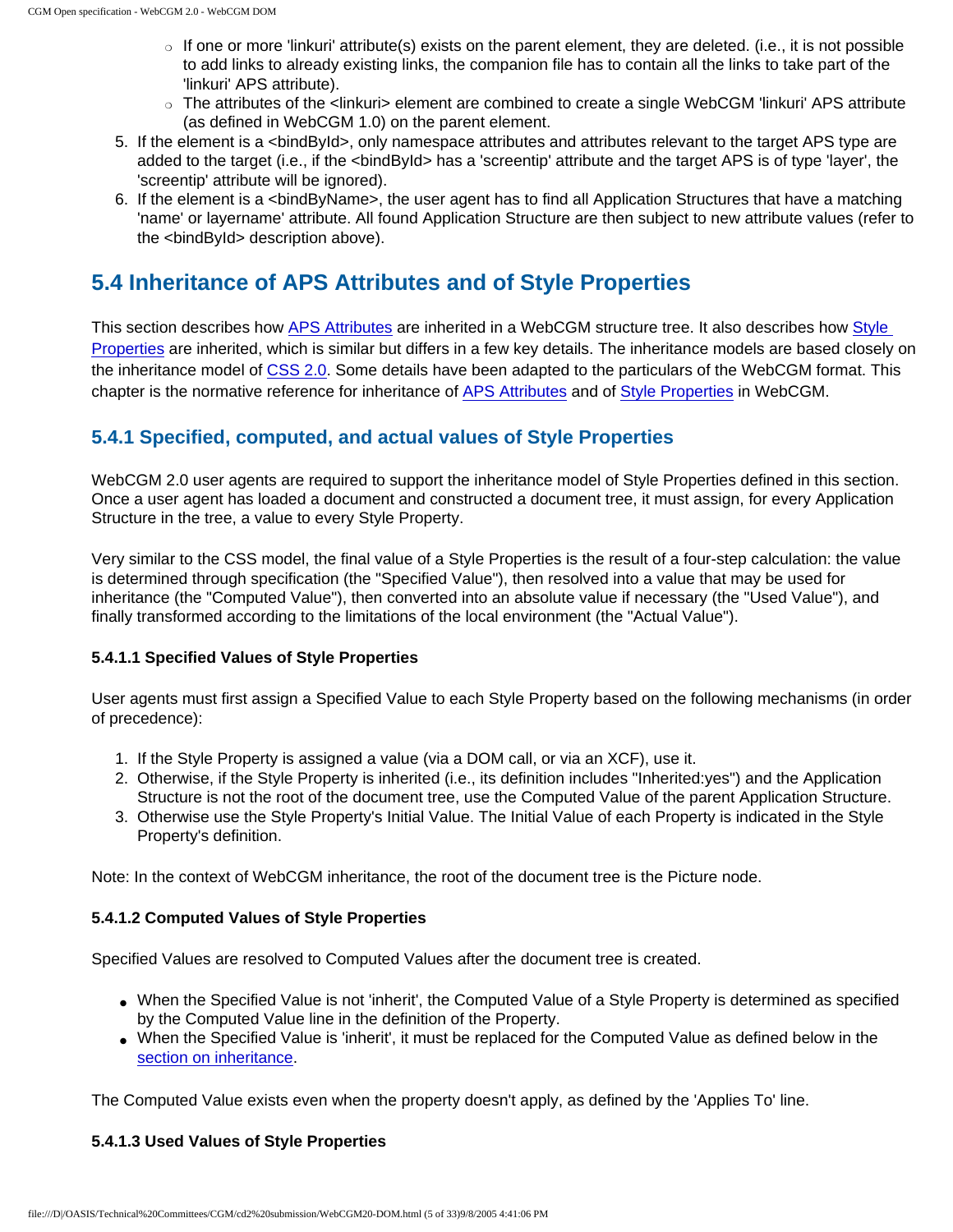- If one or more 'linkuri' attribute(s) exists on the parent element, they are deleted. (i.e., it is not possible to add links to already existing links, the companion file has to contain all the links to take part of the 'linkuri' APS attribute).
    - The attributes of the <linkuri> element are combined to create a single WebCGM 'linkuri' APS attribute (as defined in WebCGM 1.0) on the parent element.
5. If the element is a <bindById>, only namespace attributes and attributes relevant to the target APS type are added to the target (i.e., if the <bindById> has a 'screentip' attribute and the target APS is of type 'layer', the 'screentip' attribute will be ignored).
6. If the element is a <bindByName>, the user agent has to find all Application Structures that have a matching 'name' or layername' attribute. All found Application Structure are then subject to new attribute values (refer to the <bindById> description above).

## 5.4 Inheritance of APS Attributes and of Style Properties

This section describes how APS Attributes are inherited in a WebCGM structure tree. It also describes how Style Properties are inherited, which is similar but differs in a few key details. The inheritance models are based closely on the inheritance model of CSS 2.0. Some details have been adapted to the particulars of the WebCGM format. This chapter is the normative reference for inheritance of APS Attributes and of Style Properties in WebCGM.

### 5.4.1 Specified, computed, and actual values of Style Properties

WebCGM 2.0 user agents are required to support the inheritance model of Style Properties defined in this section. Once a user agent has loaded a document and constructed a document tree, it must assign, for every Application Structure in the tree, a value to every Style Property.

Very similar to the CSS model, the final value of a Style Properties is the result of a four-step calculation: the value is determined through specification (the "Specified Value"), then resolved into a value that may be used for inheritance (the "Computed Value"), then converted into an absolute value if necessary (the "Used Value"), and finally transformed according to the limitations of the local environment (the "Actual Value").

#### 5.4.1.1 Specified Values of Style Properties

User agents must first assign a Specified Value to each Style Property based on the following mechanisms (in order of precedence):

1. If the Style Property is assigned a value (via a DOM call, or via an XCF), use it.
2. Otherwise, if the Style Property is inherited (i.e., its definition includes "Inherited:yes") and the Application Structure is not the root of the document tree, use the Computed Value of the parent Application Structure.
3. Otherwise use the Style Property's Initial Value. The Initial Value of each Property is indicated in the Style Property's definition.

Note: In the context of WebCGM inheritance, the root of the document tree is the Picture node.

#### 5.4.1.2 Computed Values of Style Properties

Specified Values are resolved to Computed Values after the document tree is created.

- When the Specified Value is not 'inherit', the Computed Value of a Style Property is determined as specified by the Computed Value line in the definition of the Property.
- When the Specified Value is 'inherit', it must be replaced for the Computed Value as defined below in the section on inheritance.

The Computed Value exists even when the property doesn't apply, as defined by the 'Applies To' line.

#### 5.4.1.3 Used Values of Style Properties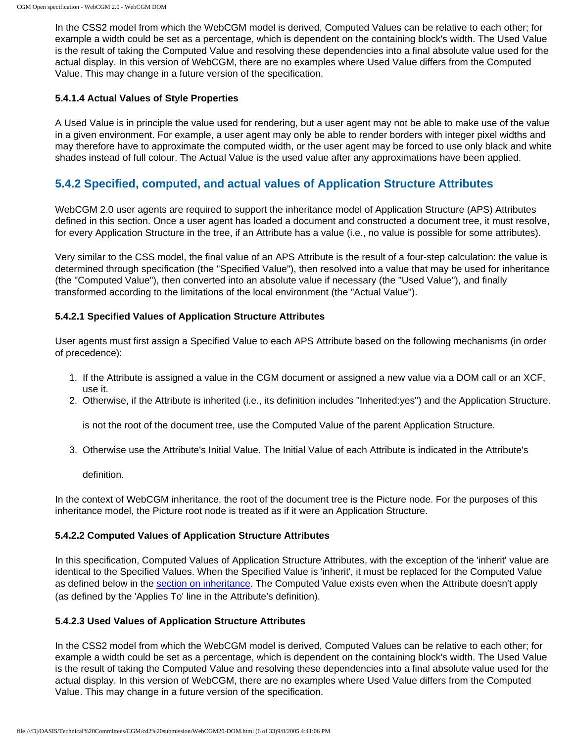In the CSS2 model from which the WebCGM model is derived, Computed Values can be relative to each other; for example a width could be set as a percentage, which is dependent on the containing block's width. The Used Value is the result of taking the Computed Value and resolving these dependencies into a final absolute value used for the actual display. In this version of WebCGM, there are no examples where Used Value differs from the Computed Value. This may change in a future version of the specification.

#### 5.4.1.4 Actual Values of Style Properties

A Used Value is in principle the value used for rendering, but a user agent may not be able to make use of the value in a given environment. For example, a user agent may only be able to render borders with integer pixel widths and may therefore have to approximate the computed width, or the user agent may be forced to use only black and white shades instead of full colour. The Actual Value is the used value after any approximations have been applied.

### 5.4.2 Specified, computed, and actual values of Application Structure Attributes

WebCGM 2.0 user agents are required to support the inheritance model of Application Structure (APS) Attributes defined in this section. Once a user agent has loaded a document and constructed a document tree, it must resolve, for every Application Structure in the tree, if an Attribute has a value (i.e., no value is possible for some attributes).

Very similar to the CSS model, the final value of an APS Attribute is the result of a four-step calculation: the value is determined through specification (the "Specified Value"), then resolved into a value that may be used for inheritance (the "Computed Value"), then converted into an absolute value if necessary (the "Used Value"), and finally transformed according to the limitations of the local environment (the "Actual Value").

#### 5.4.2.1 Specified Values of Application Structure Attributes

User agents must first assign a Specified Value to each APS Attribute based on the following mechanisms (in order of precedence):

1. If the Attribute is assigned a value in the CGM document or assigned a new value via a DOM call or an XCF, use it.
2. Otherwise, if the Attribute is inherited (i.e., its definition includes "Inherited:yes") and the Application Structure.

   is not the root of the document tree, use the Computed Value of the parent Application Structure.

3. Otherwise use the Attribute's Initial Value. The Initial Value of each Attribute is indicated in the Attribute's

   definition.

In the context of WebCGM inheritance, the root of the document tree is the Picture node. For the purposes of this inheritance model, the Picture root node is treated as if it were an Application Structure.

#### 5.4.2.2 Computed Values of Application Structure Attributes

In this specification, Computed Values of Application Structure Attributes, with the exception of the 'inherit' value are identical to the Specified Values. When the Specified Value is 'inherit', it must be replaced for the Computed Value as defined below in the section on inheritance. The Computed Value exists even when the Attribute doesn't apply (as defined by the 'Applies To' line in the Attribute's definition).

#### 5.4.2.3 Used Values of Application Structure Attributes

In the CSS2 model from which the WebCGM model is derived, Computed Values can be relative to each other; for example a width could be set as a percentage, which is dependent on the containing block's width. The Used Value is the result of taking the Computed Value and resolving these dependencies into a final absolute value used for the actual display. In this version of WebCGM, there are no examples where Used Value differs from the Computed Value. This may change in a future version of the specification.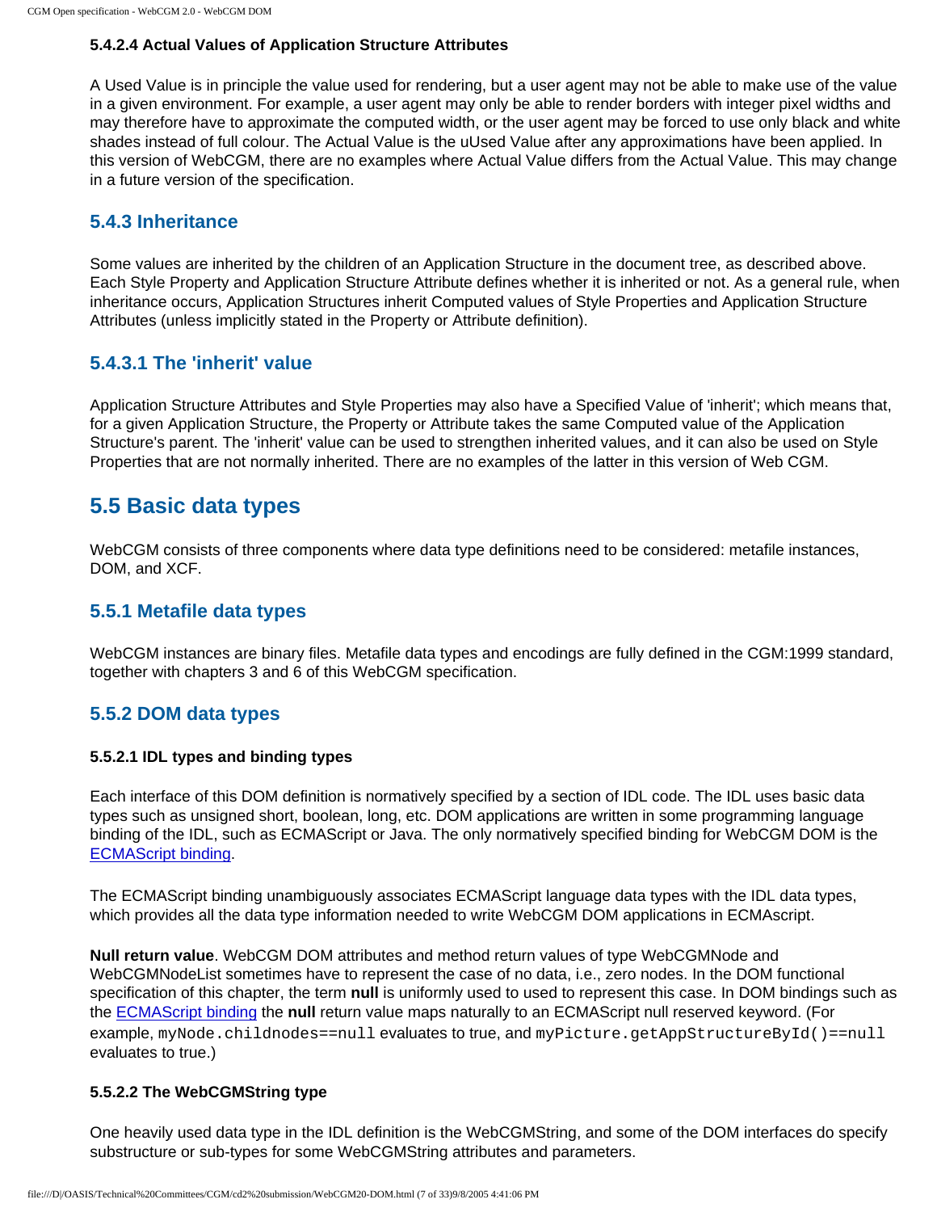#### 5.4.2.4 Actual Values of Application Structure Attributes

A Used Value is in principle the value used for rendering, but a user agent may not be able to make use of the value in a given environment. For example, a user agent may only be able to render borders with integer pixel widths and may therefore have to approximate the computed width, or the user agent may be forced to use only black and white shades instead of full colour. The Actual Value is the uUsed Value after any approximations have been applied. In this version of WebCGM, there are no examples where Actual Value differs from the Actual Value. This may change in a future version of the specification.

### 5.4.3 Inheritance

Some values are inherited by the children of an Application Structure in the document tree, as described above. Each Style Property and Application Structure Attribute defines whether it is inherited or not. As a general rule, when inheritance occurs, Application Structures inherit Computed values of Style Properties and Application Structure Attributes (unless implicitly stated in the Property or Attribute definition).

### 5.4.3.1 The 'inherit' value

Application Structure Attributes and Style Properties may also have a Specified Value of 'inherit'; which means that, for a given Application Structure, the Property or Attribute takes the same Computed value of the Application Structure's parent. The 'inherit' value can be used to strengthen inherited values, and it can also be used on Style Properties that are not normally inherited. There are no examples of the latter in this version of Web CGM.

## 5.5 Basic data types

WebCGM consists of three components where data type definitions need to be considered: metafile instances, DOM, and XCF.

### 5.5.1 Metafile data types

WebCGM instances are binary files. Metafile data types and encodings are fully defined in the CGM:1999 standard, together with chapters 3 and 6 of this WebCGM specification.

### 5.5.2 DOM data types

#### 5.5.2.1 IDL types and binding types

Each interface of this DOM definition is normatively specified by a section of IDL code. The IDL uses basic data types such as unsigned short, boolean, long, etc. DOM applications are written in some programming language binding of the IDL, such as ECMAScript or Java. The only normatively specified binding for WebCGM DOM is the ECMAScript binding.

The ECMAScript binding unambiguously associates ECMAScript language data types with the IDL data types, which provides all the data type information needed to write WebCGM DOM applications in ECMAscript.

**Null return value**. WebCGM DOM attributes and method return values of type WebCGMNode and WebCGMNodeList sometimes have to represent the case of no data, i.e., zero nodes. In the DOM functional specification of this chapter, the term **null** is uniformly used to used to represent this case. In DOM bindings such as the ECMAScript binding the **null** return value maps naturally to an ECMAScript null reserved keyword. (For example, `myNode.childnodes==null` evaluates to true, and `myPicture.getAppStructureById()==null` evaluates to true.)

#### 5.5.2.2 The WebCGMString type

One heavily used data type in the IDL definition is the WebCGMString, and some of the DOM interfaces do specify substructure or sub-types for some WebCGMString attributes and parameters.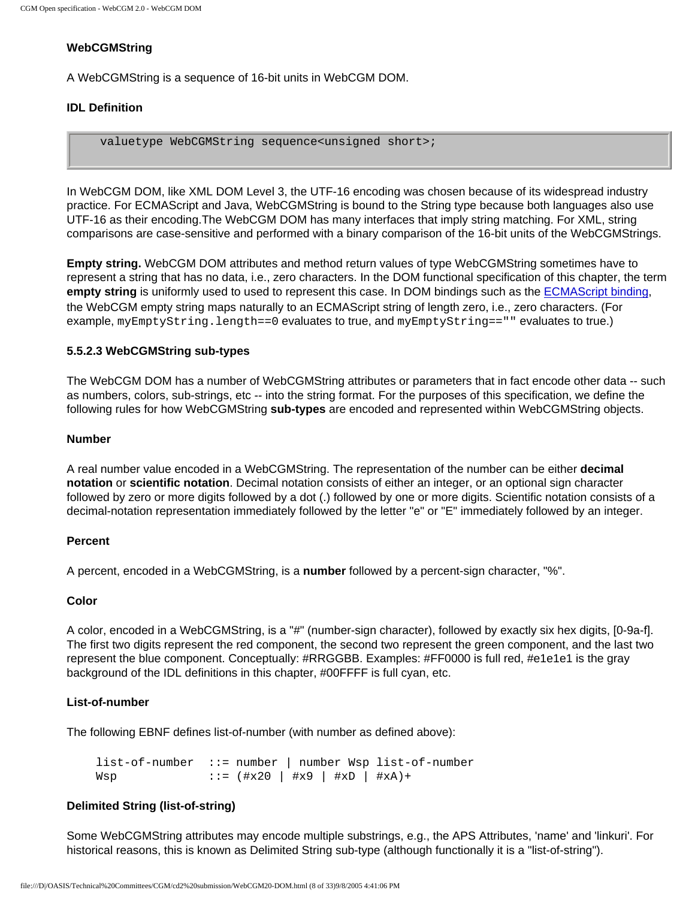**WebCGMString**

A WebCGMString is a sequence of 16-bit units in WebCGM DOM.

**IDL Definition**

```
valuetype WebCGMString sequence<unsigned short>;
```

In WebCGM DOM, like XML DOM Level 3, the UTF-16 encoding was chosen because of its widespread industry practice. For ECMAScript and Java, WebCGMString is bound to the String type because both languages also use UTF-16 as their encoding.The WebCGM DOM has many interfaces that imply string matching. For XML, string comparisons are case-sensitive and performed with a binary comparison of the 16-bit units of the WebCGMStrings.

**Empty string.** WebCGM DOM attributes and method return values of type WebCGMString sometimes have to represent a string that has no data, i.e., zero characters. In the DOM functional specification of this chapter, the term **empty string** is uniformly used to used to represent this case. In DOM bindings such as the ECMAScript binding, the WebCGM empty string maps naturally to an ECMAScript string of length zero, i.e., zero characters. (For example, `myEmptyString.length==0` evaluates to true, and `myEmptyString==""` evaluates to true.)

#### 5.5.2.3 WebCGMString sub-types

The WebCGM DOM has a number of WebCGMString attributes or parameters that in fact encode other data -- such as numbers, colors, sub-strings, etc -- into the string format. For the purposes of this specification, we define the following rules for how WebCGMString **sub-types** are encoded and represented within WebCGMString objects.

**Number**

A real number value encoded in a WebCGMString. The representation of the number can be either **decimal notation** or **scientific notation**. Decimal notation consists of either an integer, or an optional sign character followed by zero or more digits followed by a dot (.) followed by one or more digits. Scientific notation consists of a decimal-notation representation immediately followed by the letter "e" or "E" immediately followed by an integer.

**Percent**

A percent, encoded in a WebCGMString, is a **number** followed by a percent-sign character, "%".

**Color**

A color, encoded in a WebCGMString, is a "#" (number-sign character), followed by exactly six hex digits, [0-9a-f]. The first two digits represent the red component, the second two represent the green component, and the last two represent the blue component. Conceptually: #RRGGBB. Examples: #FF0000 is full red, #e1e1e1 is the gray background of the IDL definitions in this chapter, #00FFFF is full cyan, etc.

**List-of-number**

The following EBNF defines list-of-number (with number as defined above):

```
list-of-number  ::= number | number Wsp list-of-number
Wsp             ::= (#x20 | #x9 | #xD | #xA)+
```

**Delimited String (list-of-string)**

Some WebCGMString attributes may encode multiple substrings, e.g., the APS Attributes, 'name' and 'linkuri'. For historical reasons, this is known as Delimited String sub-type (although functionally it is a "list-of-string").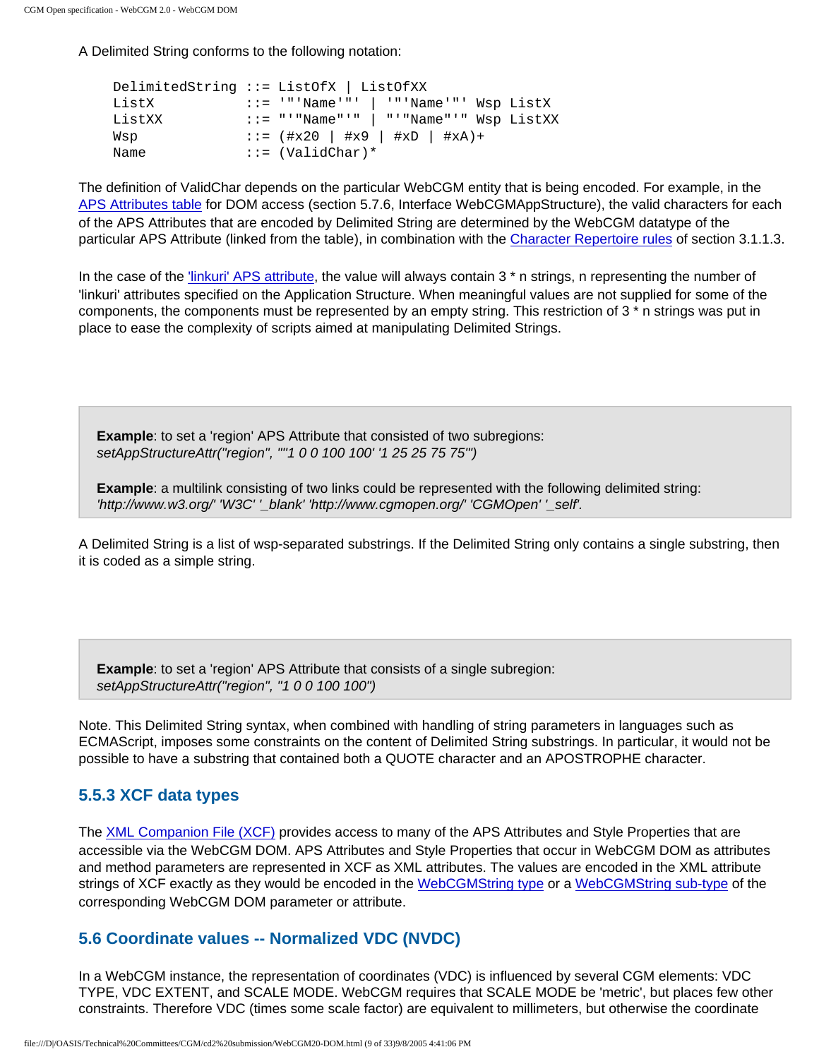A Delimited String conforms to the following notation:

```
DelimitedString ::= ListOfX | ListOfXX
ListX           ::= '"'Name'"' | '"'Name'"' Wsp ListX
ListXX          ::= "'"Name"'" | "'"Name"'" Wsp ListXX
Wsp             ::= (#x20 | #x9 | #xD | #xA)+
Name            ::= (ValidChar)*
```

The definition of ValidChar depends on the particular WebCGM entity that is being encoded. For example, in the APS Attributes table for DOM access (section 5.7.6, Interface WebCGMAppStructure), the valid characters for each of the APS Attributes that are encoded by Delimited String are determined by the WebCGM datatype of the particular APS Attribute (linked from the table), in combination with the Character Repertoire rules of section 3.1.1.3.

In the case of the 'linkuri' APS attribute, the value will always contain 3 * n strings, n representing the number of 'linkuri' attributes specified on the Application Structure. When meaningful values are not supplied for some of the components, the components must be represented by an empty string. This restriction of 3 * n strings was put in place to ease the complexity of scripts aimed at manipulating Delimited Strings.

> **Example**: to set a 'region' APS Attribute that consisted of two subregions:
> *setAppStructureAttr("region", "'1 0 0 100 100' '1 25 25 75 75'")*
>
> **Example**: a multilink consisting of two links could be represented with the following delimited string:
> *'http://www.w3.org/' 'W3C' '_blank' 'http://www.cgmopen.org/' 'CGMOpen' '_self'.*

A Delimited String is a list of wsp-separated substrings. If the Delimited String only contains a single substring, then it is coded as a simple string.

> **Example**: to set a 'region' APS Attribute that consists of a single subregion:
> *setAppStructureAttr("region", "1 0 0 100 100")*

Note. This Delimited String syntax, when combined with handling of string parameters in languages such as ECMAScript, imposes some constraints on the content of Delimited String substrings. In particular, it would not be possible to have a substring that contained both a QUOTE character and an APOSTROPHE character.

### 5.5.3 XCF data types

The XML Companion File (XCF) provides access to many of the APS Attributes and Style Properties that are accessible via the WebCGM DOM. APS Attributes and Style Properties that occur in WebCGM DOM as attributes and method parameters are represented in XCF as XML attributes. The values are encoded in the XML attribute strings of XCF exactly as they would be encoded in the WebCGMString type or a WebCGMString sub-type of the corresponding WebCGM DOM parameter or attribute.

## 5.6 Coordinate values -- Normalized VDC (NVDC)

In a WebCGM instance, the representation of coordinates (VDC) is influenced by several CGM elements: VDC TYPE, VDC EXTENT, and SCALE MODE. WebCGM requires that SCALE MODE be 'metric', but places few other constraints. Therefore VDC (times some scale factor) are equivalent to millimeters, but otherwise the coordinate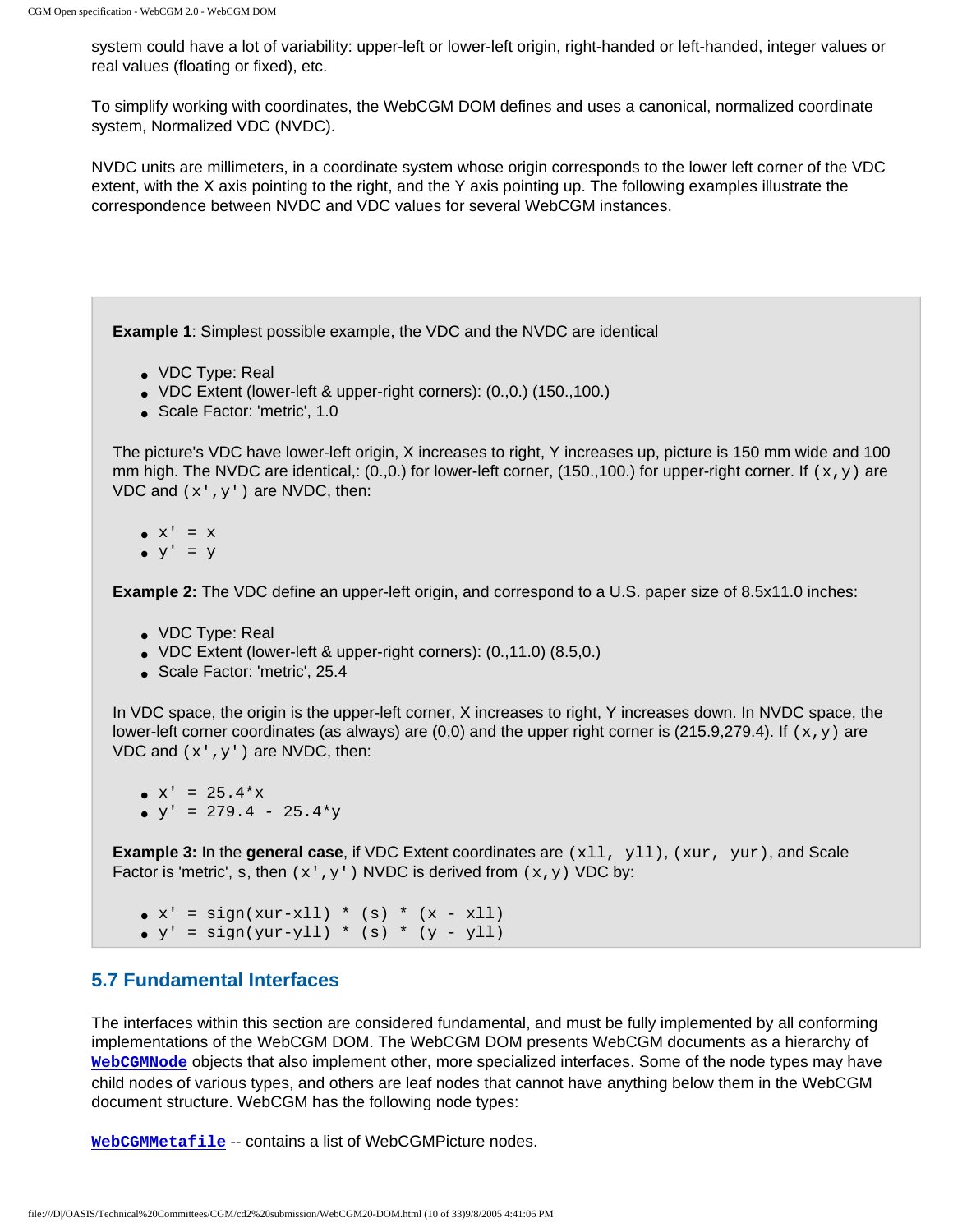system could have a lot of variability: upper-left or lower-left origin, right-handed or left-handed, integer values or real values (floating or fixed), etc.

To simplify working with coordinates, the WebCGM DOM defines and uses a canonical, normalized coordinate system, Normalized VDC (NVDC).

NVDC units are millimeters, in a coordinate system whose origin corresponds to the lower left corner of the VDC extent, with the X axis pointing to the right, and the Y axis pointing up. The following examples illustrate the correspondence between NVDC and VDC values for several WebCGM instances.

**Example 1**: Simplest possible example, the VDC and the NVDC are identical

- VDC Type: Real
- VDC Extent (lower-left & upper-right corners): (0.,0.) (150.,100.)
- Scale Factor: 'metric', 1.0

The picture's VDC have lower-left origin, X increases to right, Y increases up, picture is 150 mm wide and 100 mm high. The NVDC are identical,: (0.,0.) for lower-left corner, (150.,100.) for upper-right corner. If `(x,y)` are VDC and `(x',y')` are NVDC, then:

- `x' = x`
- `y' = y`

**Example 2:** The VDC define an upper-left origin, and correspond to a U.S. paper size of 8.5x11.0 inches:

- VDC Type: Real
- VDC Extent (lower-left & upper-right corners): (0.,11.0) (8.5,0.)
- Scale Factor: 'metric', 25.4

In VDC space, the origin is the upper-left corner, X increases to right, Y increases down. In NVDC space, the lower-left corner coordinates (as always) are (0,0) and the upper right corner is (215.9,279.4). If `(x,y)` are VDC and `(x',y')` are NVDC, then:

- `x' = 25.4*x`
- `y' = 279.4 - 25.4*y`

**Example 3:** In the **general case**, if VDC Extent coordinates are `(xll, yll)`, `(xur, yur)`, and Scale Factor is 'metric', `s`, then `(x',y')` NVDC is derived from `(x,y)` VDC by:

- `x' = sign(xur-xll) * (s) * (x - xll)`
- `y' = sign(yur-yll) * (s) * (y - yll)`

## 5.7 Fundamental Interfaces

The interfaces within this section are considered fundamental, and must be fully implemented by all conforming implementations of the WebCGM DOM. The WebCGM DOM presents WebCGM documents as a hierarchy of **`WebCGMNode`** objects that also implement other, more specialized interfaces. Some of the node types may have child nodes of various types, and others are leaf nodes that cannot have anything below them in the WebCGM document structure. WebCGM has the following node types:

**`WebCGMMetafile`** -- contains a list of WebCGMPicture nodes.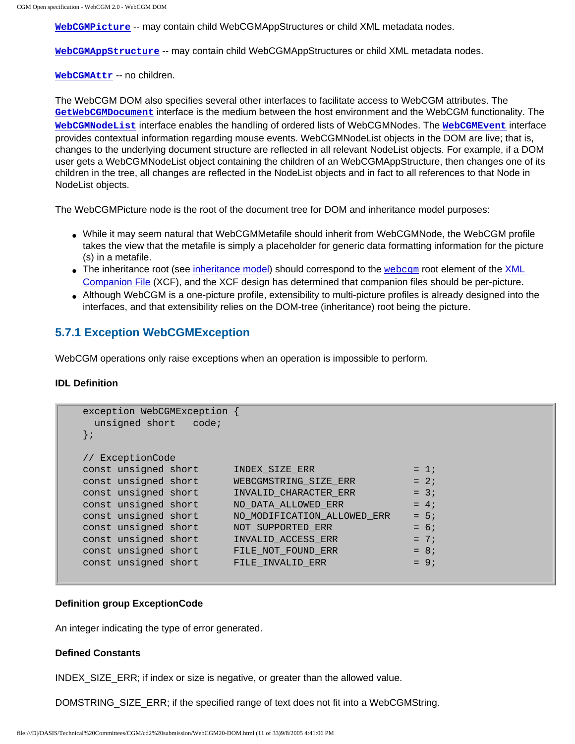**WebCGMPicture** -- may contain child WebCGMAppStructures or child XML metadata nodes.

**WebCGMAppStructure** -- may contain child WebCGMAppStructures or child XML metadata nodes.

**WebCGMAttr** -- no children.

The WebCGM DOM also specifies several other interfaces to facilitate access to WebCGM attributes. The **GetWebCGMDocument** interface is the medium between the host environment and the WebCGM functionality. The **WebCGMNodeList** interface enables the handling of ordered lists of WebCGMNodes. The **WebCGMEvent** interface provides contextual information regarding mouse events. WebCGMNodeList objects in the DOM are live; that is, changes to the underlying document structure are reflected in all relevant NodeList objects. For example, if a DOM user gets a WebCGMNodeList object containing the children of an WebCGMAppStructure, then changes one of its children in the tree, all changes are reflected in the NodeList objects and in fact to all references to that Node in NodeList objects.

The WebCGMPicture node is the root of the document tree for DOM and inheritance model purposes:

- While it may seem natural that WebCGMMetafile should inherit from WebCGMNode, the WebCGM profile takes the view that the metafile is simply a placeholder for generic data formatting information for the picture (s) in a metafile.
- The inheritance root (see inheritance model) should correspond to the `webcgm` root element of the XML Companion File (XCF), and the XCF design has determined that companion files should be per-picture.
- Although WebCGM is a one-picture profile, extensibility to multi-picture profiles is already designed into the interfaces, and that extensibility relies on the DOM-tree (inheritance) root being the picture.

### 5.7.1 Exception WebCGMException

WebCGM operations only raise exceptions when an operation is impossible to perform.

**IDL Definition**

```
exception WebCGMException {
  unsigned short   code;
};

// ExceptionCode
const unsigned short      INDEX_SIZE_ERR                 = 1;
const unsigned short      WEBCGMSTRING_SIZE_ERR          = 2;
const unsigned short      INVALID_CHARACTER_ERR          = 3;
const unsigned short      NO_DATA_ALLOWED_ERR            = 4;
const unsigned short      NO_MODIFICATION_ALLOWED_ERR    = 5;
const unsigned short      NOT_SUPPORTED_ERR              = 6;
const unsigned short      INVALID_ACCESS_ERR             = 7;
const unsigned short      FILE_NOT_FOUND_ERR             = 8;
const unsigned short      FILE_INVALID_ERR               = 9;
```

**Definition group ExceptionCode**

An integer indicating the type of error generated.

**Defined Constants**

INDEX_SIZE_ERR; if index or size is negative, or greater than the allowed value.

DOMSTRING_SIZE_ERR; if the specified range of text does not fit into a WebCGMString.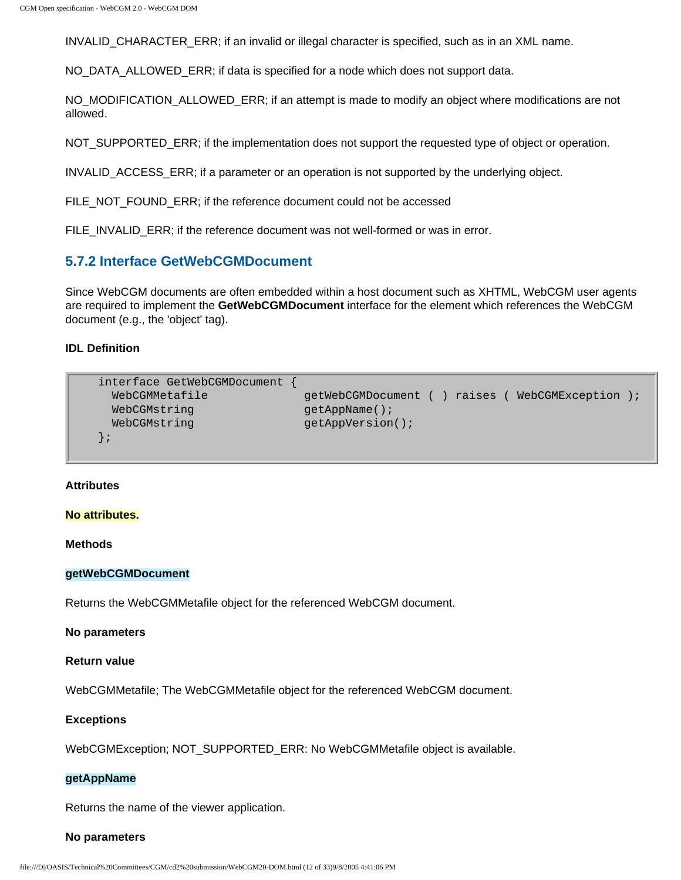INVALID_CHARACTER_ERR; if an invalid or illegal character is specified, such as in an XML name.

NO_DATA_ALLOWED_ERR; if data is specified for a node which does not support data.

NO_MODIFICATION_ALLOWED_ERR; if an attempt is made to modify an object where modifications are not allowed.

NOT_SUPPORTED_ERR; if the implementation does not support the requested type of object or operation.

INVALID_ACCESS_ERR; if a parameter or an operation is not supported by the underlying object.

FILE_NOT_FOUND_ERR; if the reference document could not be accessed

FILE_INVALID_ERR; if the reference document was not well-formed or was in error.

### 5.7.2 Interface GetWebCGMDocument

Since WebCGM documents are often embedded within a host document such as XHTML, WebCGM user agents are required to implement the **GetWebCGMDocument** interface for the element which references the WebCGM document (e.g., the 'object' tag).

**IDL Definition**

```
interface GetWebCGMDocument {
  WebCGMMetafile              getWebCGMDocument ( ) raises ( WebCGMException );
  WebCGMstring                getAppName();
  WebCGMstring                getAppVersion();
};
```

**Attributes**

**No attributes.**

**Methods**

**getWebCGMDocument**

Returns the WebCGMMetafile object for the referenced WebCGM document.

**No parameters**

**Return value**

WebCGMMetafile; The WebCGMMetafile object for the referenced WebCGM document.

**Exceptions**

WebCGMException; NOT_SUPPORTED_ERR: No WebCGMMetafile object is available.

**getAppName**

Returns the name of the viewer application.

**No parameters**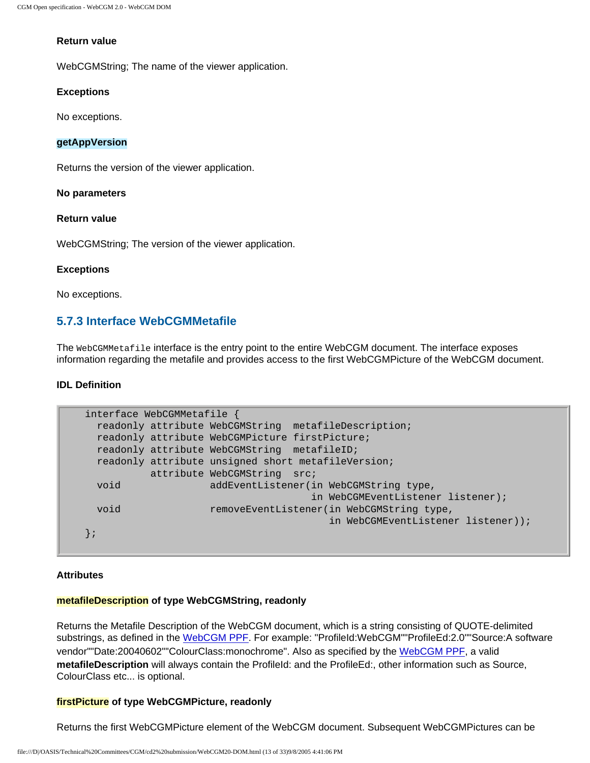**Return value**

WebCGMString; The name of the viewer application.

**Exceptions**

No exceptions.

**getAppVersion**

Returns the version of the viewer application.

**No parameters**

**Return value**

WebCGMString; The version of the viewer application.

**Exceptions**

No exceptions.

### 5.7.3 Interface WebCGMMetafile

The `WebCGMMetafile` interface is the entry point to the entire WebCGM document. The interface exposes information regarding the metafile and provides access to the first WebCGMPicture of the WebCGM document.

**IDL Definition**

```
interface WebCGMMetafile {
  readonly attribute WebCGMString  metafileDescription;
  readonly attribute WebCGMPicture firstPicture;
  readonly attribute WebCGMString  metafileID;
  readonly attribute unsigned short metafileVersion;
           attribute WebCGMString  src;
  void               addEventListener(in WebCGMString type,
                                      in WebCGMEventListener listener);
  void               removeEventListener(in WebCGMString type,
                                         in WebCGMEventListener listener));
};
```

**Attributes**

**metafileDescription of type WebCGMString, readonly**

Returns the Metafile Description of the WebCGM document, which is a string consisting of QUOTE-delimited substrings, as defined in the WebCGM PPF. For example: "ProfileId:WebCGM""ProfileEd:2.0""Source:A software vendor""Date:20040602""ColourClass:monochrome". Also as specified by the WebCGM PPF, a valid **metafileDescription** will always contain the ProfileId: and the ProfileEd:, other information such as Source, ColourClass etc... is optional.

**firstPicture of type WebCGMPicture, readonly**

Returns the first WebCGMPicture element of the WebCGM document. Subsequent WebCGMPictures can be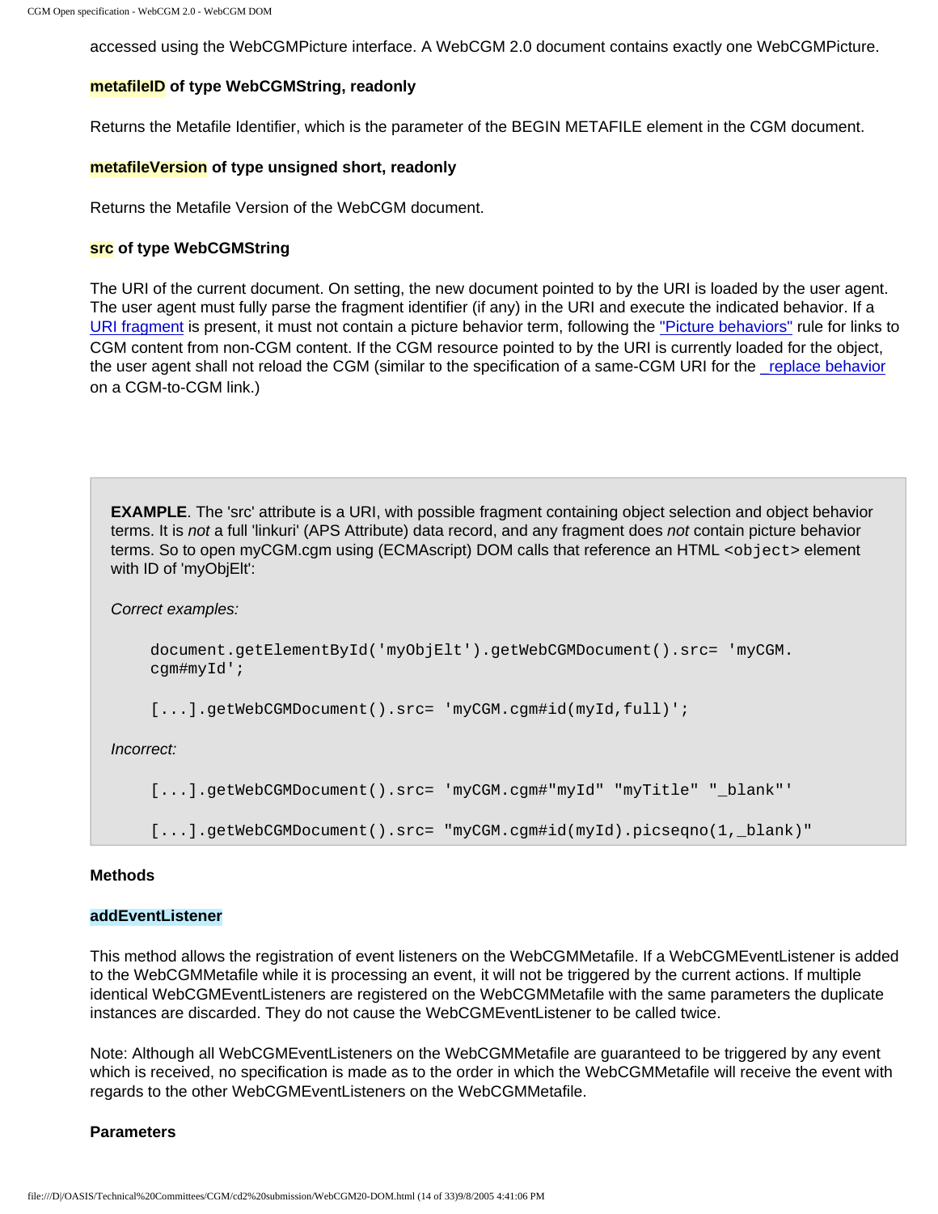accessed using the WebCGMPicture interface. A WebCGM 2.0 document contains exactly one WebCGMPicture.

**metafileID of type WebCGMString, readonly**

Returns the Metafile Identifier, which is the parameter of the BEGIN METAFILE element in the CGM document.

**metafileVersion of type unsigned short, readonly**

Returns the Metafile Version of the WebCGM document.

**src of type WebCGMString**

The URI of the current document. On setting, the new document pointed to by the URI is loaded by the user agent. The user agent must fully parse the fragment identifier (if any) in the URI and execute the indicated behavior. If a URI fragment is present, it must not contain a picture behavior term, following the "Picture behaviors" rule for links to CGM content from non-CGM content. If the CGM resource pointed to by the URI is currently loaded for the object, the user agent shall not reload the CGM (similar to the specification of a same-CGM URI for the replace behavior on a CGM-to-CGM link.)

> **EXAMPLE**. The 'src' attribute is a URI, with possible fragment containing object selection and object behavior terms. It is *not* a full 'linkuri' (APS Attribute) data record, and any fragment does *not* contain picture behavior terms. So to open myCGM.cgm using (ECMAscript) DOM calls that reference an HTML `<object>` element with ID of 'myObjElt':
>
> *Correct examples:*
>
> ```
> document.getElementById('myObjElt').getWebCGMDocument().src= 'myCGM.cgm#myId';
>
> [...].getWebCGMDocument().src= 'myCGM.cgm#id(myId,full)';
> ```
>
> *Incorrect:*
>
> ```
> [...].getWebCGMDocument().src= 'myCGM.cgm#"myId" "myTitle" "_blank"'
>
> [...].getWebCGMDocument().src= "myCGM.cgm#id(myId).picseqno(1,_blank)"
> ```

**Methods**

**addEventListener**

This method allows the registration of event listeners on the WebCGMMetafile. If a WebCGMEventListener is added to the WebCGMMetafile while it is processing an event, it will not be triggered by the current actions. If multiple identical WebCGMEventListeners are registered on the WebCGMMetafile with the same parameters the duplicate instances are discarded. They do not cause the WebCGMEventListener to be called twice.

Note: Although all WebCGMEventListeners on the WebCGMMetafile are guaranteed to be triggered by any event which is received, no specification is made as to the order in which the WebCGMMetafile will receive the event with regards to the other WebCGMEventListeners on the WebCGMMetafile.

**Parameters**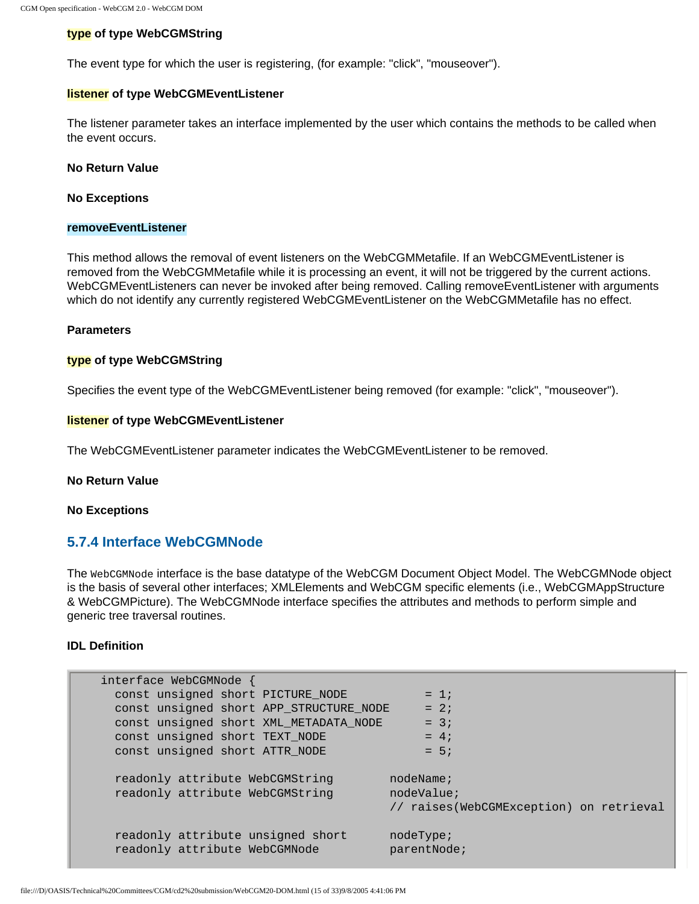**type** of type WebCGMString

The event type for which the user is registering, (for example: "click", "mouseover").

**listener** of type WebCGMEventListener

The listener parameter takes an interface implemented by the user which contains the methods to be called when the event occurs.

**No Return Value**

**No Exceptions**

**removeEventListener**

This method allows the removal of event listeners on the WebCGMMetafile. If an WebCGMEventListener is removed from the WebCGMMetafile while it is processing an event, it will not be triggered by the current actions. WebCGMEventListeners can never be invoked after being removed. Calling removeEventListener with arguments which do not identify any currently registered WebCGMEventListener on the WebCGMMetafile has no effect.

**Parameters**

**type** of type WebCGMString

Specifies the event type of the WebCGMEventListener being removed (for example: "click", "mouseover").

**listener** of type WebCGMEventListener

The WebCGMEventListener parameter indicates the WebCGMEventListener to be removed.

**No Return Value**

**No Exceptions**

### 5.7.4 Interface WebCGMNode

The `WebCGMNode` interface is the base datatype of the WebCGM Document Object Model. The WebCGMNode object is the basis of several other interfaces; XMLElements and WebCGM specific elements (i.e., WebCGMAppStructure & WebCGMPicture). The WebCGMNode interface specifies the attributes and methods to perform simple and generic tree traversal routines.

**IDL Definition**

```
    interface WebCGMNode {
      const unsigned short PICTURE_NODE          = 1;
      const unsigned short APP_STRUCTURE_NODE    = 2;
      const unsigned short XML_METADATA_NODE     = 3;
      const unsigned short TEXT_NODE             = 4;
      const unsigned short ATTR_NODE             = 5;

      readonly attribute WebCGMString        nodeName;
      readonly attribute WebCGMString        nodeValue;
                                             // raises(WebCGMException) on retrieval

      readonly attribute unsigned short      nodeType;
      readonly attribute WebCGMNode          parentNode;
```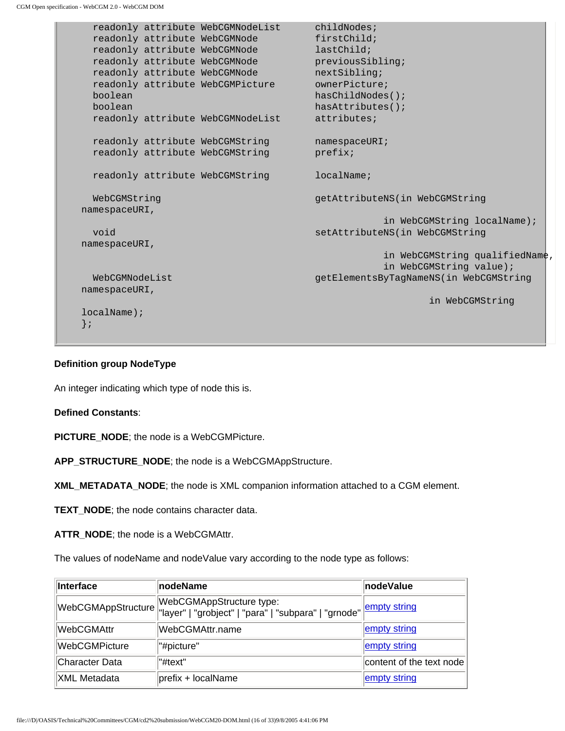```
    readonly attribute WebCGMNodeList      childNodes;
    readonly attribute WebCGMNode          firstChild;
    readonly attribute WebCGMNode          lastChild;
    readonly attribute WebCGMNode          previousSibling;
    readonly attribute WebCGMNode          nextSibling;
    readonly attribute WebCGMPicture       ownerPicture;
    boolean                                hasChildNodes();
    boolean                                hasAttributes();
    readonly attribute WebCGMNodeList      attributes;

    readonly attribute WebCGMString        namespaceURI;
    readonly attribute WebCGMString        prefix;

    readonly attribute WebCGMString        localName;

    WebCGMString                           getAttributeNS(in WebCGMString
  namespaceURI,
                                                 in WebCGMString localName);
    void                                   setAttributeNS(in WebCGMString
  namespaceURI,
                                                 in WebCGMString qualifiedName,
                                                 in WebCGMString value);
    WebCGMNodeList                         getElementsByTagNameNS(in WebCGMString
  namespaceURI,
                                                         in WebCGMString
  localName);
  };
```

**Definition group NodeType**

An integer indicating which type of node this is.

**Defined Constants**:

**PICTURE_NODE**; the node is a WebCGMPicture.

**APP_STRUCTURE_NODE**; the node is a WebCGMAppStructure.

**XML_METADATA_NODE**; the node is XML companion information attached to a CGM element.

**TEXT_NODE**; the node contains character data.

**ATTR_NODE**; the node is a WebCGMAttr.

The values of nodeName and nodeValue vary according to the node type as follows:

| Interface | nodeName | nodeValue |
|---|---|---|
| WebCGMAppStructure | WebCGMAppStructure type: "layer" \| "grobject" \| "para" \| "subpara" \| "grnode" | empty string |
| WebCGMAttr | WebCGMAttr.name | empty string |
| WebCGMPicture | "#picture" | empty string |
| Character Data | "#text" | content of the text node |
| XML Metadata | prefix + localName | empty string |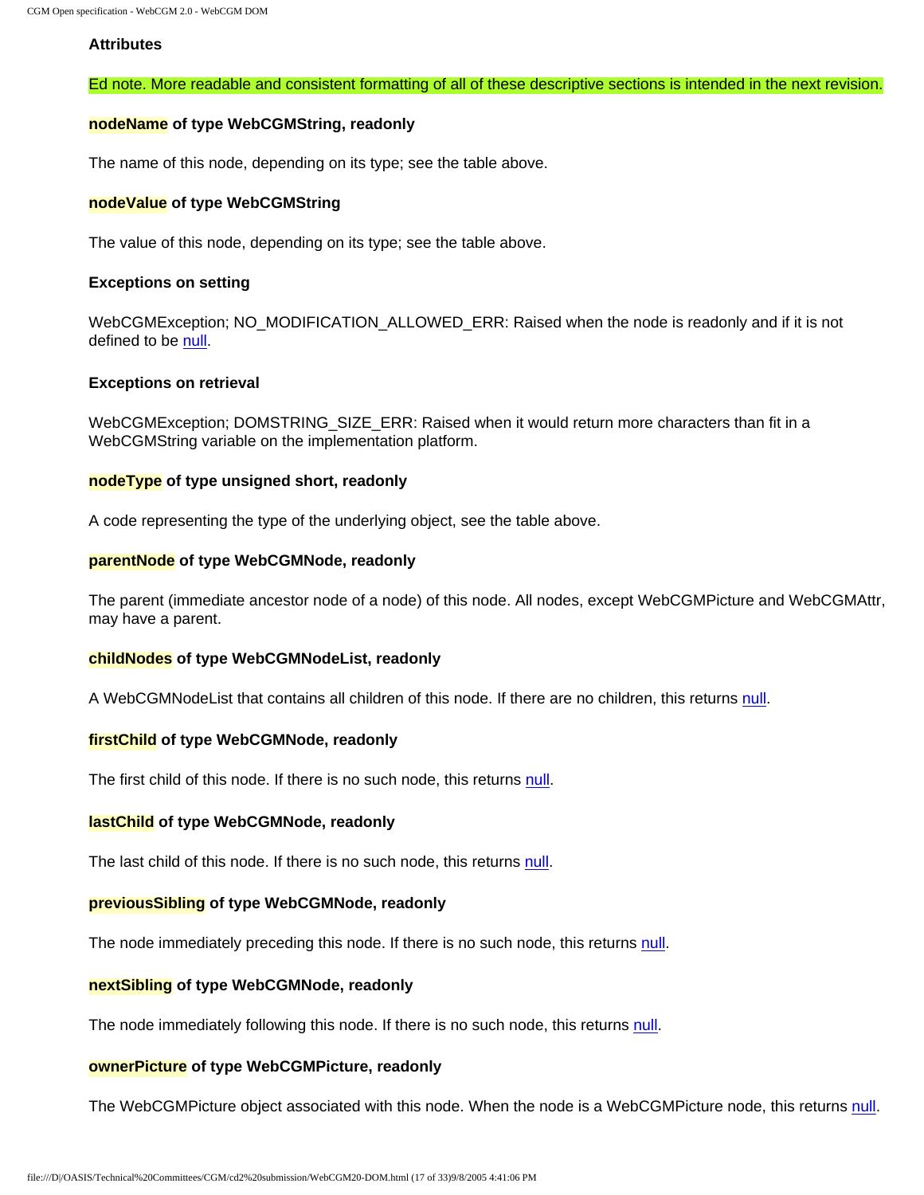**Attributes**

Ed note. More readable and consistent formatting of all of these descriptive sections is intended in the next revision.

**nodeName of type WebCGMString, readonly**

The name of this node, depending on its type; see the table above.

**nodeValue of type WebCGMString**

The value of this node, depending on its type; see the table above.

**Exceptions on setting**

WebCGMException; NO_MODIFICATION_ALLOWED_ERR: Raised when the node is readonly and if it is not defined to be null.

**Exceptions on retrieval**

WebCGMException; DOMSTRING_SIZE_ERR: Raised when it would return more characters than fit in a WebCGMString variable on the implementation platform.

**nodeType of type unsigned short, readonly**

A code representing the type of the underlying object, see the table above.

**parentNode of type WebCGMNode, readonly**

The parent (immediate ancestor node of a node) of this node. All nodes, except WebCGMPicture and WebCGMAttr, may have a parent.

**childNodes of type WebCGMNodeList, readonly**

A WebCGMNodeList that contains all children of this node. If there are no children, this returns null.

**firstChild of type WebCGMNode, readonly**

The first child of this node. If there is no such node, this returns null.

**lastChild of type WebCGMNode, readonly**

The last child of this node. If there is no such node, this returns null.

**previousSibling of type WebCGMNode, readonly**

The node immediately preceding this node. If there is no such node, this returns null.

**nextSibling of type WebCGMNode, readonly**

The node immediately following this node. If there is no such node, this returns null.

**ownerPicture of type WebCGMPicture, readonly**

The WebCGMPicture object associated with this node. When the node is a WebCGMPicture node, this returns null.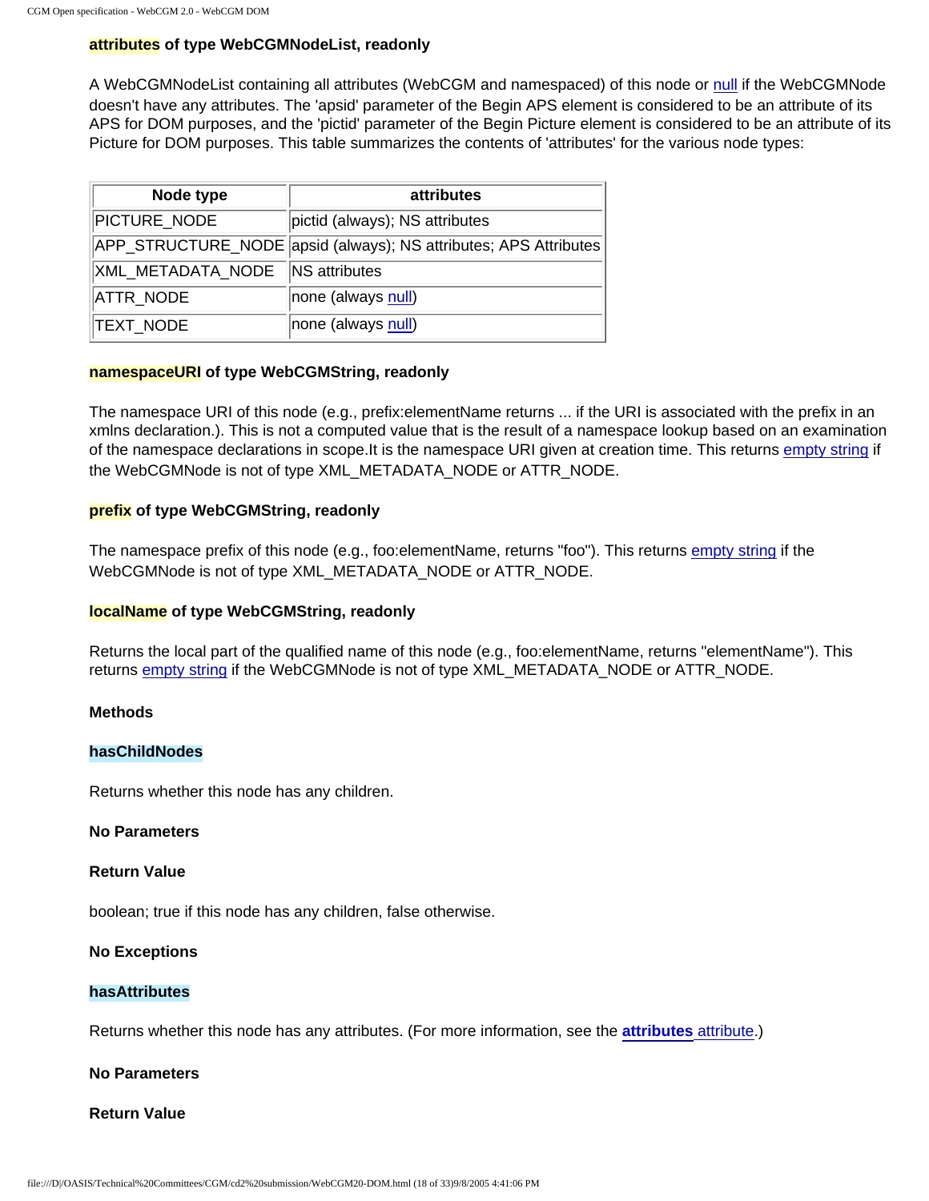**attributes of type WebCGMNodeList, readonly**

A WebCGMNodeList containing all attributes (WebCGM and namespaced) of this node or null if the WebCGMNode doesn't have any attributes. The 'apsid' parameter of the Begin APS element is considered to be an attribute of its APS for DOM purposes, and the 'pictid' parameter of the Begin Picture element is considered to be an attribute of its Picture for DOM purposes. This table summarizes the contents of 'attributes' for the various node types:

| Node type | attributes |
|---|---|
| PICTURE_NODE | pictid (always); NS attributes |
| APP_STRUCTURE_NODE | apsid (always); NS attributes; APS Attributes |
| XML_METADATA_NODE | NS attributes |
| ATTR_NODE | none (always null) |
| TEXT_NODE | none (always null) |

**namespaceURI of type WebCGMString, readonly**

The namespace URI of this node (e.g., prefix:elementName returns ... if the URI is associated with the prefix in an xmlns declaration.). This is not a computed value that is the result of a namespace lookup based on an examination of the namespace declarations in scope.It is the namespace URI given at creation time. This returns empty string if the WebCGMNode is not of type XML_METADATA_NODE or ATTR_NODE.

**prefix of type WebCGMString, readonly**

The namespace prefix of this node (e.g., foo:elementName, returns "foo"). This returns empty string if the WebCGMNode is not of type XML_METADATA_NODE or ATTR_NODE.

**localName of type WebCGMString, readonly**

Returns the local part of the qualified name of this node (e.g., foo:elementName, returns "elementName"). This returns empty string if the WebCGMNode is not of type XML_METADATA_NODE or ATTR_NODE.

**Methods**

**hasChildNodes**

Returns whether this node has any children.

**No Parameters**

**Return Value**

boolean; true if this node has any children, false otherwise.

**No Exceptions**

**hasAttributes**

Returns whether this node has any attributes. (For more information, see the **attributes** attribute.)

**No Parameters**

**Return Value**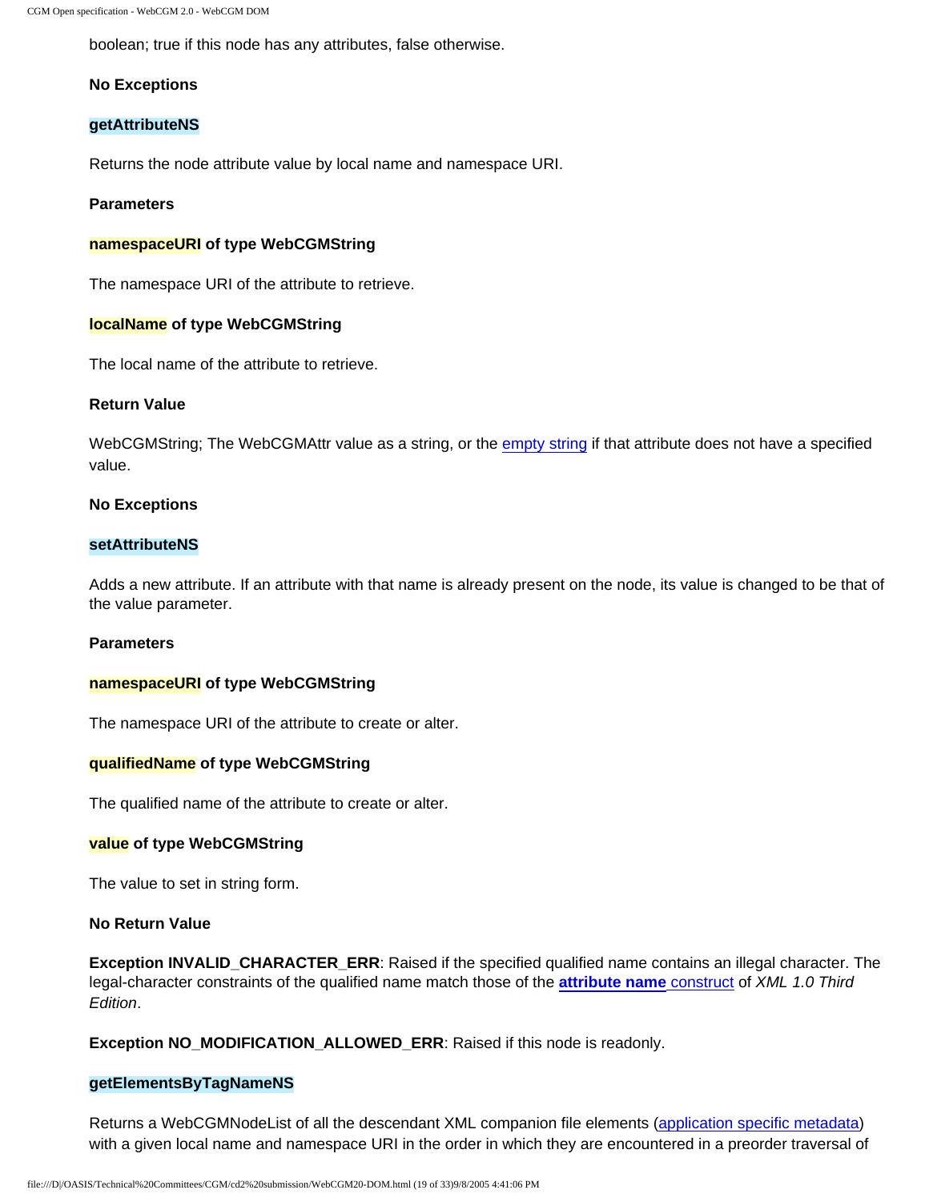boolean; true if this node has any attributes, false otherwise.

**No Exceptions**

**getAttributeNS**

Returns the node attribute value by local name and namespace URI.

**Parameters**

**namespaceURI of type WebCGMString**

The namespace URI of the attribute to retrieve.

**localName of type WebCGMString**

The local name of the attribute to retrieve.

**Return Value**

WebCGMString; The WebCGMAttr value as a string, or the empty string if that attribute does not have a specified value.

**No Exceptions**

**setAttributeNS**

Adds a new attribute. If an attribute with that name is already present on the node, its value is changed to be that of the value parameter.

**Parameters**

**namespaceURI of type WebCGMString**

The namespace URI of the attribute to create or alter.

**qualifiedName of type WebCGMString**

The qualified name of the attribute to create or alter.

**value of type WebCGMString**

The value to set in string form.

**No Return Value**

**Exception INVALID_CHARACTER_ERR**: Raised if the specified qualified name contains an illegal character. The legal-character constraints of the qualified name match those of the **attribute name** construct of *XML 1.0 Third Edition*.

**Exception NO_MODIFICATION_ALLOWED_ERR**: Raised if this node is readonly.

**getElementsByTagNameNS**

Returns a WebCGMNodeList of all the descendant XML companion file elements (application specific metadata) with a given local name and namespace URI in the order in which they are encountered in a preorder traversal of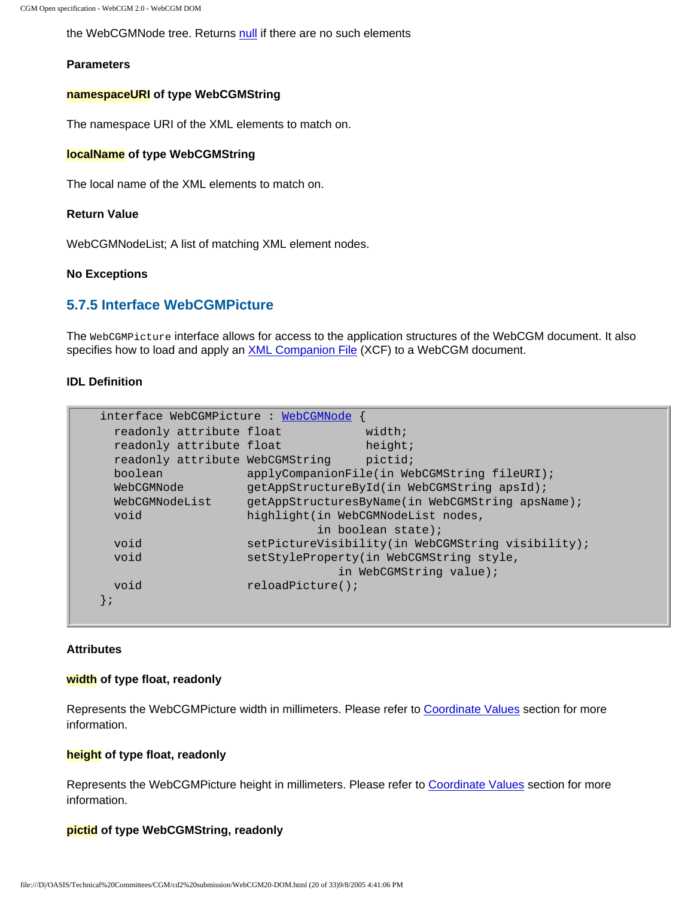the WebCGMNode tree. Returns null if there are no such elements

**Parameters**

**namespaceURI of type WebCGMString**

The namespace URI of the XML elements to match on.

**localName of type WebCGMString**

The local name of the XML elements to match on.

**Return Value**

WebCGMNodeList; A list of matching XML element nodes.

**No Exceptions**

### 5.7.5 Interface WebCGMPicture

The `WebCGMPicture` interface allows for access to the application structures of the WebCGM document. It also specifies how to load and apply an XML Companion File (XCF) to a WebCGM document.

**IDL Definition**

```
interface WebCGMPicture : WebCGMNode {
  readonly attribute float            width;
  readonly attribute float            height;
  readonly attribute WebCGMString     pictid;
  boolean            applyCompanionFile(in WebCGMString fileURI);
  WebCGMNode         getAppStructureById(in WebCGMString apsId);
  WebCGMNodeList     getAppStructuresByName(in WebCGMString apsName);
  void               highlight(in WebCGMNodeList nodes,
                               in boolean state);
  void               setPictureVisibility(in WebCGMString visibility);
  void               setStyleProperty(in WebCGMString style,
                                  in WebCGMString value);
  void               reloadPicture();
};
```

**Attributes**

**width of type float, readonly**

Represents the WebCGMPicture width in millimeters. Please refer to Coordinate Values section for more information.

**height of type float, readonly**

Represents the WebCGMPicture height in millimeters. Please refer to Coordinate Values section for more information.

**pictid of type WebCGMString, readonly**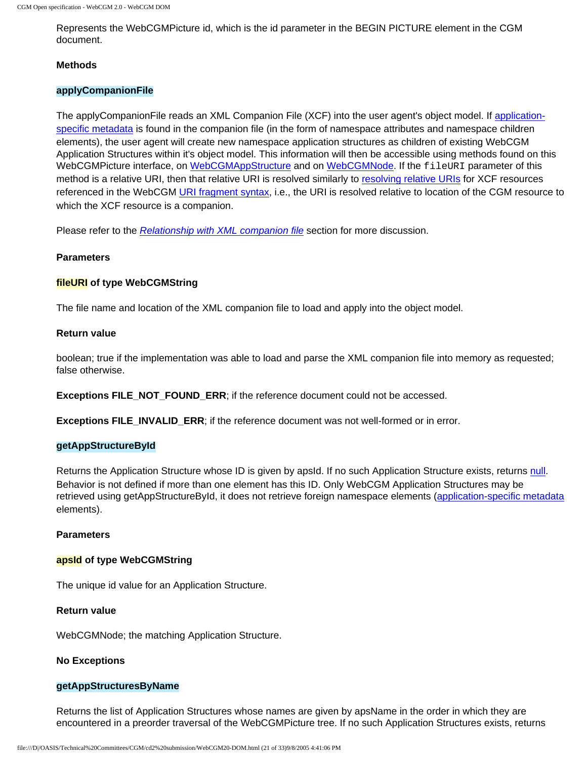Represents the WebCGMPicture id, which is the id parameter in the BEGIN PICTURE element in the CGM document.

**Methods**

**applyCompanionFile**

The applyCompanionFile reads an XML Companion File (XCF) into the user agent's object model. If application-specific metadata is found in the companion file (in the form of namespace attributes and namespace children elements), the user agent will create new namespace application structures as children of existing WebCGM Application Structures within it's object model. This information will then be accessible using methods found on this WebCGMPicture interface, on WebCGMAppStructure and on WebCGMNode. If the `fileURI` parameter of this method is a relative URI, then that relative URI is resolved similarly to resolving relative URIs for XCF resources referenced in the WebCGM URI fragment syntax, i.e., the URI is resolved relative to location of the CGM resource to which the XCF resource is a companion.

Please refer to the *Relationship with XML companion file* section for more discussion.

**Parameters**

**fileURI of type WebCGMString**

The file name and location of the XML companion file to load and apply into the object model.

**Return value**

boolean; true if the implementation was able to load and parse the XML companion file into memory as requested; false otherwise.

**Exceptions FILE_NOT_FOUND_ERR**; if the reference document could not be accessed.

**Exceptions FILE_INVALID_ERR**; if the reference document was not well-formed or in error.

**getAppStructureById**

Returns the Application Structure whose ID is given by apsId. If no such Application Structure exists, returns null. Behavior is not defined if more than one element has this ID. Only WebCGM Application Structures may be retrieved using getAppStructureById, it does not retrieve foreign namespace elements (application-specific metadata elements).

**Parameters**

**apsId of type WebCGMString**

The unique id value for an Application Structure.

**Return value**

WebCGMNode; the matching Application Structure.

**No Exceptions**

**getAppStructuresByName**

Returns the list of Application Structures whose names are given by apsName in the order in which they are encountered in a preorder traversal of the WebCGMPicture tree. If no such Application Structures exists, returns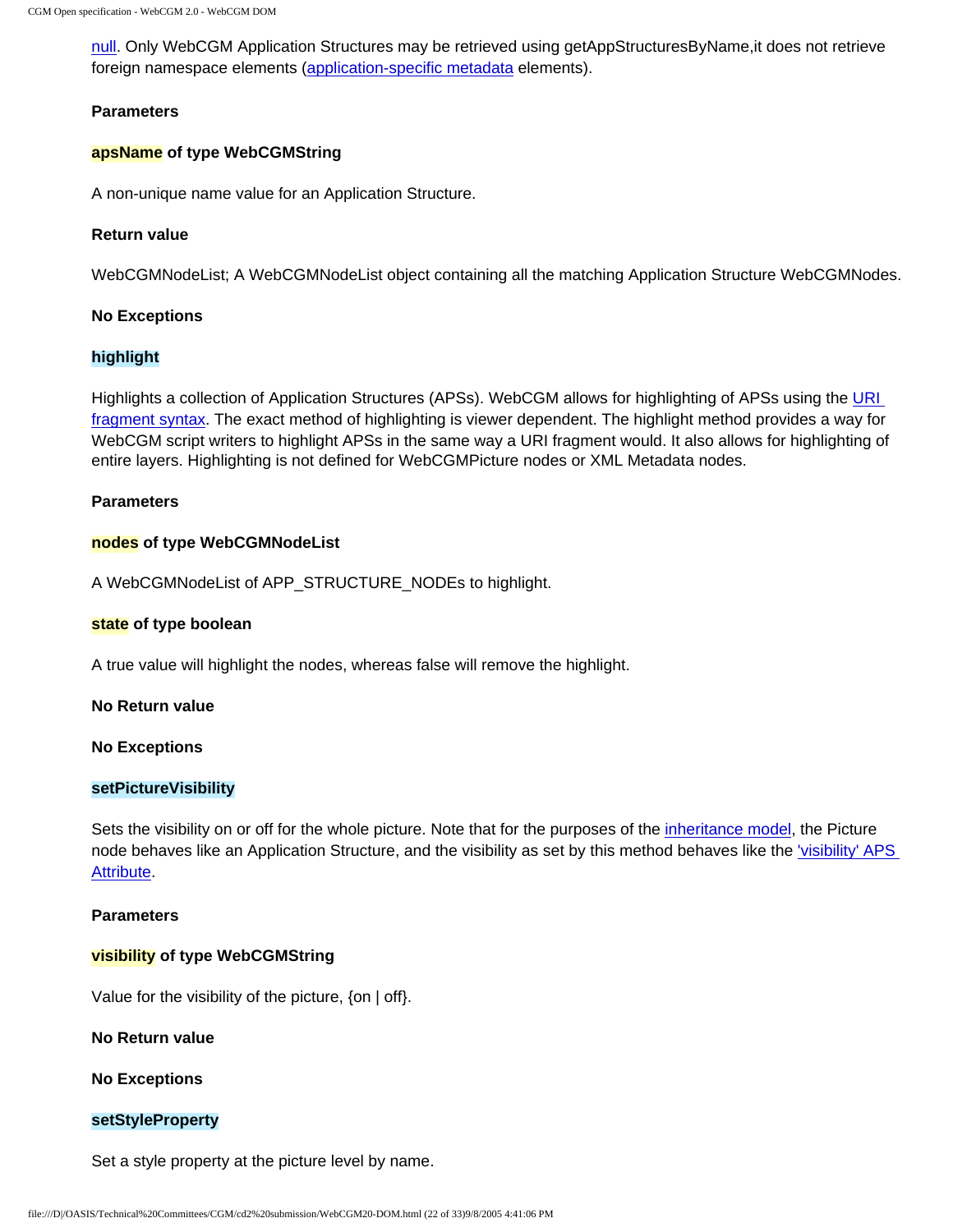null. Only WebCGM Application Structures may be retrieved using getAppStructuresByName,it does not retrieve foreign namespace elements (application-specific metadata elements).

**Parameters**

**apsName of type WebCGMString**

A non-unique name value for an Application Structure.

**Return value**

WebCGMNodeList; A WebCGMNodeList object containing all the matching Application Structure WebCGMNodes.

**No Exceptions**

**highlight**

Highlights a collection of Application Structures (APSs). WebCGM allows for highlighting of APSs using the URI fragment syntax. The exact method of highlighting is viewer dependent. The highlight method provides a way for WebCGM script writers to highlight APSs in the same way a URI fragment would. It also allows for highlighting of entire layers. Highlighting is not defined for WebCGMPicture nodes or XML Metadata nodes.

**Parameters**

**nodes of type WebCGMNodeList**

A WebCGMNodeList of APP_STRUCTURE_NODEs to highlight.

**state of type boolean**

A true value will highlight the nodes, whereas false will remove the highlight.

**No Return value**

**No Exceptions**

**setPictureVisibility**

Sets the visibility on or off for the whole picture. Note that for the purposes of the inheritance model, the Picture node behaves like an Application Structure, and the visibility as set by this method behaves like the 'visibility' APS Attribute.

**Parameters**

**visibility of type WebCGMString**

Value for the visibility of the picture, {on | off}.

**No Return value**

**No Exceptions**

**setStyleProperty**

Set a style property at the picture level by name.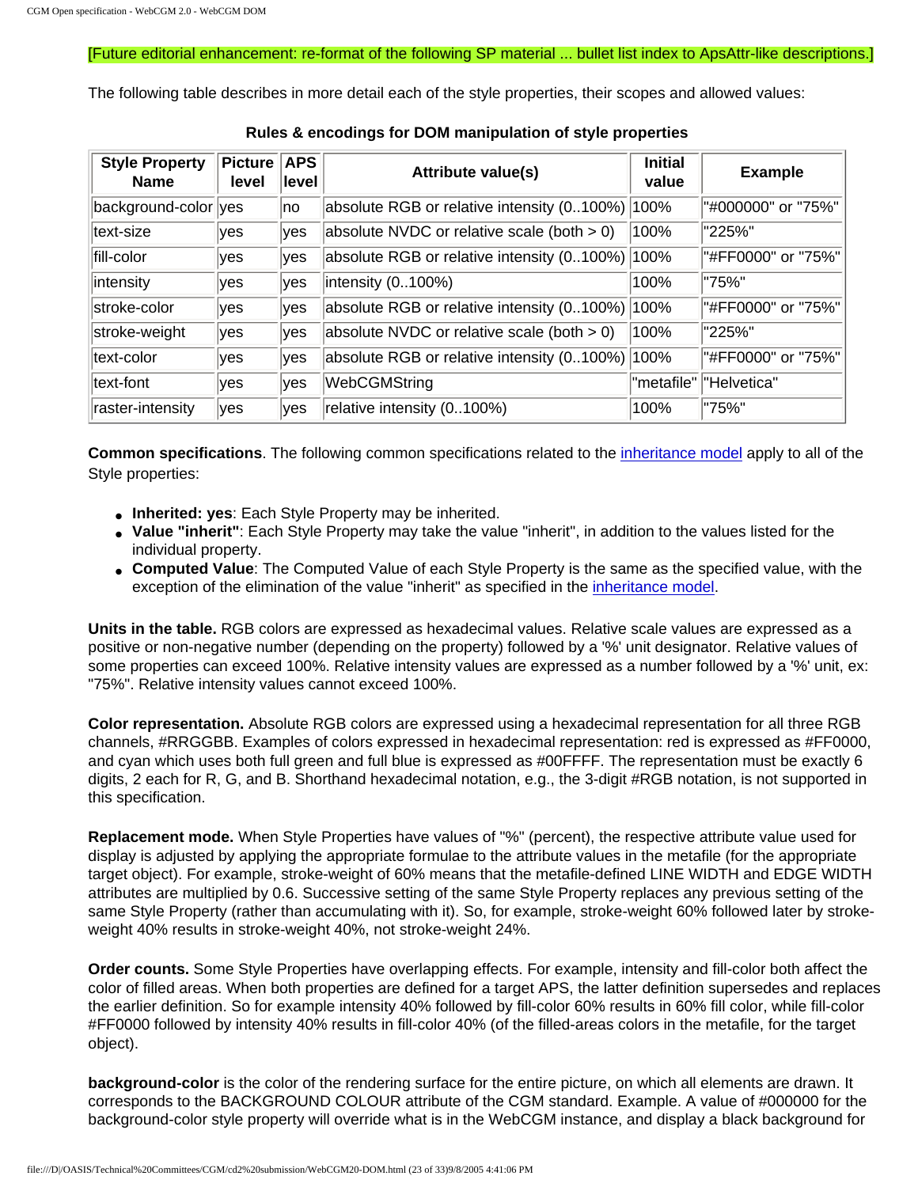[Future editorial enhancement: re-format of the following SP material ... bullet list index to ApsAttr-like descriptions.]

The following table describes in more detail each of the style properties, their scopes and allowed values:

**Rules & encodings for DOM manipulation of style properties**

| Style Property Name | Picture level | APS level | Attribute value(s) | Initial value | Example |
|---|---|---|---|---|---|
| background-color | yes | no | absolute RGB or relative intensity (0..100%) | 100% | "#000000" or "75%" |
| text-size | yes | yes | absolute NVDC or relative scale (both > 0) | 100% | "225%" |
| fill-color | yes | yes | absolute RGB or relative intensity (0..100%) | 100% | "#FF0000" or "75%" |
| intensity | yes | yes | intensity (0..100%) | 100% | "75%" |
| stroke-color | yes | yes | absolute RGB or relative intensity (0..100%) | 100% | "#FF0000" or "75%" |
| stroke-weight | yes | yes | absolute NVDC or relative scale (both > 0) | 100% | "225%" |
| text-color | yes | yes | absolute RGB or relative intensity (0..100%) | 100% | "#FF0000" or "75%" |
| text-font | yes | yes | WebCGMString | "metafile" | "Helvetica" |
| raster-intensity | yes | yes | relative intensity (0..100%) | 100% | "75%" |

**Common specifications**. The following common specifications related to the inheritance model apply to all of the Style properties:

- **Inherited: yes**: Each Style Property may be inherited.
- **Value "inherit"**: Each Style Property may take the value "inherit", in addition to the values listed for the individual property.
- **Computed Value**: The Computed Value of each Style Property is the same as the specified value, with the exception of the elimination of the value "inherit" as specified in the inheritance model.

**Units in the table.** RGB colors are expressed as hexadecimal values. Relative scale values are expressed as a positive or non-negative number (depending on the property) followed by a '%' unit designator. Relative values of some properties can exceed 100%. Relative intensity values are expressed as a number followed by a '%' unit, ex: "75%". Relative intensity values cannot exceed 100%.

**Color representation.** Absolute RGB colors are expressed using a hexadecimal representation for all three RGB channels, #RRGGBB. Examples of colors expressed in hexadecimal representation: red is expressed as #FF0000, and cyan which uses both full green and full blue is expressed as #00FFFF. The representation must be exactly 6 digits, 2 each for R, G, and B. Shorthand hexadecimal notation, e.g., the 3-digit #RGB notation, is not supported in this specification.

**Replacement mode.** When Style Properties have values of "%" (percent), the respective attribute value used for display is adjusted by applying the appropriate formulae to the attribute values in the metafile (for the appropriate target object). For example, stroke-weight of 60% means that the metafile-defined LINE WIDTH and EDGE WIDTH attributes are multiplied by 0.6. Successive setting of the same Style Property replaces any previous setting of the same Style Property (rather than accumulating with it). So, for example, stroke-weight 60% followed later by stroke-weight 40% results in stroke-weight 40%, not stroke-weight 24%.

**Order counts.** Some Style Properties have overlapping effects. For example, intensity and fill-color both affect the color of filled areas. When both properties are defined for a target APS, the latter definition supersedes and replaces the earlier definition. So for example intensity 40% followed by fill-color 60% results in 60% fill color, while fill-color #FF0000 followed by intensity 40% results in fill-color 40% (of the filled-areas colors in the metafile, for the target object).

**background-color** is the color of the rendering surface for the entire picture, on which all elements are drawn. It corresponds to the BACKGROUND COLOUR attribute of the CGM standard. Example. A value of #000000 for the background-color style property will override what is in the WebCGM instance, and display a black background for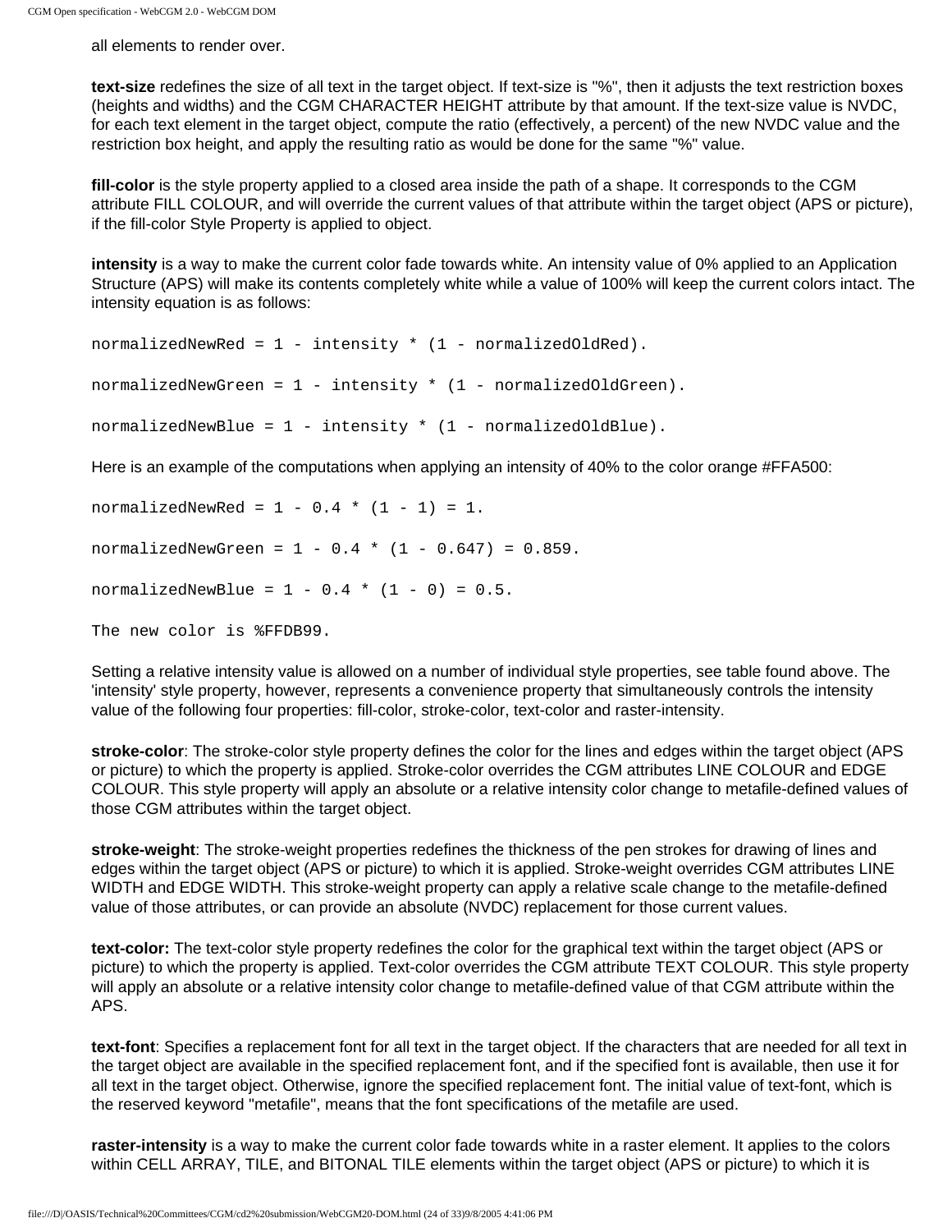all elements to render over.

**text-size** redefines the size of all text in the target object. If text-size is "%", then it adjusts the text restriction boxes (heights and widths) and the CGM CHARACTER HEIGHT attribute by that amount. If the text-size value is NVDC, for each text element in the target object, compute the ratio (effectively, a percent) of the new NVDC value and the restriction box height, and apply the resulting ratio as would be done for the same "%" value.

**fill-color** is the style property applied to a closed area inside the path of a shape. It corresponds to the CGM attribute FILL COLOUR, and will override the current values of that attribute within the target object (APS or picture), if the fill-color Style Property is applied to object.

**intensity** is a way to make the current color fade towards white. An intensity value of 0% applied to an Application Structure (APS) will make its contents completely white while a value of 100% will keep the current colors intact. The intensity equation is as follows:

```
normalizedNewRed = 1 - intensity * (1 - normalizedOldRed).

normalizedNewGreen = 1 - intensity * (1 - normalizedOldGreen).

normalizedNewBlue = 1 - intensity * (1 - normalizedOldBlue).
```

Here is an example of the computations when applying an intensity of 40% to the color orange #FFA500:

```
normalizedNewRed = 1 - 0.4 * (1 - 1) = 1.

normalizedNewGreen = 1 - 0.4 * (1 - 0.647) = 0.859.

normalizedNewBlue = 1 - 0.4 * (1 - 0) = 0.5.

The new color is %FFDB99.
```

Setting a relative intensity value is allowed on a number of individual style properties, see table found above. The 'intensity' style property, however, represents a convenience property that simultaneously controls the intensity value of the following four properties: fill-color, stroke-color, text-color and raster-intensity.

**stroke-color**: The stroke-color style property defines the color for the lines and edges within the target object (APS or picture) to which the property is applied. Stroke-color overrides the CGM attributes LINE COLOUR and EDGE COLOUR. This style property will apply an absolute or a relative intensity color change to metafile-defined values of those CGM attributes within the target object.

**stroke-weight**: The stroke-weight properties redefines the thickness of the pen strokes for drawing of lines and edges within the target object (APS or picture) to which it is applied. Stroke-weight overrides CGM attributes LINE WIDTH and EDGE WIDTH. This stroke-weight property can apply a relative scale change to the metafile-defined value of those attributes, or can provide an absolute (NVDC) replacement for those current values.

**text-color:** The text-color style property redefines the color for the graphical text within the target object (APS or picture) to which the property is applied. Text-color overrides the CGM attribute TEXT COLOUR. This style property will apply an absolute or a relative intensity color change to metafile-defined value of that CGM attribute within the APS.

**text-font**: Specifies a replacement font for all text in the target object. If the characters that are needed for all text in the target object are available in the specified replacement font, and if the specified font is available, then use it for all text in the target object. Otherwise, ignore the specified replacement font. The initial value of text-font, which is the reserved keyword "metafile", means that the font specifications of the metafile are used.

**raster-intensity** is a way to make the current color fade towards white in a raster element. It applies to the colors within CELL ARRAY, TILE, and BITONAL TILE elements within the target object (APS or picture) to which it is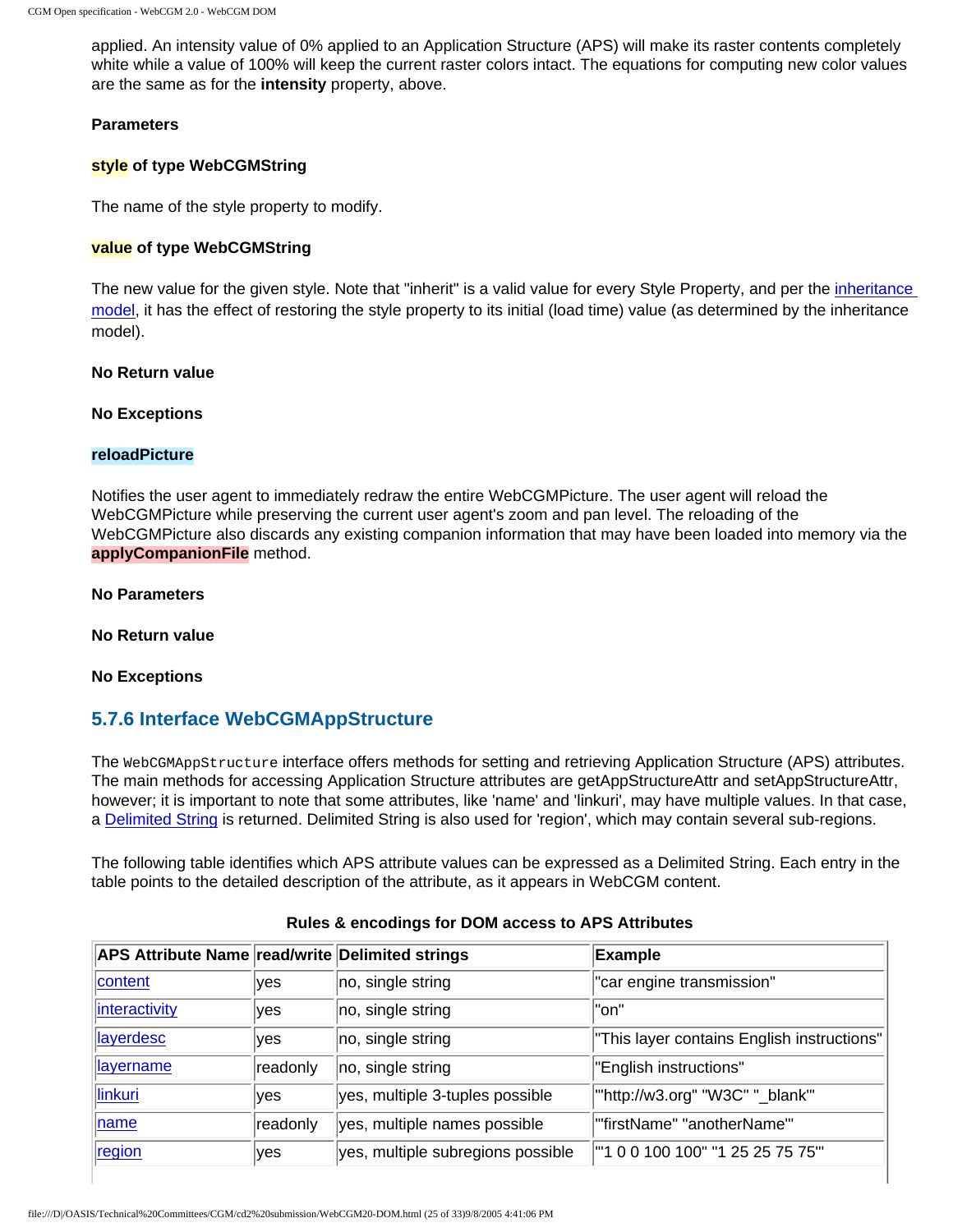applied. An intensity value of 0% applied to an Application Structure (APS) will make its raster contents completely white while a value of 100% will keep the current raster colors intact. The equations for computing new color values are the same as for the **intensity** property, above.

**Parameters**

**style of type WebCGMString**

The name of the style property to modify.

**value of type WebCGMString**

The new value for the given style. Note that "inherit" is a valid value for every Style Property, and per the inheritance model, it has the effect of restoring the style property to its initial (load time) value (as determined by the inheritance model).

**No Return value**

**No Exceptions**

**reloadPicture**

Notifies the user agent to immediately redraw the entire WebCGMPicture. The user agent will reload the WebCGMPicture while preserving the current user agent's zoom and pan level. The reloading of the WebCGMPicture also discards any existing companion information that may have been loaded into memory via the **applyCompanionFile** method.

**No Parameters**

**No Return value**

**No Exceptions**

### 5.7.6 Interface WebCGMAppStructure

The `WebCGMAppStructure` interface offers methods for setting and retrieving Application Structure (APS) attributes. The main methods for accessing Application Structure attributes are getAppStructureAttr and setAppStructureAttr, however; it is important to note that some attributes, like 'name' and 'linkuri', may have multiple values. In that case, a Delimited String is returned. Delimited String is also used for 'region', which may contain several sub-regions.

The following table identifies which APS attribute values can be expressed as a Delimited String. Each entry in the table points to the detailed description of the attribute, as it appears in WebCGM content.

**Rules & encodings for DOM access to APS Attributes**

| APS Attribute Name | read/write | Delimited strings | Example |
|---|---|---|---|
| content | yes | no, single string | "car engine transmission" |
| interactivity | yes | no, single string | "on" |
| layerdesc | yes | no, single string | "This layer contains English instructions" |
| layername | readonly | no, single string | "English instructions" |
| linkuri | yes | yes, multiple 3-tuples possible | '"http://w3.org" "W3C" "_blank"' |
| name | readonly | yes, multiple names possible | '"firstName" "anotherName"' |
| region | yes | yes, multiple subregions possible | '"1 0 0 100 100" "1 25 25 75 75"' |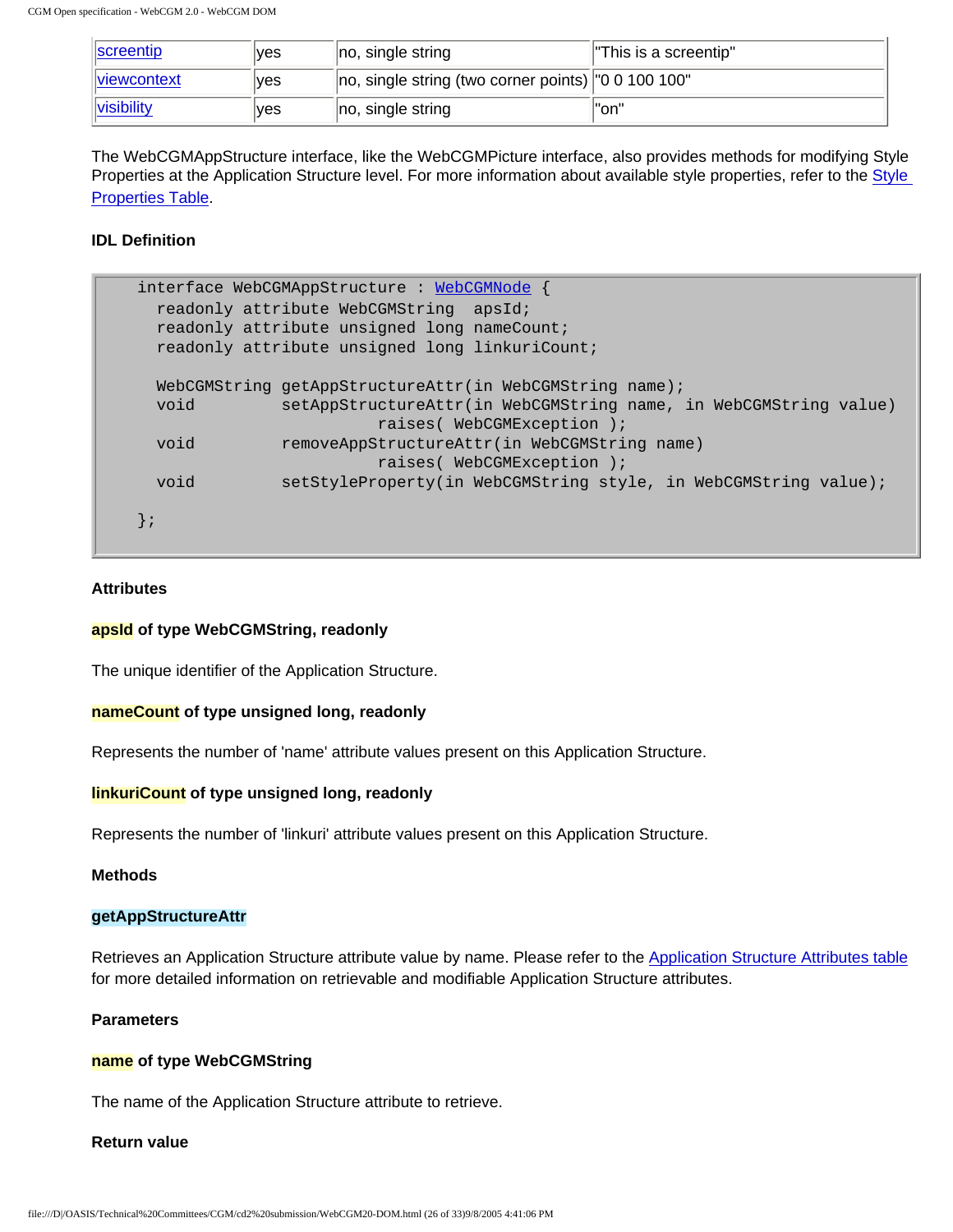| screentip | yes | no, single string | "This is a screentip" |
|---|---|---|---|
| viewcontext | yes | no, single string (two corner points) | "0 0 100 100" |
| visibility | yes | no, single string | "on" |

The WebCGMAppStructure interface, like the WebCGMPicture interface, also provides methods for modifying Style Properties at the Application Structure level. For more information about available style properties, refer to the Style Properties Table.

**IDL Definition**

```
interface WebCGMAppStructure : WebCGMNode {
  readonly attribute WebCGMString  apsId;
  readonly attribute unsigned long nameCount;
  readonly attribute unsigned long linkuriCount;

  WebCGMString getAppStructureAttr(in WebCGMString name);
  void         setAppStructureAttr(in WebCGMString name, in WebCGMString value)
                    raises( WebCGMException );
  void         removeAppStructureAttr(in WebCGMString name)
                    raises( WebCGMException );
  void         setStyleProperty(in WebCGMString style, in WebCGMString value);

};
```

**Attributes**

**apsId of type WebCGMString, readonly**

The unique identifier of the Application Structure.

**nameCount of type unsigned long, readonly**

Represents the number of 'name' attribute values present on this Application Structure.

**linkuriCount of type unsigned long, readonly**

Represents the number of 'linkuri' attribute values present on this Application Structure.

**Methods**

**getAppStructureAttr**

Retrieves an Application Structure attribute value by name. Please refer to the Application Structure Attributes table for more detailed information on retrievable and modifiable Application Structure attributes.

**Parameters**

**name of type WebCGMString**

The name of the Application Structure attribute to retrieve.

**Return value**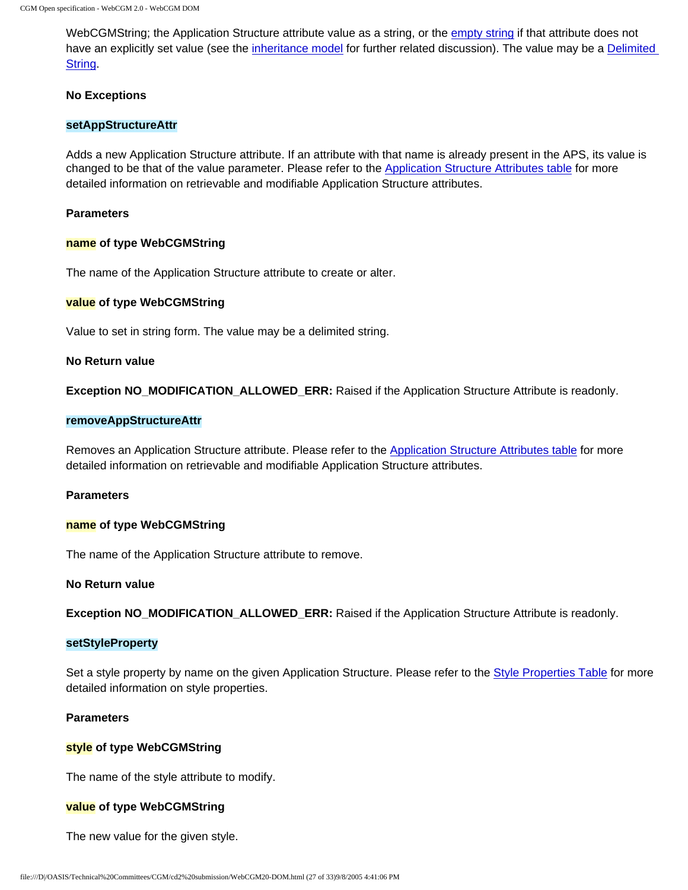WebCGMString; the Application Structure attribute value as a string, or the empty string if that attribute does not have an explicitly set value (see the inheritance model for further related discussion). The value may be a Delimited String.

**No Exceptions**

**setAppStructureAttr**

Adds a new Application Structure attribute. If an attribute with that name is already present in the APS, its value is changed to be that of the value parameter. Please refer to the Application Structure Attributes table for more detailed information on retrievable and modifiable Application Structure attributes.

**Parameters**

**name of type WebCGMString**

The name of the Application Structure attribute to create or alter.

**value of type WebCGMString**

Value to set in string form. The value may be a delimited string.

**No Return value**

**Exception NO_MODIFICATION_ALLOWED_ERR:** Raised if the Application Structure Attribute is readonly.

**removeAppStructureAttr**

Removes an Application Structure attribute. Please refer to the Application Structure Attributes table for more detailed information on retrievable and modifiable Application Structure attributes.

**Parameters**

**name of type WebCGMString**

The name of the Application Structure attribute to remove.

**No Return value**

**Exception NO_MODIFICATION_ALLOWED_ERR:** Raised if the Application Structure Attribute is readonly.

**setStyleProperty**

Set a style property by name on the given Application Structure. Please refer to the Style Properties Table for more detailed information on style properties.

**Parameters**

**style of type WebCGMString**

The name of the style attribute to modify.

**value of type WebCGMString**

The new value for the given style.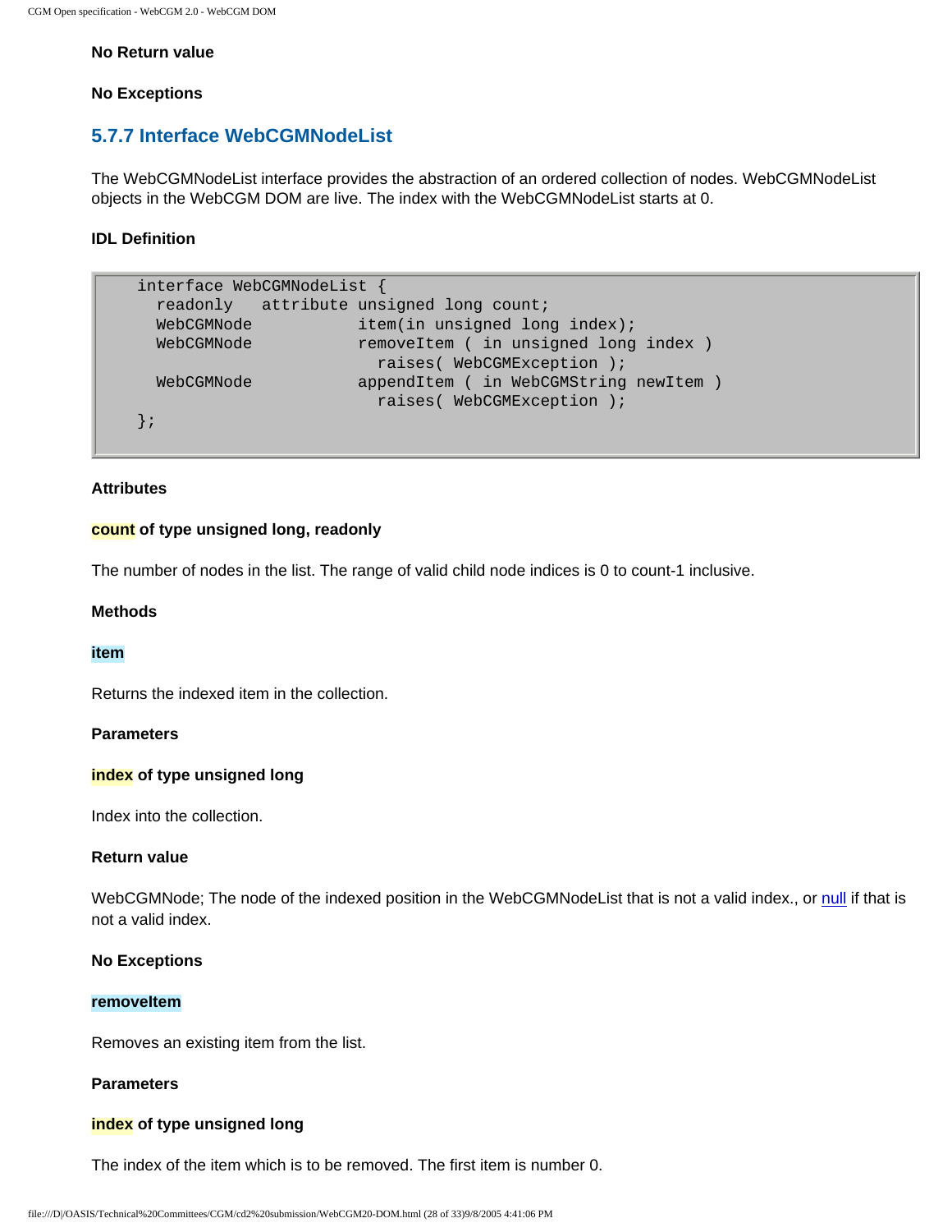**No Return value**

**No Exceptions**

### 5.7.7 Interface WebCGMNodeList

The WebCGMNodeList interface provides the abstraction of an ordered collection of nodes. WebCGMNodeList objects in the WebCGM DOM are live. The index with the WebCGMNodeList starts at 0.

**IDL Definition**

```
interface WebCGMNodeList {
  readonly   attribute unsigned long count;
  WebCGMNode           item(in unsigned long index);
  WebCGMNode           removeItem ( in unsigned long index )
                         raises( WebCGMException );
  WebCGMNode           appendItem ( in WebCGMString newItem )
                         raises( WebCGMException );
};
```

**Attributes**

**count of type unsigned long, readonly**

The number of nodes in the list. The range of valid child node indices is 0 to count-1 inclusive.

**Methods**

**item**

Returns the indexed item in the collection.

**Parameters**

**index of type unsigned long**

Index into the collection.

**Return value**

WebCGMNode; The node of the indexed position in the WebCGMNodeList that is not a valid index., or null if that is not a valid index.

**No Exceptions**

**removeItem**

Removes an existing item from the list.

**Parameters**

**index of type unsigned long**

The index of the item which is to be removed. The first item is number 0.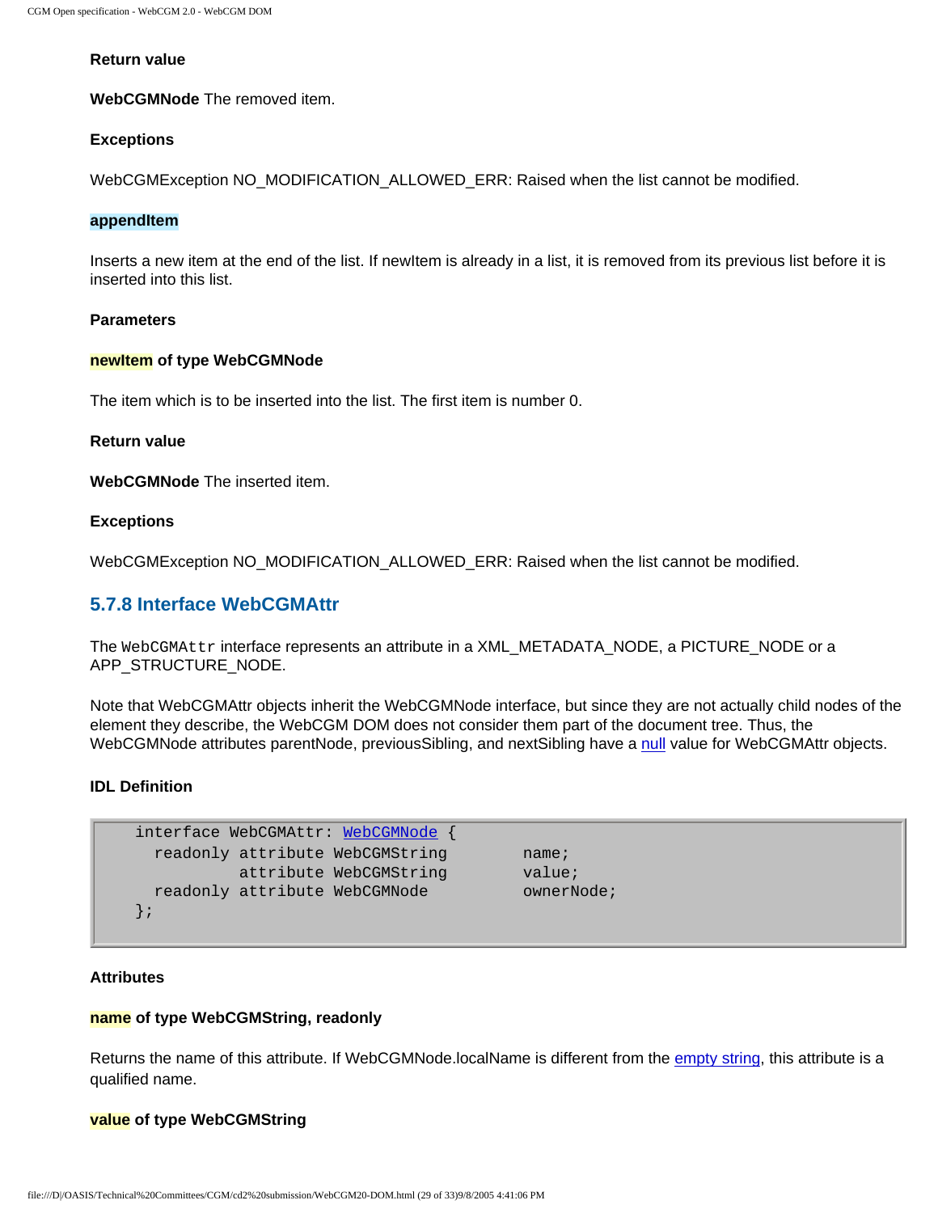**Return value**

**WebCGMNode** The removed item.

**Exceptions**

WebCGMException NO_MODIFICATION_ALLOWED_ERR: Raised when the list cannot be modified.

**appendItem**

Inserts a new item at the end of the list. If newItem is already in a list, it is removed from its previous list before it is inserted into this list.

**Parameters**

**newItem of type WebCGMNode**

The item which is to be inserted into the list. The first item is number 0.

**Return value**

**WebCGMNode** The inserted item.

**Exceptions**

WebCGMException NO_MODIFICATION_ALLOWED_ERR: Raised when the list cannot be modified.

### 5.7.8 Interface WebCGMAttr

The `WebCGMAttr` interface represents an attribute in a XML_METADATA_NODE, a PICTURE_NODE or a APP_STRUCTURE_NODE.

Note that WebCGMAttr objects inherit the WebCGMNode interface, but since they are not actually child nodes of the element they describe, the WebCGM DOM does not consider them part of the document tree. Thus, the WebCGMNode attributes parentNode, previousSibling, and nextSibling have a null value for WebCGMAttr objects.

**IDL Definition**

```
interface WebCGMAttr: WebCGMNode {
  readonly attribute WebCGMString        name;
           attribute WebCGMString        value;
  readonly attribute WebCGMNode          ownerNode;
};
```

**Attributes**

**name of type WebCGMString, readonly**

Returns the name of this attribute. If WebCGMNode.localName is different from the empty string, this attribute is a qualified name.

**value of type WebCGMString**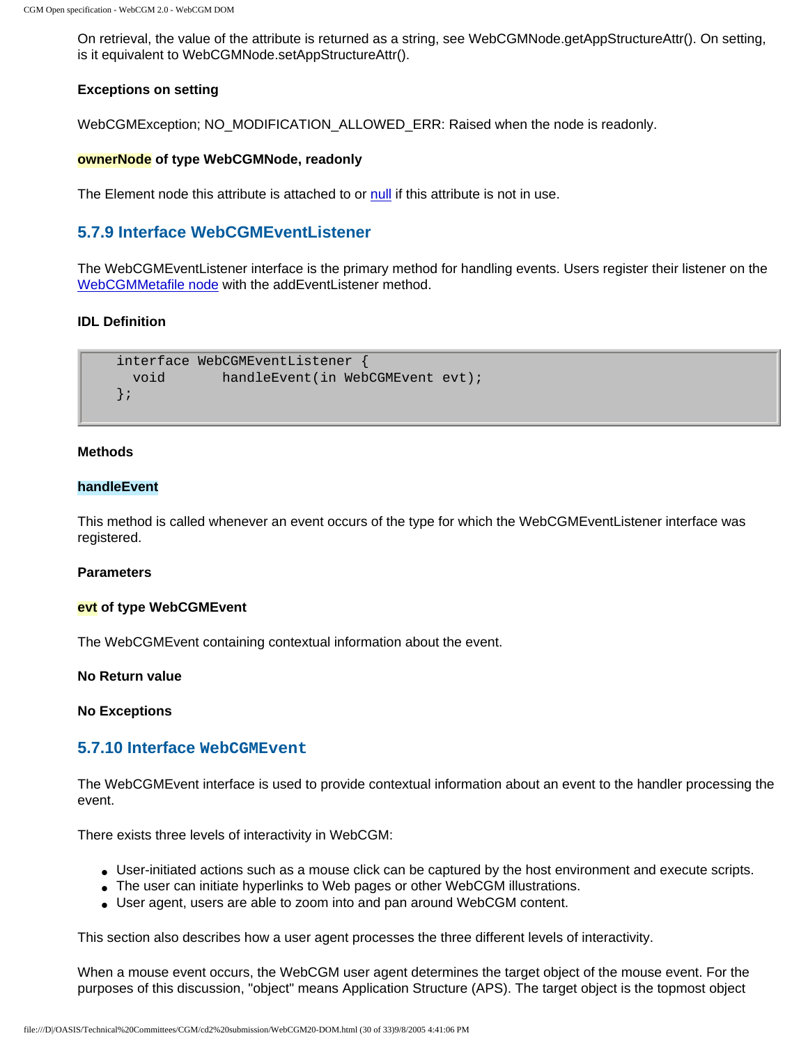On retrieval, the value of the attribute is returned as a string, see WebCGMNode.getAppStructureAttr(). On setting, is it equivalent to WebCGMNode.setAppStructureAttr().

**Exceptions on setting**

WebCGMException; NO_MODIFICATION_ALLOWED_ERR: Raised when the node is readonly.

**ownerNode of type WebCGMNode, readonly**

The Element node this attribute is attached to or null if this attribute is not in use.

### 5.7.9 Interface WebCGMEventListener

The WebCGMEventListener interface is the primary method for handling events. Users register their listener on the WebCGMMetafile node with the addEventListener method.

**IDL Definition**

```
interface WebCGMEventListener {
  void       handleEvent(in WebCGMEvent evt);
};
```

**Methods**

**handleEvent**

This method is called whenever an event occurs of the type for which the WebCGMEventListener interface was registered.

**Parameters**

**evt of type WebCGMEvent**

The WebCGMEvent containing contextual information about the event.

**No Return value**

**No Exceptions**

### 5.7.10 Interface `WebCGMEvent`

The WebCGMEvent interface is used to provide contextual information about an event to the handler processing the event.

There exists three levels of interactivity in WebCGM:

- User-initiated actions such as a mouse click can be captured by the host environment and execute scripts.
- The user can initiate hyperlinks to Web pages or other WebCGM illustrations.
- User agent, users are able to zoom into and pan around WebCGM content.

This section also describes how a user agent processes the three different levels of interactivity.

When a mouse event occurs, the WebCGM user agent determines the target object of the mouse event. For the purposes of this discussion, "object" means Application Structure (APS). The target object is the topmost object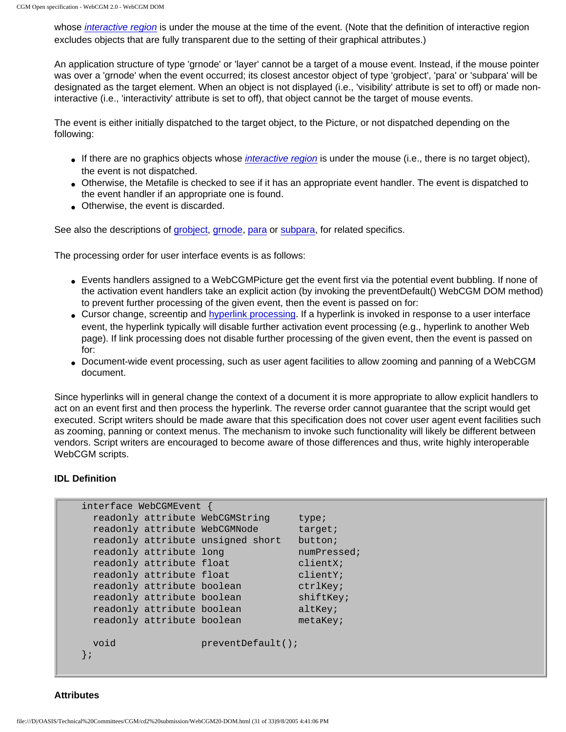whose *interactive region* is under the mouse at the time of the event. (Note that the definition of interactive region excludes objects that are fully transparent due to the setting of their graphical attributes.)

An application structure of type 'grnode' or 'layer' cannot be a target of a mouse event. Instead, if the mouse pointer was over a 'grnode' when the event occurred; its closest ancestor object of type 'grobject', 'para' or 'subpara' will be designated as the target element. When an object is not displayed (i.e., 'visibility' attribute is set to off) or made non-interactive (i.e., 'interactivity' attribute is set to off), that object cannot be the target of mouse events.

The event is either initially dispatched to the target object, to the Picture, or not dispatched depending on the following:

- If there are no graphics objects whose *interactive region* is under the mouse (i.e., there is no target object), the event is not dispatched.
- Otherwise, the Metafile is checked to see if it has an appropriate event handler. The event is dispatched to the event handler if an appropriate one is found.
- Otherwise, the event is discarded.

See also the descriptions of grobject, grnode, para or subpara, for related specifics.

The processing order for user interface events is as follows:

- Events handlers assigned to a WebCGMPicture get the event first via the potential event bubbling. If none of the activation event handlers take an explicit action (by invoking the preventDefault() WebCGM DOM method) to prevent further processing of the given event, then the event is passed on for:
- Cursor change, screentip and hyperlink processing. If a hyperlink is invoked in response to a user interface event, the hyperlink typically will disable further activation event processing (e.g., hyperlink to another Web page). If link processing does not disable further processing of the given event, then the event is passed on for:
- Document-wide event processing, such as user agent facilities to allow zooming and panning of a WebCGM document.

Since hyperlinks will in general change the context of a document it is more appropriate to allow explicit handlers to act on an event first and then process the hyperlink. The reverse order cannot guarantee that the script would get executed. Script writers should be made aware that this specification does not cover user agent event facilities such as zooming, panning or context menus. The mechanism to invoke such functionality will likely be different between vendors. Script writers are encouraged to become aware of those differences and thus, write highly interoperable WebCGM scripts.

**IDL Definition**

```
interface WebCGMEvent {
  readonly attribute WebCGMString     type;
  readonly attribute WebCGMNode       target;
  readonly attribute unsigned short   button;
  readonly attribute long             numPressed;
  readonly attribute float            clientX;
  readonly attribute float            clientY;
  readonly attribute boolean          ctrlKey;
  readonly attribute boolean          shiftKey;
  readonly attribute boolean          altKey;
  readonly attribute boolean          metaKey;

  void                preventDefault();
};
```

**Attributes**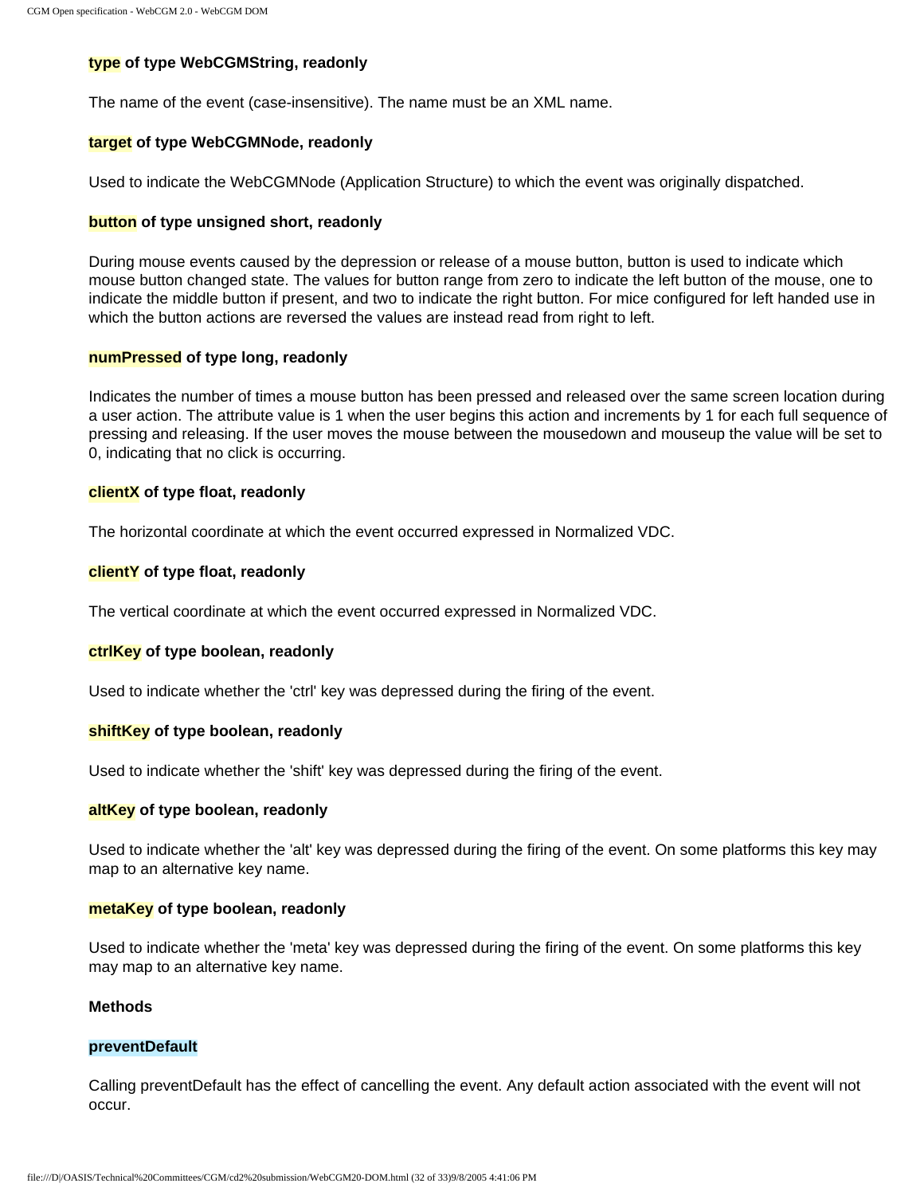**type of type WebCGMString, readonly**

The name of the event (case-insensitive). The name must be an XML name.

**target of type WebCGMNode, readonly**

Used to indicate the WebCGMNode (Application Structure) to which the event was originally dispatched.

**button of type unsigned short, readonly**

During mouse events caused by the depression or release of a mouse button, button is used to indicate which mouse button changed state. The values for button range from zero to indicate the left button of the mouse, one to indicate the middle button if present, and two to indicate the right button. For mice configured for left handed use in which the button actions are reversed the values are instead read from right to left.

**numPressed of type long, readonly**

Indicates the number of times a mouse button has been pressed and released over the same screen location during a user action. The attribute value is 1 when the user begins this action and increments by 1 for each full sequence of pressing and releasing. If the user moves the mouse between the mousedown and mouseup the value will be set to 0, indicating that no click is occurring.

**clientX of type float, readonly**

The horizontal coordinate at which the event occurred expressed in Normalized VDC.

**clientY of type float, readonly**

The vertical coordinate at which the event occurred expressed in Normalized VDC.

**ctrlKey of type boolean, readonly**

Used to indicate whether the 'ctrl' key was depressed during the firing of the event.

**shiftKey of type boolean, readonly**

Used to indicate whether the 'shift' key was depressed during the firing of the event.

**altKey of type boolean, readonly**

Used to indicate whether the 'alt' key was depressed during the firing of the event. On some platforms this key may map to an alternative key name.

**metaKey of type boolean, readonly**

Used to indicate whether the 'meta' key was depressed during the firing of the event. On some platforms this key may map to an alternative key name.

**Methods**

**preventDefault**

Calling preventDefault has the effect of cancelling the event. Any default action associated with the event will not occur.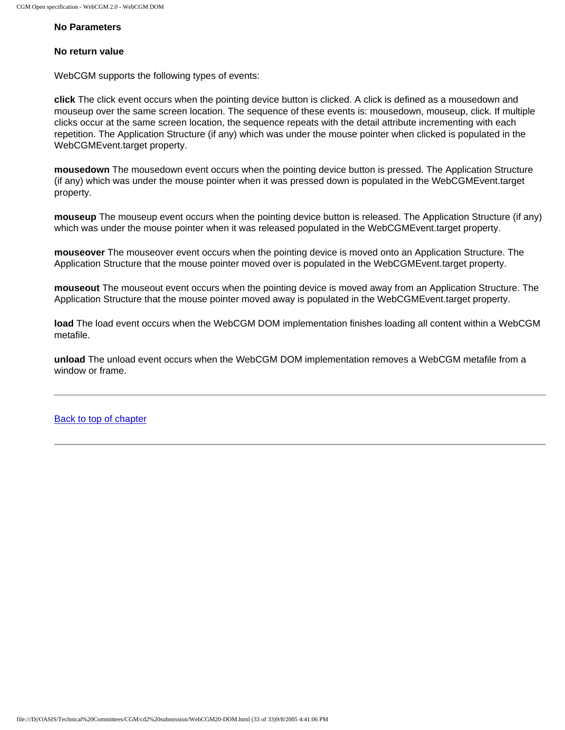**No Parameters**

**No return value**

WebCGM supports the following types of events:

**click** The click event occurs when the pointing device button is clicked. A click is defined as a mousedown and mouseup over the same screen location. The sequence of these events is: mousedown, mouseup, click. If multiple clicks occur at the same screen location, the sequence repeats with the detail attribute incrementing with each repetition. The Application Structure (if any) which was under the mouse pointer when clicked is populated in the WebCGMEvent.target property.

**mousedown** The mousedown event occurs when the pointing device button is pressed. The Application Structure (if any) which was under the mouse pointer when it was pressed down is populated in the WebCGMEvent.target property.

**mouseup** The mouseup event occurs when the pointing device button is released. The Application Structure (if any) which was under the mouse pointer when it was released populated in the WebCGMEvent.target property.

**mouseover** The mouseover event occurs when the pointing device is moved onto an Application Structure. The Application Structure that the mouse pointer moved over is populated in the WebCGMEvent.target property.

**mouseout** The mouseout event occurs when the pointing device is moved away from an Application Structure. The Application Structure that the mouse pointer moved away is populated in the WebCGMEvent.target property.

**load** The load event occurs when the WebCGM DOM implementation finishes loading all content within a WebCGM metafile.

**unload** The unload event occurs when the WebCGM DOM implementation removes a WebCGM metafile from a window or frame.

---

Back to top of chapter

---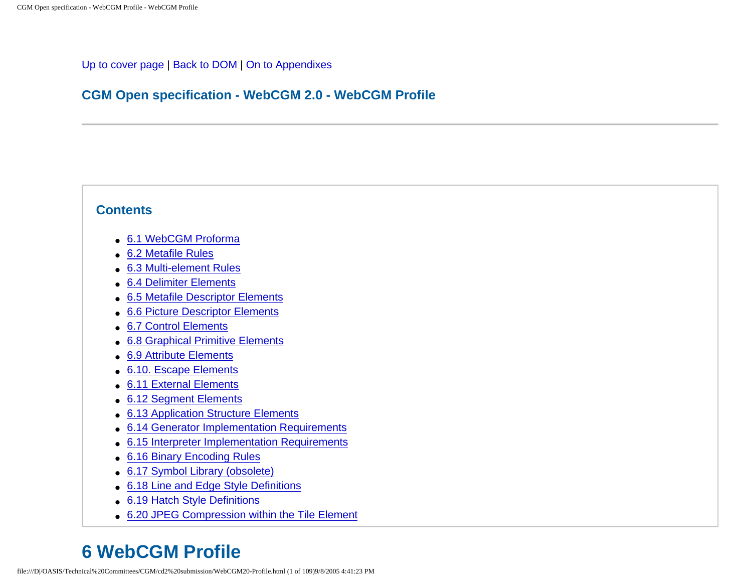Up to cover page | Back to DOM | On to Appendixes

**CGM Open specification - WebCGM 2.0 - WebCGM Profile**

---

## Contents

- 6.1 WebCGM Proforma
- 6.2 Metafile Rules
- 6.3 Multi-element Rules
- 6.4 Delimiter Elements
- 6.5 Metafile Descriptor Elements
- 6.6 Picture Descriptor Elements
- 6.7 Control Elements
- 6.8 Graphical Primitive Elements
- 6.9 Attribute Elements
- 6.10. Escape Elements
- 6.11 External Elements
- 6.12 Segment Elements
- 6.13 Application Structure Elements
- 6.14 Generator Implementation Requirements
- 6.15 Interpreter Implementation Requirements
- 6.16 Binary Encoding Rules
- 6.17 Symbol Library (obsolete)
- 6.18 Line and Edge Style Definitions
- 6.19 Hatch Style Definitions
- 6.20 JPEG Compression within the Tile Element

# 6 WebCGM Profile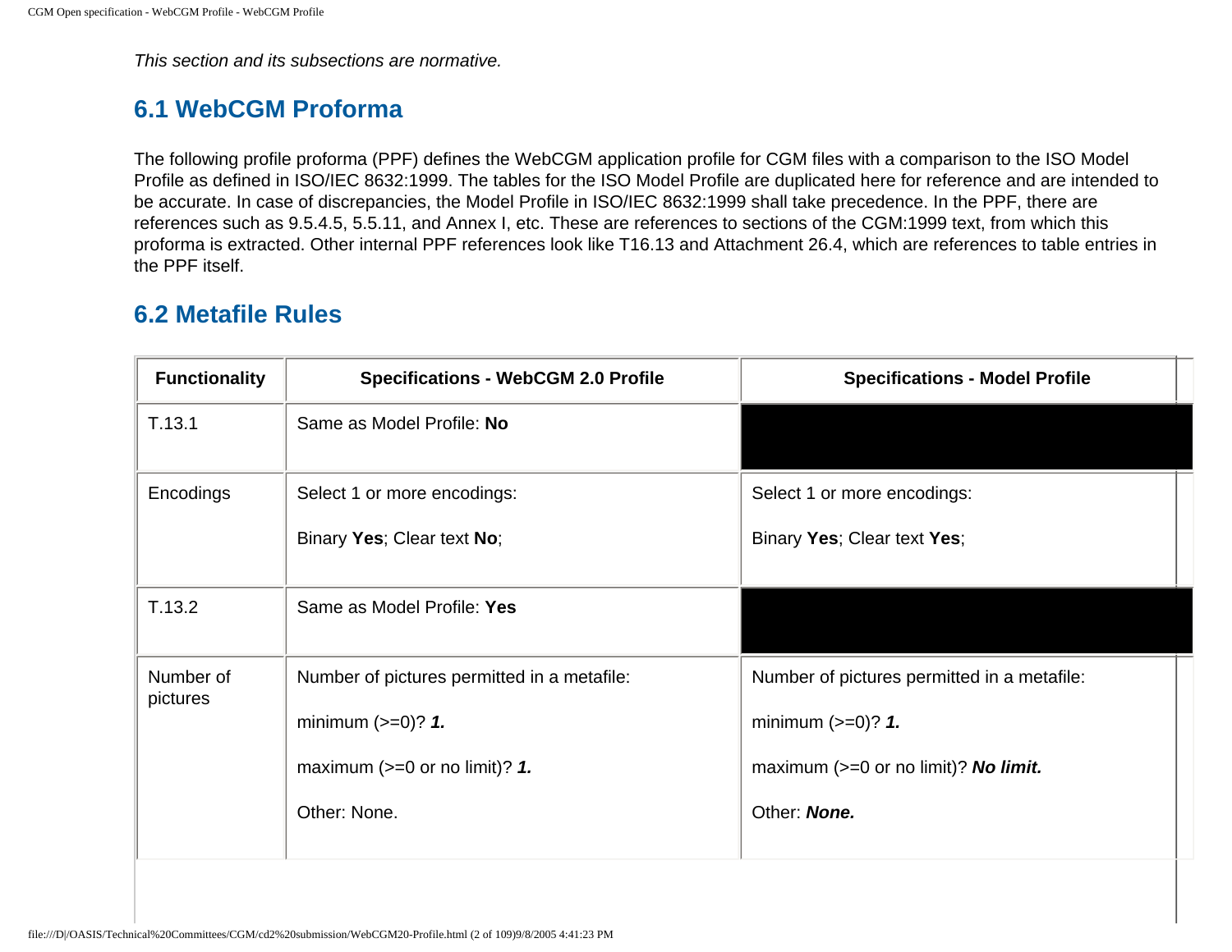*This section and its subsections are normative.*

## 6.1 WebCGM Proforma

The following profile proforma (PPF) defines the WebCGM application profile for CGM files with a comparison to the ISO Model Profile as defined in ISO/IEC 8632:1999. The tables for the ISO Model Profile are duplicated here for reference and are intended to be accurate. In case of discrepancies, the Model Profile in ISO/IEC 8632:1999 shall take precedence. In the PPF, there are references such as 9.5.4.5, 5.5.11, and Annex I, etc. These are references to sections of the CGM:1999 text, from which this proforma is extracted. Other internal PPF references look like T16.13 and Attachment 26.4, which are references to table entries in the PPF itself.

## 6.2 Metafile Rules

| Functionality | Specifications - WebCGM 2.0 Profile | Specifications - Model Profile |
|---|---|---|
| T.13.1 | Same as Model Profile: **No** | |
| Encodings | Select 1 or more encodings:<br><br>Binary **Yes**; Clear text **No**; | Select 1 or more encodings:<br><br>Binary **Yes**; Clear text **Yes**; |
| T.13.2 | Same as Model Profile: **Yes** | |
| Number of pictures | Number of pictures permitted in a metafile:<br><br>minimum (>=0)? ***1.***<br><br>maximum (>=0 or no limit)? ***1.***<br><br>Other: None. | Number of pictures permitted in a metafile:<br><br>minimum (>=0)? ***1.***<br><br>maximum (>=0 or no limit)? ***No limit.***<br><br>Other: ***None.*** |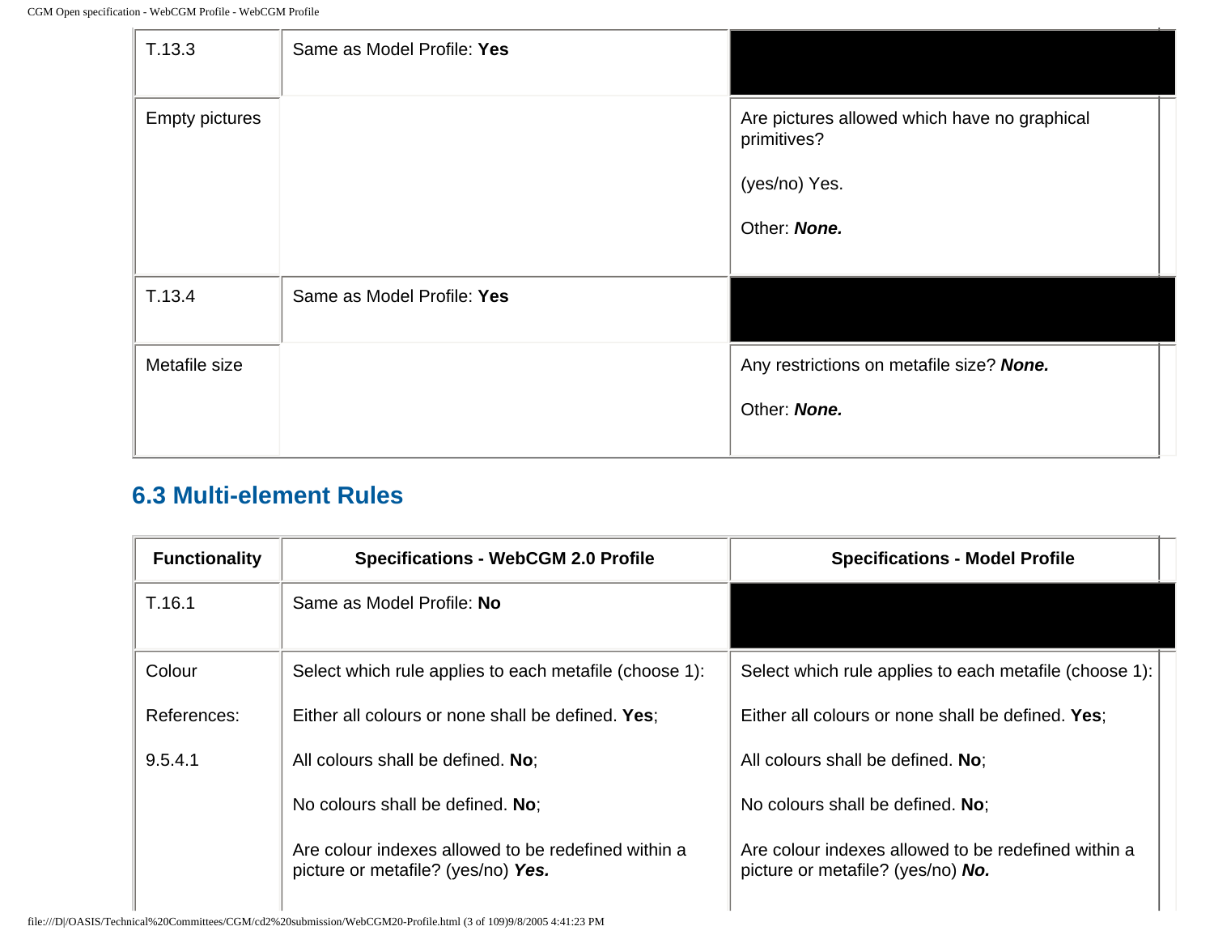| | | |
|---|---|---|
| T.13.3 | Same as Model Profile: **Yes** | |
| Empty pictures | | Are pictures allowed which have no graphical primitives?<br><br>(yes/no) Yes.<br><br>Other: ***None.*** |
| T.13.4 | Same as Model Profile: **Yes** | |
| Metafile size | | Any restrictions on metafile size? ***None.***<br><br>Other: ***None.*** |

## 6.3 Multi-element Rules

| Functionality | Specifications - WebCGM 2.0 Profile | Specifications - Model Profile |
|---|---|---|
| T.16.1 | Same as Model Profile: **No** | |
| Colour<br><br>References:<br><br>9.5.4.1 | Select which rule applies to each metafile (choose 1):<br><br>Either all colours or none shall be defined. **Yes**;<br><br>All colours shall be defined. **No**;<br><br>No colours shall be defined. **No**;<br><br>Are colour indexes allowed to be redefined within a picture or metafile? (yes/no) ***Yes.*** | Select which rule applies to each metafile (choose 1):<br><br>Either all colours or none shall be defined. **Yes**;<br><br>All colours shall be defined. **No**;<br><br>No colours shall be defined. **No**;<br><br>Are colour indexes allowed to be redefined within a picture or metafile? (yes/no) ***No.*** |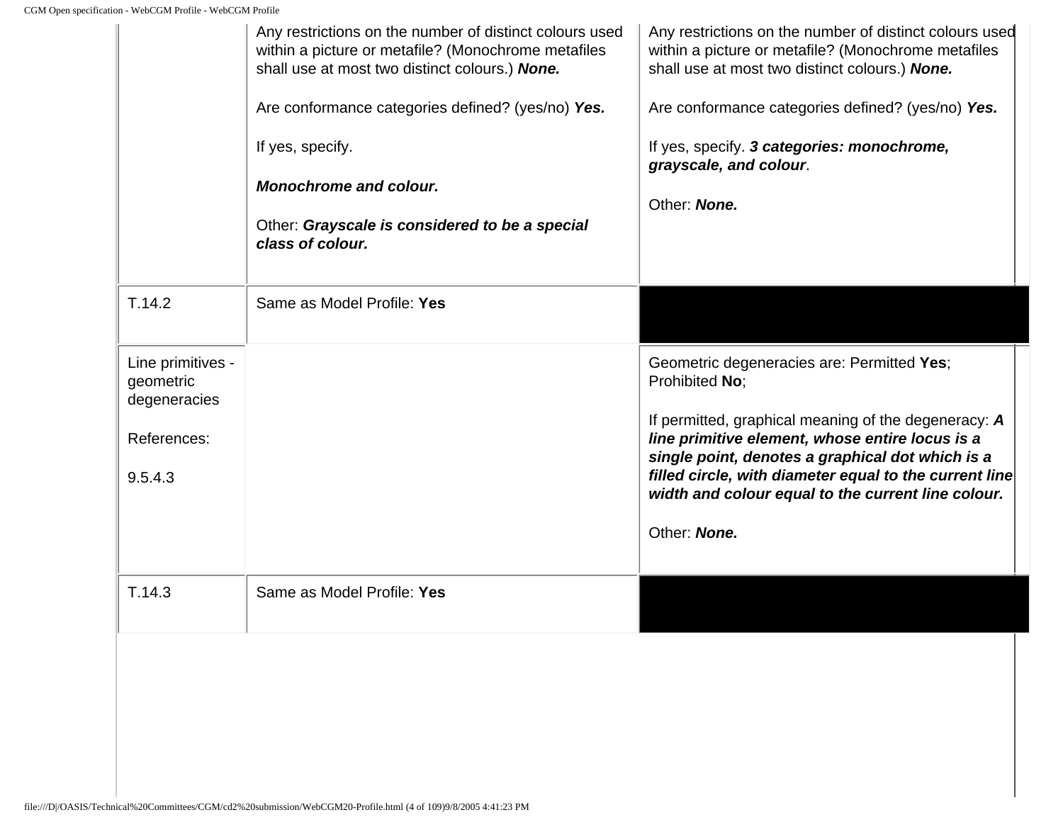| | | |
|---|---|---|
| | Any restrictions on the number of distinct colours used within a picture or metafile? (Monochrome metafiles shall use at most two distinct colours.) ***None.***<br><br>Are conformance categories defined? (yes/no) ***Yes.***<br><br>If yes, specify.<br><br>***Monochrome and colour.***<br><br>Other: ***Grayscale is considered to be a special class of colour.*** | Any restrictions on the number of distinct colours used within a picture or metafile? (Monochrome metafiles shall use at most two distinct colours.) ***None.***<br><br>Are conformance categories defined? (yes/no) ***Yes.***<br><br>If yes, specify. ***3 categories: monochrome, grayscale, and colour***.<br><br>Other: ***None.*** |
| T.14.2 | Same as Model Profile: **Yes** | |
| Line primitives - geometric degeneracies<br><br>References:<br><br>9.5.4.3 | | Geometric degeneracies are: Permitted **Yes**; Prohibited **No**;<br><br>If permitted, graphical meaning of the degeneracy: ***A line primitive element, whose entire locus is a single point, denotes a graphical dot which is a filled circle, with diameter equal to the current line width and colour equal to the current line colour.***<br><br>Other: ***None.*** |
| T.14.3 | Same as Model Profile: **Yes** | |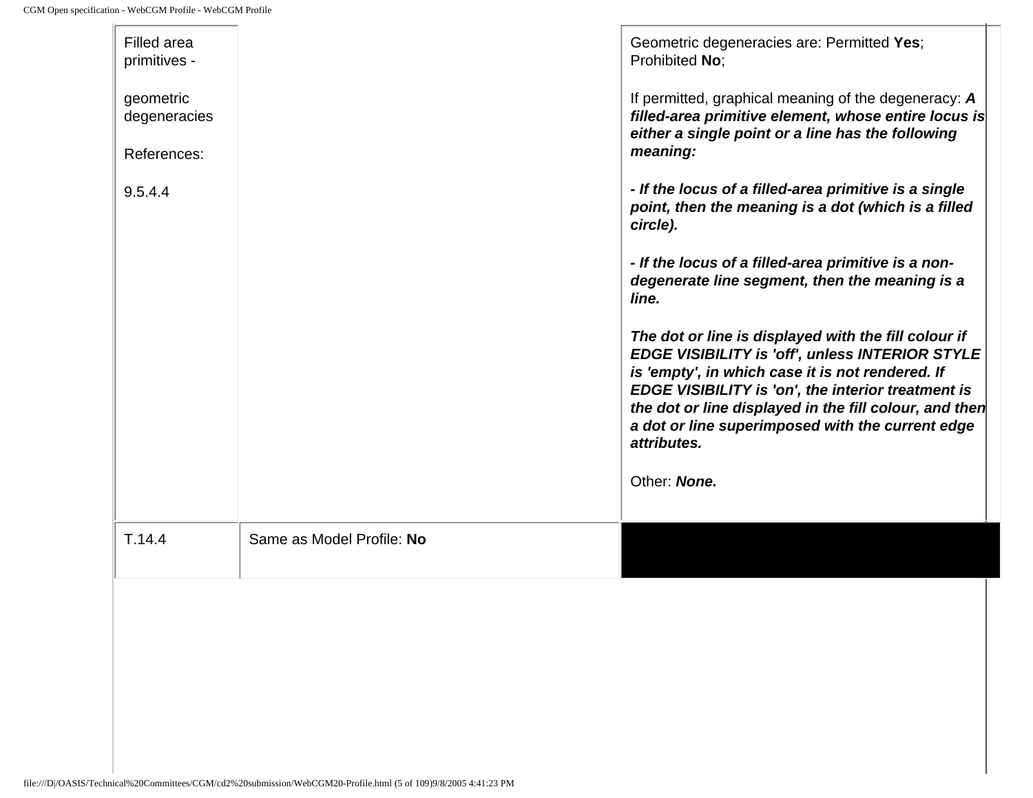| | | |
|---|---|---|
| Filled area primitives - <br><br> geometric degeneracies <br><br> References: <br><br> 9.5.4.4 | | Geometric degeneracies are: Permitted **Yes**; Prohibited **No**; <br><br> If permitted, graphical meaning of the degeneracy: ***A filled-area primitive element, whose entire locus is either a single point or a line has the following meaning:*** <br><br> ***- If the locus of a filled-area primitive is a single point, then the meaning is a dot (which is a filled circle).*** <br><br> ***- If the locus of a filled-area primitive is a non-degenerate line segment, then the meaning is a line.*** <br><br> ***The dot or line is displayed with the fill colour if EDGE VISIBILITY is 'off', unless INTERIOR STYLE is 'empty', in which case it is not rendered. If EDGE VISIBILITY is 'on', the interior treatment is the dot or line displayed in the fill colour, and then a dot or line superimposed with the current edge attributes.*** <br><br> Other: ***None.*** |
| T.14.4 | Same as Model Profile: **No** | |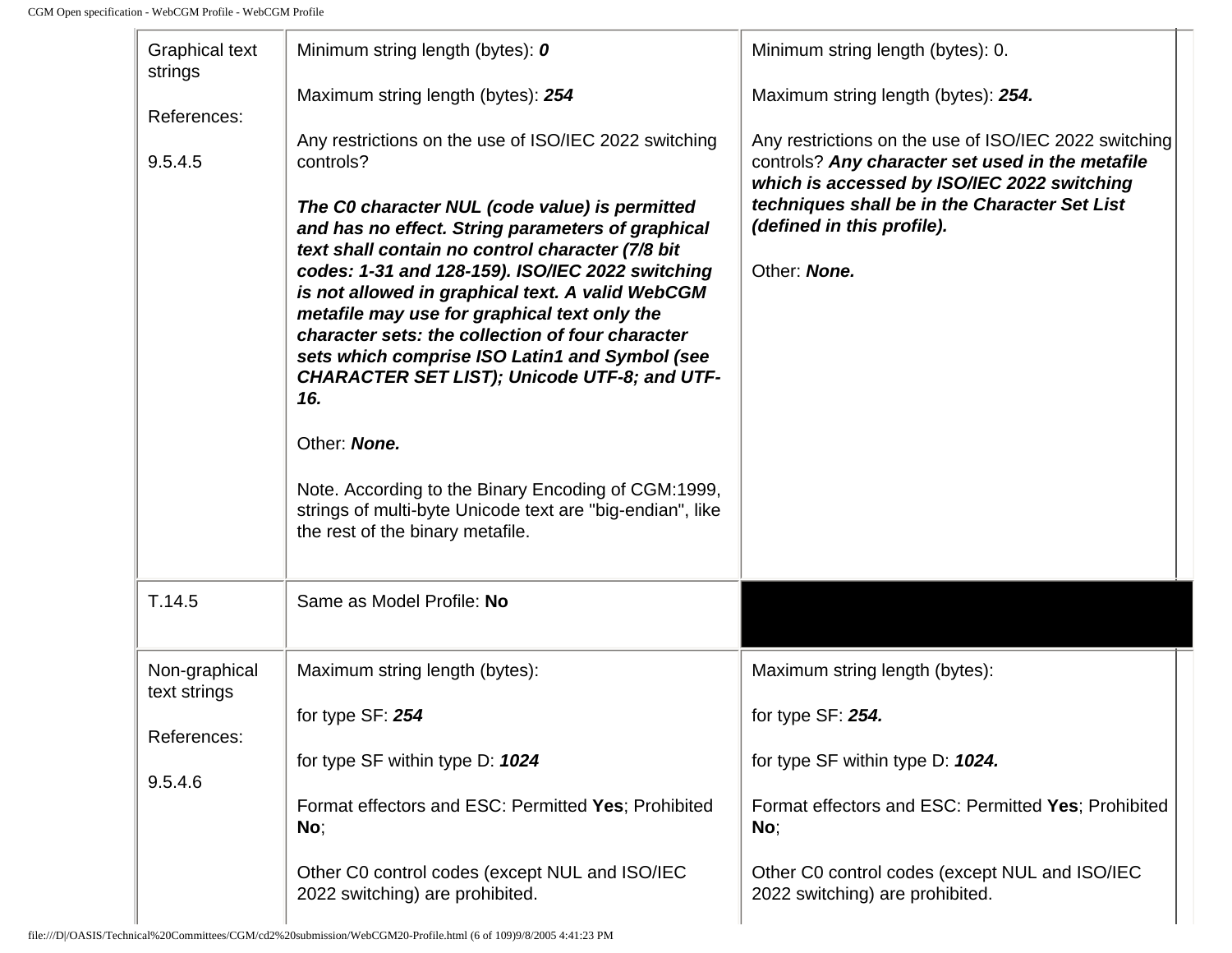| | | | |
|---|---|---|---|
| Graphical text strings<br><br>References:<br><br>9.5.4.5 | Minimum string length (bytes): ***0***<br><br>Maximum string length (bytes): ***254***<br><br>Any restrictions on the use of ISO/IEC 2022 switching controls?<br><br>***The C0 character NUL (code value) is permitted and has no effect. String parameters of graphical text shall contain no control character (7/8 bit codes: 1-31 and 128-159). ISO/IEC 2022 switching is not allowed in graphical text. A valid WebCGM metafile may use for graphical text only the character sets: the collection of four character sets which comprise ISO Latin1 and Symbol (see CHARACTER SET LIST); Unicode UTF-8; and UTF-16.***<br><br>Other: ***None.***<br><br>Note. According to the Binary Encoding of CGM:1999, strings of multi-byte Unicode text are "big-endian", like the rest of the binary metafile. | Minimum string length (bytes): 0.<br><br>Maximum string length (bytes): ***254.***<br><br>Any restrictions on the use of ISO/IEC 2022 switching controls? ***Any character set used in the metafile which is accessed by ISO/IEC 2022 switching techniques shall be in the Character Set List (defined in this profile).***<br><br>Other: ***None.*** | |
| T.14.5 | Same as Model Profile: **No** | | |
| Non-graphical text strings<br><br>References:<br><br>9.5.4.6 | Maximum string length (bytes):<br><br>for type SF: ***254***<br><br>for type SF within type D: ***1024***<br><br>Format effectors and ESC: Permitted **Yes**; Prohibited **No**;<br><br>Other C0 control codes (except NUL and ISO/IEC 2022 switching) are prohibited. | Maximum string length (bytes):<br><br>for type SF: ***254.***<br><br>for type SF within type D: ***1024.***<br><br>Format effectors and ESC: Permitted **Yes**; Prohibited **No**;<br><br>Other C0 control codes (except NUL and ISO/IEC 2022 switching) are prohibited. | |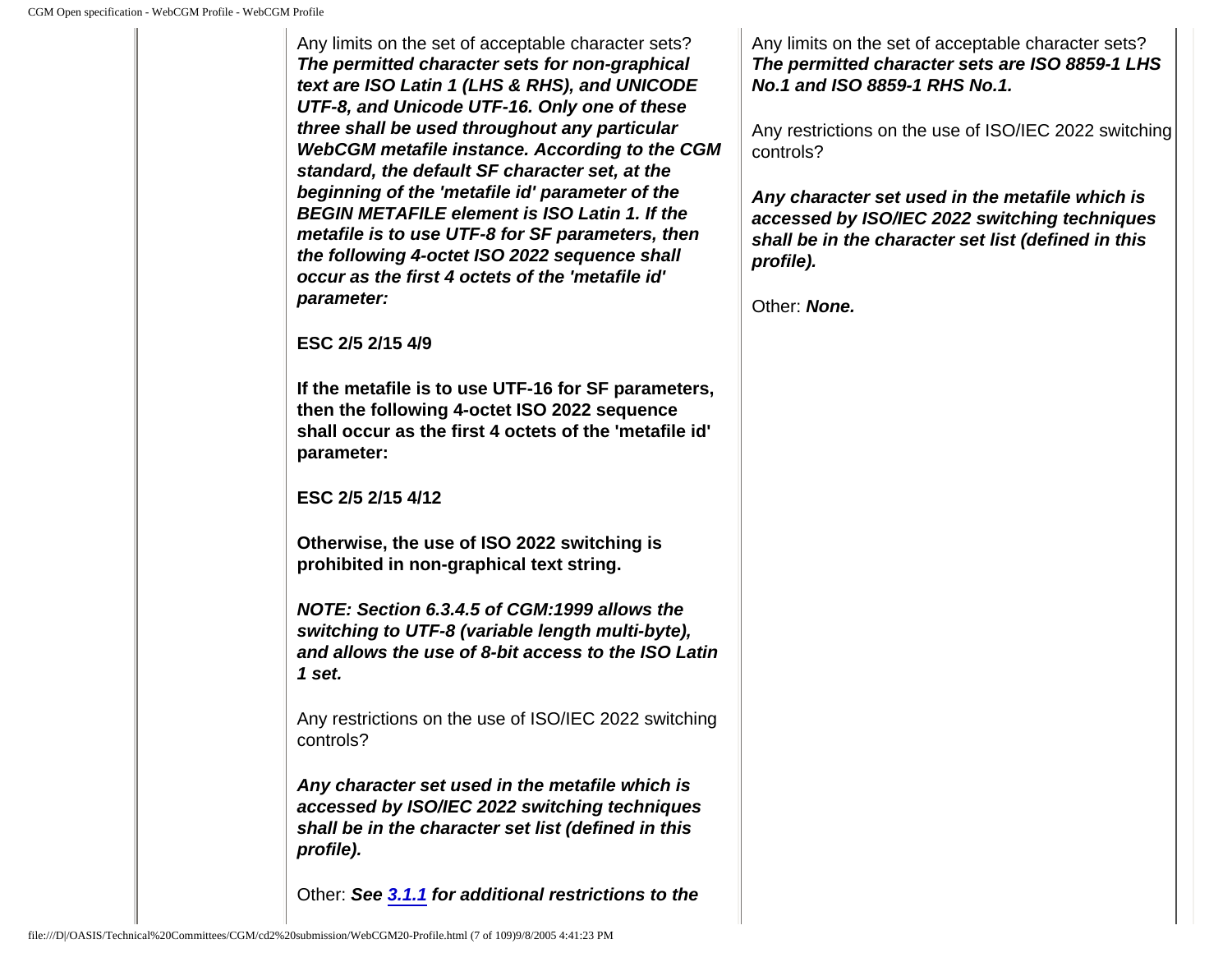| | | |
|---|---|---|
| | Any limits on the set of acceptable character sets? ***The permitted character sets for non-graphical text are ISO Latin 1 (LHS & RHS), and UNICODE UTF-8, and Unicode UTF-16. Only one of these three shall be used throughout any particular WebCGM metafile instance. According to the CGM standard, the default SF character set, at the beginning of the 'metafile id' parameter of the BEGIN METAFILE element is ISO Latin 1. If the metafile is to use UTF-8 for SF parameters, then the following 4-octet ISO 2022 sequence shall occur as the first 4 octets of the 'metafile id' parameter:***<br><br>**ESC 2/5 2/15 4/9**<br><br>**If the metafile is to use UTF-16 for SF parameters, then the following 4-octet ISO 2022 sequence shall occur as the first 4 octets of the 'metafile id' parameter:**<br><br>**ESC 2/5 2/15 4/12**<br><br>**Otherwise, the use of ISO 2022 switching is prohibited in non-graphical text string.**<br><br>***NOTE: Section 6.3.4.5 of CGM:1999 allows the switching to UTF-8 (variable length multi-byte), and allows the use of 8-bit access to the ISO Latin 1 set.***<br><br>Any restrictions on the use of ISO/IEC 2022 switching controls?<br><br>***Any character set used in the metafile which is accessed by ISO/IEC 2022 switching techniques shall be in the character set list (defined in this profile).***<br><br>Other: ***See 3.1.1 for additional restrictions to the*** | Any limits on the set of acceptable character sets? ***The permitted character sets are ISO 8859-1 LHS No.1 and ISO 8859-1 RHS No.1.***<br><br>Any restrictions on the use of ISO/IEC 2022 switching controls?<br><br>***Any character set used in the metafile which is accessed by ISO/IEC 2022 switching techniques shall be in the character set list (defined in this profile).***<br><br>Other: ***None.*** |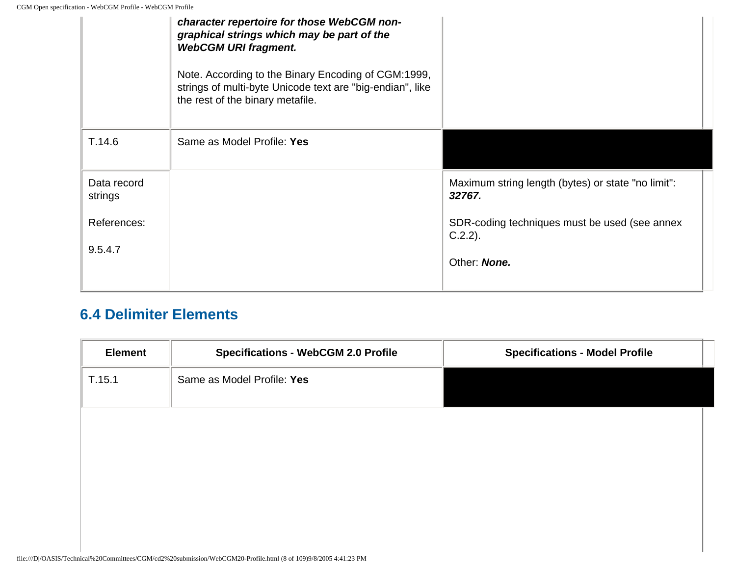| | | |
|---|---|---|
| | ***character repertoire for those WebCGM non-graphical strings which may be part of the WebCGM URI fragment.*** <br><br> Note. According to the Binary Encoding of CGM:1999, strings of multi-byte Unicode text are "big-endian", like the rest of the binary metafile. | |
| T.14.6 | Same as Model Profile: **Yes** | |
| Data record strings <br><br> References: <br><br> 9.5.4.7 | | Maximum string length (bytes) or state "no limit": ***32767.*** <br><br> SDR-coding techniques must be used (see annex C.2.2). <br><br> Other: ***None.*** |

## 6.4 Delimiter Elements

| Element | Specifications - WebCGM 2.0 Profile | Specifications - Model Profile |
|---|---|---|
| T.15.1 | Same as Model Profile: **Yes** | |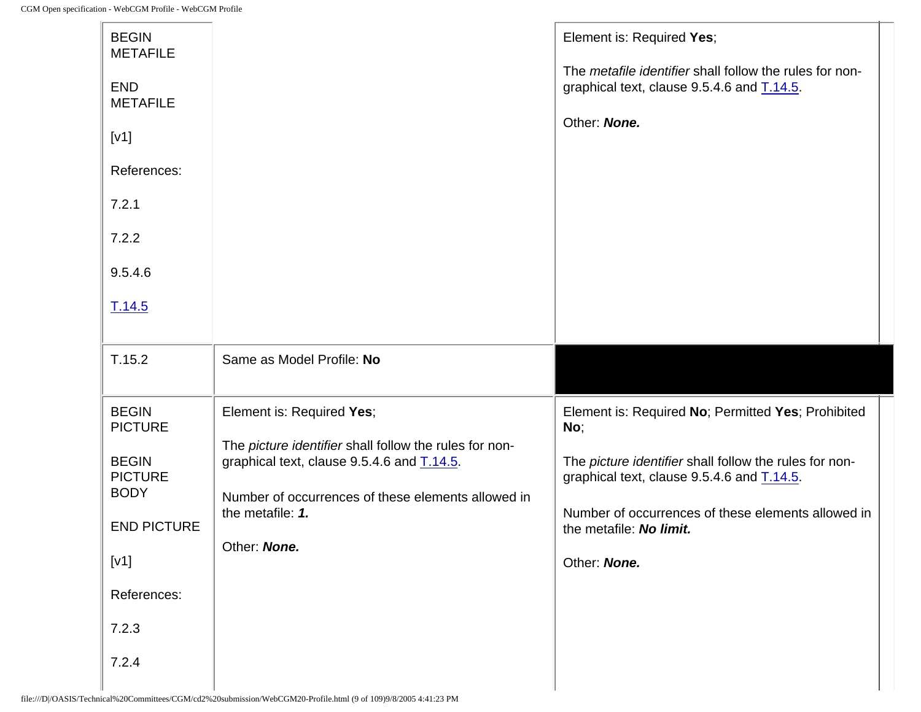| | | |
|---|---|---|
| BEGIN METAFILE<br><br>END METAFILE<br><br>[v1]<br><br>References:<br><br>7.2.1<br><br>7.2.2<br><br>9.5.4.6<br><br>T.14.5 | | Element is: Required **Yes**;<br><br>The *metafile identifier* shall follow the rules for non-graphical text, clause 9.5.4.6 and T.14.5.<br><br>Other: ***None.*** |
| T.15.2 | Same as Model Profile: **No** | |
| BEGIN PICTURE<br><br>BEGIN PICTURE BODY<br><br>END PICTURE<br><br>[v1]<br><br>References:<br><br>7.2.3<br><br>7.2.4 | Element is: Required **Yes**;<br><br>The *picture identifier* shall follow the rules for non-graphical text, clause 9.5.4.6 and T.14.5.<br><br>Number of occurrences of these elements allowed in the metafile: ***1.***<br><br>Other: ***None.*** | Element is: Required **No**; Permitted **Yes**; Prohibited **No**;<br><br>The *picture identifier* shall follow the rules for non-graphical text, clause 9.5.4.6 and T.14.5.<br><br>Number of occurrences of these elements allowed in the metafile: ***No limit.***<br><br>Other: ***None.*** |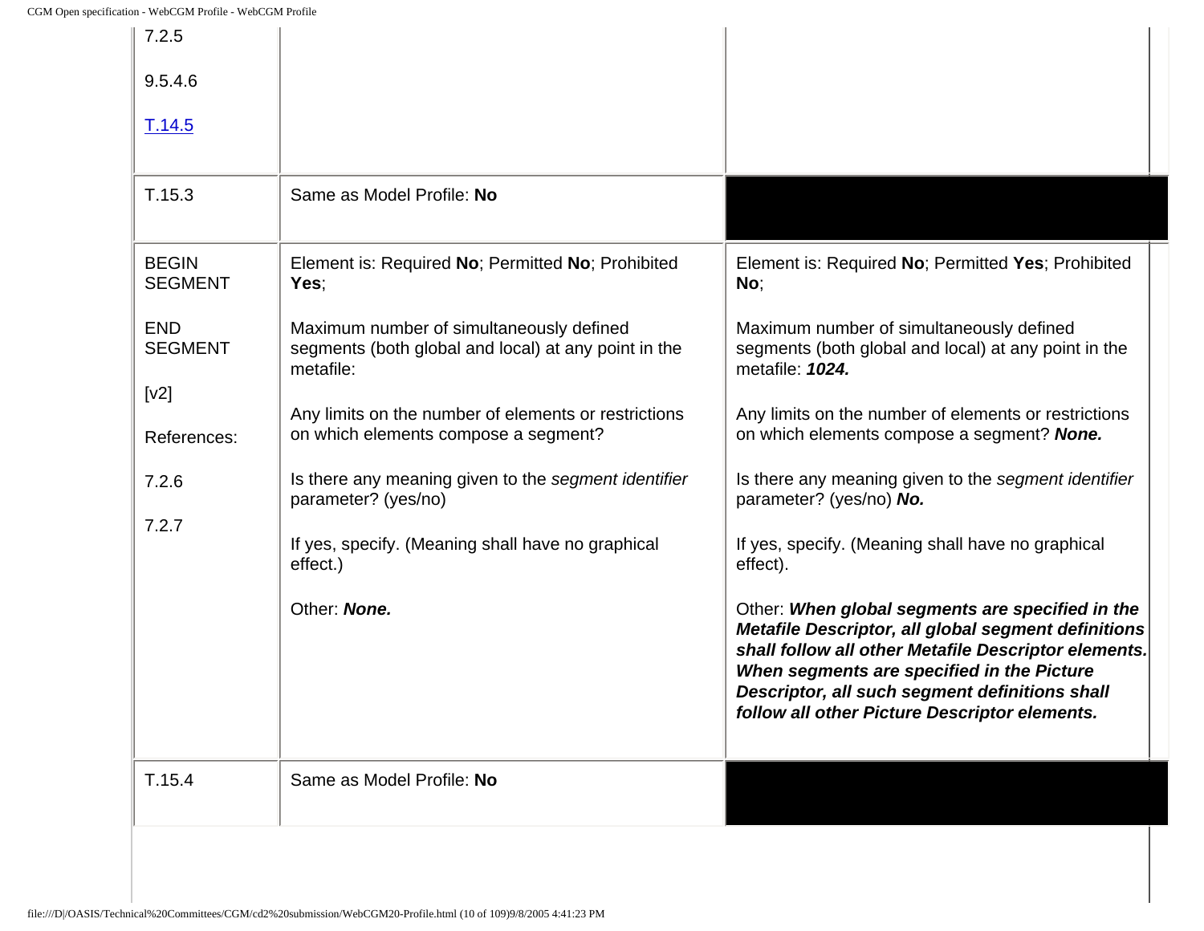| | | |
|---|---|---|
| 7.2.5<br><br>9.5.4.6<br><br>T.14.5 | | |
| T.15.3 | Same as Model Profile: **No** | |
| BEGIN SEGMENT<br><br>END SEGMENT<br><br>[v2]<br><br>References:<br><br>7.2.6<br><br>7.2.7 | Element is: Required **No**; Permitted **No**; Prohibited **Yes**;<br><br>Maximum number of simultaneously defined segments (both global and local) at any point in the metafile:<br><br>Any limits on the number of elements or restrictions on which elements compose a segment?<br><br>Is there any meaning given to the *segment identifier* parameter? (yes/no)<br><br>If yes, specify. (Meaning shall have no graphical effect.)<br><br>Other: ***None.*** | Element is: Required **No**; Permitted **Yes**; Prohibited **No**;<br><br>Maximum number of simultaneously defined segments (both global and local) at any point in the metafile: ***1024.***<br><br>Any limits on the number of elements or restrictions on which elements compose a segment? ***None.***<br><br>Is there any meaning given to the *segment identifier* parameter? (yes/no) ***No.***<br><br>If yes, specify. (Meaning shall have no graphical effect).<br><br>Other: ***When global segments are specified in the Metafile Descriptor, all global segment definitions shall follow all other Metafile Descriptor elements. When segments are specified in the Picture Descriptor, all such segment definitions shall follow all other Picture Descriptor elements.*** |
| T.15.4 | Same as Model Profile: **No** | |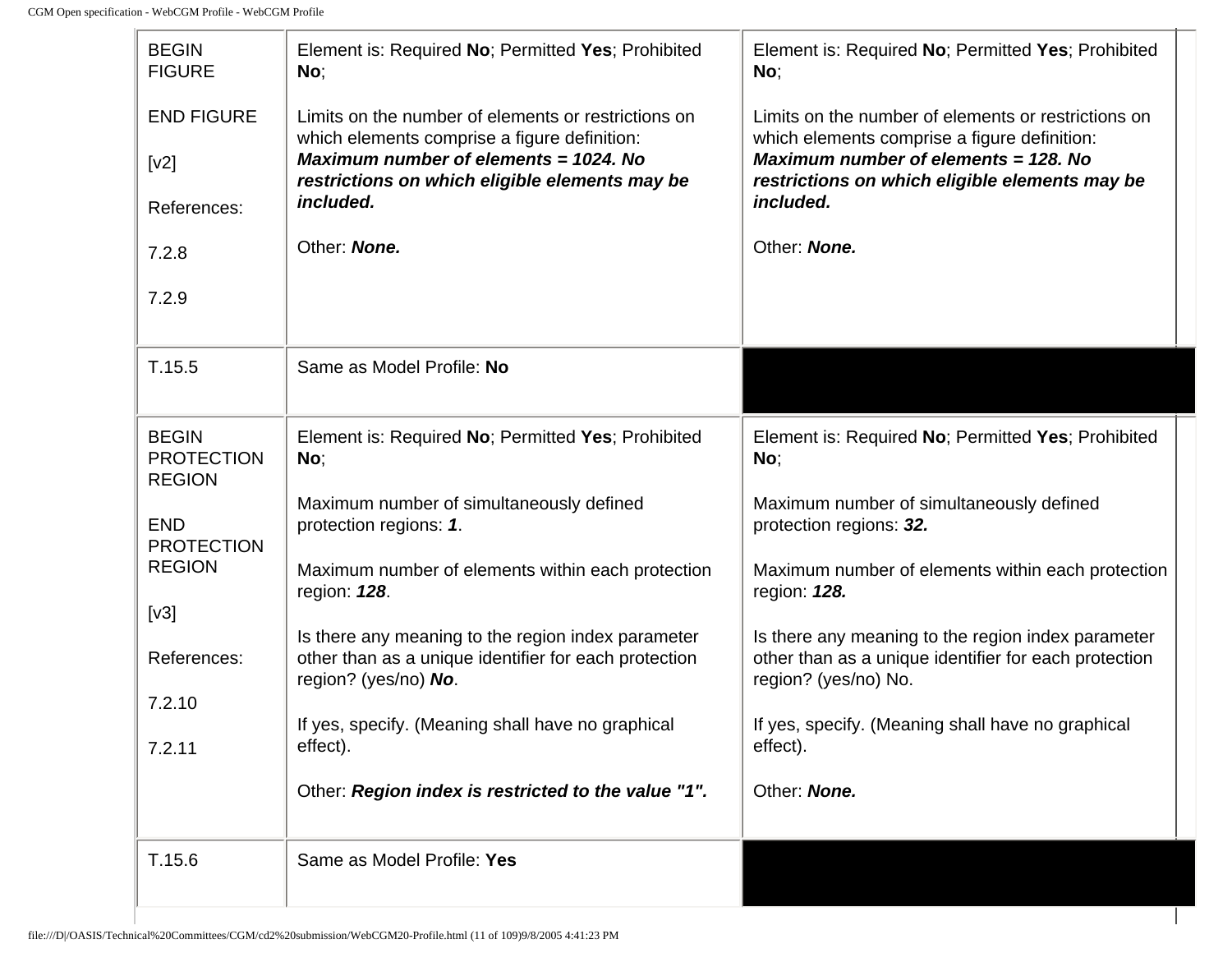| | | |
|---|---|---|
| BEGIN FIGURE<br><br>END FIGURE<br><br>[v2]<br><br>References:<br><br>7.2.8<br><br>7.2.9 | Element is: Required **No**; Permitted **Yes**; Prohibited **No**;<br><br>Limits on the number of elements or restrictions on which elements comprise a figure definition: ***Maximum number of elements = 1024. No restrictions on which eligible elements may be included.***<br><br>Other: ***None.*** | Element is: Required **No**; Permitted **Yes**; Prohibited **No**;<br><br>Limits on the number of elements or restrictions on which elements comprise a figure definition: ***Maximum number of elements = 128. No restrictions on which eligible elements may be included.***<br><br>Other: ***None.*** |
| T.15.5 | Same as Model Profile: **No** | |
| BEGIN PROTECTION REGION<br><br>END PROTECTION REGION<br><br>[v3]<br><br>References:<br><br>7.2.10<br><br>7.2.11 | Element is: Required **No**; Permitted **Yes**; Prohibited **No**;<br><br>Maximum number of simultaneously defined protection regions: ***1***.<br><br>Maximum number of elements within each protection region: ***128***.<br><br>Is there any meaning to the region index parameter other than as a unique identifier for each protection region? (yes/no) ***No***.<br><br>If yes, specify. (Meaning shall have no graphical effect).<br><br>Other: ***Region index is restricted to the value "1".*** | Element is: Required **No**; Permitted **Yes**; Prohibited **No**;<br><br>Maximum number of simultaneously defined protection regions: ***32.***<br><br>Maximum number of elements within each protection region: ***128.***<br><br>Is there any meaning to the region index parameter other than as a unique identifier for each protection region? (yes/no) No.<br><br>If yes, specify. (Meaning shall have no graphical effect).<br><br>Other: ***None.*** |
| T.15.6 | Same as Model Profile: **Yes** | |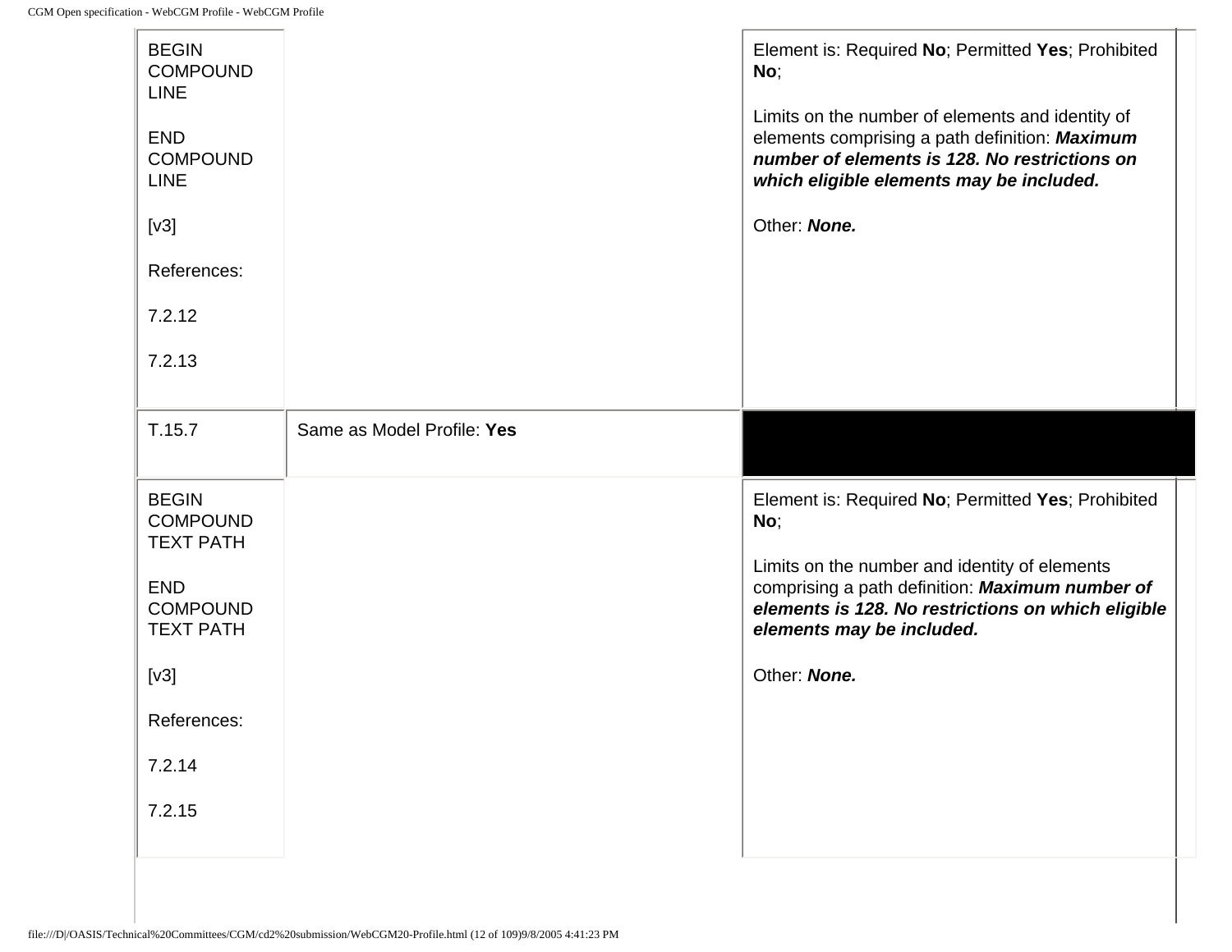| | | |
|---|---|---|
| BEGIN COMPOUND LINE<br><br>END COMPOUND LINE<br><br>[v3]<br><br>References:<br><br>7.2.12<br><br>7.2.13 | | Element is: Required **No**; Permitted **Yes**; Prohibited **No**;<br><br>Limits on the number of elements and identity of elements comprising a path definition: ***Maximum number of elements is 128. No restrictions on which eligible elements may be included.***<br><br>Other: ***None.*** |
| T.15.7 | Same as Model Profile: **Yes** | |
| BEGIN COMPOUND TEXT PATH<br><br>END COMPOUND TEXT PATH<br><br>[v3]<br><br>References:<br><br>7.2.14<br><br>7.2.15 | | Element is: Required **No**; Permitted **Yes**; Prohibited **No**;<br><br>Limits on the number and identity of elements comprising a path definition: ***Maximum number of elements is 128. No restrictions on which eligible elements may be included.***<br><br>Other: ***None.*** |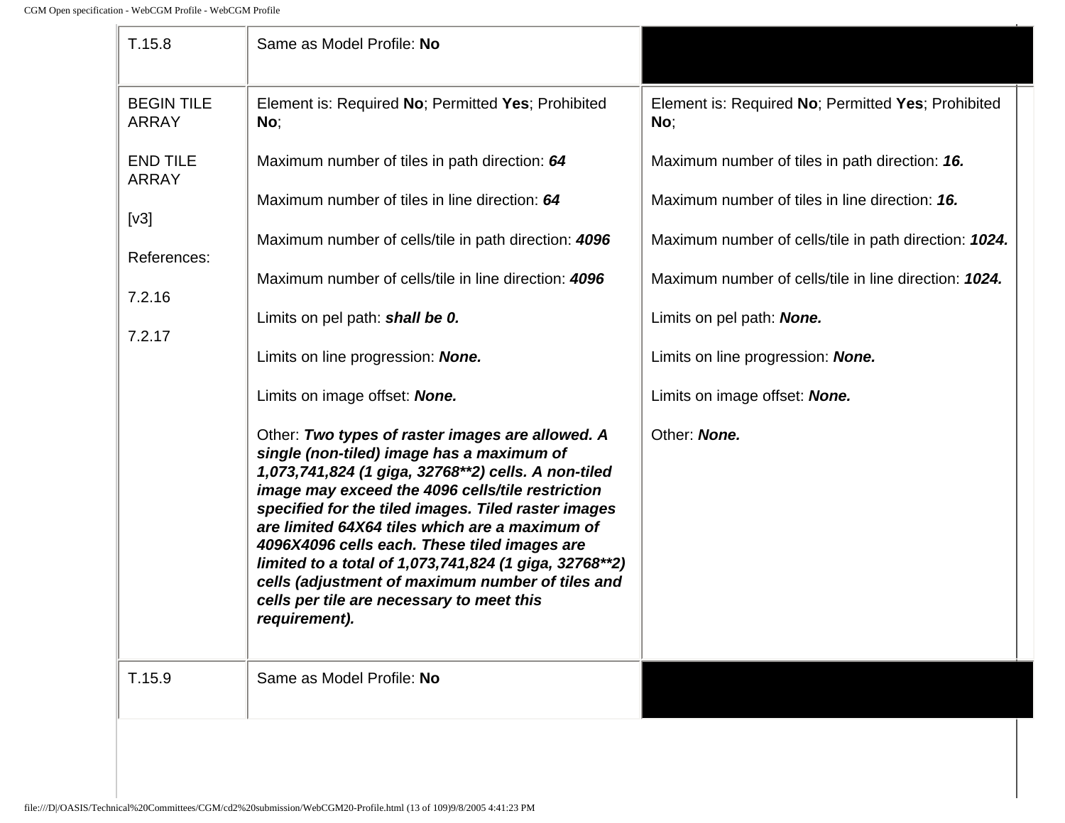| | | |
|---|---|---|
| T.15.8 | Same as Model Profile: **No** | |
| BEGIN TILE ARRAY<br><br>END TILE ARRAY<br><br>[v3]<br><br>References:<br><br>7.2.16<br><br>7.2.17 | Element is: Required **No**; Permitted **Yes**; Prohibited **No**;<br><br>Maximum number of tiles in path direction: ***64***<br><br>Maximum number of tiles in line direction: ***64***<br><br>Maximum number of cells/tile in path direction: ***4096***<br><br>Maximum number of cells/tile in line direction: ***4096***<br><br>Limits on pel path: ***shall be 0.***<br><br>Limits on line progression: ***None.***<br><br>Limits on image offset: ***None.***<br><br>Other: ***Two types of raster images are allowed. A single (non-tiled) image has a maximum of 1,073,741,824 (1 giga, 32768**2) cells. A non-tiled image may exceed the 4096 cells/tile restriction specified for the tiled images. Tiled raster images are limited 64X64 tiles which are a maximum of 4096X4096 cells each. These tiled images are limited to a total of 1,073,741,824 (1 giga, 32768**2) cells (adjustment of maximum number of tiles and cells per tile are necessary to meet this requirement).*** | Element is: Required **No**; Permitted **Yes**; Prohibited **No**;<br><br>Maximum number of tiles in path direction: ***16.***<br><br>Maximum number of tiles in line direction: ***16.***<br><br>Maximum number of cells/tile in path direction: ***1024.***<br><br>Maximum number of cells/tile in line direction: ***1024.***<br><br>Limits on pel path: ***None.***<br><br>Limits on line progression: ***None.***<br><br>Limits on image offset: ***None.***<br><br>Other: ***None.*** |
| T.15.9 | Same as Model Profile: **No** | |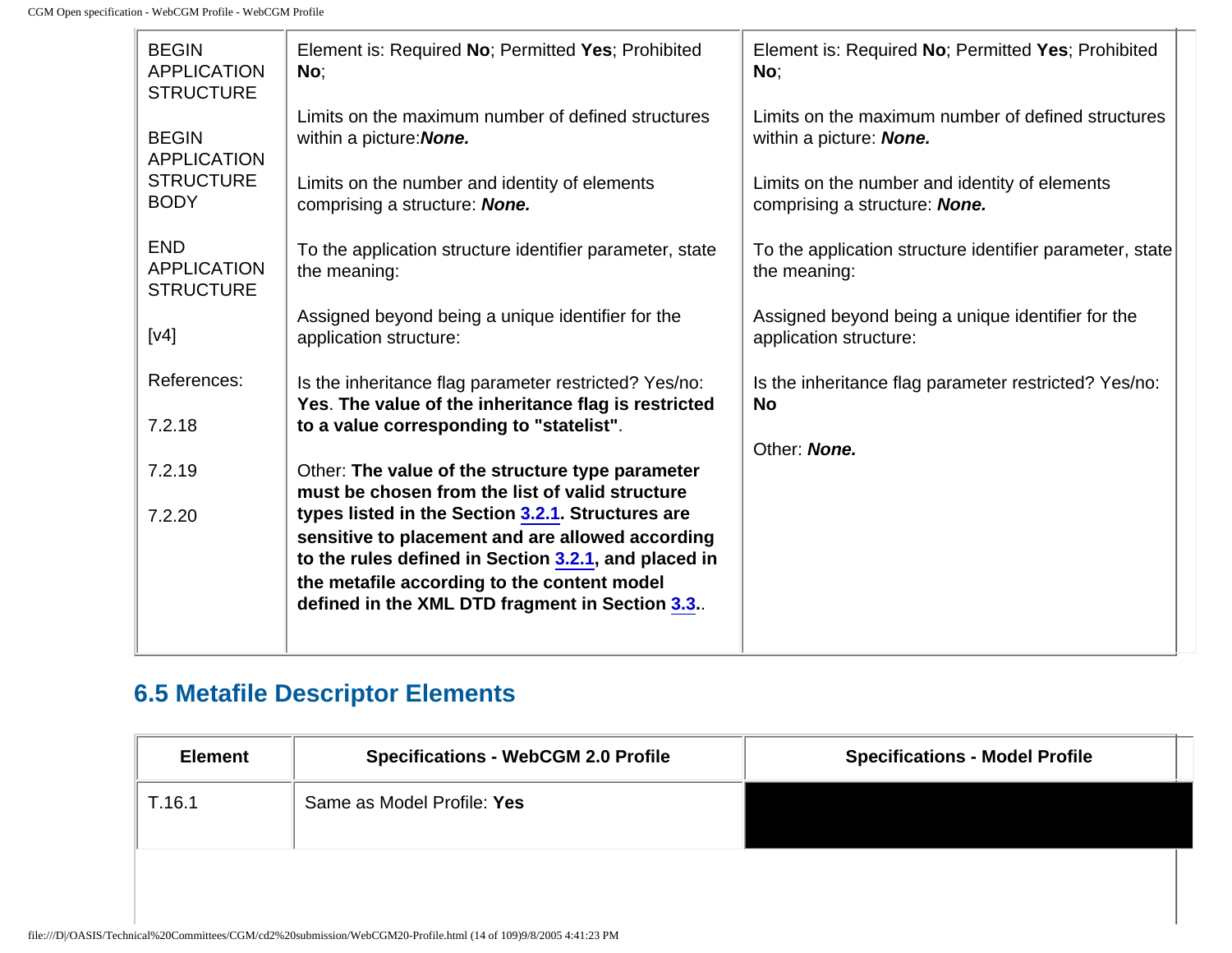| | | |
|---|---|---|
| BEGIN APPLICATION STRUCTURE<br><br>BEGIN APPLICATION STRUCTURE BODY<br><br>END APPLICATION STRUCTURE<br><br>[v4]<br><br>References:<br><br>7.2.18<br><br>7.2.19<br><br>7.2.20 | Element is: Required **No**; Permitted **Yes**; Prohibited **No**;<br><br>Limits on the maximum number of defined structures within a picture:***None.***<br><br>Limits on the number and identity of elements comprising a structure: ***None.***<br><br>To the application structure identifier parameter, state the meaning:<br><br>Assigned beyond being a unique identifier for the application structure:<br><br>Is the inheritance flag parameter restricted? Yes/no: **Yes**. **The value of the inheritance flag is restricted to a value corresponding to "statelist"**.<br><br>Other: **The value of the structure type parameter must be chosen from the list of valid structure types listed in the Section 3.2.1. Structures are sensitive to placement and are allowed according to the rules defined in Section 3.2.1, and placed in the metafile according to the content model defined in the XML DTD fragment in Section 3.3.**. | Element is: Required **No**; Permitted **Yes**; Prohibited **No**;<br><br>Limits on the maximum number of defined structures within a picture: ***None.***<br><br>Limits on the number and identity of elements comprising a structure: ***None.***<br><br>To the application structure identifier parameter, state the meaning:<br><br>Assigned beyond being a unique identifier for the application structure:<br><br>Is the inheritance flag parameter restricted? Yes/no: **No**<br><br>Other: ***None.*** |

## 6.5 Metafile Descriptor Elements

| Element | Specifications - WebCGM 2.0 Profile | Specifications - Model Profile |
|---|---|---|
| T.16.1 | Same as Model Profile: **Yes** | |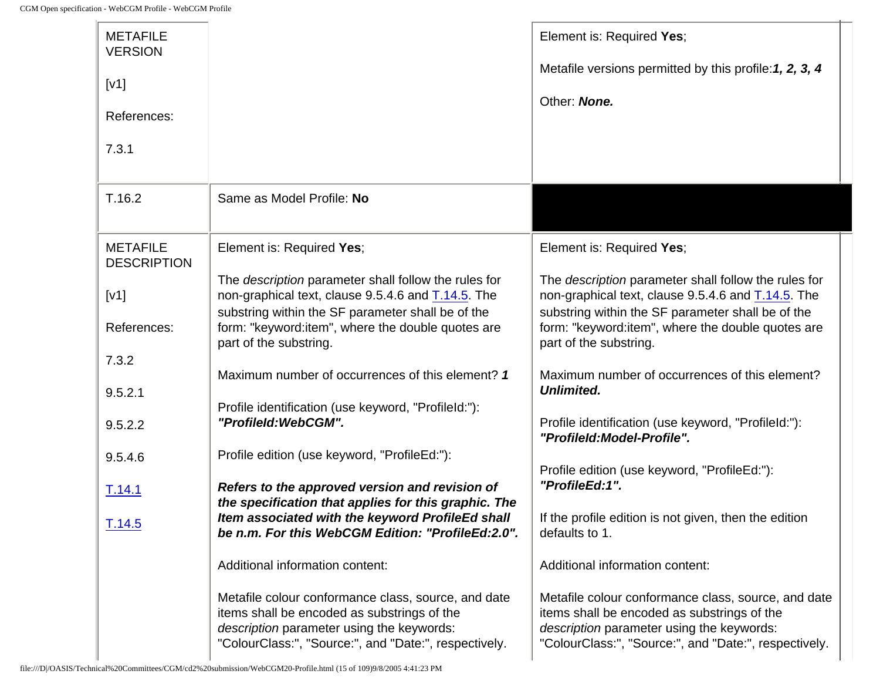| | | |
|---|---|---|
| METAFILE VERSION<br><br>[v1]<br><br>References:<br><br>7.3.1 | | Element is: Required **Yes**;<br><br>Metafile versions permitted by this profile:***1, 2, 3, 4***<br><br>Other: ***None.*** |
| T.16.2 | Same as Model Profile: **No** | |
| METAFILE DESCRIPTION<br><br>[v1]<br><br>References:<br><br>7.3.2<br><br>9.5.2.1<br><br>9.5.2.2<br><br>9.5.4.6<br><br>T.14.1<br><br>T.14.5 | Element is: Required **Yes**;<br><br>The *description* parameter shall follow the rules for non-graphical text, clause 9.5.4.6 and T.14.5. The substring within the SF parameter shall be of the form: "keyword:item", where the double quotes are part of the substring.<br><br>Maximum number of occurrences of this element? ***1***<br><br>Profile identification (use keyword, "ProfileId:"): ***"ProfileId:WebCGM".***<br><br>Profile edition (use keyword, "ProfileEd:"):<br><br>***Refers to the approved version and revision of the specification that applies for this graphic. The Item associated with the keyword ProfileEd shall be n.m. For this WebCGM Edition: "ProfileEd:2.0".***<br><br>Additional information content:<br><br>Metafile colour conformance class, source, and date items shall be encoded as substrings of the *description* parameter using the keywords: "ColourClass:", "Source:", and "Date:", respectively. | Element is: Required **Yes**;<br><br>The *description* parameter shall follow the rules for non-graphical text, clause 9.5.4.6 and T.14.5. The substring within the SF parameter shall be of the form: "keyword:item", where the double quotes are part of the substring.<br><br>Maximum number of occurrences of this element? ***Unlimited.***<br><br>Profile identification (use keyword, "ProfileId:"): ***"ProfileId:Model-Profile".***<br><br>Profile edition (use keyword, "ProfileEd:"): ***"ProfileEd:1".***<br><br>If the profile edition is not given, then the edition defaults to 1.<br><br>Additional information content:<br><br>Metafile colour conformance class, source, and date items shall be encoded as substrings of the *description* parameter using the keywords: "ColourClass:", "Source:", and "Date:", respectively. |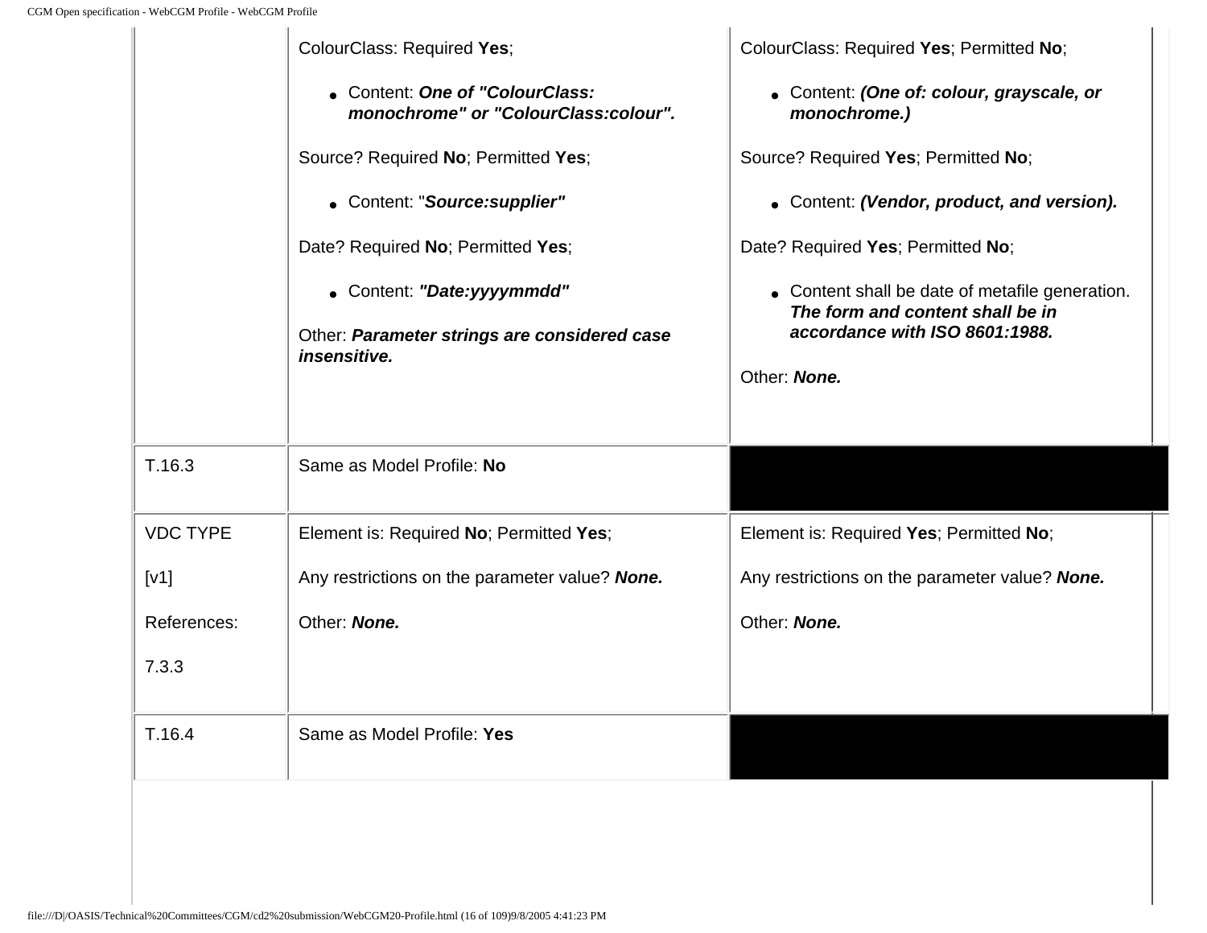| | | |
|---|---|---|
| | ColourClass: Required **Yes**;<br><br>• Content: ***One of "ColourClass: monochrome" or "ColourClass:colour".***<br><br>Source? Required **No**; Permitted **Yes**;<br><br>• Content: "***Source:supplier"***<br><br>Date? Required **No**; Permitted **Yes**;<br><br>• Content: ***"Date:yyyymmdd"***<br><br>Other: ***Parameter strings are considered case insensitive.*** | ColourClass: Required **Yes**; Permitted **No**;<br><br>• Content: ***(One of: colour, grayscale, or monochrome.)***<br><br>Source? Required **Yes**; Permitted **No**;<br><br>• Content: ***(Vendor, product, and version).***<br><br>Date? Required **Yes**; Permitted **No**;<br><br>• Content shall be date of metafile generation. ***The form and content shall be in accordance with ISO 8601:1988.***<br><br>Other: ***None.*** |
| T.16.3 | Same as Model Profile: **No** | |
| VDC TYPE<br><br>[v1]<br><br>References:<br><br>7.3.3 | Element is: Required **No**; Permitted **Yes**;<br><br>Any restrictions on the parameter value? ***None.***<br><br>Other: ***None.*** | Element is: Required **Yes**; Permitted **No**;<br><br>Any restrictions on the parameter value? ***None.***<br><br>Other: ***None.*** |
| T.16.4 | Same as Model Profile: **Yes** | |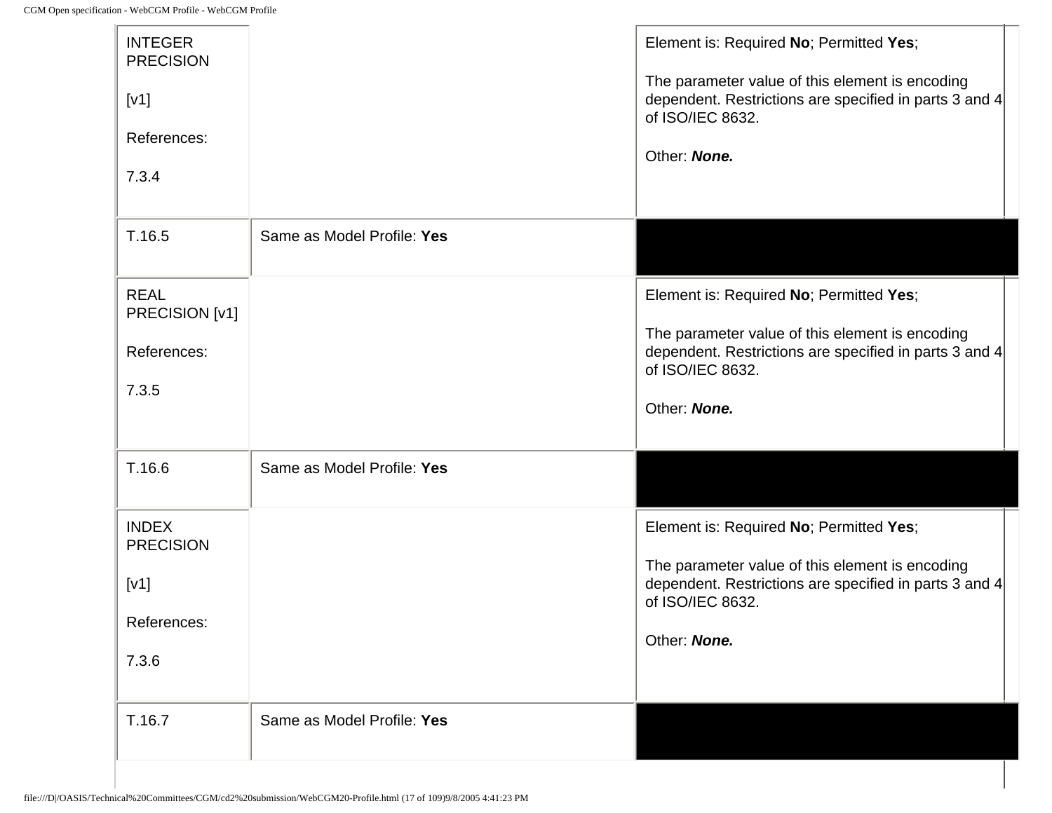| | | |
|---|---|---|
| INTEGER PRECISION<br><br>[v1]<br><br>References:<br><br>7.3.4 | | Element is: Required **No**; Permitted **Yes**;<br><br>The parameter value of this element is encoding dependent. Restrictions are specified in parts 3 and 4 of ISO/IEC 8632.<br><br>Other: ***None.*** |
| T.16.5 | Same as Model Profile: **Yes** | |
| REAL PRECISION [v1]<br><br>References:<br><br>7.3.5 | | Element is: Required **No**; Permitted **Yes**;<br><br>The parameter value of this element is encoding dependent. Restrictions are specified in parts 3 and 4 of ISO/IEC 8632.<br><br>Other: ***None.*** |
| T.16.6 | Same as Model Profile: **Yes** | |
| INDEX PRECISION<br><br>[v1]<br><br>References:<br><br>7.3.6 | | Element is: Required **No**; Permitted **Yes**;<br><br>The parameter value of this element is encoding dependent. Restrictions are specified in parts 3 and 4 of ISO/IEC 8632.<br><br>Other: ***None.*** |
| T.16.7 | Same as Model Profile: **Yes** | |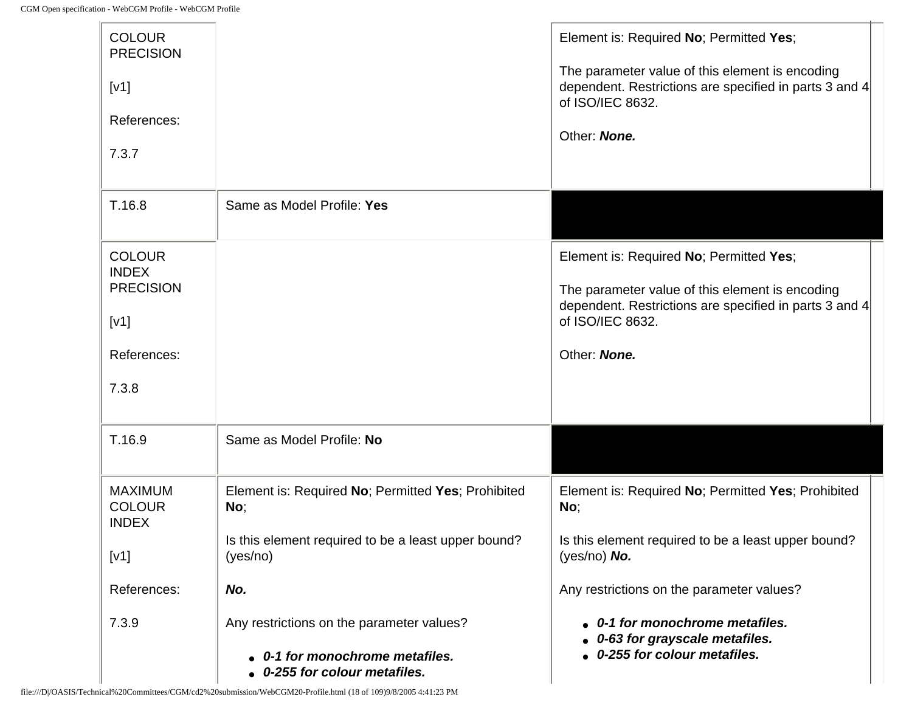| | | |
|---|---|---|
| COLOUR PRECISION<br><br>[v1]<br><br>References:<br><br>7.3.7 | | Element is: Required **No**; Permitted **Yes**;<br><br>The parameter value of this element is encoding dependent. Restrictions are specified in parts 3 and 4 of ISO/IEC 8632.<br><br>Other: ***None.*** |
| T.16.8 | Same as Model Profile: **Yes** | |
| COLOUR INDEX PRECISION<br><br>[v1]<br><br>References:<br><br>7.3.8 | | Element is: Required **No**; Permitted **Yes**;<br><br>The parameter value of this element is encoding dependent. Restrictions are specified in parts 3 and 4 of ISO/IEC 8632.<br><br>Other: ***None.*** |
| T.16.9 | Same as Model Profile: **No** | |
| MAXIMUM COLOUR INDEX<br><br>[v1]<br><br>References:<br><br>7.3.9 | Element is: Required **No**; Permitted **Yes**; Prohibited **No**;<br><br>Is this element required to be a least upper bound? (yes/no)<br><br>***No.***<br><br>Any restrictions on the parameter values?<br><br>• ***0-1 for monochrome metafiles.***<br>• ***0-255 for colour metafiles.*** | Element is: Required **No**; Permitted **Yes**; Prohibited **No**;<br><br>Is this element required to be a least upper bound? (yes/no) ***No.***<br><br>Any restrictions on the parameter values?<br><br>• ***0-1 for monochrome metafiles.***<br>• ***0-63 for grayscale metafiles.***<br>• ***0-255 for colour metafiles.*** |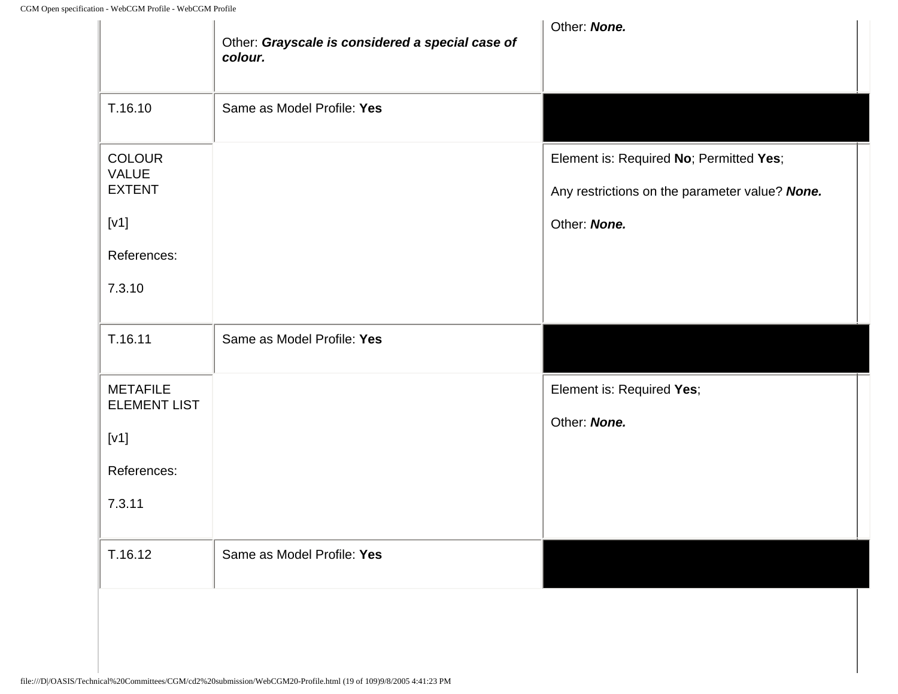| | | |
|---|---|---|
| | Other: ***Grayscale is considered a special case of colour.*** | Other: ***None.*** |
| T.16.10 | Same as Model Profile: **Yes** | |
| COLOUR VALUE EXTENT<br><br>[v1]<br><br>References:<br><br>7.3.10 | | Element is: Required **No**; Permitted **Yes**;<br><br>Any restrictions on the parameter value? ***None.***<br><br>Other: ***None.*** |
| T.16.11 | Same as Model Profile: **Yes** | |
| METAFILE ELEMENT LIST<br><br>[v1]<br><br>References:<br><br>7.3.11 | | Element is: Required **Yes**;<br><br>Other: ***None.*** |
| T.16.12 | Same as Model Profile: **Yes** | |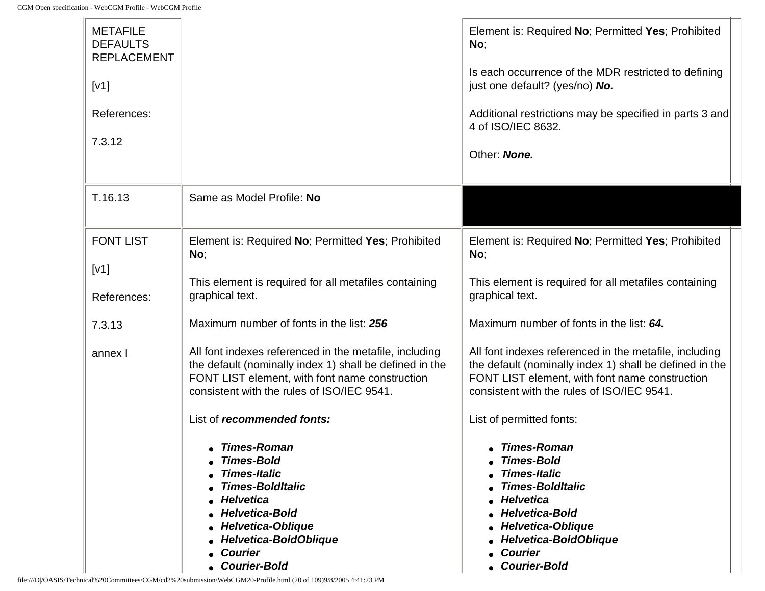| | | |
|---|---|---|
| METAFILE DEFAULTS REPLACEMENT<br><br>[v1]<br><br>References:<br><br>7.3.12 | | Element is: Required **No**; Permitted **Yes**; Prohibited **No**;<br><br>Is each occurrence of the MDR restricted to defining just one default? (yes/no) ***No.***<br><br>Additional restrictions may be specified in parts 3 and 4 of ISO/IEC 8632.<br><br>Other: ***None.*** |
| T.16.13 | Same as Model Profile: **No** | |
| FONT LIST<br><br>[v1]<br><br>References:<br><br>7.3.13<br><br>annex I | Element is: Required **No**; Permitted **Yes**; Prohibited **No**;<br><br>This element is required for all metafiles containing graphical text.<br><br>Maximum number of fonts in the list: ***256***<br><br>All font indexes referenced in the metafile, including the default (nominally index 1) shall be defined in the FONT LIST element, with font name construction consistent with the rules of ISO/IEC 9541.<br><br>List of ***recommended fonts:***<br><br>• ***Times-Roman***<br>• ***Times-Bold***<br>• ***Times-Italic***<br>• ***Times-BoldItalic***<br>• ***Helvetica***<br>• ***Helvetica-Bold***<br>• ***Helvetica-Oblique***<br>• ***Helvetica-BoldOblique***<br>• ***Courier***<br>• ***Courier-Bold*** | Element is: Required **No**; Permitted **Yes**; Prohibited **No**;<br><br>This element is required for all metafiles containing graphical text.<br><br>Maximum number of fonts in the list: ***64.***<br><br>All font indexes referenced in the metafile, including the default (nominally index 1) shall be defined in the FONT LIST element, with font name construction consistent with the rules of ISO/IEC 9541.<br><br>List of permitted fonts:<br><br>• ***Times-Roman***<br>• ***Times-Bold***<br>• ***Times-Italic***<br>• ***Times-BoldItalic***<br>• ***Helvetica***<br>• ***Helvetica-Bold***<br>• ***Helvetica-Oblique***<br>• ***Helvetica-BoldOblique***<br>• ***Courier***<br>• ***Courier-Bold*** |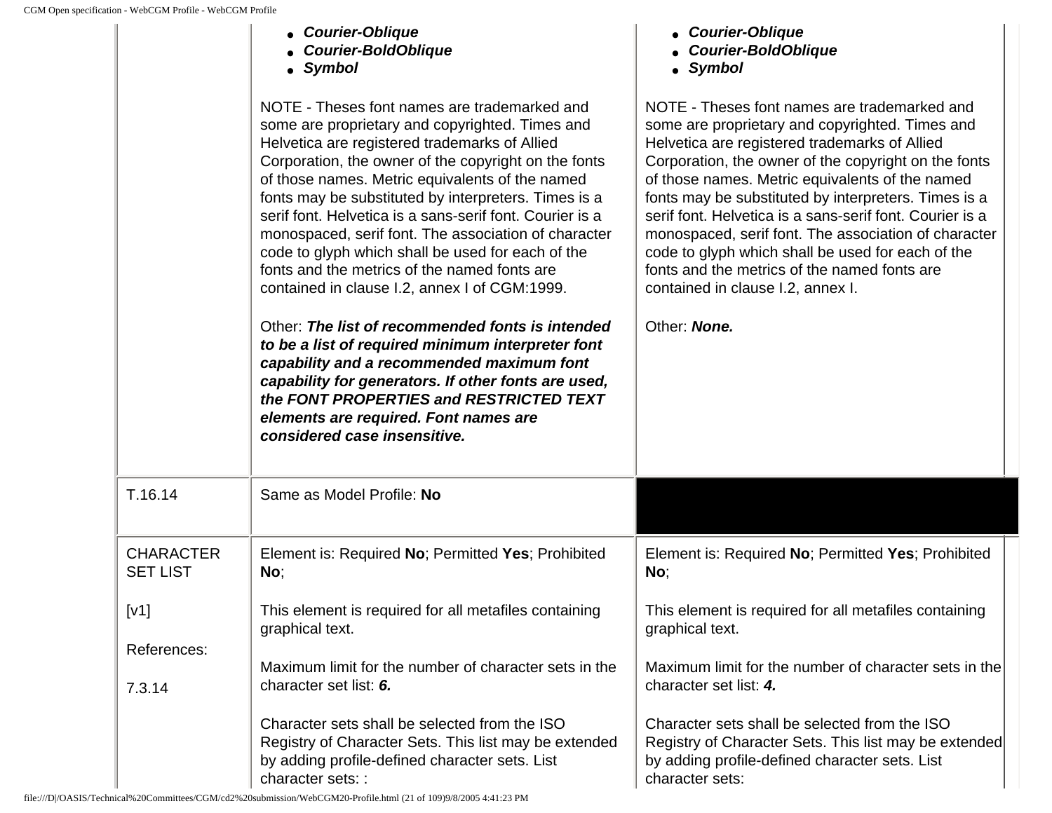| | | |
|---|---|---|
| | • ***Courier-Oblique***<br>• ***Courier-BoldOblique***<br>• ***Symbol***<br><br>NOTE - Theses font names are trademarked and some are proprietary and copyrighted. Times and Helvetica are registered trademarks of Allied Corporation, the owner of the copyright on the fonts of those names. Metric equivalents of the named fonts may be substituted by interpreters. Times is a serif font. Helvetica is a sans-serif font. Courier is a monospaced, serif font. The association of character code to glyph which shall be used for each of the fonts and the metrics of the named fonts are contained in clause I.2, annex I of CGM:1999.<br><br>Other: ***The list of recommended fonts is intended to be a list of required minimum interpreter font capability and a recommended maximum font capability for generators. If other fonts are used, the FONT PROPERTIES and RESTRICTED TEXT elements are required. Font names are considered case insensitive.*** | • ***Courier-Oblique***<br>• ***Courier-BoldOblique***<br>• ***Symbol***<br><br>NOTE - Theses font names are trademarked and some are proprietary and copyrighted. Times and Helvetica are registered trademarks of Allied Corporation, the owner of the copyright on the fonts of those names. Metric equivalents of the named fonts may be substituted by interpreters. Times is a serif font. Helvetica is a sans-serif font. Courier is a monospaced, serif font. The association of character code to glyph which shall be used for each of the fonts and the metrics of the named fonts are contained in clause I.2, annex I.<br><br>Other: ***None.*** |
| T.16.14 | Same as Model Profile: **No** | |
| CHARACTER SET LIST<br><br>[v1]<br><br>References:<br><br>7.3.14 | Element is: Required **No**; Permitted **Yes**; Prohibited **No**;<br><br>This element is required for all metafiles containing graphical text.<br><br>Maximum limit for the number of character sets in the character set list: ***6.***<br><br>Character sets shall be selected from the ISO Registry of Character Sets. This list may be extended by adding profile-defined character sets. List character sets: : | Element is: Required **No**; Permitted **Yes**; Prohibited **No**;<br><br>This element is required for all metafiles containing graphical text.<br><br>Maximum limit for the number of character sets in the character set list: ***4.***<br><br>Character sets shall be selected from the ISO Registry of Character Sets. This list may be extended by adding profile-defined character sets. List character sets: |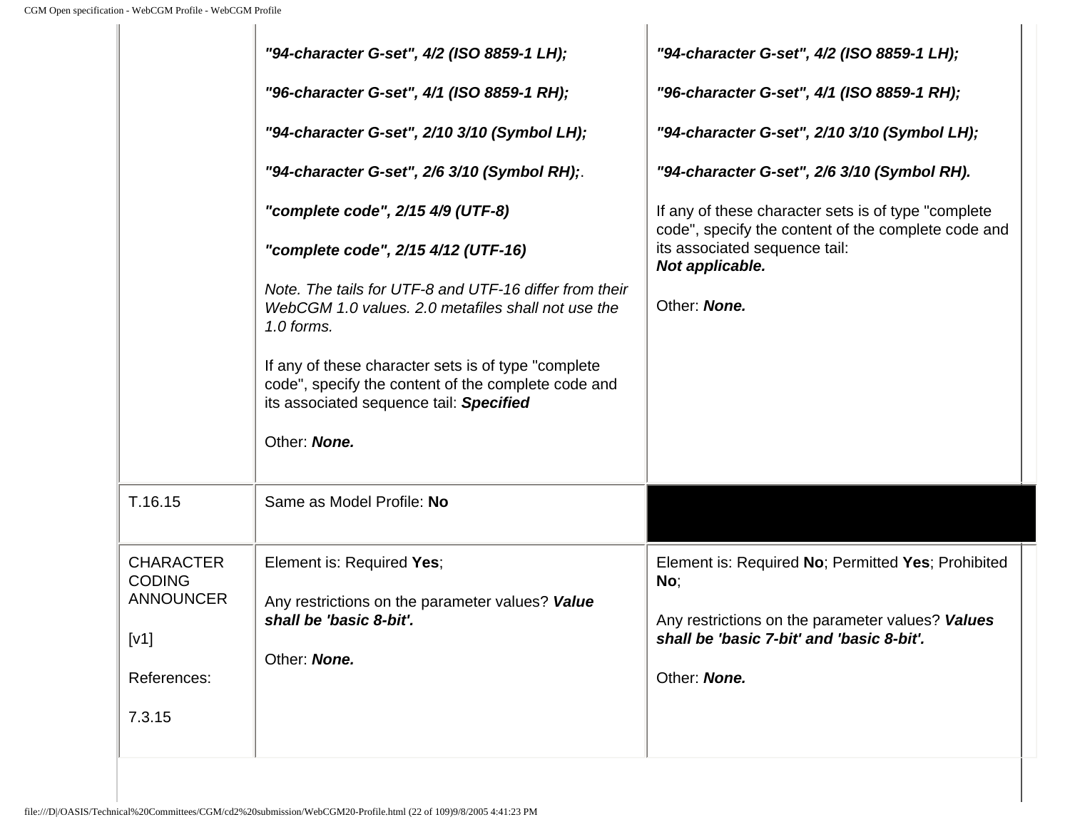| | | |
|---|---|---|
| | ***"94-character G-set", 4/2 (ISO 8859-1 LH);*** <br><br> ***"96-character G-set", 4/1 (ISO 8859-1 RH);*** <br><br> ***"94-character G-set", 2/10 3/10 (Symbol LH);*** <br><br> ***"94-character G-set", 2/6 3/10 (Symbol RH);*** . <br><br> ***"complete code", 2/15 4/9 (UTF-8)*** <br><br> ***"complete code", 2/15 4/12 (UTF-16)*** <br><br> *Note. The tails for UTF-8 and UTF-16 differ from their WebCGM 1.0 values. 2.0 metafiles shall not use the 1.0 forms.* <br><br> If any of these character sets is of type "complete code", specify the content of the complete code and its associated sequence tail: ***Specified*** <br><br> Other: ***None.*** | ***"94-character G-set", 4/2 (ISO 8859-1 LH);*** <br><br> ***"96-character G-set", 4/1 (ISO 8859-1 RH);*** <br><br> ***"94-character G-set", 2/10 3/10 (Symbol LH);*** <br><br> ***"94-character G-set", 2/6 3/10 (Symbol RH).*** <br><br> If any of these character sets is of type "complete code", specify the content of the complete code and its associated sequence tail: <br> ***Not applicable.*** <br><br> Other: ***None.*** |
| T.16.15 | Same as Model Profile: **No** | |
| CHARACTER CODING ANNOUNCER <br><br> [v1] <br><br> References: <br><br> 7.3.15 | Element is: Required **Yes**; <br><br> Any restrictions on the parameter values? ***Value shall be 'basic 8-bit'.*** <br><br> Other: ***None.*** | Element is: Required **No**; Permitted **Yes**; Prohibited **No**; <br><br> Any restrictions on the parameter values? ***Values shall be 'basic 7-bit' and 'basic 8-bit'.*** <br><br> Other: ***None.*** |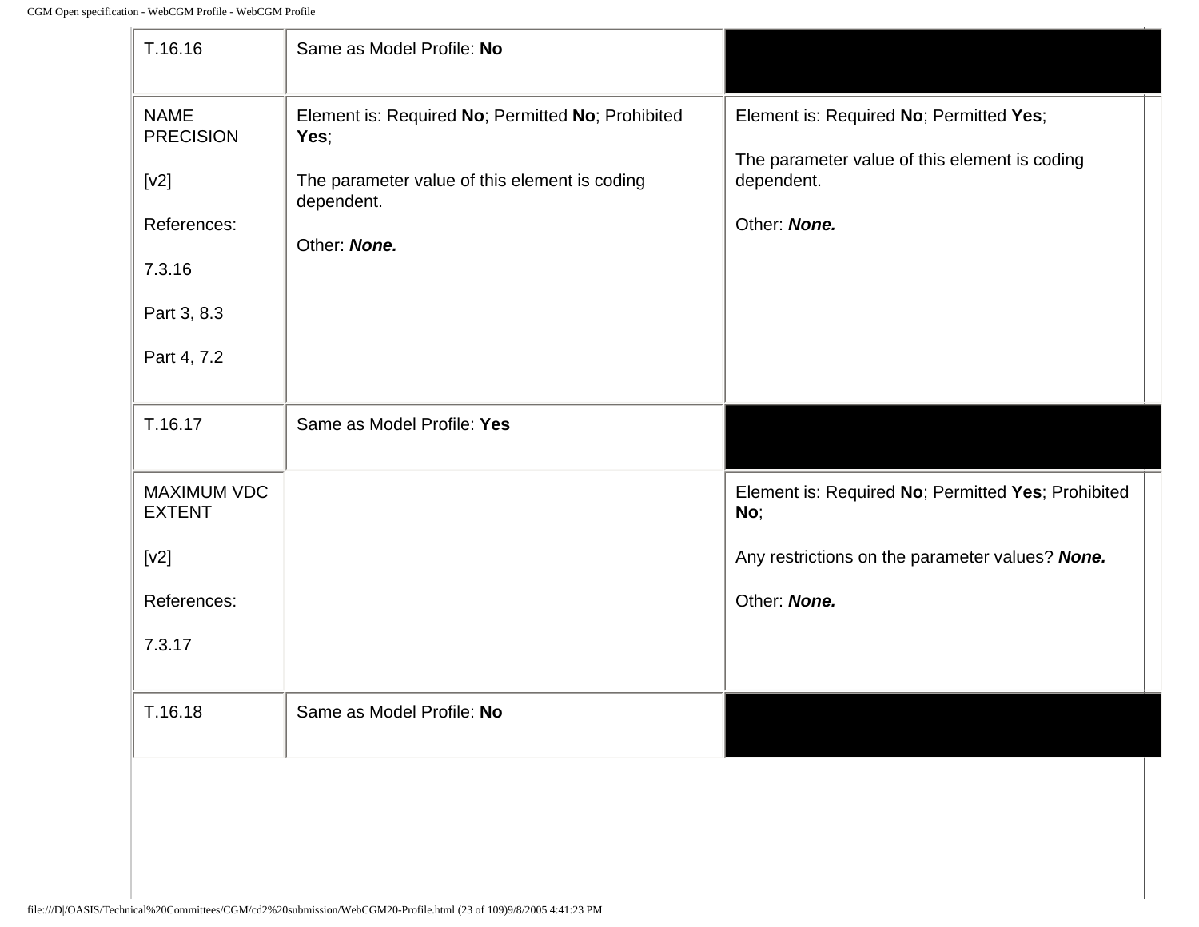| | | |
|---|---|---|
| T.16.16 | Same as Model Profile: **No** | |
| NAME PRECISION<br><br>[v2]<br><br>References:<br><br>7.3.16<br><br>Part 3, 8.3<br><br>Part 4, 7.2 | Element is: Required **No**; Permitted **No**; Prohibited **Yes**;<br><br>The parameter value of this element is coding dependent.<br><br>Other: ***None.*** | Element is: Required **No**; Permitted **Yes**;<br><br>The parameter value of this element is coding dependent.<br><br>Other: ***None.*** |
| T.16.17 | Same as Model Profile: **Yes** | |
| MAXIMUM VDC EXTENT<br><br>[v2]<br><br>References:<br><br>7.3.17 | | Element is: Required **No**; Permitted **Yes**; Prohibited **No**;<br><br>Any restrictions on the parameter values? ***None.***<br><br>Other: ***None.*** |
| T.16.18 | Same as Model Profile: **No** | |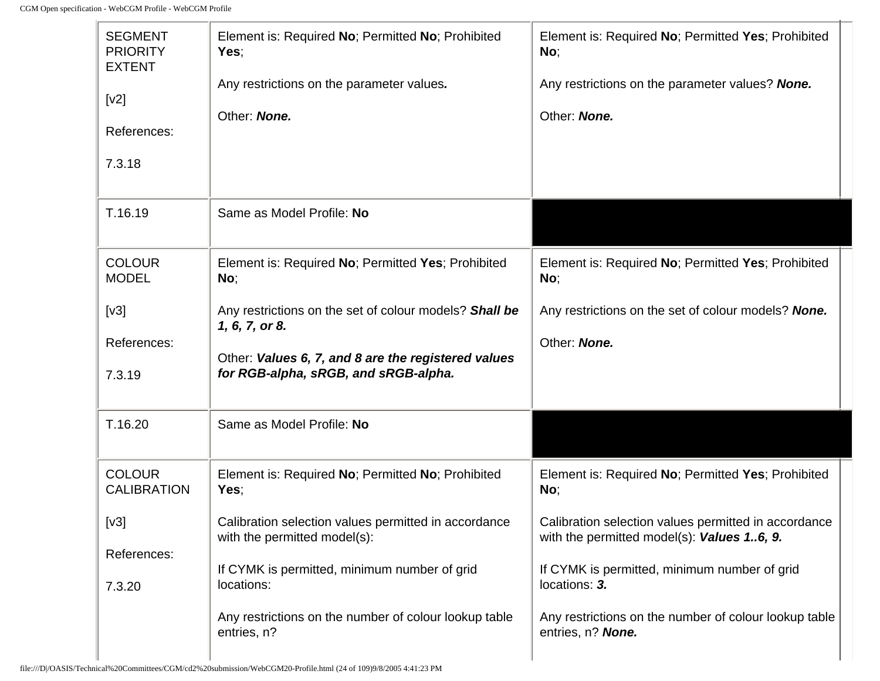| | | |
|---|---|---|
| SEGMENT PRIORITY EXTENT<br><br>[v2]<br><br>References:<br><br>7.3.18 | Element is: Required **No**; Permitted **No**; Prohibited **Yes**;<br><br>Any restrictions on the parameter values***.***<br><br>Other: ***None.*** | Element is: Required **No**; Permitted **Yes**; Prohibited **No**;<br><br>Any restrictions on the parameter values? ***None.***<br><br>Other: ***None.*** |
| T.16.19 | Same as Model Profile: **No** | |
| COLOUR MODEL<br><br>[v3]<br><br>References:<br><br>7.3.19 | Element is: Required **No**; Permitted **Yes**; Prohibited **No**;<br><br>Any restrictions on the set of colour models? ***Shall be 1, 6, 7, or 8.***<br><br>Other: ***Values 6, 7, and 8 are the registered values for RGB-alpha, sRGB, and sRGB-alpha.*** | Element is: Required **No**; Permitted **Yes**; Prohibited **No**;<br><br>Any restrictions on the set of colour models? ***None.***<br><br>Other: ***None.*** |
| T.16.20 | Same as Model Profile: **No** | |
| COLOUR CALIBRATION<br><br>[v3]<br><br>References:<br><br>7.3.20 | Element is: Required **No**; Permitted **No**; Prohibited **Yes**;<br><br>Calibration selection values permitted in accordance with the permitted model(s):<br><br>If CYMK is permitted, minimum number of grid locations:<br><br>Any restrictions on the number of colour lookup table entries, n? | Element is: Required **No**; Permitted **Yes**; Prohibited **No**;<br><br>Calibration selection values permitted in accordance with the permitted model(s): ***Values 1..6, 9.***<br><br>If CYMK is permitted, minimum number of grid locations: ***3.***<br><br>Any restrictions on the number of colour lookup table entries, n? ***None.*** |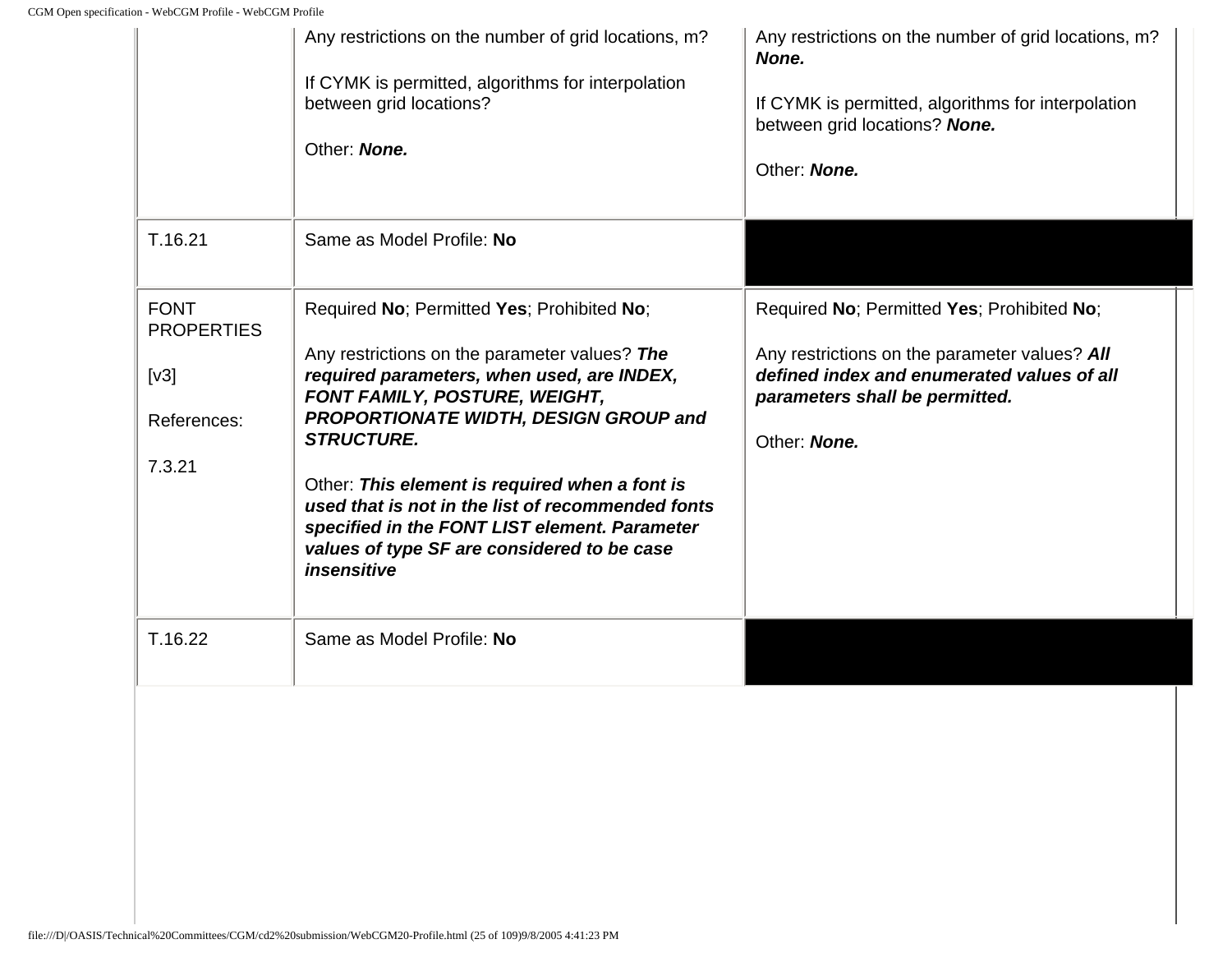| | | |
|---|---|---|
| | Any restrictions on the number of grid locations, m?<br><br>If CYMK is permitted, algorithms for interpolation between grid locations?<br><br>Other: ***None.*** | Any restrictions on the number of grid locations, m? ***None.***<br><br>If CYMK is permitted, algorithms for interpolation between grid locations? ***None.***<br><br>Other: ***None.*** |
| T.16.21 | Same as Model Profile: **No** | |
| FONT PROPERTIES<br><br>[v3]<br><br>References:<br><br>7.3.21 | Required **No**; Permitted **Yes**; Prohibited **No**;<br><br>Any restrictions on the parameter values? ***The required parameters, when used, are INDEX, FONT FAMILY, POSTURE, WEIGHT, PROPORTIONATE WIDTH, DESIGN GROUP and STRUCTURE.***<br><br>Other: ***This element is required when a font is used that is not in the list of recommended fonts specified in the FONT LIST element. Parameter values of type SF are considered to be case insensitive*** | Required **No**; Permitted **Yes**; Prohibited **No**;<br><br>Any restrictions on the parameter values? ***All defined index and enumerated values of all parameters shall be permitted.***<br><br>Other: ***None.*** |
| T.16.22 | Same as Model Profile: **No** | |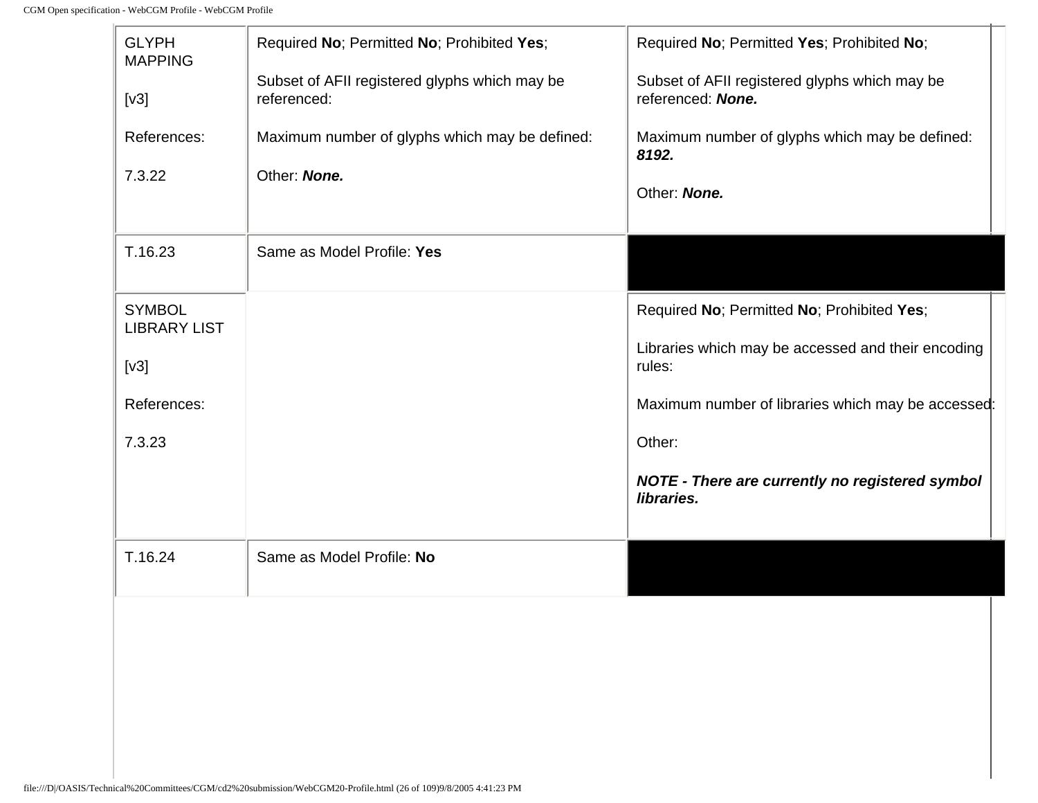| | | |
|---|---|---|
| GLYPH MAPPING<br><br>[v3]<br><br>References:<br><br>7.3.22 | Required **No**; Permitted **No**; Prohibited **Yes**;<br><br>Subset of AFII registered glyphs which may be referenced:<br><br>Maximum number of glyphs which may be defined:<br><br>Other: ***None.*** | Required **No**; Permitted **Yes**; Prohibited **No**;<br><br>Subset of AFII registered glyphs which may be referenced: ***None.***<br><br>Maximum number of glyphs which may be defined: ***8192.***<br><br>Other: ***None.*** |
| T.16.23 | Same as Model Profile: **Yes** | |
| SYMBOL LIBRARY LIST<br><br>[v3]<br><br>References:<br><br>7.3.23 | | Required **No**; Permitted **No**; Prohibited **Yes**;<br><br>Libraries which may be accessed and their encoding rules:<br><br>Maximum number of libraries which may be accessed:<br><br>Other:<br><br>***NOTE - There are currently no registered symbol libraries.*** |
| T.16.24 | Same as Model Profile: **No** | |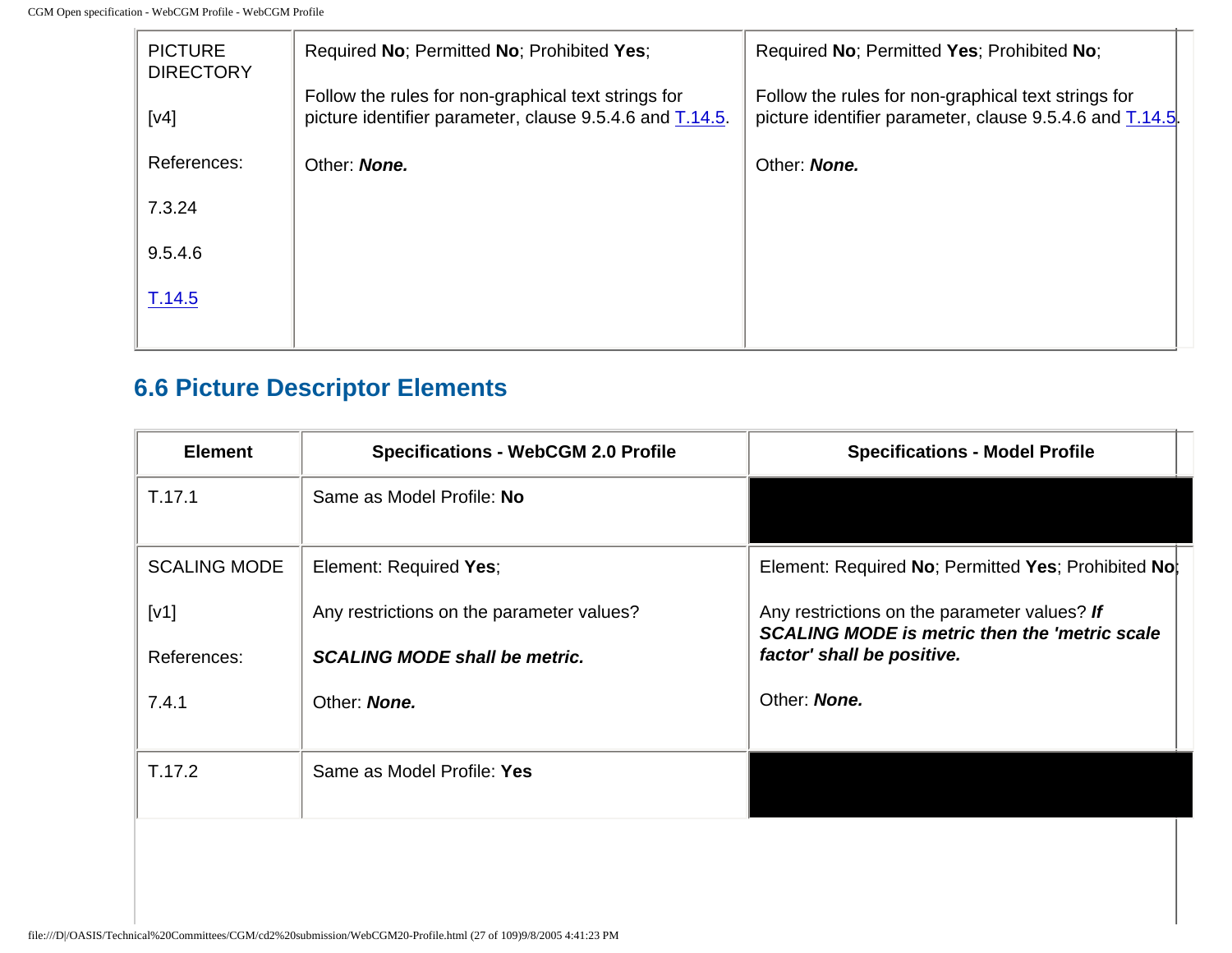| | | |
|---|---|---|
| PICTURE DIRECTORY<br><br>[v4]<br><br>References:<br><br>7.3.24<br><br>9.5.4.6<br><br>T.14.5 | Required **No**; Permitted **No**; Prohibited **Yes**;<br><br>Follow the rules for non-graphical text strings for picture identifier parameter, clause 9.5.4.6 and T.14.5.<br><br>Other: ***None.*** | Required **No**; Permitted **Yes**; Prohibited **No**;<br><br>Follow the rules for non-graphical text strings for picture identifier parameter, clause 9.5.4.6 and T.14.5.<br><br>Other: ***None.*** |

## 6.6 Picture Descriptor Elements

| Element | Specifications - WebCGM 2.0 Profile | Specifications - Model Profile |
|---|---|---|
| T.17.1 | Same as Model Profile: **No** | |
| SCALING MODE<br><br>[v1]<br><br>References:<br><br>7.4.1 | Element: Required **Yes**;<br><br>Any restrictions on the parameter values?<br><br>***SCALING MODE shall be metric.***<br><br>Other: ***None.*** | Element: Required **No**; Permitted **Yes**; Prohibited **No**;<br><br>Any restrictions on the parameter values? ***If SCALING MODE is metric then the 'metric scale factor' shall be positive.***<br><br>Other: ***None.*** |
| T.17.2 | Same as Model Profile: **Yes** | |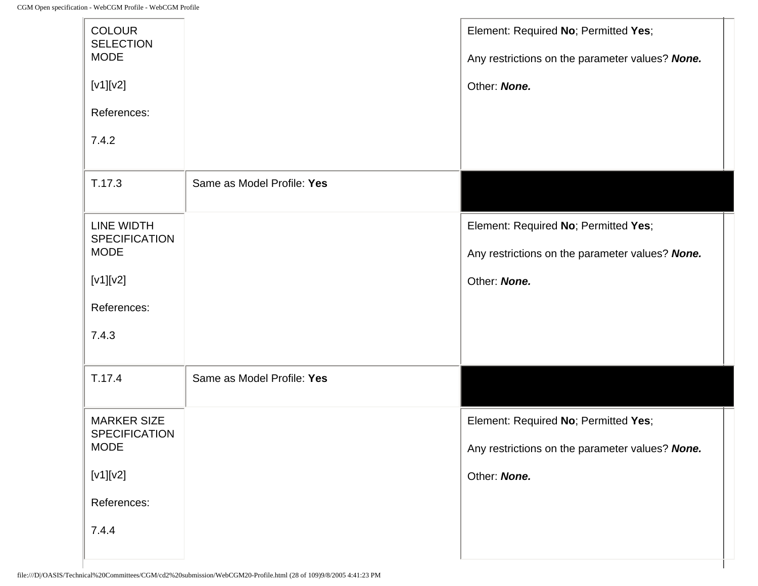| | | |
|---|---|---|
| COLOUR SELECTION MODE<br><br>[v1][v2]<br><br>References:<br><br>7.4.2 | | Element: Required **No**; Permitted **Yes**;<br><br>Any restrictions on the parameter values? ***None.***<br><br>Other: ***None.*** |
| T.17.3 | Same as Model Profile: **Yes** | |
| LINE WIDTH SPECIFICATION MODE<br><br>[v1][v2]<br><br>References:<br><br>7.4.3 | | Element: Required **No**; Permitted **Yes**;<br><br>Any restrictions on the parameter values? ***None.***<br><br>Other: ***None.*** |
| T.17.4 | Same as Model Profile: **Yes** | |
| MARKER SIZE SPECIFICATION MODE<br><br>[v1][v2]<br><br>References:<br><br>7.4.4 | | Element: Required **No**; Permitted **Yes**;<br><br>Any restrictions on the parameter values? ***None.***<br><br>Other: ***None.*** |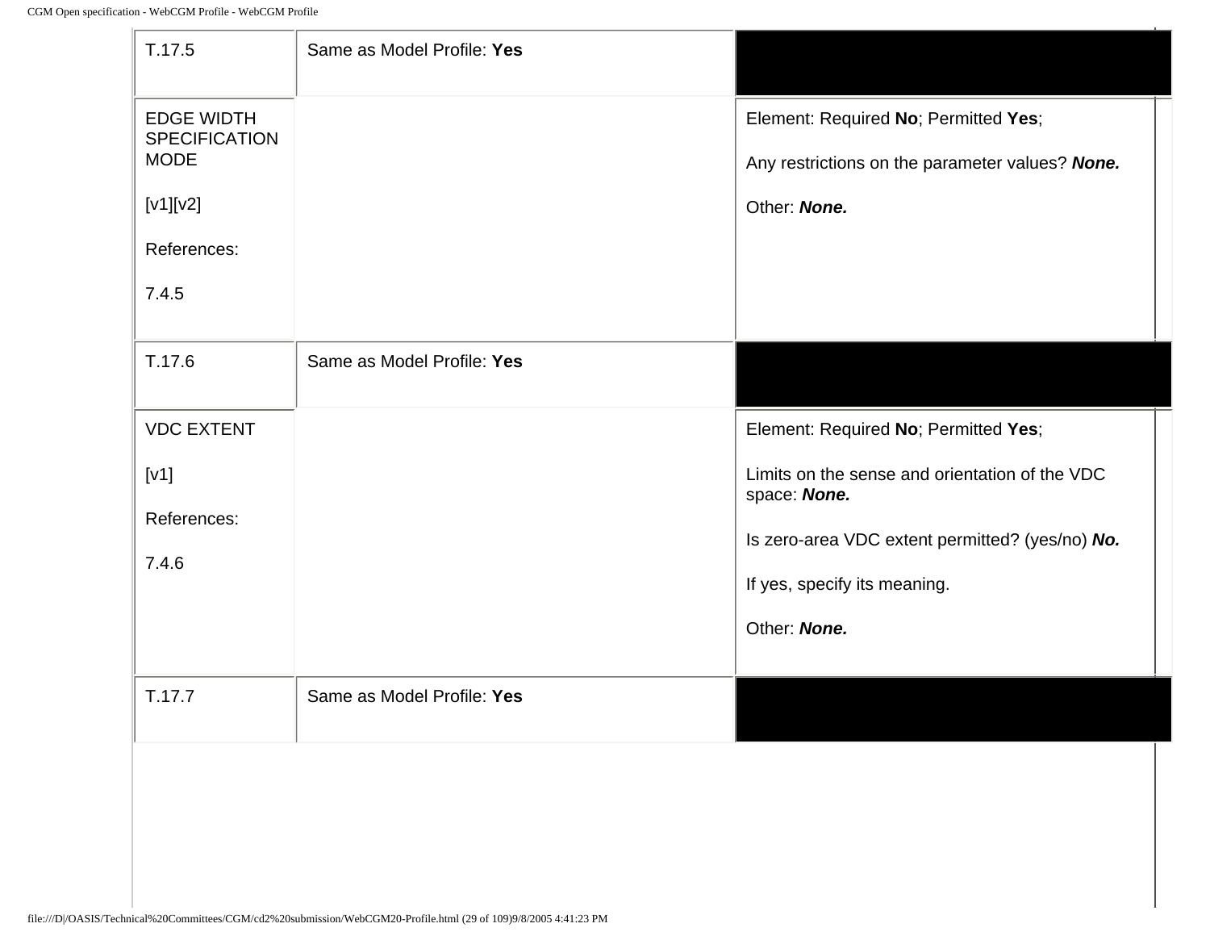| | | |
|---|---|---|
| T.17.5 | Same as Model Profile: **Yes** | |
| EDGE WIDTH SPECIFICATION MODE<br><br>[v1][v2]<br><br>References:<br><br>7.4.5 | | Element: Required **No**; Permitted **Yes**;<br><br>Any restrictions on the parameter values? ***None.***<br><br>Other: ***None.*** |
| T.17.6 | Same as Model Profile: **Yes** | |
| VDC EXTENT<br><br>[v1]<br><br>References:<br><br>7.4.6 | | Element: Required **No**; Permitted **Yes**;<br><br>Limits on the sense and orientation of the VDC space: ***None.***<br><br>Is zero-area VDC extent permitted? (yes/no) ***No.***<br><br>If yes, specify its meaning.<br><br>Other: ***None.*** |
| T.17.7 | Same as Model Profile: **Yes** | |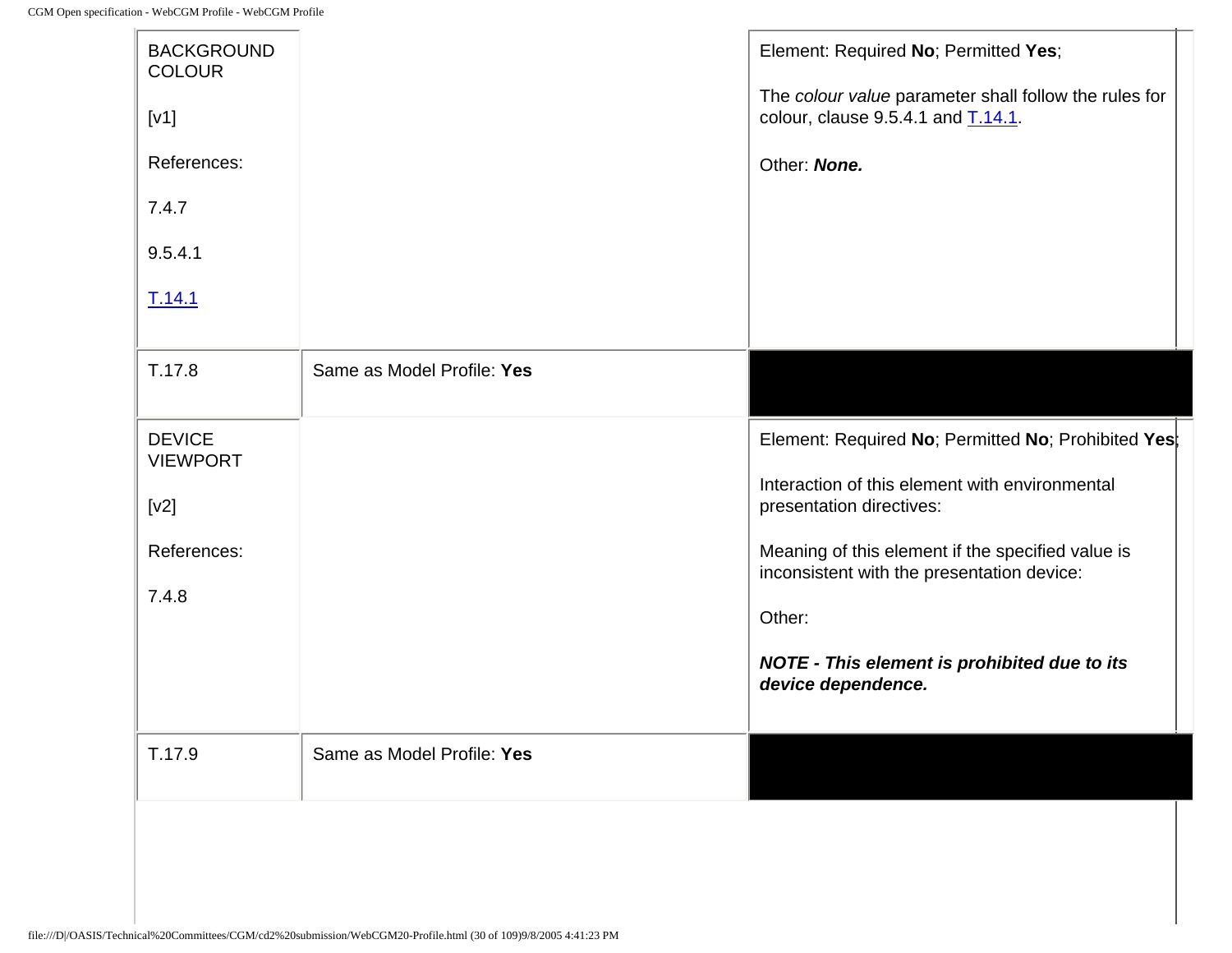| | | |
|---|---|---|
| BACKGROUND COLOUR<br><br>[v1]<br><br>References:<br><br>7.4.7<br><br>9.5.4.1<br><br>T.14.1 | | Element: Required **No**; Permitted **Yes**;<br><br>The *colour value* parameter shall follow the rules for colour, clause 9.5.4.1 and T.14.1.<br><br>Other: ***None.*** |
| T.17.8 | Same as Model Profile: **Yes** | |
| DEVICE VIEWPORT<br><br>[v2]<br><br>References:<br><br>7.4.8 | | Element: Required **No**; Permitted **No**; Prohibited **Yes**;<br><br>Interaction of this element with environmental presentation directives:<br><br>Meaning of this element if the specified value is inconsistent with the presentation device:<br><br>Other:<br><br>***NOTE - This element is prohibited due to its device dependence.*** |
| T.17.9 | Same as Model Profile: **Yes** | |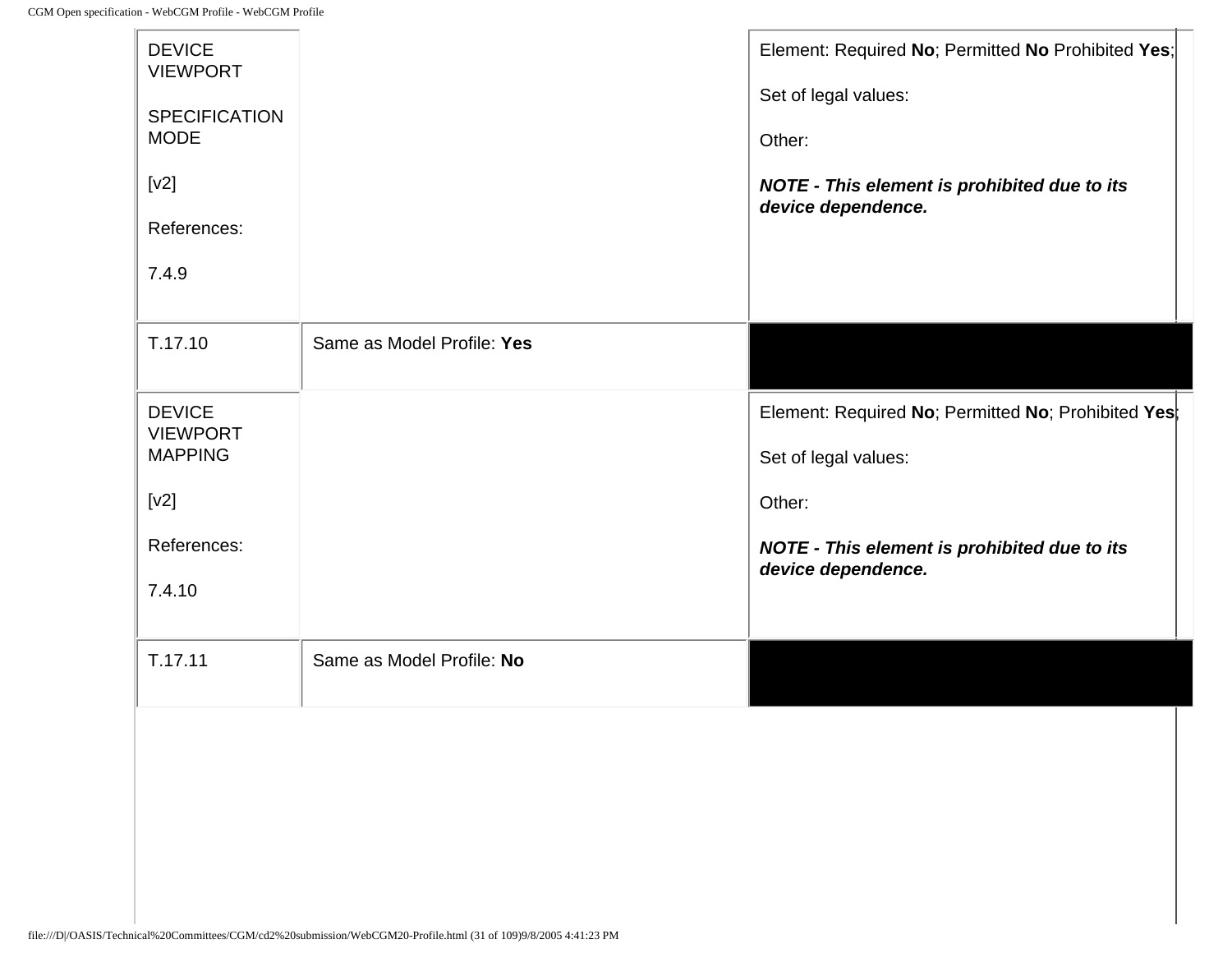| | | |
|---|---|---|
| DEVICE VIEWPORT SPECIFICATION MODE<br><br>[v2]<br><br>References:<br><br>7.4.9 | | Element: Required **No**; Permitted **No** Prohibited **Yes**;<br><br>Set of legal values:<br><br>Other:<br><br>***NOTE - This element is prohibited due to its device dependence.*** |
| T.17.10 | Same as Model Profile: **Yes** | |
| DEVICE VIEWPORT MAPPING<br><br>[v2]<br><br>References:<br><br>7.4.10 | | Element: Required **No**; Permitted **No**; Prohibited **Yes**;<br><br>Set of legal values:<br><br>Other:<br><br>***NOTE - This element is prohibited due to its device dependence.*** |
| T.17.11 | Same as Model Profile: **No** | |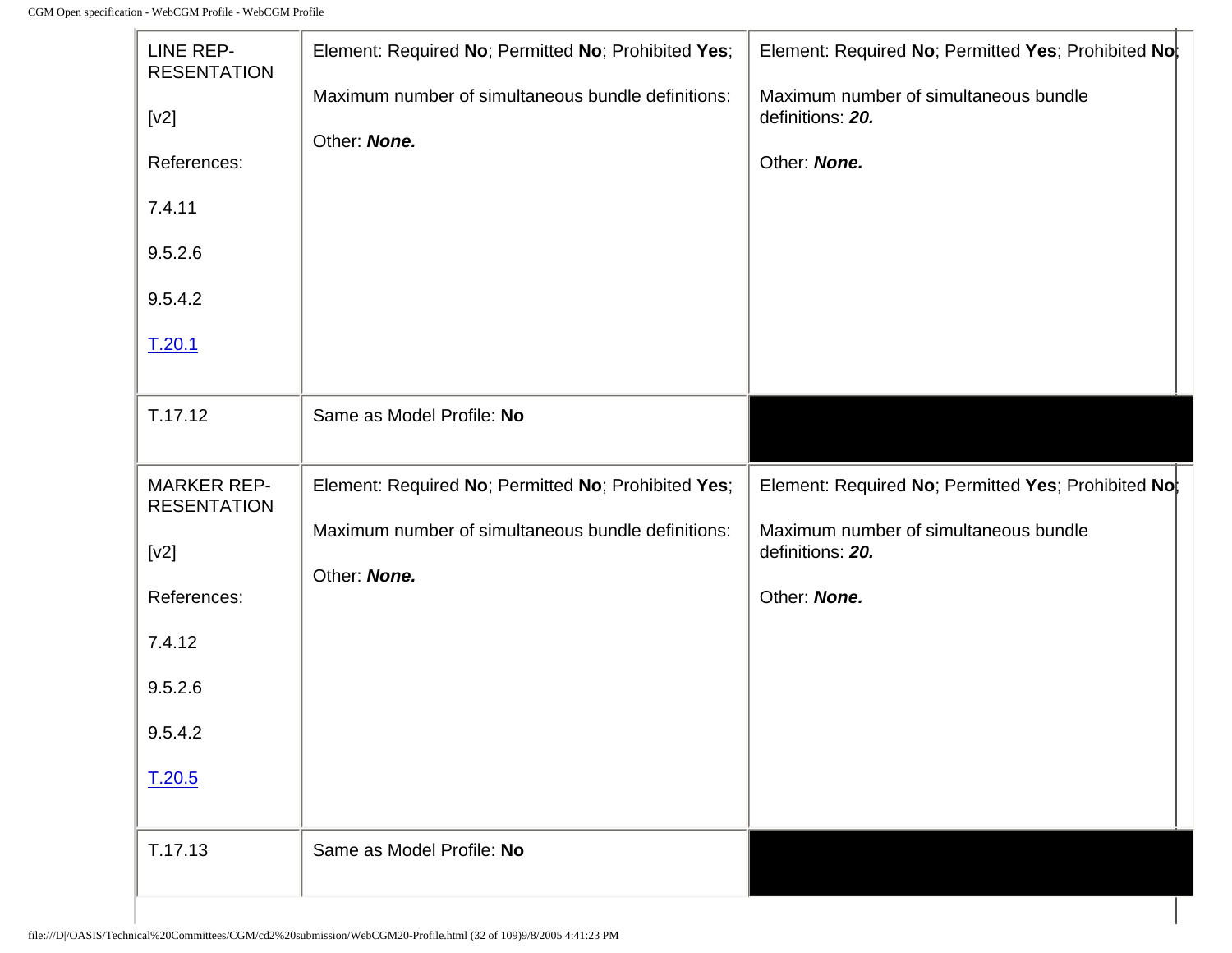| | | |
|---|---|---|
| LINE REP-RESENTATION<br><br>[v2]<br><br>References:<br><br>7.4.11<br><br>9.5.2.6<br><br>9.5.4.2<br><br>T.20.1 | Element: Required **No**; Permitted **No**; Prohibited **Yes**;<br><br>Maximum number of simultaneous bundle definitions:<br><br>Other: ***None.*** | Element: Required **No**; Permitted **Yes**; Prohibited **No**;<br><br>Maximum number of simultaneous bundle definitions: ***20.***<br><br>Other: ***None.*** |
| T.17.12 | Same as Model Profile: **No** | |
| MARKER REP-RESENTATION<br><br>[v2]<br><br>References:<br><br>7.4.12<br><br>9.5.2.6<br><br>9.5.4.2<br><br>T.20.5 | Element: Required **No**; Permitted **No**; Prohibited **Yes**;<br><br>Maximum number of simultaneous bundle definitions:<br><br>Other: ***None.*** | Element: Required **No**; Permitted **Yes**; Prohibited **No**;<br><br>Maximum number of simultaneous bundle definitions: ***20.***<br><br>Other: ***None.*** |
| T.17.13 | Same as Model Profile: **No** | |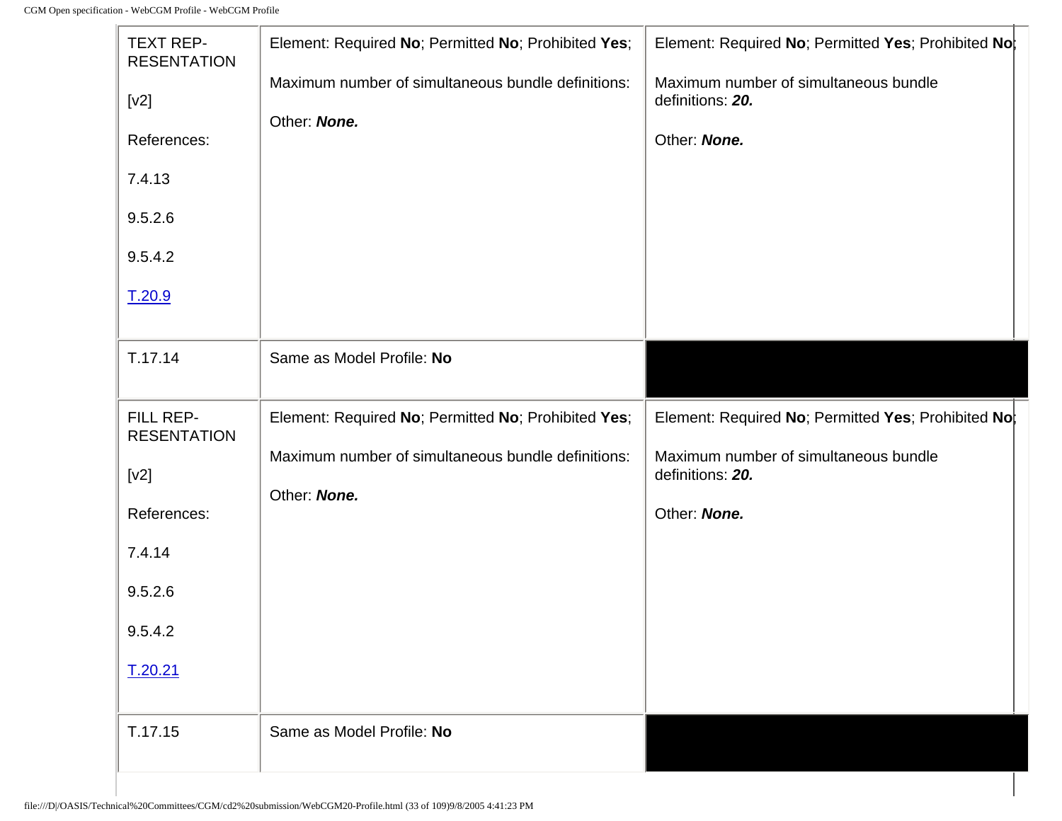| | | |
|---|---|---|
| TEXT REP-RESENTATION<br><br>[v2]<br><br>References:<br><br>7.4.13<br><br>9.5.2.6<br><br>9.5.4.2<br><br>T.20.9 | Element: Required **No**; Permitted **No**; Prohibited **Yes**;<br><br>Maximum number of simultaneous bundle definitions:<br><br>Other: ***None.*** | Element: Required **No**; Permitted **Yes**; Prohibited **No**;<br><br>Maximum number of simultaneous bundle definitions: ***20.***<br><br>Other: ***None.*** |
| T.17.14 | Same as Model Profile: **No** | |
| FILL REP-RESENTATION<br><br>[v2]<br><br>References:<br><br>7.4.14<br><br>9.5.2.6<br><br>9.5.4.2<br><br>T.20.21 | Element: Required **No**; Permitted **No**; Prohibited **Yes**;<br><br>Maximum number of simultaneous bundle definitions:<br><br>Other: ***None.*** | Element: Required **No**; Permitted **Yes**; Prohibited **No**;<br><br>Maximum number of simultaneous bundle definitions: ***20.***<br><br>Other: ***None.*** |
| T.17.15 | Same as Model Profile: **No** | |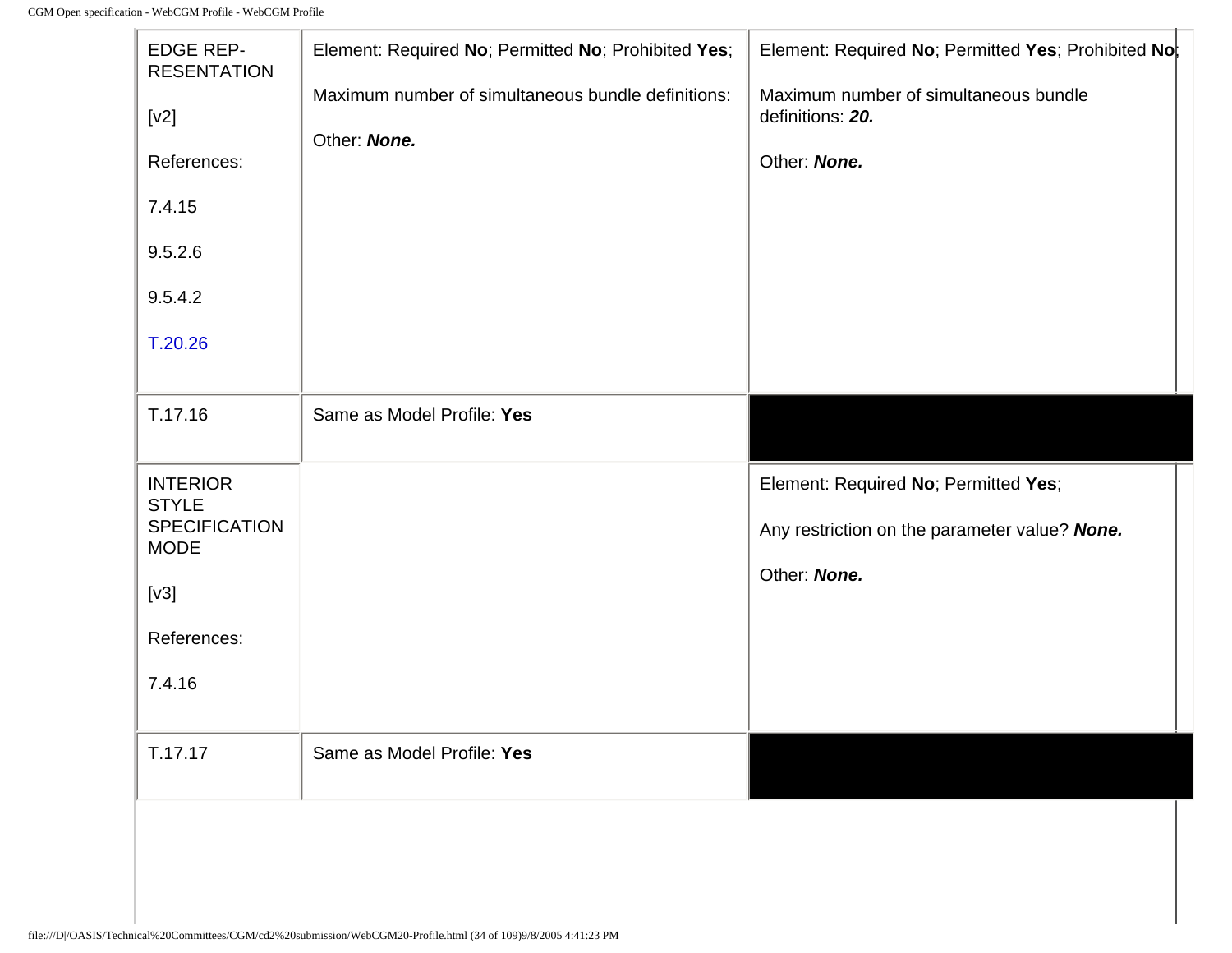| | | |
|---|---|---|
| EDGE REP-RESENTATION<br><br>[v2]<br><br>References:<br><br>7.4.15<br><br>9.5.2.6<br><br>9.5.4.2<br><br>T.20.26 | Element: Required **No**; Permitted **No**; Prohibited **Yes**;<br><br>Maximum number of simultaneous bundle definitions:<br><br>Other: ***None.*** | Element: Required **No**; Permitted **Yes**; Prohibited **No**;<br><br>Maximum number of simultaneous bundle definitions: ***20.***<br><br>Other: ***None.*** |
| T.17.16 | Same as Model Profile: **Yes** | |
| INTERIOR STYLE SPECIFICATION MODE<br><br>[v3]<br><br>References:<br><br>7.4.16 | | Element: Required **No**; Permitted **Yes**;<br><br>Any restriction on the parameter value? ***None.***<br><br>Other: ***None.*** |
| T.17.17 | Same as Model Profile: **Yes** | |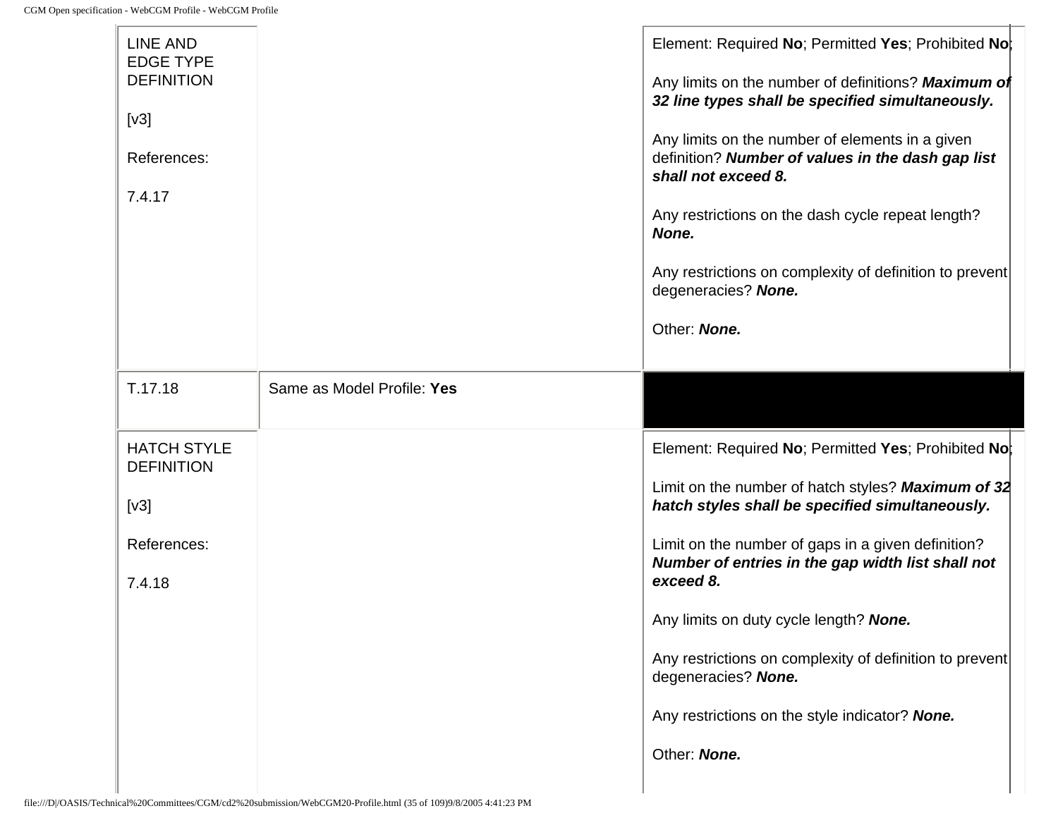| LINE AND EDGE TYPE DEFINITION<br><br>[v3]<br><br>References:<br><br>7.4.17 | | Element: Required **No**; Permitted **Yes**; Prohibited **No**;<br><br>Any limits on the number of definitions? ***Maximum of 32 line types shall be specified simultaneously.***<br><br>Any limits on the number of elements in a given definition? ***Number of values in the dash gap list shall not exceed 8.***<br><br>Any restrictions on the dash cycle repeat length? ***None.***<br><br>Any restrictions on complexity of definition to prevent degeneracies? ***None.***<br><br>Other: ***None.*** |
|---|---|---|
| T.17.18 | Same as Model Profile: **Yes** | |
| HATCH STYLE DEFINITION<br><br>[v3]<br><br>References:<br><br>7.4.18 | | Element: Required **No**; Permitted **Yes**; Prohibited **No**;<br><br>Limit on the number of hatch styles? ***Maximum of 32 hatch styles shall be specified simultaneously.***<br><br>Limit on the number of gaps in a given definition? ***Number of entries in the gap width list shall not exceed 8.***<br><br>Any limits on duty cycle length? ***None.***<br><br>Any restrictions on complexity of definition to prevent degeneracies? ***None.***<br><br>Any restrictions on the style indicator? ***None.***<br><br>Other: ***None.*** |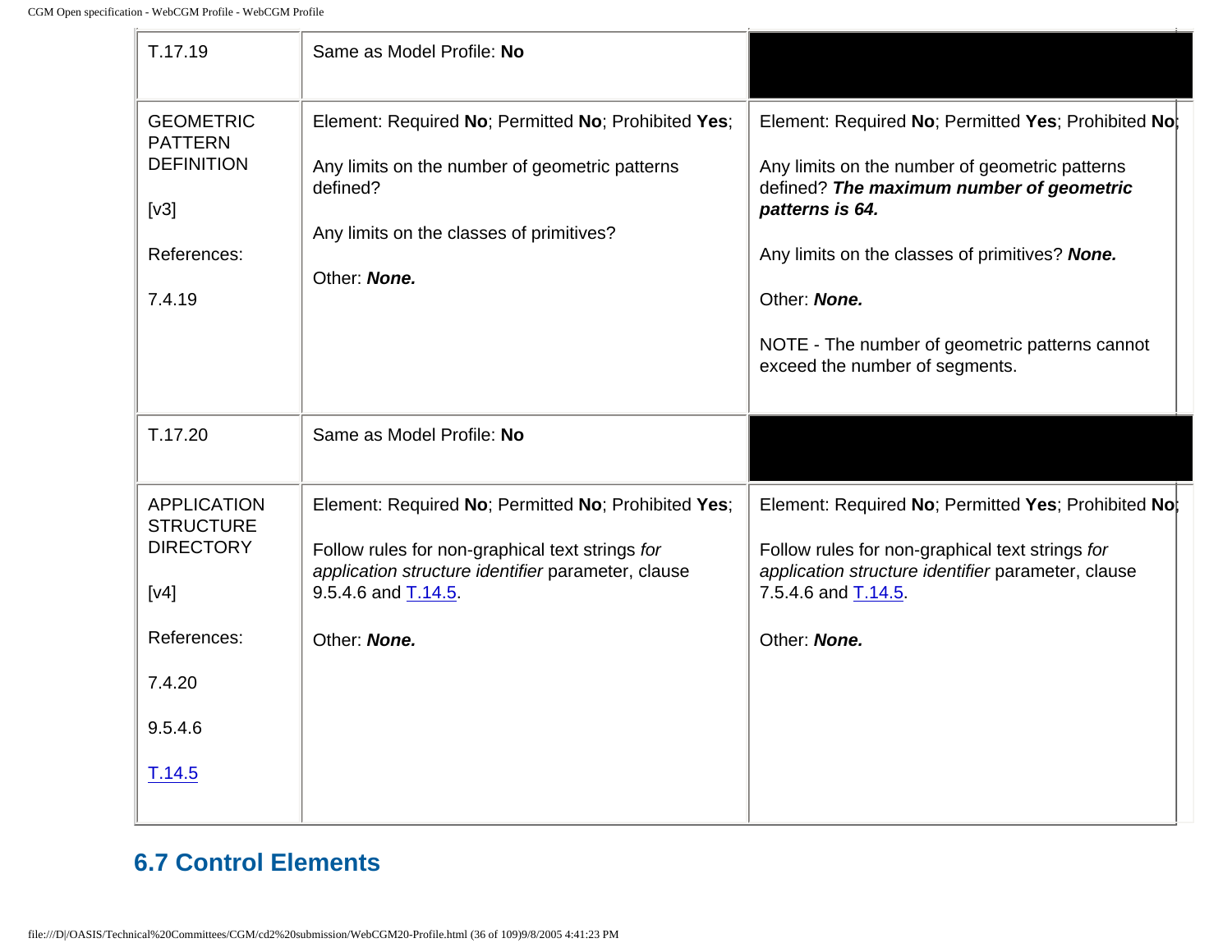| T.17.19 | Same as Model Profile: **No** | |
|---|---|---|
| GEOMETRIC PATTERN DEFINITION<br><br>[v3]<br><br>References:<br><br>7.4.19 | Element: Required **No**; Permitted **No**; Prohibited **Yes**;<br><br>Any limits on the number of geometric patterns defined?<br><br>Any limits on the classes of primitives?<br><br>Other: ***None.*** | Element: Required **No**; Permitted **Yes**; Prohibited **No**;<br><br>Any limits on the number of geometric patterns defined? ***The maximum number of geometric patterns is 64.***<br><br>Any limits on the classes of primitives? ***None.***<br><br>Other: ***None.***<br><br>NOTE - The number of geometric patterns cannot exceed the number of segments. |
| T.17.20 | Same as Model Profile: **No** | |
| APPLICATION STRUCTURE DIRECTORY<br><br>[v4]<br><br>References:<br><br>7.4.20<br><br>9.5.4.6<br><br>T.14.5 | Element: Required **No**; Permitted **No**; Prohibited **Yes**;<br><br>Follow rules for non-graphical text strings *for application structure identifier* parameter, clause 9.5.4.6 and T.14.5.<br><br>Other: ***None.*** | Element: Required **No**; Permitted **Yes**; Prohibited **No**;<br><br>Follow rules for non-graphical text strings *for application structure identifier* parameter, clause 7.5.4.6 and T.14.5.<br><br>Other: ***None.*** |

## 6.7 Control Elements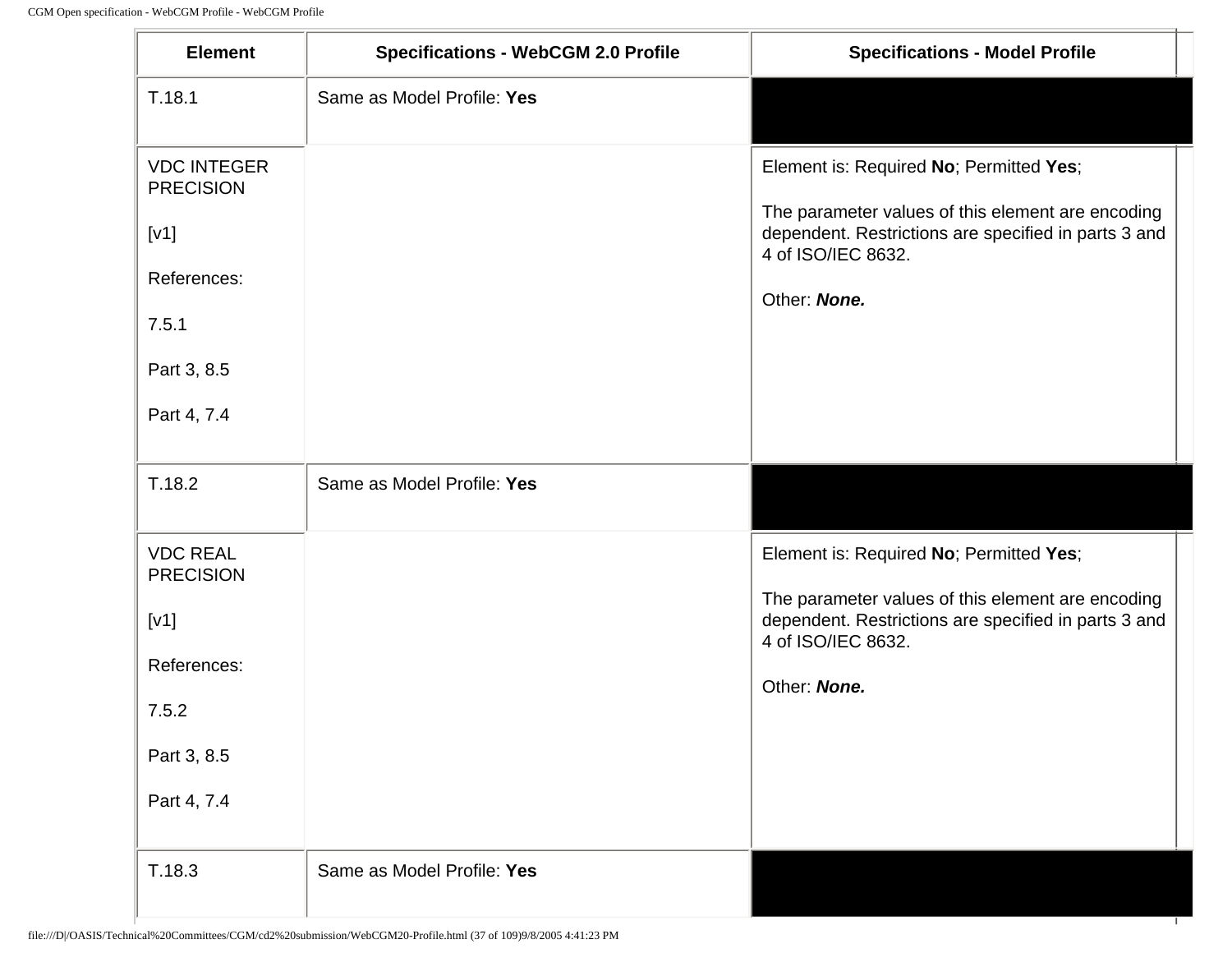| Element | Specifications - WebCGM 2.0 Profile | Specifications - Model Profile |
|---|---|---|
| T.18.1 | Same as Model Profile: **Yes** | |
| VDC INTEGER PRECISION<br><br>[v1]<br><br>References:<br><br>7.5.1<br><br>Part 3, 8.5<br><br>Part 4, 7.4 | | Element is: Required **No**; Permitted **Yes**;<br><br>The parameter values of this element are encoding dependent. Restrictions are specified in parts 3 and 4 of ISO/IEC 8632.<br><br>Other: ***None.*** |
| T.18.2 | Same as Model Profile: **Yes** | |
| VDC REAL PRECISION<br><br>[v1]<br><br>References:<br><br>7.5.2<br><br>Part 3, 8.5<br><br>Part 4, 7.4 | | Element is: Required **No**; Permitted **Yes**;<br><br>The parameter values of this element are encoding dependent. Restrictions are specified in parts 3 and 4 of ISO/IEC 8632.<br><br>Other: ***None.*** |
| T.18.3 | Same as Model Profile: **Yes** | |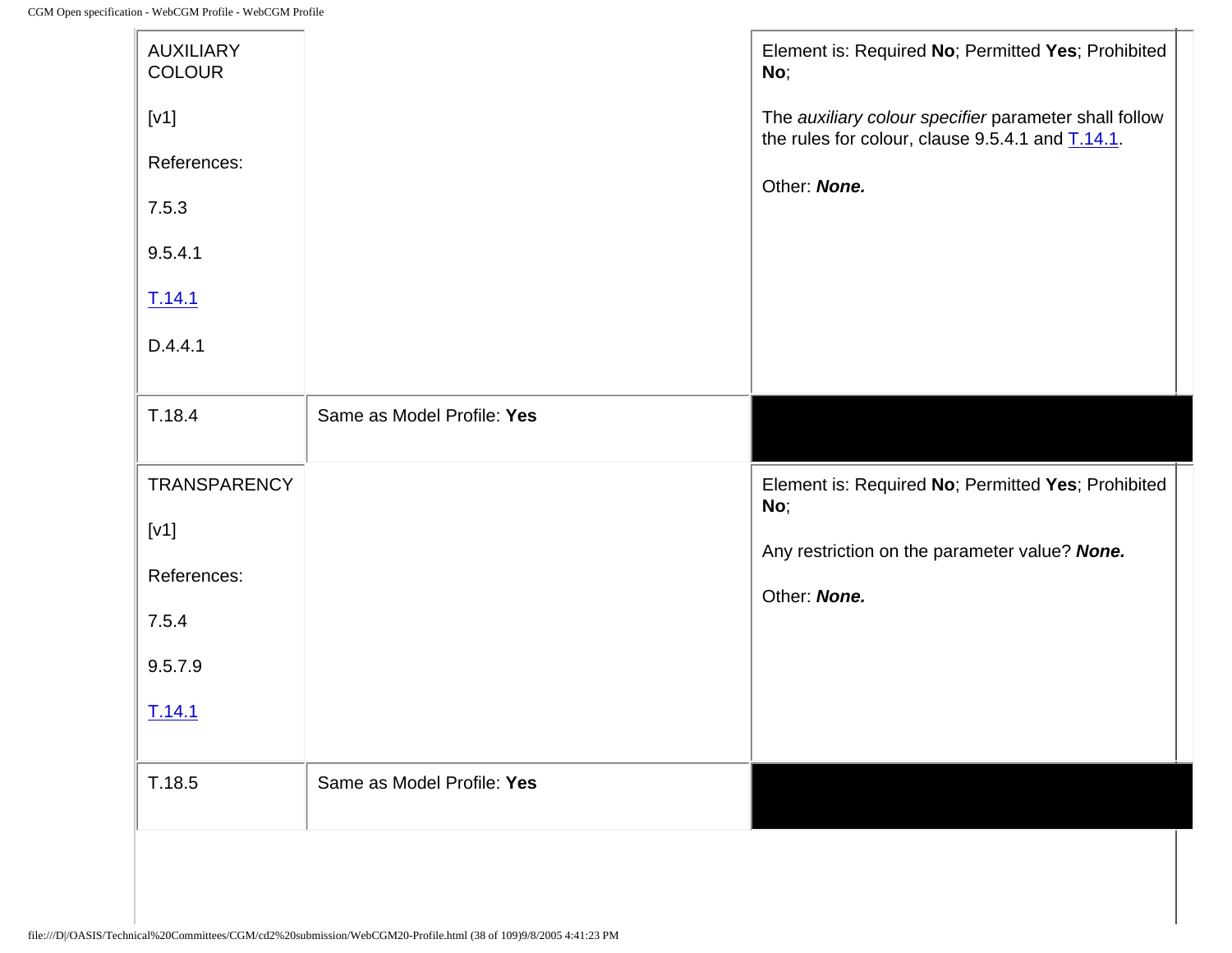| | | |
|---|---|---|
| AUXILIARY COLOUR<br><br>[v1]<br><br>References:<br><br>7.5.3<br><br>9.5.4.1<br><br>T.14.1<br><br>D.4.4.1 | | Element is: Required **No**; Permitted **Yes**; Prohibited **No**;<br><br>The *auxiliary colour specifier* parameter shall follow the rules for colour, clause 9.5.4.1 and T.14.1.<br><br>Other: ***None.*** |
| T.18.4 | Same as Model Profile: **Yes** | |
| TRANSPARENCY<br><br>[v1]<br><br>References:<br><br>7.5.4<br><br>9.5.7.9<br><br>T.14.1 | | Element is: Required **No**; Permitted **Yes**; Prohibited **No**;<br><br>Any restriction on the parameter value? ***None.***<br><br>Other: ***None.*** |
| T.18.5 | Same as Model Profile: **Yes** | |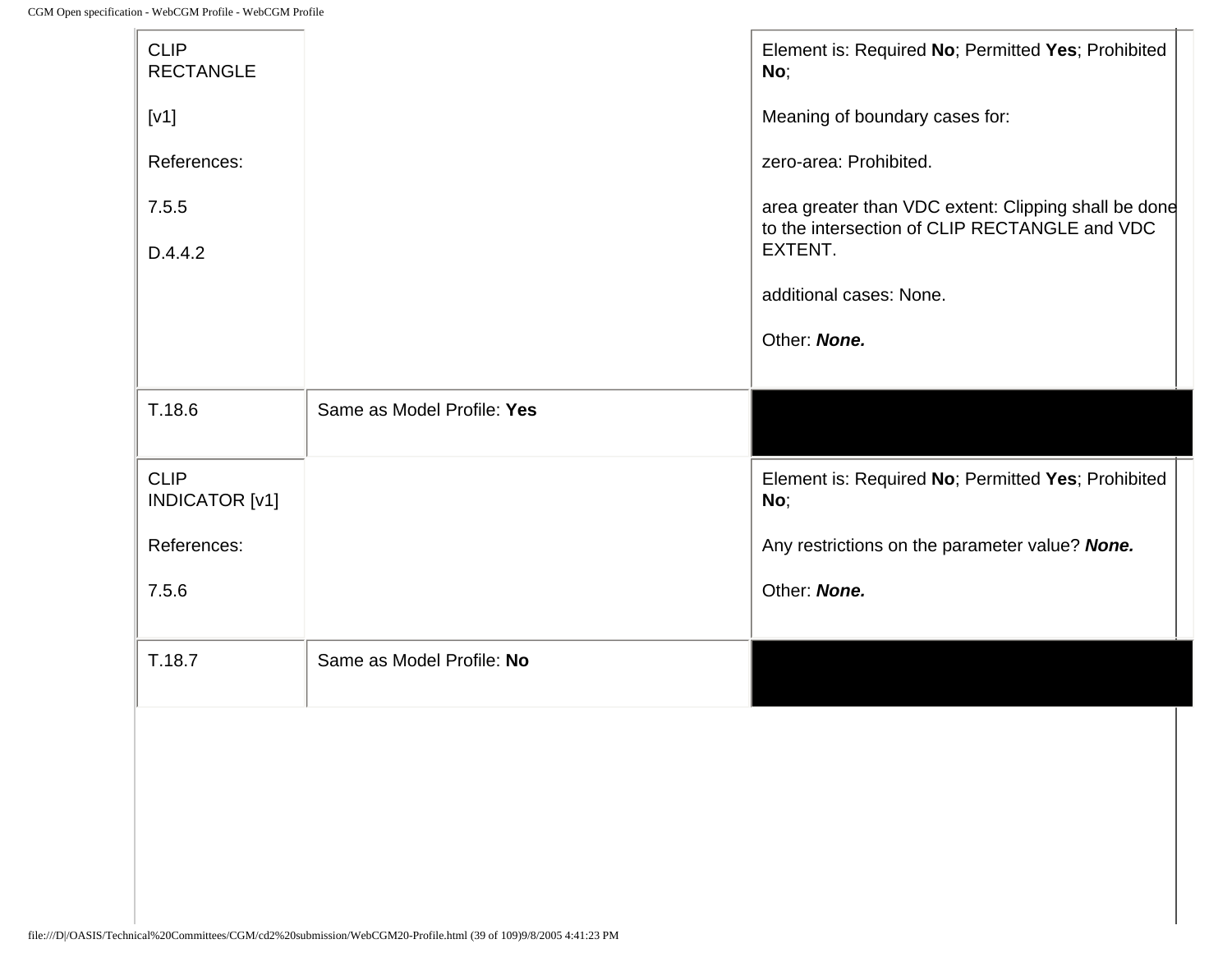| | | |
|---|---|---|
| CLIP RECTANGLE<br><br>[v1]<br><br>References:<br><br>7.5.5<br><br>D.4.4.2 | | Element is: Required **No**; Permitted **Yes**; Prohibited **No**;<br><br>Meaning of boundary cases for:<br><br>zero-area: Prohibited.<br><br>area greater than VDC extent: Clipping shall be done to the intersection of CLIP RECTANGLE and VDC EXTENT.<br><br>additional cases: None.<br><br>Other: ***None.*** |
| T.18.6 | Same as Model Profile: **Yes** | |
| CLIP INDICATOR [v1]<br><br>References:<br><br>7.5.6 | | Element is: Required **No**; Permitted **Yes**; Prohibited **No**;<br><br>Any restrictions on the parameter value? ***None.***<br><br>Other: ***None.*** |
| T.18.7 | Same as Model Profile: **No** | |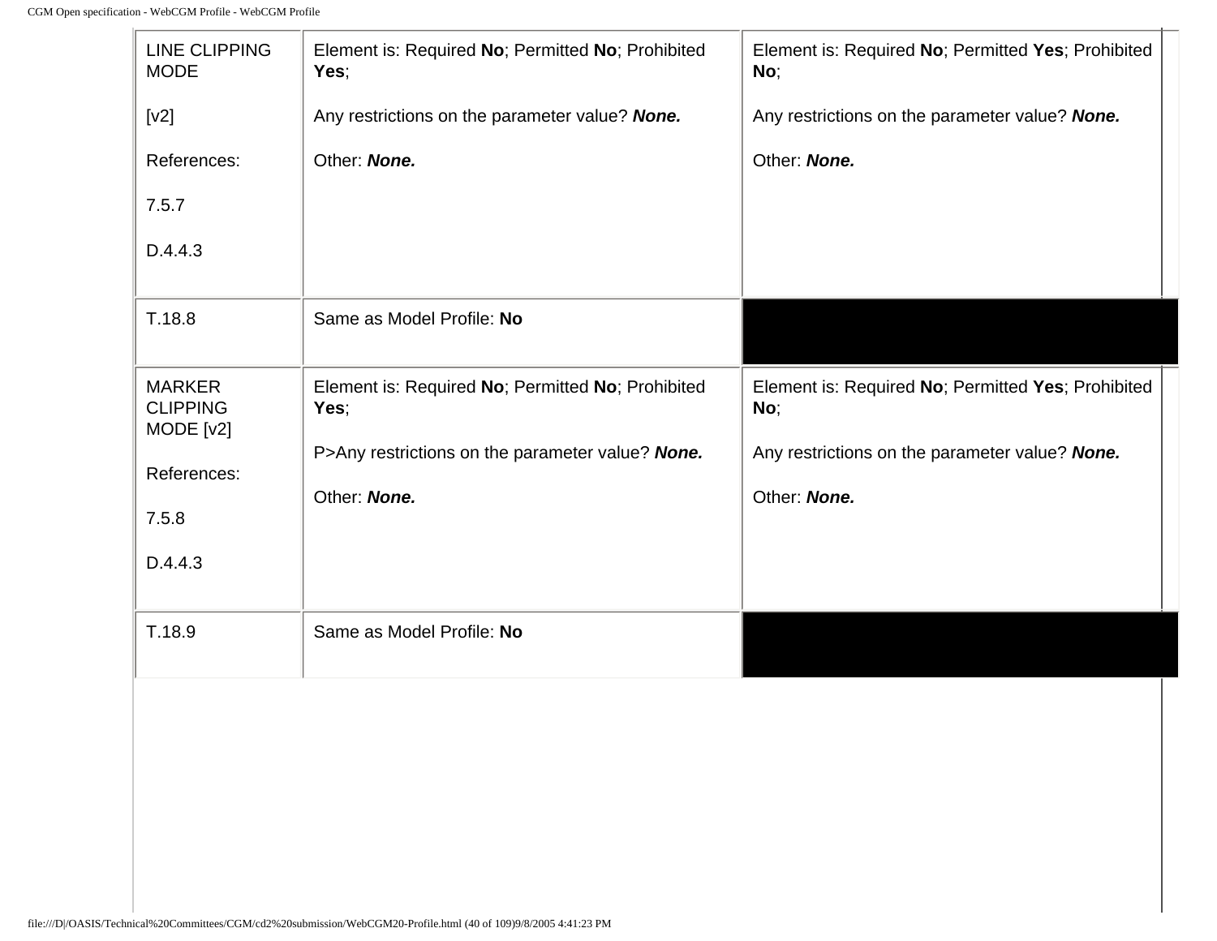| | | |
|---|---|---|
| LINE CLIPPING MODE<br><br>[v2]<br><br>References:<br><br>7.5.7<br><br>D.4.4.3 | Element is: Required **No**; Permitted **No**; Prohibited **Yes**;<br><br>Any restrictions on the parameter value? ***None.***<br><br>Other: ***None.*** | Element is: Required **No**; Permitted **Yes**; Prohibited **No**;<br><br>Any restrictions on the parameter value? ***None.***<br><br>Other: ***None.*** |
| T.18.8 | Same as Model Profile: **No** | |
| MARKER CLIPPING MODE [v2]<br><br>References:<br><br>7.5.8<br><br>D.4.4.3 | Element is: Required **No**; Permitted **No**; Prohibited **Yes**;<br><br>P>Any restrictions on the parameter value? ***None.***<br><br>Other: ***None.*** | Element is: Required **No**; Permitted **Yes**; Prohibited **No**;<br><br>Any restrictions on the parameter value? ***None.***<br><br>Other: ***None.*** |
| T.18.9 | Same as Model Profile: **No** | |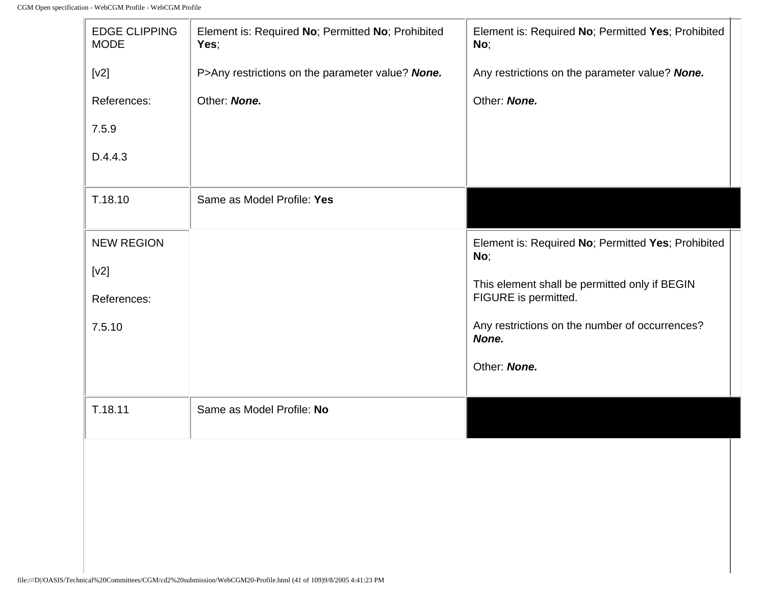| | | |
|---|---|---|
| EDGE CLIPPING MODE<br><br>[v2]<br><br>References:<br><br>7.5.9<br><br>D.4.4.3 | Element is: Required **No**; Permitted **No**; Prohibited **Yes**;<br><br>P>Any restrictions on the parameter value? ***None.***<br><br>Other: ***None.*** | Element is: Required **No**; Permitted **Yes**; Prohibited **No**;<br><br>Any restrictions on the parameter value? ***None.***<br><br>Other: ***None.*** |
| T.18.10 | Same as Model Profile: **Yes** | |
| NEW REGION<br><br>[v2]<br><br>References:<br><br>7.5.10 | | Element is: Required **No**; Permitted **Yes**; Prohibited **No**;<br><br>This element shall be permitted only if BEGIN FIGURE is permitted.<br><br>Any restrictions on the number of occurrences? ***None.***<br><br>Other: ***None.*** |
| T.18.11 | Same as Model Profile: **No** | |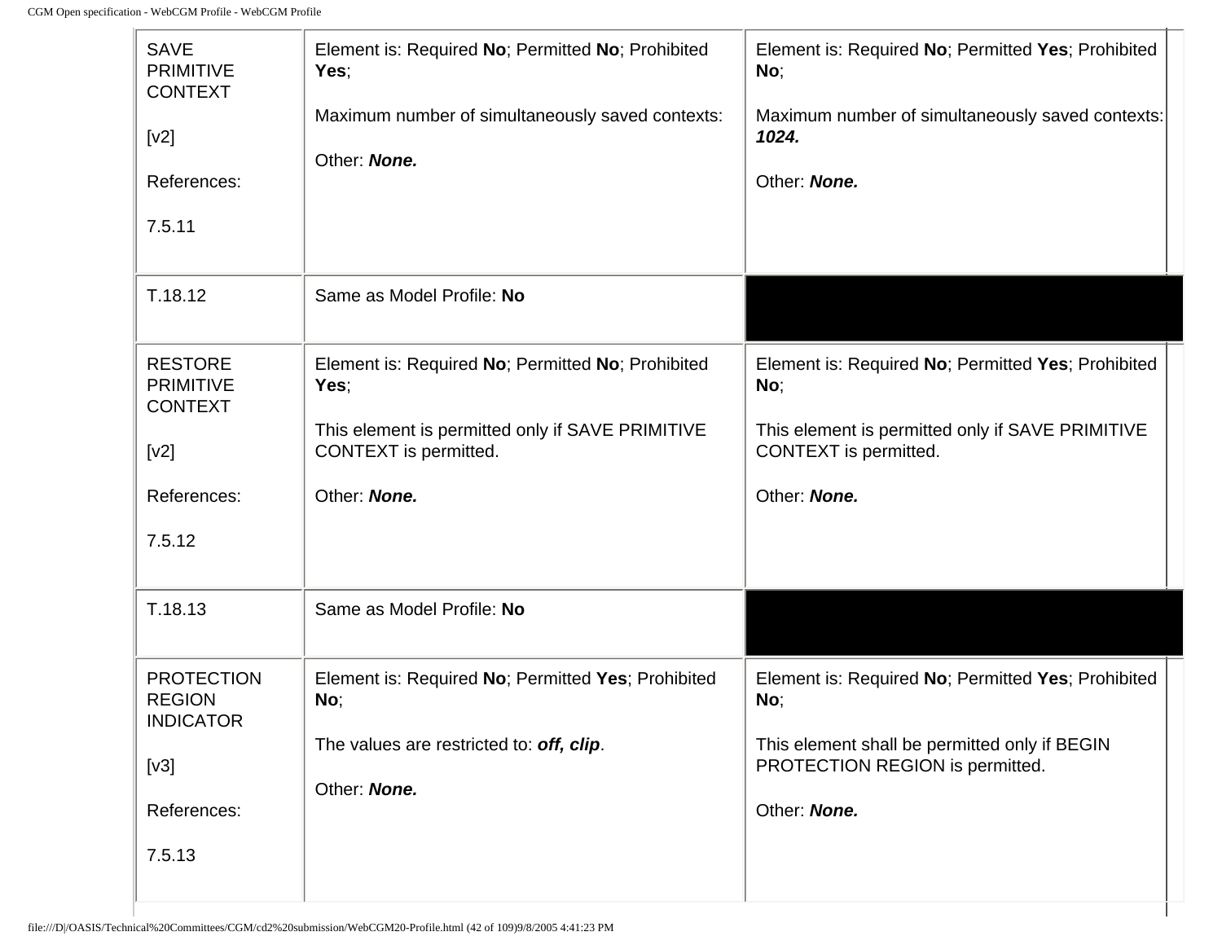| | | |
|---|---|---|
| SAVE PRIMITIVE CONTEXT<br><br>[v2]<br><br>References:<br><br>7.5.11 | Element is: Required **No**; Permitted **No**; Prohibited **Yes**;<br><br>Maximum number of simultaneously saved contexts:<br><br>Other: ***None.*** | Element is: Required **No**; Permitted **Yes**; Prohibited **No**;<br><br>Maximum number of simultaneously saved contexts: ***1024.***<br><br>Other: ***None.*** |
| T.18.12 | Same as Model Profile: **No** | |
| RESTORE PRIMITIVE CONTEXT<br><br>[v2]<br><br>References:<br><br>7.5.12 | Element is: Required **No**; Permitted **No**; Prohibited **Yes**;<br><br>This element is permitted only if SAVE PRIMITIVE CONTEXT is permitted.<br><br>Other: ***None.*** | Element is: Required **No**; Permitted **Yes**; Prohibited **No**;<br><br>This element is permitted only if SAVE PRIMITIVE CONTEXT is permitted.<br><br>Other: ***None.*** |
| T.18.13 | Same as Model Profile: **No** | |
| PROTECTION REGION INDICATOR<br><br>[v3]<br><br>References:<br><br>7.5.13 | Element is: Required **No**; Permitted **Yes**; Prohibited **No**;<br><br>The values are restricted to: ***off, clip***.<br><br>Other: ***None.*** | Element is: Required **No**; Permitted **Yes**; Prohibited **No**;<br><br>This element shall be permitted only if BEGIN PROTECTION REGION is permitted.<br><br>Other: ***None.*** |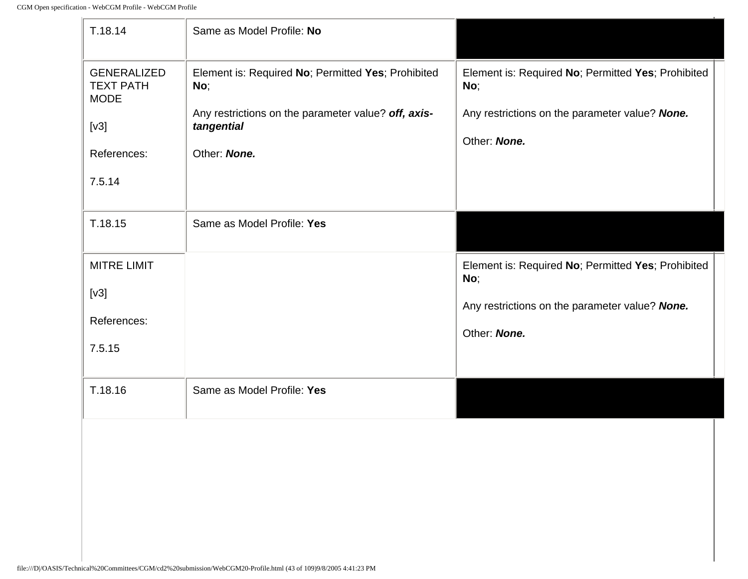| | | |
|---|---|---|
| T.18.14 | Same as Model Profile: **No** | |
| GENERALIZED TEXT PATH MODE<br><br>[v3]<br><br>References:<br><br>7.5.14 | Element is: Required **No**; Permitted **Yes**; Prohibited **No**;<br><br>Any restrictions on the parameter value? ***off, axis-tangential***<br><br>Other: ***None.*** | Element is: Required **No**; Permitted **Yes**; Prohibited **No**;<br><br>Any restrictions on the parameter value? ***None.***<br><br>Other: ***None.*** |
| T.18.15 | Same as Model Profile: **Yes** | |
| MITRE LIMIT<br><br>[v3]<br><br>References:<br><br>7.5.15 | | Element is: Required **No**; Permitted **Yes**; Prohibited **No**;<br><br>Any restrictions on the parameter value? ***None.***<br><br>Other: ***None.*** |
| T.18.16 | Same as Model Profile: **Yes** | |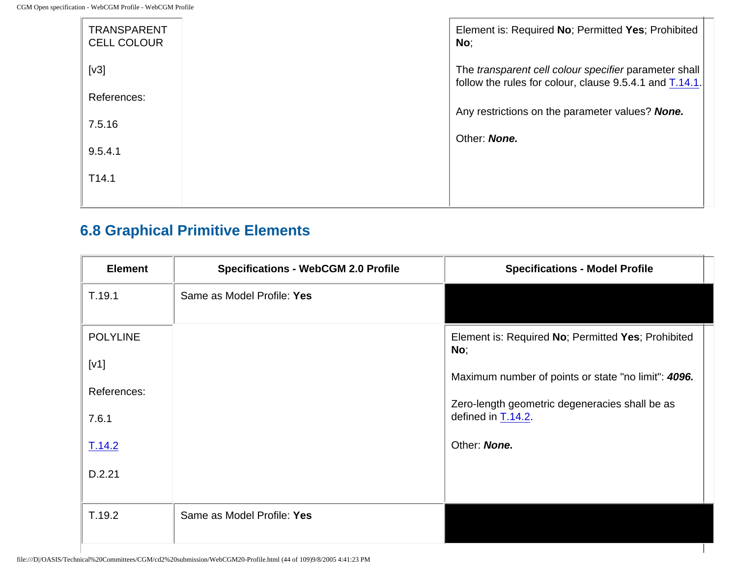| | | |
|---|---|---|
| TRANSPARENT CELL COLOUR<br><br>[v3]<br><br>References:<br><br>7.5.16<br><br>9.5.4.1<br><br>T14.1 | | Element is: Required **No**; Permitted **Yes**; Prohibited **No**;<br><br>The *transparent cell colour specifier* parameter shall follow the rules for colour, clause 9.5.4.1 and T.14.1.<br><br>Any restrictions on the parameter values? ***None.***<br><br>Other: ***None.*** |

## 6.8 Graphical Primitive Elements

| Element | Specifications - WebCGM 2.0 Profile | Specifications - Model Profile |
|---|---|---|
| T.19.1 | Same as Model Profile: **Yes** | |
| POLYLINE<br><br>[v1]<br><br>References:<br><br>7.6.1<br><br>T.14.2<br><br>D.2.21 | | Element is: Required **No**; Permitted **Yes**; Prohibited **No**;<br><br>Maximum number of points or state "no limit": ***4096.***<br><br>Zero-length geometric degeneracies shall be as defined in T.14.2.<br><br>Other: ***None.*** |
| T.19.2 | Same as Model Profile: **Yes** | |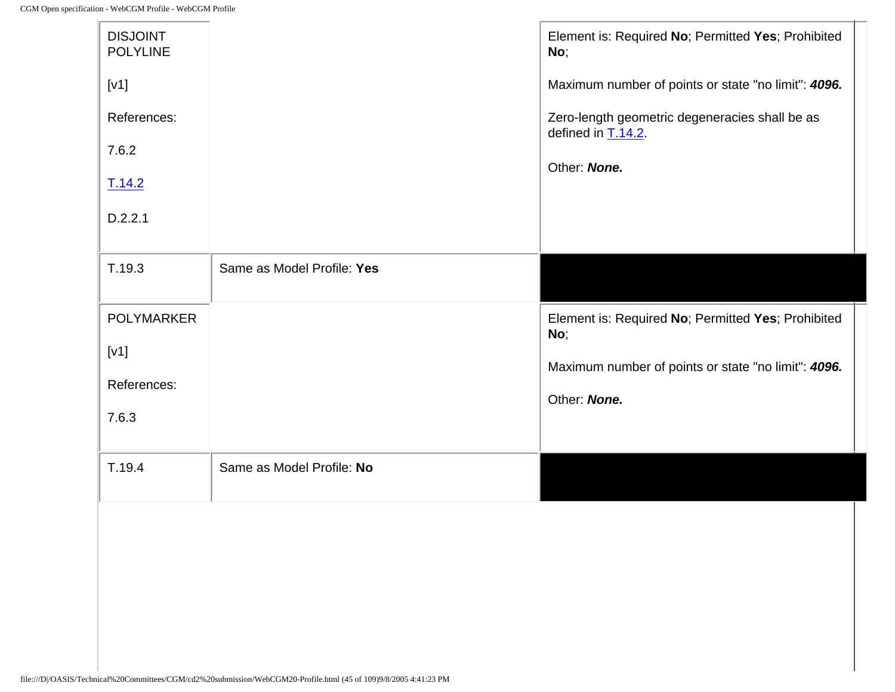| | | |
|---|---|---|
| DISJOINT POLYLINE<br><br>[v1]<br><br>References:<br><br>7.6.2<br><br>T.14.2<br><br>D.2.2.1 | | Element is: Required **No**; Permitted **Yes**; Prohibited **No**;<br><br>Maximum number of points or state "no limit": ***4096.***<br><br>Zero-length geometric degeneracies shall be as defined in T.14.2.<br><br>Other: ***None.*** |
| T.19.3 | Same as Model Profile: **Yes** | |
| POLYMARKER<br><br>[v1]<br><br>References:<br><br>7.6.3 | | Element is: Required **No**; Permitted **Yes**; Prohibited **No**;<br><br>Maximum number of points or state "no limit": ***4096.***<br><br>Other: ***None.*** |
| T.19.4 | Same as Model Profile: **No** | |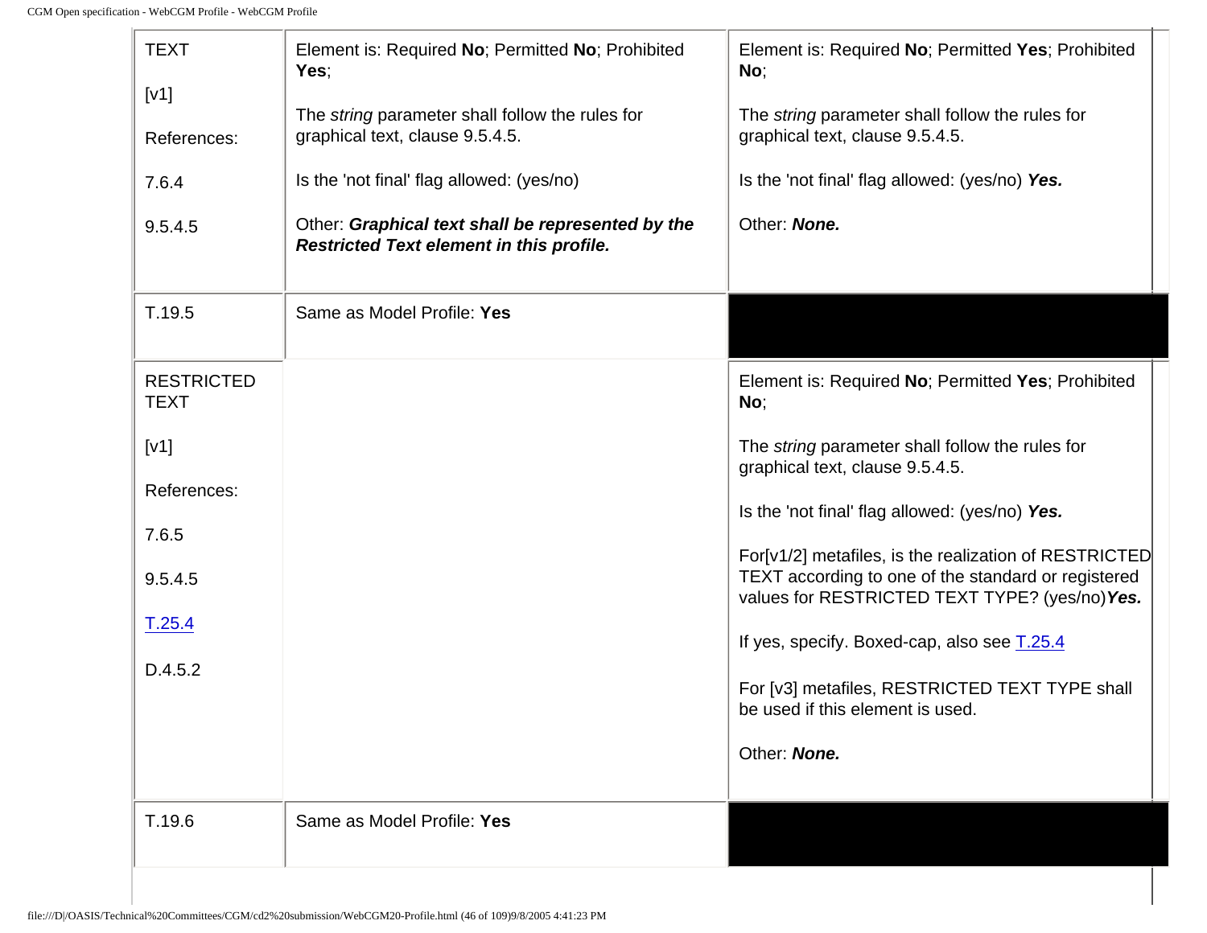| | | |
|---|---|---|
| TEXT<br><br>[v1]<br><br>References:<br><br>7.6.4<br><br>9.5.4.5 | Element is: Required **No**; Permitted **No**; Prohibited **Yes**;<br><br>The *string* parameter shall follow the rules for graphical text, clause 9.5.4.5.<br><br>Is the 'not final' flag allowed: (yes/no)<br><br>Other: ***Graphical text shall be represented by the Restricted Text element in this profile.*** | Element is: Required **No**; Permitted **Yes**; Prohibited **No**;<br><br>The *string* parameter shall follow the rules for graphical text, clause 9.5.4.5.<br><br>Is the 'not final' flag allowed: (yes/no) ***Yes.***<br><br>Other: ***None.*** |
| T.19.5 | Same as Model Profile: **Yes** | |
| RESTRICTED TEXT<br><br>[v1]<br><br>References:<br><br>7.6.5<br><br>9.5.4.5<br><br>T.25.4<br><br>D.4.5.2 | | Element is: Required **No**; Permitted **Yes**; Prohibited **No**;<br><br>The *string* parameter shall follow the rules for graphical text, clause 9.5.4.5.<br><br>Is the 'not final' flag allowed: (yes/no) ***Yes.***<br><br>For[v1/2] metafiles, is the realization of RESTRICTED TEXT according to one of the standard or registered values for RESTRICTED TEXT TYPE? (yes/no)***Yes.***<br><br>If yes, specify. Boxed-cap, also see T.25.4<br><br>For [v3] metafiles, RESTRICTED TEXT TYPE shall be used if this element is used.<br><br>Other: ***None.*** |
| T.19.6 | Same as Model Profile: **Yes** | |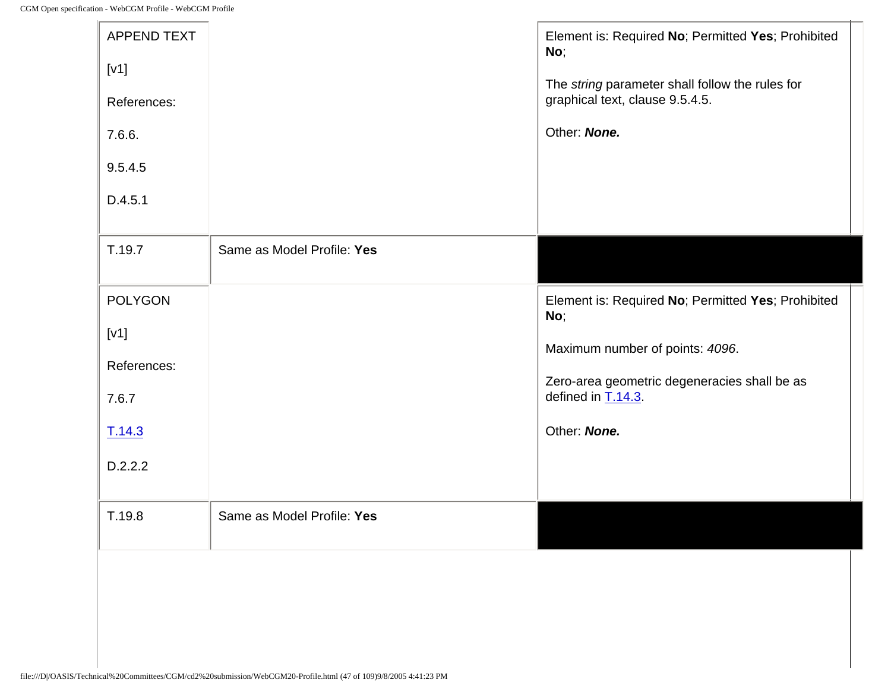| | | |
|---|---|---|
| APPEND TEXT<br><br>[v1]<br><br>References:<br><br>7.6.6.<br><br>9.5.4.5<br><br>D.4.5.1 | | Element is: Required **No**; Permitted **Yes**; Prohibited **No**;<br><br>The *string* parameter shall follow the rules for graphical text, clause 9.5.4.5.<br><br>Other: ***None.*** |
| T.19.7 | Same as Model Profile: **Yes** | |
| POLYGON<br><br>[v1]<br><br>References:<br><br>7.6.7<br><br>T.14.3<br><br>D.2.2.2 | | Element is: Required **No**; Permitted **Yes**; Prohibited **No**;<br><br>Maximum number of points: *4096*.<br><br>Zero-area geometric degeneracies shall be as defined in T.14.3.<br><br>Other: ***None.*** |
| T.19.8 | Same as Model Profile: **Yes** | |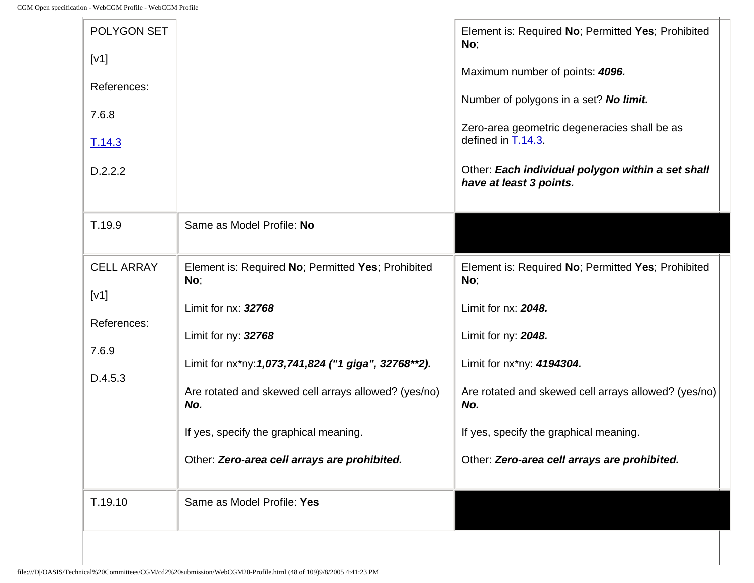| | | |
|---|---|---|
| POLYGON SET<br><br>[v1]<br><br>References:<br><br>7.6.8<br><br>T.14.3<br><br>D.2.2.2 | | Element is: Required **No**; Permitted **Yes**; Prohibited **No**;<br><br>Maximum number of points: ***4096.***<br><br>Number of polygons in a set? ***No limit.***<br><br>Zero-area geometric degeneracies shall be as defined in T.14.3.<br><br>Other: ***Each individual polygon within a set shall have at least 3 points.*** |
| T.19.9 | Same as Model Profile: **No** | |
| CELL ARRAY<br><br>[v1]<br><br>References:<br><br>7.6.9<br><br>D.4.5.3 | Element is: Required **No**; Permitted **Yes**; Prohibited **No**;<br><br>Limit for nx: ***32768***<br><br>Limit for ny: ***32768***<br><br>Limit for nx*ny:***1,073,741,824 ("1 giga", 32768**2).***<br><br>Are rotated and skewed cell arrays allowed? (yes/no) ***No.***<br><br>If yes, specify the graphical meaning.<br><br>Other: ***Zero-area cell arrays are prohibited.*** | Element is: Required **No**; Permitted **Yes**; Prohibited **No**;<br><br>Limit for nx: ***2048.***<br><br>Limit for ny: ***2048.***<br><br>Limit for nx*ny: ***4194304.***<br><br>Are rotated and skewed cell arrays allowed? (yes/no) ***No.***<br><br>If yes, specify the graphical meaning.<br><br>Other: ***Zero-area cell arrays are prohibited.*** |
| T.19.10 | Same as Model Profile: **Yes** | |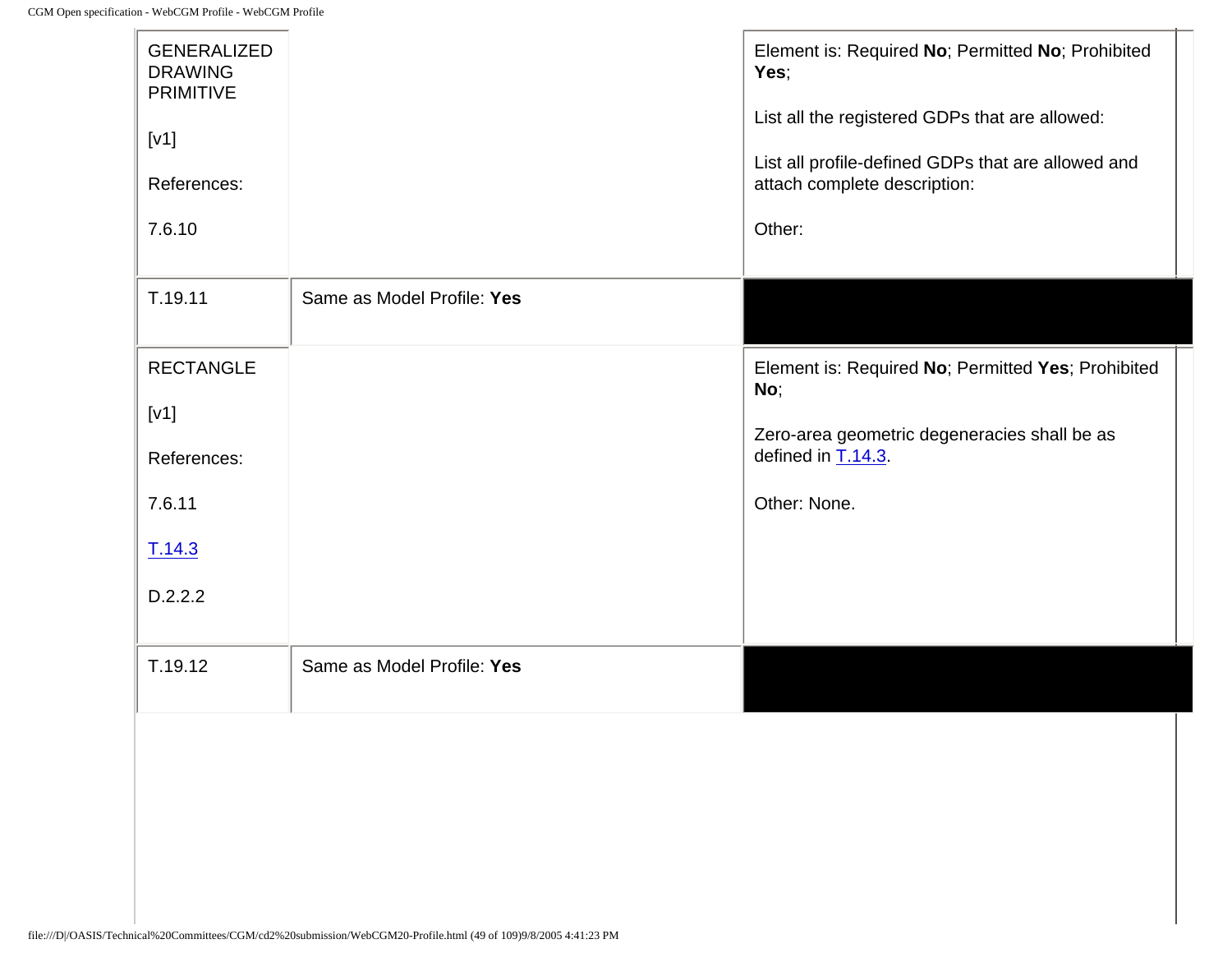| | | |
|---|---|---|
| GENERALIZED DRAWING PRIMITIVE<br><br>[v1]<br><br>References:<br><br>7.6.10 | | Element is: Required **No**; Permitted **No**; Prohibited **Yes**;<br><br>List all the registered GDPs that are allowed:<br><br>List all profile-defined GDPs that are allowed and attach complete description:<br><br>Other: |
| T.19.11 | Same as Model Profile: **Yes** | |
| RECTANGLE<br><br>[v1]<br><br>References:<br><br>7.6.11<br><br>T.14.3<br><br>D.2.2.2 | | Element is: Required **No**; Permitted **Yes**; Prohibited **No**;<br><br>Zero-area geometric degeneracies shall be as defined in T.14.3.<br><br>Other: None. |
| T.19.12 | Same as Model Profile: **Yes** | |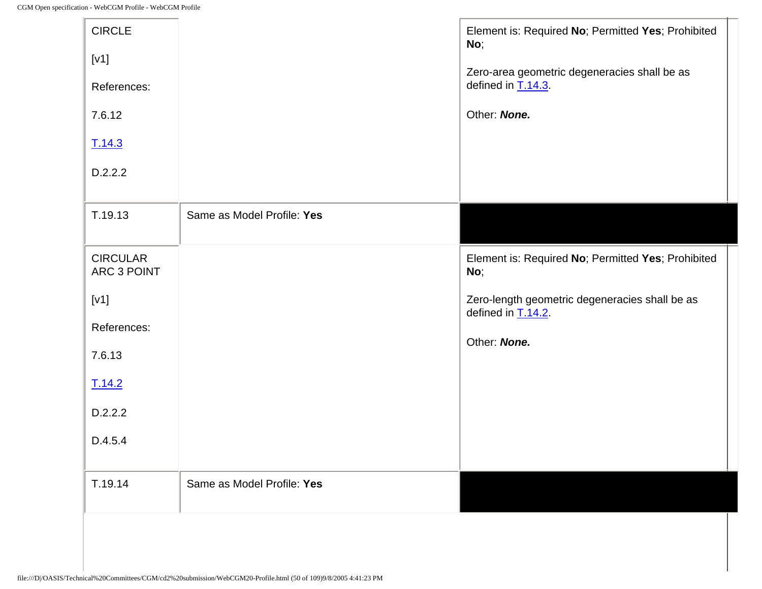| | | |
|---|---|---|
| CIRCLE<br><br>[v1]<br><br>References:<br><br>7.6.12<br><br>T.14.3<br><br>D.2.2.2 | | Element is: Required **No**; Permitted **Yes**; Prohibited **No**;<br><br>Zero-area geometric degeneracies shall be as defined in T.14.3.<br><br>Other: ***None.*** |
| T.19.13 | Same as Model Profile: **Yes** | |
| CIRCULAR ARC 3 POINT<br><br>[v1]<br><br>References:<br><br>7.6.13<br><br>T.14.2<br><br>D.2.2.2<br><br>D.4.5.4 | | Element is: Required **No**; Permitted **Yes**; Prohibited **No**;<br><br>Zero-length geometric degeneracies shall be as defined in T.14.2.<br><br>Other: ***None.*** |
| T.19.14 | Same as Model Profile: **Yes** | |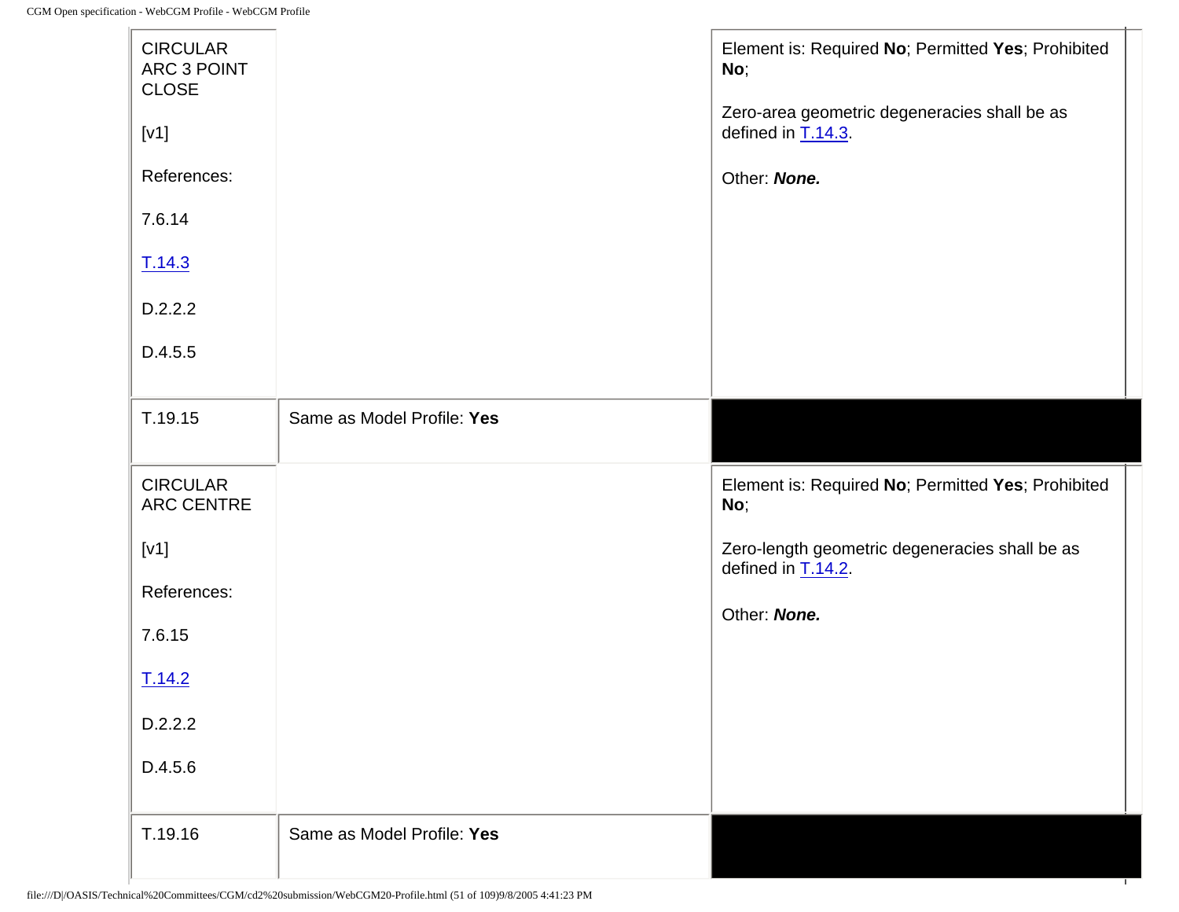| | | |
|---|---|---|
| CIRCULAR ARC 3 POINT CLOSE<br><br>[v1]<br><br>References:<br><br>7.6.14<br><br>T.14.3<br><br>D.2.2.2<br><br>D.4.5.5 | | Element is: Required **No**; Permitted **Yes**; Prohibited **No**;<br><br>Zero-area geometric degeneracies shall be as defined in T.14.3.<br><br>Other: ***None.*** |
| T.19.15 | Same as Model Profile: **Yes** | |
| CIRCULAR ARC CENTRE<br><br>[v1]<br><br>References:<br><br>7.6.15<br><br>T.14.2<br><br>D.2.2.2<br><br>D.4.5.6 | | Element is: Required **No**; Permitted **Yes**; Prohibited **No**;<br><br>Zero-length geometric degeneracies shall be as defined in T.14.2.<br><br>Other: ***None.*** |
| T.19.16 | Same as Model Profile: **Yes** | |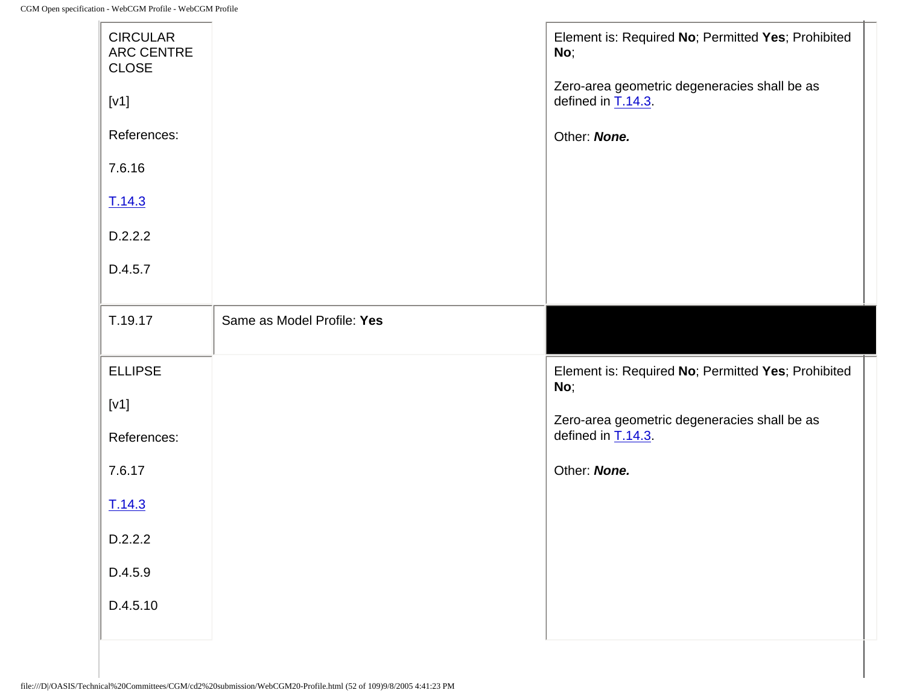| | | |
|---|---|---|
| CIRCULAR ARC CENTRE CLOSE<br><br>[v1]<br><br>References:<br><br>7.6.16<br><br>T.14.3<br><br>D.2.2.2<br><br>D.4.5.7 | | Element is: Required **No**; Permitted **Yes**; Prohibited **No**;<br><br>Zero-area geometric degeneracies shall be as defined in T.14.3.<br><br>Other: ***None.*** |
| T.19.17 | Same as Model Profile: **Yes** | |
| ELLIPSE<br><br>[v1]<br><br>References:<br><br>7.6.17<br><br>T.14.3<br><br>D.2.2.2<br><br>D.4.5.9<br><br>D.4.5.10 | | Element is: Required **No**; Permitted **Yes**; Prohibited **No**;<br><br>Zero-area geometric degeneracies shall be as defined in T.14.3.<br><br>Other: ***None.*** |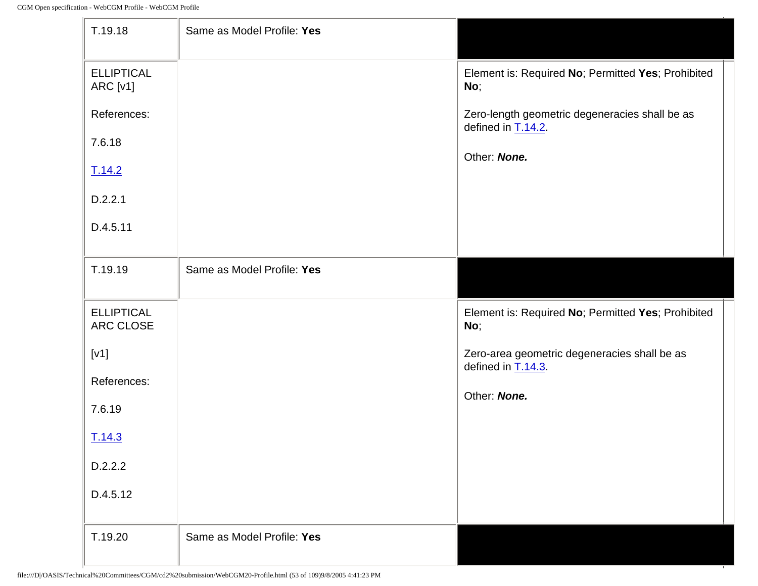| | | |
|---|---|---|
| T.19.18 | Same as Model Profile: **Yes** | |
| ELLIPTICAL ARC [v1]<br><br>References:<br><br>7.6.18<br><br>T.14.2<br><br>D.2.2.1<br><br>D.4.5.11 | | Element is: Required **No**; Permitted **Yes**; Prohibited **No**;<br><br>Zero-length geometric degeneracies shall be as defined in T.14.2.<br><br>Other: ***None.*** |
| T.19.19 | Same as Model Profile: **Yes** | |
| ELLIPTICAL ARC CLOSE<br><br>[v1]<br><br>References:<br><br>7.6.19<br><br>T.14.3<br><br>D.2.2.2<br><br>D.4.5.12 | | Element is: Required **No**; Permitted **Yes**; Prohibited **No**;<br><br>Zero-area geometric degeneracies shall be as defined in T.14.3.<br><br>Other: ***None.*** |
| T.19.20 | Same as Model Profile: **Yes** | |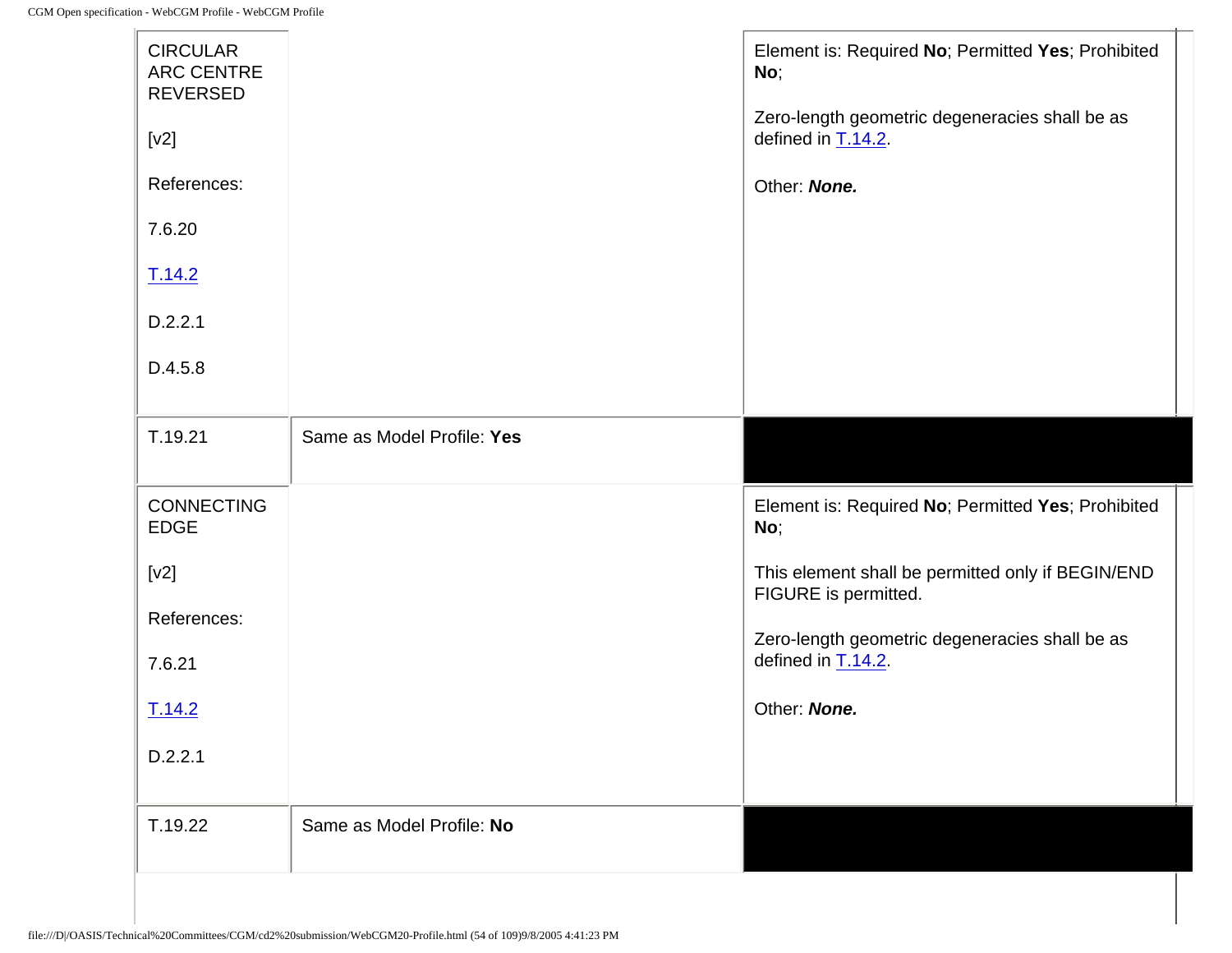| | | |
|---|---|---|
| CIRCULAR ARC CENTRE REVERSED<br><br>[v2]<br><br>References:<br><br>7.6.20<br><br>T.14.2<br><br>D.2.2.1<br><br>D.4.5.8 | | Element is: Required **No**; Permitted **Yes**; Prohibited **No**;<br><br>Zero-length geometric degeneracies shall be as defined in T.14.2.<br><br>Other: ***None.*** |
| T.19.21 | Same as Model Profile: **Yes** | |
| CONNECTING EDGE<br><br>[v2]<br><br>References:<br><br>7.6.21<br><br>T.14.2<br><br>D.2.2.1 | | Element is: Required **No**; Permitted **Yes**; Prohibited **No**;<br><br>This element shall be permitted only if BEGIN/END FIGURE is permitted.<br><br>Zero-length geometric degeneracies shall be as defined in T.14.2.<br><br>Other: ***None.*** |
| T.19.22 | Same as Model Profile: **No** | |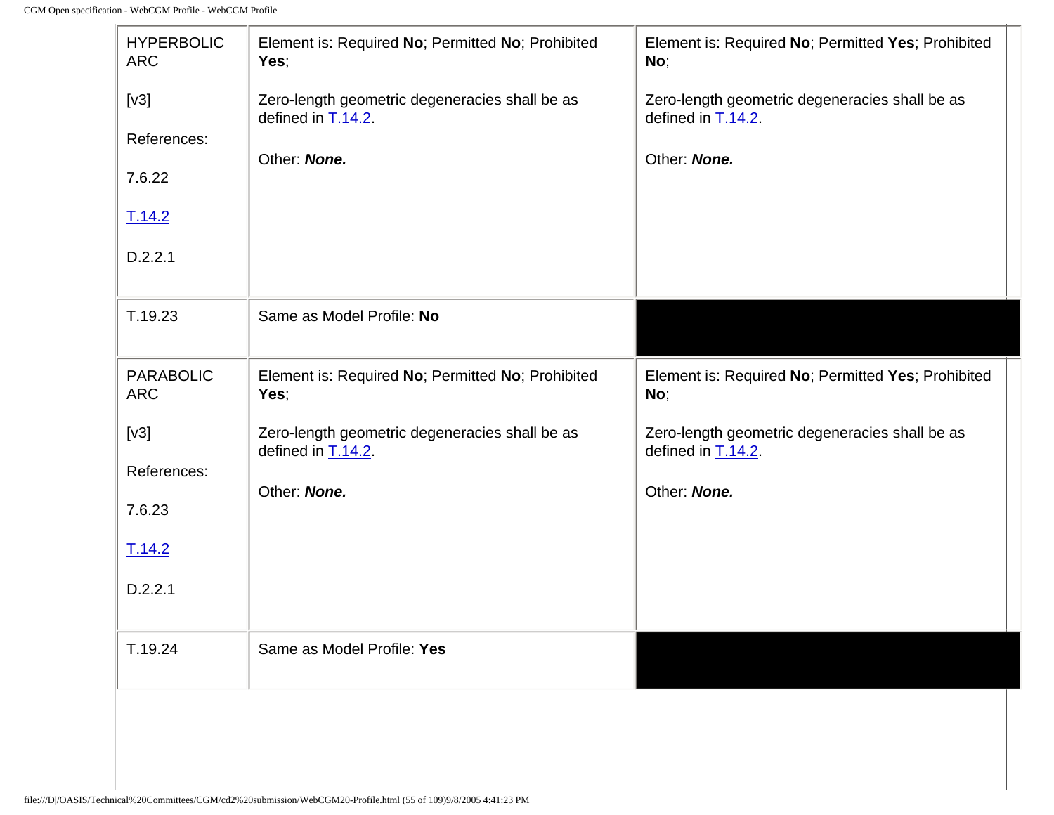| | | |
|---|---|---|
| HYPERBOLIC ARC<br><br>[v3]<br><br>References:<br><br>7.6.22<br><br>T.14.2<br><br>D.2.2.1 | Element is: Required **No**; Permitted **No**; Prohibited **Yes**;<br><br>Zero-length geometric degeneracies shall be as defined in T.14.2.<br><br>Other: ***None.*** | Element is: Required **No**; Permitted **Yes**; Prohibited **No**;<br><br>Zero-length geometric degeneracies shall be as defined in T.14.2.<br><br>Other: ***None.*** |
| T.19.23 | Same as Model Profile: **No** | |
| PARABOLIC ARC<br><br>[v3]<br><br>References:<br><br>7.6.23<br><br>T.14.2<br><br>D.2.2.1 | Element is: Required **No**; Permitted **No**; Prohibited **Yes**;<br><br>Zero-length geometric degeneracies shall be as defined in T.14.2.<br><br>Other: ***None.*** | Element is: Required **No**; Permitted **Yes**; Prohibited **No**;<br><br>Zero-length geometric degeneracies shall be as defined in T.14.2.<br><br>Other: ***None.*** |
| T.19.24 | Same as Model Profile: **Yes** | |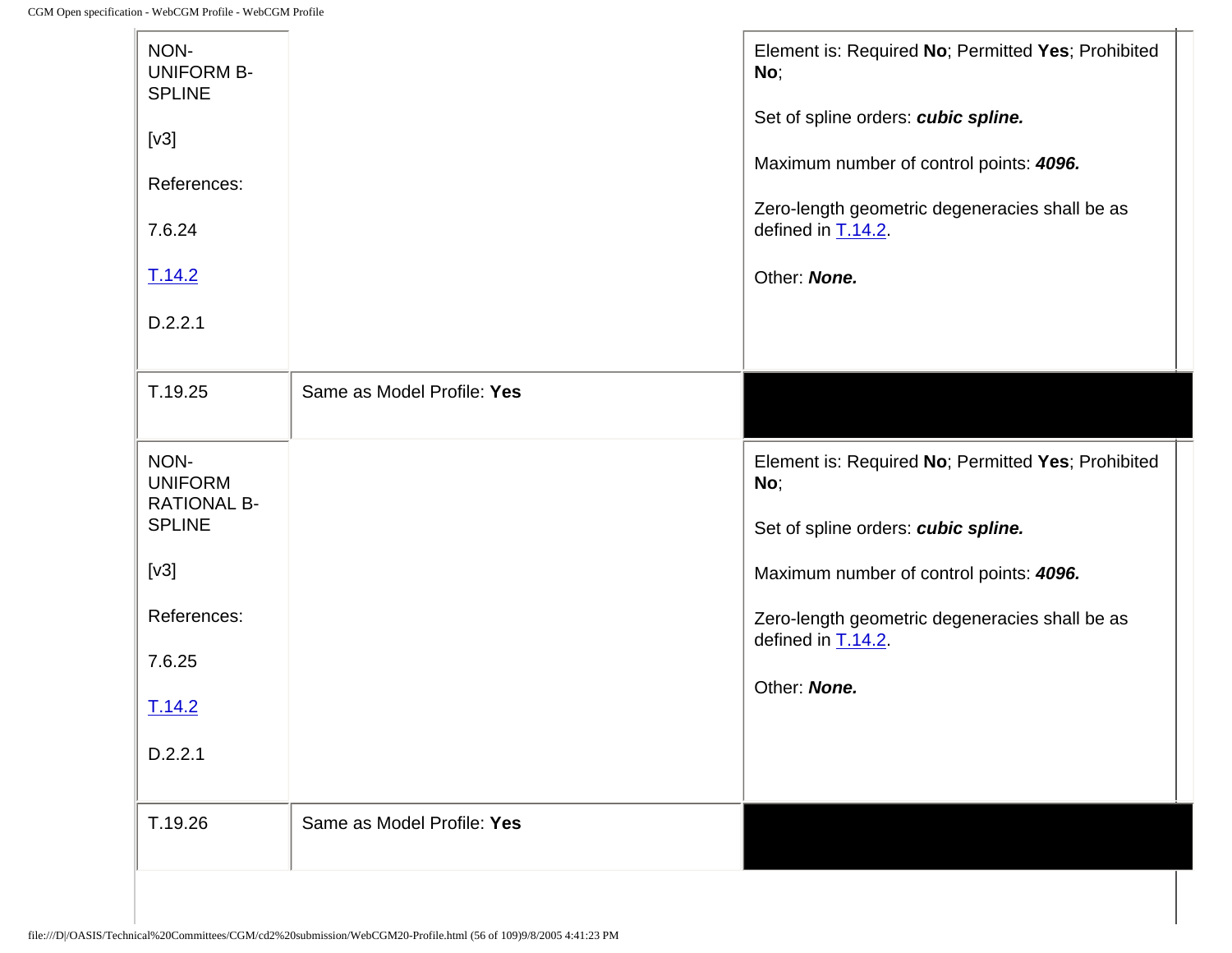| | | |
|---|---|---|
| NON-UNIFORM B-SPLINE<br><br>[v3]<br><br>References:<br><br>7.6.24<br><br>T.14.2<br><br>D.2.2.1 | | Element is: Required **No**; Permitted **Yes**; Prohibited **No**;<br><br>Set of spline orders: ***cubic spline.***<br><br>Maximum number of control points: ***4096.***<br><br>Zero-length geometric degeneracies shall be as defined in T.14.2.<br><br>Other: ***None.*** |
| T.19.25 | Same as Model Profile: **Yes** | |
| NON-UNIFORM RATIONAL B-SPLINE<br><br>[v3]<br><br>References:<br><br>7.6.25<br><br>T.14.2<br><br>D.2.2.1 | | Element is: Required **No**; Permitted **Yes**; Prohibited **No**;<br><br>Set of spline orders: ***cubic spline.***<br><br>Maximum number of control points: ***4096.***<br><br>Zero-length geometric degeneracies shall be as defined in T.14.2.<br><br>Other: ***None.*** |
| T.19.26 | Same as Model Profile: **Yes** | |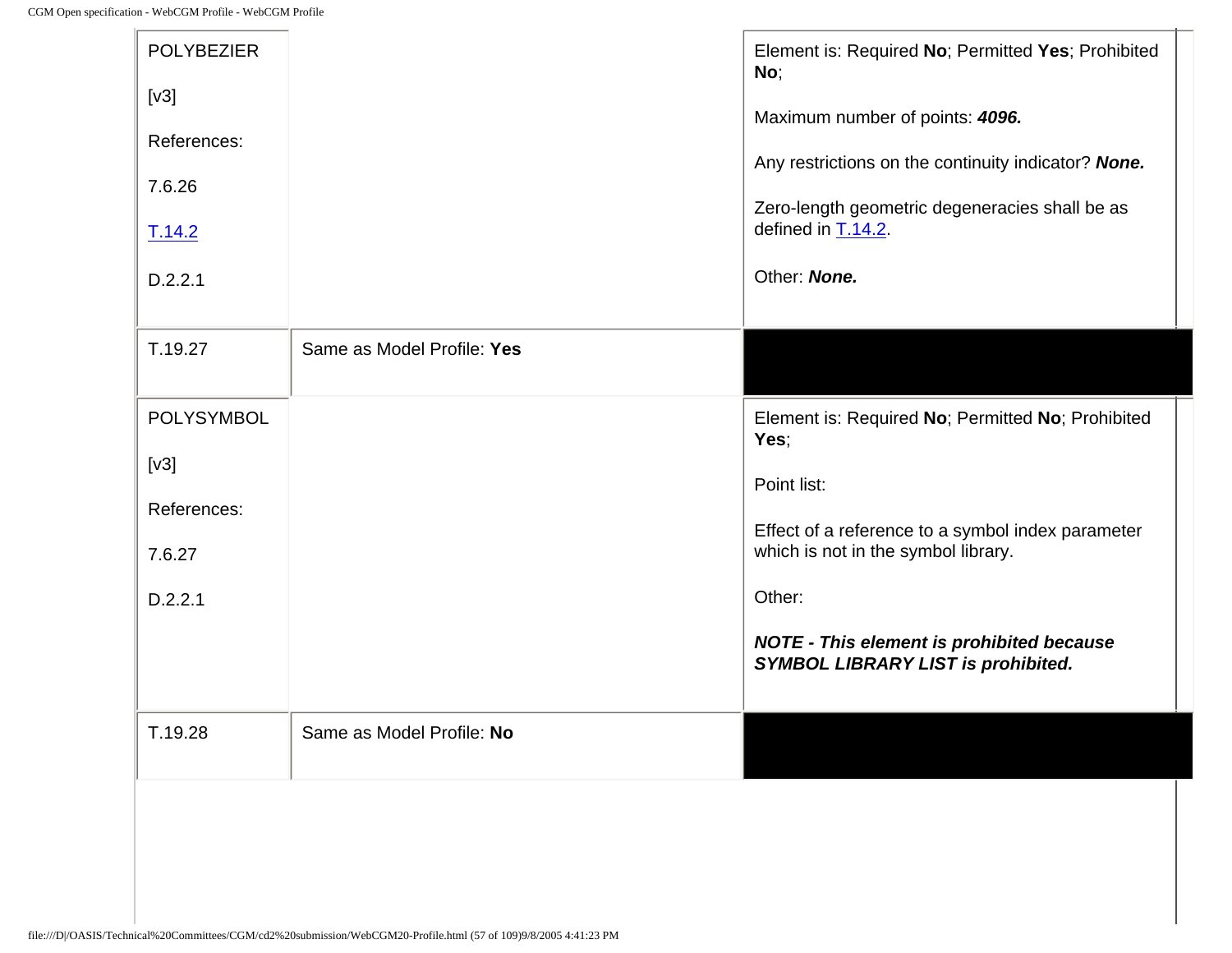| | | |
|---|---|---|
| POLYBEZIER<br><br>[v3]<br><br>References:<br><br>7.6.26<br><br>T.14.2<br><br>D.2.2.1 | | Element is: Required **No**; Permitted **Yes**; Prohibited **No**;<br><br>Maximum number of points: ***4096.***<br><br>Any restrictions on the continuity indicator? ***None.***<br><br>Zero-length geometric degeneracies shall be as defined in T.14.2.<br><br>Other: ***None.*** |
| T.19.27 | Same as Model Profile: **Yes** | |
| POLYSYMBOL<br><br>[v3]<br><br>References:<br><br>7.6.27<br><br>D.2.2.1 | | Element is: Required **No**; Permitted **No**; Prohibited **Yes**;<br><br>Point list:<br><br>Effect of a reference to a symbol index parameter which is not in the symbol library.<br><br>Other:<br><br>***NOTE - This element is prohibited because SYMBOL LIBRARY LIST is prohibited.*** |
| T.19.28 | Same as Model Profile: **No** | |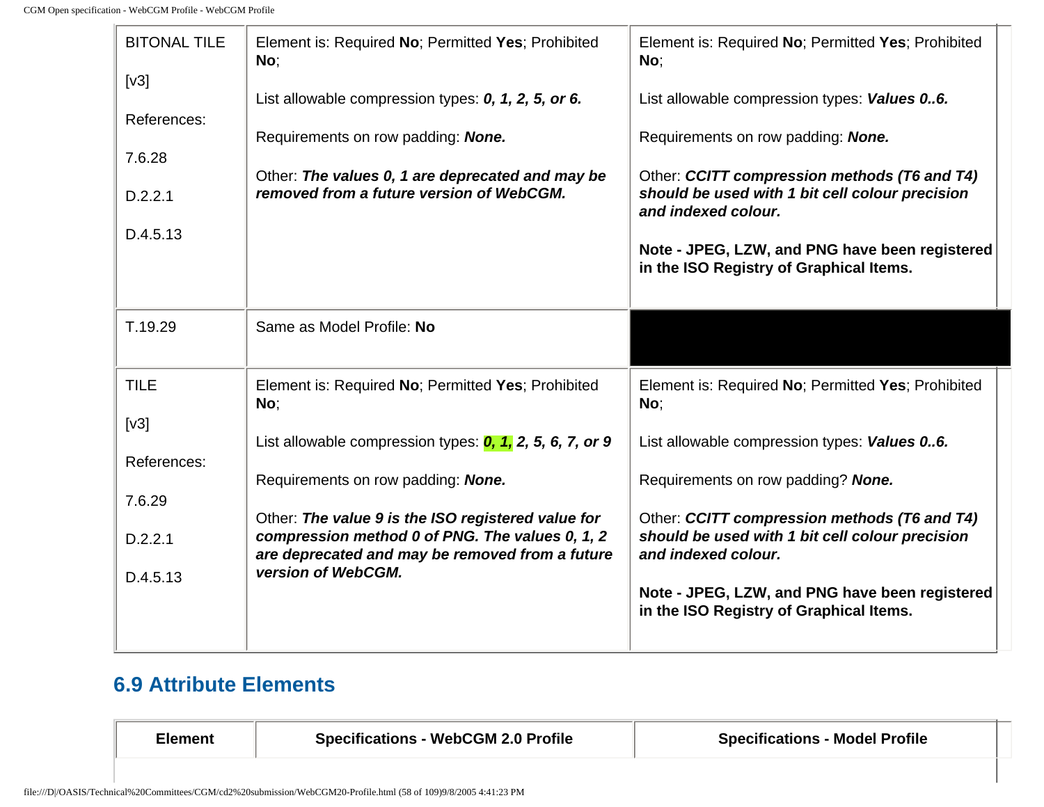| | | |
|---|---|---|
| BITONAL TILE<br><br>[v3]<br><br>References:<br><br>7.6.28<br><br>D.2.2.1<br><br>D.4.5.13 | Element is: Required **No**; Permitted **Yes**; Prohibited **No**;<br><br>List allowable compression types: ***0, 1, 2, 5, or 6.***<br><br>Requirements on row padding: ***None.***<br><br>Other: ***The values 0, 1 are deprecated and may be removed from a future version of WebCGM.*** | Element is: Required **No**; Permitted **Yes**; Prohibited **No**;<br><br>List allowable compression types: ***Values 0..6.***<br><br>Requirements on row padding: ***None.***<br><br>Other: ***CCITT compression methods (T6 and T4) should be used with 1 bit cell colour precision and indexed colour.***<br><br>**Note - JPEG, LZW, and PNG have been registered in the ISO Registry of Graphical Items.** |
| T.19.29 | Same as Model Profile: **No** | |
| TILE<br><br>[v3]<br><br>References:<br><br>7.6.29<br><br>D.2.2.1<br><br>D.4.5.13 | Element is: Required **No**; Permitted **Yes**; Prohibited **No**;<br><br>List allowable compression types: ***0, 1, 2, 5, 6, 7, or 9***<br><br>Requirements on row padding: ***None.***<br><br>Other: ***The value 9 is the ISO registered value for compression method 0 of PNG. The values 0, 1, 2 are deprecated and may be removed from a future version of WebCGM.*** | Element is: Required **No**; Permitted **Yes**; Prohibited **No**;<br><br>List allowable compression types: ***Values 0..6.***<br><br>Requirements on row padding? ***None.***<br><br>Other: ***CCITT compression methods (T6 and T4) should be used with 1 bit cell colour precision and indexed colour.***<br><br>**Note - JPEG, LZW, and PNG have been registered in the ISO Registry of Graphical Items.** |

## 6.9 Attribute Elements

| Element | Specifications - WebCGM 2.0 Profile | Specifications - Model Profile |
|---|---|---|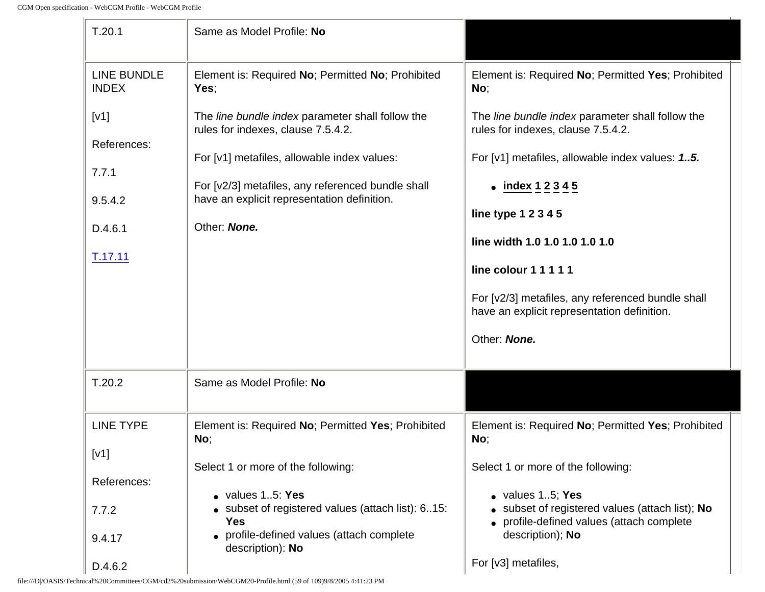| | | |
|---|---|---|
| T.20.1 | Same as Model Profile: **No** | |
| LINE BUNDLE INDEX<br><br>[v1]<br><br>References:<br><br>7.7.1<br><br>9.5.4.2<br><br>D.4.6.1<br><br>T.17.11 | Element is: Required **No**; Permitted **No**; Prohibited **Yes**;<br><br>The *line bundle index* parameter shall follow the rules for indexes, clause 7.5.4.2.<br><br>For [v1] metafiles, allowable index values:<br><br>For [v2/3] metafiles, any referenced bundle shall have an explicit representation definition.<br><br>Other: ***None.*** | Element is: Required **No**; Permitted **Yes**; Prohibited **No**;<br><br>The *line bundle index* parameter shall follow the rules for indexes, clause 7.5.4.2.<br><br>For [v1] metafiles, allowable index values: ***1..5.***<br><br>• **index 1 2 3 4 5**<br><br>**line type 1 2 3 4 5**<br><br>**line width 1.0 1.0 1.0 1.0 1.0**<br><br>**line colour 1 1 1 1 1**<br><br>For [v2/3] metafiles, any referenced bundle shall have an explicit representation definition.<br><br>Other: ***None.*** |
| T.20.2 | Same as Model Profile: **No** | |
| LINE TYPE<br><br>[v1]<br><br>References:<br><br>7.7.2<br><br>9.4.17<br><br>D.4.6.2 | Element is: Required **No**; Permitted **Yes**; Prohibited **No**;<br><br>Select 1 or more of the following:<br><br>• values 1..5: **Yes**<br>• subset of registered values (attach list): 6..15: **Yes**<br>• profile-defined values (attach complete description): **No** | Element is: Required **No**; Permitted **Yes**; Prohibited **No**;<br><br>Select 1 or more of the following:<br><br>• values 1..5; **Yes**<br>• subset of registered values (attach list); **No**<br>• profile-defined values (attach complete description); **No**<br><br>For [v3] metafiles, |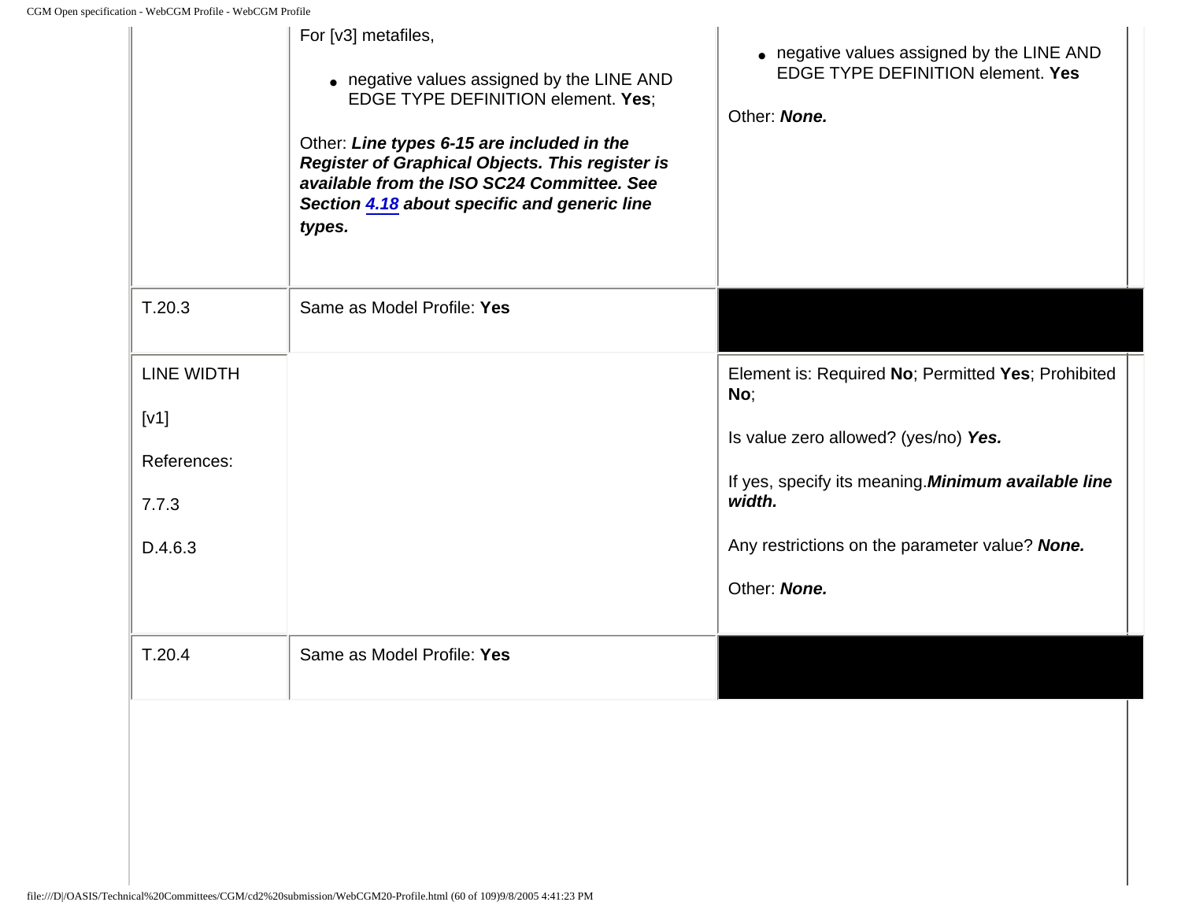| | | |
|---|---|---|
| | For [v3] metafiles,<br><br>• negative values assigned by the LINE AND EDGE TYPE DEFINITION element. **Yes**;<br><br>Other: ***Line types 6-15 are included in the Register of Graphical Objects. This register is available from the ISO SC24 Committee. See Section 4.18 about specific and generic line types.*** | • negative values assigned by the LINE AND EDGE TYPE DEFINITION element. **Yes**<br><br>Other: ***None.*** |
| T.20.3 | Same as Model Profile: **Yes** | |
| LINE WIDTH<br><br>[v1]<br><br>References:<br><br>7.7.3<br><br>D.4.6.3 | | Element is: Required **No**; Permitted **Yes**; Prohibited **No**;<br><br>Is value zero allowed? (yes/no) ***Yes.***<br><br>If yes, specify its meaning.***Minimum available line width.***<br><br>Any restrictions on the parameter value? ***None.***<br><br>Other: ***None.*** |
| T.20.4 | Same as Model Profile: **Yes** | |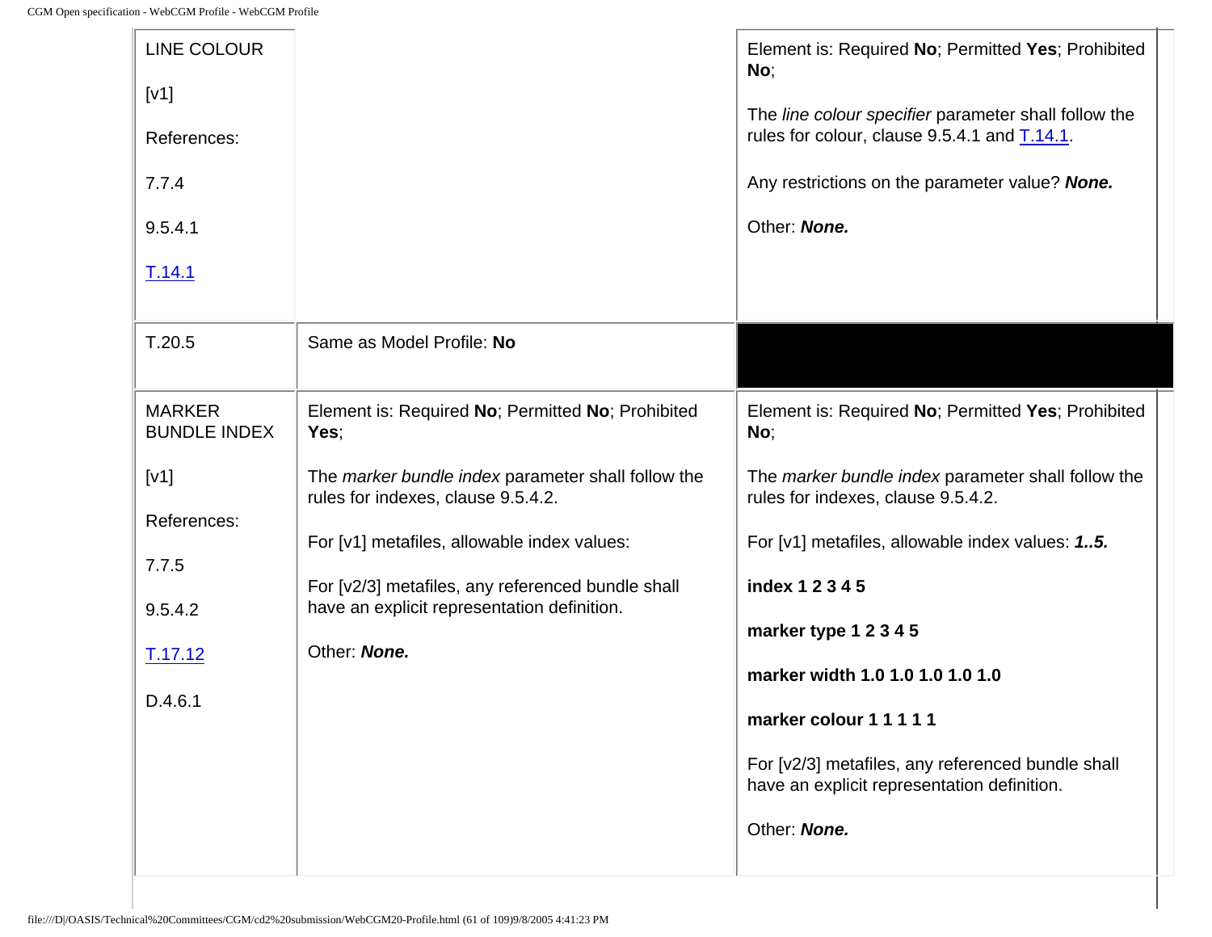| | | |
|---|---|---|
| LINE COLOUR<br><br>[v1]<br><br>References:<br><br>7.7.4<br><br>9.5.4.1<br><br>T.14.1 | | Element is: Required **No**; Permitted **Yes**; Prohibited **No**;<br><br>The *line colour specifier* parameter shall follow the rules for colour, clause 9.5.4.1 and T.14.1.<br><br>Any restrictions on the parameter value? ***None.***<br><br>Other: ***None.*** |
| T.20.5 | Same as Model Profile: **No** | |
| MARKER BUNDLE INDEX<br><br>[v1]<br><br>References:<br><br>7.7.5<br><br>9.5.4.2<br><br>T.17.12<br><br>D.4.6.1 | Element is: Required **No**; Permitted **No**; Prohibited **Yes**;<br><br>The *marker bundle index* parameter shall follow the rules for indexes, clause 9.5.4.2.<br><br>For [v1] metafiles, allowable index values:<br><br>For [v2/3] metafiles, any referenced bundle shall have an explicit representation definition.<br><br>Other: ***None.*** | Element is: Required **No**; Permitted **Yes**; Prohibited **No**;<br><br>The *marker bundle index* parameter shall follow the rules for indexes, clause 9.5.4.2.<br><br>For [v1] metafiles, allowable index values: ***1..5.***<br><br>**index 1 2 3 4 5**<br><br>**marker type 1 2 3 4 5**<br><br>**marker width 1.0 1.0 1.0 1.0 1.0**<br><br>**marker colour 1 1 1 1 1**<br><br>For [v2/3] metafiles, any referenced bundle shall have an explicit representation definition.<br><br>Other: ***None.*** |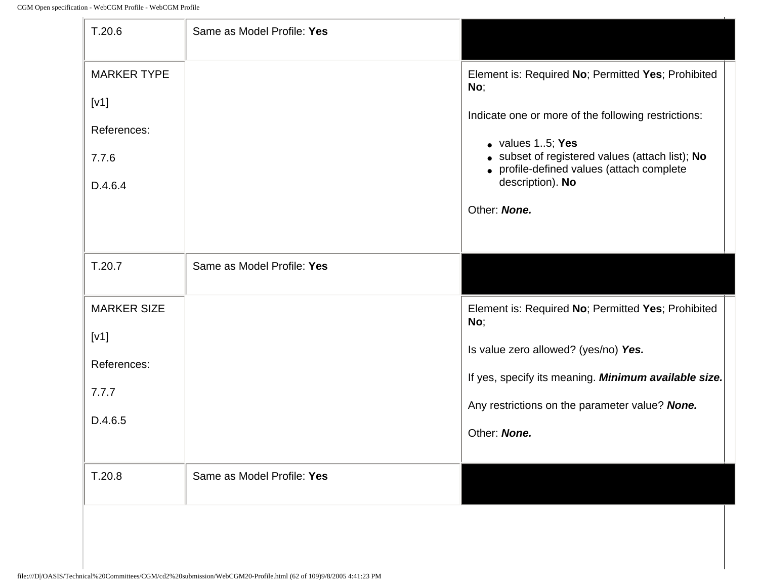| | | |
|---|---|---|
| T.20.6 | Same as Model Profile: **Yes** | |
| MARKER TYPE<br><br>[v1]<br><br>References:<br><br>7.7.6<br><br>D.4.6.4 | | Element is: Required **No**; Permitted **Yes**; Prohibited **No**;<br><br>Indicate one or more of the following restrictions:<br><br>• values 1..5; **Yes**<br>• subset of registered values (attach list); **No**<br>• profile-defined values (attach complete description). **No**<br><br>Other: ***None.*** |
| T.20.7 | Same as Model Profile: **Yes** | |
| MARKER SIZE<br><br>[v1]<br><br>References:<br><br>7.7.7<br><br>D.4.6.5 | | Element is: Required **No**; Permitted **Yes**; Prohibited **No**;<br><br>Is value zero allowed? (yes/no) ***Yes.***<br><br>If yes, specify its meaning. ***Minimum available size.***<br><br>Any restrictions on the parameter value? ***None.***<br><br>Other: ***None.*** |
| T.20.8 | Same as Model Profile: **Yes** | |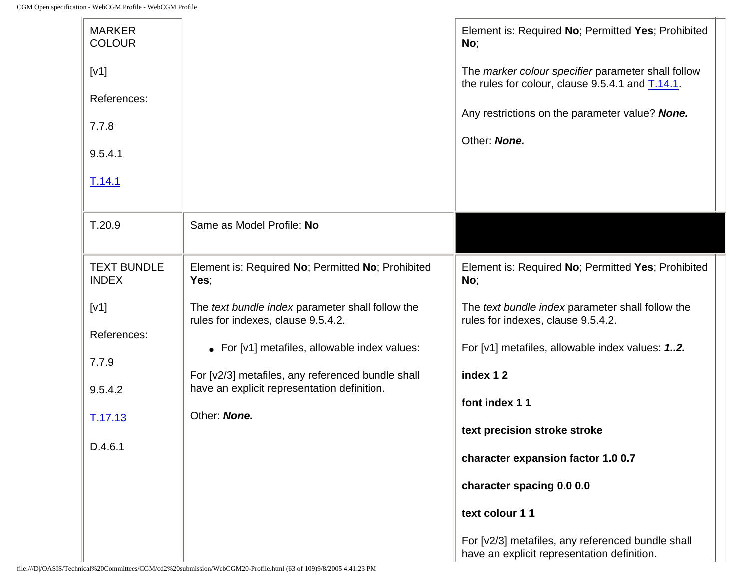| MARKER COLOUR<br><br>[v1]<br><br>References:<br><br>7.7.8<br><br>9.5.4.1<br><br>T.14.1 | | Element is: Required **No**; Permitted **Yes**; Prohibited **No**;<br><br>The *marker colour specifier* parameter shall follow the rules for colour, clause 9.5.4.1 and T.14.1.<br><br>Any restrictions on the parameter value? ***None.***<br><br>Other: ***None.*** |
|---|---|---|
| T.20.9 | Same as Model Profile: **No** | |
| TEXT BUNDLE INDEX<br><br>[v1]<br><br>References:<br><br>7.7.9<br><br>9.5.4.2<br><br>T.17.13<br><br>D.4.6.1 | Element is: Required **No**; Permitted **No**; Prohibited **Yes**;<br><br>The *text bundle index* parameter shall follow the rules for indexes, clause 9.5.4.2.<br><br>• For [v1] metafiles, allowable index values:<br><br>For [v2/3] metafiles, any referenced bundle shall have an explicit representation definition.<br><br>Other: ***None.*** | Element is: Required **No**; Permitted **Yes**; Prohibited **No**;<br><br>The *text bundle index* parameter shall follow the rules for indexes, clause 9.5.4.2.<br><br>For [v1] metafiles, allowable index values: ***1..2.***<br><br>**index 1 2**<br><br>**font index 1 1**<br><br>**text precision stroke stroke**<br><br>**character expansion factor 1.0 0.7**<br><br>**character spacing 0.0 0.0**<br><br>**text colour 1 1**<br><br>For [v2/3] metafiles, any referenced bundle shall have an explicit representation definition. |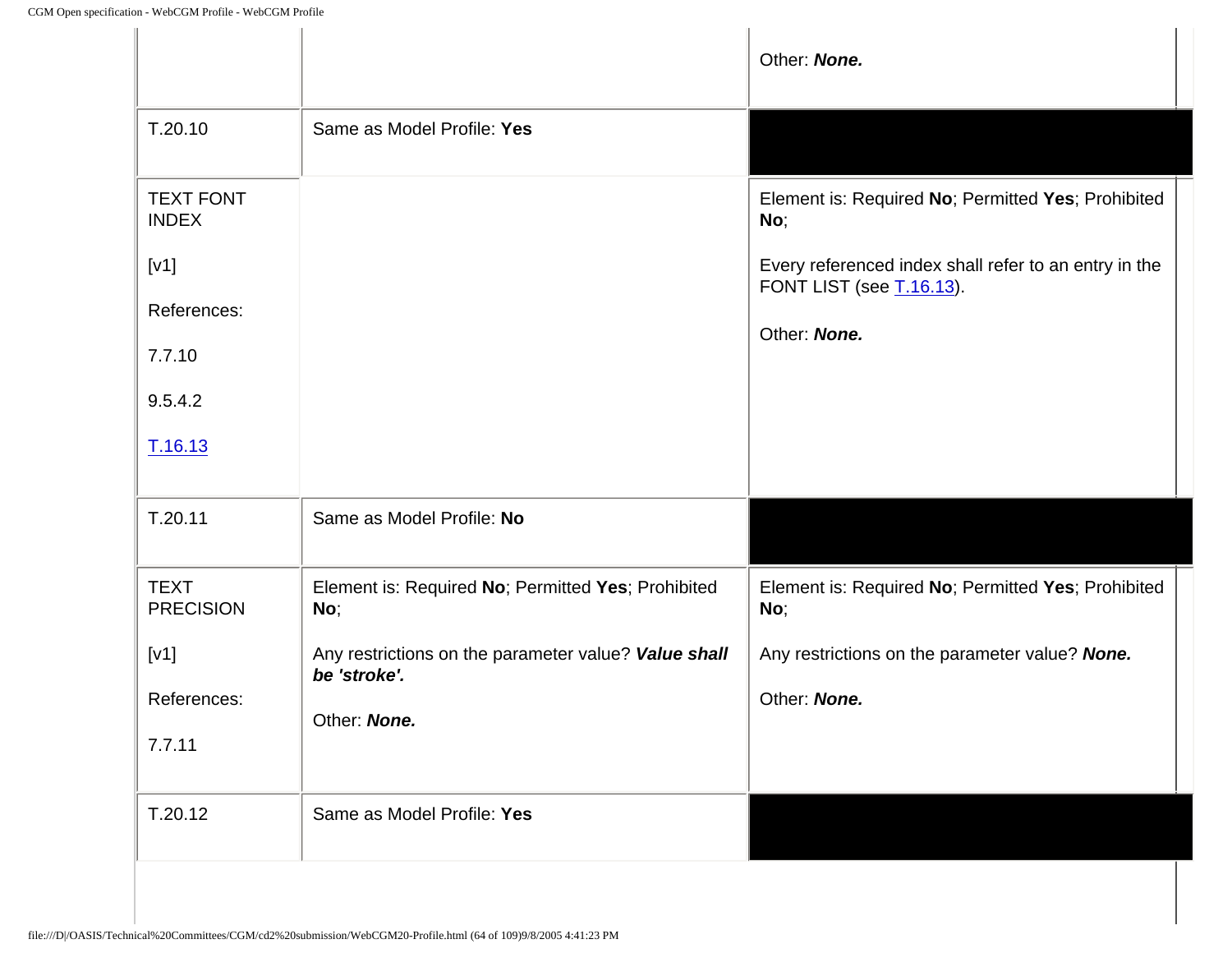| | | |
|---|---|---|
| | | Other: ***None.*** |
| T.20.10 | Same as Model Profile: **Yes** | |
| TEXT FONT INDEX<br><br>[v1]<br><br>References:<br><br>7.7.10<br><br>9.5.4.2<br><br>T.16.13 | | Element is: Required **No**; Permitted **Yes**; Prohibited **No**;<br><br>Every referenced index shall refer to an entry in the FONT LIST (see T.16.13).<br><br>Other: ***None.*** |
| T.20.11 | Same as Model Profile: **No** | |
| TEXT PRECISION<br><br>[v1]<br><br>References:<br><br>7.7.11 | Element is: Required **No**; Permitted **Yes**; Prohibited **No**;<br><br>Any restrictions on the parameter value? ***Value shall be 'stroke'.***<br><br>Other: ***None.*** | Element is: Required **No**; Permitted **Yes**; Prohibited **No**;<br><br>Any restrictions on the parameter value? ***None.***<br><br>Other: ***None.*** |
| T.20.12 | Same as Model Profile: **Yes** | |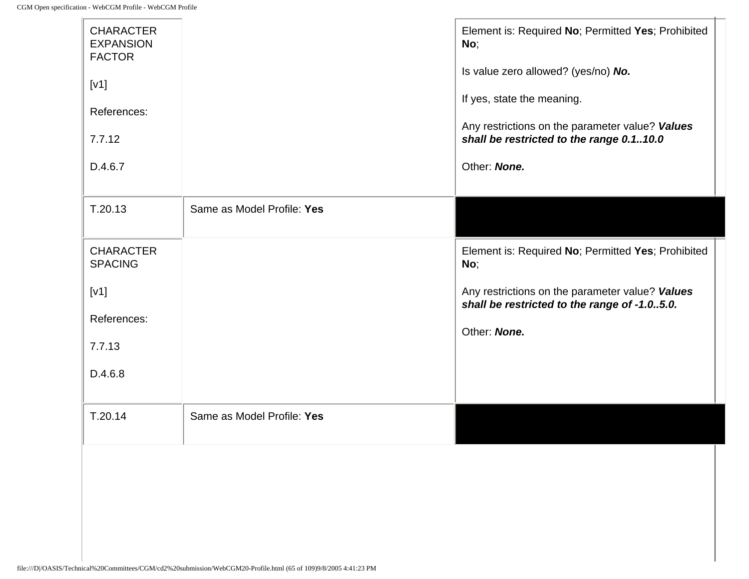| | | |
|---|---|---|
| CHARACTER EXPANSION FACTOR<br><br>[v1]<br><br>References:<br><br>7.7.12<br><br>D.4.6.7 | | Element is: Required **No**; Permitted **Yes**; Prohibited **No**;<br><br>Is value zero allowed? (yes/no) ***No.***<br><br>If yes, state the meaning.<br><br>Any restrictions on the parameter value? ***Values shall be restricted to the range 0.1..10.0***<br><br>Other: ***None.*** |
| T.20.13 | Same as Model Profile: **Yes** | |
| CHARACTER SPACING<br><br>[v1]<br><br>References:<br><br>7.7.13<br><br>D.4.6.8 | | Element is: Required **No**; Permitted **Yes**; Prohibited **No**;<br><br>Any restrictions on the parameter value? ***Values shall be restricted to the range of -1.0..5.0.***<br><br>Other: ***None.*** |
| T.20.14 | Same as Model Profile: **Yes** | |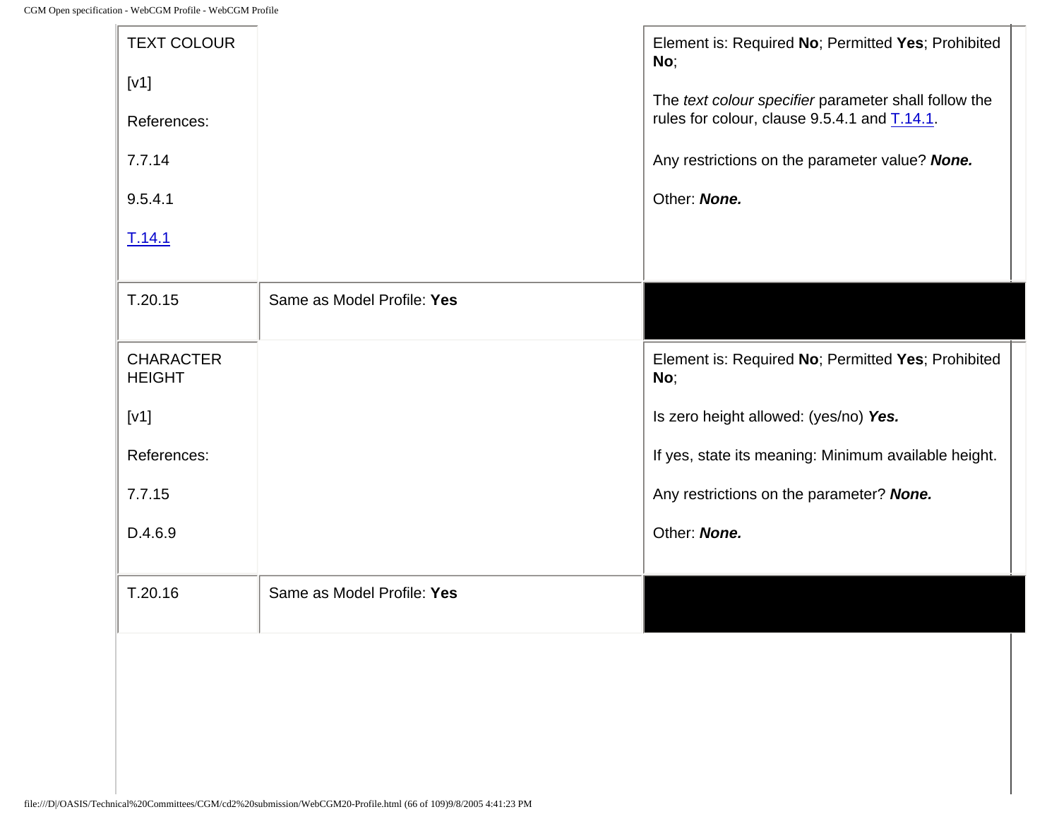| | | |
|---|---|---|
| TEXT COLOUR<br><br>[v1]<br><br>References:<br><br>7.7.14<br><br>9.5.4.1<br><br>T.14.1 | | Element is: Required **No**; Permitted **Yes**; Prohibited **No**;<br><br>The *text colour specifier* parameter shall follow the rules for colour, clause 9.5.4.1 and T.14.1.<br><br>Any restrictions on the parameter value? ***None.***<br><br>Other: ***None.*** |
| T.20.15 | Same as Model Profile: **Yes** | |
| CHARACTER HEIGHT<br><br>[v1]<br><br>References:<br><br>7.7.15<br><br>D.4.6.9 | | Element is: Required **No**; Permitted **Yes**; Prohibited **No**;<br><br>Is zero height allowed: (yes/no) ***Yes.***<br><br>If yes, state its meaning: Minimum available height.<br><br>Any restrictions on the parameter? ***None.***<br><br>Other: ***None.*** |
| T.20.16 | Same as Model Profile: **Yes** | |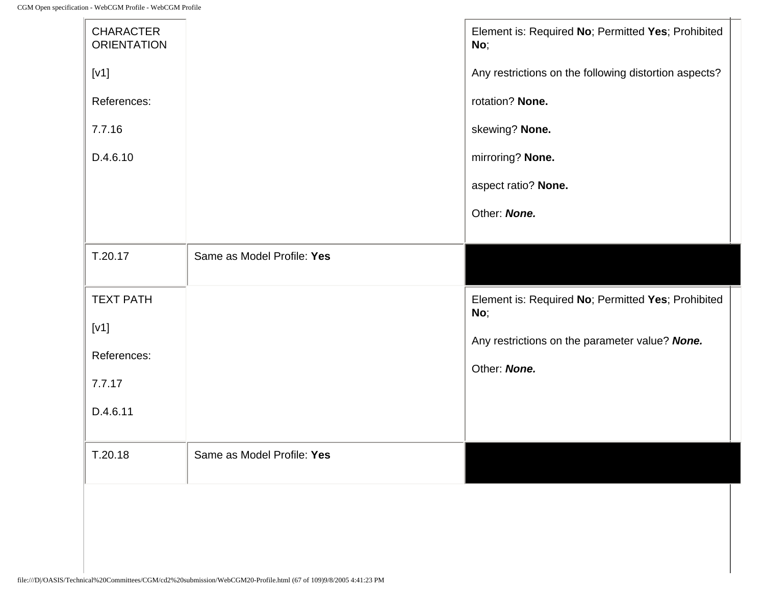| | | |
|---|---|---|
| CHARACTER ORIENTATION<br><br>[v1]<br><br>References:<br><br>7.7.16<br><br>D.4.6.10 | | Element is: Required **No**; Permitted **Yes**; Prohibited **No**;<br><br>Any restrictions on the following distortion aspects?<br><br>rotation? **None.**<br><br>skewing? **None.**<br><br>mirroring? **None.**<br><br>aspect ratio? **None.**<br><br>Other: ***None.*** |
| T.20.17 | Same as Model Profile: **Yes** | |
| TEXT PATH<br><br>[v1]<br><br>References:<br><br>7.7.17<br><br>D.4.6.11 | | Element is: Required **No**; Permitted **Yes**; Prohibited **No**;<br><br>Any restrictions on the parameter value? ***None.***<br><br>Other: ***None.*** |
| T.20.18 | Same as Model Profile: **Yes** | |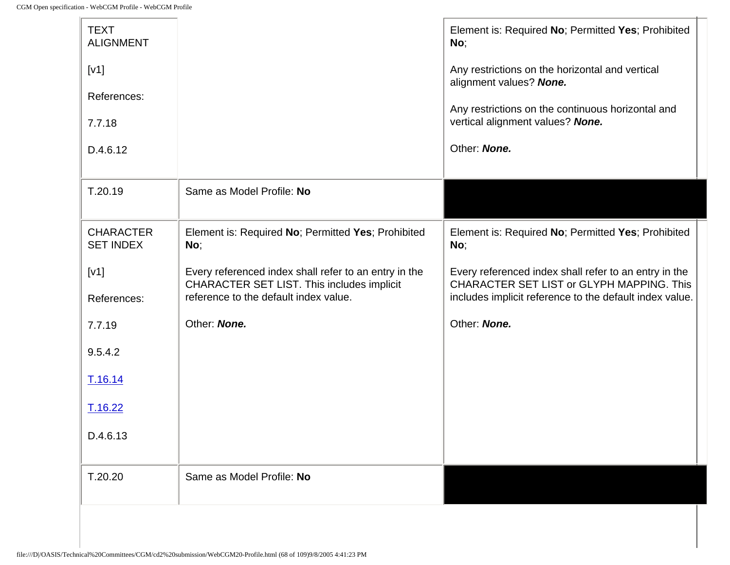| | | |
|---|---|---|
| TEXT ALIGNMENT<br><br>[v1]<br><br>References:<br><br>7.7.18<br><br>D.4.6.12 | | Element is: Required **No**; Permitted **Yes**; Prohibited **No**;<br><br>Any restrictions on the horizontal and vertical alignment values? ***None.***<br><br>Any restrictions on the continuous horizontal and vertical alignment values? ***None.***<br><br>Other: ***None.*** |
| T.20.19 | Same as Model Profile: **No** | |
| CHARACTER SET INDEX<br><br>[v1]<br><br>References:<br><br>7.7.19<br><br>9.5.4.2<br><br>T.16.14<br><br>T.16.22<br><br>D.4.6.13 | Element is: Required **No**; Permitted **Yes**; Prohibited **No**;<br><br>Every referenced index shall refer to an entry in the CHARACTER SET LIST. This includes implicit reference to the default index value.<br><br>Other: ***None.*** | Element is: Required **No**; Permitted **Yes**; Prohibited **No**;<br><br>Every referenced index shall refer to an entry in the CHARACTER SET LIST or GLYPH MAPPING. This includes implicit reference to the default index value.<br><br>Other: ***None.*** |
| T.20.20 | Same as Model Profile: **No** | |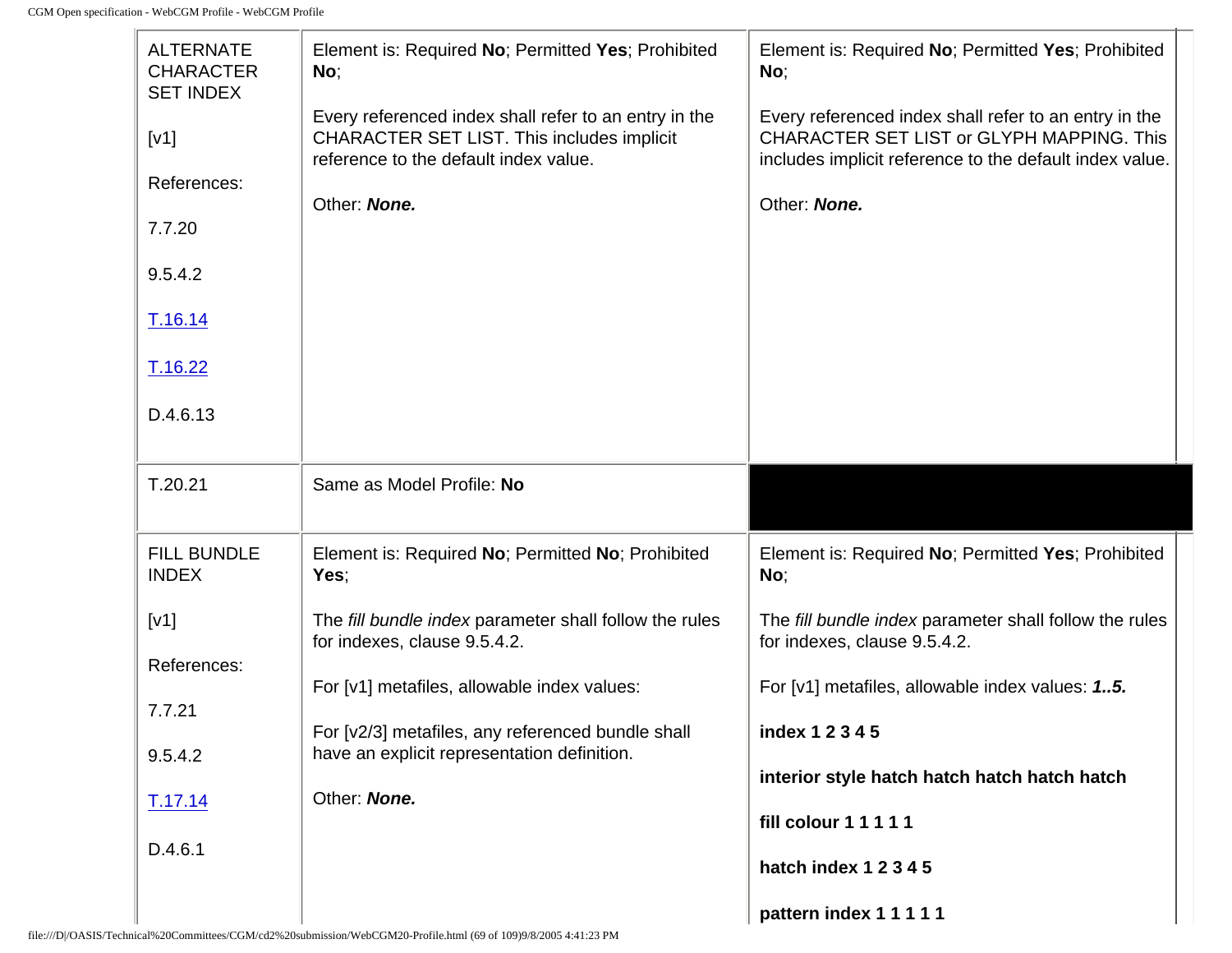| | | |
|---|---|---|
| ALTERNATE CHARACTER SET INDEX<br><br>[v1]<br><br>References:<br><br>7.7.20<br><br>9.5.4.2<br><br>T.16.14<br><br>T.16.22<br><br>D.4.6.13 | Element is: Required **No**; Permitted **Yes**; Prohibited **No**;<br><br>Every referenced index shall refer to an entry in the CHARACTER SET LIST. This includes implicit reference to the default index value.<br><br>Other: ***None.*** | Element is: Required **No**; Permitted **Yes**; Prohibited **No**;<br><br>Every referenced index shall refer to an entry in the CHARACTER SET LIST or GLYPH MAPPING. This includes implicit reference to the default index value.<br><br>Other: ***None.*** |
| T.20.21 | Same as Model Profile: **No** | |
| FILL BUNDLE INDEX<br><br>[v1]<br><br>References:<br><br>7.7.21<br><br>9.5.4.2<br><br>T.17.14<br><br>D.4.6.1 | Element is: Required **No**; Permitted **No**; Prohibited **Yes**;<br><br>The *fill bundle index* parameter shall follow the rules for indexes, clause 9.5.4.2.<br><br>For [v1] metafiles, allowable index values:<br><br>For [v2/3] metafiles, any referenced bundle shall have an explicit representation definition.<br><br>Other: ***None.*** | Element is: Required **No**; Permitted **Yes**; Prohibited **No**;<br><br>The *fill bundle index* parameter shall follow the rules for indexes, clause 9.5.4.2.<br><br>For [v1] metafiles, allowable index values: ***1..5.***<br><br>**index 1 2 3 4 5**<br><br>**interior style hatch hatch hatch hatch hatch**<br><br>**fill colour 1 1 1 1 1**<br><br>**hatch index 1 2 3 4 5**<br><br>**pattern index 1 1 1 1 1** |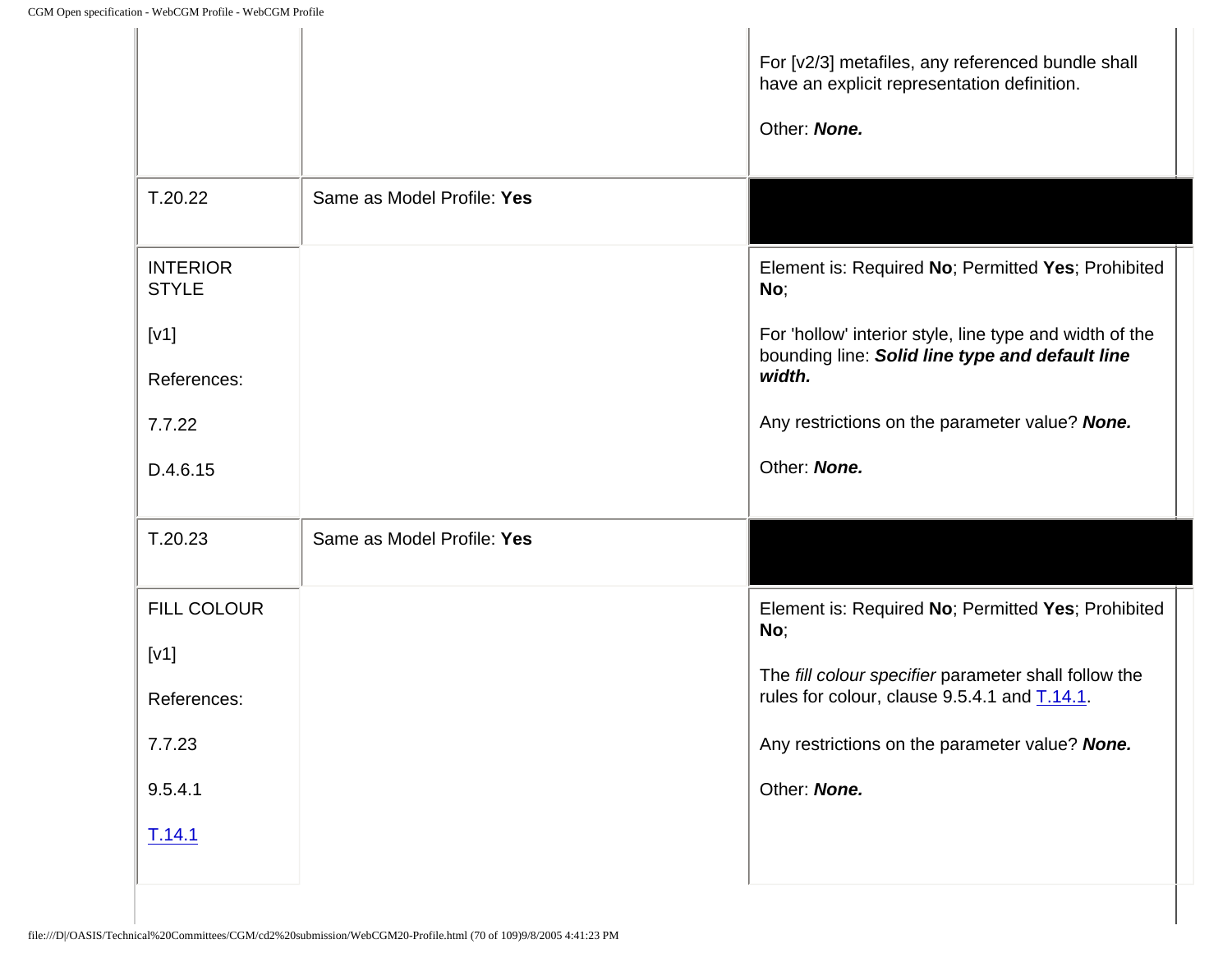| | | |
|---|---|---|
| | | For [v2/3] metafiles, any referenced bundle shall have an explicit representation definition.<br><br>Other: ***None.*** |
| T.20.22 | Same as Model Profile: **Yes** | |
| INTERIOR STYLE<br><br>[v1]<br><br>References:<br><br>7.7.22<br><br>D.4.6.15 | | Element is: Required **No**; Permitted **Yes**; Prohibited **No**;<br><br>For 'hollow' interior style, line type and width of the bounding line: ***Solid line type and default line width.***<br><br>Any restrictions on the parameter value? ***None.***<br><br>Other: ***None.*** |
| T.20.23 | Same as Model Profile: **Yes** | |
| FILL COLOUR<br><br>[v1]<br><br>References:<br><br>7.7.23<br><br>9.5.4.1<br><br>T.14.1 | | Element is: Required **No**; Permitted **Yes**; Prohibited **No**;<br><br>The *fill colour specifier* parameter shall follow the rules for colour, clause 9.5.4.1 and T.14.1.<br><br>Any restrictions on the parameter value? ***None.***<br><br>Other: ***None.*** |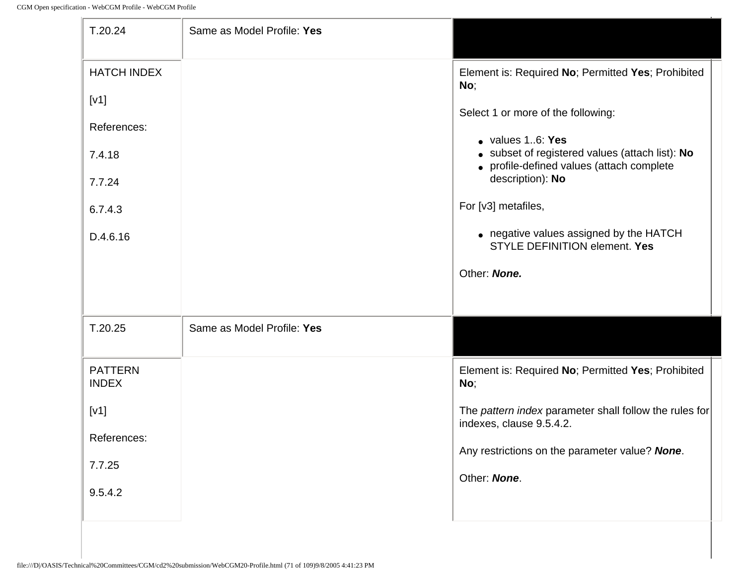| T.20.24 | Same as Model Profile: **Yes** | |
|---|---|---|
| HATCH INDEX<br><br>[v1]<br><br>References:<br><br>7.4.18<br><br>7.7.24<br><br>6.7.4.3<br><br>D.4.6.16 | | Element is: Required **No**; Permitted **Yes**; Prohibited **No**;<br><br>Select 1 or more of the following:<br><br>• values 1..6: **Yes**<br>• subset of registered values (attach list): **No**<br>• profile-defined values (attach complete description): **No**<br><br>For [v3] metafiles,<br><br>• negative values assigned by the HATCH STYLE DEFINITION element. **Yes**<br><br>Other: ***None.*** |
| T.20.25 | Same as Model Profile: **Yes** | |
| PATTERN INDEX<br><br>[v1]<br><br>References:<br><br>7.7.25<br><br>9.5.4.2 | | Element is: Required **No**; Permitted **Yes**; Prohibited **No**;<br><br>The *pattern index* parameter shall follow the rules for indexes, clause 9.5.4.2.<br><br>Any restrictions on the parameter value? ***None***.<br><br>Other: ***None***. |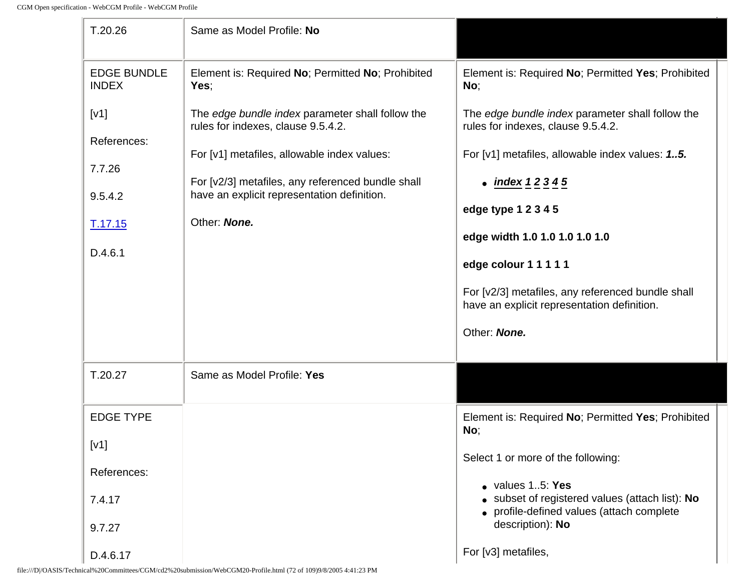| | | |
|---|---|---|
| T.20.26 | Same as Model Profile: **No** | |
| EDGE BUNDLE INDEX<br><br>[v1]<br><br>References:<br><br>7.7.26<br><br>9.5.4.2<br><br>T.17.15<br><br>D.4.6.1 | Element is: Required **No**; Permitted **No**; Prohibited **Yes**;<br><br>The *edge bundle index* parameter shall follow the rules for indexes, clause 9.5.4.2.<br><br>For [v1] metafiles, allowable index values:<br><br>For [v2/3] metafiles, any referenced bundle shall have an explicit representation definition.<br><br>Other: ***None.*** | Element is: Required **No**; Permitted **Yes**; Prohibited **No**;<br><br>The *edge bundle index* parameter shall follow the rules for indexes, clause 9.5.4.2.<br><br>For [v1] metafiles, allowable index values: ***1..5.***<br><br>• ***index 1 2 3 4 5***<br><br>**edge type 1 2 3 4 5**<br><br>**edge width 1.0 1.0 1.0 1.0 1.0**<br><br>**edge colour 1 1 1 1 1**<br><br>For [v2/3] metafiles, any referenced bundle shall have an explicit representation definition.<br><br>Other: ***None.*** |
| T.20.27 | Same as Model Profile: **Yes** | |
| EDGE TYPE<br><br>[v1]<br><br>References:<br><br>7.4.17<br><br>9.7.27<br><br>D.4.6.17 | | Element is: Required **No**; Permitted **Yes**; Prohibited **No**;<br><br>Select 1 or more of the following:<br><br>• values 1..5: **Yes**<br>• subset of registered values (attach list): **No**<br>• profile-defined values (attach complete description): **No**<br><br>For [v3] metafiles, |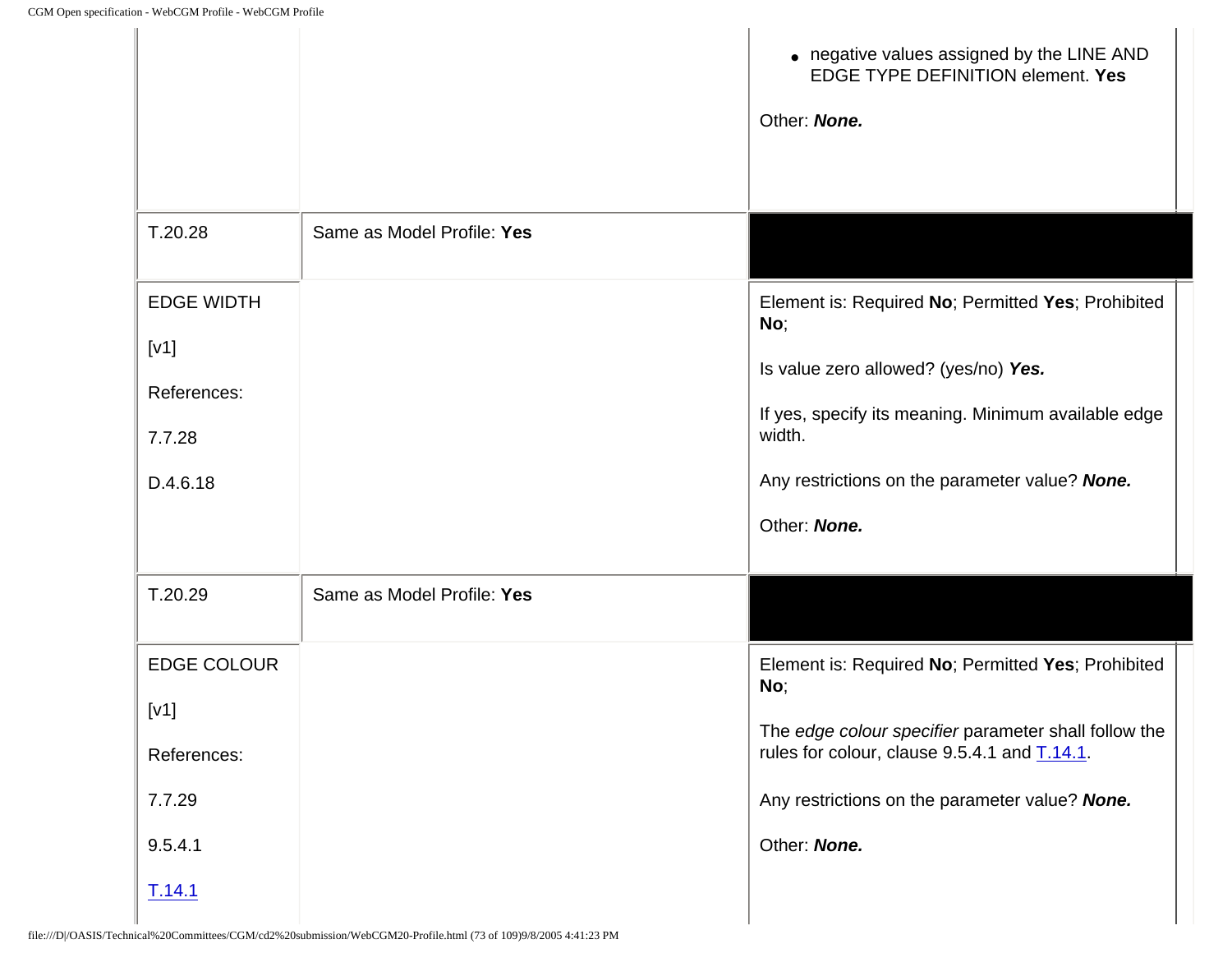| | | |
|---|---|---|
| | | • negative values assigned by the LINE AND EDGE TYPE DEFINITION element. **Yes**<br><br>Other: ***None.*** |
| T.20.28 | Same as Model Profile: **Yes** | |
| EDGE WIDTH<br><br>[v1]<br><br>References:<br><br>7.7.28<br><br>D.4.6.18 | | Element is: Required **No**; Permitted **Yes**; Prohibited **No**;<br><br>Is value zero allowed? (yes/no) ***Yes.***<br><br>If yes, specify its meaning. Minimum available edge width.<br><br>Any restrictions on the parameter value? ***None.***<br><br>Other: ***None.*** |
| T.20.29 | Same as Model Profile: **Yes** | |
| EDGE COLOUR<br><br>[v1]<br><br>References:<br><br>7.7.29<br><br>9.5.4.1<br><br>T.14.1 | | Element is: Required **No**; Permitted **Yes**; Prohibited **No**;<br><br>The *edge colour specifier* parameter shall follow the rules for colour, clause 9.5.4.1 and T.14.1.<br><br>Any restrictions on the parameter value? ***None.***<br><br>Other: ***None.*** |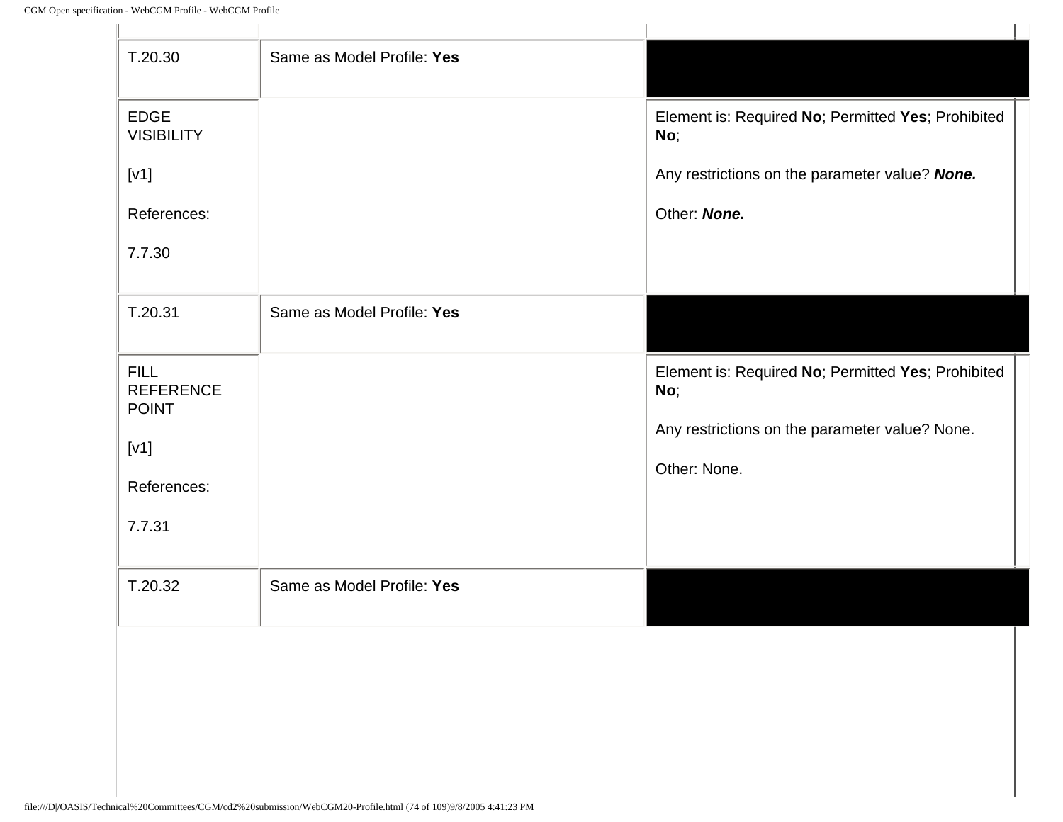| | | |
|---|---|---|
| T.20.30 | Same as Model Profile: **Yes** | |
| EDGE VISIBILITY<br><br>[v1]<br><br>References:<br><br>7.7.30 | | Element is: Required **No**; Permitted **Yes**; Prohibited **No**;<br><br>Any restrictions on the parameter value? ***None.***<br><br>Other: ***None.*** |
| T.20.31 | Same as Model Profile: **Yes** | |
| FILL REFERENCE POINT<br><br>[v1]<br><br>References:<br><br>7.7.31 | | Element is: Required **No**; Permitted **Yes**; Prohibited **No**;<br><br>Any restrictions on the parameter value? None.<br><br>Other: None. |
| T.20.32 | Same as Model Profile: **Yes** | |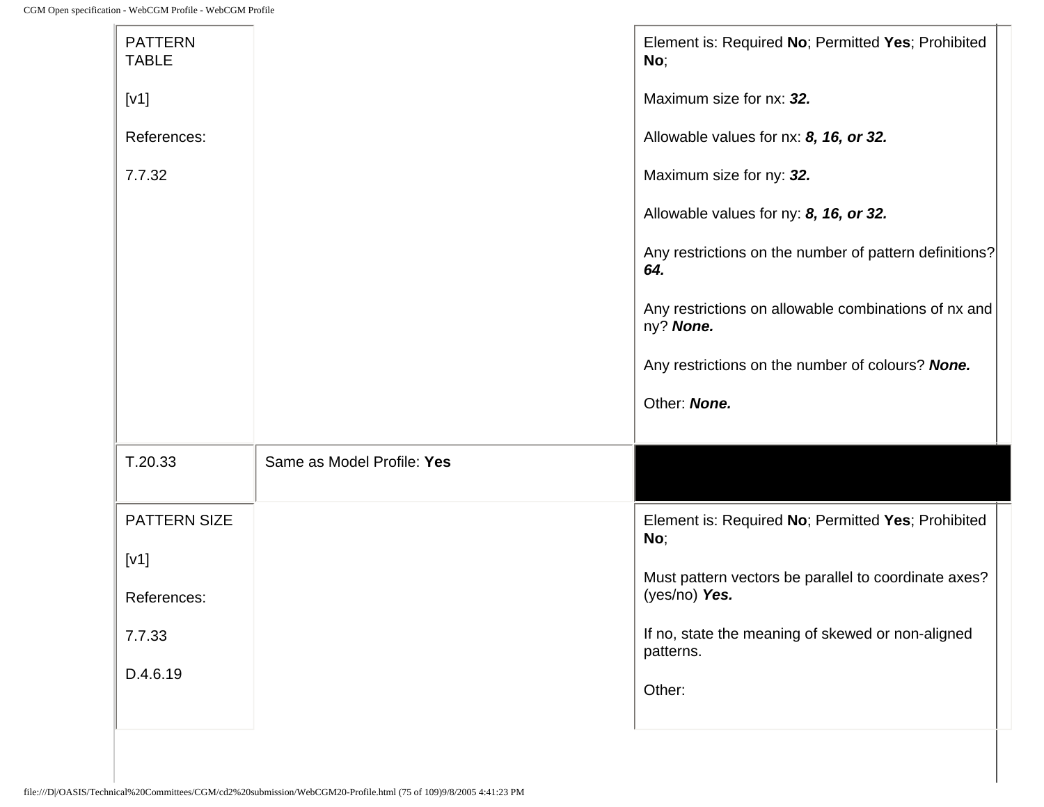| | | |
|---|---|---|
| PATTERN TABLE<br><br>[v1]<br><br>References:<br><br>7.7.32 | | Element is: Required **No**; Permitted **Yes**; Prohibited **No**;<br><br>Maximum size for nx: ***32.***<br><br>Allowable values for nx: ***8, 16, or 32.***<br><br>Maximum size for ny: ***32.***<br><br>Allowable values for ny: ***8, 16, or 32.***<br><br>Any restrictions on the number of pattern definitions? ***64.***<br><br>Any restrictions on allowable combinations of nx and ny? ***None.***<br><br>Any restrictions on the number of colours? ***None.***<br><br>Other: ***None.*** |
| T.20.33 | Same as Model Profile: **Yes** | |
| PATTERN SIZE<br><br>[v1]<br><br>References:<br><br>7.7.33<br><br>D.4.6.19 | | Element is: Required **No**; Permitted **Yes**; Prohibited **No**;<br><br>Must pattern vectors be parallel to coordinate axes? (yes/no) ***Yes.***<br><br>If no, state the meaning of skewed or non-aligned patterns.<br><br>Other: |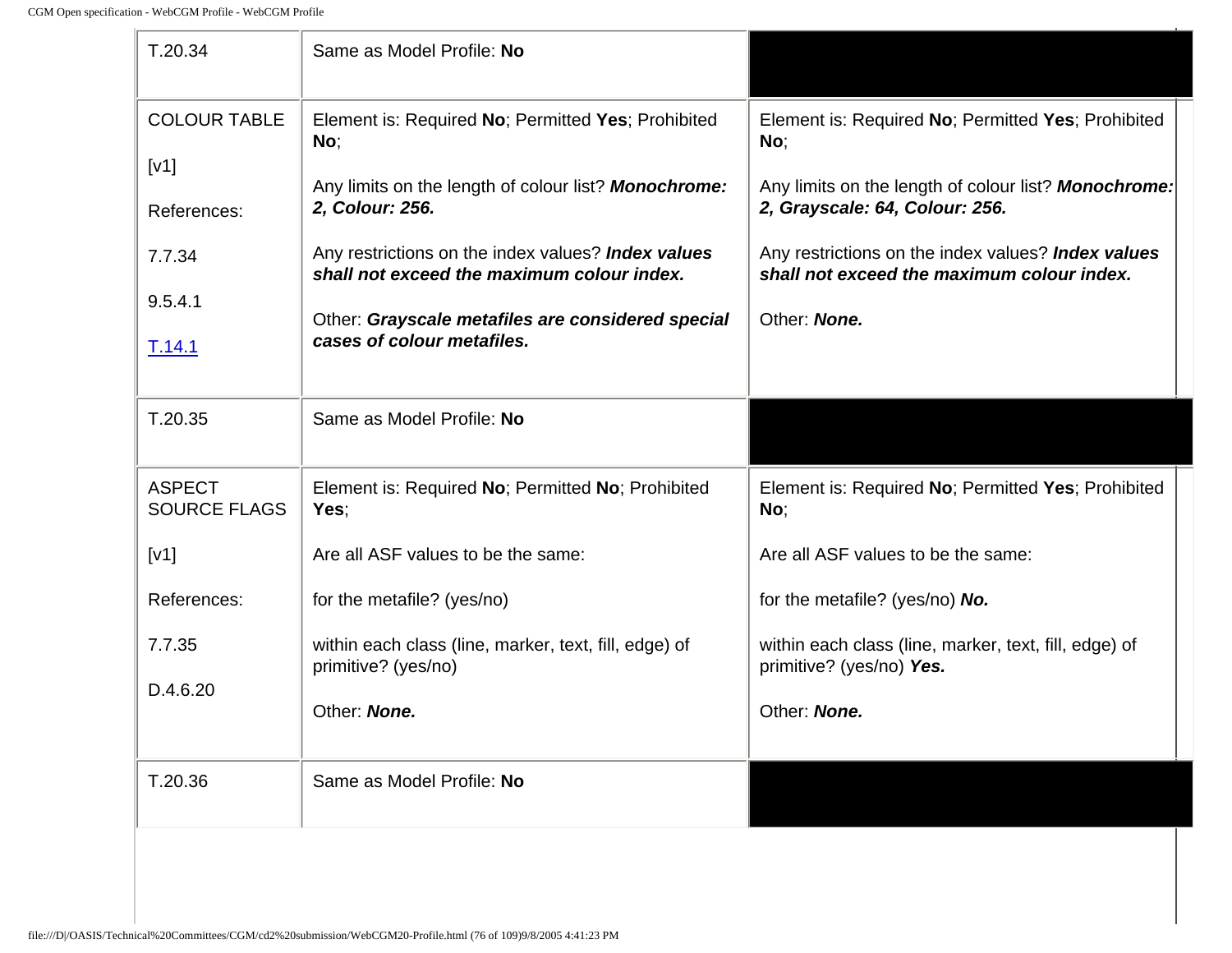| | | |
|---|---|---|
| T.20.34 | Same as Model Profile: **No** | |
| COLOUR TABLE<br><br>[v1]<br><br>References:<br><br>7.7.34<br><br>9.5.4.1<br><br>[T.14.1](#) | Element is: Required **No**; Permitted **Yes**; Prohibited **No**;<br><br>Any limits on the length of colour list? ***Monochrome: 2, Colour: 256.***<br><br>Any restrictions on the index values? ***Index values shall not exceed the maximum colour index.***<br><br>Other: ***Grayscale metafiles are considered special cases of colour metafiles.*** | Element is: Required **No**; Permitted **Yes**; Prohibited **No**;<br><br>Any limits on the length of colour list? ***Monochrome: 2, Grayscale: 64, Colour: 256.***<br><br>Any restrictions on the index values? ***Index values shall not exceed the maximum colour index.***<br><br>Other: ***None.*** |
| T.20.35 | Same as Model Profile: **No** | |
| ASPECT SOURCE FLAGS<br><br>[v1]<br><br>References:<br><br>7.7.35<br><br>D.4.6.20 | Element is: Required **No**; Permitted **No**; Prohibited **Yes**;<br><br>Are all ASF values to be the same:<br><br>for the metafile? (yes/no)<br><br>within each class (line, marker, text, fill, edge) of primitive? (yes/no)<br><br>Other: ***None.*** | Element is: Required **No**; Permitted **Yes**; Prohibited **No**;<br><br>Are all ASF values to be the same:<br><br>for the metafile? (yes/no) ***No.***<br><br>within each class (line, marker, text, fill, edge) of primitive? (yes/no) ***Yes.***<br><br>Other: ***None.*** |
| T.20.36 | Same as Model Profile: **No** | |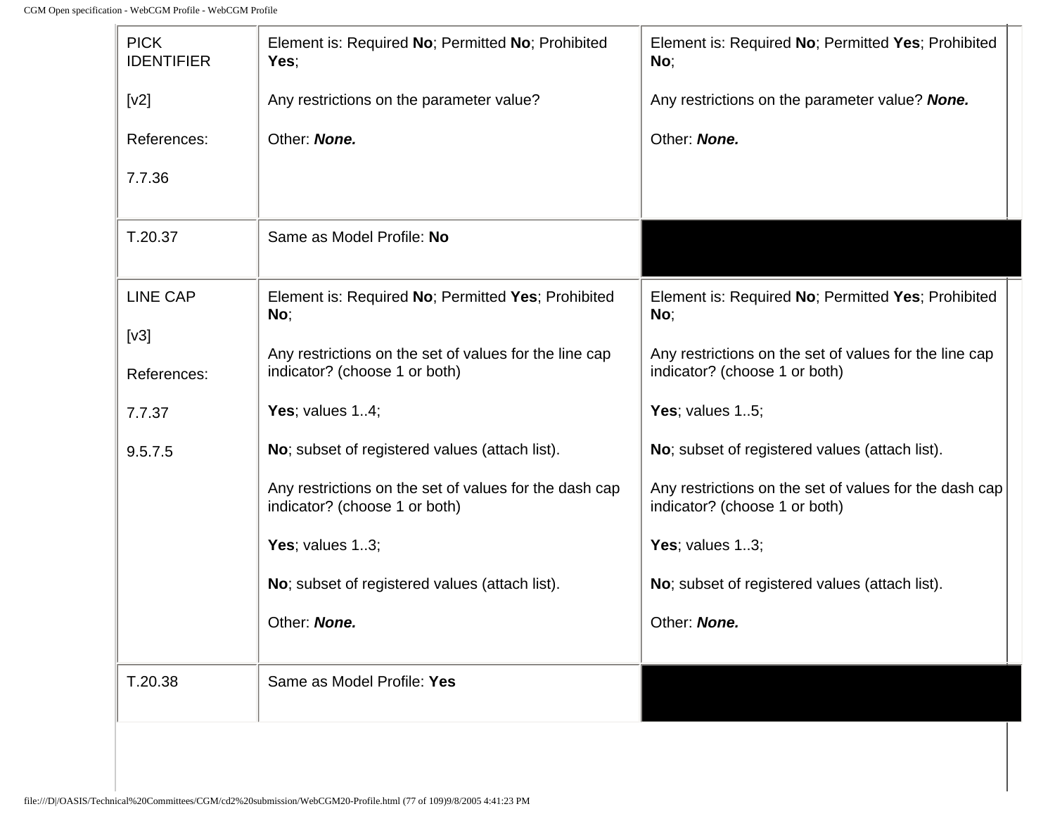| | | |
|---|---|---|
| PICK IDENTIFIER<br><br>[v2]<br><br>References:<br><br>7.7.36 | Element is: Required **No**; Permitted **No**; Prohibited **Yes**;<br><br>Any restrictions on the parameter value?<br><br>Other: ***None.*** | Element is: Required **No**; Permitted **Yes**; Prohibited **No**;<br><br>Any restrictions on the parameter value? ***None.***<br><br>Other: ***None.*** |
| T.20.37 | Same as Model Profile: **No** | |
| LINE CAP<br><br>[v3]<br><br>References:<br><br>7.7.37<br><br>9.5.7.5 | Element is: Required **No**; Permitted **Yes**; Prohibited **No**;<br><br>Any restrictions on the set of values for the line cap indicator? (choose 1 or both)<br><br>**Yes**; values 1..4;<br><br>**No**; subset of registered values (attach list).<br><br>Any restrictions on the set of values for the dash cap indicator? (choose 1 or both)<br><br>**Yes**; values 1..3;<br><br>**No**; subset of registered values (attach list).<br><br>Other: ***None.*** | Element is: Required **No**; Permitted **Yes**; Prohibited **No**;<br><br>Any restrictions on the set of values for the line cap indicator? (choose 1 or both)<br><br>**Yes**; values 1..5;<br><br>**No**; subset of registered values (attach list).<br><br>Any restrictions on the set of values for the dash cap indicator? (choose 1 or both)<br><br>**Yes**; values 1..3;<br><br>**No**; subset of registered values (attach list).<br><br>Other: ***None.*** |
| T.20.38 | Same as Model Profile: **Yes** | |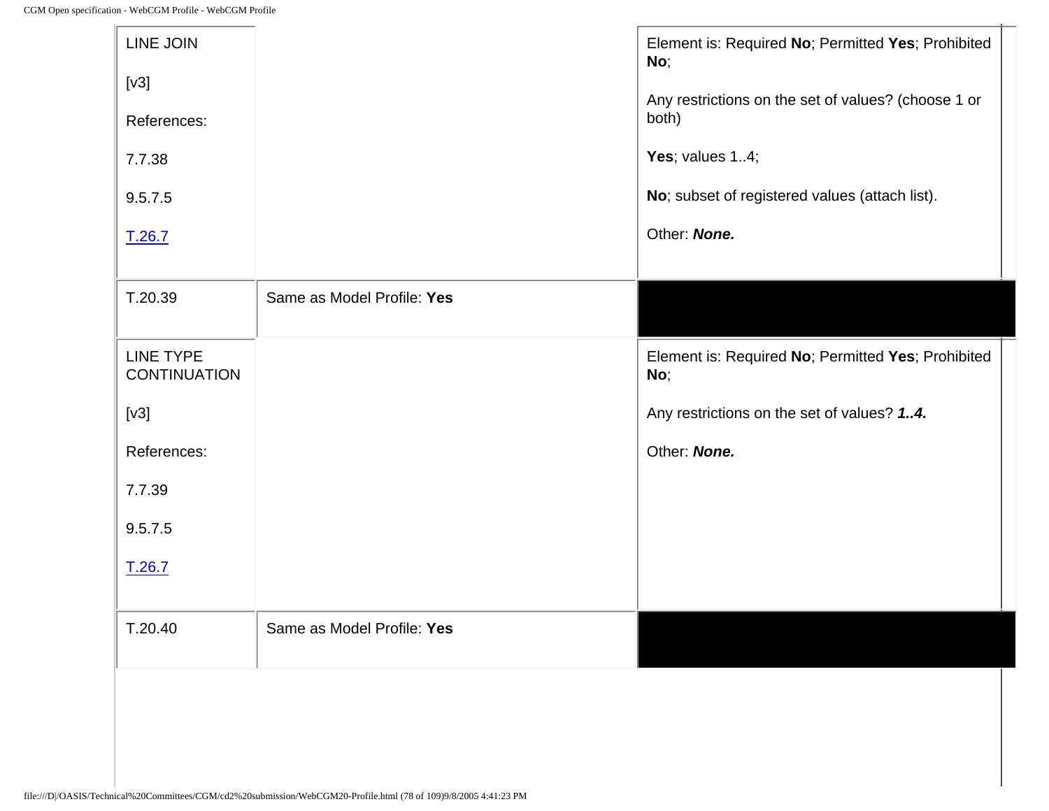| | | |
|---|---|---|
| LINE JOIN<br><br>[v3]<br><br>References:<br><br>7.7.38<br><br>9.5.7.5<br><br>T.26.7 | | Element is: Required **No**; Permitted **Yes**; Prohibited **No**;<br><br>Any restrictions on the set of values? (choose 1 or both)<br><br>**Yes**; values 1..4;<br><br>**No**; subset of registered values (attach list).<br><br>Other: ***None.*** |
| T.20.39 | Same as Model Profile: **Yes** | |
| LINE TYPE CONTINUATION<br><br>[v3]<br><br>References:<br><br>7.7.39<br><br>9.5.7.5<br><br>T.26.7 | | Element is: Required **No**; Permitted **Yes**; Prohibited **No**;<br><br>Any restrictions on the set of values? ***1..4.***<br><br>Other: ***None.*** |
| T.20.40 | Same as Model Profile: **Yes** | |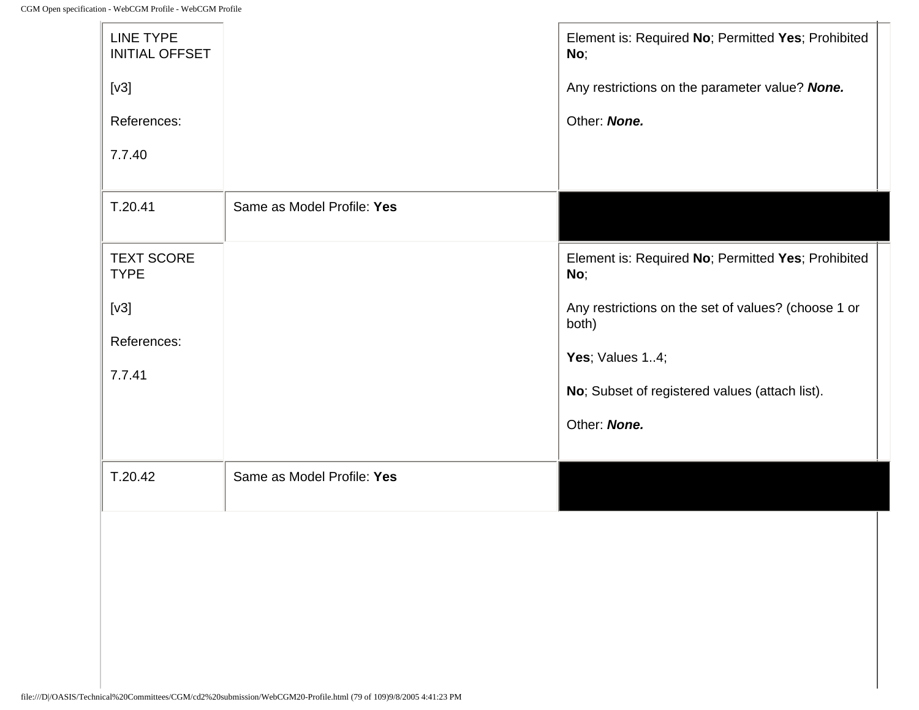| | | |
|---|---|---|
| LINE TYPE INITIAL OFFSET<br><br>[v3]<br><br>References:<br><br>7.7.40 | | Element is: Required **No**; Permitted **Yes**; Prohibited **No**;<br><br>Any restrictions on the parameter value? ***None.***<br><br>Other: ***None.*** |
| T.20.41 | Same as Model Profile: **Yes** | |
| TEXT SCORE TYPE<br><br>[v3]<br><br>References:<br><br>7.7.41 | | Element is: Required **No**; Permitted **Yes**; Prohibited **No**;<br><br>Any restrictions on the set of values? (choose 1 or both)<br><br>**Yes**; Values 1..4;<br><br>**No**; Subset of registered values (attach list).<br><br>Other: ***None.*** |
| T.20.42 | Same as Model Profile: **Yes** | |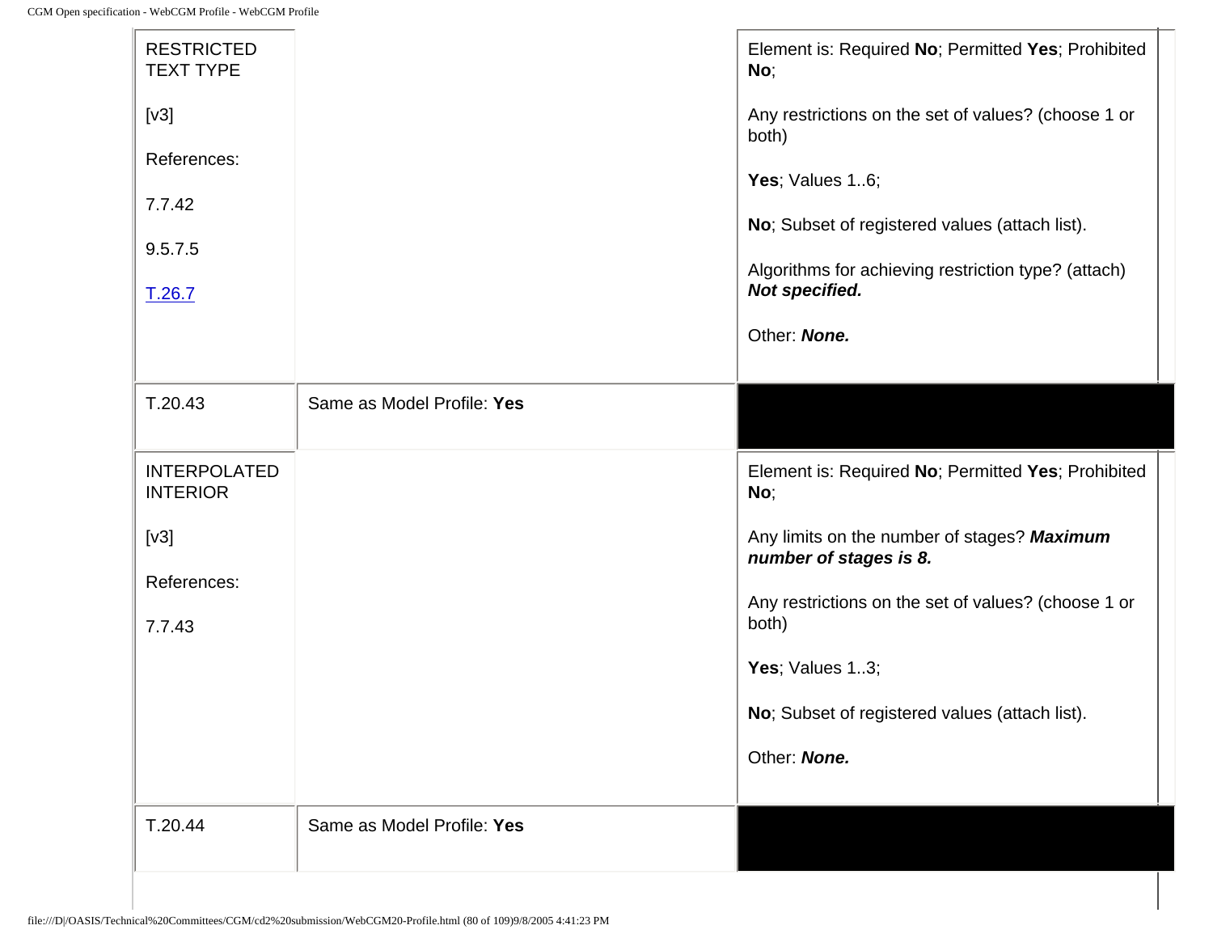| | | |
|---|---|---|
| RESTRICTED TEXT TYPE<br><br>[v3]<br><br>References:<br><br>7.7.42<br><br>9.5.7.5<br><br>T.26.7 | | Element is: Required **No**; Permitted **Yes**; Prohibited **No**;<br><br>Any restrictions on the set of values? (choose 1 or both)<br><br>**Yes**; Values 1..6;<br><br>**No**; Subset of registered values (attach list).<br><br>Algorithms for achieving restriction type? (attach) ***Not specified.***<br><br>Other: ***None.*** |
| T.20.43 | Same as Model Profile: **Yes** | |
| INTERPOLATED INTERIOR<br><br>[v3]<br><br>References:<br><br>7.7.43 | | Element is: Required **No**; Permitted **Yes**; Prohibited **No**;<br><br>Any limits on the number of stages? ***Maximum number of stages is 8.***<br><br>Any restrictions on the set of values? (choose 1 or both)<br><br>**Yes**; Values 1..3;<br><br>**No**; Subset of registered values (attach list).<br><br>Other: ***None.*** |
| T.20.44 | Same as Model Profile: **Yes** | |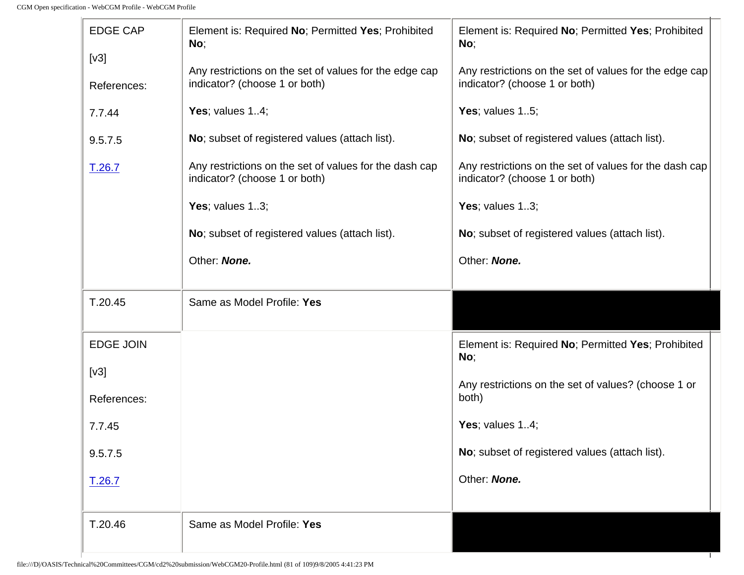| | | |
|---|---|---|
| EDGE CAP<br><br>[v3]<br><br>References:<br><br>7.7.44<br><br>9.5.7.5<br><br>T.26.7 | Element is: Required **No**; Permitted **Yes**; Prohibited **No**;<br><br>Any restrictions on the set of values for the edge cap indicator? (choose 1 or both)<br><br>**Yes**; values 1..4;<br><br>**No**; subset of registered values (attach list).<br><br>Any restrictions on the set of values for the dash cap indicator? (choose 1 or both)<br><br>**Yes**; values 1..3;<br><br>**No**; subset of registered values (attach list).<br><br>Other: ***None.*** | Element is: Required **No**; Permitted **Yes**; Prohibited **No**;<br><br>Any restrictions on the set of values for the edge cap indicator? (choose 1 or both)<br><br>**Yes**; values 1..5;<br><br>**No**; subset of registered values (attach list).<br><br>Any restrictions on the set of values for the dash cap indicator? (choose 1 or both)<br><br>**Yes**; values 1..3;<br><br>**No**; subset of registered values (attach list).<br><br>Other: ***None.*** |
| T.20.45 | Same as Model Profile: **Yes** | |
| EDGE JOIN<br><br>[v3]<br><br>References:<br><br>7.7.45<br><br>9.5.7.5<br><br>T.26.7 | | Element is: Required **No**; Permitted **Yes**; Prohibited **No**;<br><br>Any restrictions on the set of values? (choose 1 or both)<br><br>**Yes**; values 1..4;<br><br>**No**; subset of registered values (attach list).<br><br>Other: ***None.*** |
| T.20.46 | Same as Model Profile: **Yes** | |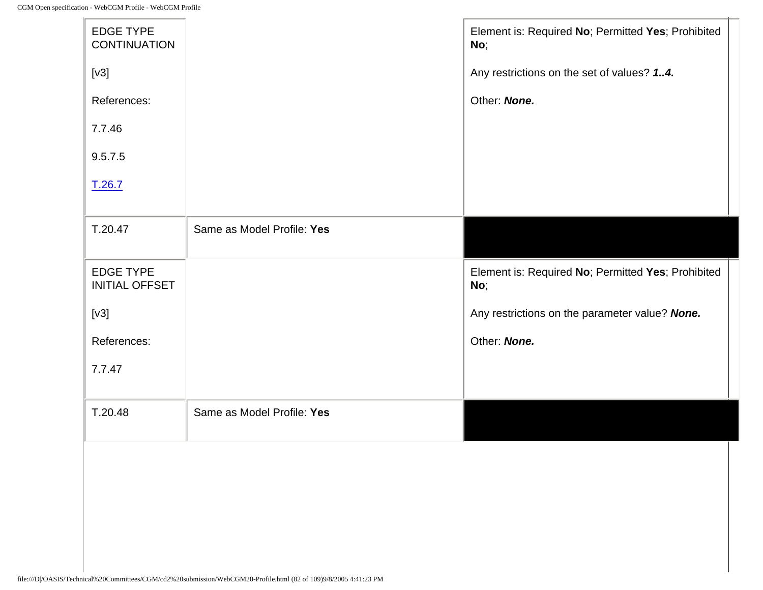| | | |
|---|---|---|
| EDGE TYPE CONTINUATION<br><br>[v3]<br><br>References:<br><br>7.7.46<br><br>9.5.7.5<br><br>T.26.7 | | Element is: Required **No**; Permitted **Yes**; Prohibited **No**;<br><br>Any restrictions on the set of values? ***1..4.***<br><br>Other: ***None.*** |
| T.20.47 | Same as Model Profile: **Yes** | |
| EDGE TYPE INITIAL OFFSET<br><br>[v3]<br><br>References:<br><br>7.7.47 | | Element is: Required **No**; Permitted **Yes**; Prohibited **No**;<br><br>Any restrictions on the parameter value? ***None.***<br><br>Other: ***None.*** |
| T.20.48 | Same as Model Profile: **Yes** | |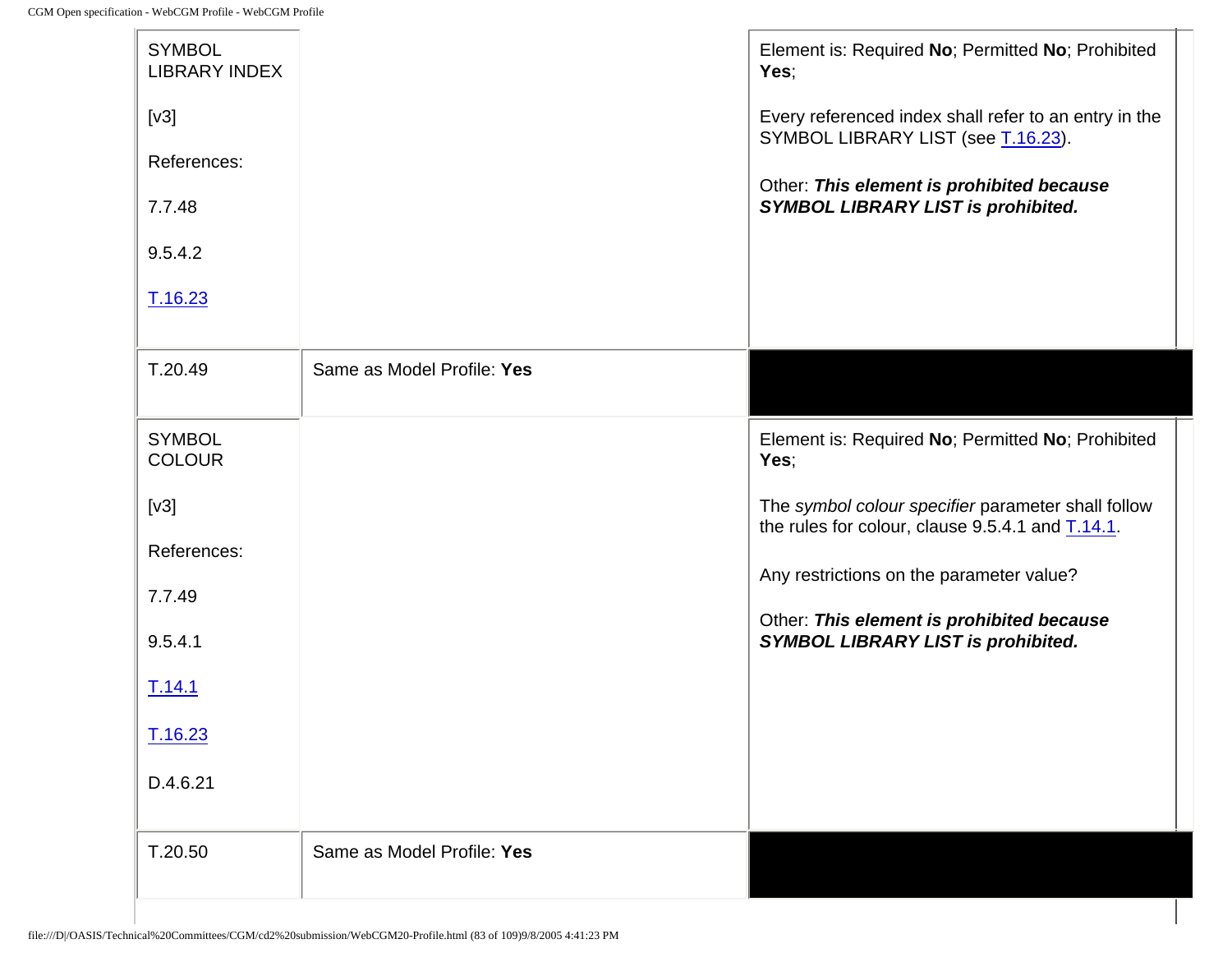| | | |
|---|---|---|
| SYMBOL LIBRARY INDEX<br><br>[v3]<br><br>References:<br><br>7.7.48<br><br>9.5.4.2<br><br>T.16.23 | | Element is: Required **No**; Permitted **No**; Prohibited **Yes**;<br><br>Every referenced index shall refer to an entry in the SYMBOL LIBRARY LIST (see T.16.23).<br><br>Other: ***This element is prohibited because SYMBOL LIBRARY LIST is prohibited.*** |
| T.20.49 | Same as Model Profile: **Yes** | |
| SYMBOL COLOUR<br><br>[v3]<br><br>References:<br><br>7.7.49<br><br>9.5.4.1<br><br>T.14.1<br><br>T.16.23<br><br>D.4.6.21 | | Element is: Required **No**; Permitted **No**; Prohibited **Yes**;<br><br>The *symbol colour specifier* parameter shall follow the rules for colour, clause 9.5.4.1 and T.14.1.<br><br>Any restrictions on the parameter value?<br><br>Other: ***This element is prohibited because SYMBOL LIBRARY LIST is prohibited.*** |
| T.20.50 | Same as Model Profile: **Yes** | |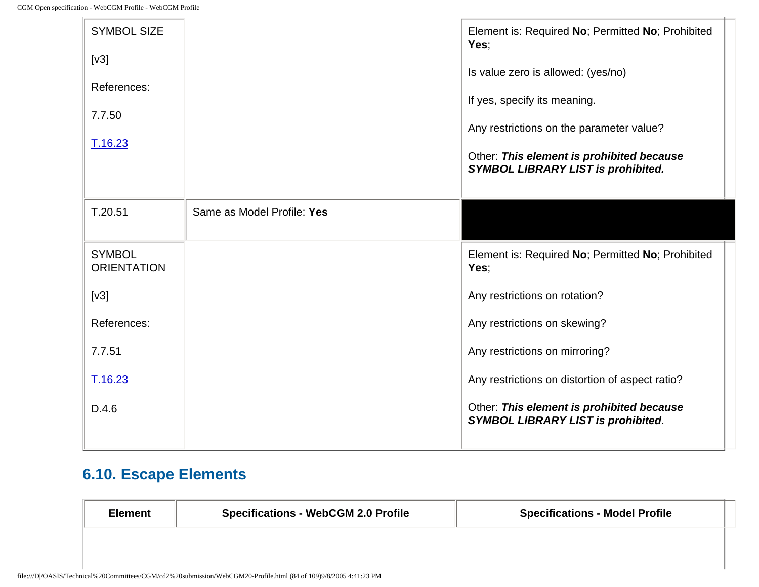| | | |
|---|---|---|
| SYMBOL SIZE<br><br>[v3]<br><br>References:<br><br>7.7.50<br><br>T.16.23 | | Element is: Required **No**; Permitted **No**; Prohibited **Yes**;<br><br>Is value zero is allowed: (yes/no)<br><br>If yes, specify its meaning.<br><br>Any restrictions on the parameter value?<br><br>Other: ***This element is prohibited because SYMBOL LIBRARY LIST is prohibited.*** |
| T.20.51 | Same as Model Profile: **Yes** | |
| SYMBOL ORIENTATION<br><br>[v3]<br><br>References:<br><br>7.7.51<br><br>T.16.23<br><br>D.4.6 | | Element is: Required **No**; Permitted **No**; Prohibited **Yes**;<br><br>Any restrictions on rotation?<br><br>Any restrictions on skewing?<br><br>Any restrictions on mirroring?<br><br>Any restrictions on distortion of aspect ratio?<br><br>Other: ***This element is prohibited because SYMBOL LIBRARY LIST is prohibited***. |

## 6.10. Escape Elements

| Element | Specifications - WebCGM 2.0 Profile | Specifications - Model Profile |
|---|---|---|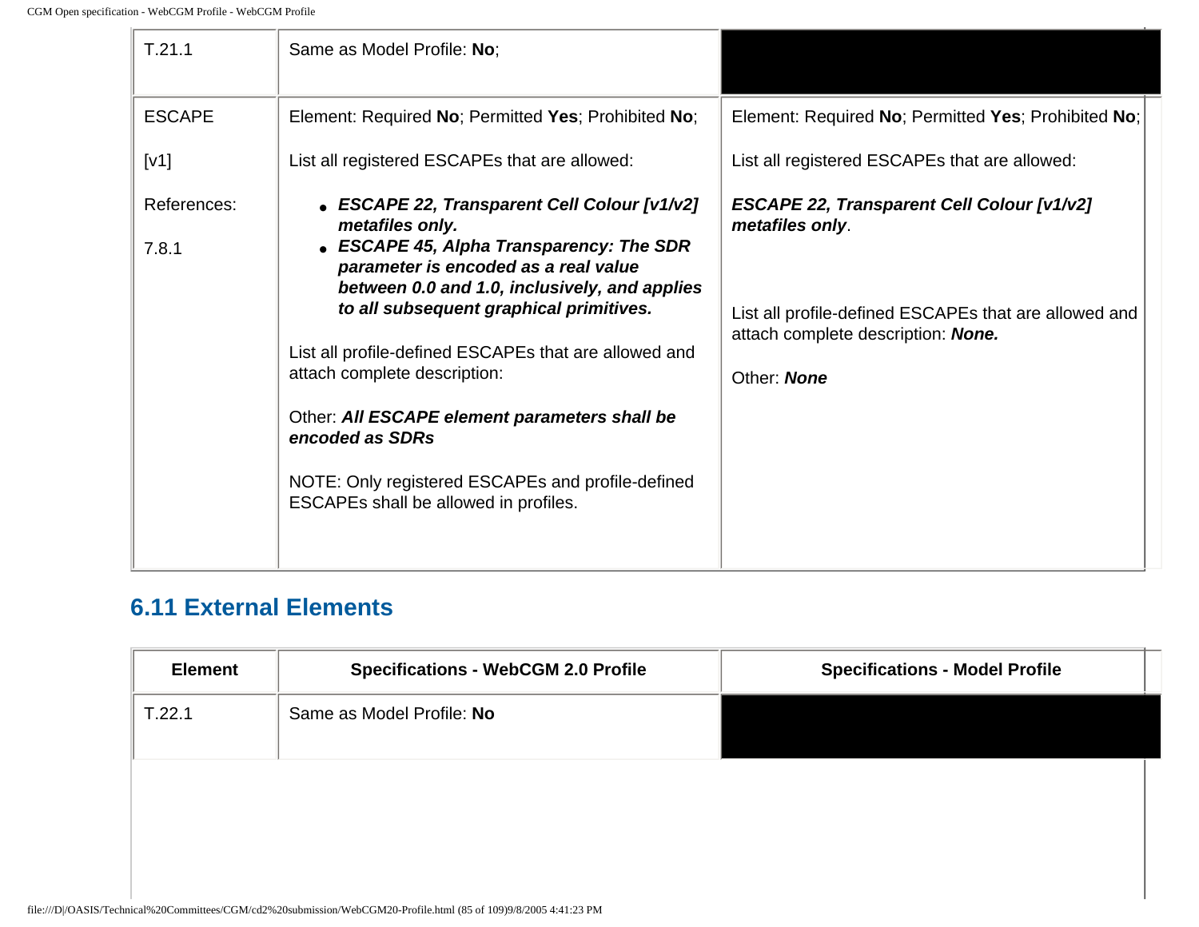| | | |
|---|---|---|
| T.21.1 | Same as Model Profile: **No**; | |
| ESCAPE<br><br>[v1]<br><br>References:<br><br>7.8.1 | Element: Required **No**; Permitted **Yes**; Prohibited **No**;<br><br>List all registered ESCAPEs that are allowed:<br><br>• ***ESCAPE 22, Transparent Cell Colour [v1/v2] metafiles only.***<br>• ***ESCAPE 45, Alpha Transparency: The SDR parameter is encoded as a real value between 0.0 and 1.0, inclusively, and applies to all subsequent graphical primitives.***<br><br>List all profile-defined ESCAPEs that are allowed and attach complete description:<br><br>Other: ***All ESCAPE element parameters shall be encoded as SDRs***<br><br>NOTE: Only registered ESCAPEs and profile-defined ESCAPEs shall be allowed in profiles. | Element: Required **No**; Permitted **Yes**; Prohibited **No**;<br><br>List all registered ESCAPEs that are allowed:<br><br>***ESCAPE 22, Transparent Cell Colour [v1/v2] metafiles only***.<br><br>List all profile-defined ESCAPEs that are allowed and attach complete description: ***None.***<br><br>Other: ***None*** |

## 6.11 External Elements

| Element | Specifications - WebCGM 2.0 Profile | Specifications - Model Profile |
|---|---|---|
| T.22.1 | Same as Model Profile: **No** | |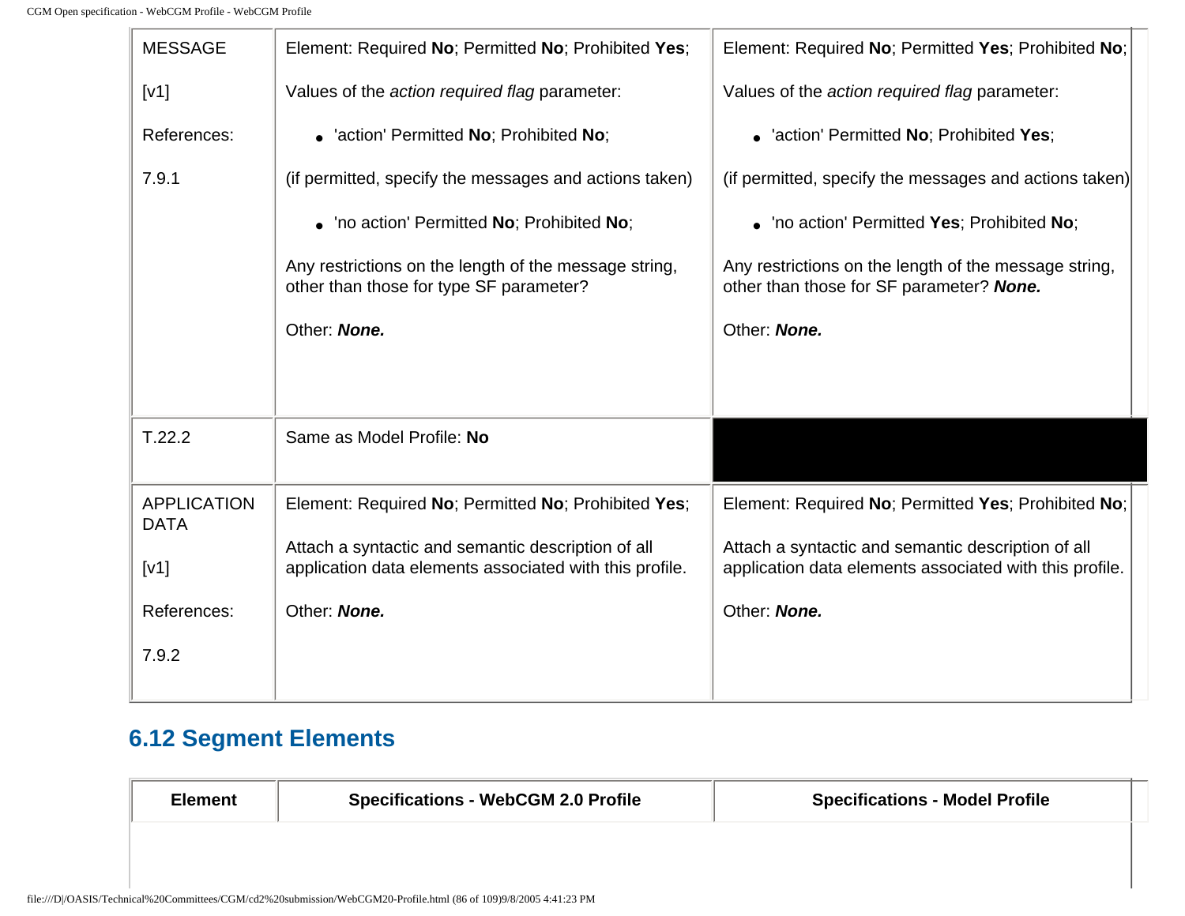| | | |
|---|---|---|
| MESSAGE<br><br>[v1]<br><br>References:<br><br>7.9.1 | Element: Required **No**; Permitted **No**; Prohibited **Yes**;<br><br>Values of the *action required flag* parameter:<br><br>• 'action' Permitted **No**; Prohibited **No**;<br><br>(if permitted, specify the messages and actions taken)<br><br>• 'no action' Permitted **No**; Prohibited **No**;<br><br>Any restrictions on the length of the message string, other than those for type SF parameter?<br><br>Other: ***None.*** | Element: Required **No**; Permitted **Yes**; Prohibited **No**;<br><br>Values of the *action required flag* parameter:<br><br>• 'action' Permitted **No**; Prohibited **Yes**;<br><br>(if permitted, specify the messages and actions taken)<br><br>• 'no action' Permitted **Yes**; Prohibited **No**;<br><br>Any restrictions on the length of the message string, other than those for SF parameter? ***None.***<br><br>Other: ***None.*** |
| T.22.2 | Same as Model Profile: **No** | |
| APPLICATION DATA<br><br>[v1]<br><br>References:<br><br>7.9.2 | Element: Required **No**; Permitted **No**; Prohibited **Yes**;<br><br>Attach a syntactic and semantic description of all application data elements associated with this profile.<br><br>Other: ***None.*** | Element: Required **No**; Permitted **Yes**; Prohibited **No**;<br><br>Attach a syntactic and semantic description of all application data elements associated with this profile.<br><br>Other: ***None.*** |

## 6.12 Segment Elements

| Element | Specifications - WebCGM 2.0 Profile | Specifications - Model Profile |
|---|---|---|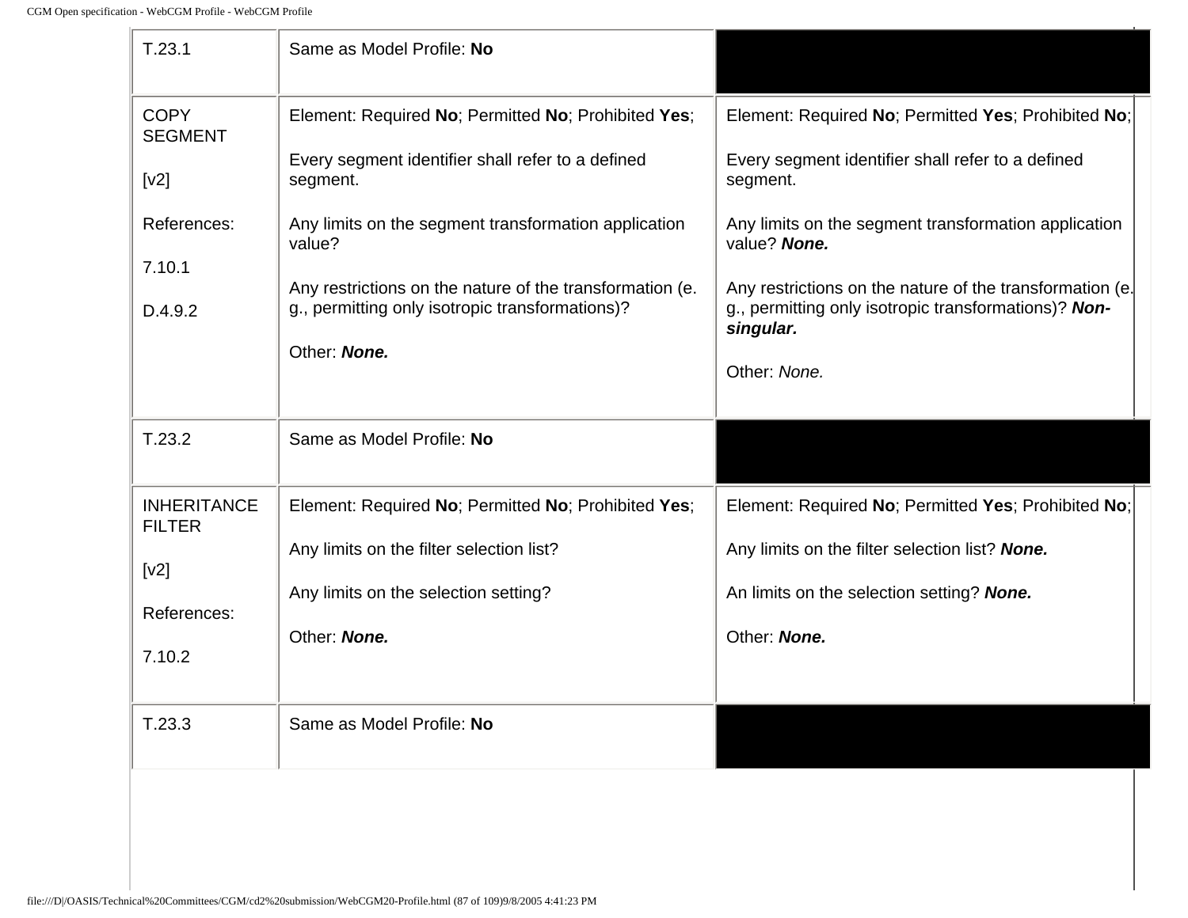| | | |
|---|---|---|
| T.23.1 | Same as Model Profile: **No** | |
| COPY SEGMENT<br><br>[v2]<br><br>References:<br><br>7.10.1<br><br>D.4.9.2 | Element: Required **No**; Permitted **No**; Prohibited **Yes**;<br><br>Every segment identifier shall refer to a defined segment.<br><br>Any limits on the segment transformation application value?<br><br>Any restrictions on the nature of the transformation (e.g., permitting only isotropic transformations)?<br><br>Other: ***None.*** | Element: Required **No**; Permitted **Yes**; Prohibited **No**;<br><br>Every segment identifier shall refer to a defined segment.<br><br>Any limits on the segment transformation application value? ***None.***<br><br>Any restrictions on the nature of the transformation (e.g., permitting only isotropic transformations)? ***Non-singular.***<br><br>Other: *None.* |
| T.23.2 | Same as Model Profile: **No** | |
| INHERITANCE FILTER<br><br>[v2]<br><br>References:<br><br>7.10.2 | Element: Required **No**; Permitted **No**; Prohibited **Yes**;<br><br>Any limits on the filter selection list?<br><br>Any limits on the selection setting?<br><br>Other: ***None.*** | Element: Required **No**; Permitted **Yes**; Prohibited **No**;<br><br>Any limits on the filter selection list? ***None.***<br><br>An limits on the selection setting? ***None.***<br><br>Other: ***None.*** |
| T.23.3 | Same as Model Profile: **No** | |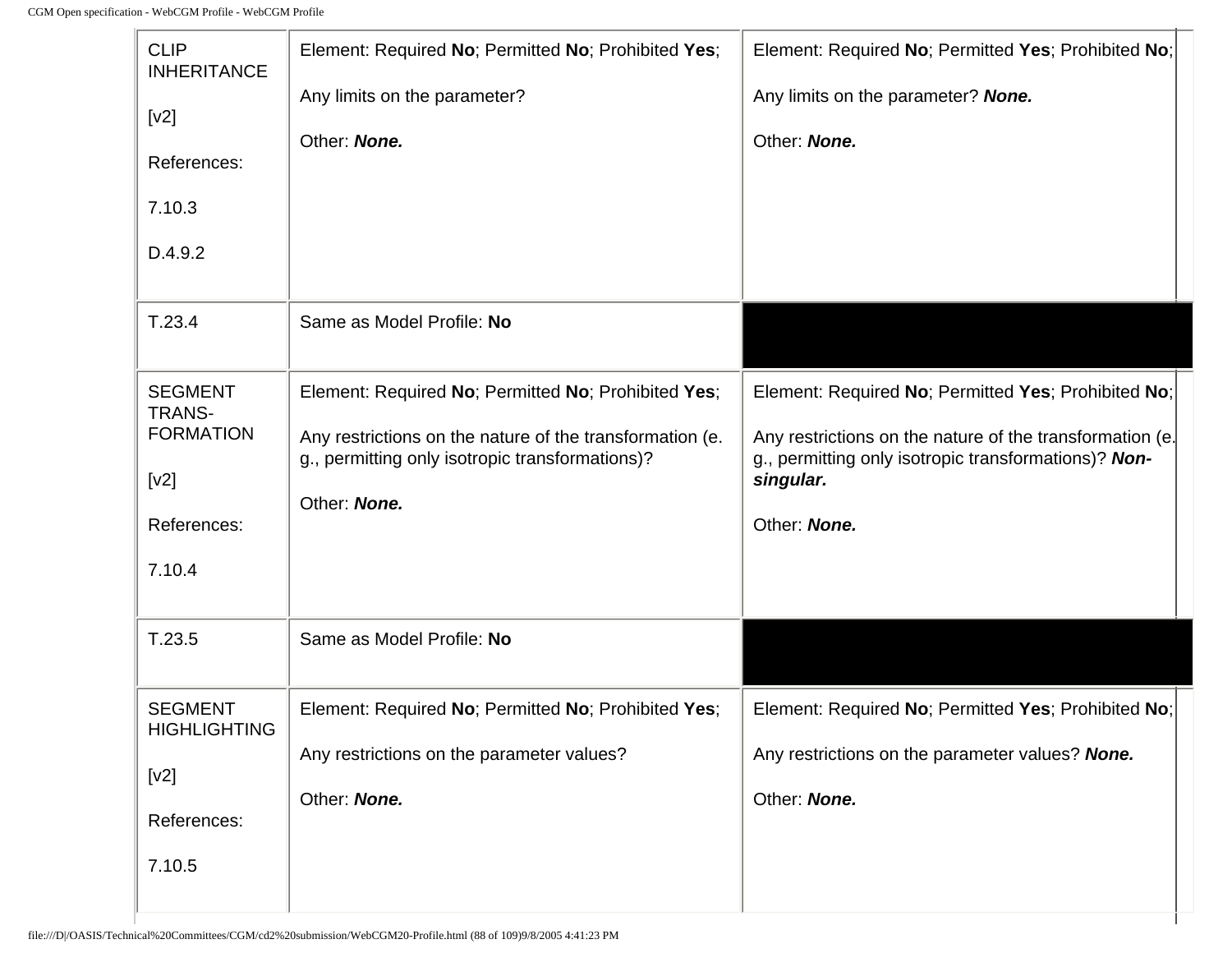| | | |
|---|---|---|
| CLIP INHERITANCE<br><br>[v2]<br><br>References:<br><br>7.10.3<br><br>D.4.9.2 | Element: Required **No**; Permitted **No**; Prohibited **Yes**;<br><br>Any limits on the parameter?<br><br>Other: ***None.*** | Element: Required **No**; Permitted **Yes**; Prohibited **No**;<br><br>Any limits on the parameter? ***None.***<br><br>Other: ***None.*** |
| T.23.4 | Same as Model Profile: **No** | |
| SEGMENT TRANS-FORMATION<br><br>[v2]<br><br>References:<br><br>7.10.4 | Element: Required **No**; Permitted **No**; Prohibited **Yes**;<br><br>Any restrictions on the nature of the transformation (e.g., permitting only isotropic transformations)?<br><br>Other: ***None.*** | Element: Required **No**; Permitted **Yes**; Prohibited **No**;<br><br>Any restrictions on the nature of the transformation (e.g., permitting only isotropic transformations)? ***Non-singular.***<br><br>Other: ***None.*** |
| T.23.5 | Same as Model Profile: **No** | |
| SEGMENT HIGHLIGHTING<br><br>[v2]<br><br>References:<br><br>7.10.5 | Element: Required **No**; Permitted **No**; Prohibited **Yes**;<br><br>Any restrictions on the parameter values?<br><br>Other: ***None.*** | Element: Required **No**; Permitted **Yes**; Prohibited **No**;<br><br>Any restrictions on the parameter values? ***None.***<br><br>Other: ***None.*** |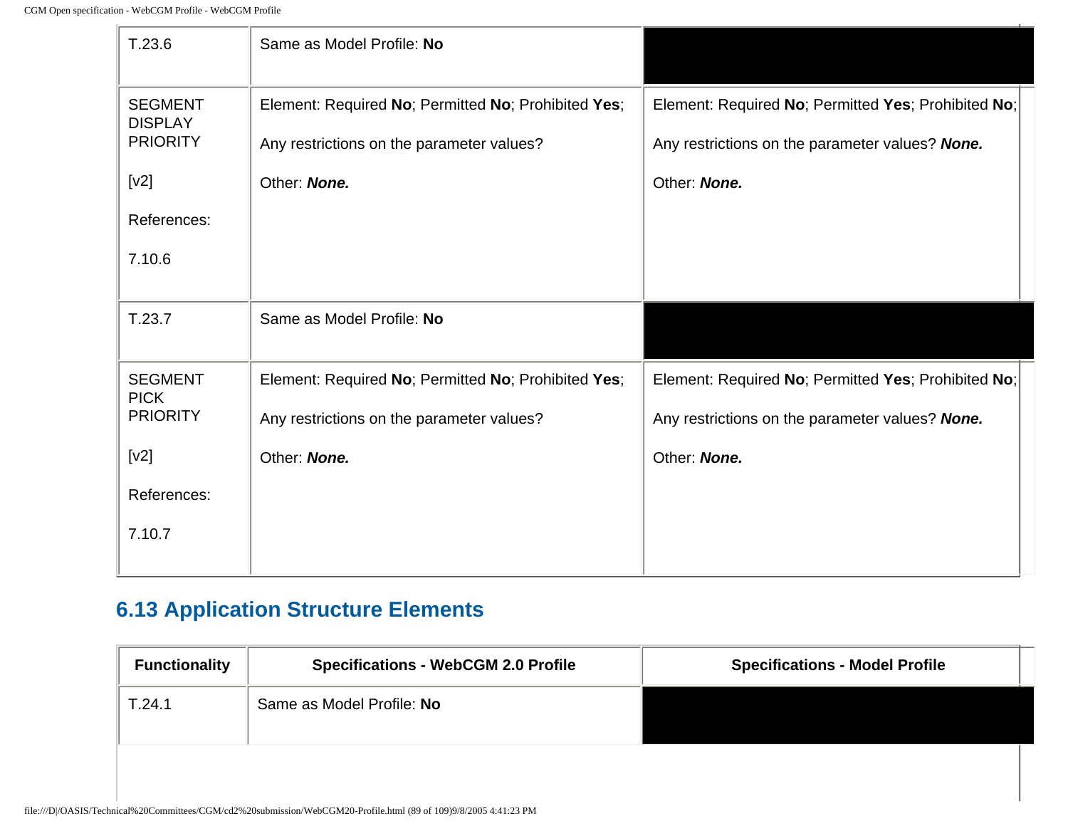| | | |
|---|---|---|
| T.23.6 | Same as Model Profile: **No** | |
| SEGMENT DISPLAY PRIORITY<br><br>[v2]<br><br>References:<br><br>7.10.6 | Element: Required **No**; Permitted **No**; Prohibited **Yes**;<br><br>Any restrictions on the parameter values?<br><br>Other: ***None.*** | Element: Required **No**; Permitted **Yes**; Prohibited **No**;<br><br>Any restrictions on the parameter values? ***None.***<br><br>Other: ***None.*** |
| T.23.7 | Same as Model Profile: **No** | |
| SEGMENT PICK PRIORITY<br><br>[v2]<br><br>References:<br><br>7.10.7 | Element: Required **No**; Permitted **No**; Prohibited **Yes**;<br><br>Any restrictions on the parameter values?<br><br>Other: ***None.*** | Element: Required **No**; Permitted **Yes**; Prohibited **No**;<br><br>Any restrictions on the parameter values? ***None.***<br><br>Other: ***None.*** |

## 6.13 Application Structure Elements

| Functionality | Specifications - WebCGM 2.0 Profile | Specifications - Model Profile |
|---|---|---|
| T.24.1 | Same as Model Profile: **No** | |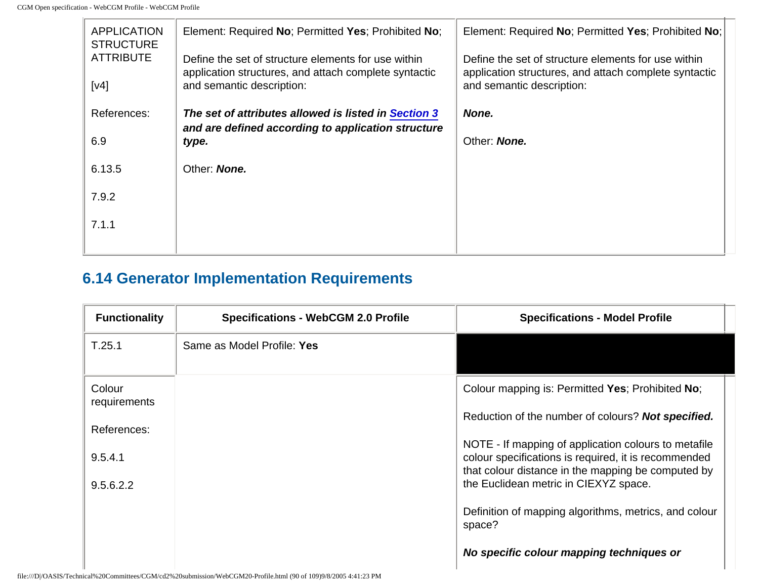| APPLICATION STRUCTURE ATTRIBUTE<br><br>[v4]<br><br>References:<br><br>6.9<br><br>6.13.5<br><br>7.9.2<br><br>7.1.1 | Element: Required **No**; Permitted **Yes**; Prohibited **No**;<br><br>Define the set of structure elements for use within application structures, and attach complete syntactic and semantic description:<br><br>***The set of attributes allowed is listed in [Section 3](#) and are defined according to application structure type.***<br><br>Other: ***None.*** | Element: Required **No**; Permitted **Yes**; Prohibited **No**;<br><br>Define the set of structure elements for use within application structures, and attach complete syntactic and semantic description:<br><br>***None.***<br><br>Other: ***None.*** |
|---|---|---|

## 6.14 Generator Implementation Requirements

| Functionality | Specifications - WebCGM 2.0 Profile | Specifications - Model Profile |
|---|---|---|
| T.25.1 | Same as Model Profile: **Yes** | |
| Colour requirements<br><br>References:<br><br>9.5.4.1<br><br>9.5.6.2.2 | | Colour mapping is: Permitted **Yes**; Prohibited **No**;<br><br>Reduction of the number of colours? ***Not specified.***<br><br>NOTE - If mapping of application colours to metafile colour specifications is required, it is recommended that colour distance in the mapping be computed by the Euclidean metric in CIEXYZ space.<br><br>Definition of mapping algorithms, metrics, and colour space?<br><br>***No specific colour mapping techniques or*** |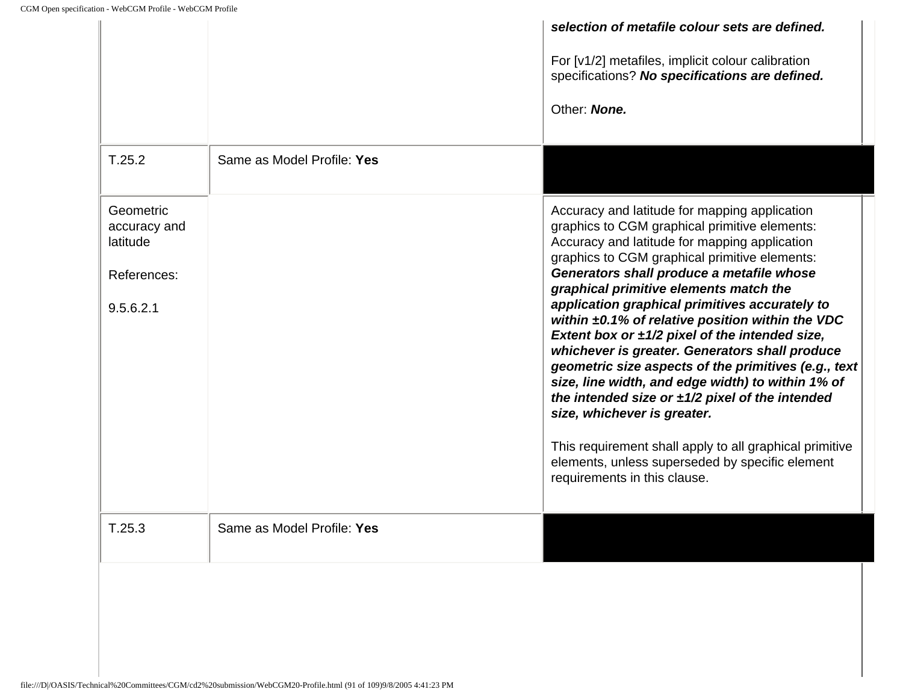| | | |
|---|---|---|
| | | ***selection of metafile colour sets are defined.***<br><br>For [v1/2] metafiles, implicit colour calibration specifications? ***No specifications are defined.***<br><br>Other: ***None.*** |
| T.25.2 | Same as Model Profile: **Yes** | |
| Geometric accuracy and latitude<br><br>References:<br><br>9.5.6.2.1 | | Accuracy and latitude for mapping application graphics to CGM graphical primitive elements: Accuracy and latitude for mapping application graphics to CGM graphical primitive elements: ***Generators shall produce a metafile whose graphical primitive elements match the application graphical primitives accurately to within ±0.1% of relative position within the VDC Extent box or ±1/2 pixel of the intended size, whichever is greater. Generators shall produce geometric size aspects of the primitives (e.g., text size, line width, and edge width) to within 1% of the intended size or ±1/2 pixel of the intended size, whichever is greater.***<br><br>This requirement shall apply to all graphical primitive elements, unless superseded by specific element requirements in this clause. |
| T.25.3 | Same as Model Profile: **Yes** | |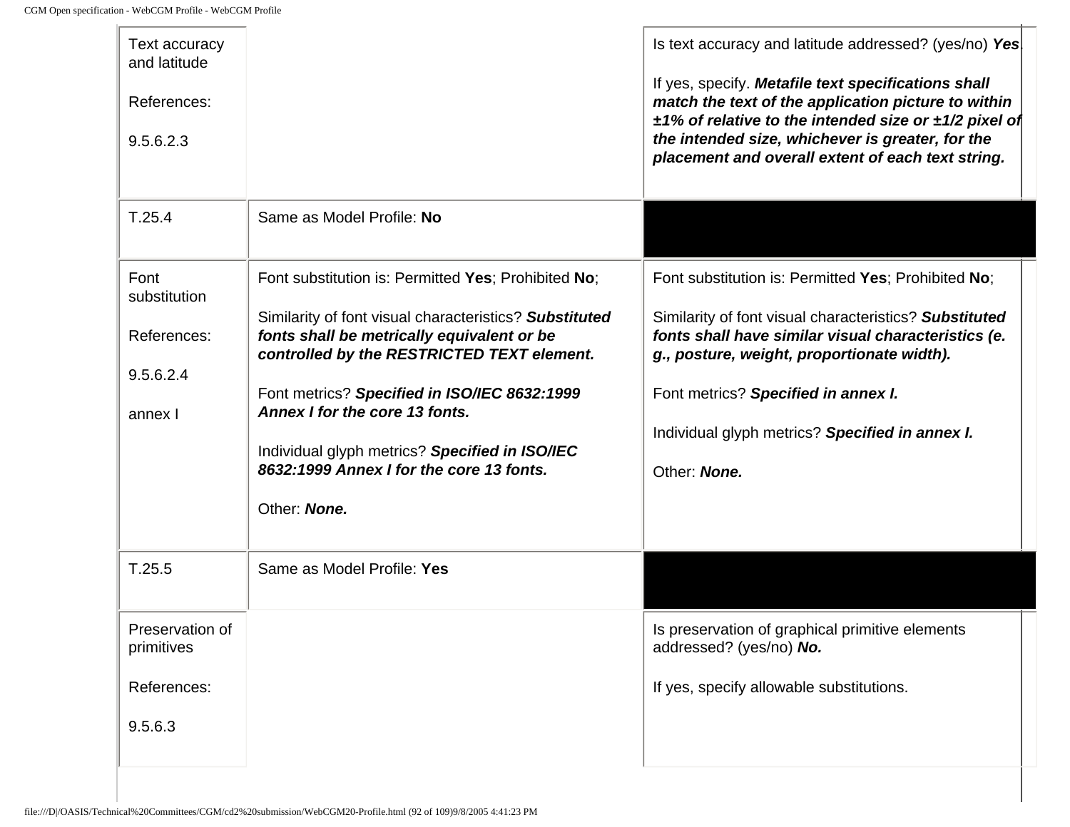| | | |
|---|---|---|
| Text accuracy and latitude<br><br>References:<br><br>9.5.6.2.3 | | Is text accuracy and latitude addressed? (yes/no) ***Yes***.<br><br>If yes, specify. ***Metafile text specifications shall match the text of the application picture to within ±1% of relative to the intended size or ±1/2 pixel of the intended size, whichever is greater, for the placement and overall extent of each text string.*** |
| T.25.4 | Same as Model Profile: **No** | |
| Font substitution<br><br>References:<br><br>9.5.6.2.4<br><br>annex I | Font substitution is: Permitted **Yes**; Prohibited **No**;<br><br>Similarity of font visual characteristics? ***Substituted fonts shall be metrically equivalent or be controlled by the RESTRICTED TEXT element.***<br><br>Font metrics? ***Specified in ISO/IEC 8632:1999 Annex I for the core 13 fonts.***<br><br>Individual glyph metrics? ***Specified in ISO/IEC 8632:1999 Annex I for the core 13 fonts.***<br><br>Other: ***None.*** | Font substitution is: Permitted **Yes**; Prohibited **No**;<br><br>Similarity of font visual characteristics? ***Substituted fonts shall have similar visual characteristics (e.g., posture, weight, proportionate width).***<br><br>Font metrics? ***Specified in annex I.***<br><br>Individual glyph metrics? ***Specified in annex I.***<br><br>Other: ***None.*** |
| T.25.5 | Same as Model Profile: **Yes** | |
| Preservation of primitives<br><br>References:<br><br>9.5.6.3 | | Is preservation of graphical primitive elements addressed? (yes/no) ***No.***<br><br>If yes, specify allowable substitutions. |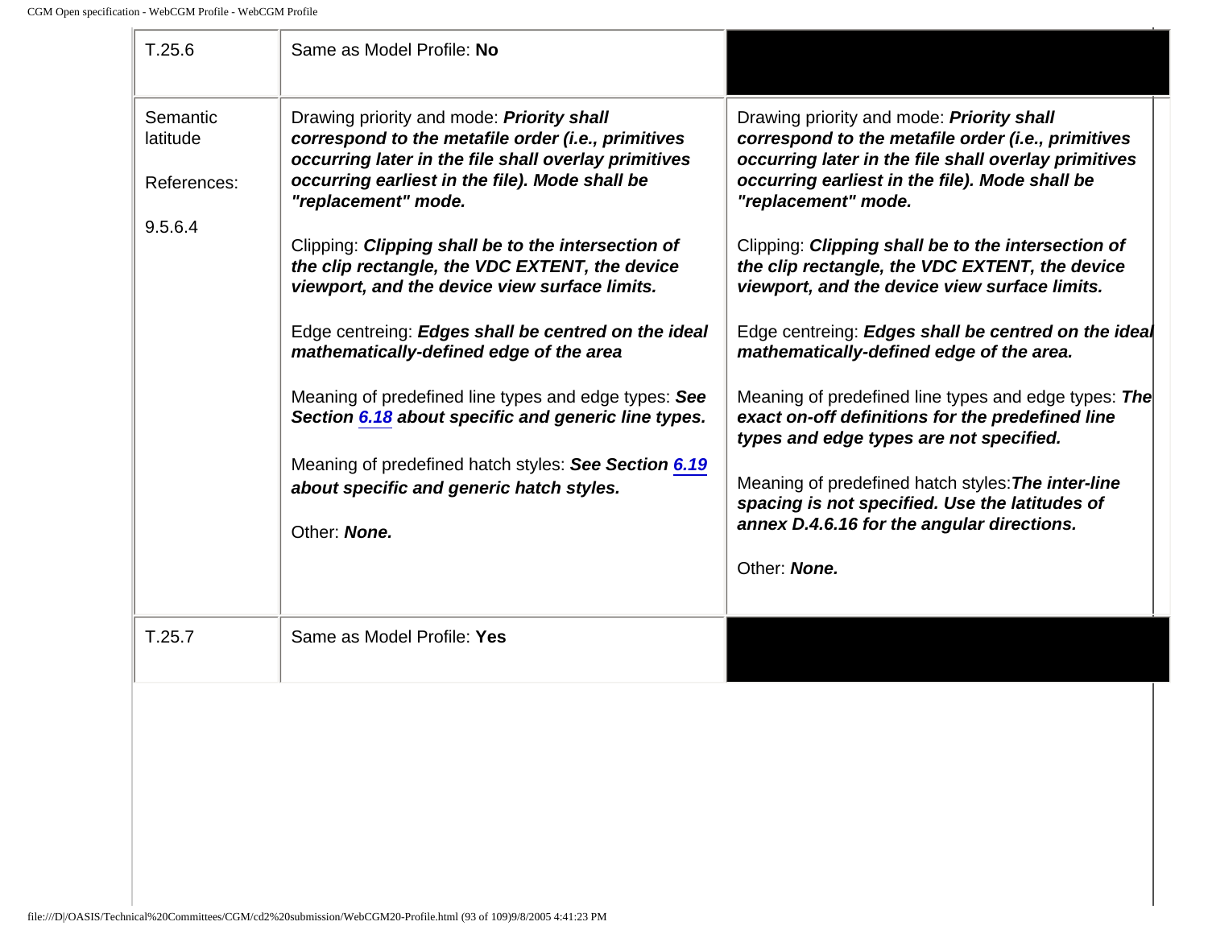| T.25.6 | Same as Model Profile: **No** | |
|---|---|---|
| Semantic latitude<br><br>References:<br><br>9.5.6.4 | Drawing priority and mode: ***Priority shall correspond to the metafile order (i.e., primitives occurring later in the file shall overlay primitives occurring earliest in the file). Mode shall be "replacement" mode.***<br><br>Clipping: ***Clipping shall be to the intersection of the clip rectangle, the VDC EXTENT, the device viewport, and the device view surface limits.***<br><br>Edge centreing: ***Edges shall be centred on the ideal mathematically-defined edge of the area***<br><br>Meaning of predefined line types and edge types: ***See Section 6.18 about specific and generic line types.***<br><br>Meaning of predefined hatch styles: ***See Section 6.19 about specific and generic hatch styles.***<br><br>Other: ***None.*** | Drawing priority and mode: ***Priority shall correspond to the metafile order (i.e., primitives occurring later in the file shall overlay primitives occurring earliest in the file). Mode shall be "replacement" mode.***<br><br>Clipping: ***Clipping shall be to the intersection of the clip rectangle, the VDC EXTENT, the device viewport, and the device view surface limits.***<br><br>Edge centreing: ***Edges shall be centred on the ideal mathematically-defined edge of the area.***<br><br>Meaning of predefined line types and edge types: ***The exact on-off definitions for the predefined line types and edge types are not specified.***<br><br>Meaning of predefined hatch styles:***The inter-line spacing is not specified. Use the latitudes of annex D.4.6.16 for the angular directions.***<br><br>Other: ***None.*** |
| T.25.7 | Same as Model Profile: **Yes** | |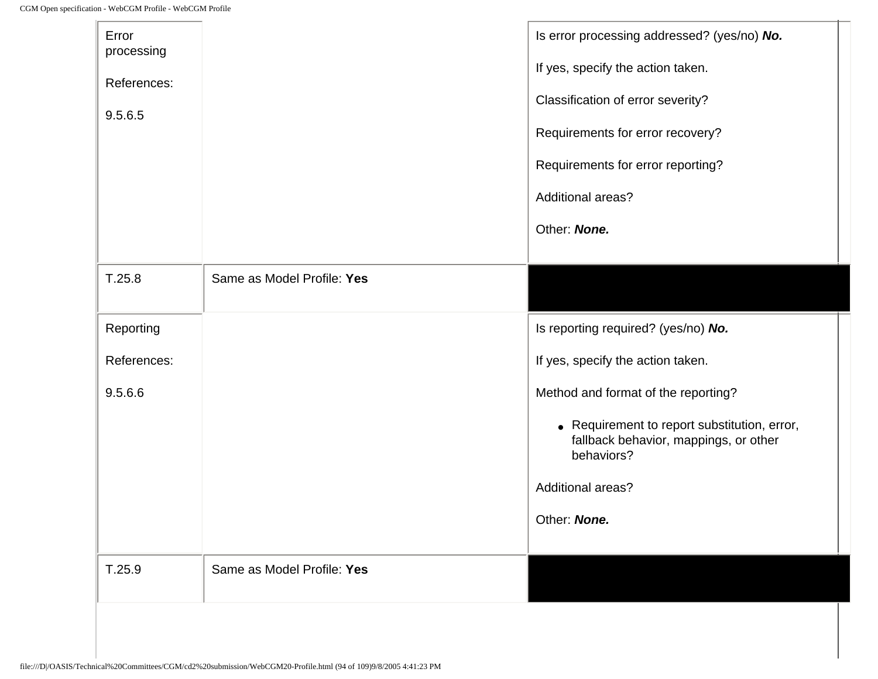| | | |
|---|---|---|
| Error processing<br><br>References:<br><br>9.5.6.5 | | Is error processing addressed? (yes/no) ***No.***<br><br>If yes, specify the action taken.<br><br>Classification of error severity?<br><br>Requirements for error recovery?<br><br>Requirements for error reporting?<br><br>Additional areas?<br><br>Other: ***None.*** |
| T.25.8 | Same as Model Profile: **Yes** | |
| Reporting<br><br>References:<br><br>9.5.6.6 | | Is reporting required? (yes/no) ***No.***<br><br>If yes, specify the action taken.<br><br>Method and format of the reporting?<br><br>• Requirement to report substitution, error, fallback behavior, mappings, or other behaviors?<br><br>Additional areas?<br><br>Other: ***None.*** |
| T.25.9 | Same as Model Profile: **Yes** | |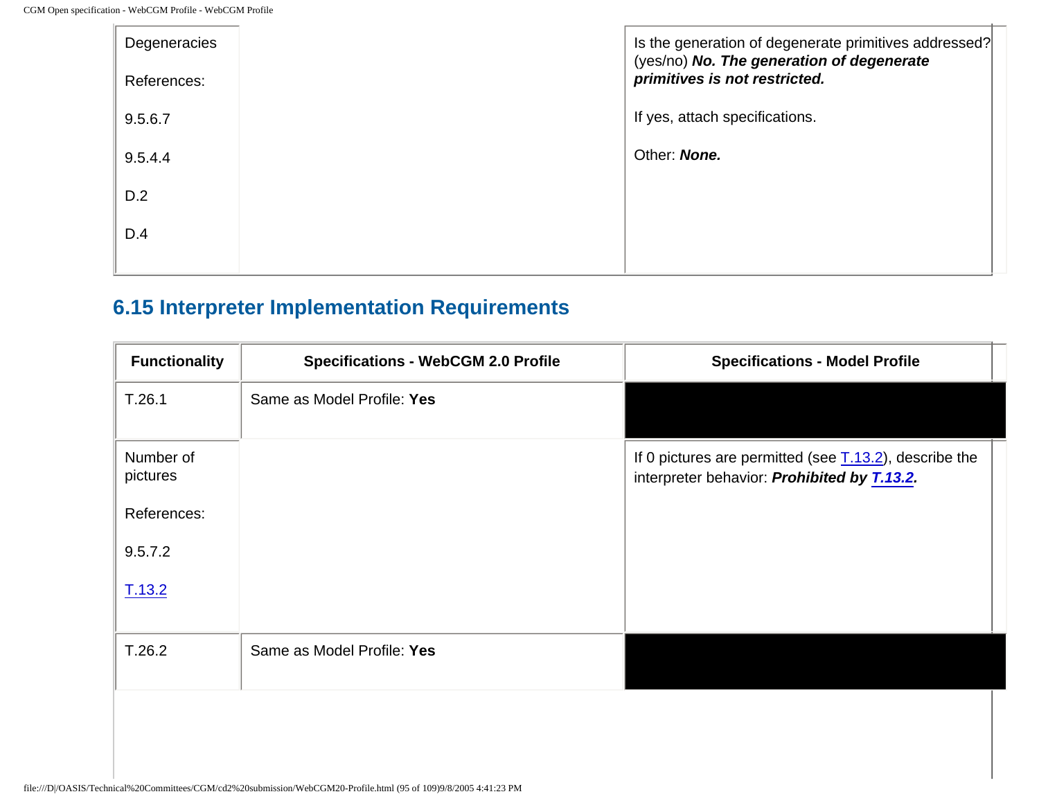| | | |
|---|---|---|
| Degeneracies<br><br>References:<br><br>9.5.6.7<br><br>9.5.4.4<br><br>D.2<br><br>D.4 | | Is the generation of degenerate primitives addressed? (yes/no) ***No. The generation of degenerate primitives is not restricted.***<br><br>If yes, attach specifications.<br><br>Other: ***None.*** |

## 6.15 Interpreter Implementation Requirements

| Functionality | Specifications - WebCGM 2.0 Profile | Specifications - Model Profile |
|---|---|---|
| T.26.1 | Same as Model Profile: **Yes** | |
| Number of pictures<br><br>References:<br><br>9.5.7.2<br><br>T.13.2 | | If 0 pictures are permitted (see T.13.2), describe the interpreter behavior: ***Prohibited by T.13.2.*** |
| T.26.2 | Same as Model Profile: **Yes** | |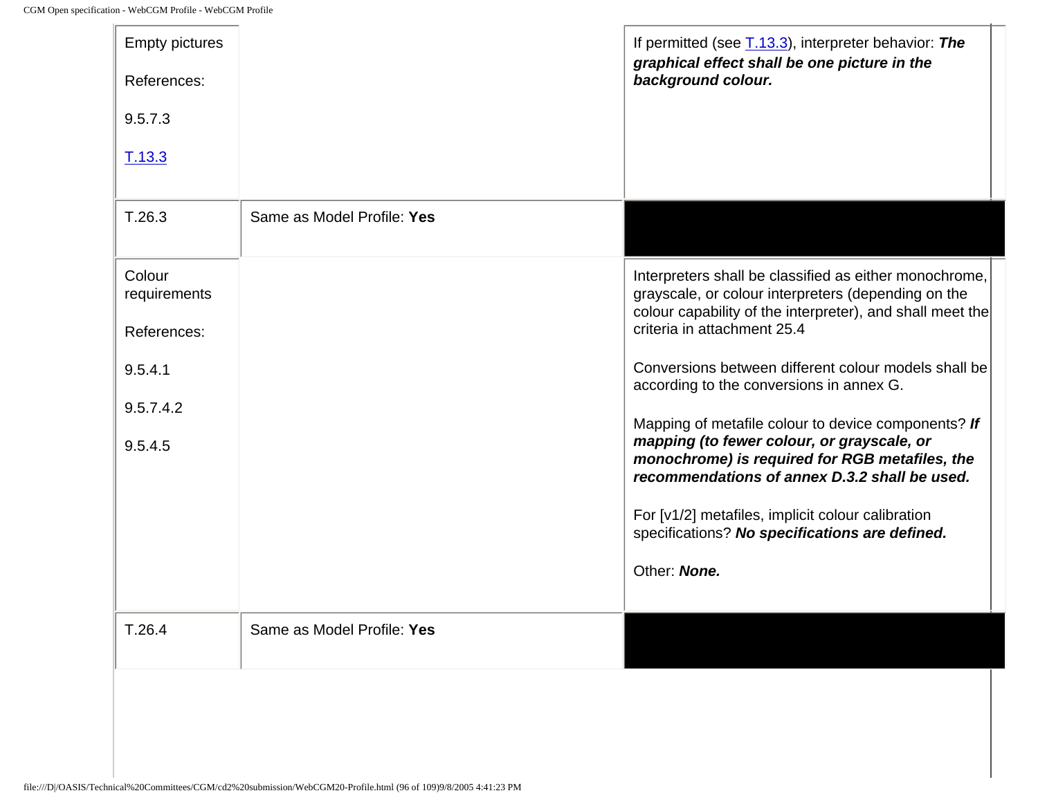| | | |
|---|---|---|
| Empty pictures<br><br>References:<br><br>9.5.7.3<br><br>T.13.3 | | If permitted (see T.13.3), interpreter behavior: ***The graphical effect shall be one picture in the background colour.*** |
| T.26.3 | Same as Model Profile: **Yes** | |
| Colour requirements<br><br>References:<br><br>9.5.4.1<br><br>9.5.7.4.2<br><br>9.5.4.5 | | Interpreters shall be classified as either monochrome, grayscale, or colour interpreters (depending on the colour capability of the interpreter), and shall meet the criteria in attachment 25.4<br><br>Conversions between different colour models shall be according to the conversions in annex G.<br><br>Mapping of metafile colour to device components? ***If mapping (to fewer colour, or grayscale, or monochrome) is required for RGB metafiles, the recommendations of annex D.3.2 shall be used.***<br><br>For [v1/2] metafiles, implicit colour calibration specifications? ***No specifications are defined.***<br><br>Other: ***None.*** |
| T.26.4 | Same as Model Profile: **Yes** | |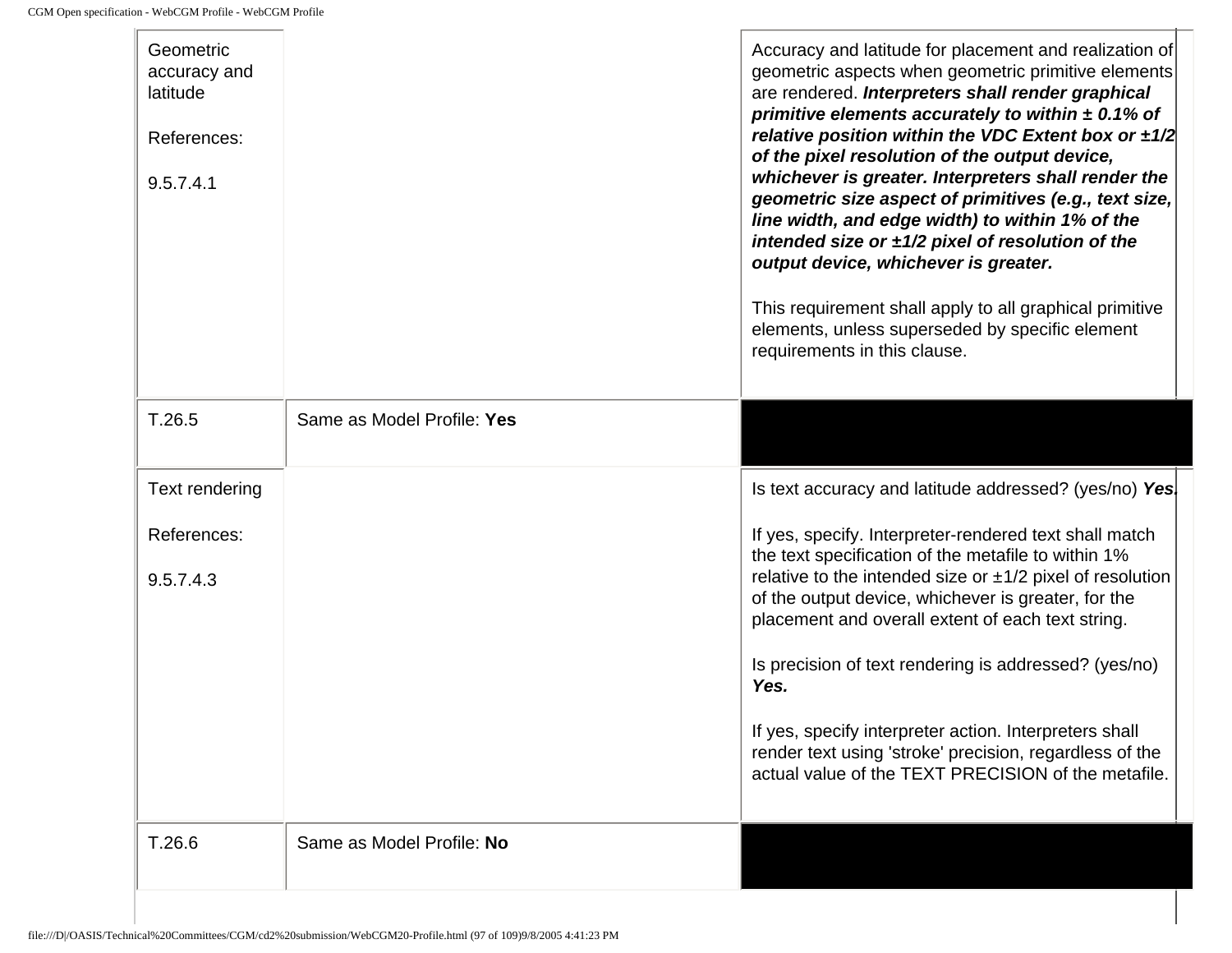| | | |
|---|---|---|
| Geometric accuracy and latitude<br><br>References:<br><br>9.5.7.4.1 | | Accuracy and latitude for placement and realization of geometric aspects when geometric primitive elements are rendered. ***Interpreters shall render graphical primitive elements accurately to within ± 0.1% of relative position within the VDC Extent box or ±1/2 of the pixel resolution of the output device, whichever is greater. Interpreters shall render the geometric size aspect of primitives (e.g., text size, line width, and edge width) to within 1% of the intended size or ±1/2 pixel of resolution of the output device, whichever is greater.***<br><br>This requirement shall apply to all graphical primitive elements, unless superseded by specific element requirements in this clause. |
| T.26.5 | Same as Model Profile: **Yes** | |
| Text rendering<br><br>References:<br><br>9.5.7.4.3 | | Is text accuracy and latitude addressed? (yes/no) ***Yes.***<br><br>If yes, specify. Interpreter-rendered text shall match the text specification of the metafile to within 1% relative to the intended size or ±1/2 pixel of resolution of the output device, whichever is greater, for the placement and overall extent of each text string.<br><br>Is precision of text rendering is addressed? (yes/no) ***Yes.***<br><br>If yes, specify interpreter action. Interpreters shall render text using 'stroke' precision, regardless of the actual value of the TEXT PRECISION of the metafile. |
| T.26.6 | Same as Model Profile: **No** | |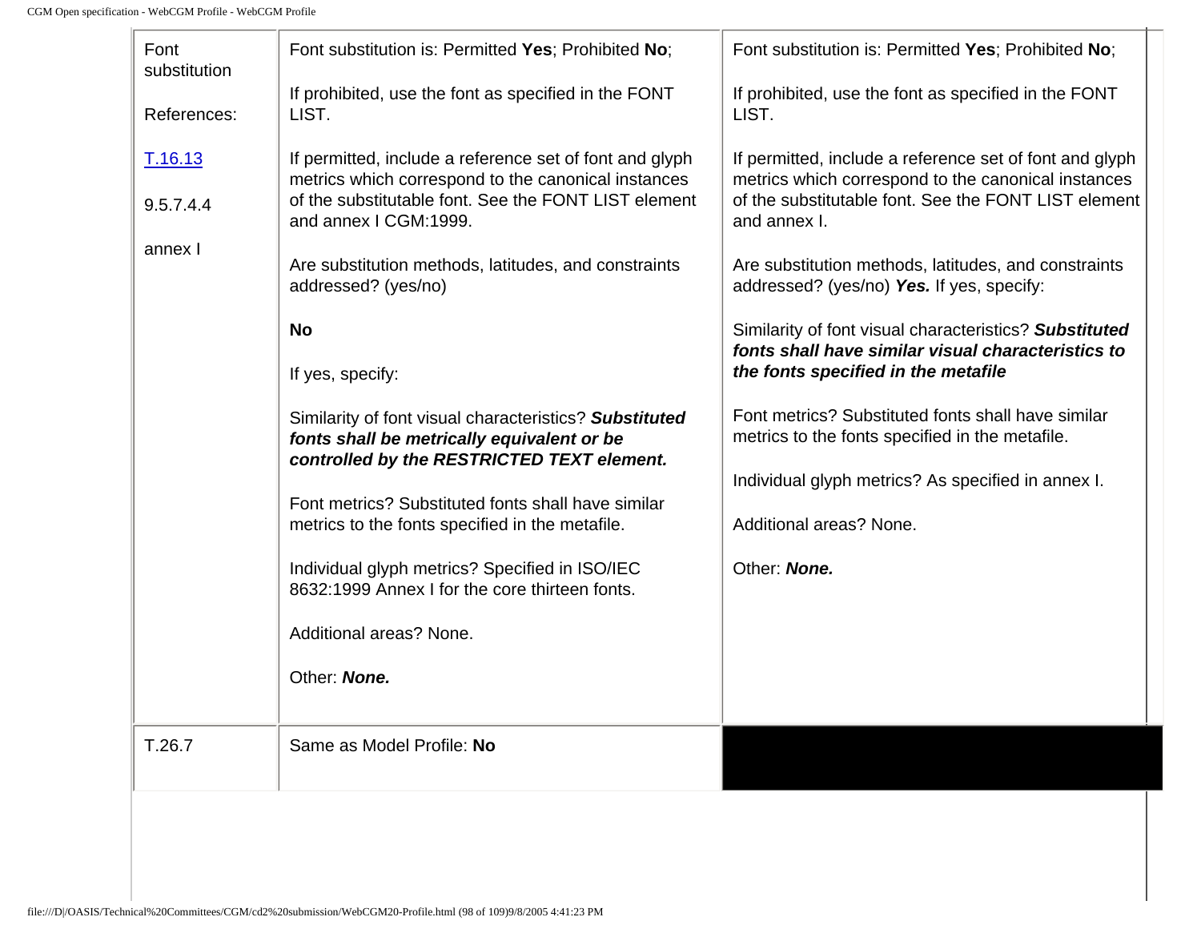| Font substitution<br><br>References:<br><br>T.16.13<br><br>9.5.7.4.4<br><br>annex I | Font substitution is: Permitted **Yes**; Prohibited **No**;<br><br>If prohibited, use the font as specified in the FONT LIST.<br><br>If permitted, include a reference set of font and glyph metrics which correspond to the canonical instances of the substitutable font. See the FONT LIST element and annex I CGM:1999.<br><br>Are substitution methods, latitudes, and constraints addressed? (yes/no)<br><br>**No**<br><br>If yes, specify:<br><br>Similarity of font visual characteristics? ***Substituted fonts shall be metrically equivalent or be controlled by the RESTRICTED TEXT element.***<br><br>Font metrics? Substituted fonts shall have similar metrics to the fonts specified in the metafile.<br><br>Individual glyph metrics? Specified in ISO/IEC 8632:1999 Annex I for the core thirteen fonts.<br><br>Additional areas? None.<br><br>Other: ***None.*** | Font substitution is: Permitted **Yes**; Prohibited **No**;<br><br>If prohibited, use the font as specified in the FONT LIST.<br><br>If permitted, include a reference set of font and glyph metrics which correspond to the canonical instances of the substitutable font. See the FONT LIST element and annex I.<br><br>Are substitution methods, latitudes, and constraints addressed? (yes/no) ***Yes.*** If yes, specify:<br><br>Similarity of font visual characteristics? ***Substituted fonts shall have similar visual characteristics to the fonts specified in the metafile***<br><br>Font metrics? Substituted fonts shall have similar metrics to the fonts specified in the metafile.<br><br>Individual glyph metrics? As specified in annex I.<br><br>Additional areas? None.<br><br>Other: ***None.*** |
|---|---|---|
| T.26.7 | Same as Model Profile: **No** | |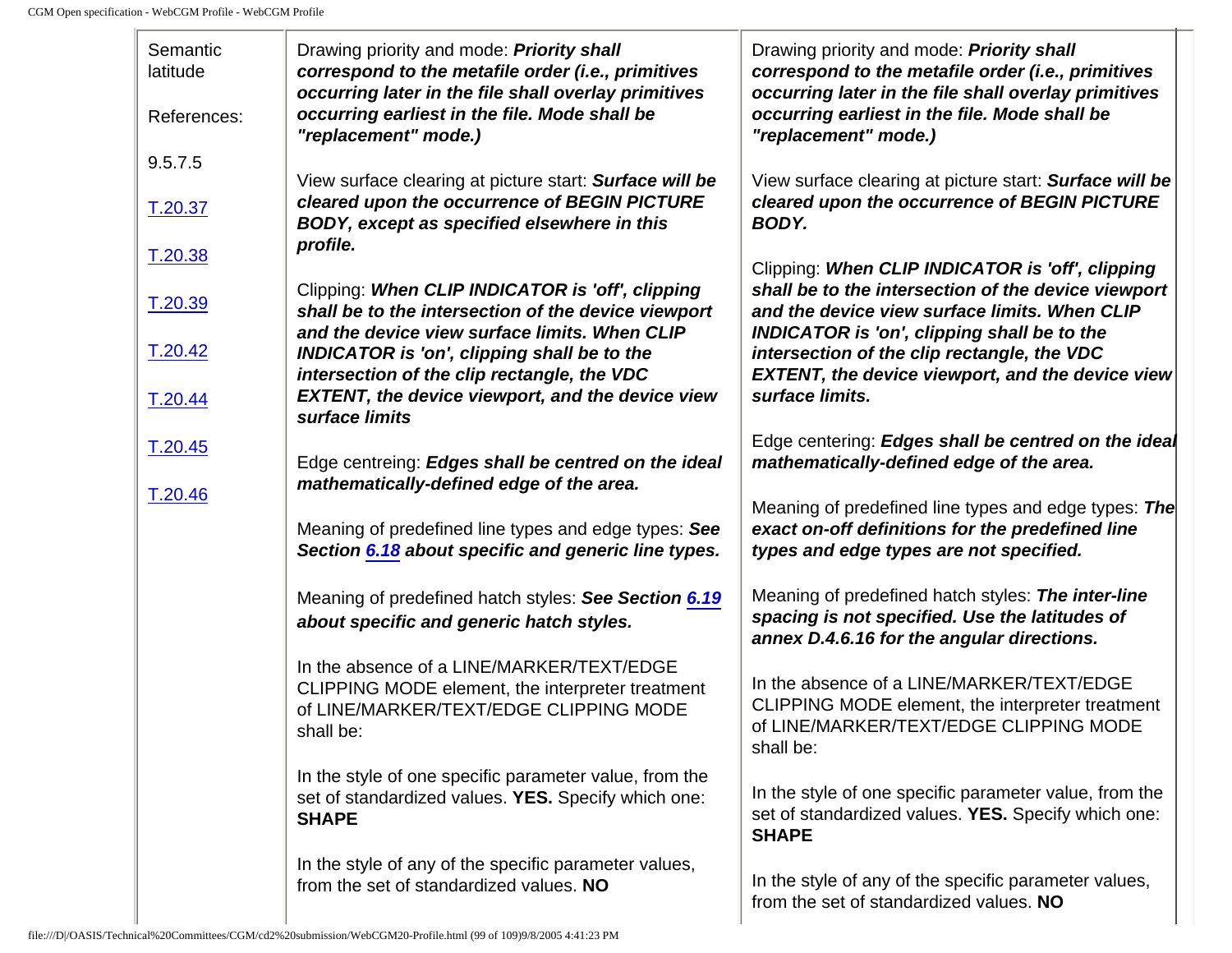| Semantic latitude<br><br>References:<br><br>9.5.7.5<br><br>T.20.37<br><br>T.20.38<br><br>T.20.39<br><br>T.20.42<br><br>T.20.44<br><br>T.20.45<br><br>T.20.46 | Drawing priority and mode: ***Priority shall correspond to the metafile order (i.e., primitives occurring later in the file shall overlay primitives occurring earliest in the file. Mode shall be "replacement" mode.)***<br><br>View surface clearing at picture start: ***Surface will be cleared upon the occurrence of BEGIN PICTURE BODY, except as specified elsewhere in this profile.***<br><br>Clipping: ***When CLIP INDICATOR is 'off', clipping shall be to the intersection of the device viewport and the device view surface limits. When CLIP INDICATOR is 'on', clipping shall be to the intersection of the clip rectangle, the VDC EXTENT, the device viewport, and the device view surface limits***<br><br>Edge centreing: ***Edges shall be centred on the ideal mathematically-defined edge of the area.***<br><br>Meaning of predefined line types and edge types: ***See Section 6.18 about specific and generic line types.***<br><br>Meaning of predefined hatch styles: ***See Section 6.19 about specific and generic hatch styles.***<br><br>In the absence of a LINE/MARKER/TEXT/EDGE CLIPPING MODE element, the interpreter treatment of LINE/MARKER/TEXT/EDGE CLIPPING MODE shall be:<br><br>In the style of one specific parameter value, from the set of standardized values. **YES.** Specify which one: **SHAPE**<br><br>In the style of any of the specific parameter values, from the set of standardized values. **NO** | Drawing priority and mode: ***Priority shall correspond to the metafile order (i.e., primitives occurring later in the file shall overlay primitives occurring earliest in the file. Mode shall be "replacement" mode.)***<br><br>View surface clearing at picture start: ***Surface will be cleared upon the occurrence of BEGIN PICTURE BODY.***<br><br>Clipping: ***When CLIP INDICATOR is 'off', clipping shall be to the intersection of the device viewport and the device view surface limits. When CLIP INDICATOR is 'on', clipping shall be to the intersection of the clip rectangle, the VDC EXTENT, the device viewport, and the device view surface limits.***<br><br>Edge centering: ***Edges shall be centred on the ideal mathematically-defined edge of the area.***<br><br>Meaning of predefined line types and edge types: ***The exact on-off definitions for the predefined line types and edge types are not specified.***<br><br>Meaning of predefined hatch styles: ***The inter-line spacing is not specified. Use the latitudes of annex D.4.6.16 for the angular directions.***<br><br>In the absence of a LINE/MARKER/TEXT/EDGE CLIPPING MODE element, the interpreter treatment of LINE/MARKER/TEXT/EDGE CLIPPING MODE shall be:<br><br>In the style of one specific parameter value, from the set of standardized values. **YES.** Specify which one: **SHAPE**<br><br>In the style of any of the specific parameter values, from the set of standardized values. **NO** |
|---|---|---|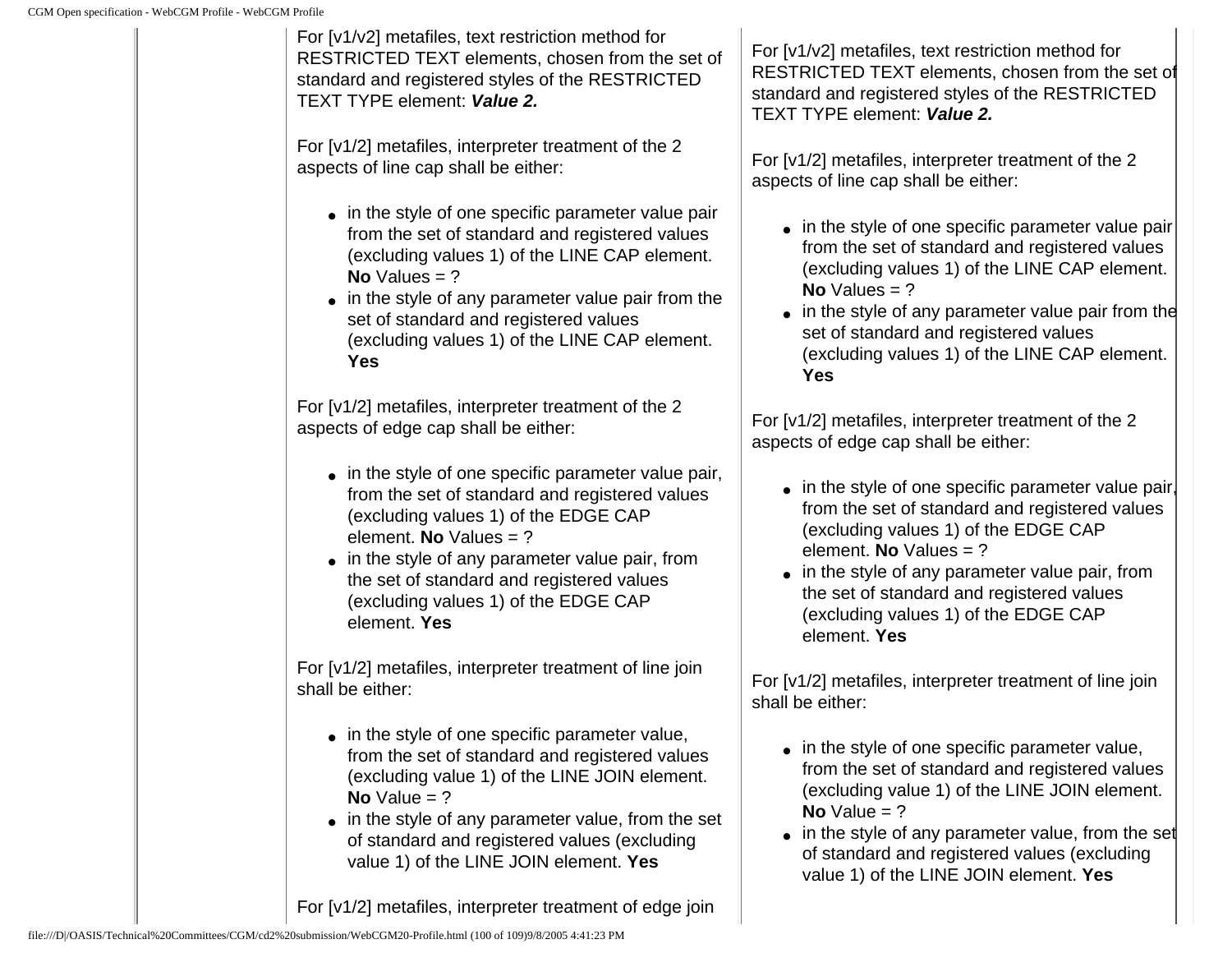| | | |
|---|---|---|
| | For [v1/v2] metafiles, text restriction method for RESTRICTED TEXT elements, chosen from the set of standard and registered styles of the RESTRICTED TEXT TYPE element: ***Value 2.***<br><br>For [v1/2] metafiles, interpreter treatment of the 2 aspects of line cap shall be either:<br><br>• in the style of one specific parameter value pair from the set of standard and registered values (excluding values 1) of the LINE CAP element. **No** Values = ?<br>• in the style of any parameter value pair from the set of standard and registered values (excluding values 1) of the LINE CAP element. **Yes**<br><br>For [v1/2] metafiles, interpreter treatment of the 2 aspects of edge cap shall be either:<br><br>• in the style of one specific parameter value pair, from the set of standard and registered values (excluding values 1) of the EDGE CAP element. **No** Values = ?<br>• in the style of any parameter value pair, from the set of standard and registered values (excluding values 1) of the EDGE CAP element. **Yes**<br><br>For [v1/2] metafiles, interpreter treatment of line join shall be either:<br><br>• in the style of one specific parameter value, from the set of standard and registered values (excluding value 1) of the LINE JOIN element. **No** Value = ?<br>• in the style of any parameter value, from the set of standard and registered values (excluding value 1) of the LINE JOIN element. **Yes**<br><br>For [v1/2] metafiles, interpreter treatment of edge join | For [v1/v2] metafiles, text restriction method for RESTRICTED TEXT elements, chosen from the set of standard and registered styles of the RESTRICTED TEXT TYPE element: ***Value 2.***<br><br>For [v1/2] metafiles, interpreter treatment of the 2 aspects of line cap shall be either:<br><br>• in the style of one specific parameter value pair from the set of standard and registered values (excluding values 1) of the LINE CAP element. **No** Values = ?<br>• in the style of any parameter value pair from the set of standard and registered values (excluding values 1) of the LINE CAP element. **Yes**<br><br>For [v1/2] metafiles, interpreter treatment of the 2 aspects of edge cap shall be either:<br><br>• in the style of one specific parameter value pair, from the set of standard and registered values (excluding values 1) of the EDGE CAP element. **No** Values = ?<br>• in the style of any parameter value pair, from the set of standard and registered values (excluding values 1) of the EDGE CAP element. **Yes**<br><br>For [v1/2] metafiles, interpreter treatment of line join shall be either:<br><br>• in the style of one specific parameter value, from the set of standard and registered values (excluding value 1) of the LINE JOIN element. **No** Value = ?<br>• in the style of any parameter value, from the set of standard and registered values (excluding value 1) of the LINE JOIN element. **Yes** |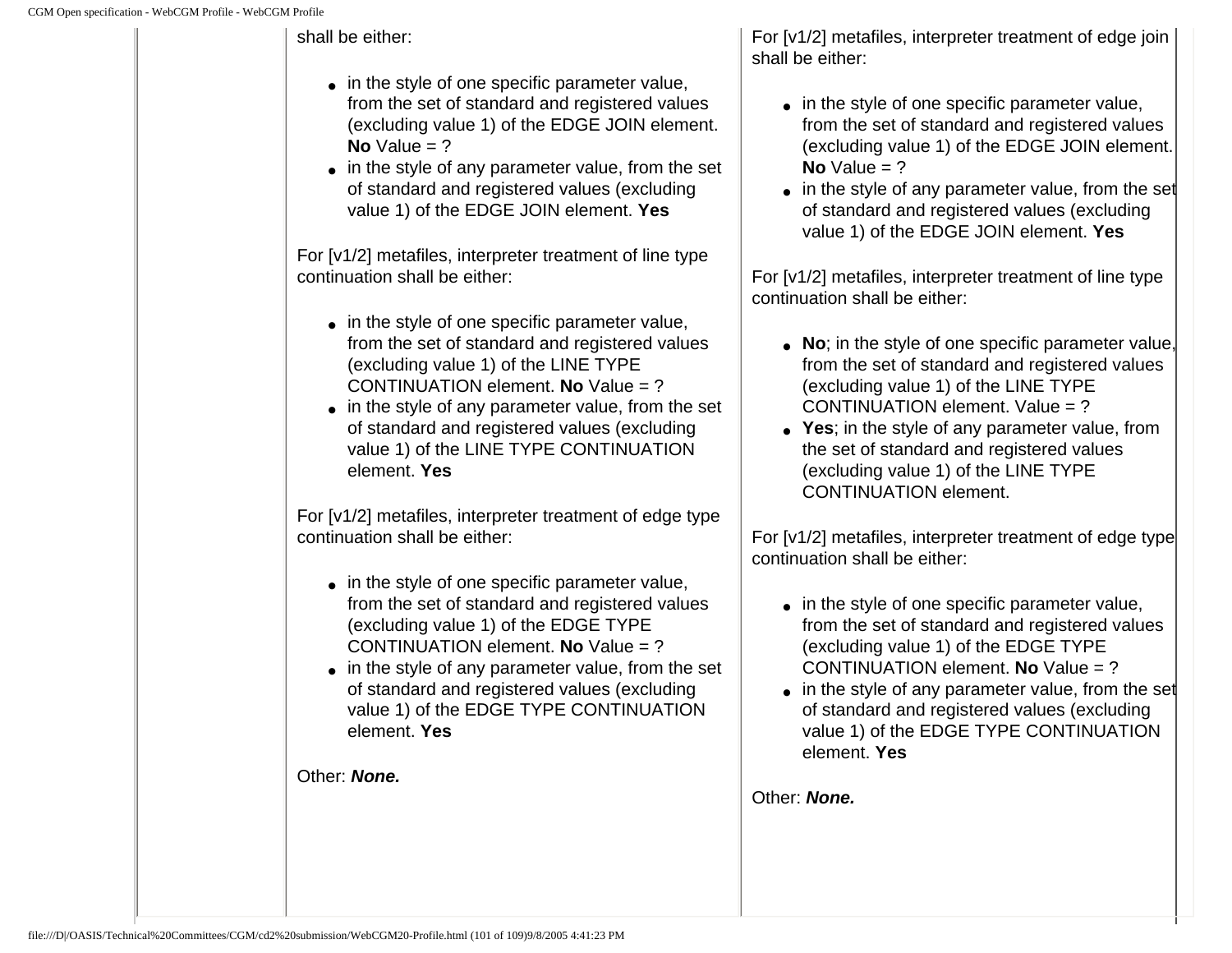| | | | |
|---|---|---|---|
| | | shall be either:<br><br>• in the style of one specific parameter value, from the set of standard and registered values (excluding value 1) of the EDGE JOIN element. **No** Value = ?<br>• in the style of any parameter value, from the set of standard and registered values (excluding value 1) of the EDGE JOIN element. **Yes**<br><br>For [v1/2] metafiles, interpreter treatment of line type continuation shall be either:<br><br>• in the style of one specific parameter value, from the set of standard and registered values (excluding value 1) of the LINE TYPE CONTINUATION element. **No** Value = ?<br>• in the style of any parameter value, from the set of standard and registered values (excluding value 1) of the LINE TYPE CONTINUATION element. **Yes**<br><br>For [v1/2] metafiles, interpreter treatment of edge type continuation shall be either:<br><br>• in the style of one specific parameter value, from the set of standard and registered values (excluding value 1) of the EDGE TYPE CONTINUATION element. **No** Value = ?<br>• in the style of any parameter value, from the set of standard and registered values (excluding value 1) of the EDGE TYPE CONTINUATION element. **Yes**<br><br>Other: ***None.*** | For [v1/2] metafiles, interpreter treatment of edge join shall be either:<br><br>• in the style of one specific parameter value, from the set of standard and registered values (excluding value 1) of the EDGE JOIN element. **No** Value = ?<br>• in the style of any parameter value, from the set of standard and registered values (excluding value 1) of the EDGE JOIN element. **Yes**<br><br>For [v1/2] metafiles, interpreter treatment of line type continuation shall be either:<br><br>• **No**; in the style of one specific parameter value, from the set of standard and registered values (excluding value 1) of the LINE TYPE CONTINUATION element. Value = ?<br>• **Yes**; in the style of any parameter value, from the set of standard and registered values (excluding value 1) of the LINE TYPE CONTINUATION element.<br><br>For [v1/2] metafiles, interpreter treatment of edge type continuation shall be either:<br><br>• in the style of one specific parameter value, from the set of standard and registered values (excluding value 1) of the EDGE TYPE CONTINUATION element. **No** Value = ?<br>• in the style of any parameter value, from the set of standard and registered values (excluding value 1) of the EDGE TYPE CONTINUATION element. **Yes**<br><br>Other: ***None.*** |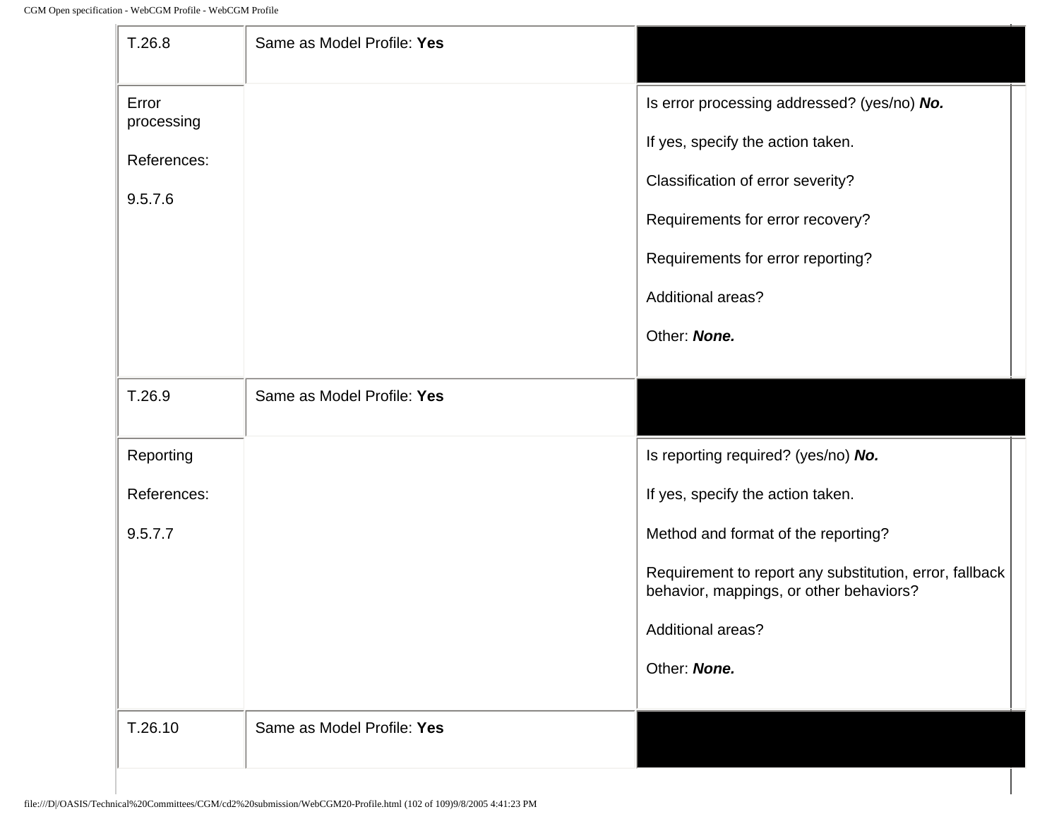| | | |
|---|---|---|
| T.26.8 | Same as Model Profile: **Yes** | |
| Error processing<br><br>References:<br><br>9.5.7.6 | | Is error processing addressed? (yes/no) ***No.***<br><br>If yes, specify the action taken.<br><br>Classification of error severity?<br><br>Requirements for error recovery?<br><br>Requirements for error reporting?<br><br>Additional areas?<br><br>Other: ***None.*** |
| T.26.9 | Same as Model Profile: **Yes** | |
| Reporting<br><br>References:<br><br>9.5.7.7 | | Is reporting required? (yes/no) ***No.***<br><br>If yes, specify the action taken.<br><br>Method and format of the reporting?<br><br>Requirement to report any substitution, error, fallback behavior, mappings, or other behaviors?<br><br>Additional areas?<br><br>Other: ***None.*** |
| T.26.10 | Same as Model Profile: **Yes** | |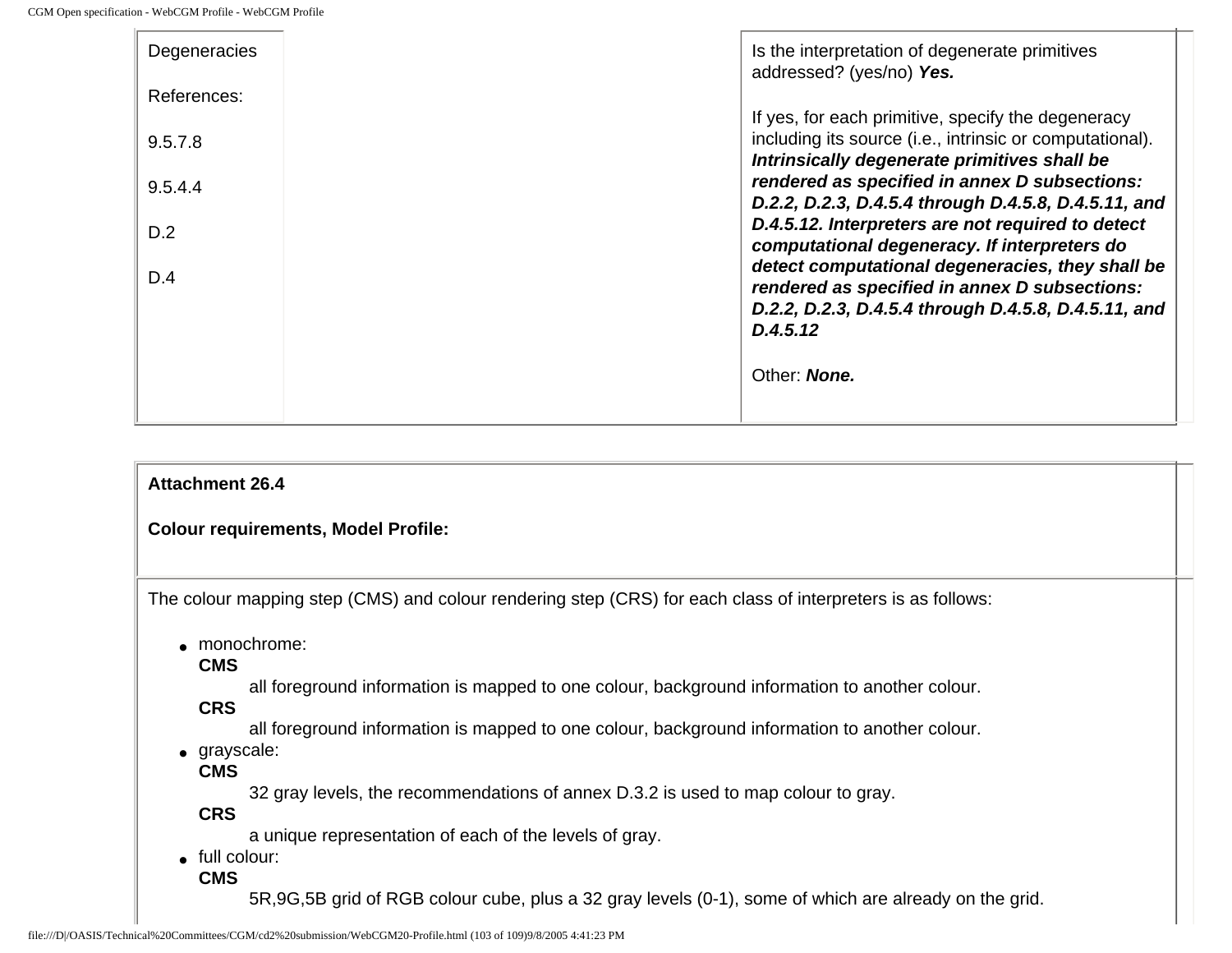| Degeneracies<br><br>References:<br><br>9.5.7.8<br><br>9.5.4.4<br><br>D.2<br><br>D.4 | | Is the interpretation of degenerate primitives addressed? (yes/no) ***Yes.***<br><br>If yes, for each primitive, specify the degeneracy including its source (i.e., intrinsic or computational). ***Intrinsically degenerate primitives shall be rendered as specified in annex D subsections: D.2.2, D.2.3, D.4.5.4 through D.4.5.8, D.4.5.11, and D.4.5.12. Interpreters are not required to detect computational degeneracy. If interpreters do detect computational degeneracies, they shall be rendered as specified in annex D subsections: D.2.2, D.2.3, D.4.5.4 through D.4.5.8, D.4.5.11, and D.4.5.12***<br><br>Other: ***None.*** |
|---|---|---|

**Attachment 26.4**

**Colour requirements, Model Profile:**

The colour mapping step (CMS) and colour rendering step (CRS) for each class of interpreters is as follows:

- monochrome:
  - **CMS**
    all foreground information is mapped to one colour, background information to another colour.
  - **CRS**
    all foreground information is mapped to one colour, background information to another colour.
- grayscale:
  - **CMS**
    32 gray levels, the recommendations of annex D.3.2 is used to map colour to gray.
  - **CRS**
    a unique representation of each of the levels of gray.
- full colour:
  - **CMS**
    5R,9G,5B grid of RGB colour cube, plus a 32 gray levels (0-1), some of which are already on the grid.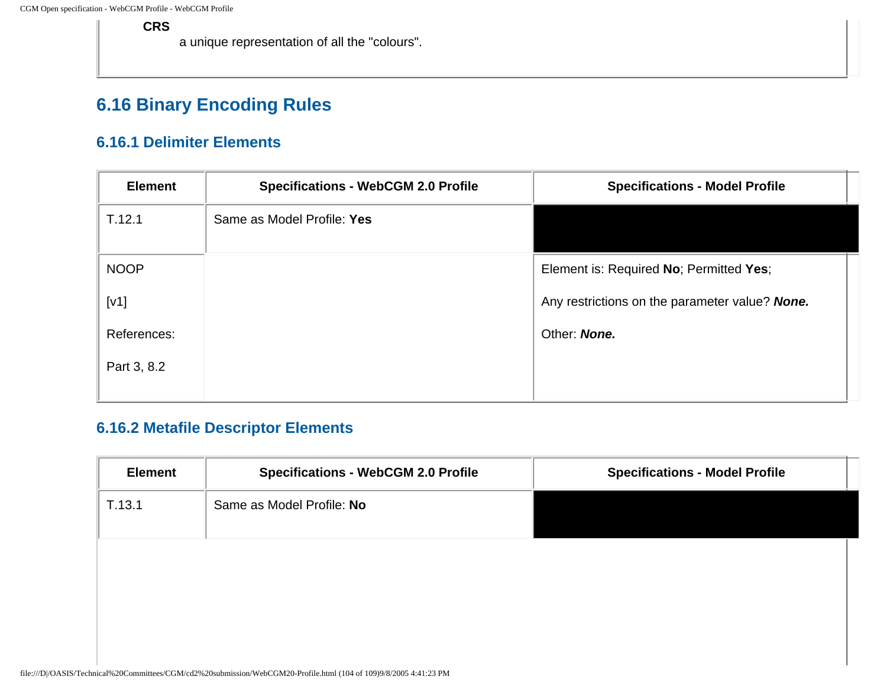**CRS**
a unique representation of all the "colours".

## 6.16 Binary Encoding Rules

### 6.16.1 Delimiter Elements

| Element | Specifications - WebCGM 2.0 Profile | Specifications - Model Profile |
|---|---|---|
| T.12.1 | Same as Model Profile: **Yes** | |
| NOOP<br><br>[v1]<br><br>References:<br><br>Part 3, 8.2 | | Element is: Required **No**; Permitted **Yes**;<br><br>Any restrictions on the parameter value? ***None.***<br><br>Other: ***None.*** |

### 6.16.2 Metafile Descriptor Elements

| Element | Specifications - WebCGM 2.0 Profile | Specifications - Model Profile |
|---|---|---|
| T.13.1 | Same as Model Profile: **No** | |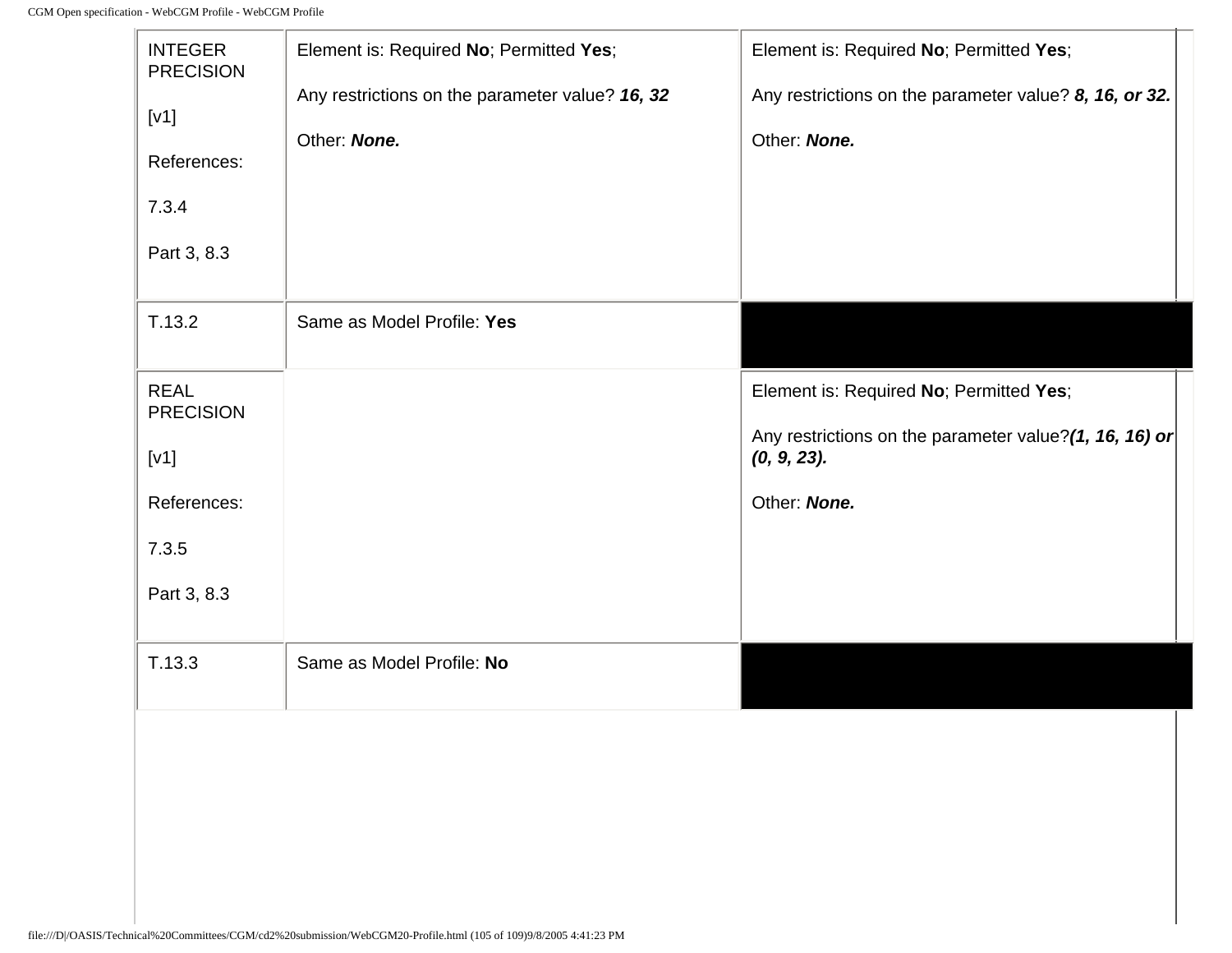| | | |
|---|---|---|
| INTEGER PRECISION<br><br>[v1]<br><br>References:<br><br>7.3.4<br><br>Part 3, 8.3 | Element is: Required **No**; Permitted **Yes**;<br><br>Any restrictions on the parameter value? ***16, 32***<br><br>Other: ***None.*** | Element is: Required **No**; Permitted **Yes**;<br><br>Any restrictions on the parameter value? ***8, 16, or 32.***<br><br>Other: ***None.*** |
| T.13.2 | Same as Model Profile: **Yes** | |
| REAL PRECISION<br><br>[v1]<br><br>References:<br><br>7.3.5<br><br>Part 3, 8.3 | | Element is: Required **No**; Permitted **Yes**;<br><br>Any restrictions on the parameter value?***(1, 16, 16) or (0, 9, 23).***<br><br>Other: ***None.*** |
| T.13.3 | Same as Model Profile: **No** | |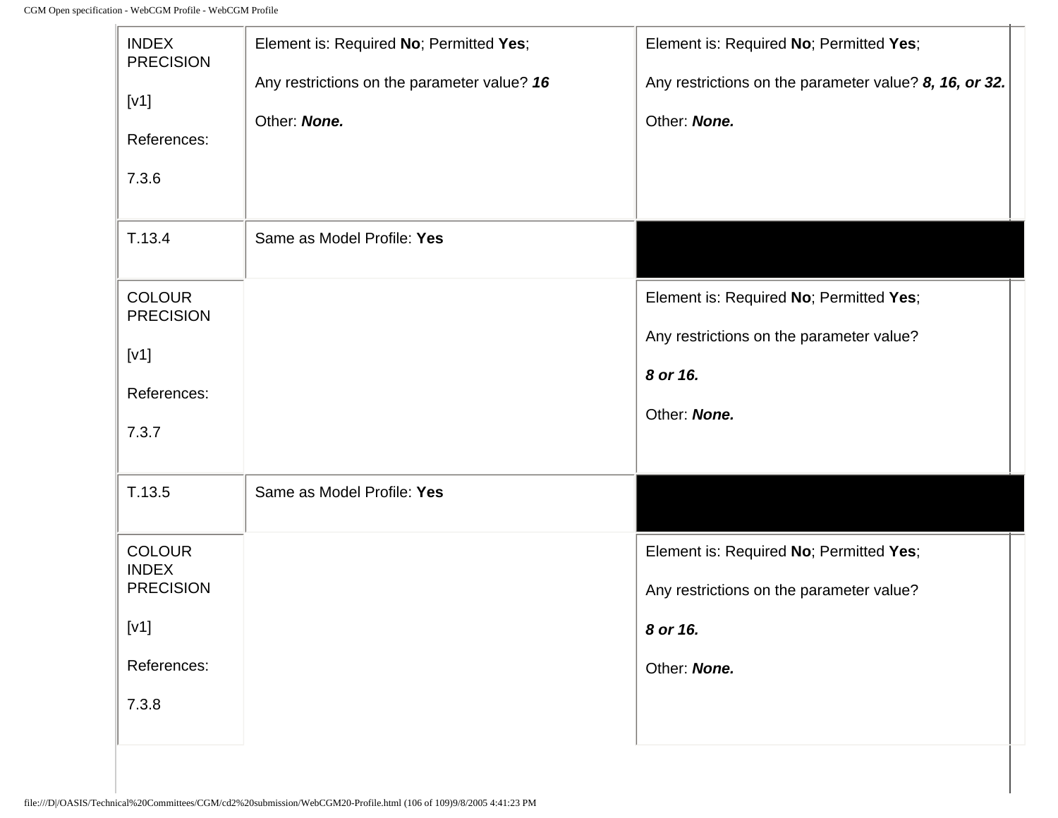| | | |
|---|---|---|
| INDEX PRECISION<br><br>[v1]<br><br>References:<br><br>7.3.6 | Element is: Required **No**; Permitted **Yes**;<br><br>Any restrictions on the parameter value? ***16***<br><br>Other: ***None.*** | Element is: Required **No**; Permitted **Yes**;<br><br>Any restrictions on the parameter value? ***8, 16, or 32.***<br><br>Other: ***None.*** |
| T.13.4 | Same as Model Profile: **Yes** | |
| COLOUR PRECISION<br><br>[v1]<br><br>References:<br><br>7.3.7 | | Element is: Required **No**; Permitted **Yes**;<br><br>Any restrictions on the parameter value?<br><br>***8 or 16.***<br><br>Other: ***None.*** |
| T.13.5 | Same as Model Profile: **Yes** | |
| COLOUR INDEX PRECISION<br><br>[v1]<br><br>References:<br><br>7.3.8 | | Element is: Required **No**; Permitted **Yes**;<br><br>Any restrictions on the parameter value?<br><br>***8 or 16.***<br><br>Other: ***None.*** |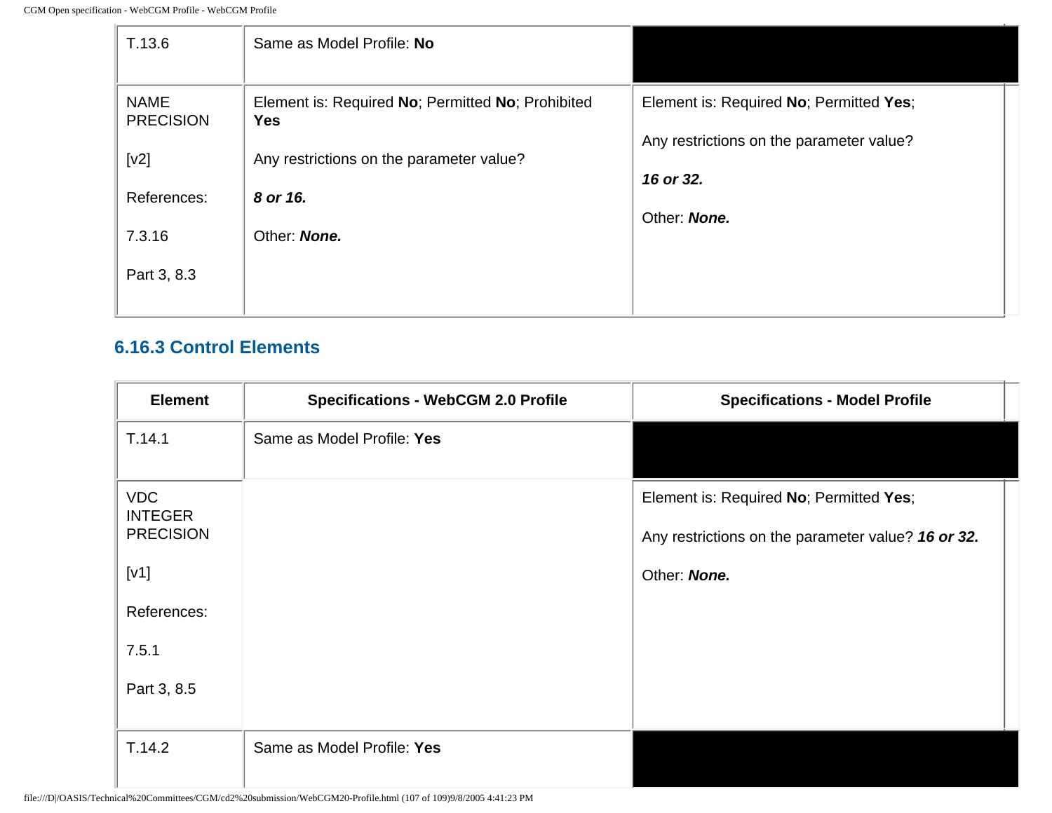| | | |
|---|---|---|
| T.13.6 | Same as Model Profile: **No** | |
| NAME PRECISION<br><br>[v2]<br><br>References:<br><br>7.3.16<br><br>Part 3, 8.3 | Element is: Required **No**; Permitted **No**; Prohibited **Yes**<br><br>Any restrictions on the parameter value?<br><br>***8 or 16.***<br><br>Other: ***None.*** | Element is: Required **No**; Permitted **Yes**;<br><br>Any restrictions on the parameter value?<br><br>***16 or 32.***<br><br>Other: ***None.*** |

### 6.16.3 Control Elements

| Element | Specifications - WebCGM 2.0 Profile | Specifications - Model Profile |
|---|---|---|
| T.14.1 | Same as Model Profile: **Yes** | |
| VDC INTEGER PRECISION<br><br>[v1]<br><br>References:<br><br>7.5.1<br><br>Part 3, 8.5 | | Element is: Required **No**; Permitted **Yes**;<br><br>Any restrictions on the parameter value? ***16 or 32.***<br><br>Other: ***None.*** |
| T.14.2 | Same as Model Profile: **Yes** | |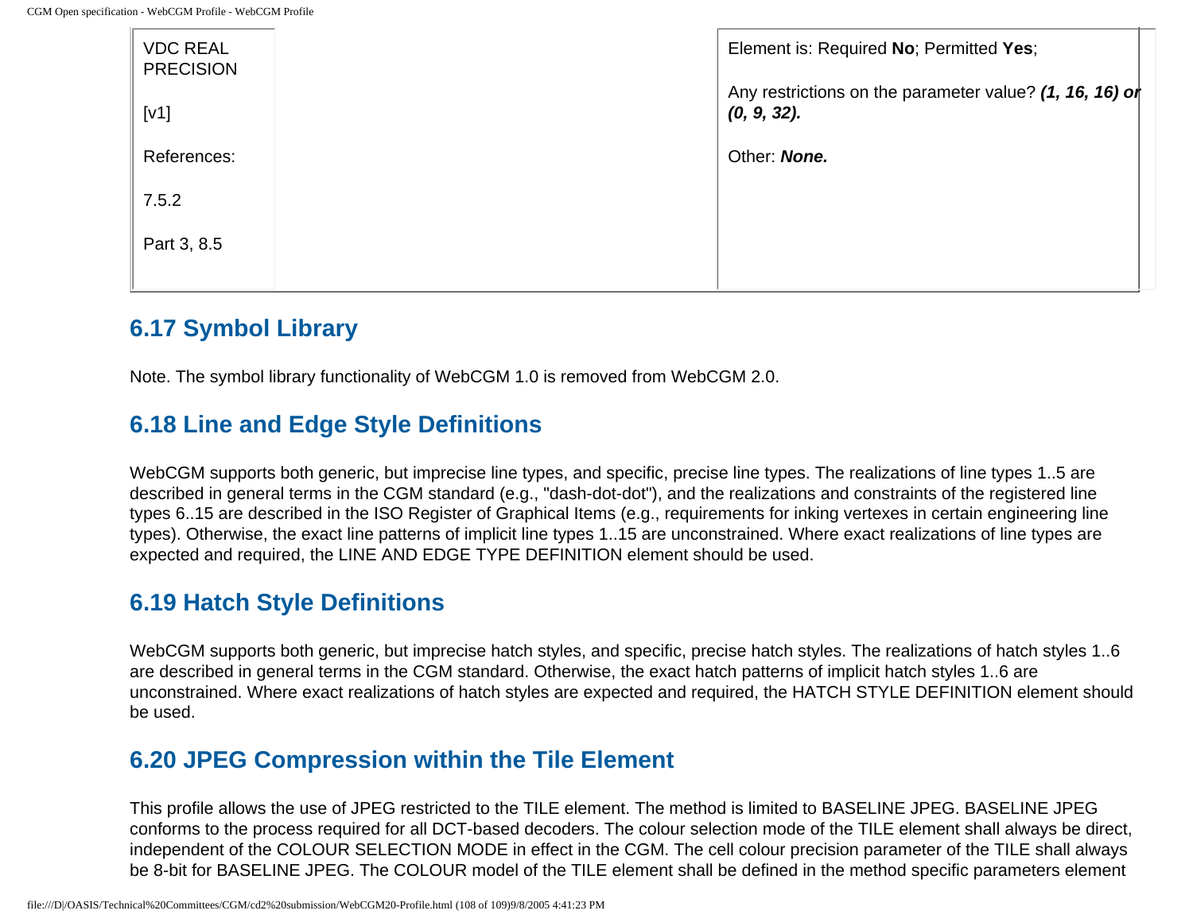| VDC REAL PRECISION<br><br>[v1]<br><br>References:<br><br>7.5.2<br><br>Part 3, 8.5 | | Element is: Required **No**; Permitted **Yes**;<br><br>Any restrictions on the parameter value? ***(1, 16, 16) or (0, 9, 32).***<br><br>Other: ***None.*** |
|---|---|---|

## 6.17 Symbol Library

Note. The symbol library functionality of WebCGM 1.0 is removed from WebCGM 2.0.

## 6.18 Line and Edge Style Definitions

WebCGM supports both generic, but imprecise line types, and specific, precise line types. The realizations of line types 1..5 are described in general terms in the CGM standard (e.g., "dash-dot-dot"), and the realizations and constraints of the registered line types 6..15 are described in the ISO Register of Graphical Items (e.g., requirements for inking vertexes in certain engineering line types). Otherwise, the exact line patterns of implicit line types 1..15 are unconstrained. Where exact realizations of line types are expected and required, the LINE AND EDGE TYPE DEFINITION element should be used.

## 6.19 Hatch Style Definitions

WebCGM supports both generic, but imprecise hatch styles, and specific, precise hatch styles. The realizations of hatch styles 1..6 are described in general terms in the CGM standard. Otherwise, the exact hatch patterns of implicit hatch styles 1..6 are unconstrained. Where exact realizations of hatch styles are expected and required, the HATCH STYLE DEFINITION element should be used.

## 6.20 JPEG Compression within the Tile Element

This profile allows the use of JPEG restricted to the TILE element. The method is limited to BASELINE JPEG. BASELINE JPEG conforms to the process required for all DCT-based decoders. The colour selection mode of the TILE element shall always be direct, independent of the COLOUR SELECTION MODE in effect in the CGM. The cell colour precision parameter of the TILE shall always be 8-bit for BASELINE JPEG. The COLOUR model of the TILE element shall be defined in the method specific parameters element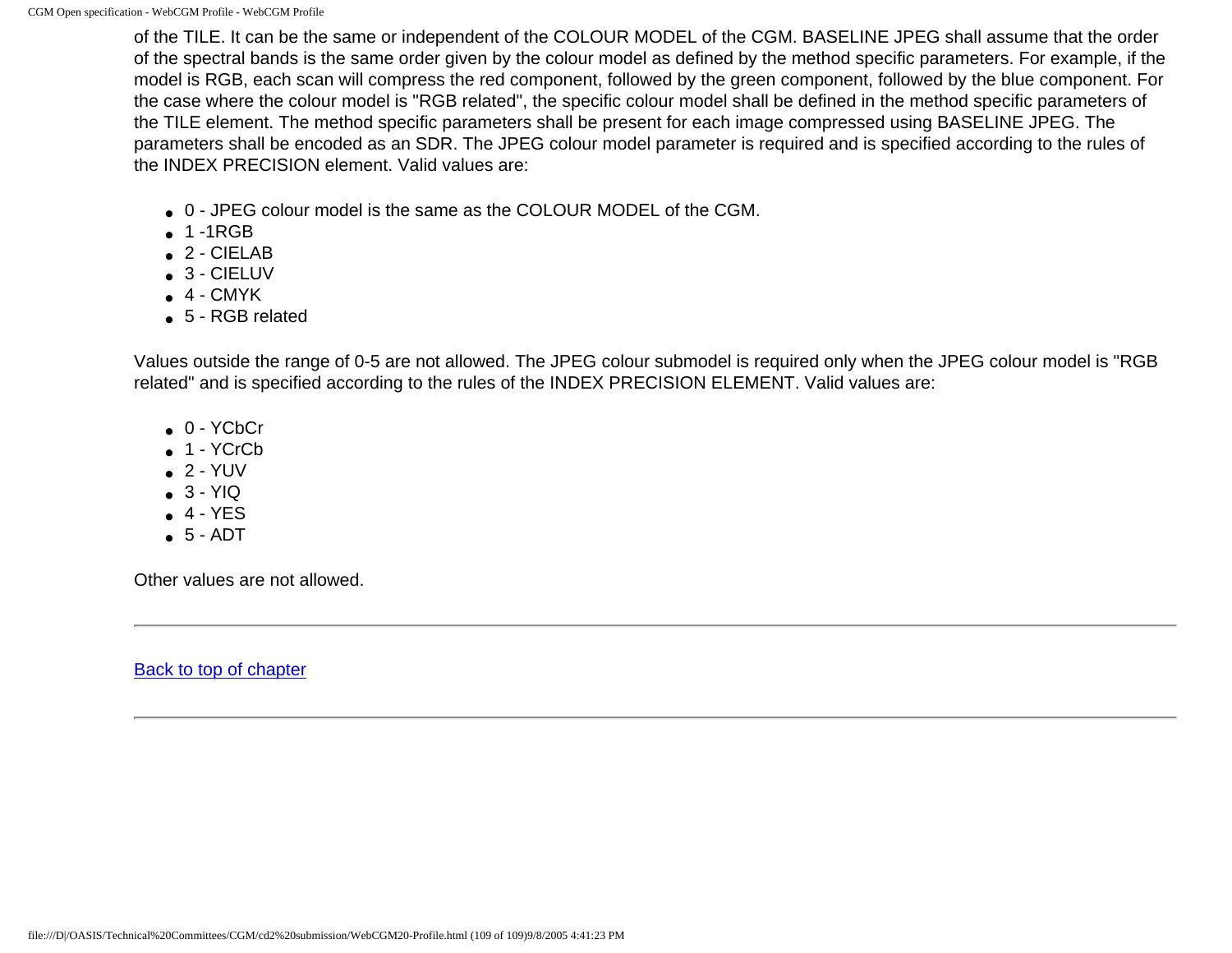of the TILE. It can be the same or independent of the COLOUR MODEL of the CGM. BASELINE JPEG shall assume that the order of the spectral bands is the same order given by the colour model as defined by the method specific parameters. For example, if the model is RGB, each scan will compress the red component, followed by the green component, followed by the blue component. For the case where the colour model is "RGB related", the specific colour model shall be defined in the method specific parameters of the TILE element. The method specific parameters shall be present for each image compressed using BASELINE JPEG. The parameters shall be encoded as an SDR. The JPEG colour model parameter is required and is specified according to the rules of the INDEX PRECISION element. Valid values are:

- 0 - JPEG colour model is the same as the COLOUR MODEL of the CGM.
- 1 -1RGB
- 2 - CIELAB
- 3 - CIELUV
- 4 - CMYK
- 5 - RGB related

Values outside the range of 0-5 are not allowed. The JPEG colour submodel is required only when the JPEG colour model is "RGB related" and is specified according to the rules of the INDEX PRECISION ELEMENT. Valid values are:

- 0 - YCbCr
- 1 - YCrCb
- 2 - YUV
- 3 - YIQ
- 4 - YES
- 5 - ADT

Other values are not allowed.

---

Back to top of chapter

---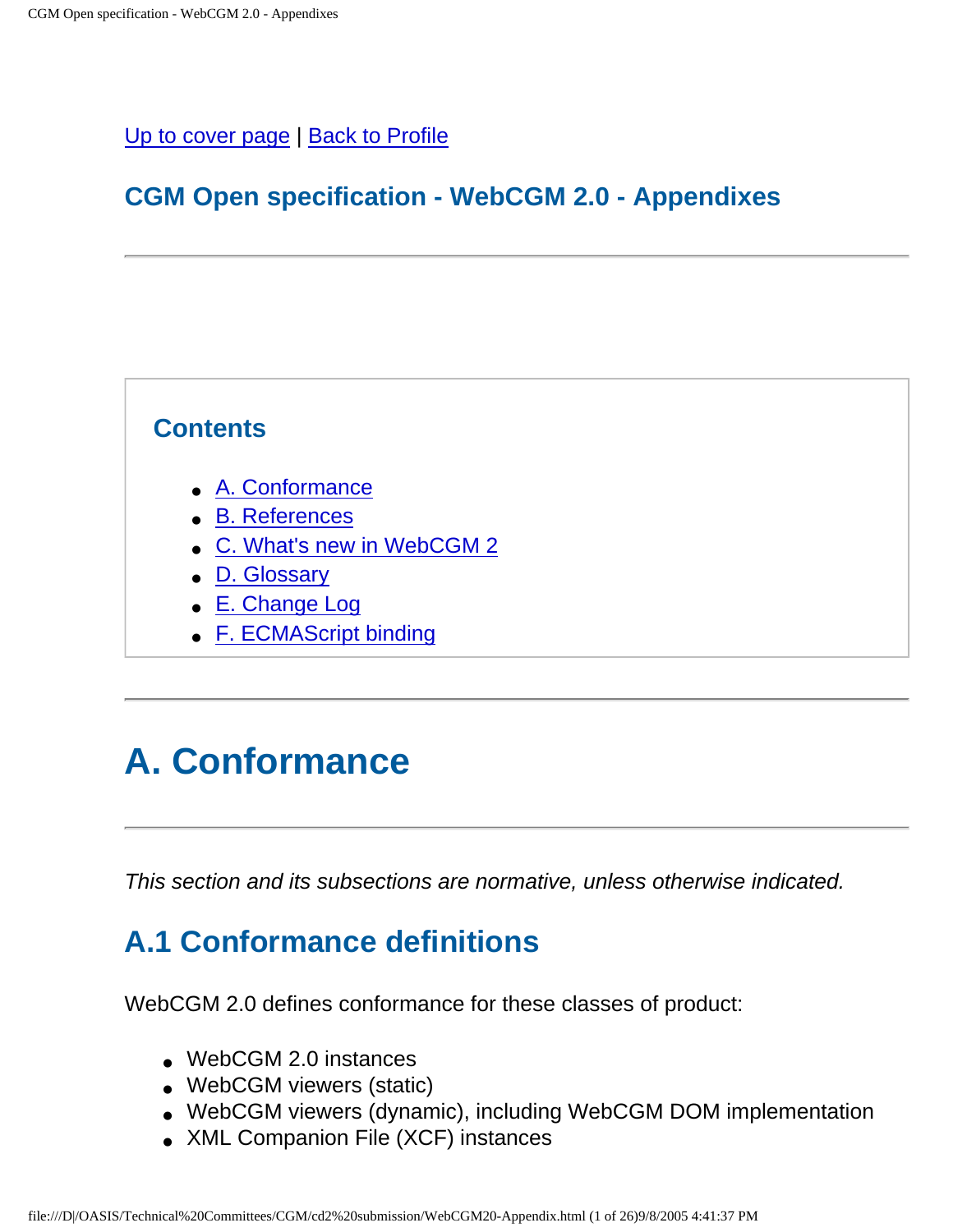Up to cover page | Back to Profile

## CGM Open specification - WebCGM 2.0 - Appendixes

---

### Contents

- A. Conformance
- B. References
- C. What's new in WebCGM 2
- D. Glossary
- E. Change Log
- F. ECMAScript binding

---

# A. Conformance

---

*This section and its subsections are normative, unless otherwise indicated.*

## A.1 Conformance definitions

WebCGM 2.0 defines conformance for these classes of product:

- WebCGM 2.0 instances
- WebCGM viewers (static)
- WebCGM viewers (dynamic), including WebCGM DOM implementation
- XML Companion File (XCF) instances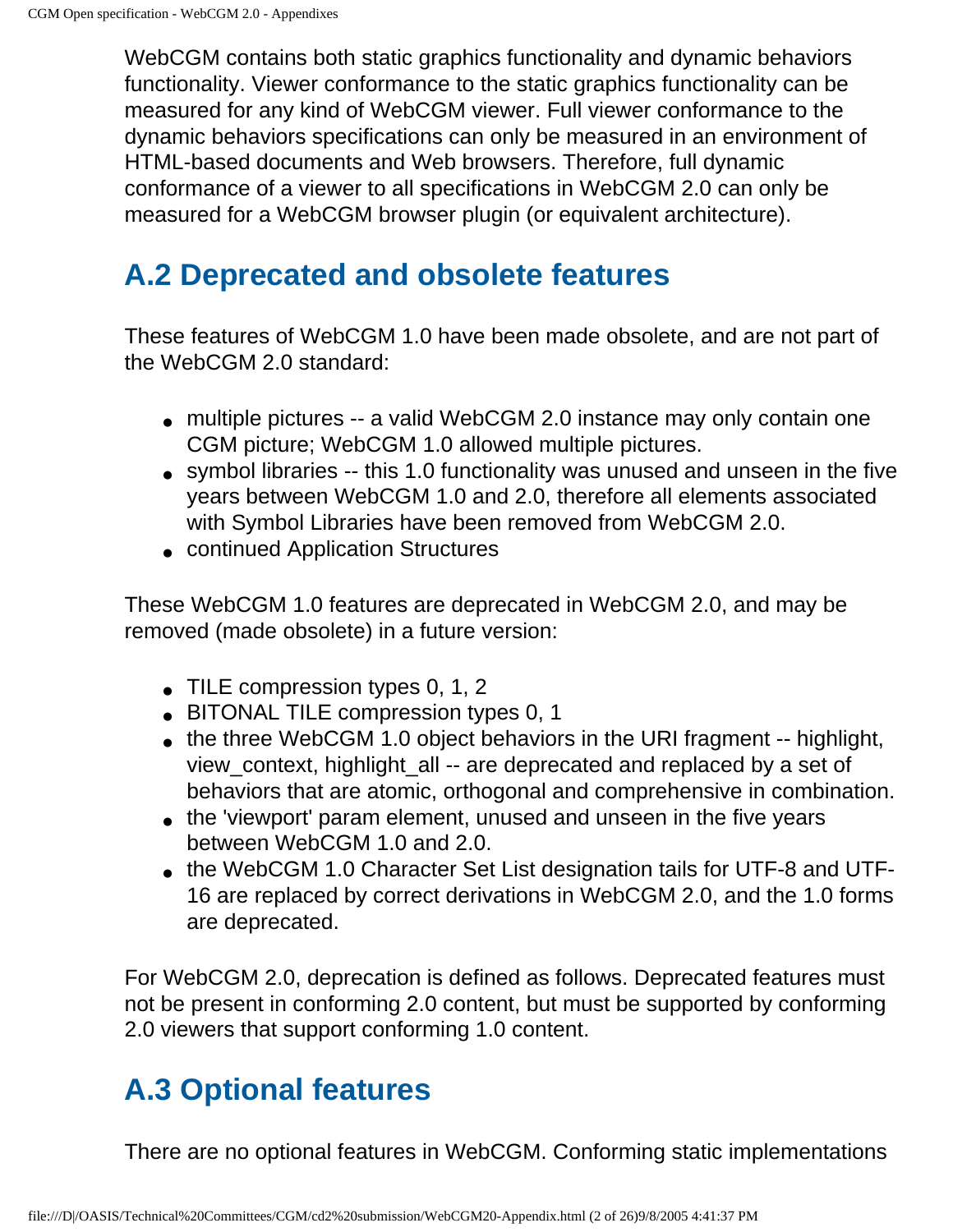WebCGM contains both static graphics functionality and dynamic behaviors functionality. Viewer conformance to the static graphics functionality can be measured for any kind of WebCGM viewer. Full viewer conformance to the dynamic behaviors specifications can only be measured in an environment of HTML-based documents and Web browsers. Therefore, full dynamic conformance of a viewer to all specifications in WebCGM 2.0 can only be measured for a WebCGM browser plugin (or equivalent architecture).

## A.2 Deprecated and obsolete features

These features of WebCGM 1.0 have been made obsolete, and are not part of the WebCGM 2.0 standard:

- multiple pictures -- a valid WebCGM 2.0 instance may only contain one CGM picture; WebCGM 1.0 allowed multiple pictures.
- symbol libraries -- this 1.0 functionality was unused and unseen in the five years between WebCGM 1.0 and 2.0, therefore all elements associated with Symbol Libraries have been removed from WebCGM 2.0.
- continued Application Structures

These WebCGM 1.0 features are deprecated in WebCGM 2.0, and may be removed (made obsolete) in a future version:

- TILE compression types 0, 1, 2
- BITONAL TILE compression types 0, 1
- the three WebCGM 1.0 object behaviors in the URI fragment -- highlight, view_context, highlight_all -- are deprecated and replaced by a set of behaviors that are atomic, orthogonal and comprehensive in combination.
- the 'viewport' param element, unused and unseen in the five years between WebCGM 1.0 and 2.0.
- the WebCGM 1.0 Character Set List designation tails for UTF-8 and UTF-16 are replaced by correct derivations in WebCGM 2.0, and the 1.0 forms are deprecated.

For WebCGM 2.0, deprecation is defined as follows. Deprecated features must not be present in conforming 2.0 content, but must be supported by conforming 2.0 viewers that support conforming 1.0 content.

## A.3 Optional features

There are no optional features in WebCGM. Conforming static implementations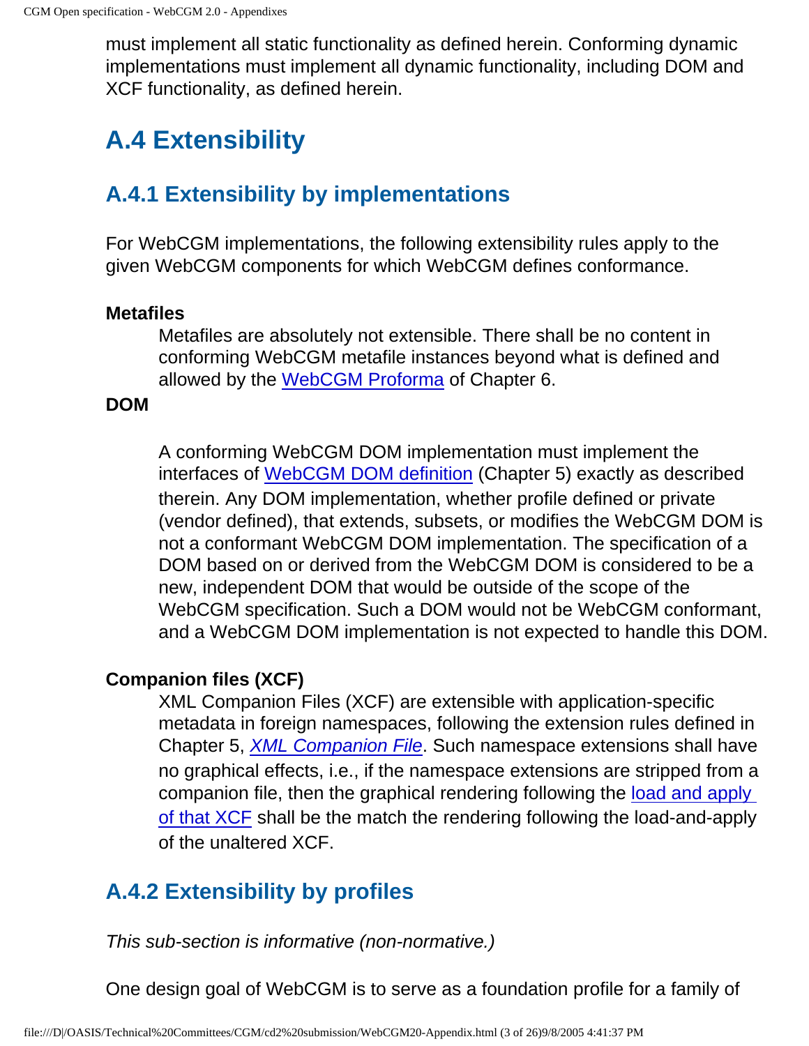must implement all static functionality as defined herein. Conforming dynamic implementations must implement all dynamic functionality, including DOM and XCF functionality, as defined herein.

## A.4 Extensibility

### A.4.1 Extensibility by implementations

For WebCGM implementations, the following extensibility rules apply to the given WebCGM components for which WebCGM defines conformance.

**Metafiles**

Metafiles are absolutely not extensible. There shall be no content in conforming WebCGM metafile instances beyond what is defined and allowed by the WebCGM Proforma of Chapter 6.

**DOM**

A conforming WebCGM DOM implementation must implement the interfaces of WebCGM DOM definition (Chapter 5) exactly as described therein. Any DOM implementation, whether profile defined or private (vendor defined), that extends, subsets, or modifies the WebCGM DOM is not a conformant WebCGM DOM implementation. The specification of a DOM based on or derived from the WebCGM DOM is considered to be a new, independent DOM that would be outside of the scope of the WebCGM specification. Such a DOM would not be WebCGM conformant, and a WebCGM DOM implementation is not expected to handle this DOM.

**Companion files (XCF)**

XML Companion Files (XCF) are extensible with application-specific metadata in foreign namespaces, following the extension rules defined in Chapter 5, *XML Companion File*. Such namespace extensions shall have no graphical effects, i.e., if the namespace extensions are stripped from a companion file, then the graphical rendering following the load and apply of that XCF shall be the match the rendering following the load-and-apply of the unaltered XCF.

### A.4.2 Extensibility by profiles

*This sub-section is informative (non-normative.)*

One design goal of WebCGM is to serve as a foundation profile for a family of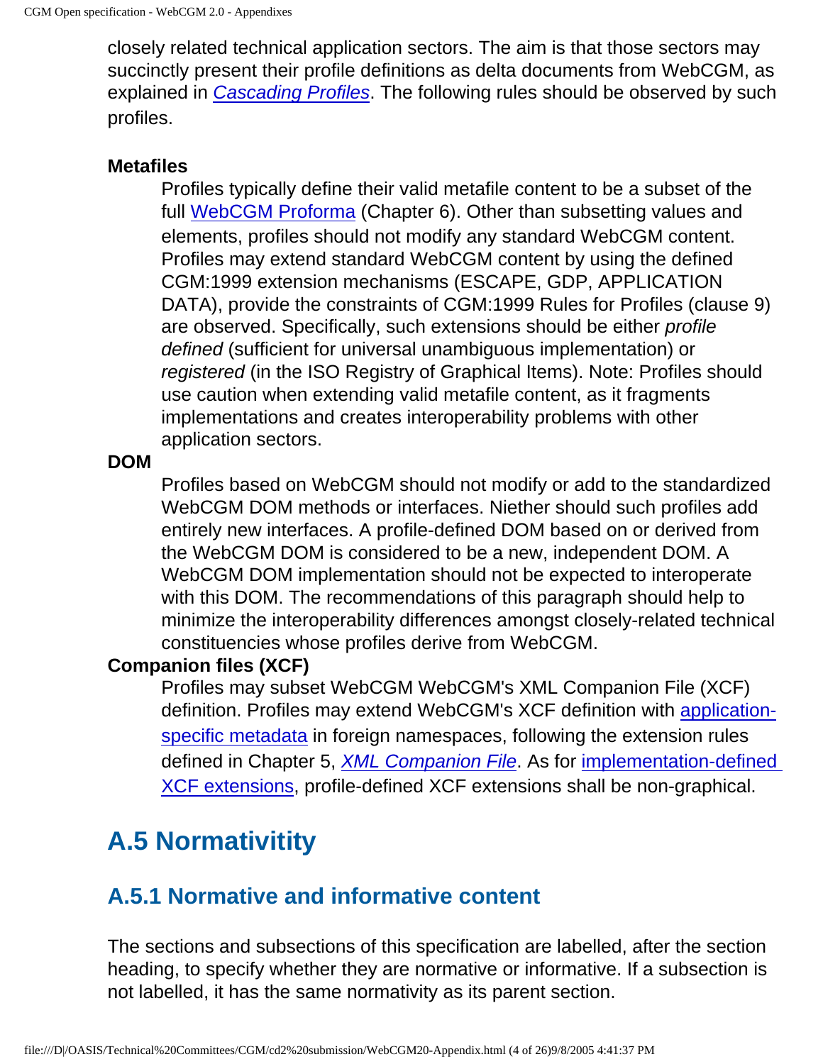closely related technical application sectors. The aim is that those sectors may succinctly present their profile definitions as delta documents from WebCGM, as explained in *Cascading Profiles*. The following rules should be observed by such profiles.

**Metafiles**

Profiles typically define their valid metafile content to be a subset of the full WebCGM Proforma (Chapter 6). Other than subsetting values and elements, profiles should not modify any standard WebCGM content. Profiles may extend standard WebCGM content by using the defined CGM:1999 extension mechanisms (ESCAPE, GDP, APPLICATION DATA), provide the constraints of CGM:1999 Rules for Profiles (clause 9) are observed. Specifically, such extensions should be either *profile defined* (sufficient for universal unambiguous implementation) or *registered* (in the ISO Registry of Graphical Items). Note: Profiles should use caution when extending valid metafile content, as it fragments implementations and creates interoperability problems with other application sectors.

**DOM**

Profiles based on WebCGM should not modify or add to the standardized WebCGM DOM methods or interfaces. Niether should such profiles add entirely new interfaces. A profile-defined DOM based on or derived from the WebCGM DOM is considered to be a new, independent DOM. A WebCGM DOM implementation should not be expected to interoperate with this DOM. The recommendations of this paragraph should help to minimize the interoperability differences amongst closely-related technical constituencies whose profiles derive from WebCGM.

**Companion files (XCF)**

Profiles may subset WebCGM WebCGM's XML Companion File (XCF) definition. Profiles may extend WebCGM's XCF definition with application-specific metadata in foreign namespaces, following the extension rules defined in Chapter 5, *XML Companion File*. As for implementation-defined XCF extensions, profile-defined XCF extensions shall be non-graphical.

## A.5 Normativitity

### A.5.1 Normative and informative content

The sections and subsections of this specification are labelled, after the section heading, to specify whether they are normative or informative. If a subsection is not labelled, it has the same normativity as its parent section.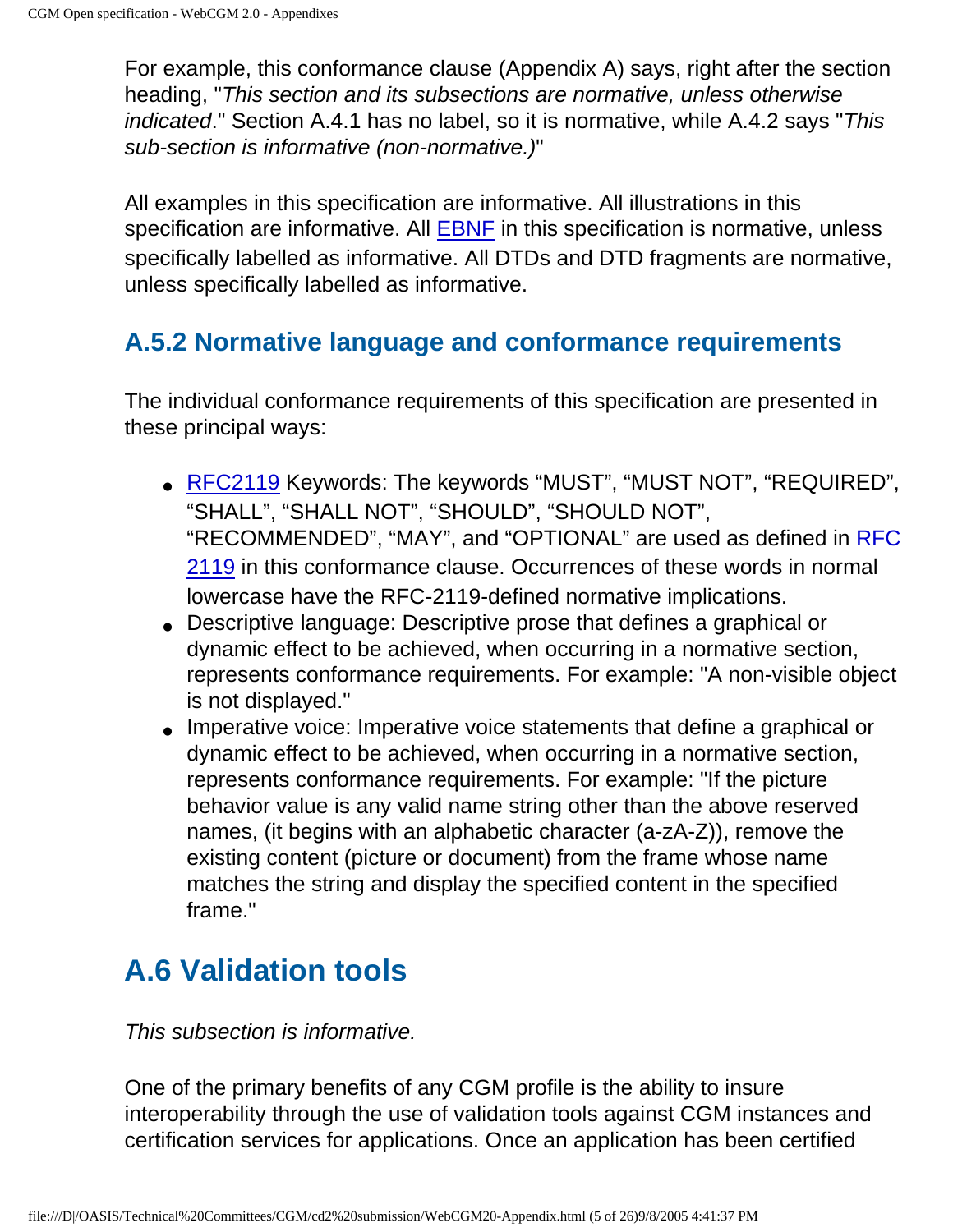For example, this conformance clause (Appendix A) says, right after the section heading, "*This section and its subsections are normative, unless otherwise indicated*." Section A.4.1 has no label, so it is normative, while A.4.2 says "*This sub-section is informative (non-normative.)*"

All examples in this specification are informative. All illustrations in this specification are informative. All EBNF in this specification is normative, unless specifically labelled as informative. All DTDs and DTD fragments are normative, unless specifically labelled as informative.

### A.5.2 Normative language and conformance requirements

The individual conformance requirements of this specification are presented in these principal ways:

- RFC2119 Keywords: The keywords “MUST”, “MUST NOT”, “REQUIRED”, “SHALL”, “SHALL NOT”, “SHOULD”, “SHOULD NOT”, “RECOMMENDED”, “MAY”, and “OPTIONAL” are used as defined in RFC 2119 in this conformance clause. Occurrences of these words in normal lowercase have the RFC-2119-defined normative implications.
- Descriptive language: Descriptive prose that defines a graphical or dynamic effect to be achieved, when occurring in a normative section, represents conformance requirements. For example: "A non-visible object is not displayed."
- Imperative voice: Imperative voice statements that define a graphical or dynamic effect to be achieved, when occurring in a normative section, represents conformance requirements. For example: "If the picture behavior value is any valid name string other than the above reserved names, (it begins with an alphabetic character (a-zA-Z)), remove the existing content (picture or document) from the frame whose name matches the string and display the specified content in the specified frame."

## A.6 Validation tools

*This subsection is informative.*

One of the primary benefits of any CGM profile is the ability to insure interoperability through the use of validation tools against CGM instances and certification services for applications. Once an application has been certified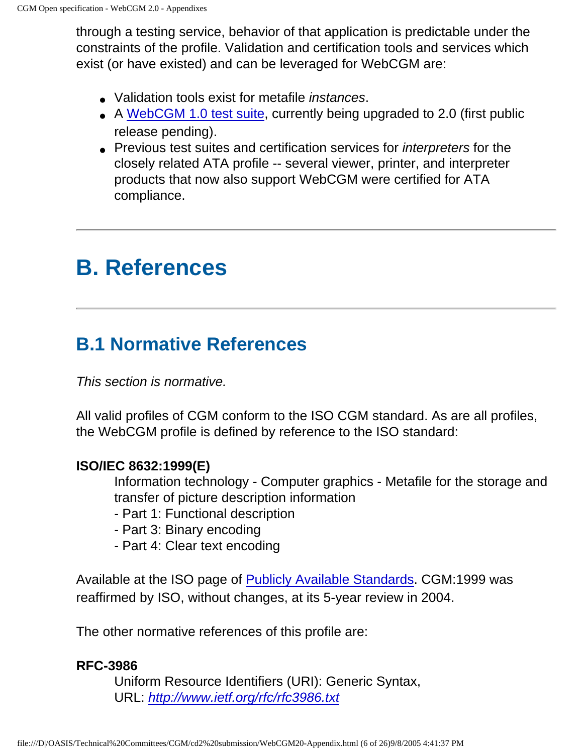through a testing service, behavior of that application is predictable under the constraints of the profile. Validation and certification tools and services which exist (or have existed) and can be leveraged for WebCGM are:

- Validation tools exist for metafile *instances*.
- A WebCGM 1.0 test suite, currently being upgraded to 2.0 (first public release pending).
- Previous test suites and certification services for *interpreters* for the closely related ATA profile -- several viewer, printer, and interpreter products that now also support WebCGM were certified for ATA compliance.

---

# B. References

---

## B.1 Normative References

*This section is normative.*

All valid profiles of CGM conform to the ISO CGM standard. As are all profiles, the WebCGM profile is defined by reference to the ISO standard:

**ISO/IEC 8632:1999(E)**
: Information technology - Computer graphics - Metafile for the storage and transfer of picture description information
- Part 1: Functional description
- Part 3: Binary encoding
- Part 4: Clear text encoding

Available at the ISO page of Publicly Available Standards. CGM:1999 was reaffirmed by ISO, without changes, at its 5-year review in 2004.

The other normative references of this profile are:

**RFC-3986**
: Uniform Resource Identifiers (URI): Generic Syntax, URL: *http://www.ietf.org/rfc/rfc3986.txt*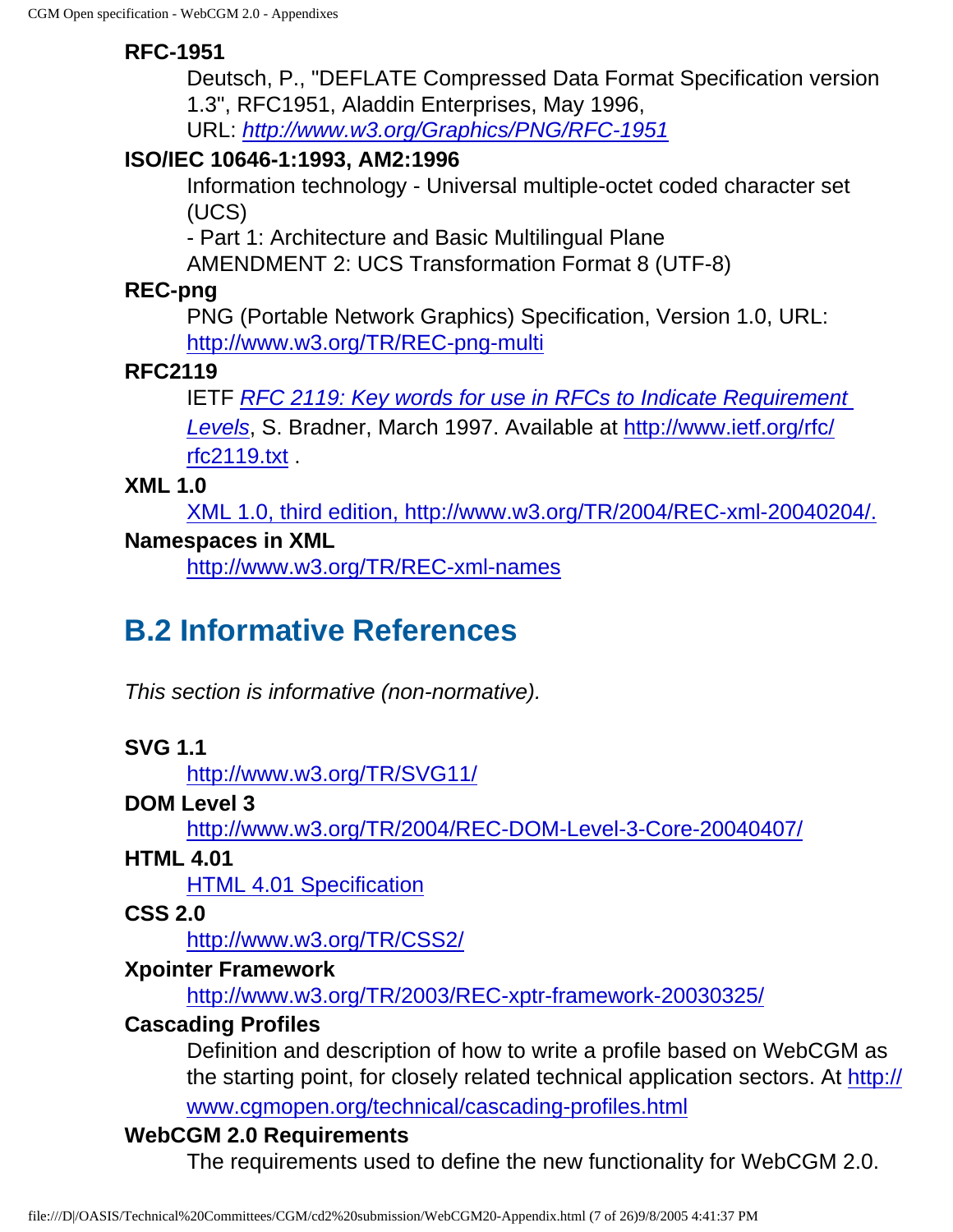**RFC-1951**

Deutsch, P., "DEFLATE Compressed Data Format Specification version 1.3", RFC1951, Aladdin Enterprises, May 1996,
URL: *[http://www.w3.org/Graphics/PNG/RFC-1951](http://www.w3.org/Graphics/PNG/RFC-1951)*

**ISO/IEC 10646-1:1993, AM2:1996**

Information technology - Universal multiple-octet coded character set (UCS)
- Part 1: Architecture and Basic Multilingual Plane
AMENDMENT 2: UCS Transformation Format 8 (UTF-8)

**REC-png**

PNG (Portable Network Graphics) Specification, Version 1.0, URL: [http://www.w3.org/TR/REC-png-multi](http://www.w3.org/TR/REC-png-multi)

**RFC2119**

IETF *RFC 2119: Key words for use in RFCs to Indicate Requirement Levels*, S. Bradner, March 1997. Available at [http://www.ietf.org/rfc/rfc2119.txt](http://www.ietf.org/rfc/rfc2119.txt) .

**XML 1.0**

XML 1.0, third edition, http://www.w3.org/TR/2004/REC-xml-20040204/.

**Namespaces in XML**

[http://www.w3.org/TR/REC-xml-names](http://www.w3.org/TR/REC-xml-names)

## B.2 Informative References

*This section is informative (non-normative).*

**SVG 1.1**

[http://www.w3.org/TR/SVG11/](http://www.w3.org/TR/SVG11/)

**DOM Level 3**

[http://www.w3.org/TR/2004/REC-DOM-Level-3-Core-20040407/](http://www.w3.org/TR/2004/REC-DOM-Level-3-Core-20040407/)

**HTML 4.01**

HTML 4.01 Specification

**CSS 2.0**

[http://www.w3.org/TR/CSS2/](http://www.w3.org/TR/CSS2/)

**Xpointer Framework**

[http://www.w3.org/TR/2003/REC-xptr-framework-20030325/](http://www.w3.org/TR/2003/REC-xptr-framework-20030325/)

**Cascading Profiles**

Definition and description of how to write a profile based on WebCGM as the starting point, for closely related technical application sectors. At [http://www.cgmopen.org/technical/cascading-profiles.html](http://www.cgmopen.org/technical/cascading-profiles.html)

**WebCGM 2.0 Requirements**

The requirements used to define the new functionality for WebCGM 2.0.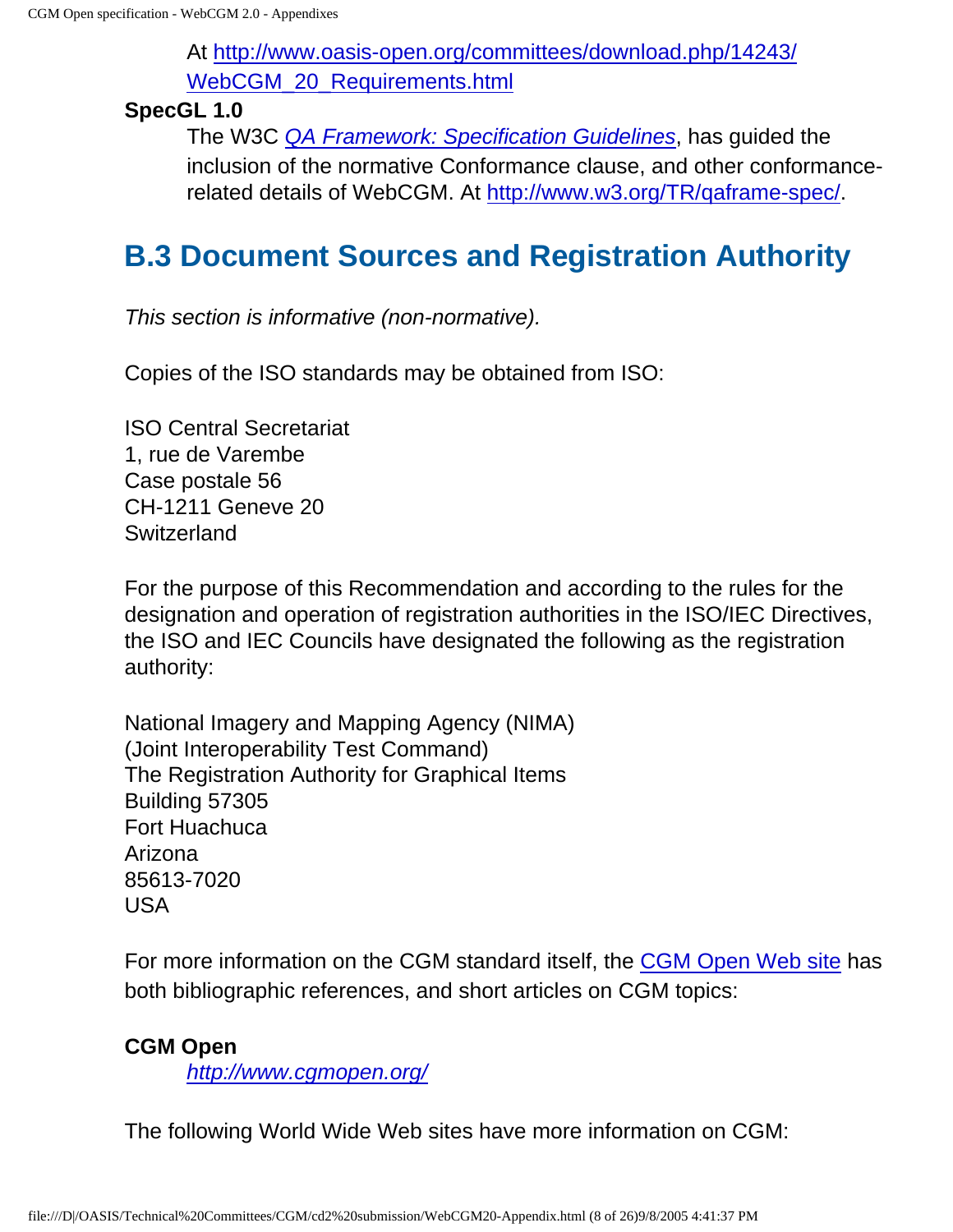At http://www.oasis-open.org/committees/download.php/14243/WebCGM_20_Requirements.html

**SpecGL 1.0**

The W3C *QA Framework: Specification Guidelines*, has guided the inclusion of the normative Conformance clause, and other conformance-related details of WebCGM. At http://www.w3.org/TR/qaframe-spec/.

## B.3 Document Sources and Registration Authority

*This section is informative (non-normative).*

Copies of the ISO standards may be obtained from ISO:

ISO Central Secretariat
1, rue de Varembe
Case postale 56
CH-1211 Geneve 20
Switzerland

For the purpose of this Recommendation and according to the rules for the designation and operation of registration authorities in the ISO/IEC Directives, the ISO and IEC Councils have designated the following as the registration authority:

National Imagery and Mapping Agency (NIMA)
(Joint Interoperability Test Command)
The Registration Authority for Graphical Items
Building 57305
Fort Huachuca
Arizona
85613-7020
USA

For more information on the CGM standard itself, the CGM Open Web site has both bibliographic references, and short articles on CGM topics:

**CGM Open**

*http://www.cgmopen.org/*

The following World Wide Web sites have more information on CGM: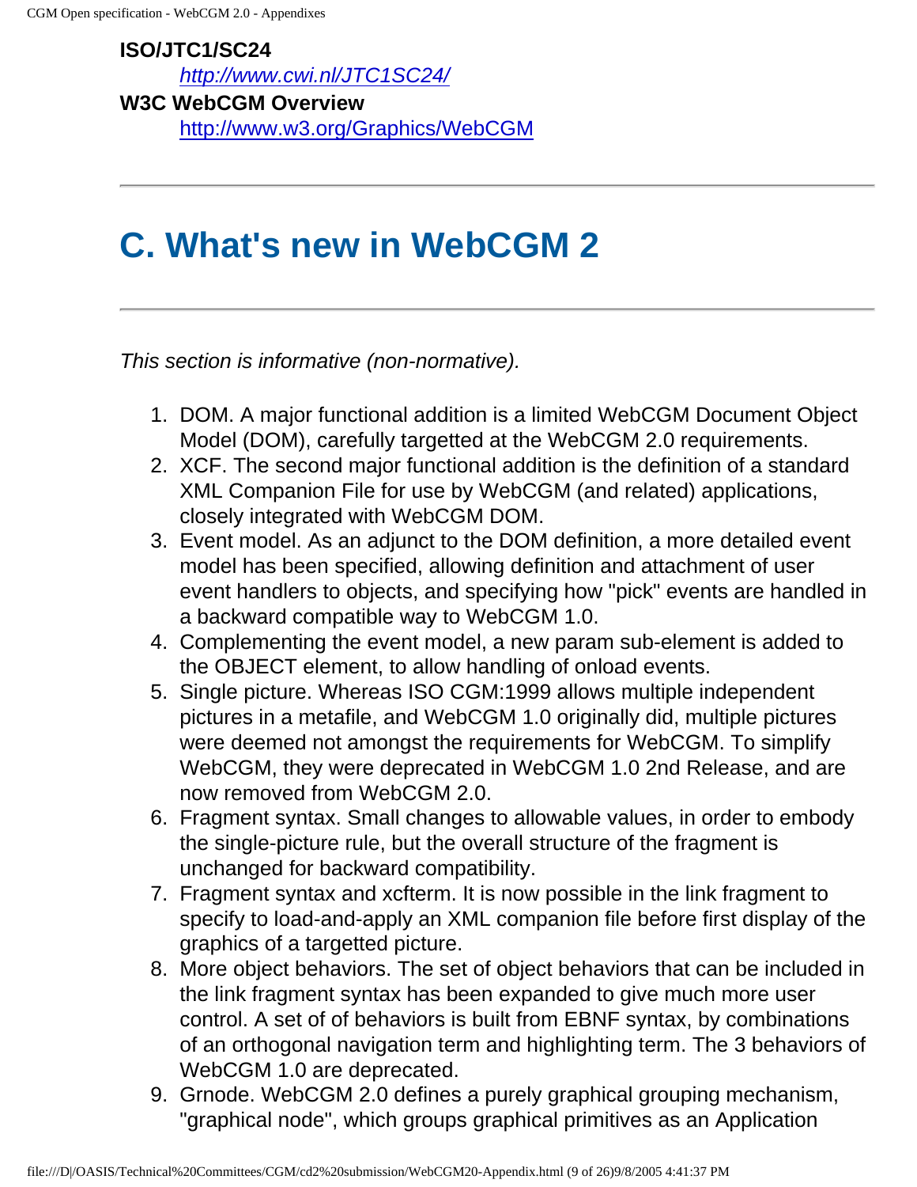**ISO/JTC1/SC24**

[http://www.cwi.nl/JTC1SC24/](http://www.cwi.nl/JTC1SC24/)

**W3C WebCGM Overview**

[http://www.w3.org/Graphics/WebCGM](http://www.w3.org/Graphics/WebCGM)

---

# C. What's new in WebCGM 2

---

*This section is informative (non-normative).*

1. DOM. A major functional addition is a limited WebCGM Document Object Model (DOM), carefully targetted at the WebCGM 2.0 requirements.
2. XCF. The second major functional addition is the definition of a standard XML Companion File for use by WebCGM (and related) applications, closely integrated with WebCGM DOM.
3. Event model. As an adjunct to the DOM definition, a more detailed event model has been specified, allowing definition and attachment of user event handlers to objects, and specifying how "pick" events are handled in a backward compatible way to WebCGM 1.0.
4. Complementing the event model, a new param sub-element is added to the OBJECT element, to allow handling of onload events.
5. Single picture. Whereas ISO CGM:1999 allows multiple independent pictures in a metafile, and WebCGM 1.0 originally did, multiple pictures were deemed not amongst the requirements for WebCGM. To simplify WebCGM, they were deprecated in WebCGM 1.0 2nd Release, and are now removed from WebCGM 2.0.
6. Fragment syntax. Small changes to allowable values, in order to embody the single-picture rule, but the overall structure of the fragment is unchanged for backward compatibility.
7. Fragment syntax and xcfterm. It is now possible in the link fragment to specify to load-and-apply an XML companion file before first display of the graphics of a targetted picture.
8. More object behaviors. The set of object behaviors that can be included in the link fragment syntax has been expanded to give much more user control. A set of of behaviors is built from EBNF syntax, by combinations of an orthogonal navigation term and highlighting term. The 3 behaviors of WebCGM 1.0 are deprecated.
9. Grnode. WebCGM 2.0 defines a purely graphical grouping mechanism, "graphical node", which groups graphical primitives as an Application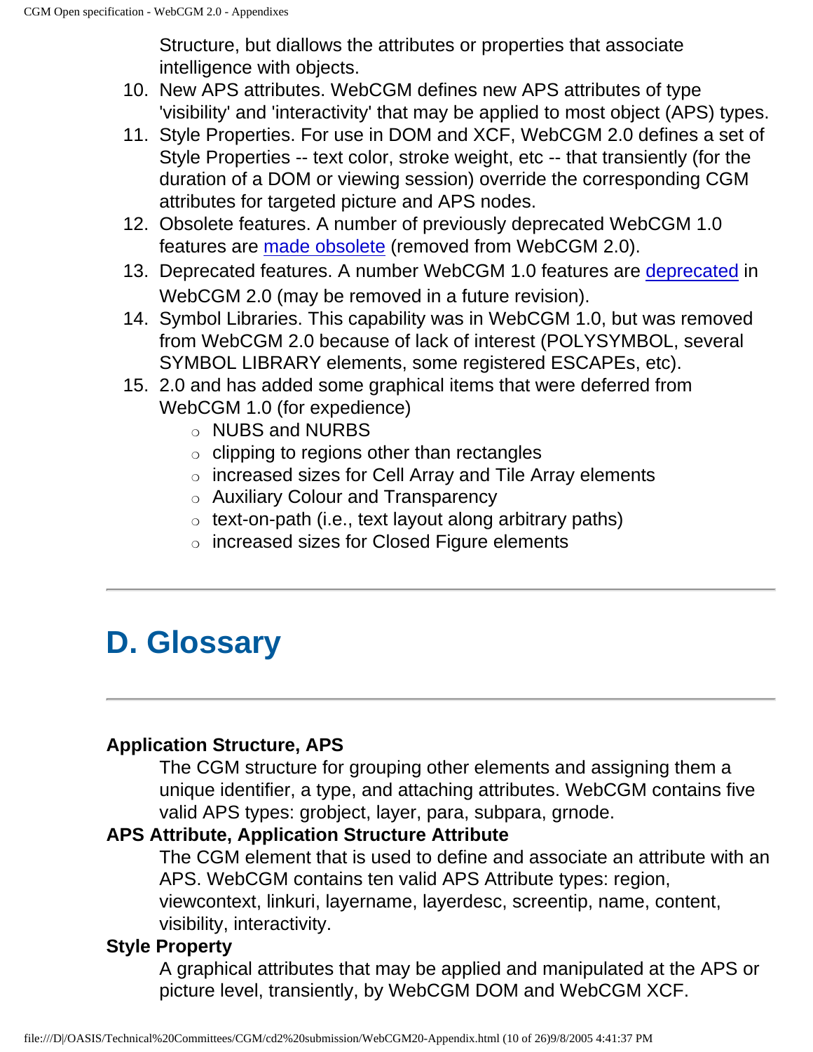Structure, but diallows the attributes or properties that associate intelligence with objects.

10. New APS attributes. WebCGM defines new APS attributes of type 'visibility' and 'interactivity' that may be applied to most object (APS) types.
11. Style Properties. For use in DOM and XCF, WebCGM 2.0 defines a set of Style Properties -- text color, stroke weight, etc -- that transiently (for the duration of a DOM or viewing session) override the corresponding CGM attributes for targeted picture and APS nodes.
12. Obsolete features. A number of previously deprecated WebCGM 1.0 features are made obsolete (removed from WebCGM 2.0).
13. Deprecated features. A number WebCGM 1.0 features are deprecated in WebCGM 2.0 (may be removed in a future revision).
14. Symbol Libraries. This capability was in WebCGM 1.0, but was removed from WebCGM 2.0 because of lack of interest (POLYSYMBOL, several SYMBOL LIBRARY elements, some registered ESCAPEs, etc).
15. 2.0 and has added some graphical items that were deferred from WebCGM 1.0 (for expedience)
    - NUBS and NURBS
    - clipping to regions other than rectangles
    - increased sizes for Cell Array and Tile Array elements
    - Auxiliary Colour and Transparency
    - text-on-path (i.e., text layout along arbitrary paths)
    - increased sizes for Closed Figure elements

---

# D. Glossary

---

**Application Structure, APS**
: The CGM structure for grouping other elements and assigning them a unique identifier, a type, and attaching attributes. WebCGM contains five valid APS types: grobject, layer, para, subpara, grnode.

**APS Attribute, Application Structure Attribute**
: The CGM element that is used to define and associate an attribute with an APS. WebCGM contains ten valid APS Attribute types: region, viewcontext, linkuri, layername, layerdesc, screentip, name, content, visibility, interactivity.

**Style Property**
: A graphical attributes that may be applied and manipulated at the APS or picture level, transiently, by WebCGM DOM and WebCGM XCF.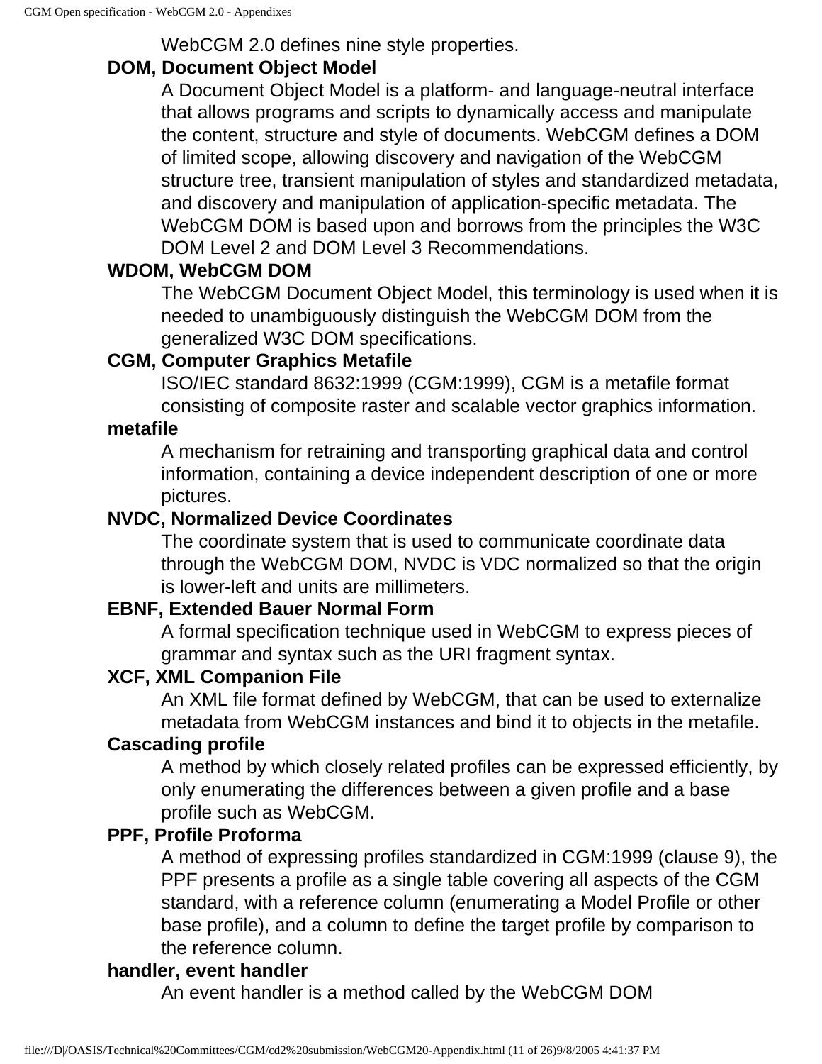WebCGM 2.0 defines nine style properties.

**DOM, Document Object Model**

A Document Object Model is a platform- and language-neutral interface that allows programs and scripts to dynamically access and manipulate the content, structure and style of documents. WebCGM defines a DOM of limited scope, allowing discovery and navigation of the WebCGM structure tree, transient manipulation of styles and standardized metadata, and discovery and manipulation of application-specific metadata. The WebCGM DOM is based upon and borrows from the principles the W3C DOM Level 2 and DOM Level 3 Recommendations.

**WDOM, WebCGM DOM**

The WebCGM Document Object Model, this terminology is used when it is needed to unambiguously distinguish the WebCGM DOM from the generalized W3C DOM specifications.

**CGM, Computer Graphics Metafile**

ISO/IEC standard 8632:1999 (CGM:1999), CGM is a metafile format consisting of composite raster and scalable vector graphics information.

**metafile**

A mechanism for retraining and transporting graphical data and control information, containing a device independent description of one or more pictures.

**NVDC, Normalized Device Coordinates**

The coordinate system that is used to communicate coordinate data through the WebCGM DOM, NVDC is VDC normalized so that the origin is lower-left and units are millimeters.

**EBNF, Extended Bauer Normal Form**

A formal specification technique used in WebCGM to express pieces of grammar and syntax such as the URI fragment syntax.

**XCF, XML Companion File**

An XML file format defined by WebCGM, that can be used to externalize metadata from WebCGM instances and bind it to objects in the metafile.

**Cascading profile**

A method by which closely related profiles can be expressed efficiently, by only enumerating the differences between a given profile and a base profile such as WebCGM.

**PPF, Profile Proforma**

A method of expressing profiles standardized in CGM:1999 (clause 9), the PPF presents a profile as a single table covering all aspects of the CGM standard, with a reference column (enumerating a Model Profile or other base profile), and a column to define the target profile by comparison to the reference column.

**handler, event handler**

An event handler is a method called by the WebCGM DOM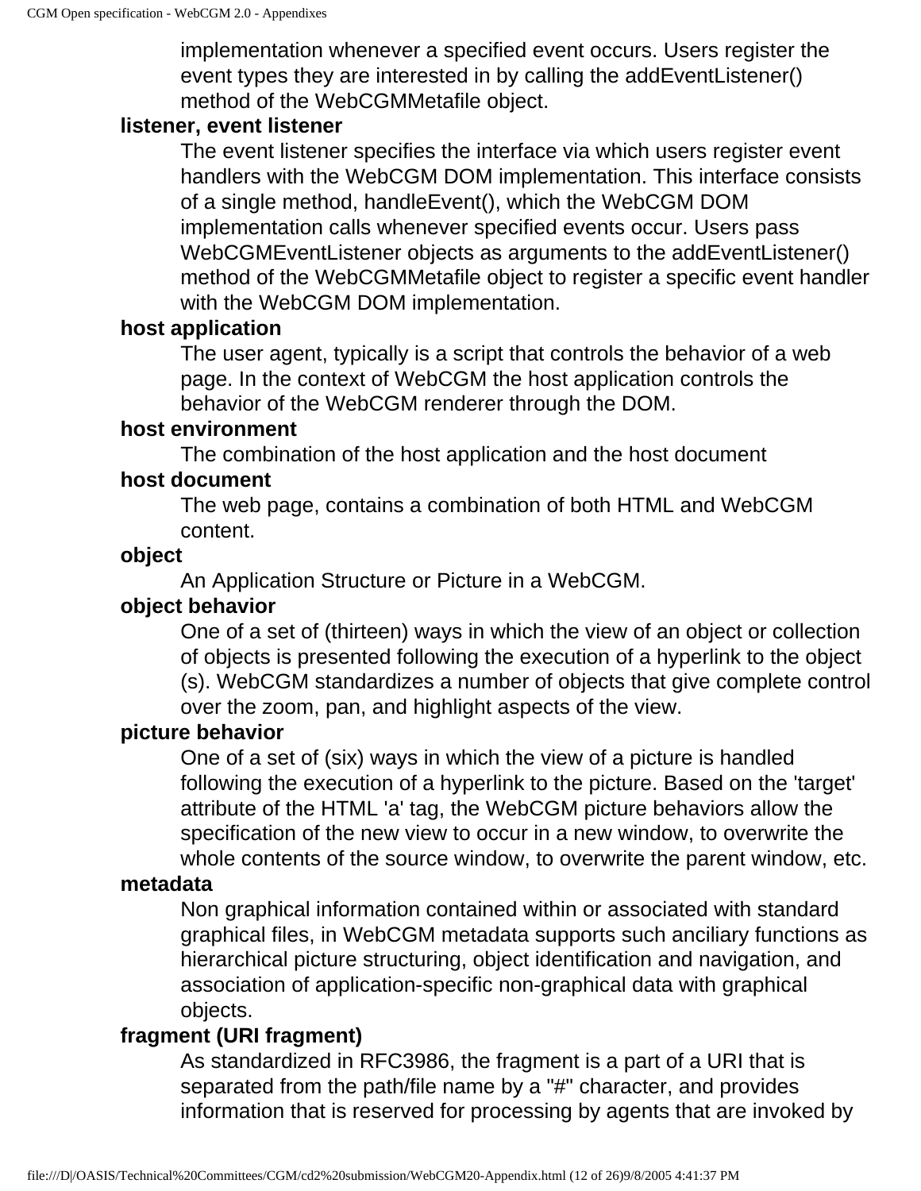implementation whenever a specified event occurs. Users register the event types they are interested in by calling the addEventListener() method of the WebCGMMetafile object.

**listener, event listener**

The event listener specifies the interface via which users register event handlers with the WebCGM DOM implementation. This interface consists of a single method, handleEvent(), which the WebCGM DOM implementation calls whenever specified events occur. Users pass WebCGMEventListener objects as arguments to the addEventListener() method of the WebCGMMetafile object to register a specific event handler with the WebCGM DOM implementation.

**host application**

The user agent, typically is a script that controls the behavior of a web page. In the context of WebCGM the host application controls the behavior of the WebCGM renderer through the DOM.

**host environment**

The combination of the host application and the host document

**host document**

The web page, contains a combination of both HTML and WebCGM content.

**object**

An Application Structure or Picture in a WebCGM.

**object behavior**

One of a set of (thirteen) ways in which the view of an object or collection of objects is presented following the execution of a hyperlink to the object(s). WebCGM standardizes a number of objects that give complete control over the zoom, pan, and highlight aspects of the view.

**picture behavior**

One of a set of (six) ways in which the view of a picture is handled following the execution of a hyperlink to the picture. Based on the 'target' attribute of the HTML 'a' tag, the WebCGM picture behaviors allow the specification of the new view to occur in a new window, to overwrite the whole contents of the source window, to overwrite the parent window, etc.

**metadata**

Non graphical information contained within or associated with standard graphical files, in WebCGM metadata supports such anciliary functions as hierarchical picture structuring, object identification and navigation, and association of application-specific non-graphical data with graphical objects.

**fragment (URI fragment)**

As standardized in RFC3986, the fragment is a part of a URI that is separated from the path/file name by a "#" character, and provides information that is reserved for processing by agents that are invoked by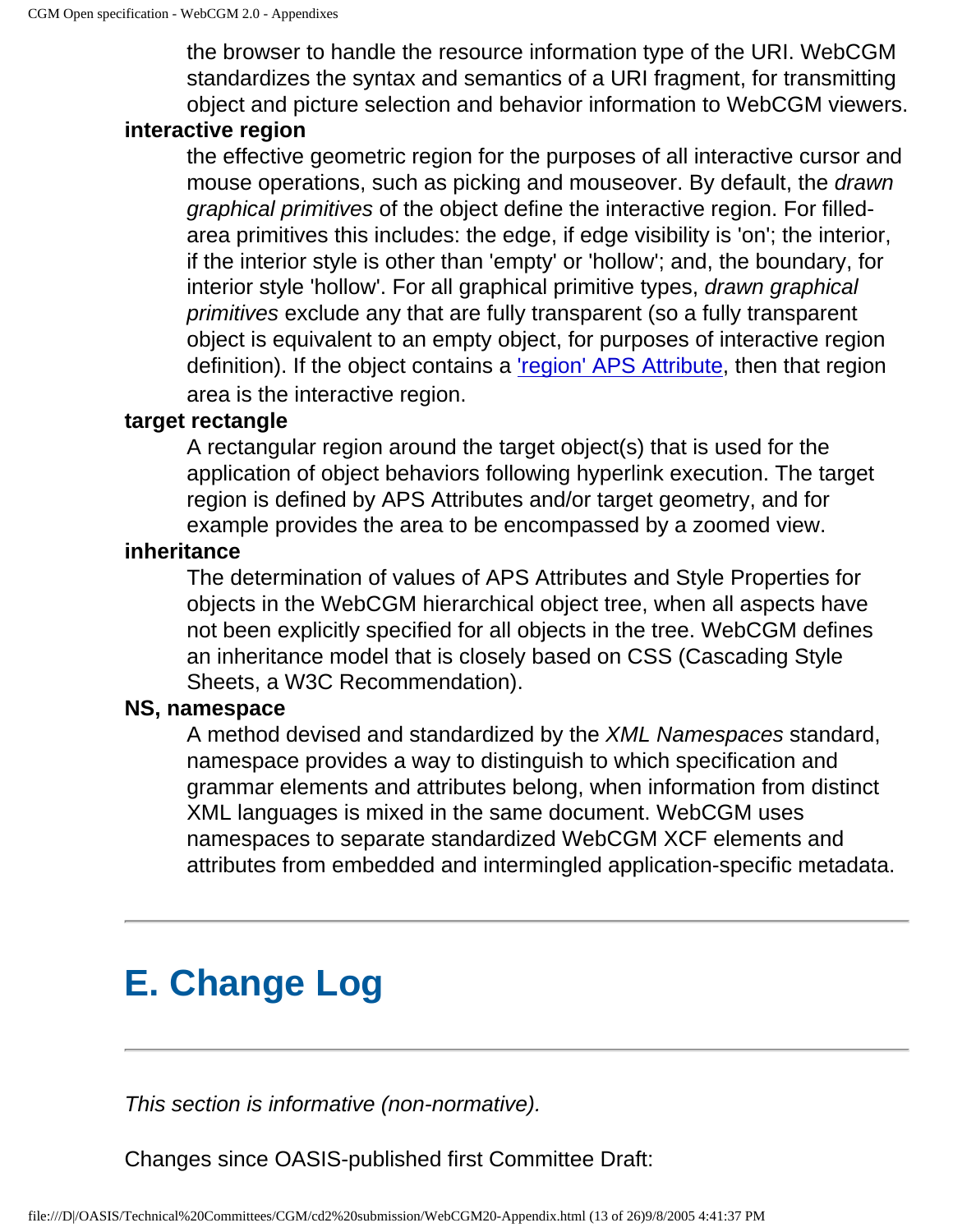the browser to handle the resource information type of the URI. WebCGM standardizes the syntax and semantics of a URI fragment, for transmitting object and picture selection and behavior information to WebCGM viewers.

**interactive region**

the effective geometric region for the purposes of all interactive cursor and mouse operations, such as picking and mouseover. By default, the *drawn graphical primitives* of the object define the interactive region. For filled-area primitives this includes: the edge, if edge visibility is 'on'; the interior, if the interior style is other than 'empty' or 'hollow'; and, the boundary, for interior style 'hollow'. For all graphical primitive types, *drawn graphical primitives* exclude any that are fully transparent (so a fully transparent object is equivalent to an empty object, for purposes of interactive region definition). If the object contains a 'region' APS Attribute, then that region area is the interactive region.

**target rectangle**

A rectangular region around the target object(s) that is used for the application of object behaviors following hyperlink execution. The target region is defined by APS Attributes and/or target geometry, and for example provides the area to be encompassed by a zoomed view.

**inheritance**

The determination of values of APS Attributes and Style Properties for objects in the WebCGM hierarchical object tree, when all aspects have not been explicitly specified for all objects in the tree. WebCGM defines an inheritance model that is closely based on CSS (Cascading Style Sheets, a W3C Recommendation).

**NS, namespace**

A method devised and standardized by the *XML Namespaces* standard, namespace provides a way to distinguish to which specification and grammar elements and attributes belong, when information from distinct XML languages is mixed in the same document. WebCGM uses namespaces to separate standardized WebCGM XCF elements and attributes from embedded and intermingled application-specific metadata.

---

# E. Change Log

---

*This section is informative (non-normative).*

Changes since OASIS-published first Committee Draft: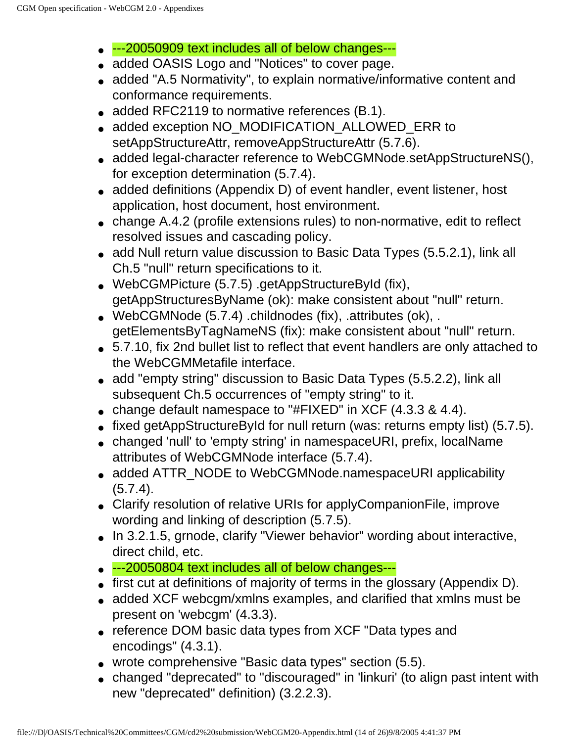- ---20050909 text includes all of below changes---
- added OASIS Logo and "Notices" to cover page.
- added "A.5 Normativity", to explain normative/informative content and conformance requirements.
- added RFC2119 to normative references (B.1).
- added exception NO_MODIFICATION_ALLOWED_ERR to setAppStructureAttr, removeAppStructureAttr (5.7.6).
- added legal-character reference to WebCGMNode.setAppStructureNS(), for exception determination (5.7.4).
- added definitions (Appendix D) of event handler, event listener, host application, host document, host environment.
- change A.4.2 (profile extensions rules) to non-normative, edit to reflect resolved issues and cascading policy.
- add Null return value discussion to Basic Data Types (5.5.2.1), link all Ch.5 "null" return specifications to it.
- WebCGMPicture (5.7.5) .getAppStructureById (fix), getAppStructuresByName (ok): make consistent about "null" return.
- WebCGMNode (5.7.4) .childnodes (fix), .attributes (ok), . getElementsByTagNameNS (fix): make consistent about "null" return.
- 5.7.10, fix 2nd bullet list to reflect that event handlers are only attached to the WebCGMMetafile interface.
- add "empty string" discussion to Basic Data Types (5.5.2.2), link all subsequent Ch.5 occurrences of "empty string" to it.
- change default namespace to "#FIXED" in XCF (4.3.3 & 4.4).
- fixed getAppStructureById for null return (was: returns empty list) (5.7.5).
- changed 'null' to 'empty string' in namespaceURI, prefix, localName attributes of WebCGMNode interface (5.7.4).
- added ATTR_NODE to WebCGMNode.namespaceURI applicability (5.7.4).
- Clarify resolution of relative URIs for applyCompanionFile, improve wording and linking of description (5.7.5).
- In 3.2.1.5, grnode, clarify "Viewer behavior" wording about interactive, direct child, etc.
- ---20050804 text includes all of below changes---
- first cut at definitions of majority of terms in the glossary (Appendix D).
- added XCF webcgm/xmlns examples, and clarified that xmlns must be present on 'webcgm' (4.3.3).
- reference DOM basic data types from XCF "Data types and encodings" (4.3.1).
- wrote comprehensive "Basic data types" section (5.5).
- changed "deprecated" to "discouraged" in 'linkuri' (to align past intent with new "deprecated" definition) (3.2.2.3).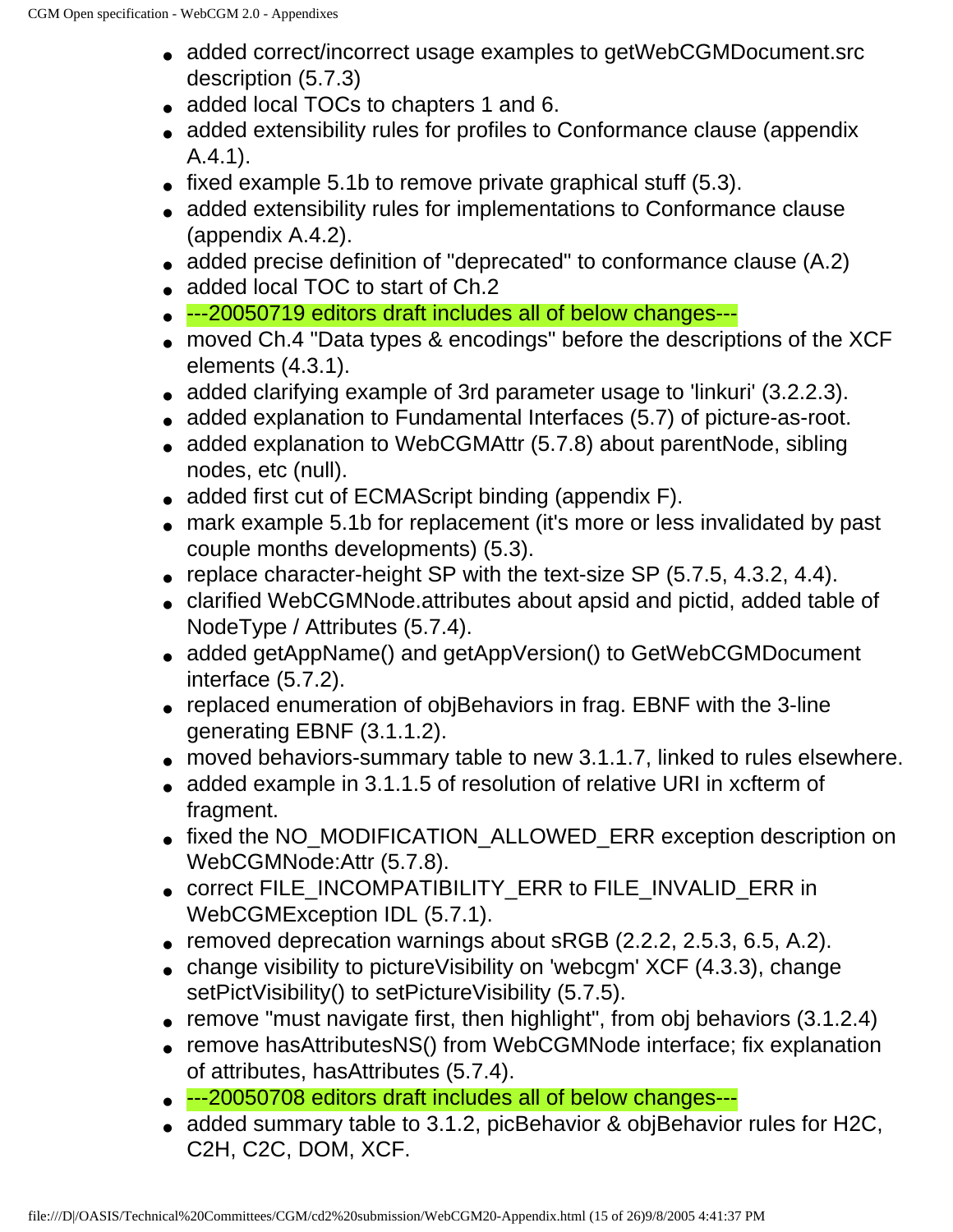- added correct/incorrect usage examples to getWebCGMDocument.src description (5.7.3)
- added local TOCs to chapters 1 and 6.
- added extensibility rules for profiles to Conformance clause (appendix A.4.1).
- fixed example 5.1b to remove private graphical stuff (5.3).
- added extensibility rules for implementations to Conformance clause (appendix A.4.2).
- added precise definition of "deprecated" to conformance clause (A.2)
- added local TOC to start of Ch.2
- ---20050719 editors draft includes all of below changes---
- moved Ch.4 "Data types & encodings" before the descriptions of the XCF elements (4.3.1).
- added clarifying example of 3rd parameter usage to 'linkuri' (3.2.2.3).
- added explanation to Fundamental Interfaces (5.7) of picture-as-root.
- added explanation to WebCGMAttr (5.7.8) about parentNode, sibling nodes, etc (null).
- added first cut of ECMAScript binding (appendix F).
- mark example 5.1b for replacement (it's more or less invalidated by past couple months developments) (5.3).
- replace character-height SP with the text-size SP (5.7.5, 4.3.2, 4.4).
- clarified WebCGMNode.attributes about apsid and pictid, added table of NodeType / Attributes (5.7.4).
- added getAppName() and getAppVersion() to GetWebCGMDocument interface (5.7.2).
- replaced enumeration of objBehaviors in frag. EBNF with the 3-line generating EBNF (3.1.1.2).
- moved behaviors-summary table to new 3.1.1.7, linked to rules elsewhere.
- added example in 3.1.1.5 of resolution of relative URI in xcfterm of fragment.
- fixed the NO_MODIFICATION_ALLOWED_ERR exception description on WebCGMNode:Attr (5.7.8).
- correct FILE_INCOMPATIBILITY_ERR to FILE_INVALID_ERR in WebCGMException IDL (5.7.1).
- removed deprecation warnings about sRGB (2.2.2, 2.5.3, 6.5, A.2).
- change visibility to pictureVisibility on 'webcgm' XCF (4.3.3), change setPictVisibility() to setPictureVisibility (5.7.5).
- remove "must navigate first, then highlight", from obj behaviors (3.1.2.4)
- remove hasAttributesNS() from WebCGMNode interface; fix explanation of attributes, hasAttributes (5.7.4).
- ---20050708 editors draft includes all of below changes---
- added summary table to 3.1.2, picBehavior & objBehavior rules for H2C, C2H, C2C, DOM, XCF.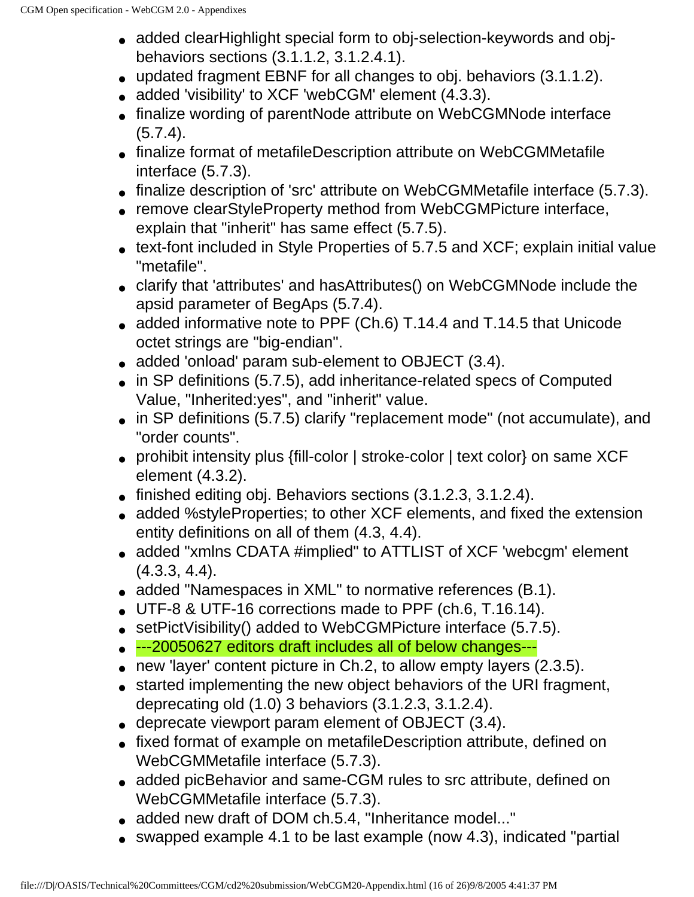- added clearHighlight special form to obj-selection-keywords and obj-behaviors sections (3.1.1.2, 3.1.2.4.1).
- updated fragment EBNF for all changes to obj. behaviors (3.1.1.2).
- added 'visibility' to XCF 'webCGM' element (4.3.3).
- finalize wording of parentNode attribute on WebCGMNode interface (5.7.4).
- finalize format of metafileDescription attribute on WebCGMMetafile interface (5.7.3).
- finalize description of 'src' attribute on WebCGMMetafile interface (5.7.3).
- remove clearStyleProperty method from WebCGMPicture interface, explain that "inherit" has same effect (5.7.5).
- text-font included in Style Properties of 5.7.5 and XCF; explain initial value "metafile".
- clarify that 'attributes' and hasAttributes() on WebCGMNode include the apsid parameter of BegAps (5.7.4).
- added informative note to PPF (Ch.6) T.14.4 and T.14.5 that Unicode octet strings are "big-endian".
- added 'onload' param sub-element to OBJECT (3.4).
- in SP definitions (5.7.5), add inheritance-related specs of Computed Value, "Inherited:yes", and "inherit" value.
- in SP definitions (5.7.5) clarify "replacement mode" (not accumulate), and "order counts".
- prohibit intensity plus {fill-color | stroke-color | text color} on same XCF element (4.3.2).
- finished editing obj. Behaviors sections (3.1.2.3, 3.1.2.4).
- added %styleProperties; to other XCF elements, and fixed the extension entity definitions on all of them (4.3, 4.4).
- added "xmlns CDATA #implied" to ATTLIST of XCF 'webcgm' element (4.3.3, 4.4).
- added "Namespaces in XML" to normative references (B.1).
- UTF-8 & UTF-16 corrections made to PPF (ch.6, T.16.14).
- setPictVisibility() added to WebCGMPicture interface (5.7.5).
- ---20050627 editors draft includes all of below changes---
- new 'layer' content picture in Ch.2, to allow empty layers (2.3.5).
- started implementing the new object behaviors of the URI fragment, deprecating old (1.0) 3 behaviors (3.1.2.3, 3.1.2.4).
- deprecate viewport param element of OBJECT (3.4).
- fixed format of example on metafileDescription attribute, defined on WebCGMMetafile interface (5.7.3).
- added picBehavior and same-CGM rules to src attribute, defined on WebCGMMetafile interface (5.7.3).
- added new draft of DOM ch.5.4, "Inheritance model..."
- swapped example 4.1 to be last example (now 4.3), indicated "partial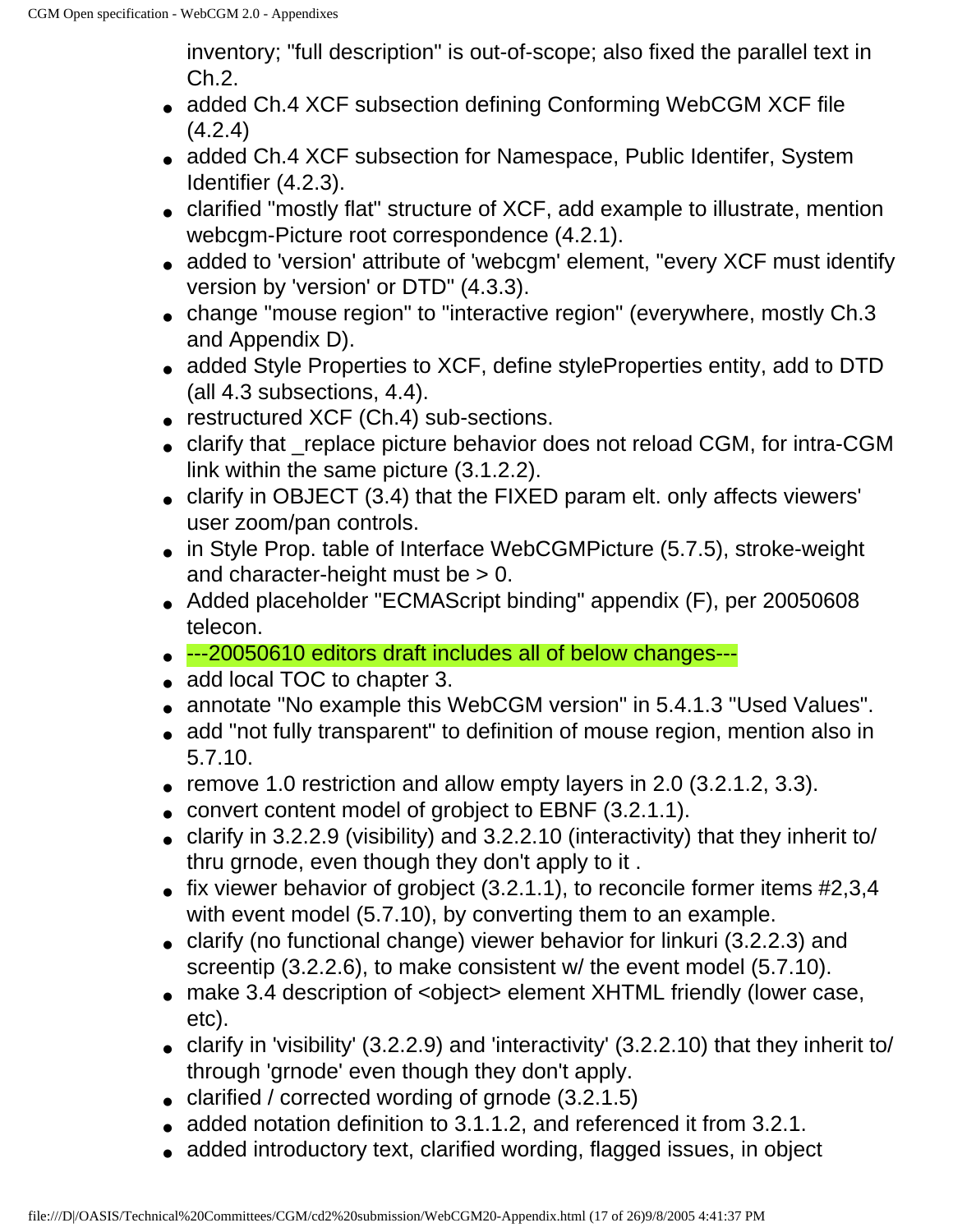inventory; "full description" is out-of-scope; also fixed the parallel text in Ch.2.

- added Ch.4 XCF subsection defining Conforming WebCGM XCF file (4.2.4)
- added Ch.4 XCF subsection for Namespace, Public Identifer, System Identifier (4.2.3).
- clarified "mostly flat" structure of XCF, add example to illustrate, mention webcgm-Picture root correspondence (4.2.1).
- added to 'version' attribute of 'webcgm' element, "every XCF must identify version by 'version' or DTD" (4.3.3).
- change "mouse region" to "interactive region" (everywhere, mostly Ch.3 and Appendix D).
- added Style Properties to XCF, define styleProperties entity, add to DTD (all 4.3 subsections, 4.4).
- restructured XCF (Ch.4) sub-sections.
- clarify that _replace picture behavior does not reload CGM, for intra-CGM link within the same picture (3.1.2.2).
- clarify in OBJECT (3.4) that the FIXED param elt. only affects viewers' user zoom/pan controls.
- in Style Prop. table of Interface WebCGMPicture (5.7.5), stroke-weight and character-height must be > 0.
- Added placeholder "ECMAScript binding" appendix (F), per 20050608 telecon.
- ---20050610 editors draft includes all of below changes---
- add local TOC to chapter 3.
- annotate "No example this WebCGM version" in 5.4.1.3 "Used Values".
- add "not fully transparent" to definition of mouse region, mention also in 5.7.10.
- remove 1.0 restriction and allow empty layers in 2.0 (3.2.1.2, 3.3).
- convert content model of grobject to EBNF (3.2.1.1).
- clarify in 3.2.2.9 (visibility) and 3.2.2.10 (interactivity) that they inherit to/ thru grnode, even though they don't apply to it .
- fix viewer behavior of grobject (3.2.1.1), to reconcile former items #2,3,4 with event model (5.7.10), by converting them to an example.
- clarify (no functional change) viewer behavior for linkuri (3.2.2.3) and screentip (3.2.2.6), to make consistent w/ the event model (5.7.10).
- make 3.4 description of <object> element XHTML friendly (lower case, etc).
- clarify in 'visibility' (3.2.2.9) and 'interactivity' (3.2.2.10) that they inherit to/ through 'grnode' even though they don't apply.
- clarified / corrected wording of grnode (3.2.1.5)
- added notation definition to 3.1.1.2, and referenced it from 3.2.1.
- added introductory text, clarified wording, flagged issues, in object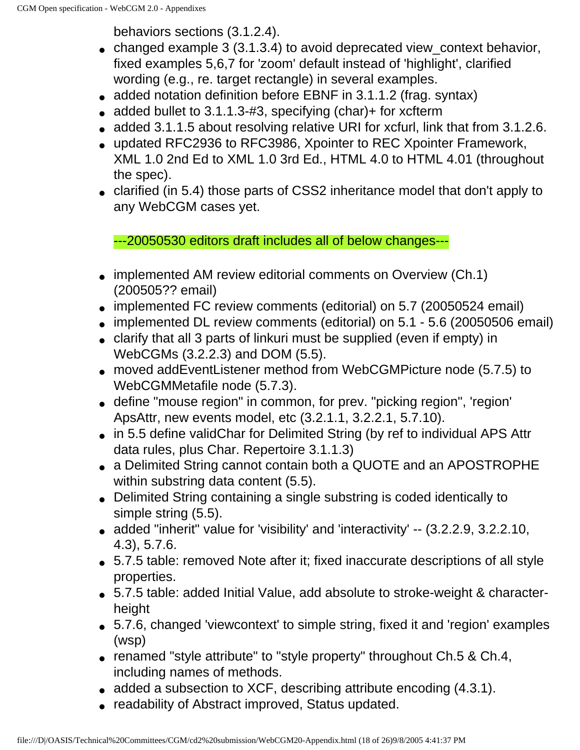behaviors sections (3.1.2.4).

- changed example 3 (3.1.3.4) to avoid deprecated view_context behavior, fixed examples 5,6,7 for 'zoom' default instead of 'highlight', clarified wording (e.g., re. target rectangle) in several examples.
- added notation definition before EBNF in 3.1.1.2 (frag. syntax)
- added bullet to 3.1.1.3-#3, specifying (char)+ for xcfterm
- added 3.1.1.5 about resolving relative URI for xcfurl, link that from 3.1.2.6.
- updated RFC2936 to RFC3986, Xpointer to REC Xpointer Framework, XML 1.0 2nd Ed to XML 1.0 3rd Ed., HTML 4.0 to HTML 4.01 (throughout the spec).
- clarified (in 5.4) those parts of CSS2 inheritance model that don't apply to any WebCGM cases yet.

---20050530 editors draft includes all of below changes---

- implemented AM review editorial comments on Overview (Ch.1) (200505?? email)
- implemented FC review comments (editorial) on 5.7 (20050524 email)
- implemented DL review comments (editorial) on 5.1 - 5.6 (20050506 email)
- clarify that all 3 parts of linkuri must be supplied (even if empty) in WebCGMs (3.2.2.3) and DOM (5.5).
- moved addEventListener method from WebCGMPicture node (5.7.5) to WebCGMMetafile node (5.7.3).
- define "mouse region" in common, for prev. "picking region", 'region' ApsAttr, new events model, etc (3.2.1.1, 3.2.2.1, 5.7.10).
- in 5.5 define validChar for Delimited String (by ref to individual APS Attr data rules, plus Char. Repertoire 3.1.1.3)
- a Delimited String cannot contain both a QUOTE and an APOSTROPHE within substring data content (5.5).
- Delimited String containing a single substring is coded identically to simple string (5.5).
- added "inherit" value for 'visibility' and 'interactivity' -- (3.2.2.9, 3.2.2.10, 4.3), 5.7.6.
- 5.7.5 table: removed Note after it; fixed inaccurate descriptions of all style properties.
- 5.7.5 table: added Initial Value, add absolute to stroke-weight & character-height
- 5.7.6, changed 'viewcontext' to simple string, fixed it and 'region' examples (wsp)
- renamed "style attribute" to "style property" throughout Ch.5 & Ch.4, including names of methods.
- added a subsection to XCF, describing attribute encoding (4.3.1).
- readability of Abstract improved, Status updated.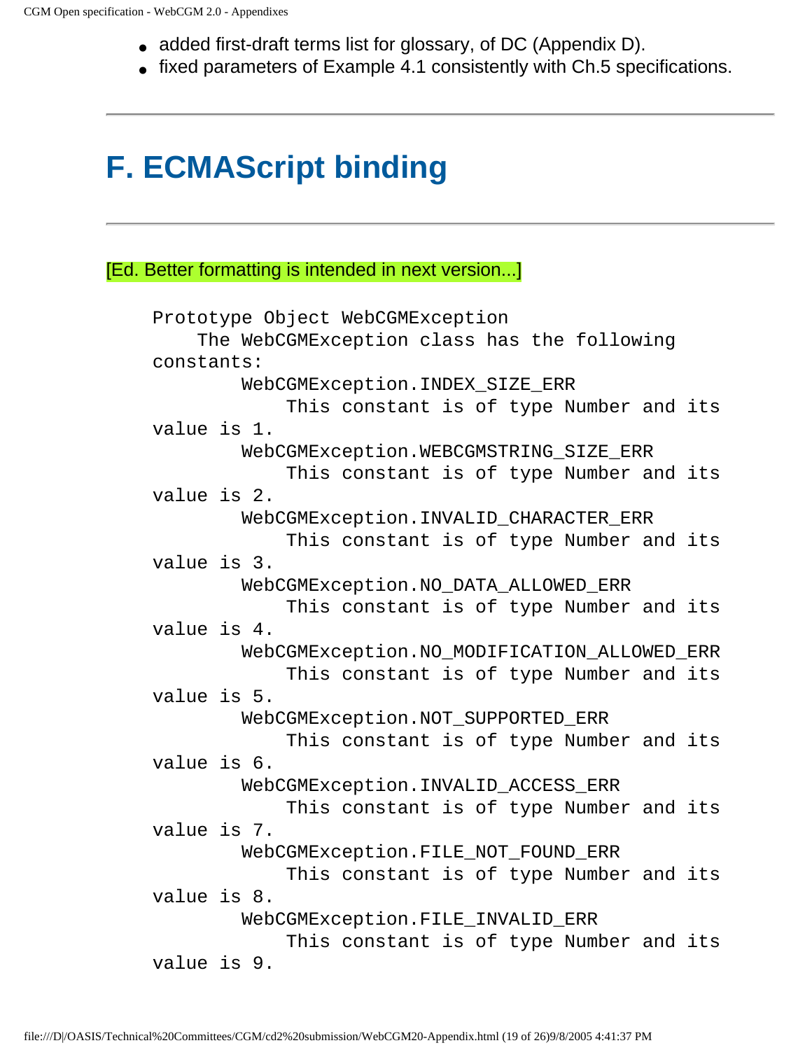- added first-draft terms list for glossary, of DC (Appendix D).
- fixed parameters of Example 4.1 consistently with Ch.5 specifications.

---

# F. ECMAScript binding

---

[Ed. Better formatting is intended in next version...]

```
Prototype Object WebCGMException
    The WebCGMException class has the following
constants:
        WebCGMException.INDEX_SIZE_ERR
            This constant is of type Number and its
value is 1.
        WebCGMException.WEBCGMSTRING_SIZE_ERR
            This constant is of type Number and its
value is 2.
        WebCGMException.INVALID_CHARACTER_ERR
            This constant is of type Number and its
value is 3.
        WebCGMException.NO_DATA_ALLOWED_ERR
            This constant is of type Number and its
value is 4.
        WebCGMException.NO_MODIFICATION_ALLOWED_ERR
            This constant is of type Number and its
value is 5.
        WebCGMException.NOT_SUPPORTED_ERR
            This constant is of type Number and its
value is 6.
        WebCGMException.INVALID_ACCESS_ERR
            This constant is of type Number and its
value is 7.
        WebCGMException.FILE_NOT_FOUND_ERR
            This constant is of type Number and its
value is 8.
        WebCGMException.FILE_INVALID_ERR
            This constant is of type Number and its
value is 9.
```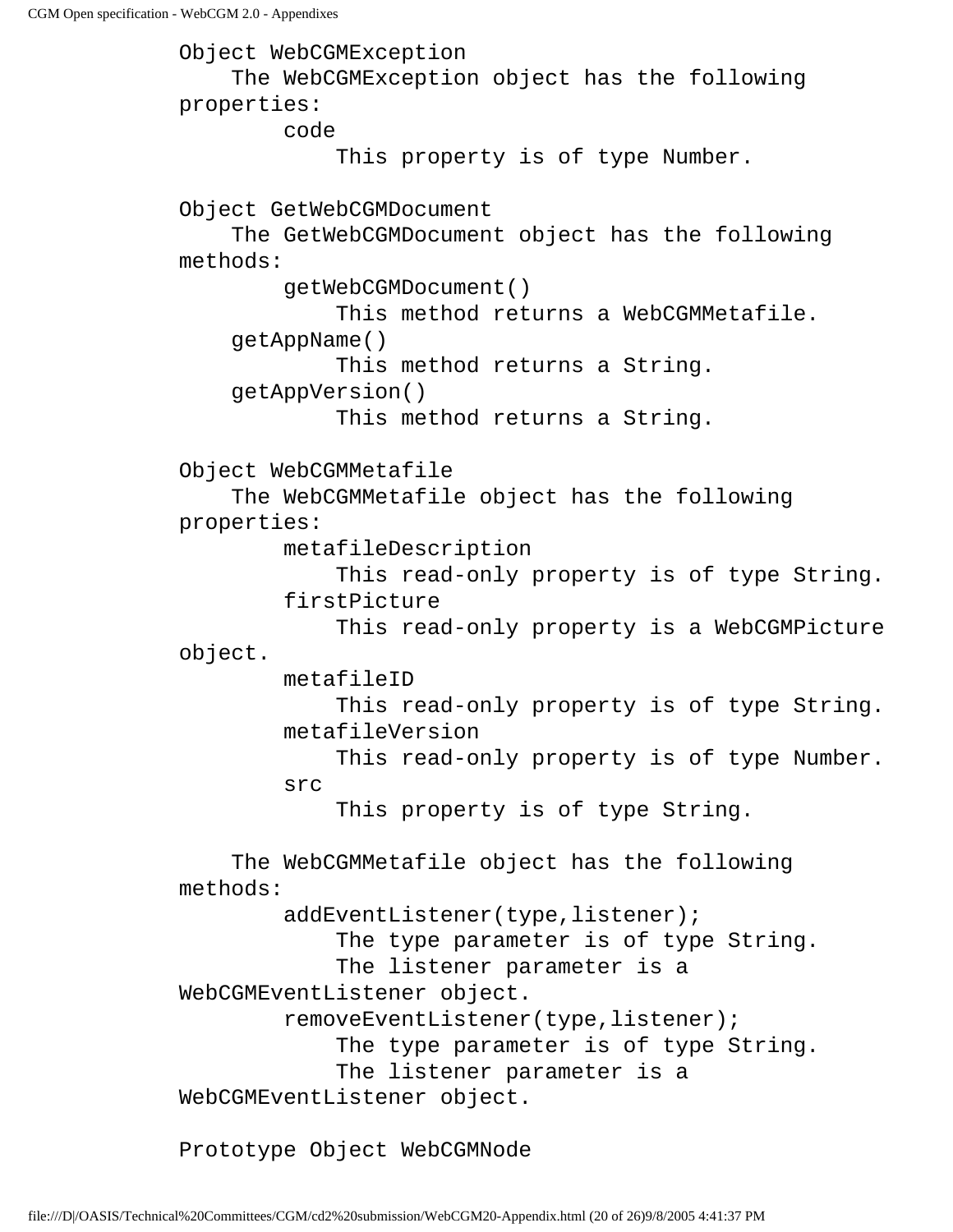```
Object WebCGMException
    The WebCGMException object has the following
properties:
        code
            This property is of type Number.

Object GetWebCGMDocument
    The GetWebCGMDocument object has the following
methods:
        getWebCGMDocument()
            This method returns a WebCGMMetafile.
    getAppName()
            This method returns a String.
    getAppVersion()
            This method returns a String.

Object WebCGMMetafile
    The WebCGMMetafile object has the following
properties:
        metafileDescription
            This read-only property is of type String.
        firstPicture
            This read-only property is a WebCGMPicture
object.
        metafileID
            This read-only property is of type String.
        metafileVersion
            This read-only property is of type Number.
        src
            This property is of type String.

    The WebCGMMetafile object has the following
methods:
        addEventListener(type,listener);
            The type parameter is of type String.
            The listener parameter is a
WebCGMEventListener object.
        removeEventListener(type,listener);
            The type parameter is of type String.
            The listener parameter is a
WebCGMEventListener object.

Prototype Object WebCGMNode
```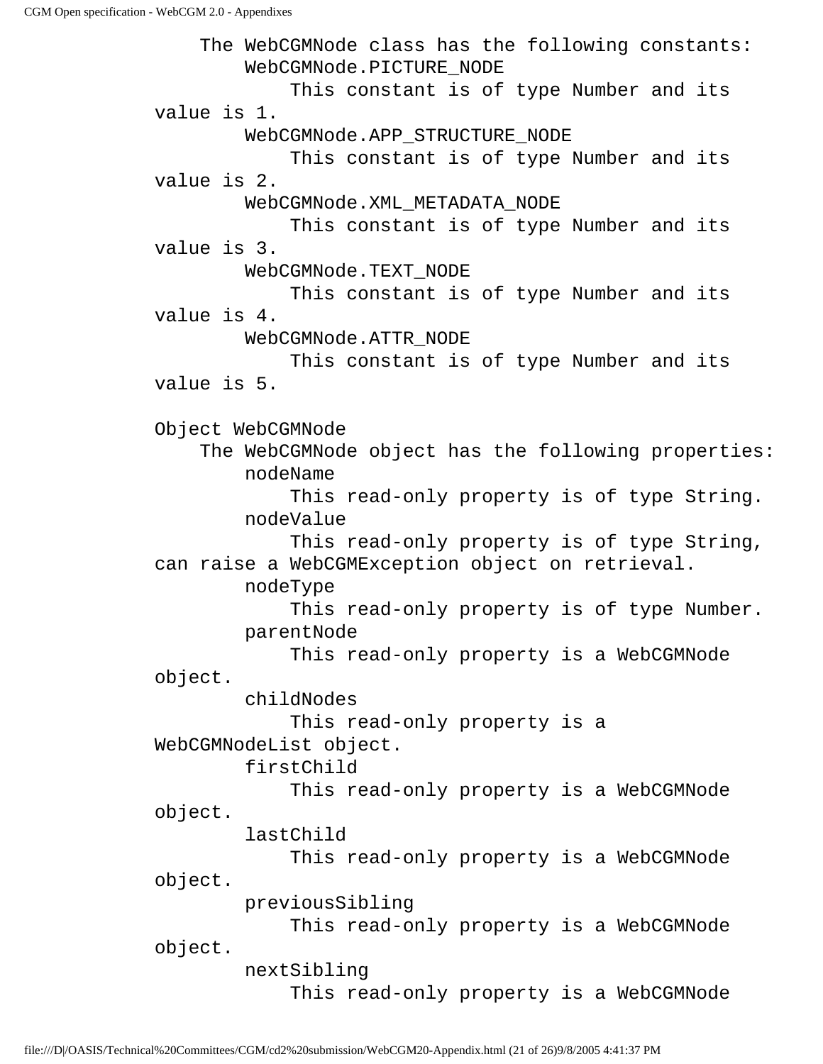```
    The WebCGMNode class has the following constants:
        WebCGMNode.PICTURE_NODE
            This constant is of type Number and its
value is 1.
        WebCGMNode.APP_STRUCTURE_NODE
            This constant is of type Number and its
value is 2.
        WebCGMNode.XML_METADATA_NODE
            This constant is of type Number and its
value is 3.
        WebCGMNode.TEXT_NODE
            This constant is of type Number and its
value is 4.
        WebCGMNode.ATTR_NODE
            This constant is of type Number and its
value is 5.

Object WebCGMNode
    The WebCGMNode object has the following properties:
        nodeName
            This read-only property is of type String.
        nodeValue
            This read-only property is of type String,
can raise a WebCGMException object on retrieval.
        nodeType
            This read-only property is of type Number.
        parentNode
            This read-only property is a WebCGMNode
object.
        childNodes
            This read-only property is a
WebCGMNodeList object.
        firstChild
            This read-only property is a WebCGMNode
object.
        lastChild
            This read-only property is a WebCGMNode
object.
        previousSibling
            This read-only property is a WebCGMNode
object.
        nextSibling
            This read-only property is a WebCGMNode
```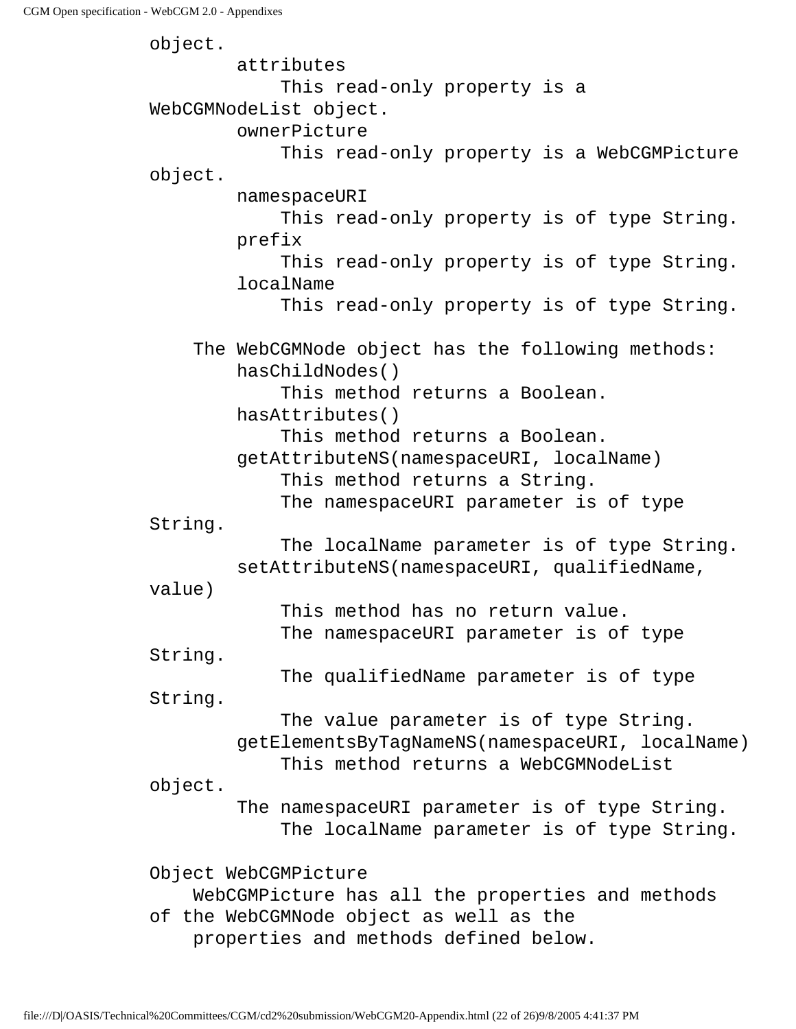```
object.
        attributes
            This read-only property is a
WebCGMNodeList object.
        ownerPicture
            This read-only property is a WebCGMPicture
object.
        namespaceURI
            This read-only property is of type String.
        prefix
            This read-only property is of type String.
        localName
            This read-only property is of type String.

    The WebCGMNode object has the following methods:
        hasChildNodes()
            This method returns a Boolean.
        hasAttributes()
            This method returns a Boolean.
        getAttributeNS(namespaceURI, localName)
            This method returns a String.
            The namespaceURI parameter is of type
String.
            The localName parameter is of type String.
        setAttributeNS(namespaceURI, qualifiedName,
value)
            This method has no return value.
            The namespaceURI parameter is of type
String.
            The qualifiedName parameter is of type
String.
            The value parameter is of type String.
        getElementsByTagNameNS(namespaceURI, localName)
            This method returns a WebCGMNodeList
object.
        The namespaceURI parameter is of type String.
            The localName parameter is of type String.

Object WebCGMPicture
    WebCGMPicture has all the properties and methods
of the WebCGMNode object as well as the
    properties and methods defined below.
```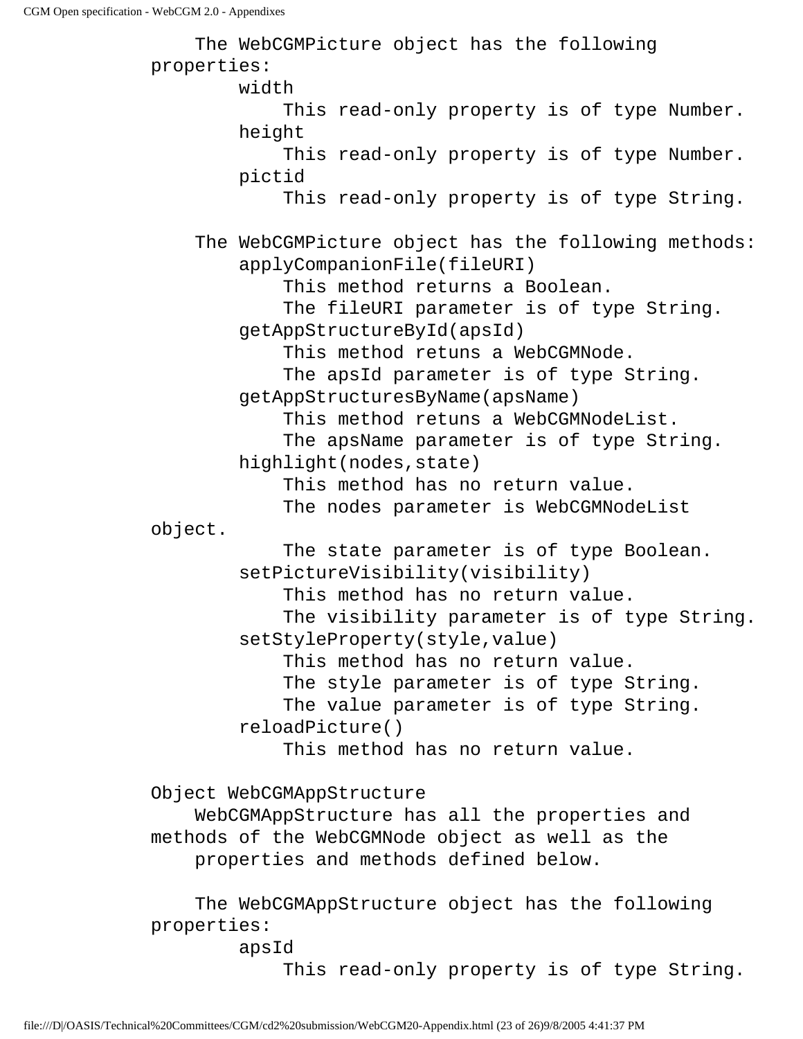```
    The WebCGMPicture object has the following
properties:
        width
            This read-only property is of type Number.
        height
            This read-only property is of type Number.
        pictid
            This read-only property is of type String.

    The WebCGMPicture object has the following methods:
        applyCompanionFile(fileURI)
            This method returns a Boolean.
            The fileURI parameter is of type String.
        getAppStructureById(apsId)
            This method retuns a WebCGMNode.
            The apsId parameter is of type String.
        getAppStructuresByName(apsName)
            This method retuns a WebCGMNodeList.
            The apsName parameter is of type String.
        highlight(nodes,state)
            This method has no return value.
            The nodes parameter is WebCGMNodeList
object.
            The state parameter is of type Boolean.
        setPictureVisibility(visibility)
            This method has no return value.
            The visibility parameter is of type String.
        setStyleProperty(style,value)
            This method has no return value.
            The style parameter is of type String.
            The value parameter is of type String.
        reloadPicture()
            This method has no return value.

Object WebCGMAppStructure
    WebCGMAppStructure has all the properties and
methods of the WebCGMNode object as well as the
    properties and methods defined below.

    The WebCGMAppStructure object has the following
properties:
        apsId
            This read-only property is of type String.
```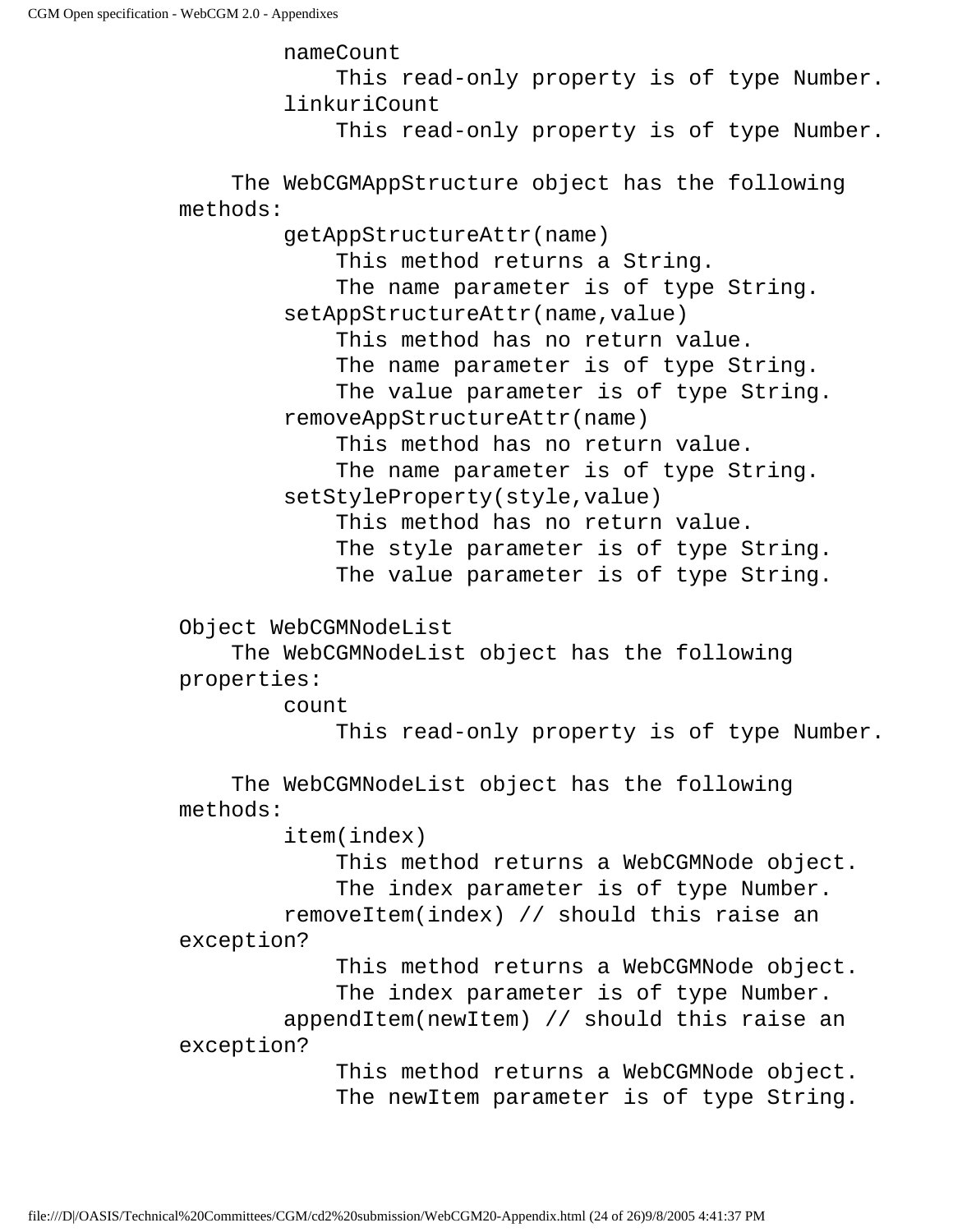```
        nameCount
            This read-only property is of type Number.
        linkuriCount
            This read-only property is of type Number.

    The WebCGMAppStructure object has the following
methods:
        getAppStructureAttr(name)
            This method returns a String.
            The name parameter is of type String.
        setAppStructureAttr(name,value)
            This method has no return value.
            The name parameter is of type String.
            The value parameter is of type String.
        removeAppStructureAttr(name)
            This method has no return value.
            The name parameter is of type String.
        setStyleProperty(style,value)
            This method has no return value.
            The style parameter is of type String.
            The value parameter is of type String.

Object WebCGMNodeList
    The WebCGMNodeList object has the following
properties:
        count
            This read-only property is of type Number.

    The WebCGMNodeList object has the following
methods:
        item(index)
            This method returns a WebCGMNode object.
            The index parameter is of type Number.
        removeItem(index) // should this raise an
exception?
            This method returns a WebCGMNode object.
            The index parameter is of type Number.
        appendItem(newItem) // should this raise an
exception?
            This method returns a WebCGMNode object.
            The newItem parameter is of type String.
```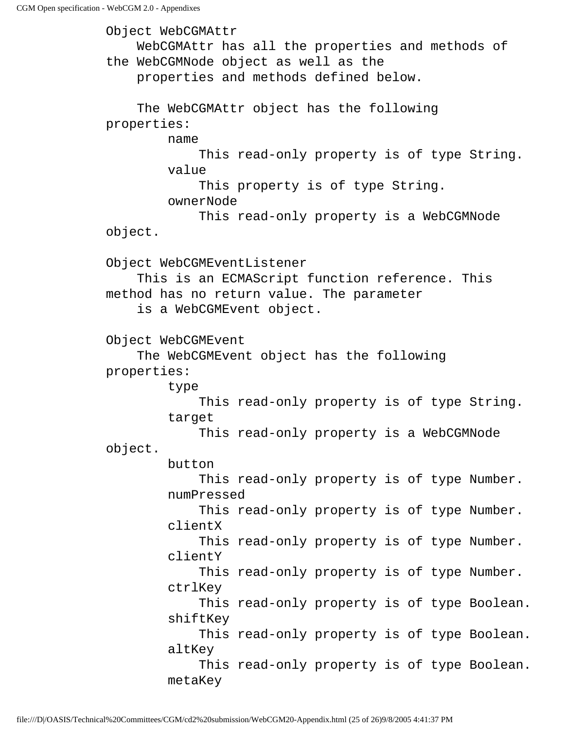```
Object WebCGMAttr
    WebCGMAttr has all the properties and methods of
the WebCGMNode object as well as the
    properties and methods defined below.

    The WebCGMAttr object has the following
properties:
        name
            This read-only property is of type String.
        value
            This property is of type String.
        ownerNode
            This read-only property is a WebCGMNode
object.

Object WebCGMEventListener
    This is an ECMAScript function reference. This
method has no return value. The parameter
    is a WebCGMEvent object.

Object WebCGMEvent
    The WebCGMEvent object has the following
properties:
        type
            This read-only property is of type String.
        target
            This read-only property is a WebCGMNode
object.
        button
            This read-only property is of type Number.
        numPressed
            This read-only property is of type Number.
        clientX
            This read-only property is of type Number.
        clientY
            This read-only property is of type Number.
        ctrlKey
            This read-only property is of type Boolean.
        shiftKey
            This read-only property is of type Boolean.
        altKey
            This read-only property is of type Boolean.
        metaKey
```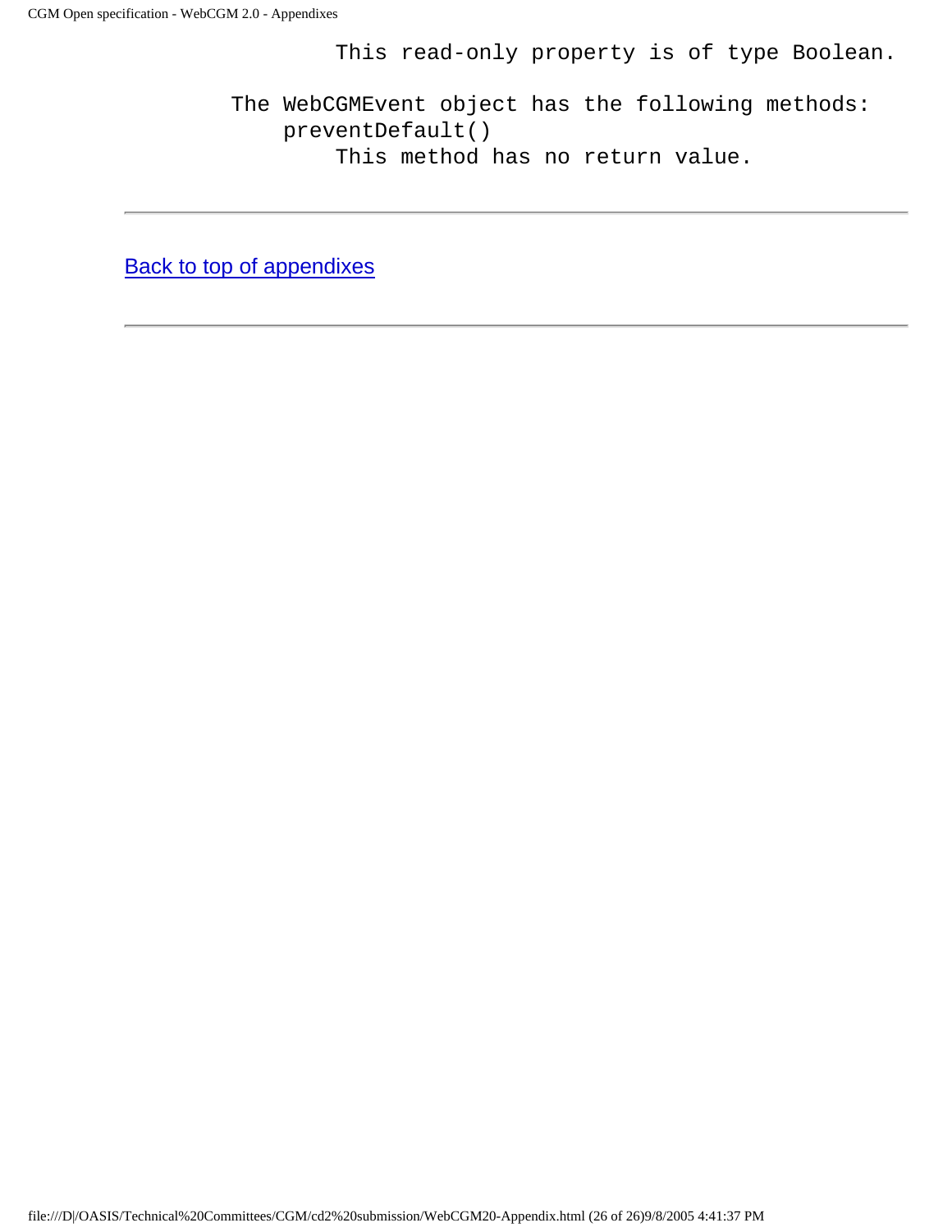```
        This read-only property is of type Boolean.

    The WebCGMEvent object has the following methods:
        preventDefault()
            This method has no return value.
```

---

[Back to top of appendixes]

---